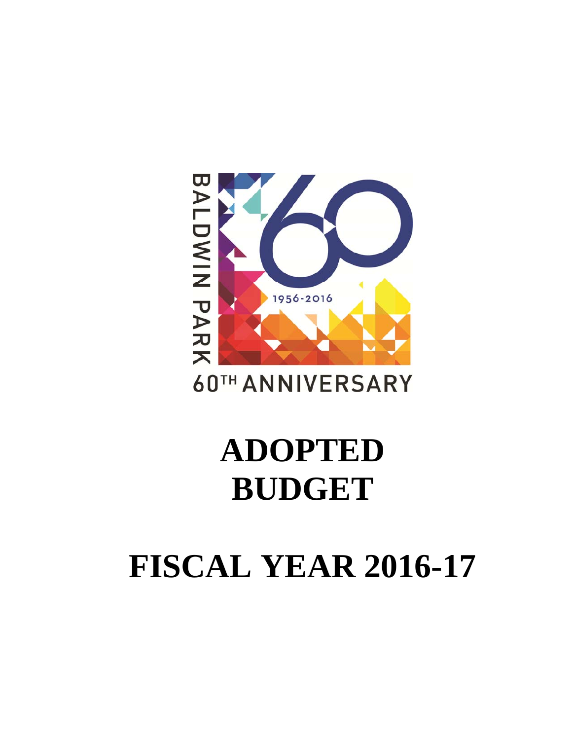BALDWIN PARK

1956-2016

60TH ANNIVERSARY

# ADOPTED BUDGET

# FISCAL YEAR 2016-17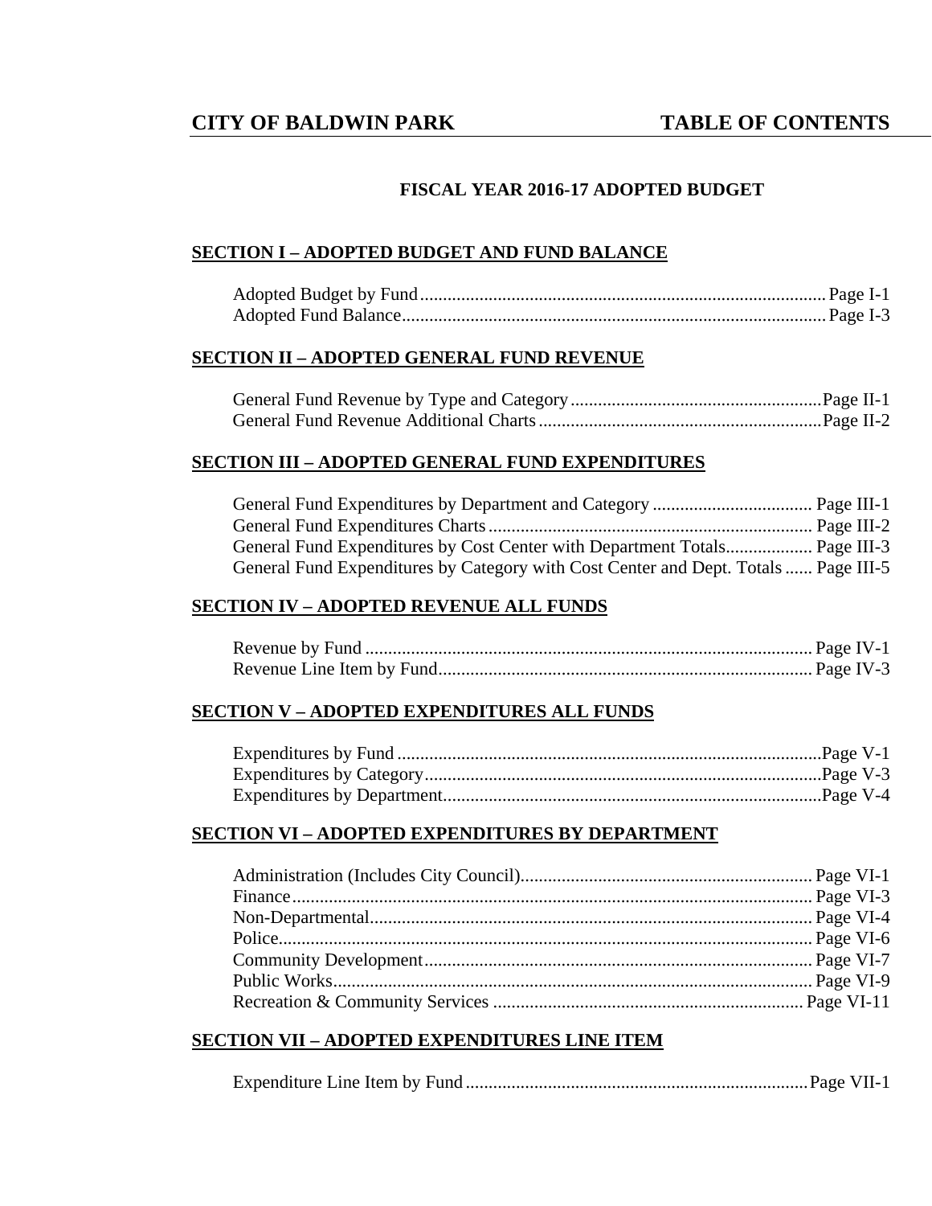# CITY OF BALDWIN PARK — TABLE OF CONTENTS

## FISCAL YEAR 2016-17 ADOPTED BUDGET

### SECTION I – ADOPTED BUDGET AND FUND BALANCE

Adopted Budget by Fund........................................................................................Page I-1
Adopted Fund Balance............................................................................................Page I-3

### SECTION II – ADOPTED GENERAL FUND REVENUE

General Fund Revenue by Type and Category.......................................................Page II-1
General Fund Revenue Additional Charts..............................................................Page II-2

### SECTION III – ADOPTED GENERAL FUND EXPENDITURES

General Fund Expenditures by Department and Category ................................... Page III-1
General Fund Expenditures Charts....................................................................... Page III-2
General Fund Expenditures by Cost Center with Department Totals................... Page III-3
General Fund Expenditures by Category with Cost Center and Dept. Totals ...... Page III-5

### SECTION IV – ADOPTED REVENUE ALL FUNDS

Revenue by Fund ................................................................................................. Page IV-1
Revenue Line Item by Fund.................................................................................. Page IV-3

### SECTION V – ADOPTED EXPENDITURES ALL FUNDS

Expenditures by Fund ............................................................................................Page V-1
Expenditures by Category.......................................................................................Page V-3
Expenditures by Department...................................................................................Page V-4

### SECTION VI – ADOPTED EXPENDITURES BY DEPARTMENT

Administration (Includes City Council)................................................................ Page VI-1
Finance.................................................................................................................. Page VI-3
Non-Departmental................................................................................................. Page VI-4
Police..................................................................................................................... Page VI-6
Community Development..................................................................................... Page VI-7
Public Works......................................................................................................... Page VI-9
Recreation & Community Services .................................................................... Page VI-11

### SECTION VII – ADOPTED EXPENDITURES LINE ITEM

Expenditure Line Item by Fund...........................................................................Page VII-1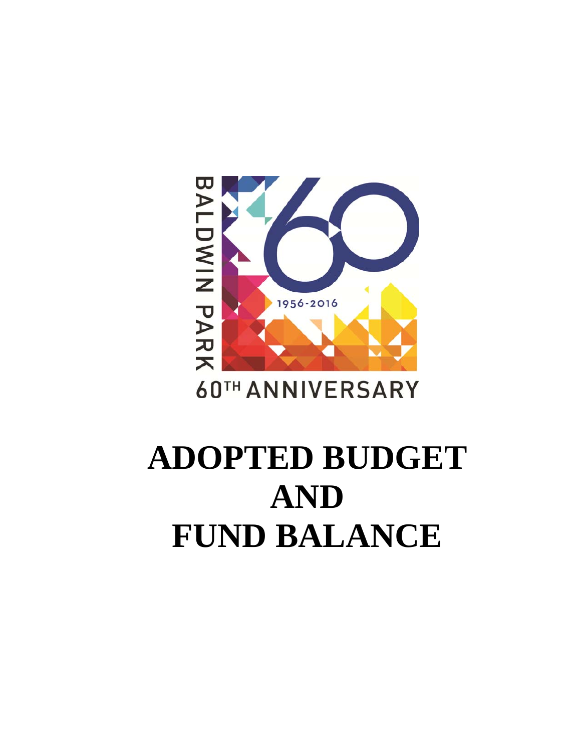BALDWIN PARK

1956-2016

60TH ANNIVERSARY

# ADOPTED BUDGET AND FUND BALANCE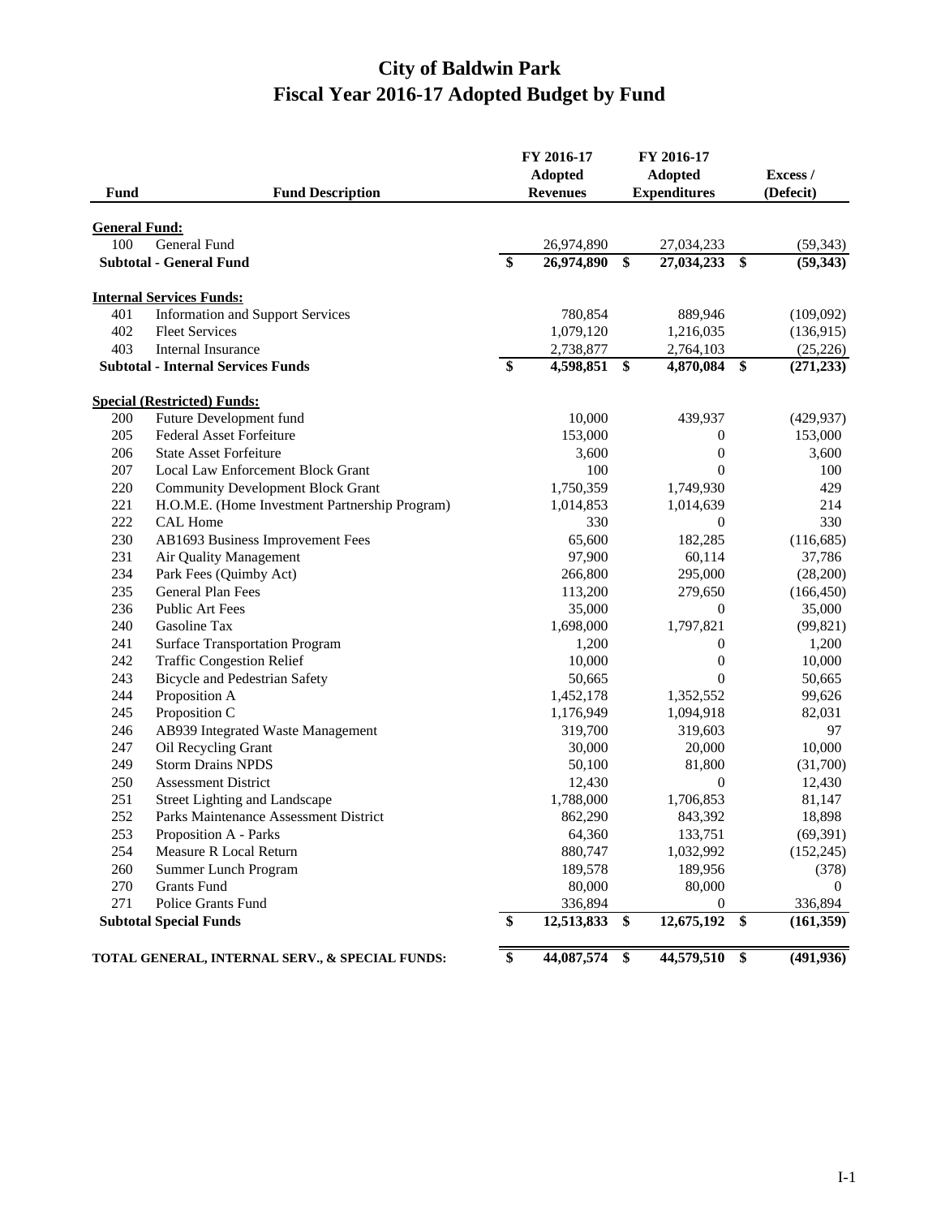# City of Baldwin Park
# Fiscal Year 2016-17 Adopted Budget by Fund

| Fund | Fund Description | FY 2016-17 Adopted Revenues | FY 2016-17 Adopted Expenditures | Excess / (Deficit) |
|---|---|---|---|---|
| **General Fund:** | | | | |
| 100 | General Fund | 26,974,890 | 27,034,233 | (59,343) |
| | **Subtotal - General Fund** | **$ 26,974,890** | **$ 27,034,233** | **$ (59,343)** |
| **Internal Services Funds:** | | | | |
| 401 | Information and Support Services | 780,854 | 889,946 | (109,092) |
| 402 | Fleet Services | 1,079,120 | 1,216,035 | (136,915) |
| 403 | Internal Insurance | 2,738,877 | 2,764,103 | (25,226) |
| | **Subtotal - Internal Services Funds** | **$ 4,598,851** | **$ 4,870,084** | **$ (271,233)** |
| **Special (Restricted) Funds:** | | | | |
| 200 | Future Development fund | 10,000 | 439,937 | (429,937) |
| 205 | Federal Asset Forfeiture | 153,000 | 0 | 153,000 |
| 206 | State Asset Forfeiture | 3,600 | 0 | 3,600 |
| 207 | Local Law Enforcement Block Grant | 100 | 0 | 100 |
| 220 | Community Development Block Grant | 1,750,359 | 1,749,930 | 429 |
| 221 | H.O.M.E. (Home Investment Partnership Program) | 1,014,853 | 1,014,639 | 214 |
| 222 | CAL Home | 330 | 0 | 330 |
| 230 | AB1693 Business Improvement Fees | 65,600 | 182,285 | (116,685) |
| 231 | Air Quality Management | 97,900 | 60,114 | 37,786 |
| 234 | Park Fees (Quimby Act) | 266,800 | 295,000 | (28,200) |
| 235 | General Plan Fees | 113,200 | 279,650 | (166,450) |
| 236 | Public Art Fees | 35,000 | 0 | 35,000 |
| 240 | Gasoline Tax | 1,698,000 | 1,797,821 | (99,821) |
| 241 | Surface Transportation Program | 1,200 | 0 | 1,200 |
| 242 | Traffic Congestion Relief | 10,000 | 0 | 10,000 |
| 243 | Bicycle and Pedestrian Safety | 50,665 | 0 | 50,665 |
| 244 | Proposition A | 1,452,178 | 1,352,552 | 99,626 |
| 245 | Proposition C | 1,176,949 | 1,094,918 | 82,031 |
| 246 | AB939 Integrated Waste Management | 319,700 | 319,603 | 97 |
| 247 | Oil Recycling Grant | 30,000 | 20,000 | 10,000 |
| 249 | Storm Drains NPDS | 50,100 | 81,800 | (31,700) |
| 250 | Assessment District | 12,430 | 0 | 12,430 |
| 251 | Street Lighting and Landscape | 1,788,000 | 1,706,853 | 81,147 |
| 252 | Parks Maintenance Assessment District | 862,290 | 843,392 | 18,898 |
| 253 | Proposition A - Parks | 64,360 | 133,751 | (69,391) |
| 254 | Measure R Local Return | 880,747 | 1,032,992 | (152,245) |
| 260 | Summer Lunch Program | 189,578 | 189,956 | (378) |
| 270 | Grants Fund | 80,000 | 80,000 | 0 |
| 271 | Police Grants Fund | 336,894 | 0 | 336,894 |
| | **Subtotal Special Funds** | **$ 12,513,833** | **$ 12,675,192** | **$ (161,359)** |
| **TOTAL GENERAL, INTERNAL SERV., & SPECIAL FUNDS:** | | **$ 44,087,574** | **$ 44,579,510** | **$ (491,936)** |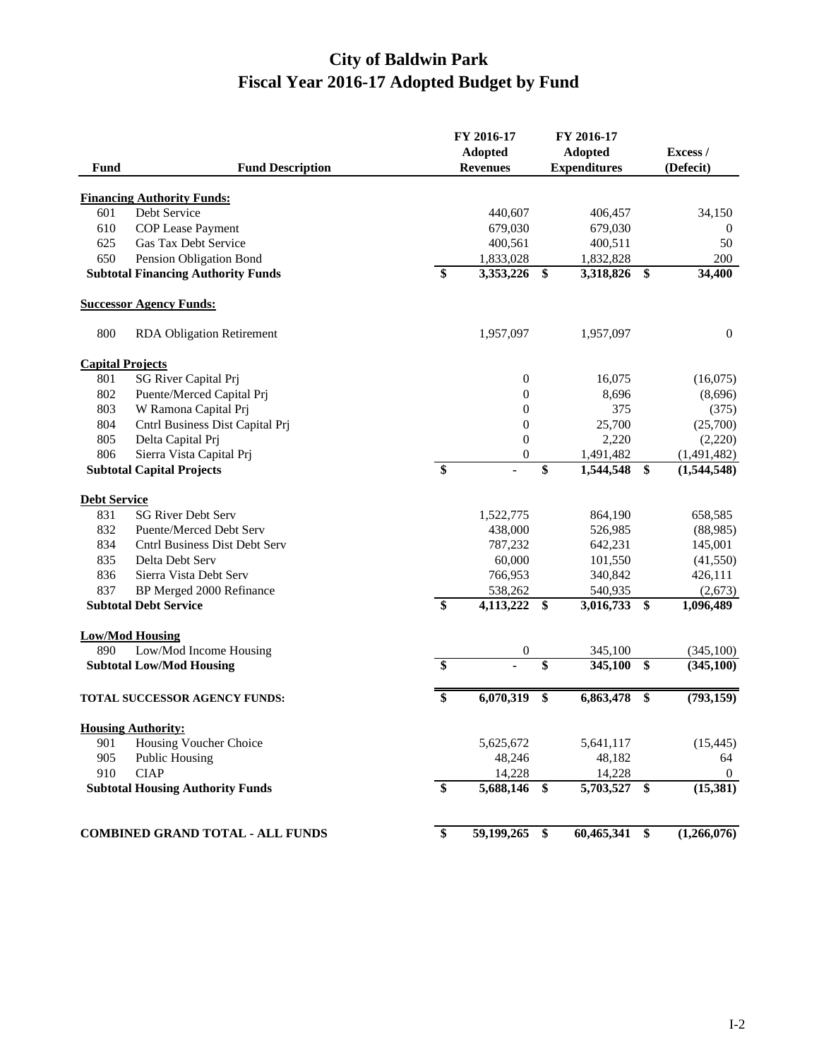# City of Baldwin Park
## Fiscal Year 2016-17 Adopted Budget by Fund

| Fund | Fund Description | FY 2016-17 Adopted Revenues | FY 2016-17 Adopted Expenditures | Excess / (Defecit) |
|---|---|---|---|---|
| **Financing Authority Funds:** | | | | |
| 601 | Debt Service | 440,607 | 406,457 | 34,150 |
| 610 | COP Lease Payment | 679,030 | 679,030 | 0 |
| 625 | Gas Tax Debt Service | 400,561 | 400,511 | 50 |
| 650 | Pension Obligation Bond | 1,833,028 | 1,832,828 | 200 |
| **Subtotal Financing Authority Funds** | | **$ 3,353,226** | **$ 3,318,826** | **$ 34,400** |
| **Successor Agency Funds:** | | | | |
| 800 | RDA Obligation Retirement | 1,957,097 | 1,957,097 | 0 |
| **Capital Projects** | | | | |
| 801 | SG River Capital Prj | 0 | 16,075 | (16,075) |
| 802 | Puente/Merced Capital Prj | 0 | 8,696 | (8,696) |
| 803 | W Ramona Capital Prj | 0 | 375 | (375) |
| 804 | Cntrl Business Dist Capital Prj | 0 | 25,700 | (25,700) |
| 805 | Delta Capital Prj | 0 | 2,220 | (2,220) |
| 806 | Sierra Vista Capital Prj | 0 | 1,491,482 | (1,491,482) |
| **Subtotal Capital Projects** | | **$ -** | **$ 1,544,548** | **$ (1,544,548)** |
| **Debt Service** | | | | |
| 831 | SG River Debt Serv | 1,522,775 | 864,190 | 658,585 |
| 832 | Puente/Merced Debt Serv | 438,000 | 526,985 | (88,985) |
| 834 | Cntrl Business Dist Debt Serv | 787,232 | 642,231 | 145,001 |
| 835 | Delta Debt Serv | 60,000 | 101,550 | (41,550) |
| 836 | Sierra Vista Debt Serv | 766,953 | 340,842 | 426,111 |
| 837 | BP Merged 2000 Refinance | 538,262 | 540,935 | (2,673) |
| **Subtotal Debt Service** | | **$ 4,113,222** | **$ 3,016,733** | **$ 1,096,489** |
| **Low/Mod Housing** | | | | |
| 890 | Low/Mod Income Housing | 0 | 345,100 | (345,100) |
| **Subtotal Low/Mod Housing** | | **$ -** | **$ 345,100** | **$ (345,100)** |
| **TOTAL SUCCESSOR AGENCY FUNDS:** | | **$ 6,070,319** | **$ 6,863,478** | **$ (793,159)** |
| **Housing Authority:** | | | | |
| 901 | Housing Voucher Choice | 5,625,672 | 5,641,117 | (15,445) |
| 905 | Public Housing | 48,246 | 48,182 | 64 |
| 910 | CIAP | 14,228 | 14,228 | 0 |
| **Subtotal Housing Authority Funds** | | **$ 5,688,146** | **$ 5,703,527** | **$ (15,381)** |
| **COMBINED GRAND TOTAL - ALL FUNDS** | | **$ 59,199,265** | **$ 60,465,341** | **$ (1,266,076)** |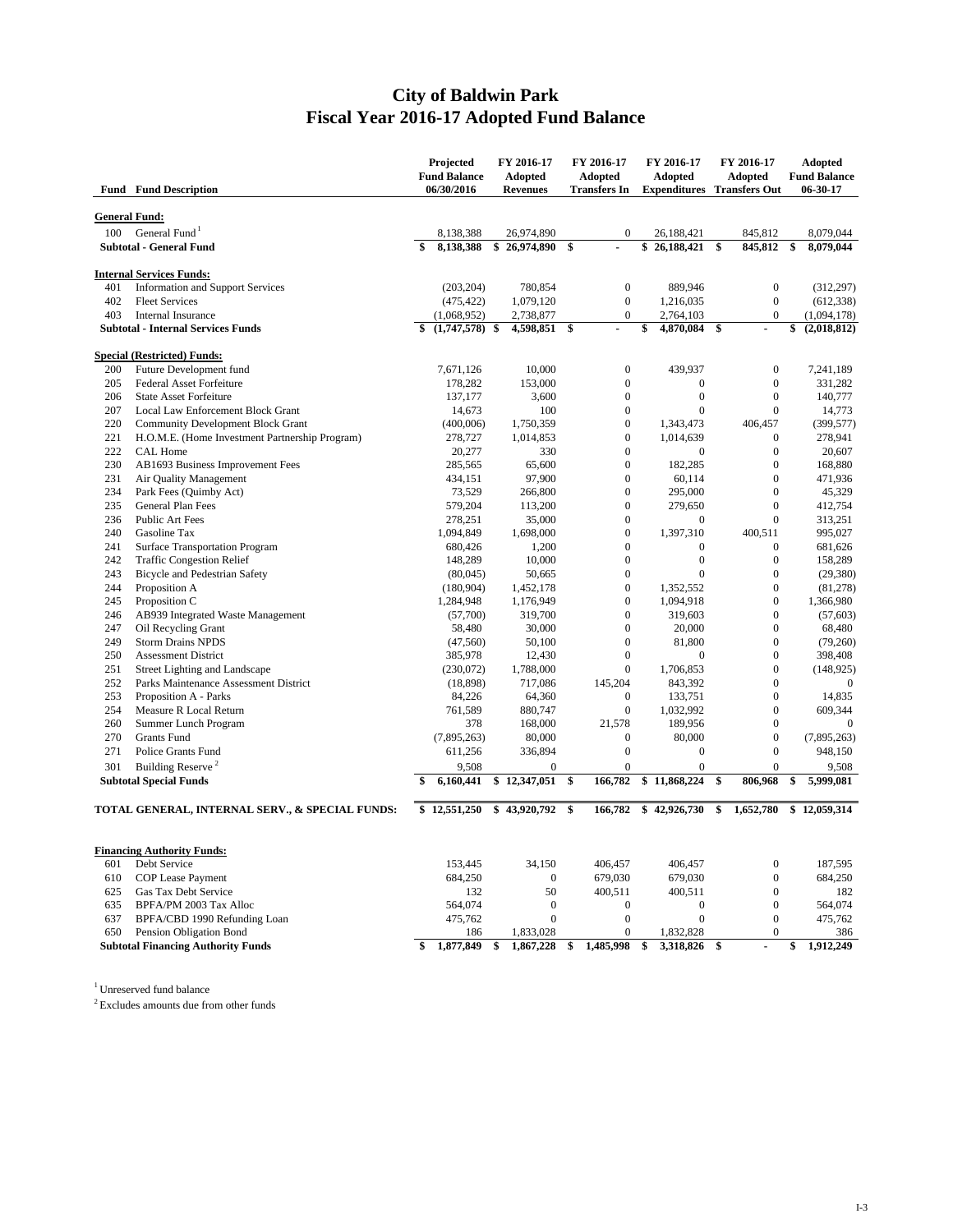# City of Baldwin Park
## Fiscal Year 2016-17 Adopted Fund Balance

| Fund | Fund Description | Projected Fund Balance 06/30/2016 | FY 2016-17 Adopted Revenues | FY 2016-17 Adopted Transfers In | FY 2016-17 Adopted Expenditures | FY 2016-17 Adopted Transfers Out | Adopted Fund Balance 06-30-17 |
|---|---|---|---|---|---|---|---|
| **General Fund:** | | | | | | | |
| 100 | General Fund [1] | 8,138,388 | 26,974,890 | 0 | 26,188,421 | 845,812 | 8,079,044 |
| | **Subtotal - General Fund** | **$ 8,138,388** | **$ 26,974,890** | **$ -** | **$ 26,188,421** | **$ 845,812** | **$ 8,079,044** |
| **Internal Services Funds:** | | | | | | | |
| 401 | Information and Support Services | (203,204) | 780,854 | 0 | 889,946 | 0 | (312,297) |
| 402 | Fleet Services | (475,422) | 1,079,120 | 0 | 1,216,035 | 0 | (612,338) |
| 403 | Internal Insurance | (1,068,952) | 2,738,877 | 0 | 2,764,103 | 0 | (1,094,178) |
| | **Subtotal - Internal Services Funds** | **$ (1,747,578)** | **$ 4,598,851** | **$ -** | **$ 4,870,084** | **$ -** | **$ (2,018,812)** |
| **Special (Restricted) Funds:** | | | | | | | |
| 200 | Future Development fund | 7,671,126 | 10,000 | 0 | 439,937 | 0 | 7,241,189 |
| 205 | Federal Asset Forfeiture | 178,282 | 153,000 | 0 | 0 | 0 | 331,282 |
| 206 | State Asset Forfeiture | 137,177 | 3,600 | 0 | 0 | 0 | 140,777 |
| 207 | Local Law Enforcement Block Grant | 14,673 | 100 | 0 | 0 | 0 | 14,773 |
| 220 | Community Development Block Grant | (400,006) | 1,750,359 | 0 | 1,343,473 | 406,457 | (399,577) |
| 221 | H.O.M.E. (Home Investment Partnership Program) | 278,727 | 1,014,853 | 0 | 1,014,639 | 0 | 278,941 |
| 222 | CAL Home | 20,277 | 330 | 0 | 0 | 0 | 20,607 |
| 230 | AB1693 Business Improvement Fees | 285,565 | 65,600 | 0 | 182,285 | 0 | 168,880 |
| 231 | Air Quality Management | 434,151 | 97,900 | 0 | 60,114 | 0 | 471,936 |
| 234 | Park Fees (Quimby Act) | 73,529 | 266,800 | 0 | 295,000 | 0 | 45,329 |
| 235 | General Plan Fees | 579,204 | 113,200 | 0 | 279,650 | 0 | 412,754 |
| 236 | Public Art Fees | 278,251 | 35,000 | 0 | 0 | 0 | 313,251 |
| 240 | Gasoline Tax | 1,094,849 | 1,698,000 | 0 | 1,397,310 | 400,511 | 995,027 |
| 241 | Surface Transportation Program | 680,426 | 1,200 | 0 | 0 | 0 | 681,626 |
| 242 | Traffic Congestion Relief | 148,289 | 10,000 | 0 | 0 | 0 | 158,289 |
| 243 | Bicycle and Pedestrian Safety | (80,045) | 50,665 | 0 | 0 | 0 | (29,380) |
| 244 | Proposition A | (180,904) | 1,452,178 | 0 | 1,352,552 | 0 | (81,278) |
| 245 | Proposition C | 1,284,948 | 1,176,949 | 0 | 1,094,918 | 0 | 1,366,980 |
| 246 | AB939 Integrated Waste Management | (57,700) | 319,700 | 0 | 319,603 | 0 | (57,603) |
| 247 | Oil Recycling Grant | 58,480 | 30,000 | 0 | 20,000 | 0 | 68,480 |
| 249 | Storm Drains NPDS | (47,560) | 50,100 | 0 | 81,800 | 0 | (79,260) |
| 250 | Assessment District | 385,978 | 12,430 | 0 | 0 | 0 | 398,408 |
| 251 | Street Lighting and Landscape | (230,072) | 1,788,000 | 0 | 1,706,853 | 0 | (148,925) |
| 252 | Parks Maintenance Assessment District | (18,898) | 717,086 | 145,204 | 843,392 | 0 | 0 |
| 253 | Proposition A - Parks | 84,226 | 64,360 | 0 | 133,751 | 0 | 14,835 |
| 254 | Measure R Local Return | 761,589 | 880,747 | 0 | 1,032,992 | 0 | 609,344 |
| 260 | Summer Lunch Program | 378 | 168,000 | 21,578 | 189,956 | 0 | 0 |
| 270 | Grants Fund | (7,895,263) | 80,000 | 0 | 80,000 | 0 | (7,895,263) |
| 271 | Police Grants Fund | 611,256 | 336,894 | 0 | 0 | 0 | 948,150 |
| 301 | Building Reserve [2] | 9,508 | 0 | 0 | 0 | 0 | 9,508 |
| | **Subtotal Special Funds** | **$ 6,160,441** | **$ 12,347,051** | **$ 166,782** | **$ 11,868,224** | **$ 806,968** | **$ 5,999,081** |
| | **TOTAL GENERAL, INTERNAL SERV., & SPECIAL FUNDS:** | **$ 12,551,250** | **$ 43,920,792** | **$ 166,782** | **$ 42,926,730** | **$ 1,652,780** | **$ 12,059,314** |
| **Financing Authority Funds:** | | | | | | | |
| 601 | Debt Service | 153,445 | 34,150 | 406,457 | 406,457 | 0 | 187,595 |
| 610 | COP Lease Payment | 684,250 | 0 | 679,030 | 679,030 | 0 | 684,250 |
| 625 | Gas Tax Debt Service | 132 | 50 | 400,511 | 400,511 | 0 | 182 |
| 635 | BPFA/PM 2003 Tax Alloc | 564,074 | 0 | 0 | 0 | 0 | 564,074 |
| 637 | BPFA/CBD 1990 Refunding Loan | 475,762 | 0 | 0 | 0 | 0 | 475,762 |
| 650 | Pension Obligation Bond | 186 | 1,833,028 | 0 | 1,832,828 | 0 | 386 |
| | **Subtotal Financing Authority Funds** | **$ 1,877,849** | **$ 1,867,228** | **$ 1,485,998** | **$ 3,318,826** | **$ -** | **$ 1,912,249** |

[1] Unreserved fund balance

[2] Excludes amounts due from other funds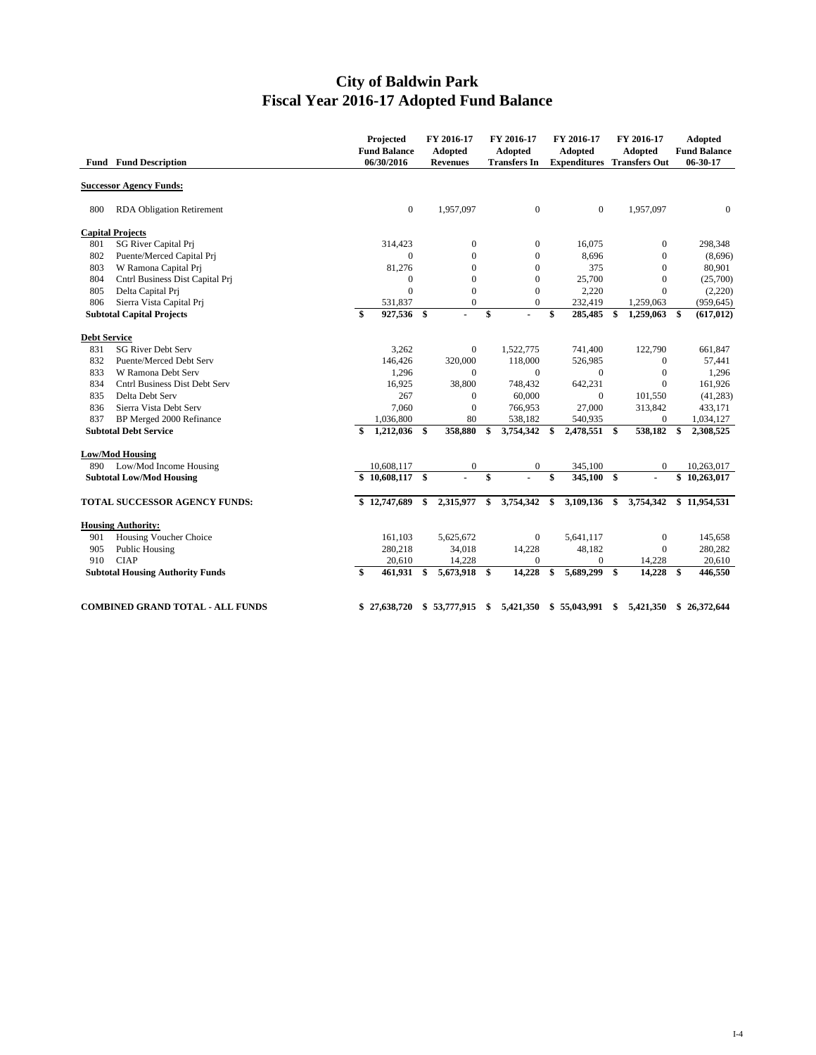# City of Baldwin Park
## Fiscal Year 2016-17 Adopted Fund Balance

| Fund | Fund Description | Projected Fund Balance 06/30/2016 | FY 2016-17 Adopted Revenues | FY 2016-17 Adopted Transfers In | FY 2016-17 Adopted Expenditures | FY 2016-17 Adopted Transfers Out | Adopted Fund Balance 06-30-17 |
|---|---|---|---|---|---|---|---|
| **Successor Agency Funds:** | | | | | | | |
| 800 | RDA Obligation Retirement | 0 | 1,957,097 | 0 | 0 | 1,957,097 | 0 |
| **Capital Projects** | | | | | | | |
| 801 | SG River Capital Prj | 314,423 | 0 | 0 | 16,075 | 0 | 298,348 |
| 802 | Puente/Merced Capital Prj | 0 | 0 | 0 | 8,696 | 0 | (8,696) |
| 803 | W Ramona Capital Prj | 81,276 | 0 | 0 | 375 | 0 | 80,901 |
| 804 | Cntrl Business Dist Capital Prj | 0 | 0 | 0 | 25,700 | 0 | (25,700) |
| 805 | Delta Capital Prj | 0 | 0 | 0 | 2,220 | 0 | (2,220) |
| 806 | Sierra Vista Capital Prj | 531,837 | 0 | 0 | 232,419 | 1,259,063 | (959,645) |
| | **Subtotal Capital Projects** | **$ 927,536** | **$ -** | **$ -** | **$ 285,485** | **$ 1,259,063** | **$ (617,012)** |
| **Debt Service** | | | | | | | |
| 831 | SG River Debt Serv | 3,262 | 0 | 1,522,775 | 741,400 | 122,790 | 661,847 |
| 832 | Puente/Merced Debt Serv | 146,426 | 320,000 | 118,000 | 526,985 | 0 | 57,441 |
| 833 | W Ramona Debt Serv | 1,296 | 0 | 0 | 0 | 0 | 1,296 |
| 834 | Cntrl Business Dist Debt Serv | 16,925 | 38,800 | 748,432 | 642,231 | 0 | 161,926 |
| 835 | Delta Debt Serv | 267 | 0 | 60,000 | 0 | 101,550 | (41,283) |
| 836 | Sierra Vista Debt Serv | 7,060 | 0 | 766,953 | 27,000 | 313,842 | 433,171 |
| 837 | BP Merged 2000 Refinance | 1,036,800 | 80 | 538,182 | 540,935 | 0 | 1,034,127 |
| | **Subtotal Debt Service** | **$ 1,212,036** | **$ 358,880** | **$ 3,754,342** | **$ 2,478,551** | **$ 538,182** | **$ 2,308,525** |
| **Low/Mod Housing** | | | | | | | |
| 890 | Low/Mod Income Housing | 10,608,117 | 0 | 0 | 345,100 | 0 | 10,263,017 |
| | **Subtotal Low/Mod Housing** | **$ 10,608,117** | **$ -** | **$ -** | **$ 345,100** | **$ -** | **$ 10,263,017** |
| | **TOTAL SUCCESSOR AGENCY FUNDS:** | **$ 12,747,689** | **$ 2,315,977** | **$ 3,754,342** | **$ 3,109,136** | **$ 3,754,342** | **$ 11,954,531** |
| **Housing Authority:** | | | | | | | |
| 901 | Housing Voucher Choice | 161,103 | 5,625,672 | 0 | 5,641,117 | 0 | 145,658 |
| 905 | Public Housing | 280,218 | 34,018 | 14,228 | 48,182 | 0 | 280,282 |
| 910 | CIAP | 20,610 | 14,228 | 0 | 0 | 14,228 | 20,610 |
| | **Subtotal Housing Authority Funds** | **$ 461,931** | **$ 5,673,918** | **$ 14,228** | **$ 5,689,299** | **$ 14,228** | **$ 446,550** |
| | **COMBINED GRAND TOTAL - ALL FUNDS** | **$ 27,638,720** | **$ 53,777,915** | **$ 5,421,350** | **$ 55,043,991** | **$ 5,421,350** | **$ 26,372,644** |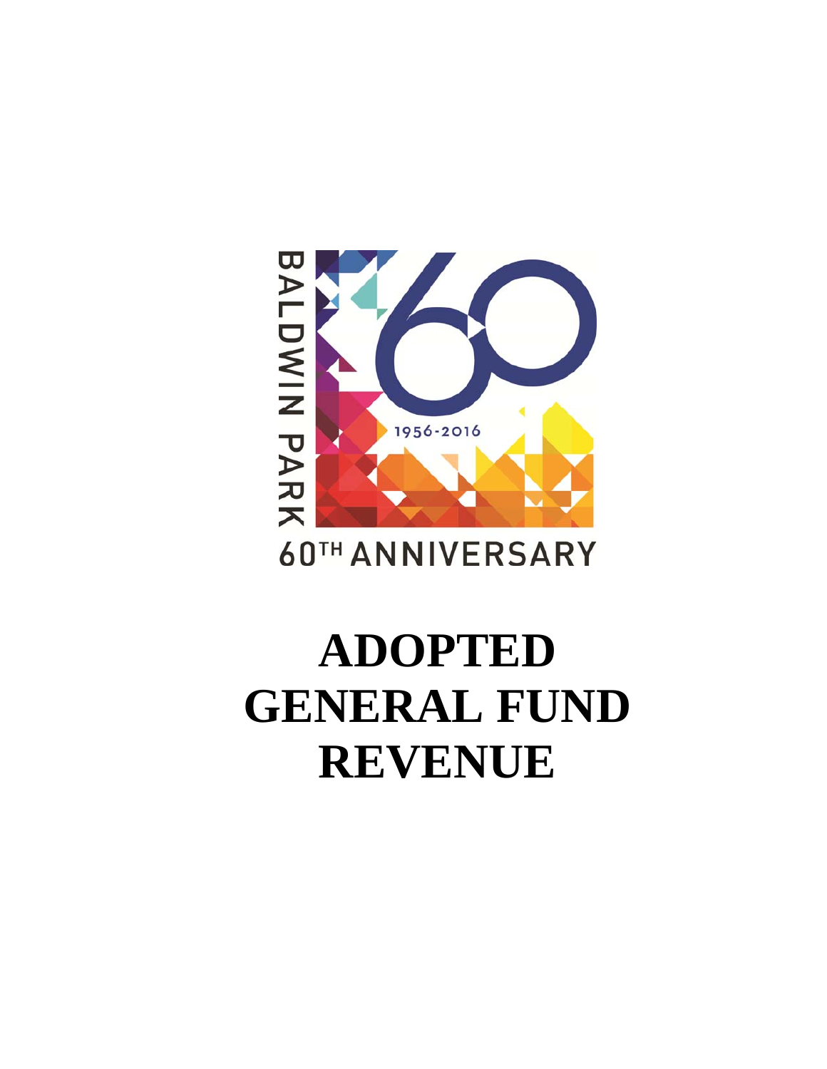BALDWIN PARK

1956-2016

60TH ANNIVERSARY

# ADOPTED GENERAL FUND REVENUE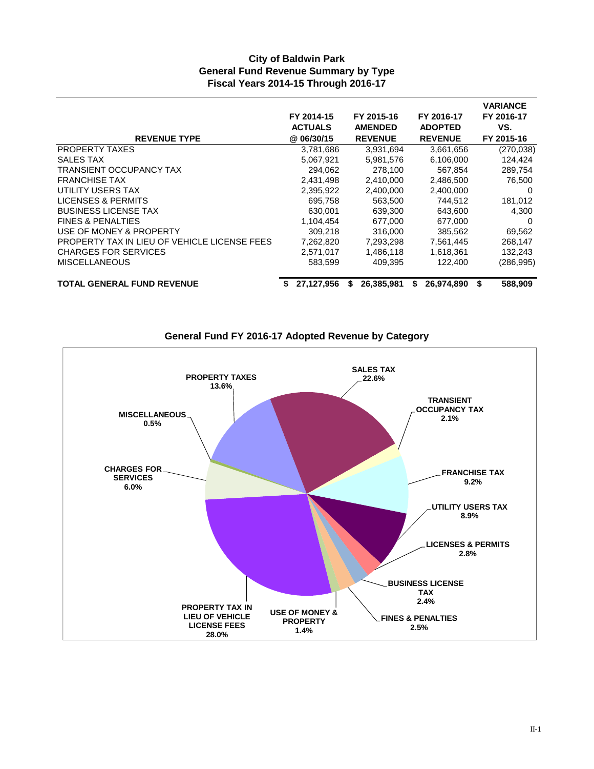# City of Baldwin Park
## General Fund Revenue Summary by Type
### Fiscal Years 2014-15 Through 2016-17

| REVENUE TYPE | FY 2014-15 ACTUALS @ 06/30/15 | FY 2015-16 AMENDED REVENUE | FY 2016-17 ADOPTED REVENUE | VARIANCE FY 2016-17 VS. FY 2015-16 |
|---|---|---|---|---|
| PROPERTY TAXES | 3,781,686 | 3,931,694 | 3,661,656 | (270,038) |
| SALES TAX | 5,067,921 | 5,981,576 | 6,106,000 | 124,424 |
| TRANSIENT OCCUPANCY TAX | 294,062 | 278,100 | 567,854 | 289,754 |
| FRANCHISE TAX | 2,431,498 | 2,410,000 | 2,486,500 | 76,500 |
| UTILITY USERS TAX | 2,395,922 | 2,400,000 | 2,400,000 | 0 |
| LICENSES & PERMITS | 695,758 | 563,500 | 744,512 | 181,012 |
| BUSINESS LICENSE TAX | 630,001 | 639,300 | 643,600 | 4,300 |
| FINES & PENALTIES | 1,104,454 | 677,000 | 677,000 | 0 |
| USE OF MONEY & PROPERTY | 309,218 | 316,000 | 385,562 | 69,562 |
| PROPERTY TAX IN LIEU OF VEHICLE LICENSE FEES | 7,262,820 | 7,293,298 | 7,561,445 | 268,147 |
| CHARGES FOR SERVICES | 2,571,017 | 1,486,118 | 1,618,361 | 132,243 |
| MISCELLANEOUS | 583,599 | 409,395 | 122,400 | (286,995) |
| **TOTAL GENERAL FUND REVENUE** | **$ 27,127,956** | **$ 26,385,981** | **$ 26,974,890** | **$ 588,909** |

## General Fund FY 2016-17 Adopted Revenue by Category

| Category | Percent |
|---|---|
| SALES TAX | 22.6% |
| TRANSIENT OCCUPANCY TAX | 2.1% |
| FRANCHISE TAX | 9.2% |
| UTILITY USERS TAX | 8.9% |
| LICENSES & PERMITS | 2.8% |
| BUSINESS LICENSE TAX | 2.4% |
| FINES & PENALTIES | 2.5% |
| USE OF MONEY & PROPERTY | 1.4% |
| PROPERTY TAX IN LIEU OF VEHICLE LICENSE FEES | 28.0% |
| CHARGES FOR SERVICES | 6.0% |
| MISCELLANEOUS | 0.5% |
| PROPERTY TAXES | 13.6% |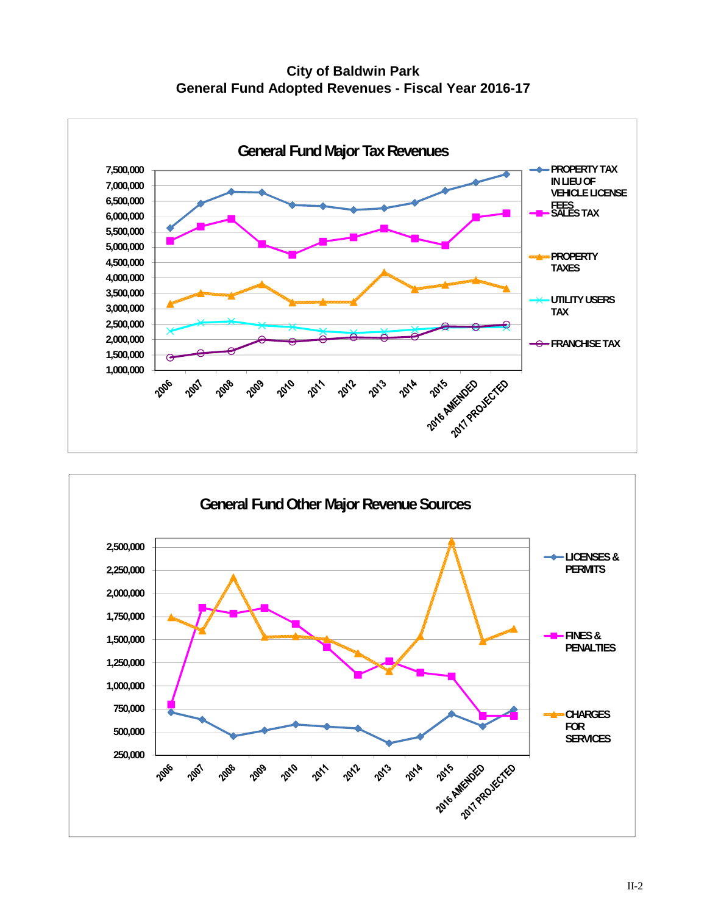# City of Baldwin Park
## General Fund Adopted Revenues - Fiscal Year 2016-17

### General Fund Major Tax Revenues

- PROPERTY TAX IN LIEU OF VEHICLE LICENSE FEES
- SALES TAX
- PROPERTY TAXES
- UTILITY USERS TAX
- FRANCHISE TAX

Y-axis: 1,000,000 – 7,500,000

X-axis: 2006, 2007, 2008, 2009, 2010, 2011, 2012, 2013, 2014, 2015, 2016 AMENDED, 2017 PROJECTED

### General Fund Other Major Revenue Sources

- LICENSES & PERMITS
- FINES & PENALTIES
- CHARGES FOR SERVICES

Y-axis: 250,000 – 2,500,000

X-axis: 2006, 2007, 2008, 2009, 2010, 2011, 2012, 2013, 2014, 2015, 2016 AMENDED, 2017 PROJECTED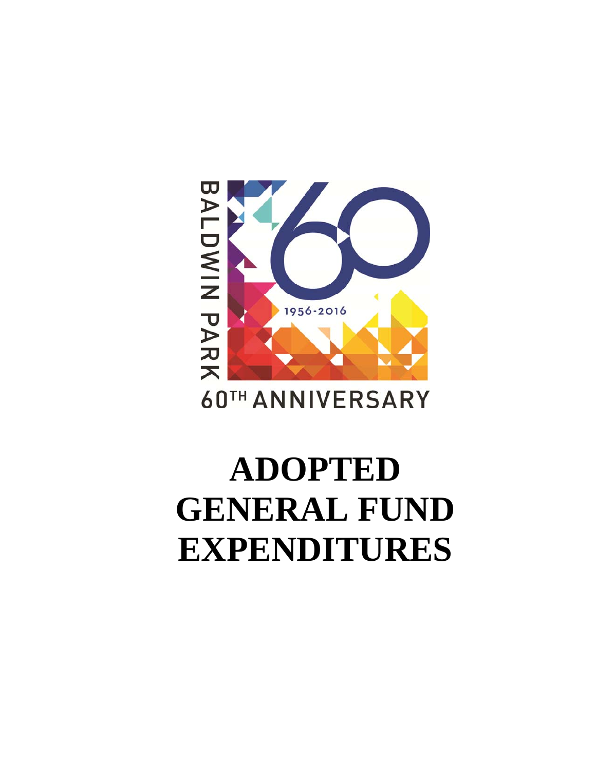BALDWIN PARK

1956-2016

60TH ANNIVERSARY

# ADOPTED GENERAL FUND EXPENDITURES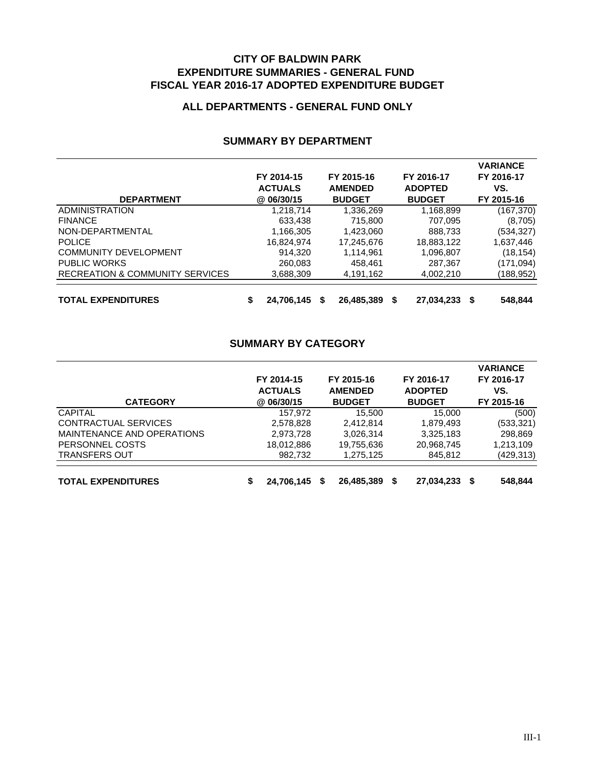# CITY OF BALDWIN PARK
# EXPENDITURE SUMMARIES - GENERAL FUND
# FISCAL YEAR 2016-17 ADOPTED EXPENDITURE BUDGET

## ALL DEPARTMENTS - GENERAL FUND ONLY

### SUMMARY BY DEPARTMENT

| DEPARTMENT | FY 2014-15 ACTUALS @ 06/30/15 | FY 2015-16 AMENDED BUDGET | FY 2016-17 ADOPTED BUDGET | VARIANCE FY 2016-17 VS. FY 2015-16 |
|---|---|---|---|---|
| ADMINISTRATION | 1,218,714 | 1,336,269 | 1,168,899 | (167,370) |
| FINANCE | 633,438 | 715,800 | 707,095 | (8,705) |
| NON-DEPARTMENTAL | 1,166,305 | 1,423,060 | 888,733 | (534,327) |
| POLICE | 16,824,974 | 17,245,676 | 18,883,122 | 1,637,446 |
| COMMUNITY DEVELOPMENT | 914,320 | 1,114,961 | 1,096,807 | (18,154) |
| PUBLIC WORKS | 260,083 | 458,461 | 287,367 | (171,094) |
| RECREATION & COMMUNITY SERVICES | 3,688,309 | 4,191,162 | 4,002,210 | (188,952) |
| **TOTAL EXPENDITURES** | **$ 24,706,145** | **$ 26,485,389** | **$ 27,034,233** | **$ 548,844** |

### SUMMARY BY CATEGORY

| CATEGORY | FY 2014-15 ACTUALS @ 06/30/15 | FY 2015-16 AMENDED BUDGET | FY 2016-17 ADOPTED BUDGET | VARIANCE FY 2016-17 VS. FY 2015-16 |
|---|---|---|---|---|
| CAPITAL | 157,972 | 15,500 | 15,000 | (500) |
| CONTRACTUAL SERVICES | 2,578,828 | 2,412,814 | 1,879,493 | (533,321) |
| MAINTENANCE AND OPERATIONS | 2,973,728 | 3,026,314 | 3,325,183 | 298,869 |
| PERSONNEL COSTS | 18,012,886 | 19,755,636 | 20,968,745 | 1,213,109 |
| TRANSFERS OUT | 982,732 | 1,275,125 | 845,812 | (429,313) |
| **TOTAL EXPENDITURES** | **$ 24,706,145** | **$ 26,485,389** | **$ 27,034,233** | **$ 548,844** |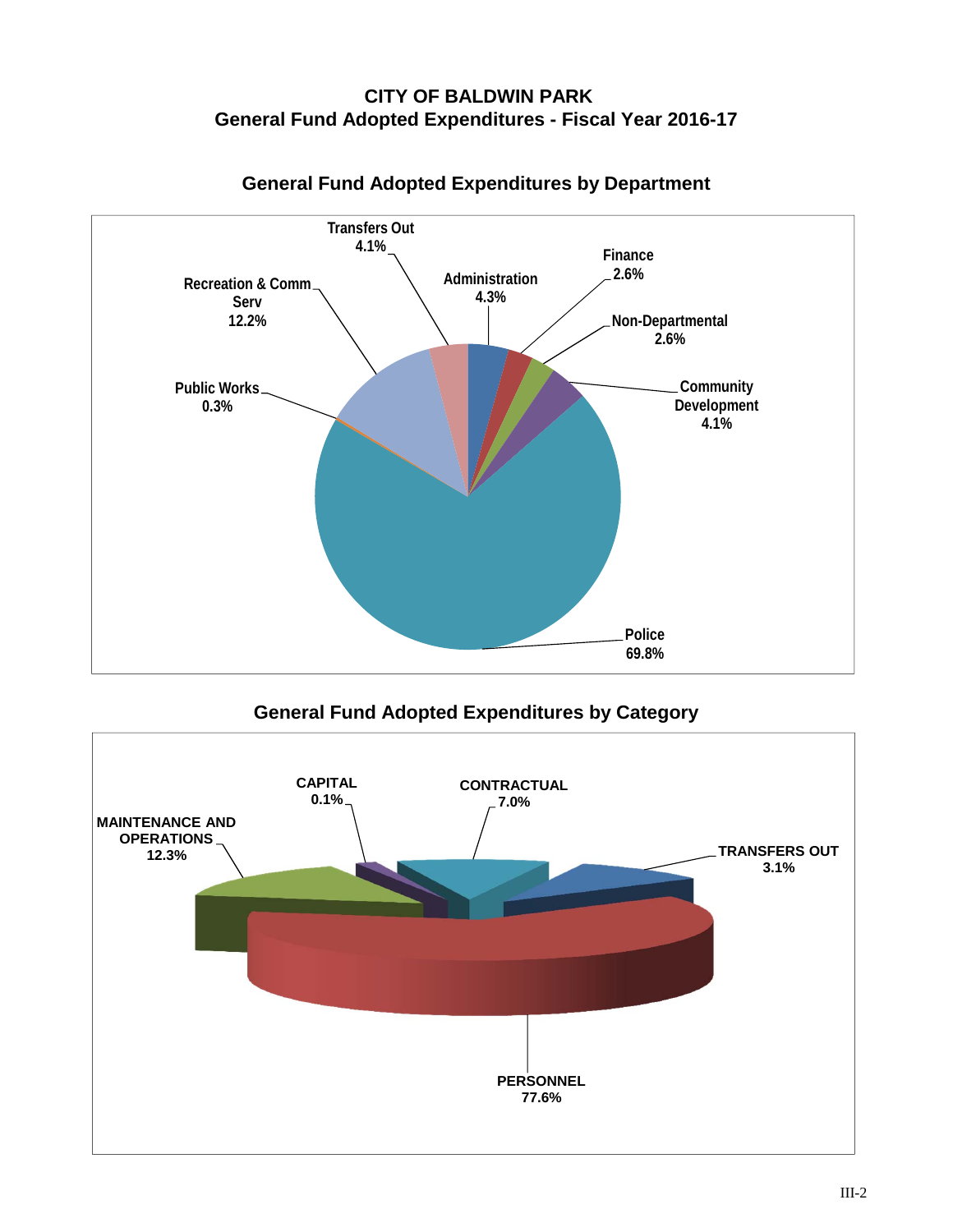# CITY OF BALDWIN PARK
## General Fund Adopted Expenditures - Fiscal Year 2016-17

### General Fund Adopted Expenditures by Department

| Department | Percentage |
|---|---|
| Administration | 4.3% |
| Finance | 2.6% |
| Non-Departmental | 2.6% |
| Community Development | 4.1% |
| Police | 69.8% |
| Public Works | 0.3% |
| Recreation & Comm Serv | 12.2% |
| Transfers Out | 4.1% |

### General Fund Adopted Expenditures by Category

| Category | Percentage |
|---|---|
| CONTRACTUAL | 7.0% |
| TRANSFERS OUT | 3.1% |
| PERSONNEL | 77.6% |
| MAINTENANCE AND OPERATIONS | 12.3% |
| CAPITAL | 0.1% |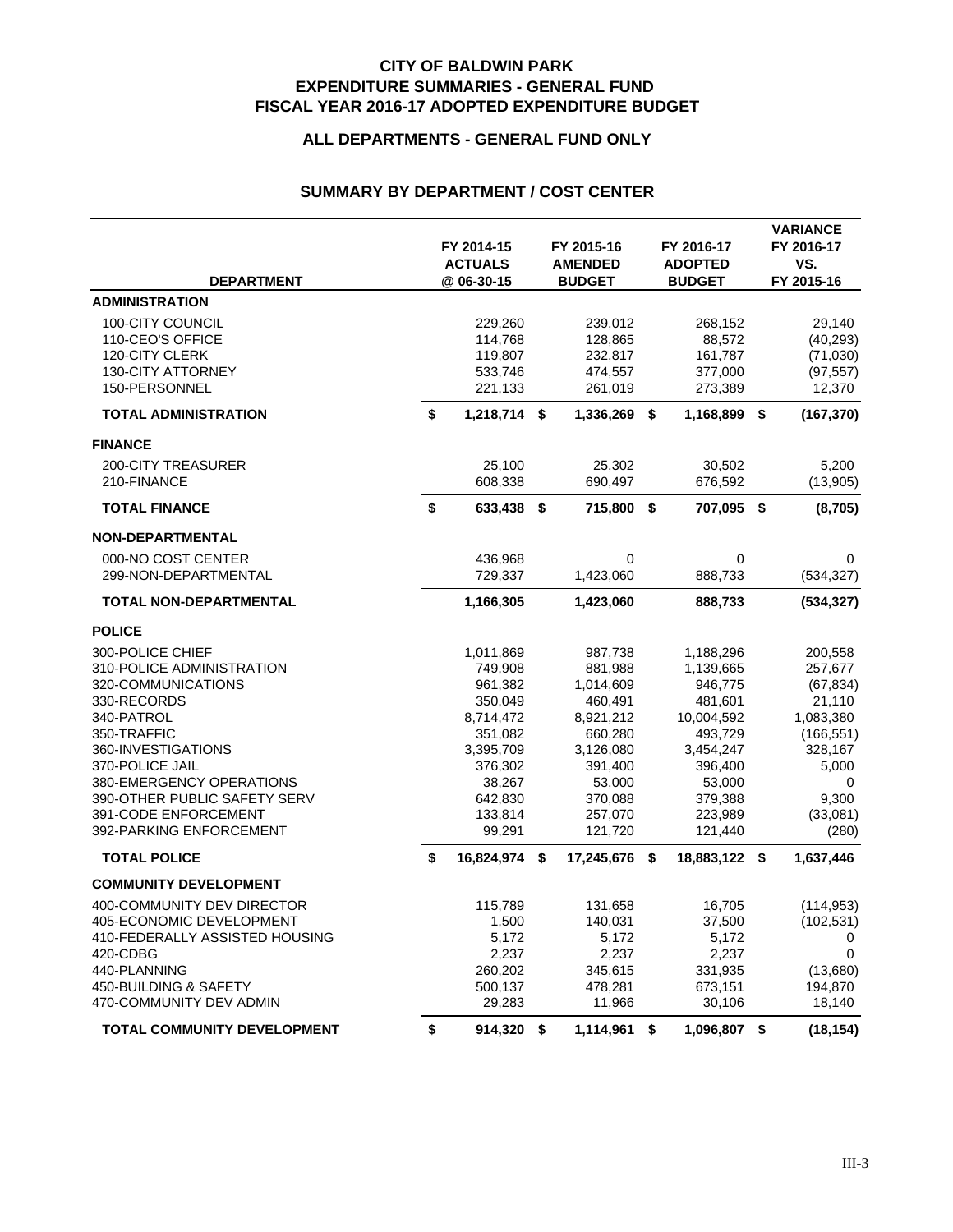# CITY OF BALDWIN PARK
# EXPENDITURE SUMMARIES - GENERAL FUND
# FISCAL YEAR 2016-17 ADOPTED EXPENDITURE BUDGET

## ALL DEPARTMENTS - GENERAL FUND ONLY

### SUMMARY BY DEPARTMENT / COST CENTER

| DEPARTMENT | FY 2014-15 ACTUALS @ 06-30-15 | FY 2015-16 AMENDED BUDGET | FY 2016-17 ADOPTED BUDGET | VARIANCE FY 2016-17 VS. FY 2015-16 |
|---|---|---|---|---|
| **ADMINISTRATION** | | | | |
| 100-CITY COUNCIL | 229,260 | 239,012 | 268,152 | 29,140 |
| 110-CEO'S OFFICE | 114,768 | 128,865 | 88,572 | (40,293) |
| 120-CITY CLERK | 119,807 | 232,817 | 161,787 | (71,030) |
| 130-CITY ATTORNEY | 533,746 | 474,557 | 377,000 | (97,557) |
| 150-PERSONNEL | 221,133 | 261,019 | 273,389 | 12,370 |
| **TOTAL ADMINISTRATION** | **$ 1,218,714** | **$ 1,336,269** | **$ 1,168,899** | **$ (167,370)** |
| **FINANCE** | | | | |
| 200-CITY TREASURER | 25,100 | 25,302 | 30,502 | 5,200 |
| 210-FINANCE | 608,338 | 690,497 | 676,592 | (13,905) |
| **TOTAL FINANCE** | **$ 633,438** | **$ 715,800** | **$ 707,095** | **$ (8,705)** |
| **NON-DEPARTMENTAL** | | | | |
| 000-NO COST CENTER | 436,968 | 0 | 0 | 0 |
| 299-NON-DEPARTMENTAL | 729,337 | 1,423,060 | 888,733 | (534,327) |
| **TOTAL NON-DEPARTMENTAL** | **1,166,305** | **1,423,060** | **888,733** | **(534,327)** |
| **POLICE** | | | | |
| 300-POLICE CHIEF | 1,011,869 | 987,738 | 1,188,296 | 200,558 |
| 310-POLICE ADMINISTRATION | 749,908 | 881,988 | 1,139,665 | 257,677 |
| 320-COMMUNICATIONS | 961,382 | 1,014,609 | 946,775 | (67,834) |
| 330-RECORDS | 350,049 | 460,491 | 481,601 | 21,110 |
| 340-PATROL | 8,714,472 | 8,921,212 | 10,004,592 | 1,083,380 |
| 350-TRAFFIC | 351,082 | 660,280 | 493,729 | (166,551) |
| 360-INVESTIGATIONS | 3,395,709 | 3,126,080 | 3,454,247 | 328,167 |
| 370-POLICE JAIL | 376,302 | 391,400 | 396,400 | 5,000 |
| 380-EMERGENCY OPERATIONS | 38,267 | 53,000 | 53,000 | 0 |
| 390-OTHER PUBLIC SAFETY SERV | 642,830 | 370,088 | 379,388 | 9,300 |
| 391-CODE ENFORCEMENT | 133,814 | 257,070 | 223,989 | (33,081) |
| 392-PARKING ENFORCEMENT | 99,291 | 121,720 | 121,440 | (280) |
| **TOTAL POLICE** | **$ 16,824,974** | **$ 17,245,676** | **$ 18,883,122** | **$ 1,637,446** |
| **COMMUNITY DEVELOPMENT** | | | | |
| 400-COMMUNITY DEV DIRECTOR | 115,789 | 131,658 | 16,705 | (114,953) |
| 405-ECONOMIC DEVELOPMENT | 1,500 | 140,031 | 37,500 | (102,531) |
| 410-FEDERALLY ASSISTED HOUSING | 5,172 | 5,172 | 5,172 | 0 |
| 420-CDBG | 2,237 | 2,237 | 2,237 | 0 |
| 440-PLANNING | 260,202 | 345,615 | 331,935 | (13,680) |
| 450-BUILDING & SAFETY | 500,137 | 478,281 | 673,151 | 194,870 |
| 470-COMMUNITY DEV ADMIN | 29,283 | 11,966 | 30,106 | 18,140 |
| **TOTAL COMMUNITY DEVELOPMENT** | **$ 914,320** | **$ 1,114,961** | **$ 1,096,807** | **$ (18,154)** |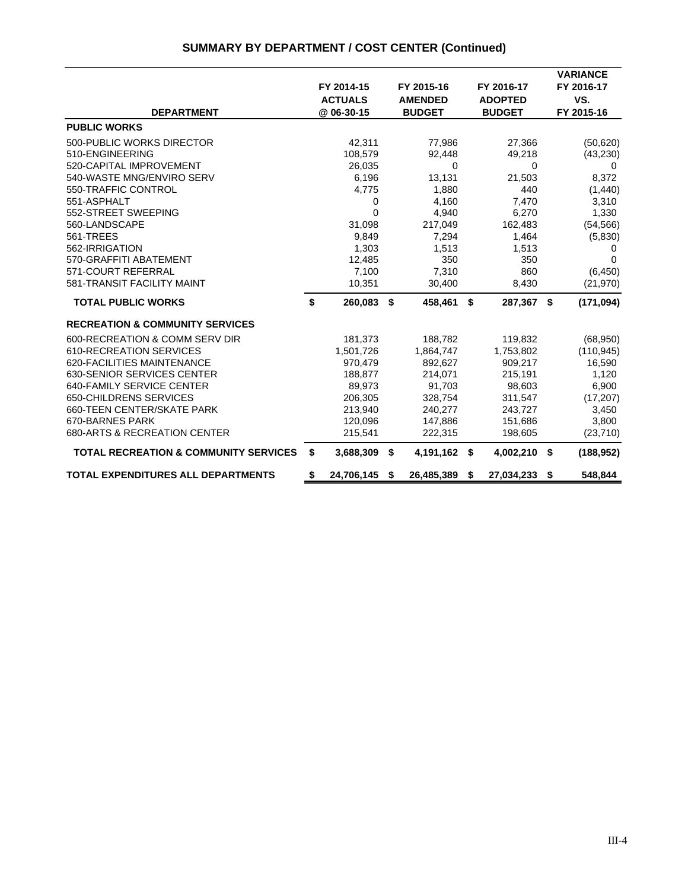## SUMMARY BY DEPARTMENT / COST CENTER (Continued)

| DEPARTMENT | FY 2014-15 ACTUALS @ 06-30-15 | FY 2015-16 AMENDED BUDGET | FY 2016-17 ADOPTED BUDGET | VARIANCE FY 2016-17 VS. FY 2015-16 |
|---|---|---|---|---|
| **PUBLIC WORKS** | | | | |
| 500-PUBLIC WORKS DIRECTOR | 42,311 | 77,986 | 27,366 | (50,620) |
| 510-ENGINEERING | 108,579 | 92,448 | 49,218 | (43,230) |
| 520-CAPITAL IMPROVEMENT | 26,035 | 0 | 0 | 0 |
| 540-WASTE MNG/ENVIRO SERV | 6,196 | 13,131 | 21,503 | 8,372 |
| 550-TRAFFIC CONTROL | 4,775 | 1,880 | 440 | (1,440) |
| 551-ASPHALT | 0 | 4,160 | 7,470 | 3,310 |
| 552-STREET SWEEPING | 0 | 4,940 | 6,270 | 1,330 |
| 560-LANDSCAPE | 31,098 | 217,049 | 162,483 | (54,566) |
| 561-TREES | 9,849 | 7,294 | 1,464 | (5,830) |
| 562-IRRIGATION | 1,303 | 1,513 | 1,513 | 0 |
| 570-GRAFFITI ABATEMENT | 12,485 | 350 | 350 | 0 |
| 571-COURT REFERRAL | 7,100 | 7,310 | 860 | (6,450) |
| 581-TRANSIT FACILITY MAINT | 10,351 | 30,400 | 8,430 | (21,970) |
| **TOTAL PUBLIC WORKS** | **$ 260,083** | **$ 458,461** | **$ 287,367** | **$ (171,094)** |
| **RECREATION & COMMUNITY SERVICES** | | | | |
| 600-RECREATION & COMM SERV DIR | 181,373 | 188,782 | 119,832 | (68,950) |
| 610-RECREATION SERVICES | 1,501,726 | 1,864,747 | 1,753,802 | (110,945) |
| 620-FACILITIES MAINTENANCE | 970,479 | 892,627 | 909,217 | 16,590 |
| 630-SENIOR SERVICES CENTER | 188,877 | 214,071 | 215,191 | 1,120 |
| 640-FAMILY SERVICE CENTER | 89,973 | 91,703 | 98,603 | 6,900 |
| 650-CHILDRENS SERVICES | 206,305 | 328,754 | 311,547 | (17,207) |
| 660-TEEN CENTER/SKATE PARK | 213,940 | 240,277 | 243,727 | 3,450 |
| 670-BARNES PARK | 120,096 | 147,886 | 151,686 | 3,800 |
| 680-ARTS & RECREATION CENTER | 215,541 | 222,315 | 198,605 | (23,710) |
| **TOTAL RECREATION & COMMUNITY SERVICES** | **$ 3,688,309** | **$ 4,191,162** | **$ 4,002,210** | **$ (188,952)** |
| **TOTAL EXPENDITURES ALL DEPARTMENTS** | **$ 24,706,145** | **$ 26,485,389** | **$ 27,034,233** | **$ 548,844** |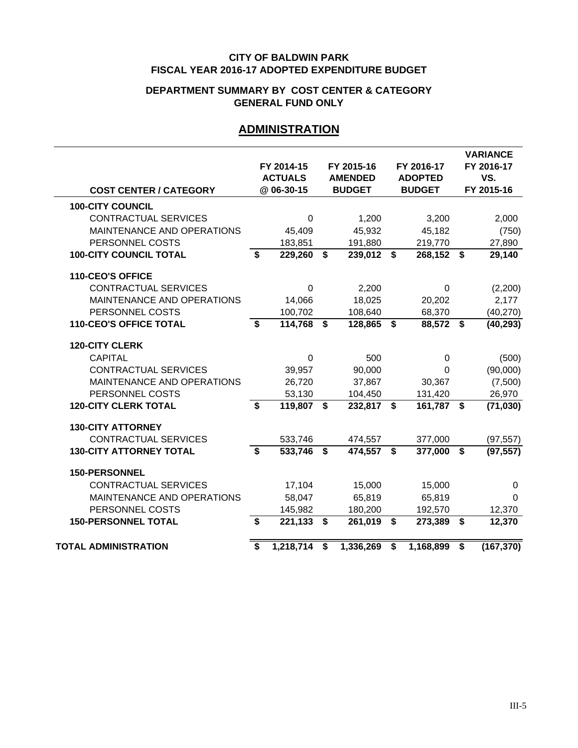**CITY OF BALDWIN PARK**
**FISCAL YEAR 2016-17 ADOPTED EXPENDITURE BUDGET**

**DEPARTMENT SUMMARY BY COST CENTER & CATEGORY**
**GENERAL FUND ONLY**

## ADMINISTRATION

| COST CENTER / CATEGORY | FY 2014-15 ACTUALS @ 06-30-15 | FY 2015-16 AMENDED BUDGET | FY 2016-17 ADOPTED BUDGET | VARIANCE FY 2016-17 VS. FY 2015-16 |
|---|---|---|---|---|
| **100-CITY COUNCIL** | | | | |
| CONTRACTUAL SERVICES | 0 | 1,200 | 3,200 | 2,000 |
| MAINTENANCE AND OPERATIONS | 45,409 | 45,932 | 45,182 | (750) |
| PERSONNEL COSTS | 183,851 | 191,880 | 219,770 | 27,890 |
| **100-CITY COUNCIL TOTAL** | **$ 229,260** | **$ 239,012** | **$ 268,152** | **$ 29,140** |
| **110-CEO'S OFFICE** | | | | |
| CONTRACTUAL SERVICES | 0 | 2,200 | 0 | (2,200) |
| MAINTENANCE AND OPERATIONS | 14,066 | 18,025 | 20,202 | 2,177 |
| PERSONNEL COSTS | 100,702 | 108,640 | 68,370 | (40,270) |
| **110-CEO'S OFFICE TOTAL** | **$ 114,768** | **$ 128,865** | **$ 88,572** | **$ (40,293)** |
| **120-CITY CLERK** | | | | |
| CAPITAL | 0 | 500 | 0 | (500) |
| CONTRACTUAL SERVICES | 39,957 | 90,000 | 0 | (90,000) |
| MAINTENANCE AND OPERATIONS | 26,720 | 37,867 | 30,367 | (7,500) |
| PERSONNEL COSTS | 53,130 | 104,450 | 131,420 | 26,970 |
| **120-CITY CLERK TOTAL** | **$ 119,807** | **$ 232,817** | **$ 161,787** | **$ (71,030)** |
| **130-CITY ATTORNEY** | | | | |
| CONTRACTUAL SERVICES | 533,746 | 474,557 | 377,000 | (97,557) |
| **130-CITY ATTORNEY TOTAL** | **$ 533,746** | **$ 474,557** | **$ 377,000** | **$ (97,557)** |
| **150-PERSONNEL** | | | | |
| CONTRACTUAL SERVICES | 17,104 | 15,000 | 15,000 | 0 |
| MAINTENANCE AND OPERATIONS | 58,047 | 65,819 | 65,819 | 0 |
| PERSONNEL COSTS | 145,982 | 180,200 | 192,570 | 12,370 |
| **150-PERSONNEL TOTAL** | **$ 221,133** | **$ 261,019** | **$ 273,389** | **$ 12,370** |
| **TOTAL ADMINISTRATION** | **$ 1,218,714** | **$ 1,336,269** | **$ 1,168,899** | **$ (167,370)** |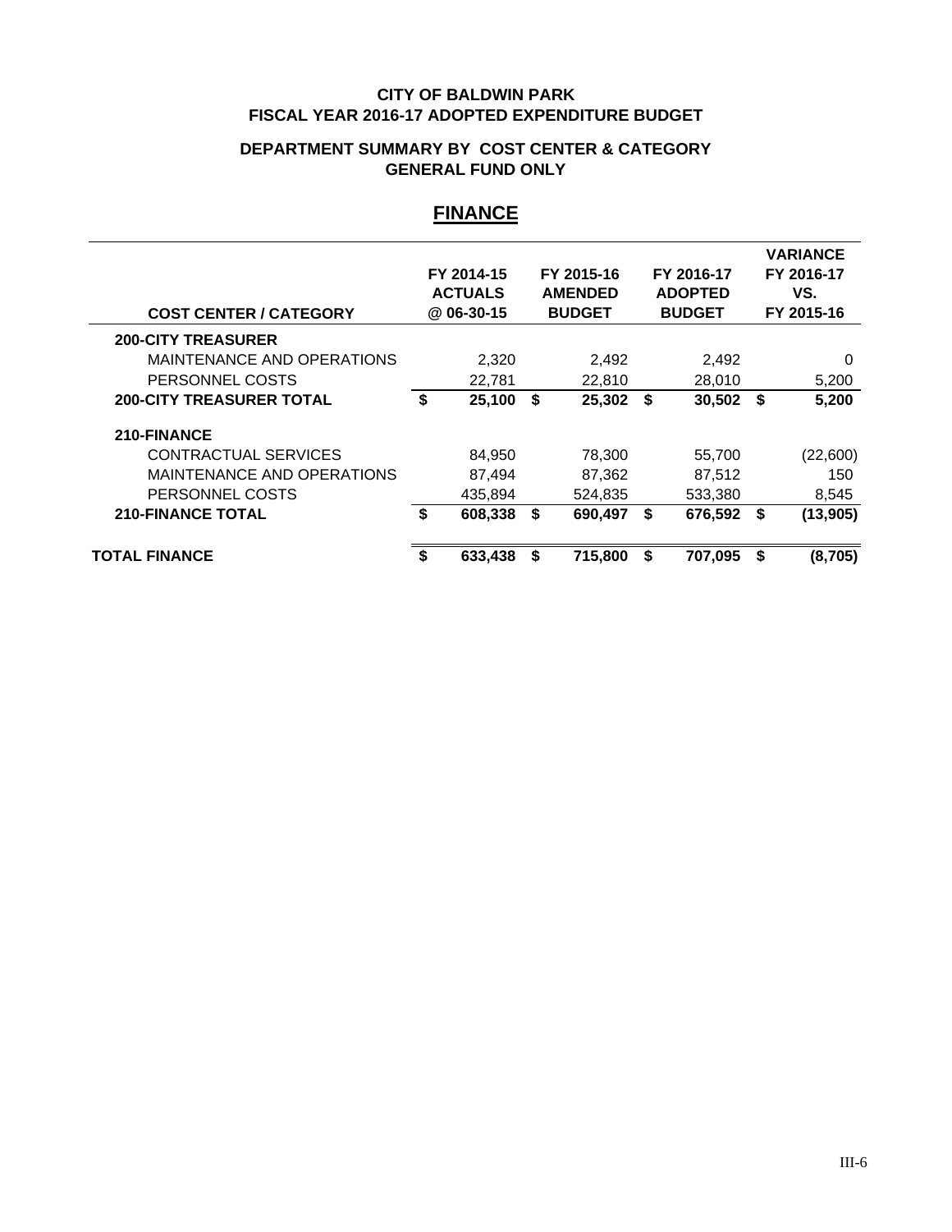**CITY OF BALDWIN PARK**
**FISCAL YEAR 2016-17 ADOPTED EXPENDITURE BUDGET**

**DEPARTMENT SUMMARY BY COST CENTER & CATEGORY**
**GENERAL FUND ONLY**

## FINANCE

| COST CENTER / CATEGORY | FY 2014-15 ACTUALS @ 06-30-15 | FY 2015-16 AMENDED BUDGET | FY 2016-17 ADOPTED BUDGET | VARIANCE FY 2016-17 VS. FY 2015-16 |
|---|---|---|---|---|
| **200-CITY TREASURER** | | | | |
| MAINTENANCE AND OPERATIONS | 2,320 | 2,492 | 2,492 | 0 |
| PERSONNEL COSTS | 22,781 | 22,810 | 28,010 | 5,200 |
| **200-CITY TREASURER TOTAL** | **$ 25,100** | **$ 25,302** | **$ 30,502** | **$ 5,200** |
| **210-FINANCE** | | | | |
| CONTRACTUAL SERVICES | 84,950 | 78,300 | 55,700 | (22,600) |
| MAINTENANCE AND OPERATIONS | 87,494 | 87,362 | 87,512 | 150 |
| PERSONNEL COSTS | 435,894 | 524,835 | 533,380 | 8,545 |
| **210-FINANCE TOTAL** | **$ 608,338** | **$ 690,497** | **$ 676,592** | **$ (13,905)** |
| **TOTAL FINANCE** | **$ 633,438** | **$ 715,800** | **$ 707,095** | **$ (8,705)** |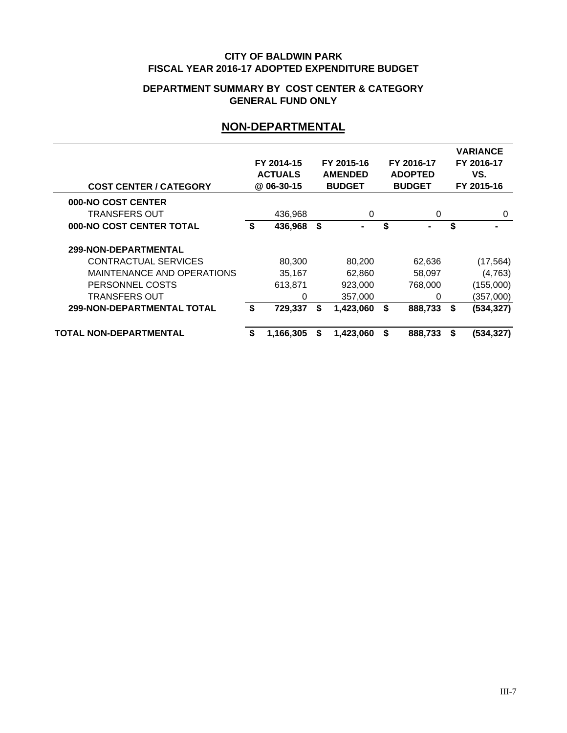**CITY OF BALDWIN PARK**
**FISCAL YEAR 2016-17 ADOPTED EXPENDITURE BUDGET**

**DEPARTMENT SUMMARY BY COST CENTER & CATEGORY**
**GENERAL FUND ONLY**

## NON-DEPARTMENTAL

| COST CENTER / CATEGORY | FY 2014-15 ACTUALS @ 06-30-15 | FY 2015-16 AMENDED BUDGET | FY 2016-17 ADOPTED BUDGET | VARIANCE FY 2016-17 VS. FY 2015-16 |
|---|---|---|---|---|
| **000-NO COST CENTER** | | | | |
| TRANSFERS OUT | 436,968 | 0 | 0 | 0 |
| **000-NO COST CENTER TOTAL** | **$ 436,968** | **$ -** | **$ -** | **$ -** |
| **299-NON-DEPARTMENTAL** | | | | |
| CONTRACTUAL SERVICES | 80,300 | 80,200 | 62,636 | (17,564) |
| MAINTENANCE AND OPERATIONS | 35,167 | 62,860 | 58,097 | (4,763) |
| PERSONNEL COSTS | 613,871 | 923,000 | 768,000 | (155,000) |
| TRANSFERS OUT | 0 | 357,000 | 0 | (357,000) |
| **299-NON-DEPARTMENTAL TOTAL** | **$ 729,337** | **$ 1,423,060** | **$ 888,733** | **$ (534,327)** |
| **TOTAL NON-DEPARTMENTAL** | **$ 1,166,305** | **$ 1,423,060** | **$ 888,733** | **$ (534,327)** |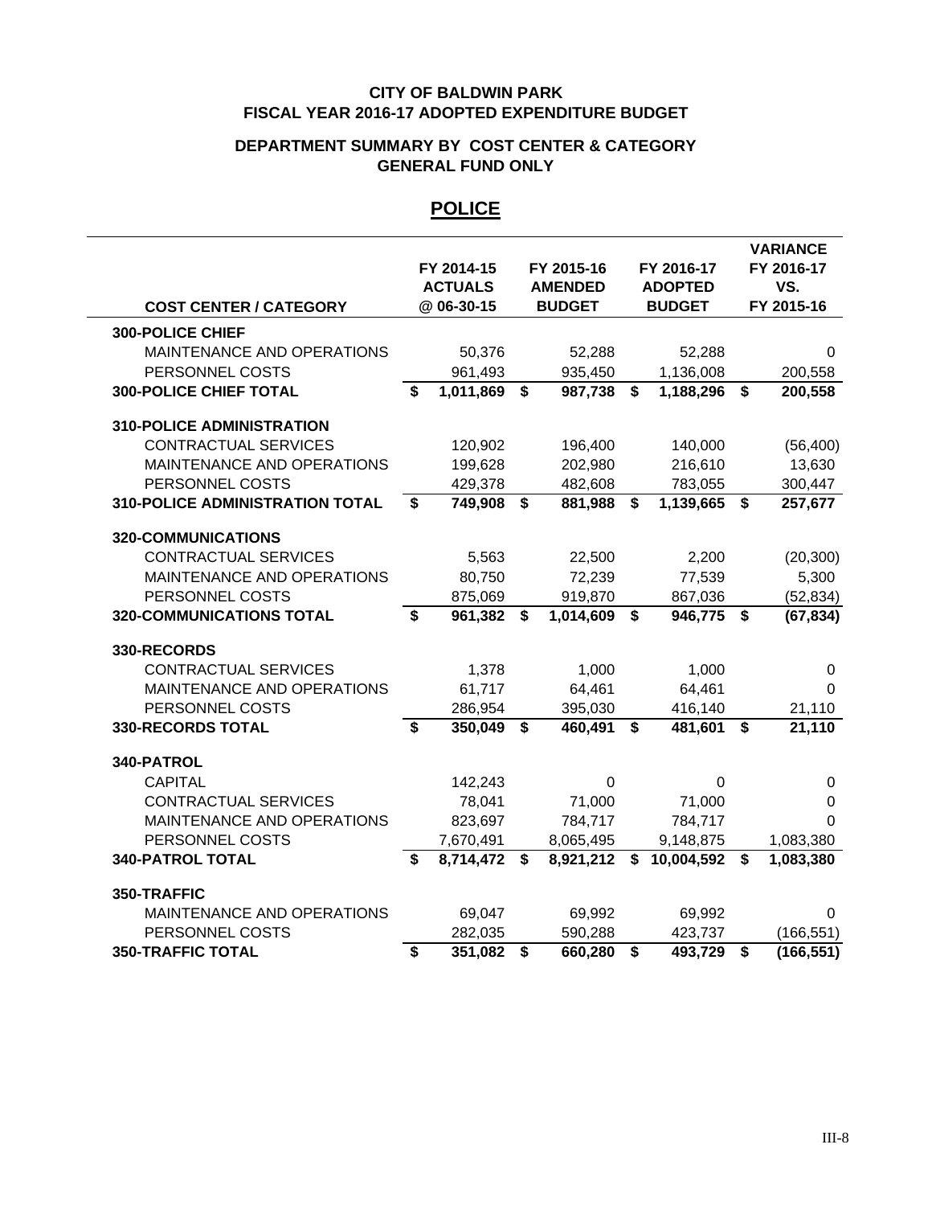# CITY OF BALDWIN PARK
# FISCAL YEAR 2016-17 ADOPTED EXPENDITURE BUDGET

## DEPARTMENT SUMMARY BY COST CENTER & CATEGORY
## GENERAL FUND ONLY

## POLICE

| COST CENTER / CATEGORY | FY 2014-15 ACTUALS @ 06-30-15 | FY 2015-16 AMENDED BUDGET | FY 2016-17 ADOPTED BUDGET | VARIANCE FY 2016-17 VS. FY 2015-16 |
|---|---|---|---|---|
| **300-POLICE CHIEF** | | | | |
| MAINTENANCE AND OPERATIONS | 50,376 | 52,288 | 52,288 | 0 |
| PERSONNEL COSTS | 961,493 | 935,450 | 1,136,008 | 200,558 |
| **300-POLICE CHIEF TOTAL** | **$ 1,011,869** | **$ 987,738** | **$ 1,188,296** | **$ 200,558** |
| **310-POLICE ADMINISTRATION** | | | | |
| CONTRACTUAL SERVICES | 120,902 | 196,400 | 140,000 | (56,400) |
| MAINTENANCE AND OPERATIONS | 199,628 | 202,980 | 216,610 | 13,630 |
| PERSONNEL COSTS | 429,378 | 482,608 | 783,055 | 300,447 |
| **310-POLICE ADMINISTRATION TOTAL** | **$ 749,908** | **$ 881,988** | **$ 1,139,665** | **$ 257,677** |
| **320-COMMUNICATIONS** | | | | |
| CONTRACTUAL SERVICES | 5,563 | 22,500 | 2,200 | (20,300) |
| MAINTENANCE AND OPERATIONS | 80,750 | 72,239 | 77,539 | 5,300 |
| PERSONNEL COSTS | 875,069 | 919,870 | 867,036 | (52,834) |
| **320-COMMUNICATIONS TOTAL** | **$ 961,382** | **$ 1,014,609** | **$ 946,775** | **$ (67,834)** |
| **330-RECORDS** | | | | |
| CONTRACTUAL SERVICES | 1,378 | 1,000 | 1,000 | 0 |
| MAINTENANCE AND OPERATIONS | 61,717 | 64,461 | 64,461 | 0 |
| PERSONNEL COSTS | 286,954 | 395,030 | 416,140 | 21,110 |
| **330-RECORDS TOTAL** | **$ 350,049** | **$ 460,491** | **$ 481,601** | **$ 21,110** |
| **340-PATROL** | | | | |
| CAPITAL | 142,243 | 0 | 0 | 0 |
| CONTRACTUAL SERVICES | 78,041 | 71,000 | 71,000 | 0 |
| MAINTENANCE AND OPERATIONS | 823,697 | 784,717 | 784,717 | 0 |
| PERSONNEL COSTS | 7,670,491 | 8,065,495 | 9,148,875 | 1,083,380 |
| **340-PATROL TOTAL** | **$ 8,714,472** | **$ 8,921,212** | **$ 10,004,592** | **$ 1,083,380** |
| **350-TRAFFIC** | | | | |
| MAINTENANCE AND OPERATIONS | 69,047 | 69,992 | 69,992 | 0 |
| PERSONNEL COSTS | 282,035 | 590,288 | 423,737 | (166,551) |
| **350-TRAFFIC TOTAL** | **$ 351,082** | **$ 660,280** | **$ 493,729** | **$ (166,551)** |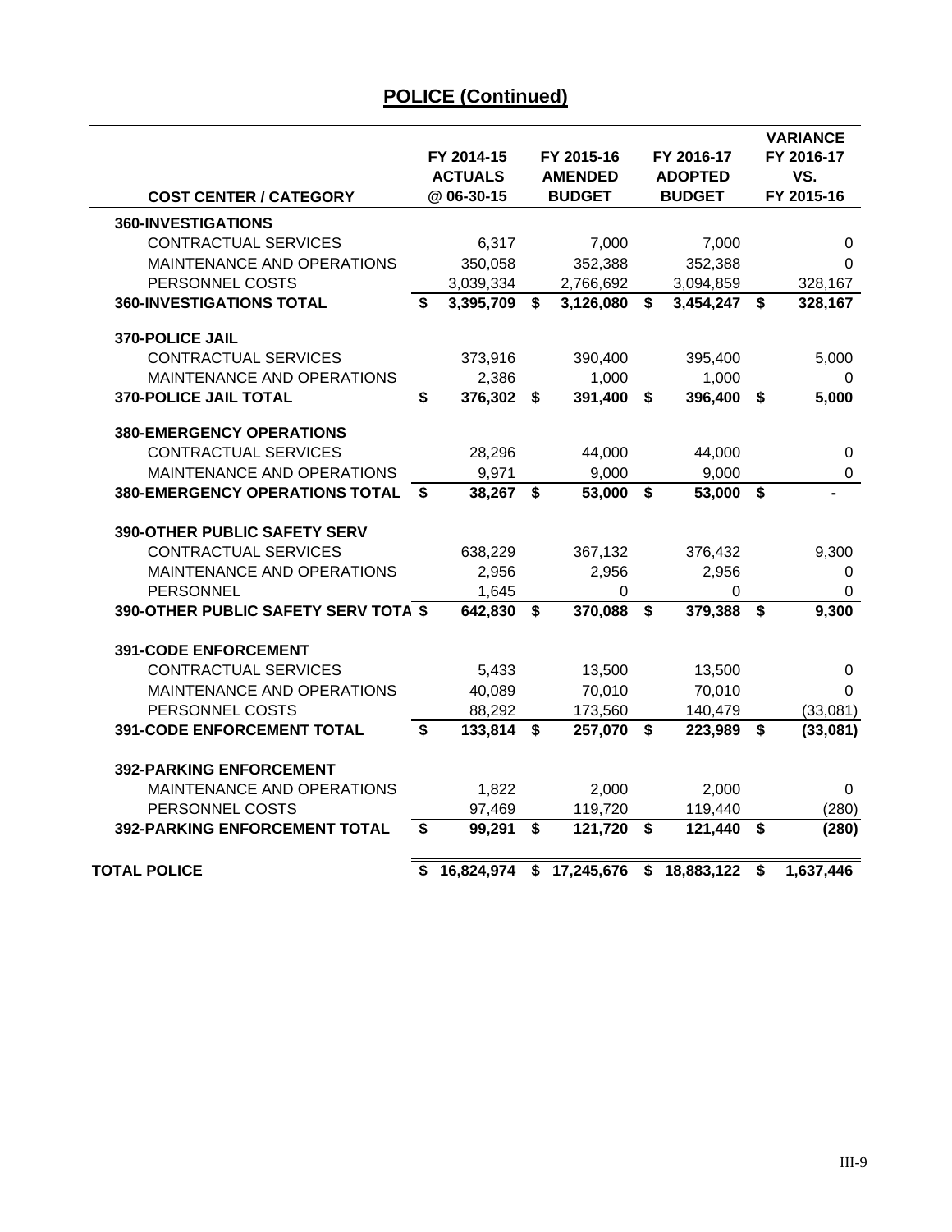## POLICE (Continued)

| COST CENTER / CATEGORY | FY 2014-15 ACTUALS @ 06-30-15 | FY 2015-16 AMENDED BUDGET | FY 2016-17 ADOPTED BUDGET | VARIANCE FY 2016-17 VS. FY 2015-16 |
|---|---|---|---|---|
| **360-INVESTIGATIONS** | | | | |
| CONTRACTUAL SERVICES | 6,317 | 7,000 | 7,000 | 0 |
| MAINTENANCE AND OPERATIONS | 350,058 | 352,388 | 352,388 | 0 |
| PERSONNEL COSTS | 3,039,334 | 2,766,692 | 3,094,859 | 328,167 |
| **360-INVESTIGATIONS TOTAL** | **$ 3,395,709** | **$ 3,126,080** | **$ 3,454,247** | **$ 328,167** |
| **370-POLICE JAIL** | | | | |
| CONTRACTUAL SERVICES | 373,916 | 390,400 | 395,400 | 5,000 |
| MAINTENANCE AND OPERATIONS | 2,386 | 1,000 | 1,000 | 0 |
| **370-POLICE JAIL TOTAL** | **$ 376,302** | **$ 391,400** | **$ 396,400** | **$ 5,000** |
| **380-EMERGENCY OPERATIONS** | | | | |
| CONTRACTUAL SERVICES | 28,296 | 44,000 | 44,000 | 0 |
| MAINTENANCE AND OPERATIONS | 9,971 | 9,000 | 9,000 | 0 |
| **380-EMERGENCY OPERATIONS TOTAL** | **$ 38,267** | **$ 53,000** | **$ 53,000** | **$ -** |
| **390-OTHER PUBLIC SAFETY SERV** | | | | |
| CONTRACTUAL SERVICES | 638,229 | 367,132 | 376,432 | 9,300 |
| MAINTENANCE AND OPERATIONS | 2,956 | 2,956 | 2,956 | 0 |
| PERSONNEL | 1,645 | 0 | 0 | 0 |
| **390-OTHER PUBLIC SAFETY SERV TOTA** | **$ 642,830** | **$ 370,088** | **$ 379,388** | **$ 9,300** |
| **391-CODE ENFORCEMENT** | | | | |
| CONTRACTUAL SERVICES | 5,433 | 13,500 | 13,500 | 0 |
| MAINTENANCE AND OPERATIONS | 40,089 | 70,010 | 70,010 | 0 |
| PERSONNEL COSTS | 88,292 | 173,560 | 140,479 | (33,081) |
| **391-CODE ENFORCEMENT TOTAL** | **$ 133,814** | **$ 257,070** | **$ 223,989** | **$ (33,081)** |
| **392-PARKING ENFORCEMENT** | | | | |
| MAINTENANCE AND OPERATIONS | 1,822 | 2,000 | 2,000 | 0 |
| PERSONNEL COSTS | 97,469 | 119,720 | 119,440 | (280) |
| **392-PARKING ENFORCEMENT TOTAL** | **$ 99,291** | **$ 121,720** | **$ 121,440** | **$ (280)** |
| **TOTAL POLICE** | **$ 16,824,974** | **$ 17,245,676** | **$ 18,883,122** | **$ 1,637,446** |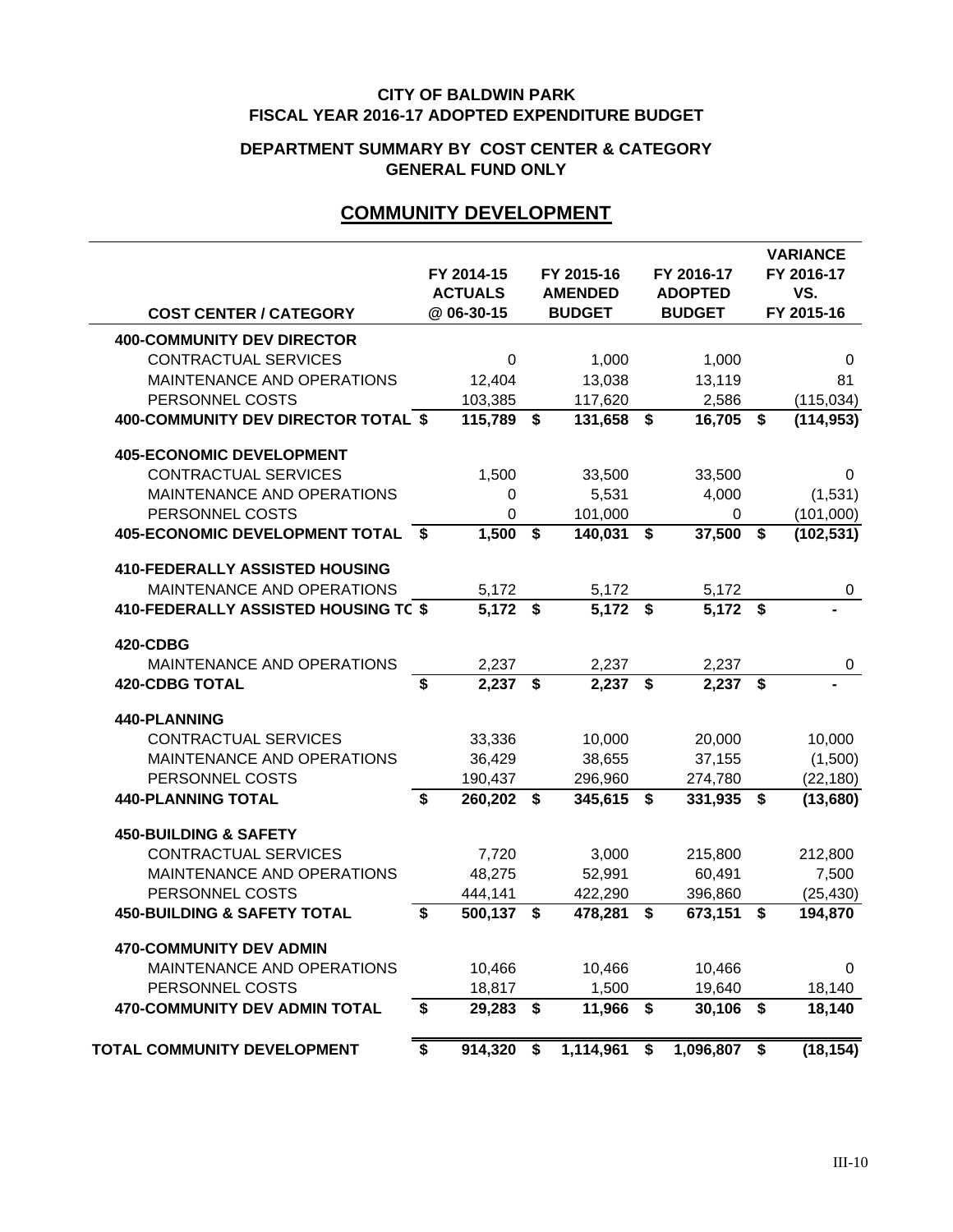**CITY OF BALDWIN PARK**
**FISCAL YEAR 2016-17 ADOPTED EXPENDITURE BUDGET**

**DEPARTMENT SUMMARY BY COST CENTER & CATEGORY**
**GENERAL FUND ONLY**

## COMMUNITY DEVELOPMENT

| COST CENTER / CATEGORY | FY 2014-15 ACTUALS @ 06-30-15 | FY 2015-16 AMENDED BUDGET | FY 2016-17 ADOPTED BUDGET | VARIANCE FY 2016-17 VS. FY 2015-16 |
|---|---|---|---|---|
| **400-COMMUNITY DEV DIRECTOR** | | | | |
| CONTRACTUAL SERVICES | 0 | 1,000 | 1,000 | 0 |
| MAINTENANCE AND OPERATIONS | 12,404 | 13,038 | 13,119 | 81 |
| PERSONNEL COSTS | 103,385 | 117,620 | 2,586 | (115,034) |
| **400-COMMUNITY DEV DIRECTOR TOTAL** | **$ 115,789** | **$ 131,658** | **$ 16,705** | **$ (114,953)** |
| **405-ECONOMIC DEVELOPMENT** | | | | |
| CONTRACTUAL SERVICES | 1,500 | 33,500 | 33,500 | 0 |
| MAINTENANCE AND OPERATIONS | 0 | 5,531 | 4,000 | (1,531) |
| PERSONNEL COSTS | 0 | 101,000 | 0 | (101,000) |
| **405-ECONOMIC DEVELOPMENT TOTAL** | **$ 1,500** | **$ 140,031** | **$ 37,500** | **$ (102,531)** |
| **410-FEDERALLY ASSISTED HOUSING** | | | | |
| MAINTENANCE AND OPERATIONS | 5,172 | 5,172 | 5,172 | 0 |
| **410-FEDERALLY ASSISTED HOUSING TC** | **$ 5,172** | **$ 5,172** | **$ 5,172** | **$ -** |
| **420-CDBG** | | | | |
| MAINTENANCE AND OPERATIONS | 2,237 | 2,237 | 2,237 | 0 |
| **420-CDBG TOTAL** | **$ 2,237** | **$ 2,237** | **$ 2,237** | **$ -** |
| **440-PLANNING** | | | | |
| CONTRACTUAL SERVICES | 33,336 | 10,000 | 20,000 | 10,000 |
| MAINTENANCE AND OPERATIONS | 36,429 | 38,655 | 37,155 | (1,500) |
| PERSONNEL COSTS | 190,437 | 296,960 | 274,780 | (22,180) |
| **440-PLANNING TOTAL** | **$ 260,202** | **$ 345,615** | **$ 331,935** | **$ (13,680)** |
| **450-BUILDING & SAFETY** | | | | |
| CONTRACTUAL SERVICES | 7,720 | 3,000 | 215,800 | 212,800 |
| MAINTENANCE AND OPERATIONS | 48,275 | 52,991 | 60,491 | 7,500 |
| PERSONNEL COSTS | 444,141 | 422,290 | 396,860 | (25,430) |
| **450-BUILDING & SAFETY TOTAL** | **$ 500,137** | **$ 478,281** | **$ 673,151** | **$ 194,870** |
| **470-COMMUNITY DEV ADMIN** | | | | |
| MAINTENANCE AND OPERATIONS | 10,466 | 10,466 | 10,466 | 0 |
| PERSONNEL COSTS | 18,817 | 1,500 | 19,640 | 18,140 |
| **470-COMMUNITY DEV ADMIN TOTAL** | **$ 29,283** | **$ 11,966** | **$ 30,106** | **$ 18,140** |
| **TOTAL COMMUNITY DEVELOPMENT** | **$ 914,320** | **$ 1,114,961** | **$ 1,096,807** | **$ (18,154)** |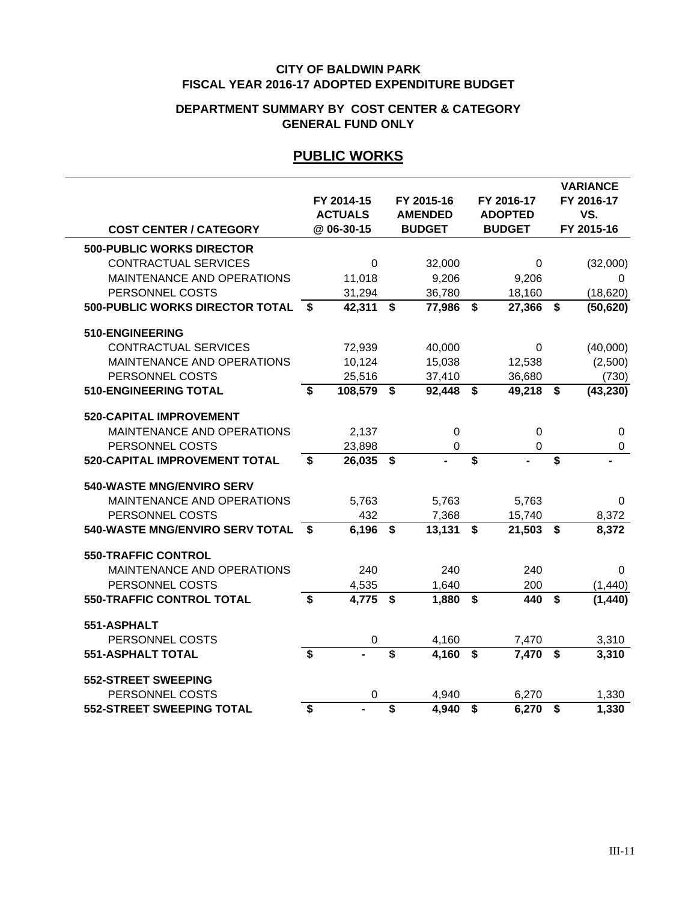**CITY OF BALDWIN PARK**
**FISCAL YEAR 2016-17 ADOPTED EXPENDITURE BUDGET**

**DEPARTMENT SUMMARY BY COST CENTER & CATEGORY**
**GENERAL FUND ONLY**

## PUBLIC WORKS

| COST CENTER / CATEGORY | FY 2014-15 ACTUALS @ 06-30-15 | FY 2015-16 AMENDED BUDGET | FY 2016-17 ADOPTED BUDGET | VARIANCE FY 2016-17 VS. FY 2015-16 |
|---|---|---|---|---|
| **500-PUBLIC WORKS DIRECTOR** | | | | |
| CONTRACTUAL SERVICES | 0 | 32,000 | 0 | (32,000) |
| MAINTENANCE AND OPERATIONS | 11,018 | 9,206 | 9,206 | 0 |
| PERSONNEL COSTS | 31,294 | 36,780 | 18,160 | (18,620) |
| **500-PUBLIC WORKS DIRECTOR TOTAL** | **$ 42,311** | **$ 77,986** | **$ 27,366** | **$ (50,620)** |
| **510-ENGINEERING** | | | | |
| CONTRACTUAL SERVICES | 72,939 | 40,000 | 0 | (40,000) |
| MAINTENANCE AND OPERATIONS | 10,124 | 15,038 | 12,538 | (2,500) |
| PERSONNEL COSTS | 25,516 | 37,410 | 36,680 | (730) |
| **510-ENGINEERING TOTAL** | **$ 108,579** | **$ 92,448** | **$ 49,218** | **$ (43,230)** |
| **520-CAPITAL IMPROVEMENT** | | | | |
| MAINTENANCE AND OPERATIONS | 2,137 | 0 | 0 | 0 |
| PERSONNEL COSTS | 23,898 | 0 | 0 | 0 |
| **520-CAPITAL IMPROVEMENT TOTAL** | **$ 26,035** | **$ -** | **$ -** | **$ -** |
| **540-WASTE MNG/ENVIRO SERV** | | | | |
| MAINTENANCE AND OPERATIONS | 5,763 | 5,763 | 5,763 | 0 |
| PERSONNEL COSTS | 432 | 7,368 | 15,740 | 8,372 |
| **540-WASTE MNG/ENVIRO SERV TOTAL** | **$ 6,196** | **$ 13,131** | **$ 21,503** | **$ 8,372** |
| **550-TRAFFIC CONTROL** | | | | |
| MAINTENANCE AND OPERATIONS | 240 | 240 | 240 | 0 |
| PERSONNEL COSTS | 4,535 | 1,640 | 200 | (1,440) |
| **550-TRAFFIC CONTROL TOTAL** | **$ 4,775** | **$ 1,880** | **$ 440** | **$ (1,440)** |
| **551-ASPHALT** | | | | |
| PERSONNEL COSTS | 0 | 4,160 | 7,470 | 3,310 |
| **551-ASPHALT TOTAL** | **$ -** | **$ 4,160** | **$ 7,470** | **$ 3,310** |
| **552-STREET SWEEPING** | | | | |
| PERSONNEL COSTS | 0 | 4,940 | 6,270 | 1,330 |
| **552-STREET SWEEPING TOTAL** | **$ -** | **$ 4,940** | **$ 6,270** | **$ 1,330** |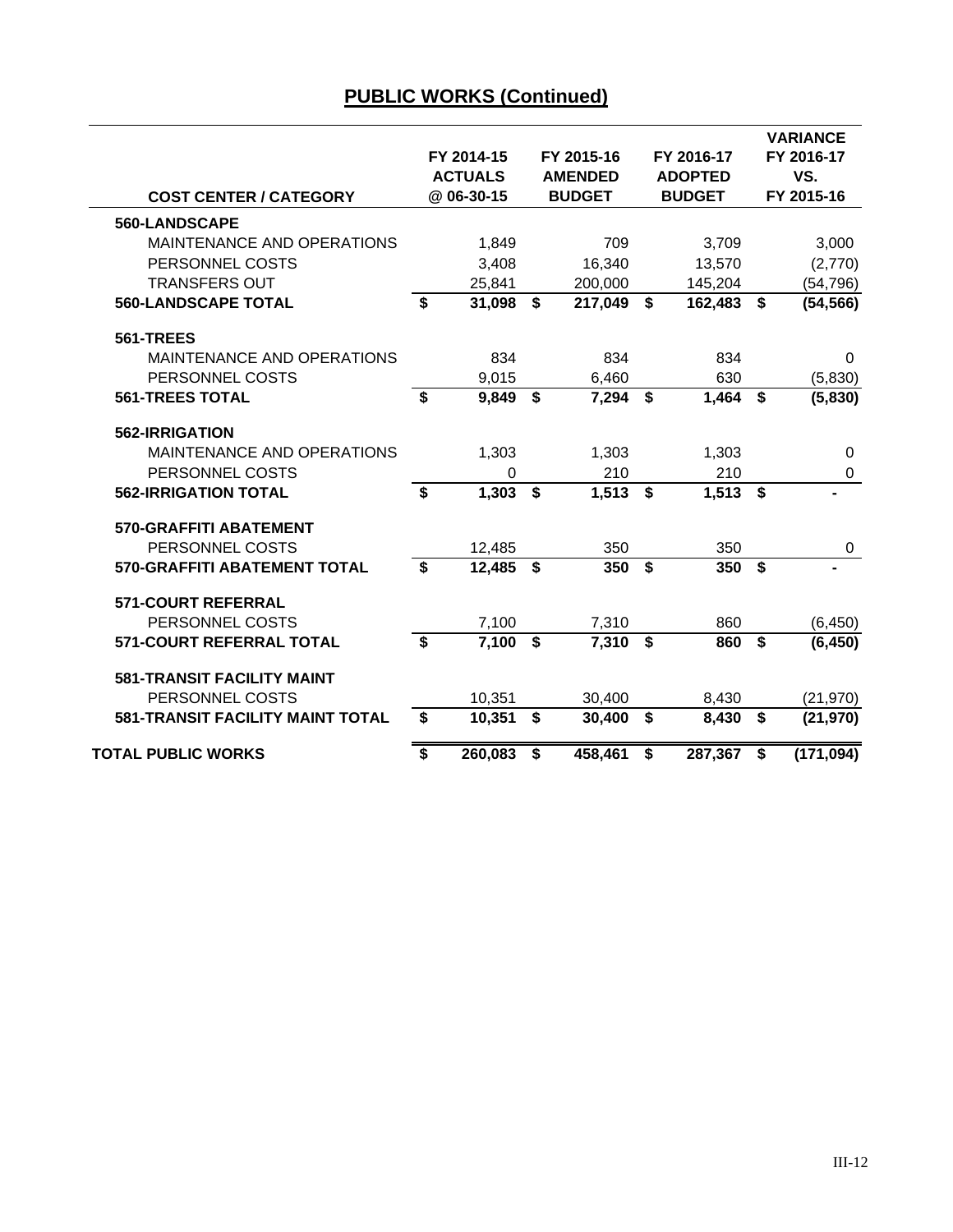# PUBLIC WORKS (Continued)

| COST CENTER / CATEGORY | FY 2014-15 ACTUALS @ 06-30-15 | FY 2015-16 AMENDED BUDGET | FY 2016-17 ADOPTED BUDGET | VARIANCE FY 2016-17 VS. FY 2015-16 |
|---|---|---|---|---|
| **560-LANDSCAPE** | | | | |
| MAINTENANCE AND OPERATIONS | 1,849 | 709 | 3,709 | 3,000 |
| PERSONNEL COSTS | 3,408 | 16,340 | 13,570 | (2,770) |
| TRANSFERS OUT | 25,841 | 200,000 | 145,204 | (54,796) |
| **560-LANDSCAPE TOTAL** | **$ 31,098** | **$ 217,049** | **$ 162,483** | **$ (54,566)** |
| **561-TREES** | | | | |
| MAINTENANCE AND OPERATIONS | 834 | 834 | 834 | 0 |
| PERSONNEL COSTS | 9,015 | 6,460 | 630 | (5,830) |
| **561-TREES TOTAL** | **$ 9,849** | **$ 7,294** | **$ 1,464** | **$ (5,830)** |
| **562-IRRIGATION** | | | | |
| MAINTENANCE AND OPERATIONS | 1,303 | 1,303 | 1,303 | 0 |
| PERSONNEL COSTS | 0 | 210 | 210 | 0 |
| **562-IRRIGATION TOTAL** | **$ 1,303** | **$ 1,513** | **$ 1,513** | **$ -** |
| **570-GRAFFITI ABATEMENT** | | | | |
| PERSONNEL COSTS | 12,485 | 350 | 350 | 0 |
| **570-GRAFFITI ABATEMENT TOTAL** | **$ 12,485** | **$ 350** | **$ 350** | **$ -** |
| **571-COURT REFERRAL** | | | | |
| PERSONNEL COSTS | 7,100 | 7,310 | 860 | (6,450) |
| **571-COURT REFERRAL TOTAL** | **$ 7,100** | **$ 7,310** | **$ 860** | **$ (6,450)** |
| **581-TRANSIT FACILITY MAINT** | | | | |
| PERSONNEL COSTS | 10,351 | 30,400 | 8,430 | (21,970) |
| **581-TRANSIT FACILITY MAINT TOTAL** | **$ 10,351** | **$ 30,400** | **$ 8,430** | **$ (21,970)** |
| **TOTAL PUBLIC WORKS** | **$ 260,083** | **$ 458,461** | **$ 287,367** | **$ (171,094)** |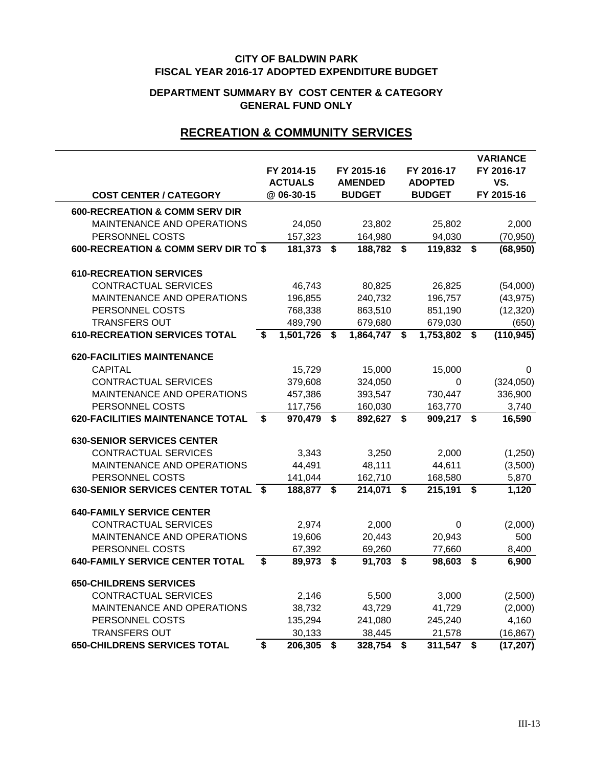**CITY OF BALDWIN PARK**
**FISCAL YEAR 2016-17 ADOPTED EXPENDITURE BUDGET**

**DEPARTMENT SUMMARY BY COST CENTER & CATEGORY**
**GENERAL FUND ONLY**

## RECREATION & COMMUNITY SERVICES

| COST CENTER / CATEGORY | FY 2014-15 ACTUALS @ 06-30-15 | FY 2015-16 AMENDED BUDGET | FY 2016-17 ADOPTED BUDGET | VARIANCE FY 2016-17 VS. FY 2015-16 |
|---|---|---|---|---|
| **600-RECREATION & COMM SERV DIR** | | | | |
| MAINTENANCE AND OPERATIONS | 24,050 | 23,802 | 25,802 | 2,000 |
| PERSONNEL COSTS | 157,323 | 164,980 | 94,030 | (70,950) |
| **600-RECREATION & COMM SERV DIR TO** | **$ 181,373** | **$ 188,782** | **$ 119,832** | **$ (68,950)** |
| **610-RECREATION SERVICES** | | | | |
| CONTRACTUAL SERVICES | 46,743 | 80,825 | 26,825 | (54,000) |
| MAINTENANCE AND OPERATIONS | 196,855 | 240,732 | 196,757 | (43,975) |
| PERSONNEL COSTS | 768,338 | 863,510 | 851,190 | (12,320) |
| TRANSFERS OUT | 489,790 | 679,680 | 679,030 | (650) |
| **610-RECREATION SERVICES TOTAL** | **$ 1,501,726** | **$ 1,864,747** | **$ 1,753,802** | **$ (110,945)** |
| **620-FACILITIES MAINTENANCE** | | | | |
| CAPITAL | 15,729 | 15,000 | 15,000 | 0 |
| CONTRACTUAL SERVICES | 379,608 | 324,050 | 0 | (324,050) |
| MAINTENANCE AND OPERATIONS | 457,386 | 393,547 | 730,447 | 336,900 |
| PERSONNEL COSTS | 117,756 | 160,030 | 163,770 | 3,740 |
| **620-FACILITIES MAINTENANCE TOTAL** | **$ 970,479** | **$ 892,627** | **$ 909,217** | **$ 16,590** |
| **630-SENIOR SERVICES CENTER** | | | | |
| CONTRACTUAL SERVICES | 3,343 | 3,250 | 2,000 | (1,250) |
| MAINTENANCE AND OPERATIONS | 44,491 | 48,111 | 44,611 | (3,500) |
| PERSONNEL COSTS | 141,044 | 162,710 | 168,580 | 5,870 |
| **630-SENIOR SERVICES CENTER TOTAL** | **$ 188,877** | **$ 214,071** | **$ 215,191** | **$ 1,120** |
| **640-FAMILY SERVICE CENTER** | | | | |
| CONTRACTUAL SERVICES | 2,974 | 2,000 | 0 | (2,000) |
| MAINTENANCE AND OPERATIONS | 19,606 | 20,443 | 20,943 | 500 |
| PERSONNEL COSTS | 67,392 | 69,260 | 77,660 | 8,400 |
| **640-FAMILY SERVICE CENTER TOTAL** | **$ 89,973** | **$ 91,703** | **$ 98,603** | **$ 6,900** |
| **650-CHILDRENS SERVICES** | | | | |
| CONTRACTUAL SERVICES | 2,146 | 5,500 | 3,000 | (2,500) |
| MAINTENANCE AND OPERATIONS | 38,732 | 43,729 | 41,729 | (2,000) |
| PERSONNEL COSTS | 135,294 | 241,080 | 245,240 | 4,160 |
| TRANSFERS OUT | 30,133 | 38,445 | 21,578 | (16,867) |
| **650-CHILDRENS SERVICES TOTAL** | **$ 206,305** | **$ 328,754** | **$ 311,547** | **$ (17,207)** |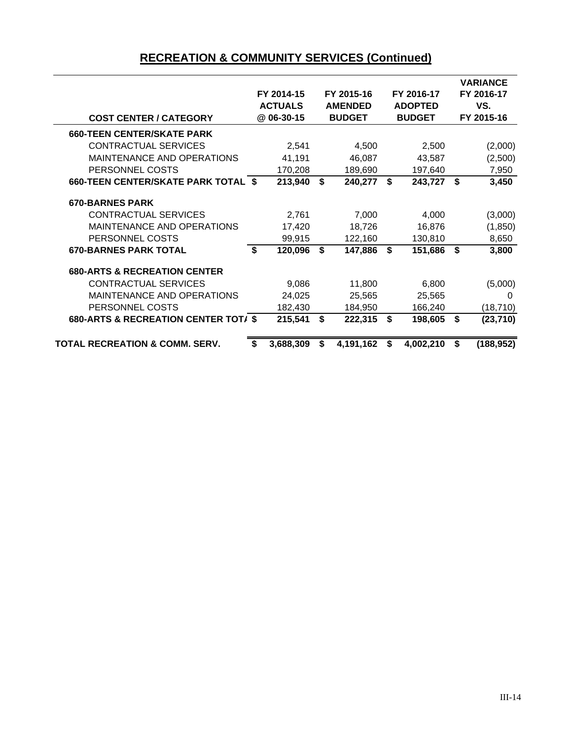# RECREATION & COMMUNITY SERVICES (Continued)

| COST CENTER / CATEGORY | FY 2014-15 ACTUALS @ 06-30-15 | FY 2015-16 AMENDED BUDGET | FY 2016-17 ADOPTED BUDGET | VARIANCE FY 2016-17 VS. FY 2015-16 |
|---|---|---|---|---|
| **660-TEEN CENTER/SKATE PARK** | | | | |
| CONTRACTUAL SERVICES | 2,541 | 4,500 | 2,500 | (2,000) |
| MAINTENANCE AND OPERATIONS | 41,191 | 46,087 | 43,587 | (2,500) |
| PERSONNEL COSTS | 170,208 | 189,690 | 197,640 | 7,950 |
| **660-TEEN CENTER/SKATE PARK TOTAL** | **$ 213,940** | **$ 240,277** | **$ 243,727** | **$ 3,450** |
| **670-BARNES PARK** | | | | |
| CONTRACTUAL SERVICES | 2,761 | 7,000 | 4,000 | (3,000) |
| MAINTENANCE AND OPERATIONS | 17,420 | 18,726 | 16,876 | (1,850) |
| PERSONNEL COSTS | 99,915 | 122,160 | 130,810 | 8,650 |
| **670-BARNES PARK TOTAL** | **$ 120,096** | **$ 147,886** | **$ 151,686** | **$ 3,800** |
| **680-ARTS & RECREATION CENTER** | | | | |
| CONTRACTUAL SERVICES | 9,086 | 11,800 | 6,800 | (5,000) |
| MAINTENANCE AND OPERATIONS | 24,025 | 25,565 | 25,565 | 0 |
| PERSONNEL COSTS | 182,430 | 184,950 | 166,240 | (18,710) |
| **680-ARTS & RECREATION CENTER TOTA** | **$ 215,541** | **$ 222,315** | **$ 198,605** | **$ (23,710)** |
| **TOTAL RECREATION & COMM. SERV.** | **$ 3,688,309** | **$ 4,191,162** | **$ 4,002,210** | **$ (188,952)** |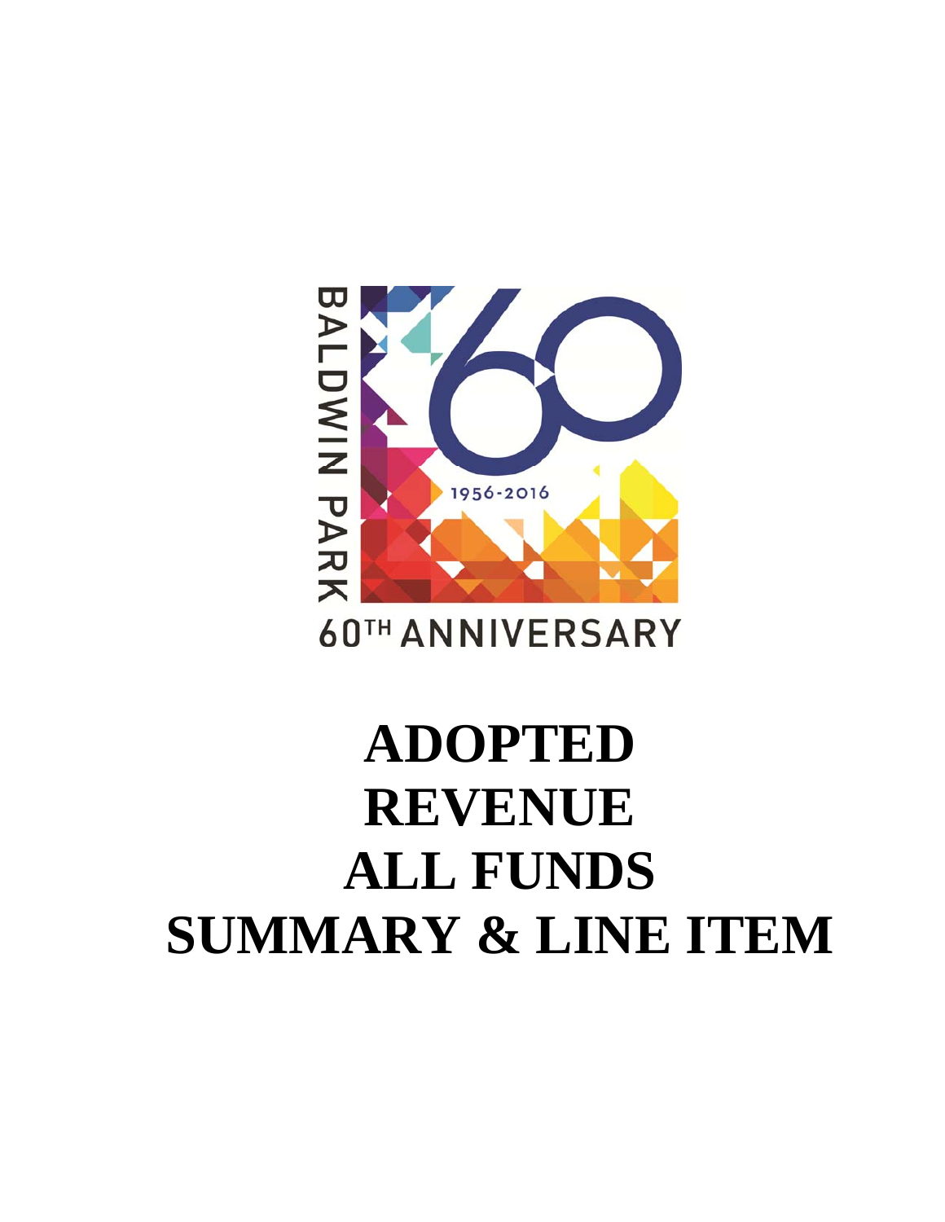BALDWIN PARK

1956-2016

60TH ANNIVERSARY

# ADOPTED REVENUE ALL FUNDS SUMMARY & LINE ITEM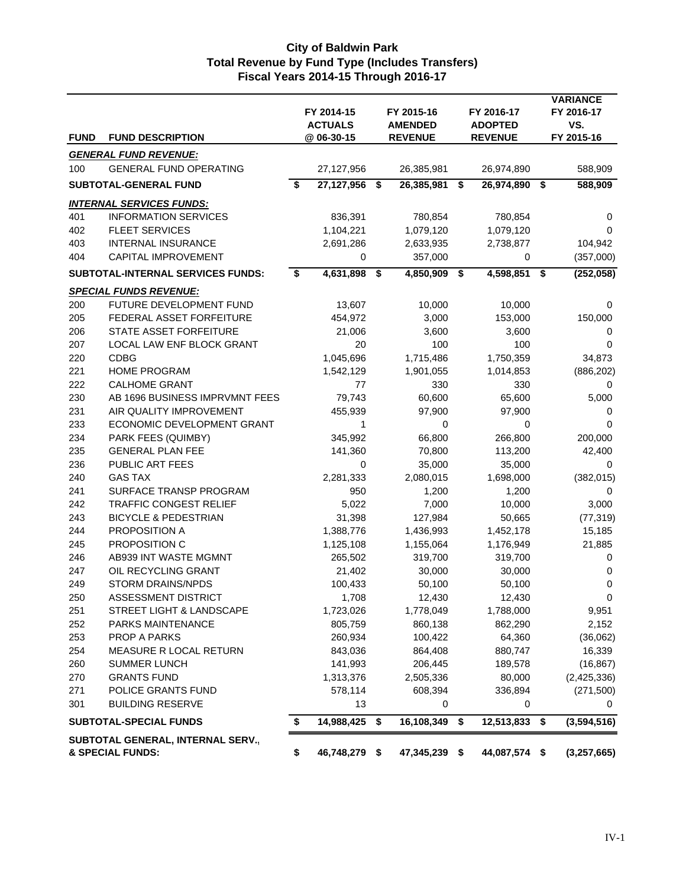# City of Baldwin Park
## Total Revenue by Fund Type (Includes Transfers)
### Fiscal Years 2014-15 Through 2016-17

| FUND | FUND DESCRIPTION | FY 2014-15 ACTUALS @ 06-30-15 | FY 2015-16 AMENDED REVENUE | FY 2016-17 ADOPTED REVENUE | VARIANCE FY 2016-17 VS. FY 2015-16 |
|---|---|---|---|---|---|
| | ***GENERAL FUND REVENUE:*** | | | | |
| 100 | GENERAL FUND OPERATING | 27,127,956 | 26,385,981 | 26,974,890 | 588,909 |
| | **SUBTOTAL-GENERAL FUND** | **$ 27,127,956** | **$ 26,385,981** | **$ 26,974,890** | **$ 588,909** |
| | ***INTERNAL SERVICES FUNDS:*** | | | | |
| 401 | INFORMATION SERVICES | 836,391 | 780,854 | 780,854 | 0 |
| 402 | FLEET SERVICES | 1,104,221 | 1,079,120 | 1,079,120 | 0 |
| 403 | INTERNAL INSURANCE | 2,691,286 | 2,633,935 | 2,738,877 | 104,942 |
| 404 | CAPITAL IMPROVEMENT | 0 | 357,000 | 0 | (357,000) |
| | **SUBTOTAL-INTERNAL SERVICES FUNDS:** | **$ 4,631,898** | **$ 4,850,909** | **$ 4,598,851** | **$ (252,058)** |
| | ***SPECIAL FUNDS REVENUE:*** | | | | |
| 200 | FUTURE DEVELOPMENT FUND | 13,607 | 10,000 | 10,000 | 0 |
| 205 | FEDERAL ASSET FORFEITURE | 454,972 | 3,000 | 153,000 | 150,000 |
| 206 | STATE ASSET FORFEITURE | 21,006 | 3,600 | 3,600 | 0 |
| 207 | LOCAL LAW ENF BLOCK GRANT | 20 | 100 | 100 | 0 |
| 220 | CDBG | 1,045,696 | 1,715,486 | 1,750,359 | 34,873 |
| 221 | HOME PROGRAM | 1,542,129 | 1,901,055 | 1,014,853 | (886,202) |
| 222 | CALHOME GRANT | 77 | 330 | 330 | 0 |
| 230 | AB 1696 BUSINESS IMPRVMNT FEES | 79,743 | 60,600 | 65,600 | 5,000 |
| 231 | AIR QUALITY IMPROVEMENT | 455,939 | 97,900 | 97,900 | 0 |
| 233 | ECONOMIC DEVELOPMENT GRANT | 1 | 0 | 0 | 0 |
| 234 | PARK FEES (QUIMBY) | 345,992 | 66,800 | 266,800 | 200,000 |
| 235 | GENERAL PLAN FEE | 141,360 | 70,800 | 113,200 | 42,400 |
| 236 | PUBLIC ART FEES | 0 | 35,000 | 35,000 | 0 |
| 240 | GAS TAX | 2,281,333 | 2,080,015 | 1,698,000 | (382,015) |
| 241 | SURFACE TRANSP PROGRAM | 950 | 1,200 | 1,200 | 0 |
| 242 | TRAFFIC CONGEST RELIEF | 5,022 | 7,000 | 10,000 | 3,000 |
| 243 | BICYCLE & PEDESTRIAN | 31,398 | 127,984 | 50,665 | (77,319) |
| 244 | PROPOSITION A | 1,388,776 | 1,436,993 | 1,452,178 | 15,185 |
| 245 | PROPOSITION C | 1,125,108 | 1,155,064 | 1,176,949 | 21,885 |
| 246 | AB939 INT WASTE MGMNT | 265,502 | 319,700 | 319,700 | 0 |
| 247 | OIL RECYCLING GRANT | 21,402 | 30,000 | 30,000 | 0 |
| 249 | STORM DRAINS/NPDS | 100,433 | 50,100 | 50,100 | 0 |
| 250 | ASSESSMENT DISTRICT | 1,708 | 12,430 | 12,430 | 0 |
| 251 | STREET LIGHT & LANDSCAPE | 1,723,026 | 1,778,049 | 1,788,000 | 9,951 |
| 252 | PARKS MAINTENANCE | 805,759 | 860,138 | 862,290 | 2,152 |
| 253 | PROP A PARKS | 260,934 | 100,422 | 64,360 | (36,062) |
| 254 | MEASURE R LOCAL RETURN | 843,036 | 864,408 | 880,747 | 16,339 |
| 260 | SUMMER LUNCH | 141,993 | 206,445 | 189,578 | (16,867) |
| 270 | GRANTS FUND | 1,313,376 | 2,505,336 | 80,000 | (2,425,336) |
| 271 | POLICE GRANTS FUND | 578,114 | 608,394 | 336,894 | (271,500) |
| 301 | BUILDING RESERVE | 13 | 0 | 0 | 0 |
| | **SUBTOTAL-SPECIAL FUNDS** | **$ 14,988,425** | **$ 16,108,349** | **$ 12,513,833** | **$ (3,594,516)** |
| | **SUBTOTAL GENERAL, INTERNAL SERV., & SPECIAL FUNDS:** | **$ 46,748,279** | **$ 47,345,239** | **$ 44,087,574** | **$ (3,257,665)** |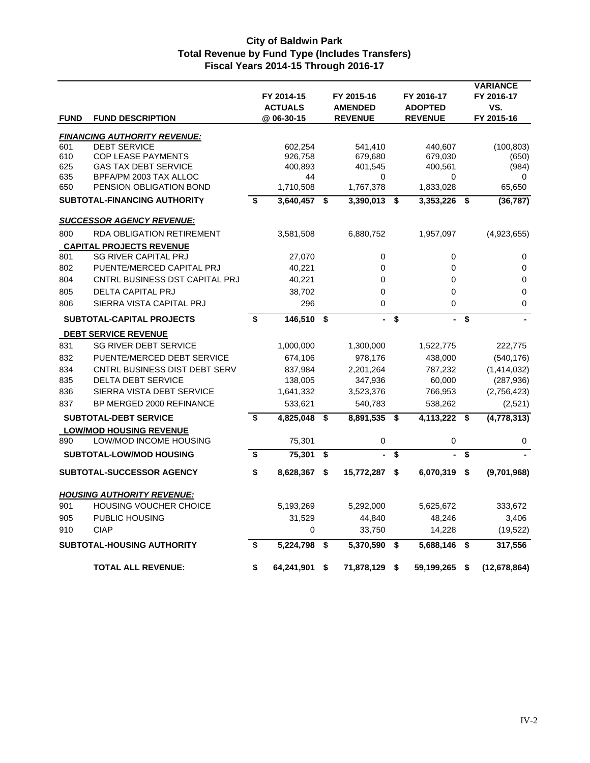# City of Baldwin Park
## Total Revenue by Fund Type (Includes Transfers)
### Fiscal Years 2014-15 Through 2016-17

| FUND | FUND DESCRIPTION | FY 2014-15 ACTUALS @ 06-30-15 | FY 2015-16 AMENDED REVENUE | FY 2016-17 ADOPTED REVENUE | VARIANCE FY 2016-17 VS. FY 2015-16 |
|---|---|---|---|---|---|
| | ***FINANCING AUTHORITY REVENUE:*** | | | | |
| 601 | DEBT SERVICE | 602,254 | 541,410 | 440,607 | (100,803) |
| 610 | COP LEASE PAYMENTS | 926,758 | 679,680 | 679,030 | (650) |
| 625 | GAS TAX DEBT SERVICE | 400,893 | 401,545 | 400,561 | (984) |
| 635 | BPFA/PM 2003 TAX ALLOC | 44 | 0 | 0 | 0 |
| 650 | PENSION OBLIGATION BOND | 1,710,508 | 1,767,378 | 1,833,028 | 65,650 |
| | **SUBTOTAL-FINANCING AUTHORITY** | **$ 3,640,457** | **$ 3,390,013** | **$ 3,353,226** | **$ (36,787)** |
| | ***SUCCESSOR AGENCY REVENUE:*** | | | | |
| 800 | RDA OBLIGATION RETIREMENT | 3,581,508 | 6,880,752 | 1,957,097 | (4,923,655) |
| | **CAPITAL PROJECTS REVENUE** | | | | |
| 801 | SG RIVER CAPITAL PRJ | 27,070 | 0 | 0 | 0 |
| 802 | PUENTE/MERCED CAPITAL PRJ | 40,221 | 0 | 0 | 0 |
| 804 | CNTRL BUSINESS DST CAPITAL PRJ | 40,221 | 0 | 0 | 0 |
| 805 | DELTA CAPITAL PRJ | 38,702 | 0 | 0 | 0 |
| 806 | SIERRA VISTA CAPITAL PRJ | 296 | 0 | 0 | 0 |
| | **SUBTOTAL-CAPITAL PROJECTS** | **$ 146,510** | **$ -** | **$ -** | **$ -** |
| | **DEBT SERVICE REVENUE** | | | | |
| 831 | SG RIVER DEBT SERVICE | 1,000,000 | 1,300,000 | 1,522,775 | 222,775 |
| 832 | PUENTE/MERCED DEBT SERVICE | 674,106 | 978,176 | 438,000 | (540,176) |
| 834 | CNTRL BUSINESS DIST DEBT SERV | 837,984 | 2,201,264 | 787,232 | (1,414,032) |
| 835 | DELTA DEBT SERVICE | 138,005 | 347,936 | 60,000 | (287,936) |
| 836 | SIERRA VISTA DEBT SERVICE | 1,641,332 | 3,523,376 | 766,953 | (2,756,423) |
| 837 | BP MERGED 2000 REFINANCE | 533,621 | 540,783 | 538,262 | (2,521) |
| | **SUBTOTAL-DEBT SERVICE** | **$ 4,825,048** | **$ 8,891,535** | **$ 4,113,222** | **$ (4,778,313)** |
| | **LOW/MOD HOUSING REVENUE** | | | | |
| 890 | LOW/MOD INCOME HOUSING | 75,301 | 0 | 0 | 0 |
| | **SUBTOTAL-LOW/MOD HOUSING** | **$ 75,301** | **$ -** | **$ -** | **$ -** |
| | **SUBTOTAL-SUCCESSOR AGENCY** | **$ 8,628,367** | **$ 15,772,287** | **$ 6,070,319** | **$ (9,701,968)** |
| | ***HOUSING AUTHORITY REVENUE:*** | | | | |
| 901 | HOUSING VOUCHER CHOICE | 5,193,269 | 5,292,000 | 5,625,672 | 333,672 |
| 905 | PUBLIC HOUSING | 31,529 | 44,840 | 48,246 | 3,406 |
| 910 | CIAP | 0 | 33,750 | 14,228 | (19,522) |
| | **SUBTOTAL-HOUSING AUTHORITY** | **$ 5,224,798** | **$ 5,370,590** | **$ 5,688,146** | **$ 317,556** |
| | **TOTAL ALL REVENUE:** | **$ 64,241,901** | **$ 71,878,129** | **$ 59,199,265** | **$ (12,678,864)** |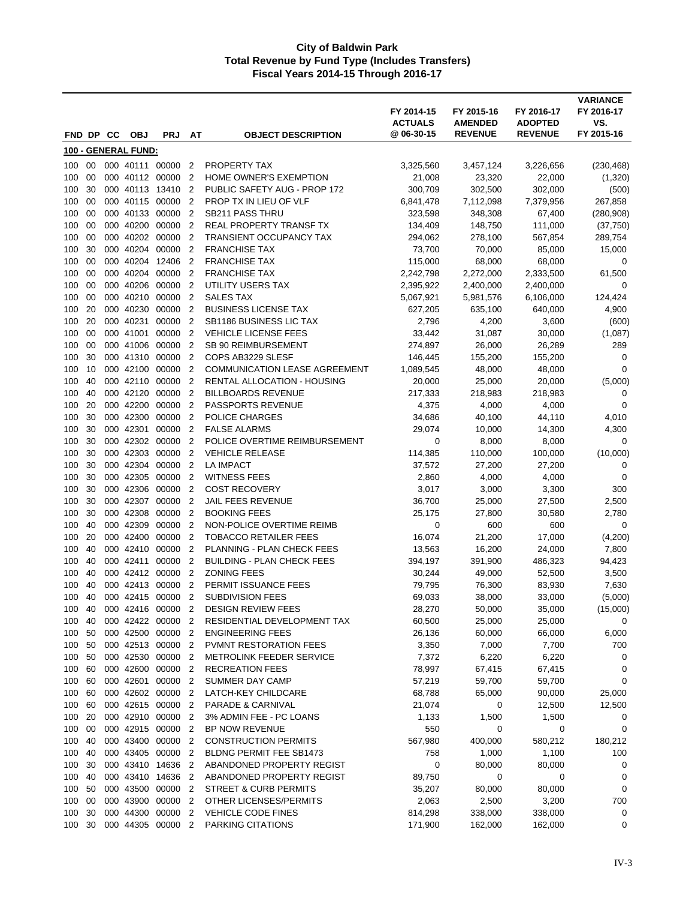# City of Baldwin Park
## Total Revenue by Fund Type (Includes Transfers)
### Fiscal Years 2014-15 Through 2016-17

| FND | DP | CC | OBJ | PRJ | AT | OBJECT DESCRIPTION | FY 2014-15 ACTUALS @ 06-30-15 | FY 2015-16 AMENDED REVENUE | FY 2016-17 ADOPTED REVENUE | VARIANCE FY 2016-17 VS. FY 2015-16 |
|---|---|---|---|---|---|---|---|---|---|---|
| **100 - GENERAL FUND:** | | | | | | | | | | |
| 100 | 00 | 000 | 40111 | 00000 | 2 | PROPERTY TAX | 3,325,560 | 3,457,124 | 3,226,656 | (230,468) |
| 100 | 00 | 000 | 40112 | 00000 | 2 | HOME OWNER'S EXEMPTION | 21,008 | 23,320 | 22,000 | (1,320) |
| 100 | 30 | 000 | 40113 | 13410 | 2 | PUBLIC SAFETY AUG - PROP 172 | 300,709 | 302,500 | 302,000 | (500) |
| 100 | 00 | 000 | 40115 | 00000 | 2 | PROP TX IN LIEU OF VLF | 6,841,478 | 7,112,098 | 7,379,956 | 267,858 |
| 100 | 00 | 000 | 40133 | 00000 | 2 | SB211 PASS THRU | 323,598 | 348,308 | 67,400 | (280,908) |
| 100 | 00 | 000 | 40200 | 00000 | 2 | REAL PROPERTY TRANSF TX | 134,409 | 148,750 | 111,000 | (37,750) |
| 100 | 00 | 000 | 40202 | 00000 | 2 | TRANSIENT OCCUPANCY TAX | 294,062 | 278,100 | 567,854 | 289,754 |
| 100 | 30 | 000 | 40204 | 00000 | 2 | FRANCHISE TAX | 73,700 | 70,000 | 85,000 | 15,000 |
| 100 | 00 | 000 | 40204 | 12406 | 2 | FRANCHISE TAX | 115,000 | 68,000 | 68,000 | 0 |
| 100 | 00 | 000 | 40204 | 00000 | 2 | FRANCHISE TAX | 2,242,798 | 2,272,000 | 2,333,500 | 61,500 |
| 100 | 00 | 000 | 40206 | 00000 | 2 | UTILITY USERS TAX | 2,395,922 | 2,400,000 | 2,400,000 | 0 |
| 100 | 00 | 000 | 40210 | 00000 | 2 | SALES TAX | 5,067,921 | 5,981,576 | 6,106,000 | 124,424 |
| 100 | 20 | 000 | 40230 | 00000 | 2 | BUSINESS LICENSE TAX | 627,205 | 635,100 | 640,000 | 4,900 |
| 100 | 20 | 000 | 40231 | 00000 | 2 | SB1186 BUSINESS LIC TAX | 2,796 | 4,200 | 3,600 | (600) |
| 100 | 00 | 000 | 41001 | 00000 | 2 | VEHICLE LICENSE FEES | 33,442 | 31,087 | 30,000 | (1,087) |
| 100 | 00 | 000 | 41006 | 00000 | 2 | SB 90 REIMBURSEMENT | 274,897 | 26,000 | 26,289 | 289 |
| 100 | 30 | 000 | 41310 | 00000 | 2 | COPS AB3229 SLESF | 146,445 | 155,200 | 155,200 | 0 |
| 100 | 10 | 000 | 42100 | 00000 | 2 | COMMUNICATION LEASE AGREEMENT | 1,089,545 | 48,000 | 48,000 | 0 |
| 100 | 40 | 000 | 42110 | 00000 | 2 | RENTAL ALLOCATION - HOUSING | 20,000 | 25,000 | 20,000 | (5,000) |
| 100 | 40 | 000 | 42120 | 00000 | 2 | BILLBOARDS REVENUE | 217,333 | 218,983 | 218,983 | 0 |
| 100 | 20 | 000 | 42200 | 00000 | 2 | PASSPORTS REVENUE | 4,375 | 4,000 | 4,000 | 0 |
| 100 | 30 | 000 | 42300 | 00000 | 2 | POLICE CHARGES | 34,686 | 40,100 | 44,110 | 4,010 |
| 100 | 30 | 000 | 42301 | 00000 | 2 | FALSE ALARMS | 29,074 | 10,000 | 14,300 | 4,300 |
| 100 | 30 | 000 | 42302 | 00000 | 2 | POLICE OVERTIME REIMBURSEMENT | 0 | 8,000 | 8,000 | 0 |
| 100 | 30 | 000 | 42303 | 00000 | 2 | VEHICLE RELEASE | 114,385 | 110,000 | 100,000 | (10,000) |
| 100 | 30 | 000 | 42304 | 00000 | 2 | LA IMPACT | 37,572 | 27,200 | 27,200 | 0 |
| 100 | 30 | 000 | 42305 | 00000 | 2 | WITNESS FEES | 2,860 | 4,000 | 4,000 | 0 |
| 100 | 30 | 000 | 42306 | 00000 | 2 | COST RECOVERY | 3,017 | 3,000 | 3,300 | 300 |
| 100 | 30 | 000 | 42307 | 00000 | 2 | JAIL FEES REVENUE | 36,700 | 25,000 | 27,500 | 2,500 |
| 100 | 30 | 000 | 42308 | 00000 | 2 | BOOKING FEES | 25,175 | 27,800 | 30,580 | 2,780 |
| 100 | 40 | 000 | 42309 | 00000 | 2 | NON-POLICE OVERTIME REIMB | 0 | 600 | 600 | 0 |
| 100 | 20 | 000 | 42400 | 00000 | 2 | TOBACCO RETAILER FEES | 16,074 | 21,200 | 17,000 | (4,200) |
| 100 | 40 | 000 | 42410 | 00000 | 2 | PLANNING - PLAN CHECK FEES | 13,563 | 16,200 | 24,000 | 7,800 |
| 100 | 40 | 000 | 42411 | 00000 | 2 | BUILDING - PLAN CHECK FEES | 394,197 | 391,900 | 486,323 | 94,423 |
| 100 | 40 | 000 | 42412 | 00000 | 2 | ZONING FEES | 30,244 | 49,000 | 52,500 | 3,500 |
| 100 | 40 | 000 | 42413 | 00000 | 2 | PERMIT ISSUANCE FEES | 79,795 | 76,300 | 83,930 | 7,630 |
| 100 | 40 | 000 | 42415 | 00000 | 2 | SUBDIVISION FEES | 69,033 | 38,000 | 33,000 | (5,000) |
| 100 | 40 | 000 | 42416 | 00000 | 2 | DESIGN REVIEW FEES | 28,270 | 50,000 | 35,000 | (15,000) |
| 100 | 40 | 000 | 42422 | 00000 | 2 | RESIDENTIAL DEVELOPMENT TAX | 60,500 | 25,000 | 25,000 | 0 |
| 100 | 50 | 000 | 42500 | 00000 | 2 | ENGINEERING FEES | 26,136 | 60,000 | 66,000 | 6,000 |
| 100 | 50 | 000 | 42513 | 00000 | 2 | PVMNT RESTORATION FEES | 3,350 | 7,000 | 7,700 | 700 |
| 100 | 50 | 000 | 42530 | 00000 | 2 | METROLINK FEEDER SERVICE | 7,372 | 6,220 | 6,220 | 0 |
| 100 | 60 | 000 | 42600 | 00000 | 2 | RECREATION FEES | 78,997 | 67,415 | 67,415 | 0 |
| 100 | 60 | 000 | 42601 | 00000 | 2 | SUMMER DAY CAMP | 57,219 | 59,700 | 59,700 | 0 |
| 100 | 60 | 000 | 42602 | 00000 | 2 | LATCH-KEY CHILDCARE | 68,788 | 65,000 | 90,000 | 25,000 |
| 100 | 60 | 000 | 42615 | 00000 | 2 | PARADE & CARNIVAL | 21,074 | 0 | 12,500 | 12,500 |
| 100 | 20 | 000 | 42910 | 00000 | 2 | 3% ADMIN FEE - PC LOANS | 1,133 | 1,500 | 1,500 | 0 |
| 100 | 00 | 000 | 42915 | 00000 | 2 | BP NOW REVENUE | 550 | 0 | 0 | 0 |
| 100 | 40 | 000 | 43400 | 00000 | 2 | CONSTRUCTION PERMITS | 567,980 | 400,000 | 580,212 | 180,212 |
| 100 | 40 | 000 | 43405 | 00000 | 2 | BLDNG PERMIT FEE SB1473 | 758 | 1,000 | 1,100 | 100 |
| 100 | 30 | 000 | 43410 | 14636 | 2 | ABANDONED PROPERTY REGIST | 0 | 80,000 | 80,000 | 0 |
| 100 | 40 | 000 | 43410 | 14636 | 2 | ABANDONED PROPERTY REGIST | 89,750 | 0 | 0 | 0 |
| 100 | 50 | 000 | 43500 | 00000 | 2 | STREET & CURB PERMITS | 35,207 | 80,000 | 80,000 | 0 |
| 100 | 00 | 000 | 43900 | 00000 | 2 | OTHER LICENSES/PERMITS | 2,063 | 2,500 | 3,200 | 700 |
| 100 | 30 | 000 | 44300 | 00000 | 2 | VEHICLE CODE FINES | 814,298 | 338,000 | 338,000 | 0 |
| 100 | 30 | 000 | 44305 | 00000 | 2 | PARKING CITATIONS | 171,900 | 162,000 | 162,000 | 0 |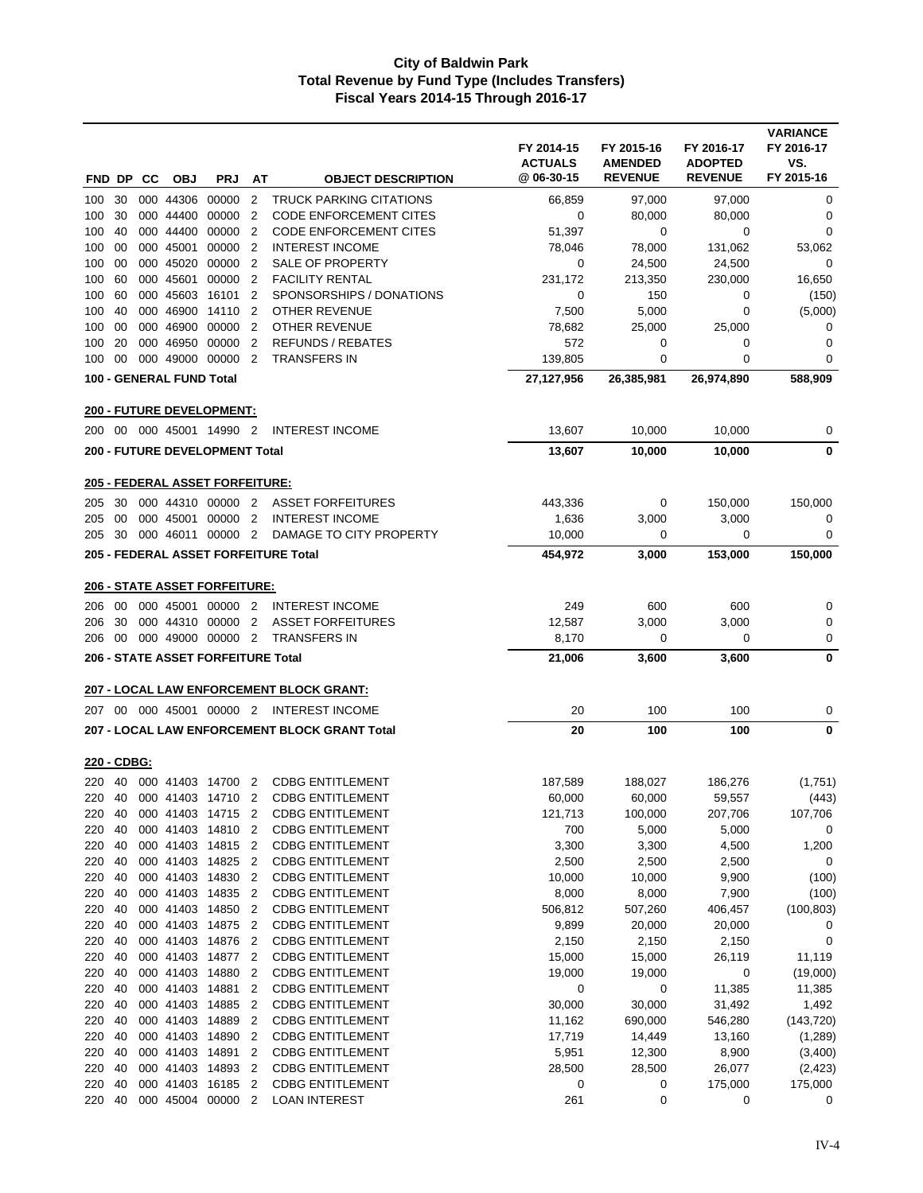# City of Baldwin Park
## Total Revenue by Fund Type (Includes Transfers)
### Fiscal Years 2014-15 Through 2016-17

| FND | DP | CC | OBJ | PRJ | AT | OBJECT DESCRIPTION | FY 2014-15 ACTUALS @ 06-30-15 | FY 2015-16 AMENDED REVENUE | FY 2016-17 ADOPTED REVENUE | VARIANCE FY 2016-17 VS. FY 2015-16 |
|---|---|---|---|---|---|---|---|---|---|---|
| 100 | 30 | 000 | 44306 | 00000 | 2 | TRUCK PARKING CITATIONS | 66,859 | 97,000 | 97,000 | 0 |
| 100 | 30 | 000 | 44400 | 00000 | 2 | CODE ENFORCEMENT CITES | 0 | 80,000 | 80,000 | 0 |
| 100 | 40 | 000 | 44400 | 00000 | 2 | CODE ENFORCEMENT CITES | 51,397 | 0 | 0 | 0 |
| 100 | 00 | 000 | 45001 | 00000 | 2 | INTEREST INCOME | 78,046 | 78,000 | 131,062 | 53,062 |
| 100 | 00 | 000 | 45020 | 00000 | 2 | SALE OF PROPERTY | 0 | 24,500 | 24,500 | 0 |
| 100 | 60 | 000 | 45601 | 00000 | 2 | FACILITY RENTAL | 231,172 | 213,350 | 230,000 | 16,650 |
| 100 | 60 | 000 | 45603 | 16101 | 2 | SPONSORSHIPS / DONATIONS | 0 | 150 | 0 | (150) |
| 100 | 40 | 000 | 46900 | 14110 | 2 | OTHER REVENUE | 7,500 | 5,000 | 0 | (5,000) |
| 100 | 00 | 000 | 46900 | 00000 | 2 | OTHER REVENUE | 78,682 | 25,000 | 25,000 | 0 |
| 100 | 20 | 000 | 46950 | 00000 | 2 | REFUNDS / REBATES | 572 | 0 | 0 | 0 |
| 100 | 00 | 000 | 49000 | 00000 | 2 | TRANSFERS IN | 139,805 | 0 | 0 | 0 |
| **100 - GENERAL FUND Total** | | | | | | | **27,127,956** | **26,385,981** | **26,974,890** | **588,909** |
| **200 - FUTURE DEVELOPMENT:** | | | | | | | | | | |
| 200 | 00 | 000 | 45001 | 14990 | 2 | INTEREST INCOME | 13,607 | 10,000 | 10,000 | 0 |
| **200 - FUTURE DEVELOPMENT Total** | | | | | | | **13,607** | **10,000** | **10,000** | **0** |
| **205 - FEDERAL ASSET FORFEITURE:** | | | | | | | | | | |
| 205 | 30 | 000 | 44310 | 00000 | 2 | ASSET FORFEITURES | 443,336 | 0 | 150,000 | 150,000 |
| 205 | 00 | 000 | 45001 | 00000 | 2 | INTEREST INCOME | 1,636 | 3,000 | 3,000 | 0 |
| 205 | 30 | 000 | 46011 | 00000 | 2 | DAMAGE TO CITY PROPERTY | 10,000 | 0 | 0 | 0 |
| **205 - FEDERAL ASSET FORFEITURE Total** | | | | | | | **454,972** | **3,000** | **153,000** | **150,000** |
| **206 - STATE ASSET FORFEITURE:** | | | | | | | | | | |
| 206 | 00 | 000 | 45001 | 00000 | 2 | INTEREST INCOME | 249 | 600 | 600 | 0 |
| 206 | 30 | 000 | 44310 | 00000 | 2 | ASSET FORFEITURES | 12,587 | 3,000 | 3,000 | 0 |
| 206 | 00 | 000 | 49000 | 00000 | 2 | TRANSFERS IN | 8,170 | 0 | 0 | 0 |
| **206 - STATE ASSET FORFEITURE Total** | | | | | | | **21,006** | **3,600** | **3,600** | **0** |
| **207 - LOCAL LAW ENFORCEMENT BLOCK GRANT:** | | | | | | | | | | |
| 207 | 00 | 000 | 45001 | 00000 | 2 | INTEREST INCOME | 20 | 100 | 100 | 0 |
| **207 - LOCAL LAW ENFORCEMENT BLOCK GRANT Total** | | | | | | | **20** | **100** | **100** | **0** |
| **220 - CDBG:** | | | | | | | | | | |
| 220 | 40 | 000 | 41403 | 14700 | 2 | CDBG ENTITLEMENT | 187,589 | 188,027 | 186,276 | (1,751) |
| 220 | 40 | 000 | 41403 | 14710 | 2 | CDBG ENTITLEMENT | 60,000 | 60,000 | 59,557 | (443) |
| 220 | 40 | 000 | 41403 | 14715 | 2 | CDBG ENTITLEMENT | 121,713 | 100,000 | 207,706 | 107,706 |
| 220 | 40 | 000 | 41403 | 14810 | 2 | CDBG ENTITLEMENT | 700 | 5,000 | 5,000 | 0 |
| 220 | 40 | 000 | 41403 | 14815 | 2 | CDBG ENTITLEMENT | 3,300 | 3,300 | 4,500 | 1,200 |
| 220 | 40 | 000 | 41403 | 14825 | 2 | CDBG ENTITLEMENT | 2,500 | 2,500 | 2,500 | 0 |
| 220 | 40 | 000 | 41403 | 14830 | 2 | CDBG ENTITLEMENT | 10,000 | 10,000 | 9,900 | (100) |
| 220 | 40 | 000 | 41403 | 14835 | 2 | CDBG ENTITLEMENT | 8,000 | 8,000 | 7,900 | (100) |
| 220 | 40 | 000 | 41403 | 14850 | 2 | CDBG ENTITLEMENT | 506,812 | 507,260 | 406,457 | (100,803) |
| 220 | 40 | 000 | 41403 | 14875 | 2 | CDBG ENTITLEMENT | 9,899 | 20,000 | 20,000 | 0 |
| 220 | 40 | 000 | 41403 | 14876 | 2 | CDBG ENTITLEMENT | 2,150 | 2,150 | 2,150 | 0 |
| 220 | 40 | 000 | 41403 | 14877 | 2 | CDBG ENTITLEMENT | 15,000 | 15,000 | 26,119 | 11,119 |
| 220 | 40 | 000 | 41403 | 14880 | 2 | CDBG ENTITLEMENT | 19,000 | 19,000 | 0 | (19,000) |
| 220 | 40 | 000 | 41403 | 14881 | 2 | CDBG ENTITLEMENT | 0 | 0 | 11,385 | 11,385 |
| 220 | 40 | 000 | 41403 | 14885 | 2 | CDBG ENTITLEMENT | 30,000 | 30,000 | 31,492 | 1,492 |
| 220 | 40 | 000 | 41403 | 14889 | 2 | CDBG ENTITLEMENT | 11,162 | 690,000 | 546,280 | (143,720) |
| 220 | 40 | 000 | 41403 | 14890 | 2 | CDBG ENTITLEMENT | 17,719 | 14,449 | 13,160 | (1,289) |
| 220 | 40 | 000 | 41403 | 14891 | 2 | CDBG ENTITLEMENT | 5,951 | 12,300 | 8,900 | (3,400) |
| 220 | 40 | 000 | 41403 | 14893 | 2 | CDBG ENTITLEMENT | 28,500 | 28,500 | 26,077 | (2,423) |
| 220 | 40 | 000 | 41403 | 16185 | 2 | CDBG ENTITLEMENT | 0 | 0 | 175,000 | 175,000 |
| 220 | 40 | 000 | 45004 | 00000 | 2 | LOAN INTEREST | 261 | 0 | 0 | 0 |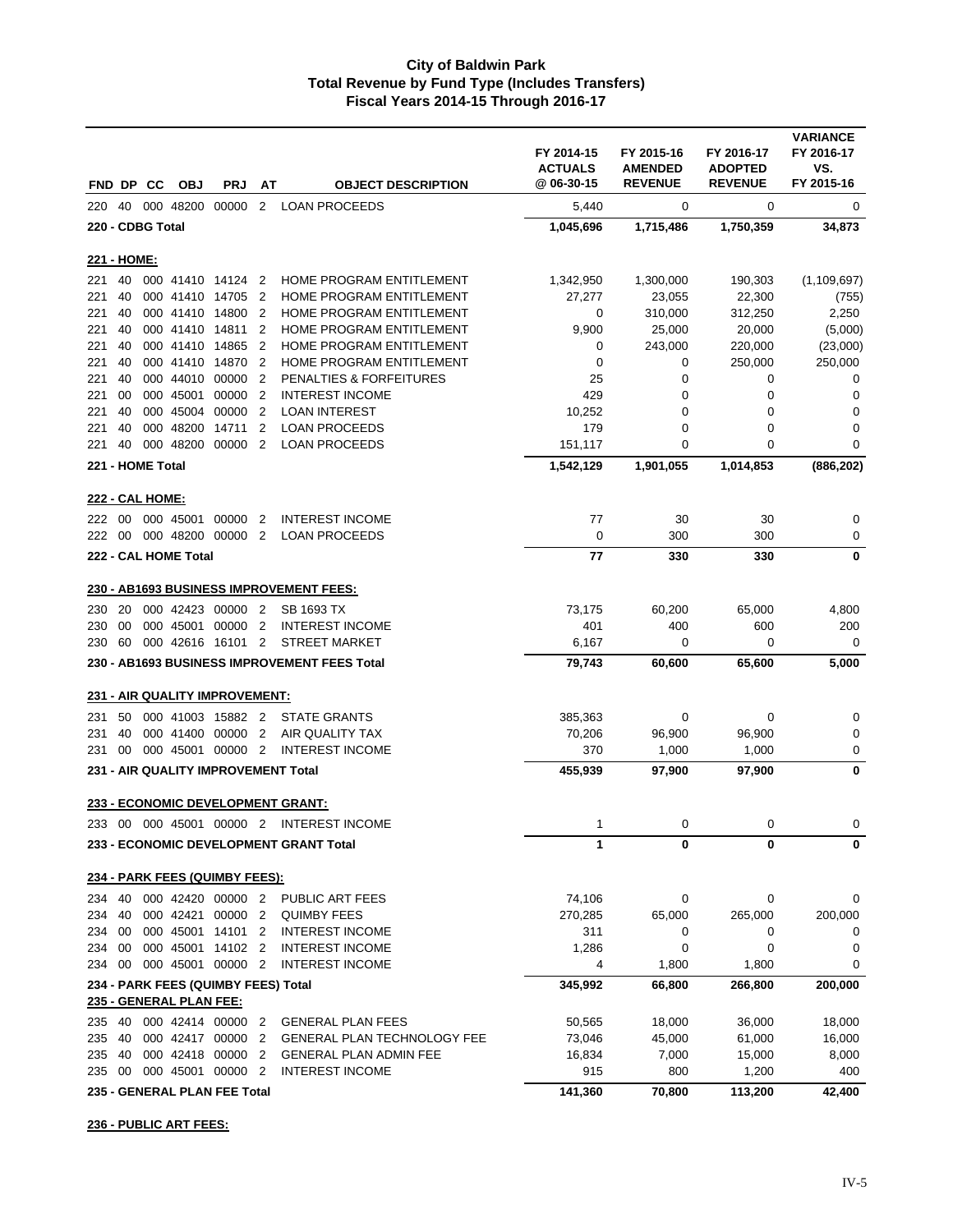# City of Baldwin Park
## Total Revenue by Fund Type (Includes Transfers)
### Fiscal Years 2014-15 Through 2016-17

| FND | DP | CC | OBJ | PRJ | AT | OBJECT DESCRIPTION | FY 2014-15 ACTUALS @ 06-30-15 | FY 2015-16 AMENDED REVENUE | FY 2016-17 ADOPTED REVENUE | VARIANCE FY 2016-17 VS. FY 2015-16 |
|---|---|---|---|---|---|---|---|---|---|---|
| 220 | 40 | 000 | 48200 | 00000 | 2 | LOAN PROCEEDS | 5,440 | 0 | 0 | 0 |
| **220 - CDBG Total** | | | | | | | **1,045,696** | **1,715,486** | **1,750,359** | **34,873** |
| **221 - HOME:** | | | | | | | | | | |
| 221 | 40 | 000 | 41410 | 14124 | 2 | HOME PROGRAM ENTITLEMENT | 1,342,950 | 1,300,000 | 190,303 | (1,109,697) |
| 221 | 40 | 000 | 41410 | 14705 | 2 | HOME PROGRAM ENTITLEMENT | 27,277 | 23,055 | 22,300 | (755) |
| 221 | 40 | 000 | 41410 | 14800 | 2 | HOME PROGRAM ENTITLEMENT | 0 | 310,000 | 312,250 | 2,250 |
| 221 | 40 | 000 | 41410 | 14811 | 2 | HOME PROGRAM ENTITLEMENT | 9,900 | 25,000 | 20,000 | (5,000) |
| 221 | 40 | 000 | 41410 | 14865 | 2 | HOME PROGRAM ENTITLEMENT | 0 | 243,000 | 220,000 | (23,000) |
| 221 | 40 | 000 | 41410 | 14870 | 2 | HOME PROGRAM ENTITLEMENT | 0 | 0 | 250,000 | 250,000 |
| 221 | 40 | 000 | 44010 | 00000 | 2 | PENALTIES & FORFEITURES | 25 | 0 | 0 | 0 |
| 221 | 00 | 000 | 45001 | 00000 | 2 | INTEREST INCOME | 429 | 0 | 0 | 0 |
| 221 | 40 | 000 | 45004 | 00000 | 2 | LOAN INTEREST | 10,252 | 0 | 0 | 0 |
| 221 | 40 | 000 | 48200 | 14711 | 2 | LOAN PROCEEDS | 179 | 0 | 0 | 0 |
| 221 | 40 | 000 | 48200 | 00000 | 2 | LOAN PROCEEDS | 151,117 | 0 | 0 | 0 |
| **221 - HOME Total** | | | | | | | **1,542,129** | **1,901,055** | **1,014,853** | **(886,202)** |
| **222 - CAL HOME:** | | | | | | | | | | |
| 222 | 00 | 000 | 45001 | 00000 | 2 | INTEREST INCOME | 77 | 30 | 30 | 0 |
| 222 | 00 | 000 | 48200 | 00000 | 2 | LOAN PROCEEDS | 0 | 300 | 300 | 0 |
| **222 - CAL HOME Total** | | | | | | | **77** | **330** | **330** | **0** |
| **230 - AB1693 BUSINESS IMPROVEMENT FEES:** | | | | | | | | | | |
| 230 | 20 | 000 | 42423 | 00000 | 2 | SB 1693 TX | 73,175 | 60,200 | 65,000 | 4,800 |
| 230 | 00 | 000 | 45001 | 00000 | 2 | INTEREST INCOME | 401 | 400 | 600 | 200 |
| 230 | 60 | 000 | 42616 | 16101 | 2 | STREET MARKET | 6,167 | 0 | 0 | 0 |
| **230 - AB1693 BUSINESS IMPROVEMENT FEES Total** | | | | | | | **79,743** | **60,600** | **65,600** | **5,000** |
| **231 - AIR QUALITY IMPROVEMENT:** | | | | | | | | | | |
| 231 | 50 | 000 | 41003 | 15882 | 2 | STATE GRANTS | 385,363 | 0 | 0 | 0 |
| 231 | 40 | 000 | 41400 | 00000 | 2 | AIR QUALITY TAX | 70,206 | 96,900 | 96,900 | 0 |
| 231 | 00 | 000 | 45001 | 00000 | 2 | INTEREST INCOME | 370 | 1,000 | 1,000 | 0 |
| **231 - AIR QUALITY IMPROVEMENT Total** | | | | | | | **455,939** | **97,900** | **97,900** | **0** |
| **233 - ECONOMIC DEVELOPMENT GRANT:** | | | | | | | | | | |
| 233 | 00 | 000 | 45001 | 00000 | 2 | INTEREST INCOME | 1 | 0 | 0 | 0 |
| **233 - ECONOMIC DEVELOPMENT GRANT Total** | | | | | | | **1** | **0** | **0** | **0** |
| **234 - PARK FEES (QUIMBY FEES):** | | | | | | | | | | |
| 234 | 40 | 000 | 42420 | 00000 | 2 | PUBLIC ART FEES | 74,106 | 0 | 0 | 0 |
| 234 | 40 | 000 | 42421 | 00000 | 2 | QUIMBY FEES | 270,285 | 65,000 | 265,000 | 200,000 |
| 234 | 00 | 000 | 45001 | 14101 | 2 | INTEREST INCOME | 311 | 0 | 0 | 0 |
| 234 | 00 | 000 | 45001 | 14102 | 2 | INTEREST INCOME | 1,286 | 0 | 0 | 0 |
| 234 | 00 | 000 | 45001 | 00000 | 2 | INTEREST INCOME | 4 | 1,800 | 1,800 | 0 |
| **234 - PARK FEES (QUIMBY FEES) Total** | | | | | | | **345,992** | **66,800** | **266,800** | **200,000** |
| **235 - GENERAL PLAN FEE:** | | | | | | | | | | |
| 235 | 40 | 000 | 42414 | 00000 | 2 | GENERAL PLAN FEES | 50,565 | 18,000 | 36,000 | 18,000 |
| 235 | 40 | 000 | 42417 | 00000 | 2 | GENERAL PLAN TECHNOLOGY FEE | 73,046 | 45,000 | 61,000 | 16,000 |
| 235 | 40 | 000 | 42418 | 00000 | 2 | GENERAL PLAN ADMIN FEE | 16,834 | 7,000 | 15,000 | 8,000 |
| 235 | 00 | 000 | 45001 | 00000 | 2 | INTEREST INCOME | 915 | 800 | 1,200 | 400 |
| **235 - GENERAL PLAN FEE Total** | | | | | | | **141,360** | **70,800** | **113,200** | **42,400** |
| **236 - PUBLIC ART FEES:** | | | | | | | | | | |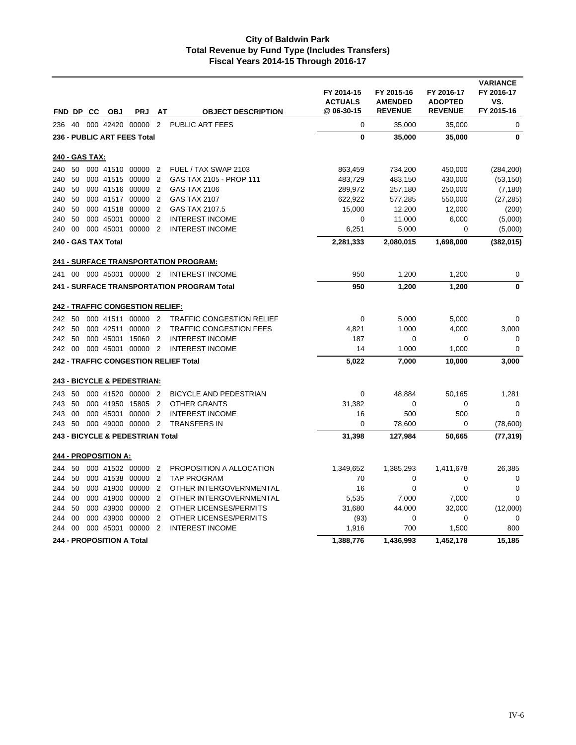# City of Baldwin Park
## Total Revenue by Fund Type (Includes Transfers)
### Fiscal Years 2014-15 Through 2016-17

| FND | DP | CC | OBJ | PRJ | AT | OBJECT DESCRIPTION | FY 2014-15 ACTUALS @ 06-30-15 | FY 2015-16 AMENDED REVENUE | FY 2016-17 ADOPTED REVENUE | VARIANCE FY 2016-17 VS. FY 2015-16 |
|---|---|---|---|---|---|---|---|---|---|---|
| 236 | 40 | 000 | 42420 | 00000 | 2 | PUBLIC ART FEES | 0 | 35,000 | 35,000 | 0 |
| **236 - PUBLIC ART FEES Total** | | | | | | | **0** | **35,000** | **35,000** | **0** |
| **240 - GAS TAX:** | | | | | | | | | | |
| 240 | 50 | 000 | 41510 | 00000 | 2 | FUEL / TAX SWAP 2103 | 863,459 | 734,200 | 450,000 | (284,200) |
| 240 | 50 | 000 | 41515 | 00000 | 2 | GAS TAX 2105 - PROP 111 | 483,729 | 483,150 | 430,000 | (53,150) |
| 240 | 50 | 000 | 41516 | 00000 | 2 | GAS TAX 2106 | 289,972 | 257,180 | 250,000 | (7,180) |
| 240 | 50 | 000 | 41517 | 00000 | 2 | GAS TAX 2107 | 622,922 | 577,285 | 550,000 | (27,285) |
| 240 | 50 | 000 | 41518 | 00000 | 2 | GAS TAX 2107.5 | 15,000 | 12,200 | 12,000 | (200) |
| 240 | 50 | 000 | 45001 | 00000 | 2 | INTEREST INCOME | 0 | 11,000 | 6,000 | (5,000) |
| 240 | 00 | 000 | 45001 | 00000 | 2 | INTEREST INCOME | 6,251 | 5,000 | 0 | (5,000) |
| **240 - GAS TAX Total** | | | | | | | **2,281,333** | **2,080,015** | **1,698,000** | **(382,015)** |
| **241 - SURFACE TRANSPORTATION PROGRAM:** | | | | | | | | | | |
| 241 | 00 | 000 | 45001 | 00000 | 2 | INTEREST INCOME | 950 | 1,200 | 1,200 | 0 |
| **241 - SURFACE TRANSPORTATION PROGRAM Total** | | | | | | | **950** | **1,200** | **1,200** | **0** |
| **242 - TRAFFIC CONGESTION RELIEF:** | | | | | | | | | | |
| 242 | 50 | 000 | 41511 | 00000 | 2 | TRAFFIC CONGESTION RELIEF | 0 | 5,000 | 5,000 | 0 |
| 242 | 50 | 000 | 42511 | 00000 | 2 | TRAFFIC CONGESTION FEES | 4,821 | 1,000 | 4,000 | 3,000 |
| 242 | 50 | 000 | 45001 | 15060 | 2 | INTEREST INCOME | 187 | 0 | 0 | 0 |
| 242 | 00 | 000 | 45001 | 00000 | 2 | INTEREST INCOME | 14 | 1,000 | 1,000 | 0 |
| **242 - TRAFFIC CONGESTION RELIEF Total** | | | | | | | **5,022** | **7,000** | **10,000** | **3,000** |
| **243 - BICYCLE & PEDESTRIAN:** | | | | | | | | | | |
| 243 | 50 | 000 | 41520 | 00000 | 2 | BICYCLE AND PEDESTRIAN | 0 | 48,884 | 50,165 | 1,281 |
| 243 | 50 | 000 | 41950 | 15805 | 2 | OTHER GRANTS | 31,382 | 0 | 0 | 0 |
| 243 | 00 | 000 | 45001 | 00000 | 2 | INTEREST INCOME | 16 | 500 | 500 | 0 |
| 243 | 50 | 000 | 49000 | 00000 | 2 | TRANSFERS IN | 0 | 78,600 | 0 | (78,600) |
| **243 - BICYCLE & PEDESTRIAN Total** | | | | | | | **31,398** | **127,984** | **50,665** | **(77,319)** |
| **244 - PROPOSITION A:** | | | | | | | | | | |
| 244 | 50 | 000 | 41502 | 00000 | 2 | PROPOSITION A ALLOCATION | 1,349,652 | 1,385,293 | 1,411,678 | 26,385 |
| 244 | 50 | 000 | 41538 | 00000 | 2 | TAP PROGRAM | 70 | 0 | 0 | 0 |
| 244 | 50 | 000 | 41900 | 00000 | 2 | OTHER INTERGOVERNMENTAL | 16 | 0 | 0 | 0 |
| 244 | 00 | 000 | 41900 | 00000 | 2 | OTHER INTERGOVERNMENTAL | 5,535 | 7,000 | 7,000 | 0 |
| 244 | 50 | 000 | 43900 | 00000 | 2 | OTHER LICENSES/PERMITS | 31,680 | 44,000 | 32,000 | (12,000) |
| 244 | 00 | 000 | 43900 | 00000 | 2 | OTHER LICENSES/PERMITS | (93) | 0 | 0 | 0 |
| 244 | 00 | 000 | 45001 | 00000 | 2 | INTEREST INCOME | 1,916 | 700 | 1,500 | 800 |
| **244 - PROPOSITION A Total** | | | | | | | **1,388,776** | **1,436,993** | **1,452,178** | **15,185** |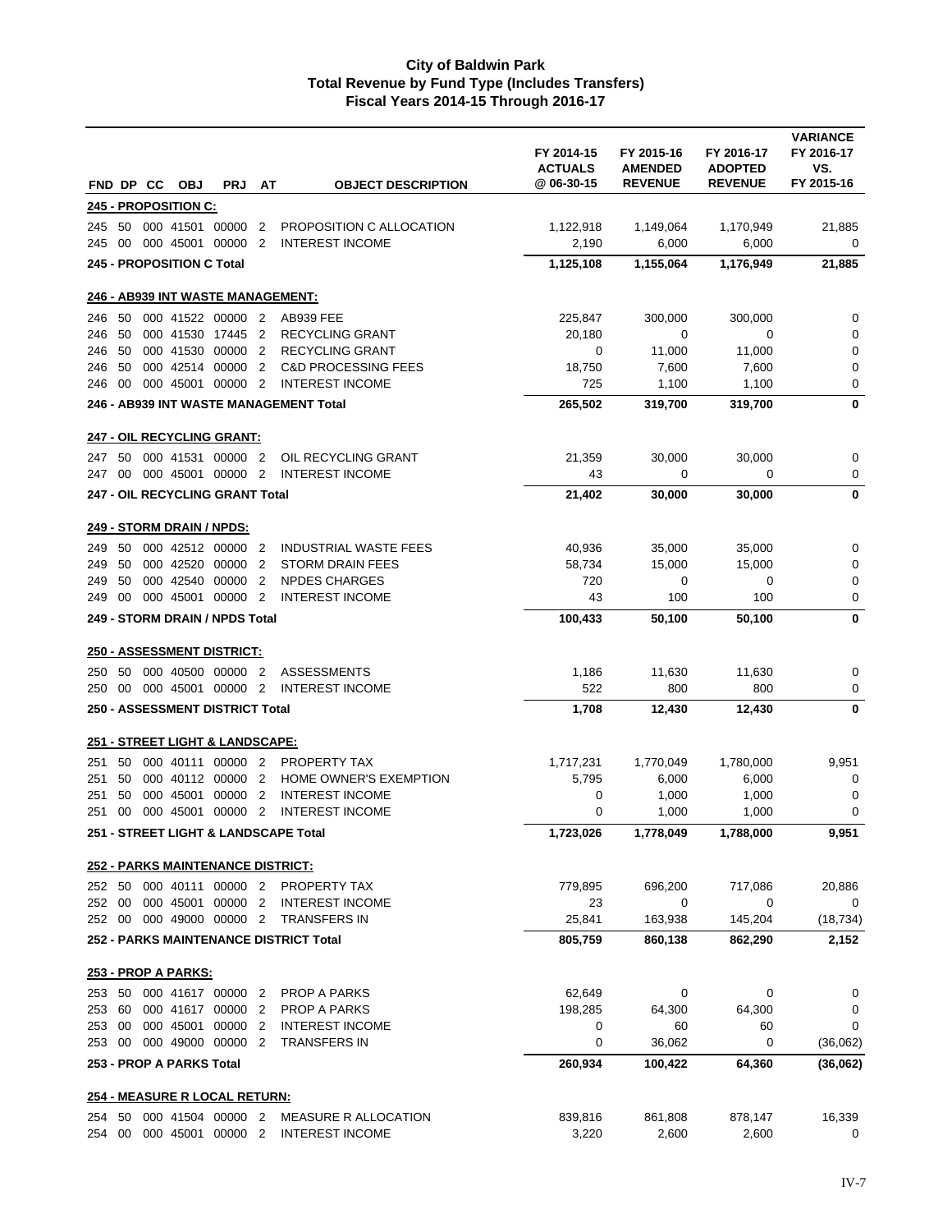# City of Baldwin Park
## Total Revenue by Fund Type (Includes Transfers)
### Fiscal Years 2014-15 Through 2016-17

| FND | DP | CC | OBJ | PRJ | AT | OBJECT DESCRIPTION | FY 2014-15 ACTUALS @ 06-30-15 | FY 2015-16 AMENDED REVENUE | FY 2016-17 ADOPTED REVENUE | VARIANCE FY 2016-17 VS. FY 2015-16 |
|---|---|---|---|---|---|---|---|---|---|---|
| **245 - PROPOSITION C:** | | | | | | | | | | |
| 245 | 50 | 000 | 41501 | 00000 | 2 | PROPOSITION C ALLOCATION | 1,122,918 | 1,149,064 | 1,170,949 | 21,885 |
| 245 | 00 | 000 | 45001 | 00000 | 2 | INTEREST INCOME | 2,190 | 6,000 | 6,000 | 0 |
| **245 - PROPOSITION C Total** | | | | | | | **1,125,108** | **1,155,064** | **1,176,949** | **21,885** |
| **246 - AB939 INT WASTE MANAGEMENT:** | | | | | | | | | | |
| 246 | 50 | 000 | 41522 | 00000 | 2 | AB939 FEE | 225,847 | 300,000 | 300,000 | 0 |
| 246 | 50 | 000 | 41530 | 17445 | 2 | RECYCLING GRANT | 20,180 | 0 | 0 | 0 |
| 246 | 50 | 000 | 41530 | 00000 | 2 | RECYCLING GRANT | 0 | 11,000 | 11,000 | 0 |
| 246 | 50 | 000 | 42514 | 00000 | 2 | C&D PROCESSING FEES | 18,750 | 7,600 | 7,600 | 0 |
| 246 | 00 | 000 | 45001 | 00000 | 2 | INTEREST INCOME | 725 | 1,100 | 1,100 | 0 |
| **246 - AB939 INT WASTE MANAGEMENT Total** | | | | | | | **265,502** | **319,700** | **319,700** | **0** |
| **247 - OIL RECYCLING GRANT:** | | | | | | | | | | |
| 247 | 50 | 000 | 41531 | 00000 | 2 | OIL RECYCLING GRANT | 21,359 | 30,000 | 30,000 | 0 |
| 247 | 00 | 000 | 45001 | 00000 | 2 | INTEREST INCOME | 43 | 0 | 0 | 0 |
| **247 - OIL RECYCLING GRANT Total** | | | | | | | **21,402** | **30,000** | **30,000** | **0** |
| **249 - STORM DRAIN / NPDS:** | | | | | | | | | | |
| 249 | 50 | 000 | 42512 | 00000 | 2 | INDUSTRIAL WASTE FEES | 40,936 | 35,000 | 35,000 | 0 |
| 249 | 50 | 000 | 42520 | 00000 | 2 | STORM DRAIN FEES | 58,734 | 15,000 | 15,000 | 0 |
| 249 | 50 | 000 | 42540 | 00000 | 2 | NPDES CHARGES | 720 | 0 | 0 | 0 |
| 249 | 00 | 000 | 45001 | 00000 | 2 | INTEREST INCOME | 43 | 100 | 100 | 0 |
| **249 - STORM DRAIN / NPDS Total** | | | | | | | **100,433** | **50,100** | **50,100** | **0** |
| **250 - ASSESSMENT DISTRICT:** | | | | | | | | | | |
| 250 | 50 | 000 | 40500 | 00000 | 2 | ASSESSMENTS | 1,186 | 11,630 | 11,630 | 0 |
| 250 | 00 | 000 | 45001 | 00000 | 2 | INTEREST INCOME | 522 | 800 | 800 | 0 |
| **250 - ASSESSMENT DISTRICT Total** | | | | | | | **1,708** | **12,430** | **12,430** | **0** |
| **251 - STREET LIGHT & LANDSCAPE:** | | | | | | | | | | |
| 251 | 50 | 000 | 40111 | 00000 | 2 | PROPERTY TAX | 1,717,231 | 1,770,049 | 1,780,000 | 9,951 |
| 251 | 50 | 000 | 40112 | 00000 | 2 | HOME OWNER'S EXEMPTION | 5,795 | 6,000 | 6,000 | 0 |
| 251 | 50 | 000 | 45001 | 00000 | 2 | INTEREST INCOME | 0 | 1,000 | 1,000 | 0 |
| 251 | 00 | 000 | 45001 | 00000 | 2 | INTEREST INCOME | 0 | 1,000 | 1,000 | 0 |
| **251 - STREET LIGHT & LANDSCAPE Total** | | | | | | | **1,723,026** | **1,778,049** | **1,788,000** | **9,951** |
| **252 - PARKS MAINTENANCE DISTRICT:** | | | | | | | | | | |
| 252 | 50 | 000 | 40111 | 00000 | 2 | PROPERTY TAX | 779,895 | 696,200 | 717,086 | 20,886 |
| 252 | 00 | 000 | 45001 | 00000 | 2 | INTEREST INCOME | 23 | 0 | 0 | 0 |
| 252 | 00 | 000 | 49000 | 00000 | 2 | TRANSFERS IN | 25,841 | 163,938 | 145,204 | (18,734) |
| **252 - PARKS MAINTENANCE DISTRICT Total** | | | | | | | **805,759** | **860,138** | **862,290** | **2,152** |
| **253 - PROP A PARKS:** | | | | | | | | | | |
| 253 | 50 | 000 | 41617 | 00000 | 2 | PROP A PARKS | 62,649 | 0 | 0 | 0 |
| 253 | 60 | 000 | 41617 | 00000 | 2 | PROP A PARKS | 198,285 | 64,300 | 64,300 | 0 |
| 253 | 00 | 000 | 45001 | 00000 | 2 | INTEREST INCOME | 0 | 60 | 60 | 0 |
| 253 | 00 | 000 | 49000 | 00000 | 2 | TRANSFERS IN | 0 | 36,062 | 0 | (36,062) |
| **253 - PROP A PARKS Total** | | | | | | | **260,934** | **100,422** | **64,360** | **(36,062)** |
| **254 - MEASURE R LOCAL RETURN:** | | | | | | | | | | |
| 254 | 50 | 000 | 41504 | 00000 | 2 | MEASURE R ALLOCATION | 839,816 | 861,808 | 878,147 | 16,339 |
| 254 | 00 | 000 | 45001 | 00000 | 2 | INTEREST INCOME | 3,220 | 2,600 | 2,600 | 0 |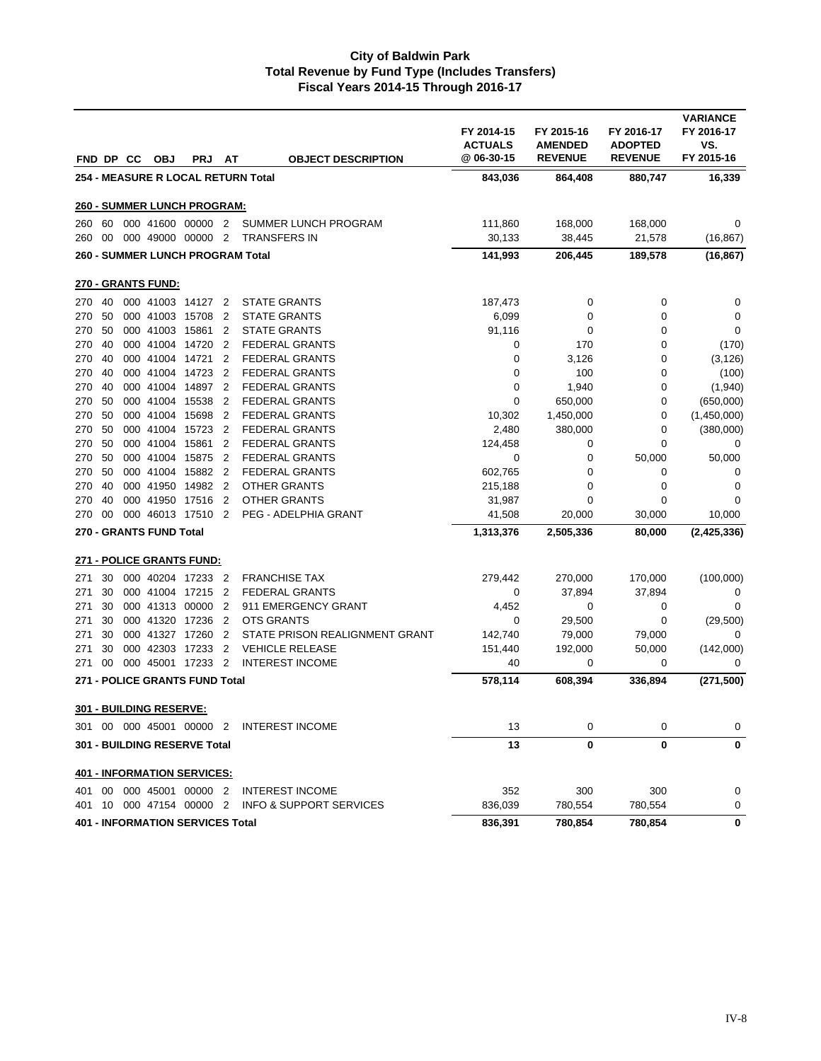# City of Baldwin Park
## Total Revenue by Fund Type (Includes Transfers)
### Fiscal Years 2014-15 Through 2016-17

| FND | DP | CC | OBJ | PRJ | AT | OBJECT DESCRIPTION | FY 2014-15 ACTUALS @ 06-30-15 | FY 2015-16 AMENDED REVENUE | FY 2016-17 ADOPTED REVENUE | VARIANCE FY 2016-17 VS. FY 2015-16 |
|---|---|---|---|---|---|---|---|---|---|---|
| **254 - MEASURE R LOCAL RETURN Total** | | | | | | | **843,036** | **864,408** | **880,747** | **16,339** |
| **260 - SUMMER LUNCH PROGRAM:** | | | | | | | | | | |
| 260 | 60 | 000 | 41600 | 00000 | 2 | SUMMER LUNCH PROGRAM | 111,860 | 168,000 | 168,000 | 0 |
| 260 | 00 | 000 | 49000 | 00000 | 2 | TRANSFERS IN | 30,133 | 38,445 | 21,578 | (16,867) |
| **260 - SUMMER LUNCH PROGRAM Total** | | | | | | | **141,993** | **206,445** | **189,578** | **(16,867)** |
| **270 - GRANTS FUND:** | | | | | | | | | | |
| 270 | 40 | 000 | 41003 | 14127 | 2 | STATE GRANTS | 187,473 | 0 | 0 | 0 |
| 270 | 50 | 000 | 41003 | 15708 | 2 | STATE GRANTS | 6,099 | 0 | 0 | 0 |
| 270 | 50 | 000 | 41003 | 15861 | 2 | STATE GRANTS | 91,116 | 0 | 0 | 0 |
| 270 | 40 | 000 | 41004 | 14720 | 2 | FEDERAL GRANTS | 0 | 170 | 0 | (170) |
| 270 | 40 | 000 | 41004 | 14721 | 2 | FEDERAL GRANTS | 0 | 3,126 | 0 | (3,126) |
| 270 | 40 | 000 | 41004 | 14723 | 2 | FEDERAL GRANTS | 0 | 100 | 0 | (100) |
| 270 | 40 | 000 | 41004 | 14897 | 2 | FEDERAL GRANTS | 0 | 1,940 | 0 | (1,940) |
| 270 | 50 | 000 | 41004 | 15538 | 2 | FEDERAL GRANTS | 0 | 650,000 | 0 | (650,000) |
| 270 | 50 | 000 | 41004 | 15698 | 2 | FEDERAL GRANTS | 10,302 | 1,450,000 | 0 | (1,450,000) |
| 270 | 50 | 000 | 41004 | 15723 | 2 | FEDERAL GRANTS | 2,480 | 380,000 | 0 | (380,000) |
| 270 | 50 | 000 | 41004 | 15861 | 2 | FEDERAL GRANTS | 124,458 | 0 | 0 | 0 |
| 270 | 50 | 000 | 41004 | 15875 | 2 | FEDERAL GRANTS | 0 | 0 | 50,000 | 50,000 |
| 270 | 50 | 000 | 41004 | 15882 | 2 | FEDERAL GRANTS | 602,765 | 0 | 0 | 0 |
| 270 | 40 | 000 | 41950 | 14982 | 2 | OTHER GRANTS | 215,188 | 0 | 0 | 0 |
| 270 | 40 | 000 | 41950 | 17516 | 2 | OTHER GRANTS | 31,987 | 0 | 0 | 0 |
| 270 | 00 | 000 | 46013 | 17510 | 2 | PEG - ADELPHIA GRANT | 41,508 | 20,000 | 30,000 | 10,000 |
| **270 - GRANTS FUND Total** | | | | | | | **1,313,376** | **2,505,336** | **80,000** | **(2,425,336)** |
| **271 - POLICE GRANTS FUND:** | | | | | | | | | | |
| 271 | 30 | 000 | 40204 | 17233 | 2 | FRANCHISE TAX | 279,442 | 270,000 | 170,000 | (100,000) |
| 271 | 30 | 000 | 41004 | 17215 | 2 | FEDERAL GRANTS | 0 | 37,894 | 37,894 | 0 |
| 271 | 30 | 000 | 41313 | 00000 | 2 | 911 EMERGENCY GRANT | 4,452 | 0 | 0 | 0 |
| 271 | 30 | 000 | 41320 | 17236 | 2 | OTS GRANTS | 0 | 29,500 | 0 | (29,500) |
| 271 | 30 | 000 | 41327 | 17260 | 2 | STATE PRISON REALIGNMENT GRANT | 142,740 | 79,000 | 79,000 | 0 |
| 271 | 30 | 000 | 42303 | 17233 | 2 | VEHICLE RELEASE | 151,440 | 192,000 | 50,000 | (142,000) |
| 271 | 00 | 000 | 45001 | 17233 | 2 | INTEREST INCOME | 40 | 0 | 0 | 0 |
| **271 - POLICE GRANTS FUND Total** | | | | | | | **578,114** | **608,394** | **336,894** | **(271,500)** |
| **301 - BUILDING RESERVE:** | | | | | | | | | | |
| 301 | 00 | 000 | 45001 | 00000 | 2 | INTEREST INCOME | 13 | 0 | 0 | 0 |
| **301 - BUILDING RESERVE Total** | | | | | | | **13** | **0** | **0** | **0** |
| **401 - INFORMATION SERVICES:** | | | | | | | | | | |
| 401 | 00 | 000 | 45001 | 00000 | 2 | INTEREST INCOME | 352 | 300 | 300 | 0 |
| 401 | 10 | 000 | 47154 | 00000 | 2 | INFO & SUPPORT SERVICES | 836,039 | 780,554 | 780,554 | 0 |
| **401 - INFORMATION SERVICES Total** | | | | | | | **836,391** | **780,854** | **780,854** | **0** |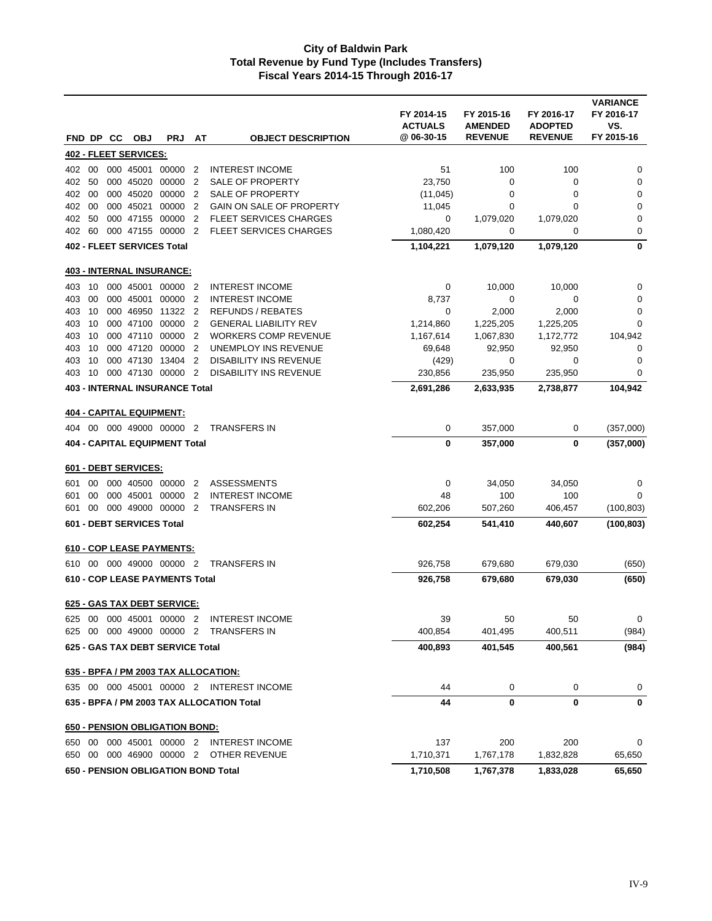# City of Baldwin Park
## Total Revenue by Fund Type (Includes Transfers)
### Fiscal Years 2014-15 Through 2016-17

| FND | DP | CC | OBJ | PRJ | AT | OBJECT DESCRIPTION | FY 2014-15 ACTUALS @ 06-30-15 | FY 2015-16 AMENDED REVENUE | FY 2016-17 ADOPTED REVENUE | VARIANCE FY 2016-17 VS. FY 2015-16 |
|---|---|---|---|---|---|---|---|---|---|---|
| **402 - FLEET SERVICES:** | | | | | | | | | | |
| 402 | 00 | 000 | 45001 | 00000 | 2 | INTEREST INCOME | 51 | 100 | 100 | 0 |
| 402 | 50 | 000 | 45020 | 00000 | 2 | SALE OF PROPERTY | 23,750 | 0 | 0 | 0 |
| 402 | 00 | 000 | 45020 | 00000 | 2 | SALE OF PROPERTY | (11,045) | 0 | 0 | 0 |
| 402 | 00 | 000 | 45021 | 00000 | 2 | GAIN ON SALE OF PROPERTY | 11,045 | 0 | 0 | 0 |
| 402 | 50 | 000 | 47155 | 00000 | 2 | FLEET SERVICES CHARGES | 0 | 1,079,020 | 1,079,020 | 0 |
| 402 | 60 | 000 | 47155 | 00000 | 2 | FLEET SERVICES CHARGES | 1,080,420 | 0 | 0 | 0 |
| **402 - FLEET SERVICES Total** | | | | | | | **1,104,221** | **1,079,120** | **1,079,120** | **0** |
| **403 - INTERNAL INSURANCE:** | | | | | | | | | | |
| 403 | 10 | 000 | 45001 | 00000 | 2 | INTEREST INCOME | 0 | 10,000 | 10,000 | 0 |
| 403 | 00 | 000 | 45001 | 00000 | 2 | INTEREST INCOME | 8,737 | 0 | 0 | 0 |
| 403 | 10 | 000 | 46950 | 11322 | 2 | REFUNDS / REBATES | 0 | 2,000 | 2,000 | 0 |
| 403 | 10 | 000 | 47100 | 00000 | 2 | GENERAL LIABILITY REV | 1,214,860 | 1,225,205 | 1,225,205 | 0 |
| 403 | 10 | 000 | 47110 | 00000 | 2 | WORKERS COMP REVENUE | 1,167,614 | 1,067,830 | 1,172,772 | 104,942 |
| 403 | 10 | 000 | 47120 | 00000 | 2 | UNEMPLOY INS REVENUE | 69,648 | 92,950 | 92,950 | 0 |
| 403 | 10 | 000 | 47130 | 13404 | 2 | DISABILITY INS REVENUE | (429) | 0 | 0 | 0 |
| 403 | 10 | 000 | 47130 | 00000 | 2 | DISABILITY INS REVENUE | 230,856 | 235,950 | 235,950 | 0 |
| **403 - INTERNAL INSURANCE Total** | | | | | | | **2,691,286** | **2,633,935** | **2,738,877** | **104,942** |
| **404 - CAPITAL EQUIPMENT:** | | | | | | | | | | |
| 404 | 00 | 000 | 49000 | 00000 | 2 | TRANSFERS IN | 0 | 357,000 | 0 | (357,000) |
| **404 - CAPITAL EQUIPMENT Total** | | | | | | | **0** | **357,000** | **0** | **(357,000)** |
| **601 - DEBT SERVICES:** | | | | | | | | | | |
| 601 | 00 | 000 | 40500 | 00000 | 2 | ASSESSMENTS | 0 | 34,050 | 34,050 | 0 |
| 601 | 00 | 000 | 45001 | 00000 | 2 | INTEREST INCOME | 48 | 100 | 100 | 0 |
| 601 | 00 | 000 | 49000 | 00000 | 2 | TRANSFERS IN | 602,206 | 507,260 | 406,457 | (100,803) |
| **601 - DEBT SERVICES Total** | | | | | | | **602,254** | **541,410** | **440,607** | **(100,803)** |
| **610 - COP LEASE PAYMENTS:** | | | | | | | | | | |
| 610 | 00 | 000 | 49000 | 00000 | 2 | TRANSFERS IN | 926,758 | 679,680 | 679,030 | (650) |
| **610 - COP LEASE PAYMENTS Total** | | | | | | | **926,758** | **679,680** | **679,030** | **(650)** |
| **625 - GAS TAX DEBT SERVICE:** | | | | | | | | | | |
| 625 | 00 | 000 | 45001 | 00000 | 2 | INTEREST INCOME | 39 | 50 | 50 | 0 |
| 625 | 00 | 000 | 49000 | 00000 | 2 | TRANSFERS IN | 400,854 | 401,495 | 400,511 | (984) |
| **625 - GAS TAX DEBT SERVICE Total** | | | | | | | **400,893** | **401,545** | **400,561** | **(984)** |
| **635 - BPFA / PM 2003 TAX ALLOCATION:** | | | | | | | | | | |
| 635 | 00 | 000 | 45001 | 00000 | 2 | INTEREST INCOME | 44 | 0 | 0 | 0 |
| **635 - BPFA / PM 2003 TAX ALLOCATION Total** | | | | | | | **44** | **0** | **0** | **0** |
| **650 - PENSION OBLIGATION BOND:** | | | | | | | | | | |
| 650 | 00 | 000 | 45001 | 00000 | 2 | INTEREST INCOME | 137 | 200 | 200 | 0 |
| 650 | 00 | 000 | 46900 | 00000 | 2 | OTHER REVENUE | 1,710,371 | 1,767,178 | 1,832,828 | 65,650 |
| **650 - PENSION OBLIGATION BOND Total** | | | | | | | **1,710,508** | **1,767,378** | **1,833,028** | **65,650** |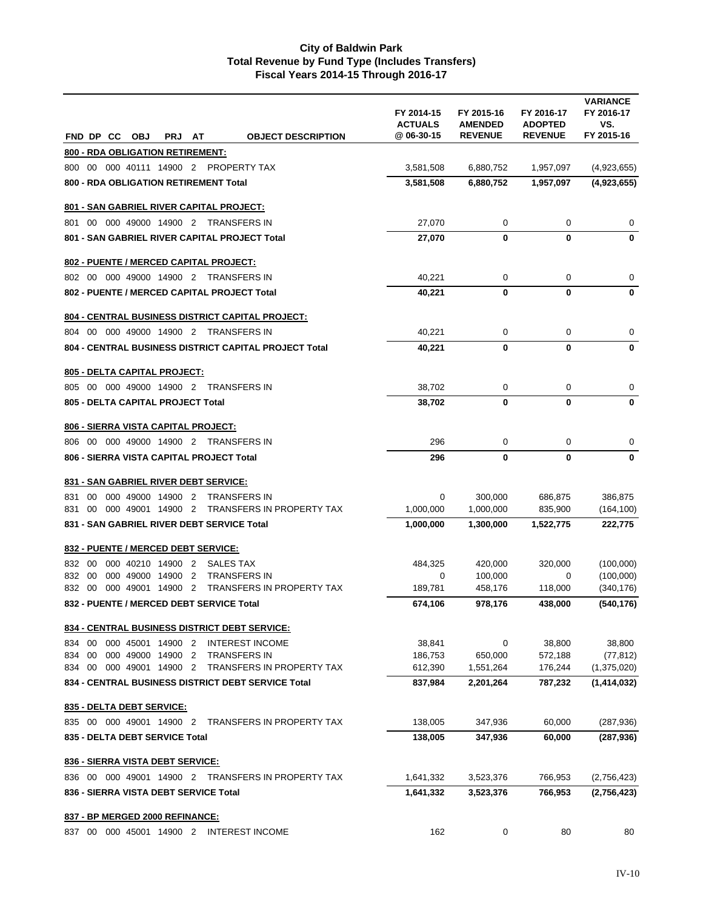# City of Baldwin Park
## Total Revenue by Fund Type (Includes Transfers)
### Fiscal Years 2014-15 Through 2016-17

| FND | DP | CC | OBJ | PRJ | AT | OBJECT DESCRIPTION | FY 2014-15 ACTUALS @ 06-30-15 | FY 2015-16 AMENDED REVENUE | FY 2016-17 ADOPTED REVENUE | VARIANCE FY 2016-17 VS. FY 2015-16 |
|---|---|---|---|---|---|---|---|---|---|---|
| **800 - RDA OBLIGATION RETIREMENT:** | | | | | | | | | | |
| 800 | 00 | 000 | 40111 | 14900 | 2 | PROPERTY TAX | 3,581,508 | 6,880,752 | 1,957,097 | (4,923,655) |
| **800 - RDA OBLIGATION RETIREMENT Total** | | | | | | | **3,581,508** | **6,880,752** | **1,957,097** | **(4,923,655)** |
| **801 - SAN GABRIEL RIVER CAPITAL PROJECT:** | | | | | | | | | | |
| 801 | 00 | 000 | 49000 | 14900 | 2 | TRANSFERS IN | 27,070 | 0 | 0 | 0 |
| **801 - SAN GABRIEL RIVER CAPITAL PROJECT Total** | | | | | | | **27,070** | **0** | **0** | **0** |
| **802 - PUENTE / MERCED CAPITAL PROJECT:** | | | | | | | | | | |
| 802 | 00 | 000 | 49000 | 14900 | 2 | TRANSFERS IN | 40,221 | 0 | 0 | 0 |
| **802 - PUENTE / MERCED CAPITAL PROJECT Total** | | | | | | | **40,221** | **0** | **0** | **0** |
| **804 - CENTRAL BUSINESS DISTRICT CAPITAL PROJECT:** | | | | | | | | | | |
| 804 | 00 | 000 | 49000 | 14900 | 2 | TRANSFERS IN | 40,221 | 0 | 0 | 0 |
| **804 - CENTRAL BUSINESS DISTRICT CAPITAL PROJECT Total** | | | | | | | **40,221** | **0** | **0** | **0** |
| **805 - DELTA CAPITAL PROJECT:** | | | | | | | | | | |
| 805 | 00 | 000 | 49000 | 14900 | 2 | TRANSFERS IN | 38,702 | 0 | 0 | 0 |
| **805 - DELTA CAPITAL PROJECT Total** | | | | | | | **38,702** | **0** | **0** | **0** |
| **806 - SIERRA VISTA CAPITAL PROJECT:** | | | | | | | | | | |
| 806 | 00 | 000 | 49000 | 14900 | 2 | TRANSFERS IN | 296 | 0 | 0 | 0 |
| **806 - SIERRA VISTA CAPITAL PROJECT Total** | | | | | | | **296** | **0** | **0** | **0** |
| **831 - SAN GABRIEL RIVER DEBT SERVICE:** | | | | | | | | | | |
| 831 | 00 | 000 | 49000 | 14900 | 2 | TRANSFERS IN | 0 | 300,000 | 686,875 | 386,875 |
| 831 | 00 | 000 | 49001 | 14900 | 2 | TRANSFERS IN PROPERTY TAX | 1,000,000 | 1,000,000 | 835,900 | (164,100) |
| **831 - SAN GABRIEL RIVER DEBT SERVICE Total** | | | | | | | **1,000,000** | **1,300,000** | **1,522,775** | **222,775** |
| **832 - PUENTE / MERCED DEBT SERVICE:** | | | | | | | | | | |
| 832 | 00 | 000 | 40210 | 14900 | 2 | SALES TAX | 484,325 | 420,000 | 320,000 | (100,000) |
| 832 | 00 | 000 | 49000 | 14900 | 2 | TRANSFERS IN | 0 | 100,000 | 0 | (100,000) |
| 832 | 00 | 000 | 49001 | 14900 | 2 | TRANSFERS IN PROPERTY TAX | 189,781 | 458,176 | 118,000 | (340,176) |
| **832 - PUENTE / MERCED DEBT SERVICE Total** | | | | | | | **674,106** | **978,176** | **438,000** | **(540,176)** |
| **834 - CENTRAL BUSINESS DISTRICT DEBT SERVICE:** | | | | | | | | | | |
| 834 | 00 | 000 | 45001 | 14900 | 2 | INTEREST INCOME | 38,841 | 0 | 38,800 | 38,800 |
| 834 | 00 | 000 | 49000 | 14900 | 2 | TRANSFERS IN | 186,753 | 650,000 | 572,188 | (77,812) |
| 834 | 00 | 000 | 49001 | 14900 | 2 | TRANSFERS IN PROPERTY TAX | 612,390 | 1,551,264 | 176,244 | (1,375,020) |
| **834 - CENTRAL BUSINESS DISTRICT DEBT SERVICE Total** | | | | | | | **837,984** | **2,201,264** | **787,232** | **(1,414,032)** |
| **835 - DELTA DEBT SERVICE:** | | | | | | | | | | |
| 835 | 00 | 000 | 49001 | 14900 | 2 | TRANSFERS IN PROPERTY TAX | 138,005 | 347,936 | 60,000 | (287,936) |
| **835 - DELTA DEBT SERVICE Total** | | | | | | | **138,005** | **347,936** | **60,000** | **(287,936)** |
| **836 - SIERRA VISTA DEBT SERVICE:** | | | | | | | | | | |
| 836 | 00 | 000 | 49001 | 14900 | 2 | TRANSFERS IN PROPERTY TAX | 1,641,332 | 3,523,376 | 766,953 | (2,756,423) |
| **836 - SIERRA VISTA DEBT SERVICE Total** | | | | | | | **1,641,332** | **3,523,376** | **766,953** | **(2,756,423)** |
| **837 - BP MERGED 2000 REFINANCE:** | | | | | | | | | | |
| 837 | 00 | 000 | 45001 | 14900 | 2 | INTEREST INCOME | 162 | 0 | 80 | 80 |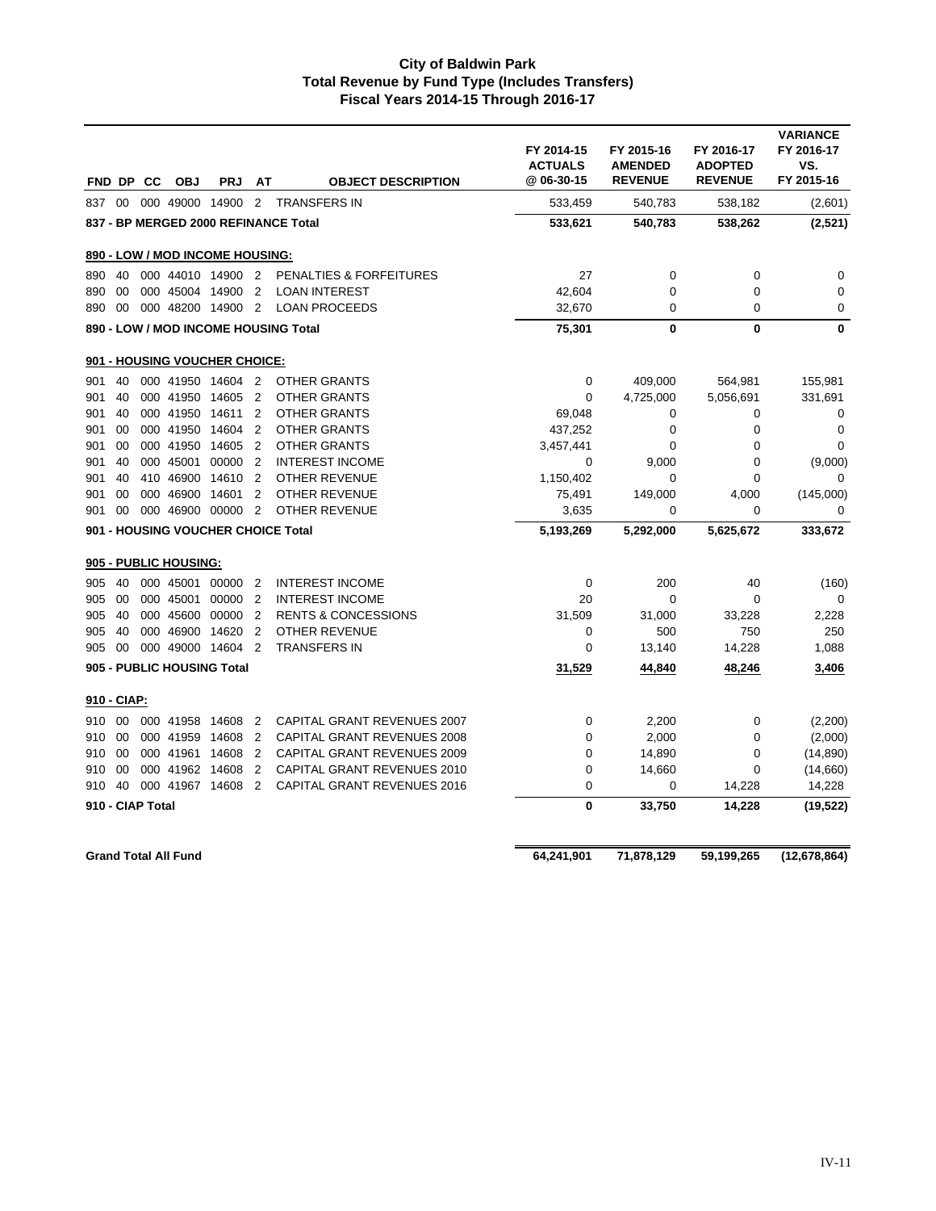# City of Baldwin Park
## Total Revenue by Fund Type (Includes Transfers)
### Fiscal Years 2014-15 Through 2016-17

| FND | DP | CC | OBJ | PRJ | AT | OBJECT DESCRIPTION | FY 2014-15 ACTUALS @ 06-30-15 | FY 2015-16 AMENDED REVENUE | FY 2016-17 ADOPTED REVENUE | VARIANCE FY 2016-17 VS. FY 2015-16 |
|---|---|---|---|---|---|---|---|---|---|---|
| 837 | 00 | 000 | 49000 | 14900 | 2 | TRANSFERS IN | 533,459 | 540,783 | 538,182 | (2,601) |
| **837 - BP MERGED 2000 REFINANCE Total** | | | | | | | **533,621** | **540,783** | **538,262** | **(2,521)** |
| **890 - LOW / MOD INCOME HOUSING:** | | | | | | | | | | |
| 890 | 40 | 000 | 44010 | 14900 | 2 | PENALTIES & FORFEITURES | 27 | 0 | 0 | 0 |
| 890 | 00 | 000 | 45004 | 14900 | 2 | LOAN INTEREST | 42,604 | 0 | 0 | 0 |
| 890 | 00 | 000 | 48200 | 14900 | 2 | LOAN PROCEEDS | 32,670 | 0 | 0 | 0 |
| **890 - LOW / MOD INCOME HOUSING Total** | | | | | | | **75,301** | **0** | **0** | **0** |
| **901 - HOUSING VOUCHER CHOICE:** | | | | | | | | | | |
| 901 | 40 | 000 | 41950 | 14604 | 2 | OTHER GRANTS | 0 | 409,000 | 564,981 | 155,981 |
| 901 | 40 | 000 | 41950 | 14605 | 2 | OTHER GRANTS | 0 | 4,725,000 | 5,056,691 | 331,691 |
| 901 | 40 | 000 | 41950 | 14611 | 2 | OTHER GRANTS | 69,048 | 0 | 0 | 0 |
| 901 | 00 | 000 | 41950 | 14604 | 2 | OTHER GRANTS | 437,252 | 0 | 0 | 0 |
| 901 | 00 | 000 | 41950 | 14605 | 2 | OTHER GRANTS | 3,457,441 | 0 | 0 | 0 |
| 901 | 40 | 000 | 45001 | 00000 | 2 | INTEREST INCOME | 0 | 9,000 | 0 | (9,000) |
| 901 | 40 | 410 | 46900 | 14610 | 2 | OTHER REVENUE | 1,150,402 | 0 | 0 | 0 |
| 901 | 00 | 000 | 46900 | 14601 | 2 | OTHER REVENUE | 75,491 | 149,000 | 4,000 | (145,000) |
| 901 | 00 | 000 | 46900 | 00000 | 2 | OTHER REVENUE | 3,635 | 0 | 0 | 0 |
| **901 - HOUSING VOUCHER CHOICE Total** | | | | | | | **5,193,269** | **5,292,000** | **5,625,672** | **333,672** |
| **905 - PUBLIC HOUSING:** | | | | | | | | | | |
| 905 | 40 | 000 | 45001 | 00000 | 2 | INTEREST INCOME | 0 | 200 | 40 | (160) |
| 905 | 00 | 000 | 45001 | 00000 | 2 | INTEREST INCOME | 20 | 0 | 0 | 0 |
| 905 | 40 | 000 | 45600 | 00000 | 2 | RENTS & CONCESSIONS | 31,509 | 31,000 | 33,228 | 2,228 |
| 905 | 40 | 000 | 46900 | 14620 | 2 | OTHER REVENUE | 0 | 500 | 750 | 250 |
| 905 | 00 | 000 | 49000 | 14604 | 2 | TRANSFERS IN | 0 | 13,140 | 14,228 | 1,088 |
| **905 - PUBLIC HOUSING Total** | | | | | | | **31,529** | **44,840** | **48,246** | **3,406** |
| **910 - CIAP:** | | | | | | | | | | |
| 910 | 00 | 000 | 41958 | 14608 | 2 | CAPITAL GRANT REVENUES 2007 | 0 | 2,200 | 0 | (2,200) |
| 910 | 00 | 000 | 41959 | 14608 | 2 | CAPITAL GRANT REVENUES 2008 | 0 | 2,000 | 0 | (2,000) |
| 910 | 00 | 000 | 41961 | 14608 | 2 | CAPITAL GRANT REVENUES 2009 | 0 | 14,890 | 0 | (14,890) |
| 910 | 00 | 000 | 41962 | 14608 | 2 | CAPITAL GRANT REVENUES 2010 | 0 | 14,660 | 0 | (14,660) |
| 910 | 40 | 000 | 41967 | 14608 | 2 | CAPITAL GRANT REVENUES 2016 | 0 | 0 | 14,228 | 14,228 |
| **910 - CIAP Total** | | | | | | | **0** | **33,750** | **14,228** | **(19,522)** |
| **Grand Total All Fund** | | | | | | | **64,241,901** | **71,878,129** | **59,199,265** | **(12,678,864)** |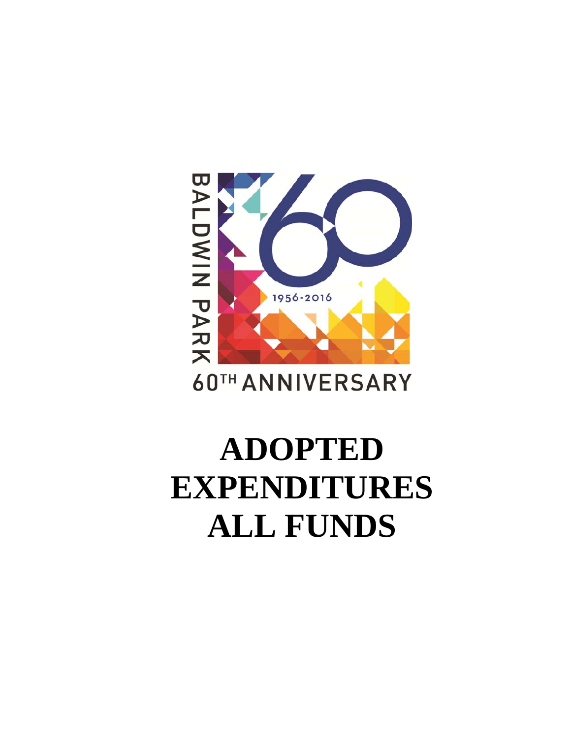BALDWIN PARK

1956-2016

60TH ANNIVERSARY

# ADOPTED EXPENDITURES ALL FUNDS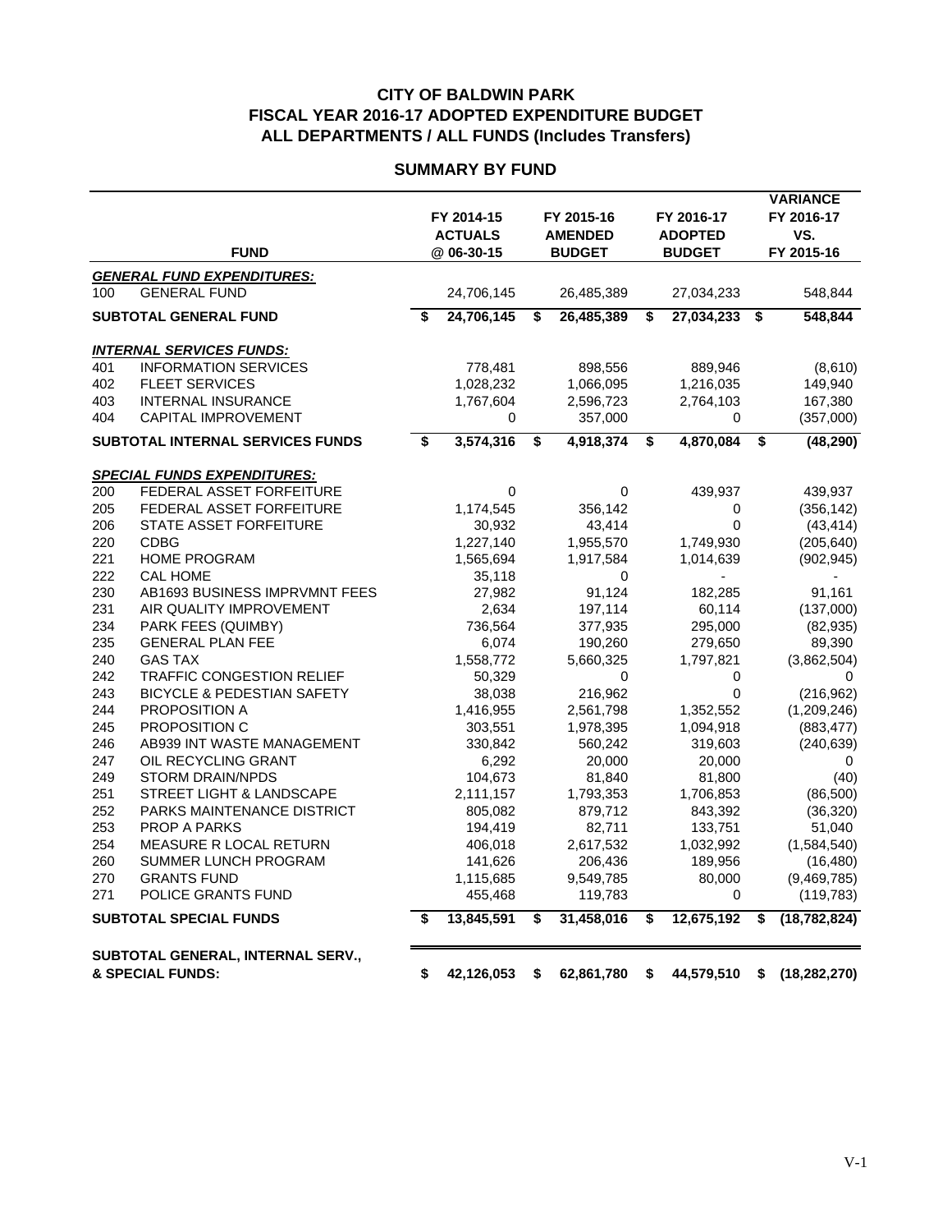# CITY OF BALDWIN PARK
## FISCAL YEAR 2016-17 ADOPTED EXPENDITURE BUDGET
## ALL DEPARTMENTS / ALL FUNDS (Includes Transfers)

### SUMMARY BY FUND

| | FUND | FY 2014-15 ACTUALS @ 06-30-15 | FY 2015-16 AMENDED BUDGET | FY 2016-17 ADOPTED BUDGET | VARIANCE FY 2016-17 VS. FY 2015-16 |
|---|---|---|---|---|---|
| ***GENERAL FUND EXPENDITURES:*** | | | | | |
| 100 | GENERAL FUND | 24,706,145 | 26,485,389 | 27,034,233 | 548,844 |
| **SUBTOTAL GENERAL FUND** | | **$ 24,706,145** | **$ 26,485,389** | **$ 27,034,233** | **$ 548,844** |
| ***INTERNAL SERVICES FUNDS:*** | | | | | |
| 401 | INFORMATION SERVICES | 778,481 | 898,556 | 889,946 | (8,610) |
| 402 | FLEET SERVICES | 1,028,232 | 1,066,095 | 1,216,035 | 149,940 |
| 403 | INTERNAL INSURANCE | 1,767,604 | 2,596,723 | 2,764,103 | 167,380 |
| 404 | CAPITAL IMPROVEMENT | 0 | 357,000 | 0 | (357,000) |
| **SUBTOTAL INTERNAL SERVICES FUNDS** | | **$ 3,574,316** | **$ 4,918,374** | **$ 4,870,084** | **$ (48,290)** |
| ***SPECIAL FUNDS EXPENDITURES:*** | | | | | |
| 200 | FEDERAL ASSET FORFEITURE | 0 | 0 | 439,937 | 439,937 |
| 205 | FEDERAL ASSET FORFEITURE | 1,174,545 | 356,142 | 0 | (356,142) |
| 206 | STATE ASSET FORFEITURE | 30,932 | 43,414 | 0 | (43,414) |
| 220 | CDBG | 1,227,140 | 1,955,570 | 1,749,930 | (205,640) |
| 221 | HOME PROGRAM | 1,565,694 | 1,917,584 | 1,014,639 | (902,945) |
| 222 | CAL HOME | 35,118 | 0 | - | - |
| 230 | AB1693 BUSINESS IMPRVMNT FEES | 27,982 | 91,124 | 182,285 | 91,161 |
| 231 | AIR QUALITY IMPROVEMENT | 2,634 | 197,114 | 60,114 | (137,000) |
| 234 | PARK FEES (QUIMBY) | 736,564 | 377,935 | 295,000 | (82,935) |
| 235 | GENERAL PLAN FEE | 6,074 | 190,260 | 279,650 | 89,390 |
| 240 | GAS TAX | 1,558,772 | 5,660,325 | 1,797,821 | (3,862,504) |
| 242 | TRAFFIC CONGESTION RELIEF | 50,329 | 0 | 0 | 0 |
| 243 | BICYCLE & PEDESTIAN SAFETY | 38,038 | 216,962 | 0 | (216,962) |
| 244 | PROPOSITION A | 1,416,955 | 2,561,798 | 1,352,552 | (1,209,246) |
| 245 | PROPOSITION C | 303,551 | 1,978,395 | 1,094,918 | (883,477) |
| 246 | AB939 INT WASTE MANAGEMENT | 330,842 | 560,242 | 319,603 | (240,639) |
| 247 | OIL RECYCLING GRANT | 6,292 | 20,000 | 20,000 | 0 |
| 249 | STORM DRAIN/NPDS | 104,673 | 81,840 | 81,800 | (40) |
| 251 | STREET LIGHT & LANDSCAPE | 2,111,157 | 1,793,353 | 1,706,853 | (86,500) |
| 252 | PARKS MAINTENANCE DISTRICT | 805,082 | 879,712 | 843,392 | (36,320) |
| 253 | PROP A PARKS | 194,419 | 82,711 | 133,751 | 51,040 |
| 254 | MEASURE R LOCAL RETURN | 406,018 | 2,617,532 | 1,032,992 | (1,584,540) |
| 260 | SUMMER LUNCH PROGRAM | 141,626 | 206,436 | 189,956 | (16,480) |
| 270 | GRANTS FUND | 1,115,685 | 9,549,785 | 80,000 | (9,469,785) |
| 271 | POLICE GRANTS FUND | 455,468 | 119,783 | 0 | (119,783) |
| **SUBTOTAL SPECIAL FUNDS** | | **$ 13,845,591** | **$ 31,458,016** | **$ 12,675,192** | **$ (18,782,824)** |
| **SUBTOTAL GENERAL, INTERNAL SERV., & SPECIAL FUNDS:** | | **$ 42,126,053** | **$ 62,861,780** | **$ 44,579,510** | **$ (18,282,270)** |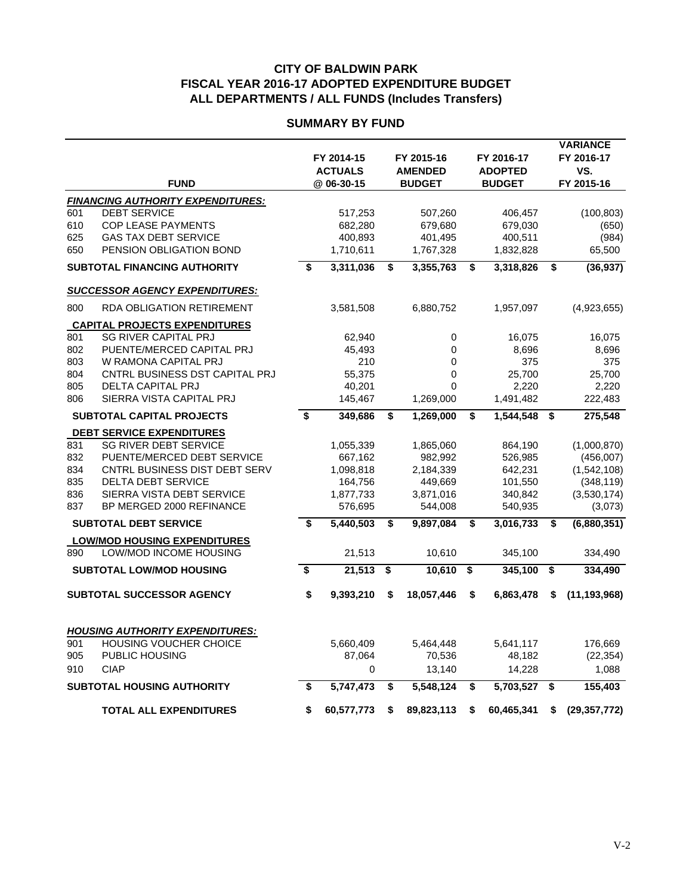# CITY OF BALDWIN PARK
# FISCAL YEAR 2016-17 ADOPTED EXPENDITURE BUDGET
# ALL DEPARTMENTS / ALL FUNDS (Includes Transfers)

## SUMMARY BY FUND

| | FUND | FY 2014-15 ACTUALS @ 06-30-15 | FY 2015-16 AMENDED BUDGET | FY 2016-17 ADOPTED BUDGET | VARIANCE FY 2016-17 VS. FY 2015-16 |
|---|---|---|---|---|---|
| | ***FINANCING AUTHORITY EXPENDITURES:*** | | | | |
| 601 | DEBT SERVICE | 517,253 | 507,260 | 406,457 | (100,803) |
| 610 | COP LEASE PAYMENTS | 682,280 | 679,680 | 679,030 | (650) |
| 625 | GAS TAX DEBT SERVICE | 400,893 | 401,495 | 400,511 | (984) |
| 650 | PENSION OBLIGATION BOND | 1,710,611 | 1,767,328 | 1,832,828 | 65,500 |
| | **SUBTOTAL FINANCING AUTHORITY** | **$ 3,311,036** | **$ 3,355,763** | **$ 3,318,826** | **$ (36,937)** |
| | ***SUCCESSOR AGENCY EXPENDITURES:*** | | | | |
| 800 | RDA OBLIGATION RETIREMENT | 3,581,508 | 6,880,752 | 1,957,097 | (4,923,655) |
| | **CAPITAL PROJECTS EXPENDITURES** | | | | |
| 801 | SG RIVER CAPITAL PRJ | 62,940 | 0 | 16,075 | 16,075 |
| 802 | PUENTE/MERCED CAPITAL PRJ | 45,493 | 0 | 8,696 | 8,696 |
| 803 | W RAMONA CAPITAL PRJ | 210 | 0 | 375 | 375 |
| 804 | CNTRL BUSINESS DST CAPITAL PRJ | 55,375 | 0 | 25,700 | 25,700 |
| 805 | DELTA CAPITAL PRJ | 40,201 | 0 | 2,220 | 2,220 |
| 806 | SIERRA VISTA CAPITAL PRJ | 145,467 | 1,269,000 | 1,491,482 | 222,483 |
| | **SUBTOTAL CAPITAL PROJECTS** | **$ 349,686** | **$ 1,269,000** | **$ 1,544,548** | **$ 275,548** |
| | **DEBT SERVICE EXPENDITURES** | | | | |
| 831 | SG RIVER DEBT SERVICE | 1,055,339 | 1,865,060 | 864,190 | (1,000,870) |
| 832 | PUENTE/MERCED DEBT SERVICE | 667,162 | 982,992 | 526,985 | (456,007) |
| 834 | CNTRL BUSINESS DIST DEBT SERV | 1,098,818 | 2,184,339 | 642,231 | (1,542,108) |
| 835 | DELTA DEBT SERVICE | 164,756 | 449,669 | 101,550 | (348,119) |
| 836 | SIERRA VISTA DEBT SERVICE | 1,877,733 | 3,871,016 | 340,842 | (3,530,174) |
| 837 | BP MERGED 2000 REFINANCE | 576,695 | 544,008 | 540,935 | (3,073) |
| | **SUBTOTAL DEBT SERVICE** | **$ 5,440,503** | **$ 9,897,084** | **$ 3,016,733** | **$ (6,880,351)** |
| | **LOW/MOD HOUSING EXPENDITURES** | | | | |
| 890 | LOW/MOD INCOME HOUSING | 21,513 | 10,610 | 345,100 | 334,490 |
| | **SUBTOTAL LOW/MOD HOUSING** | **$ 21,513** | **$ 10,610** | **$ 345,100** | **$ 334,490** |
| | **SUBTOTAL SUCCESSOR AGENCY** | **$ 9,393,210** | **$ 18,057,446** | **$ 6,863,478** | **$ (11,193,968)** |
| | ***HOUSING AUTHORITY EXPENDITURES:*** | | | | |
| 901 | HOUSING VOUCHER CHOICE | 5,660,409 | 5,464,448 | 5,641,117 | 176,669 |
| 905 | PUBLIC HOUSING | 87,064 | 70,536 | 48,182 | (22,354) |
| 910 | CIAP | 0 | 13,140 | 14,228 | 1,088 |
| | **SUBTOTAL HOUSING AUTHORITY** | **$ 5,747,473** | **$ 5,548,124** | **$ 5,703,527** | **$ 155,403** |
| | **TOTAL ALL EXPENDITURES** | **$ 60,577,773** | **$ 89,823,113** | **$ 60,465,341** | **$ (29,357,772)** |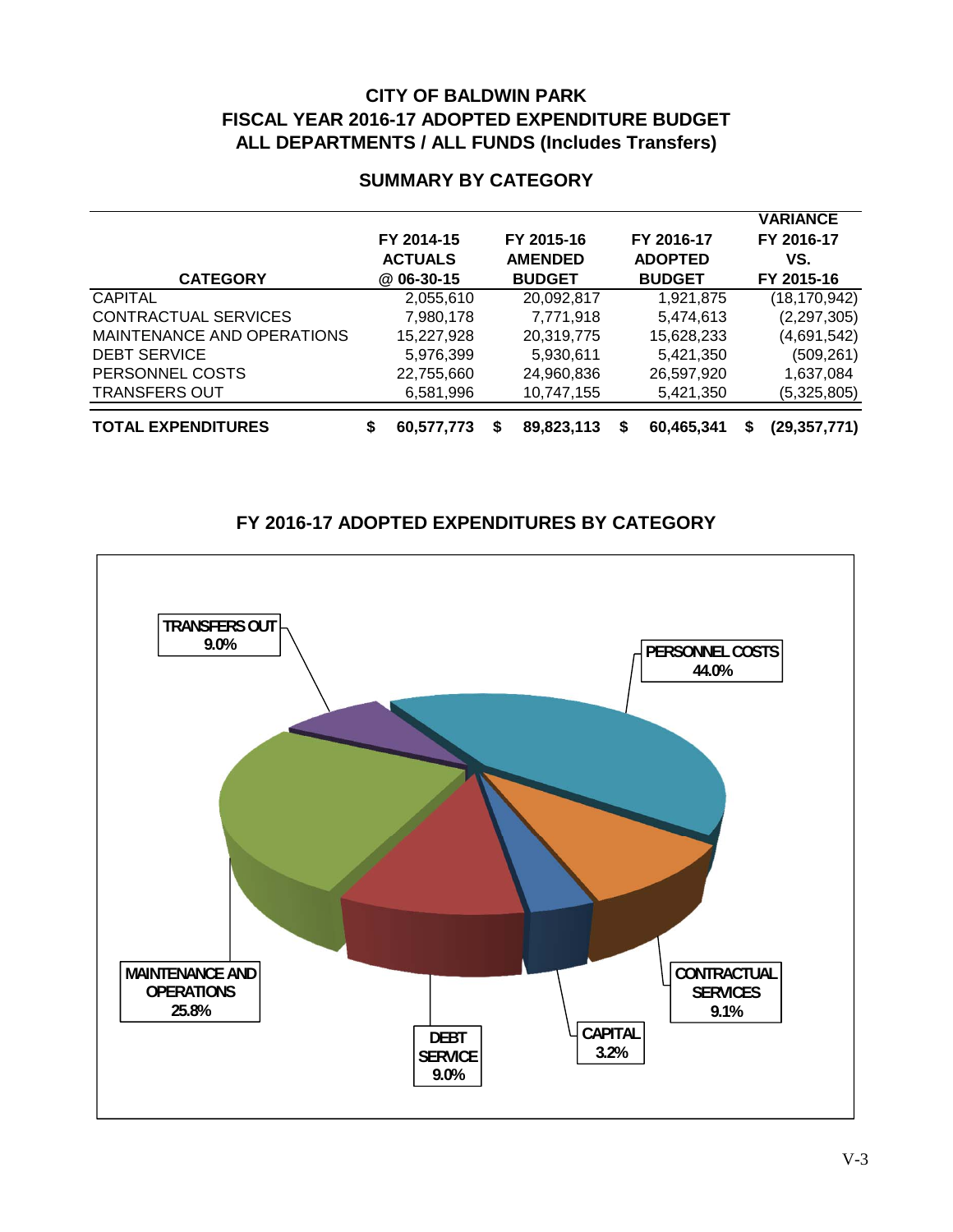# CITY OF BALDWIN PARK
# FISCAL YEAR 2016-17 ADOPTED EXPENDITURE BUDGET
# ALL DEPARTMENTS / ALL FUNDS (Includes Transfers)

## SUMMARY BY CATEGORY

| CATEGORY | FY 2014-15 ACTUALS @ 06-30-15 | FY 2015-16 AMENDED BUDGET | FY 2016-17 ADOPTED BUDGET | VARIANCE FY 2016-17 VS. FY 2015-16 |
|---|---|---|---|---|
| CAPITAL | 2,055,610 | 20,092,817 | 1,921,875 | (18,170,942) |
| CONTRACTUAL SERVICES | 7,980,178 | 7,771,918 | 5,474,613 | (2,297,305) |
| MAINTENANCE AND OPERATIONS | 15,227,928 | 20,319,775 | 15,628,233 | (4,691,542) |
| DEBT SERVICE | 5,976,399 | 5,930,611 | 5,421,350 | (509,261) |
| PERSONNEL COSTS | 22,755,660 | 24,960,836 | 26,597,920 | 1,637,084 |
| TRANSFERS OUT | 6,581,996 | 10,747,155 | 5,421,350 | (5,325,805) |
| **TOTAL EXPENDITURES** | **$ 60,577,773** | **$ 89,823,113** | **$ 60,465,341** | **$ (29,357,771)** |

## FY 2016-17 ADOPTED EXPENDITURES BY CATEGORY

- TRANSFERS OUT 9.0%
- PERSONNEL COSTS 44.0%
- MAINTENANCE AND OPERATIONS 25.8%
- CONTRACTUAL SERVICES 9.1%
- CAPITAL 3.2%
- DEBT SERVICE 9.0%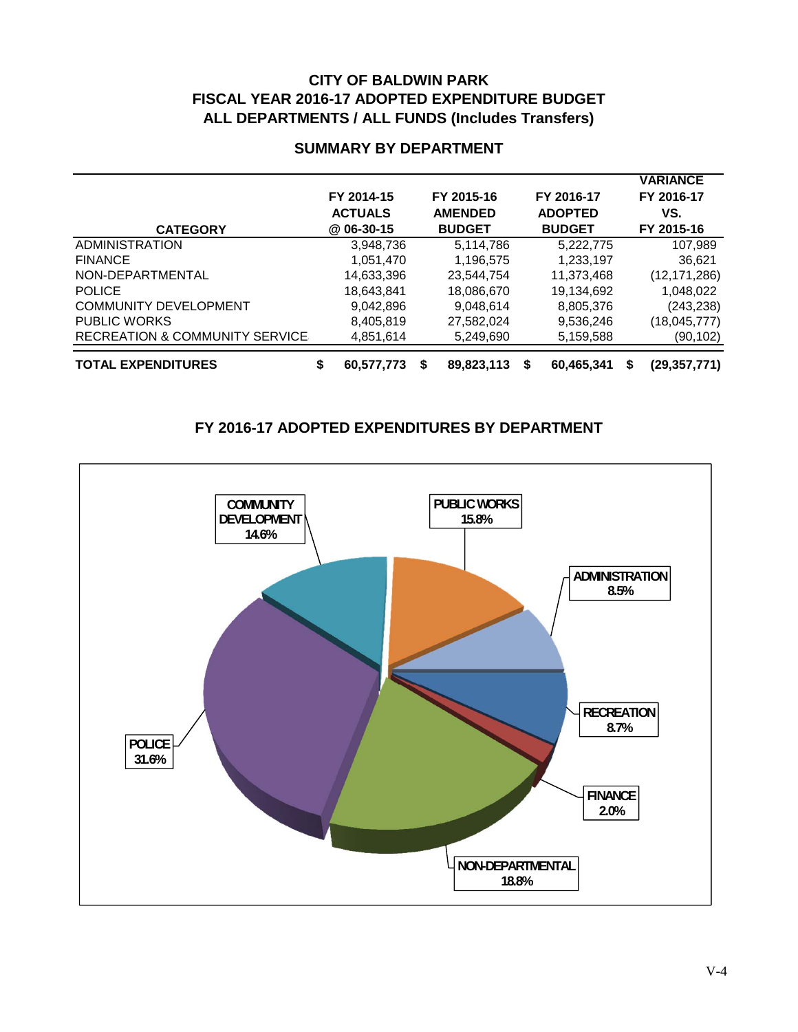# CITY OF BALDWIN PARK
# FISCAL YEAR 2016-17 ADOPTED EXPENDITURE BUDGET
# ALL DEPARTMENTS / ALL FUNDS (Includes Transfers)

## SUMMARY BY DEPARTMENT

| CATEGORY | FY 2014-15 ACTUALS @ 06-30-15 | FY 2015-16 AMENDED BUDGET | FY 2016-17 ADOPTED BUDGET | VARIANCE FY 2016-17 VS. FY 2015-16 |
|---|---|---|---|---|
| ADMINISTRATION | 3,948,736 | 5,114,786 | 5,222,775 | 107,989 |
| FINANCE | 1,051,470 | 1,196,575 | 1,233,197 | 36,621 |
| NON-DEPARTMENTAL | 14,633,396 | 23,544,754 | 11,373,468 | (12,171,286) |
| POLICE | 18,643,841 | 18,086,670 | 19,134,692 | 1,048,022 |
| COMMUNITY DEVELOPMENT | 9,042,896 | 9,048,614 | 8,805,376 | (243,238) |
| PUBLIC WORKS | 8,405,819 | 27,582,024 | 9,536,246 | (18,045,777) |
| RECREATION & COMMUNITY SERVICE | 4,851,614 | 5,249,690 | 5,159,588 | (90,102) |
| **TOTAL EXPENDITURES** | **$ 60,577,773** | **$ 89,823,113** | **$ 60,465,341** | **$ (29,357,771)** |

## FY 2016-17 ADOPTED EXPENDITURES BY DEPARTMENT

| Department | Percentage |
|---|---|
| COMMUNITY DEVELOPMENT | 14.6% |
| PUBLIC WORKS | 15.8% |
| ADMINISTRATION | 8.5% |
| RECREATION | 8.7% |
| FINANCE | 2.0% |
| NON-DEPARTMENTAL | 18.8% |
| POLICE | 31.6% |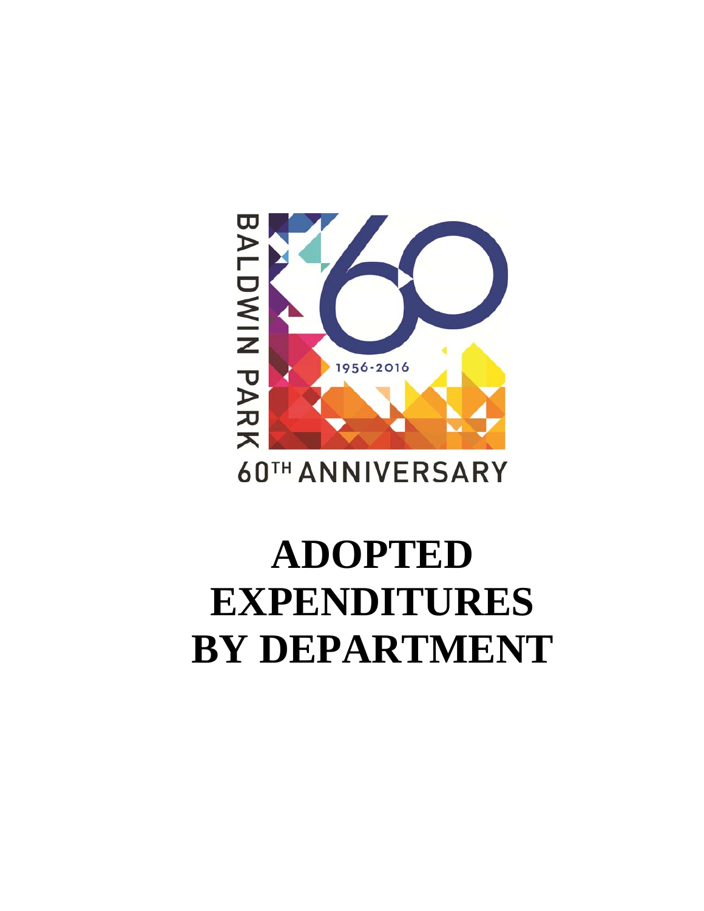BALDWIN PARK

1956-2016

60TH ANNIVERSARY

# ADOPTED EXPENDITURES BY DEPARTMENT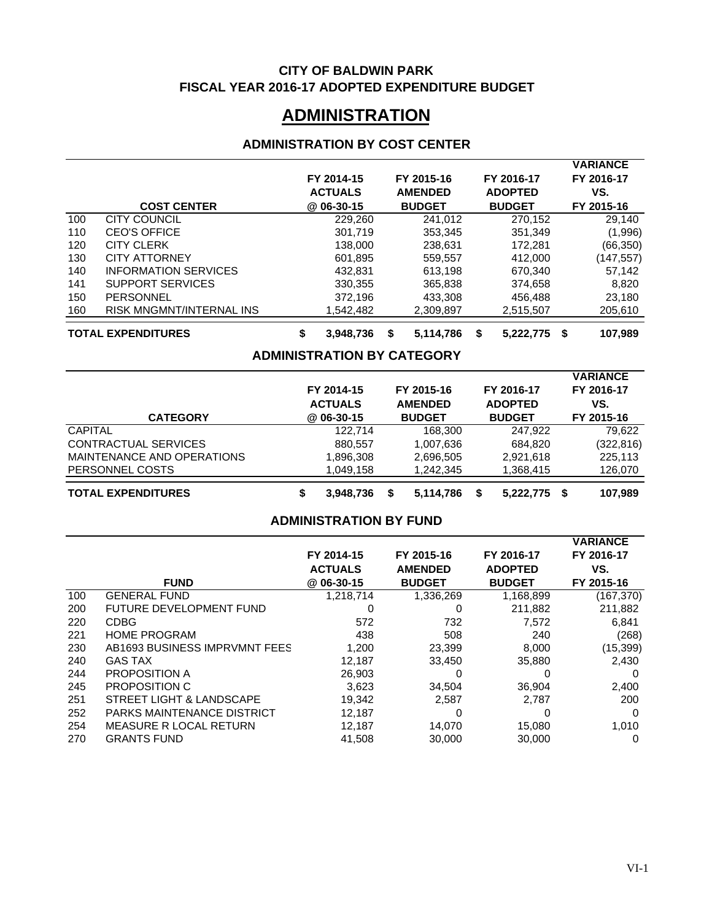**CITY OF BALDWIN PARK**
**FISCAL YEAR 2016-17 ADOPTED EXPENDITURE BUDGET**

# ADMINISTRATION

## ADMINISTRATION BY COST CENTER

| | COST CENTER | FY 2014-15 ACTUALS @ 06-30-15 | FY 2015-16 AMENDED BUDGET | FY 2016-17 ADOPTED BUDGET | VARIANCE FY 2016-17 VS. FY 2015-16 |
|---|---|---|---|---|---|
| 100 | CITY COUNCIL | 229,260 | 241,012 | 270,152 | 29,140 |
| 110 | CEO'S OFFICE | 301,719 | 353,345 | 351,349 | (1,996) |
| 120 | CITY CLERK | 138,000 | 238,631 | 172,281 | (66,350) |
| 130 | CITY ATTORNEY | 601,895 | 559,557 | 412,000 | (147,557) |
| 140 | INFORMATION SERVICES | 432,831 | 613,198 | 670,340 | 57,142 |
| 141 | SUPPORT SERVICES | 330,355 | 365,838 | 374,658 | 8,820 |
| 150 | PERSONNEL | 372,196 | 433,308 | 456,488 | 23,180 |
| 160 | RISK MNGMNT/INTERNAL INS | 1,542,482 | 2,309,897 | 2,515,507 | 205,610 |
| **TOTAL EXPENDITURES** | | **$ 3,948,736** | **$ 5,114,786** | **$ 5,222,775** | **$ 107,989** |

## ADMINISTRATION BY CATEGORY

| CATEGORY | FY 2014-15 ACTUALS @ 06-30-15 | FY 2015-16 AMENDED BUDGET | FY 2016-17 ADOPTED BUDGET | VARIANCE FY 2016-17 VS. FY 2015-16 |
|---|---|---|---|---|
| CAPITAL | 122,714 | 168,300 | 247,922 | 79,622 |
| CONTRACTUAL SERVICES | 880,557 | 1,007,636 | 684,820 | (322,816) |
| MAINTENANCE AND OPERATIONS | 1,896,308 | 2,696,505 | 2,921,618 | 225,113 |
| PERSONNEL COSTS | 1,049,158 | 1,242,345 | 1,368,415 | 126,070 |
| **TOTAL EXPENDITURES** | **$ 3,948,736** | **$ 5,114,786** | **$ 5,222,775** | **$ 107,989** |

## ADMINISTRATION BY FUND

| | FUND | FY 2014-15 ACTUALS @ 06-30-15 | FY 2015-16 AMENDED BUDGET | FY 2016-17 ADOPTED BUDGET | VARIANCE FY 2016-17 VS. FY 2015-16 |
|---|---|---|---|---|---|
| 100 | GENERAL FUND | 1,218,714 | 1,336,269 | 1,168,899 | (167,370) |
| 200 | FUTURE DEVELOPMENT FUND | 0 | 0 | 211,882 | 211,882 |
| 220 | CDBG | 572 | 732 | 7,572 | 6,841 |
| 221 | HOME PROGRAM | 438 | 508 | 240 | (268) |
| 230 | AB1693 BUSINESS IMPRVMNT FEES | 1,200 | 23,399 | 8,000 | (15,399) |
| 240 | GAS TAX | 12,187 | 33,450 | 35,880 | 2,430 |
| 244 | PROPOSITION A | 26,903 | 0 | 0 | 0 |
| 245 | PROPOSITION C | 3,623 | 34,504 | 36,904 | 2,400 |
| 251 | STREET LIGHT & LANDSCAPE | 19,342 | 2,587 | 2,787 | 200 |
| 252 | PARKS MAINTENANCE DISTRICT | 12,187 | 0 | 0 | 0 |
| 254 | MEASURE R LOCAL RETURN | 12,187 | 14,070 | 15,080 | 1,010 |
| 270 | GRANTS FUND | 41,508 | 30,000 | 30,000 | 0 |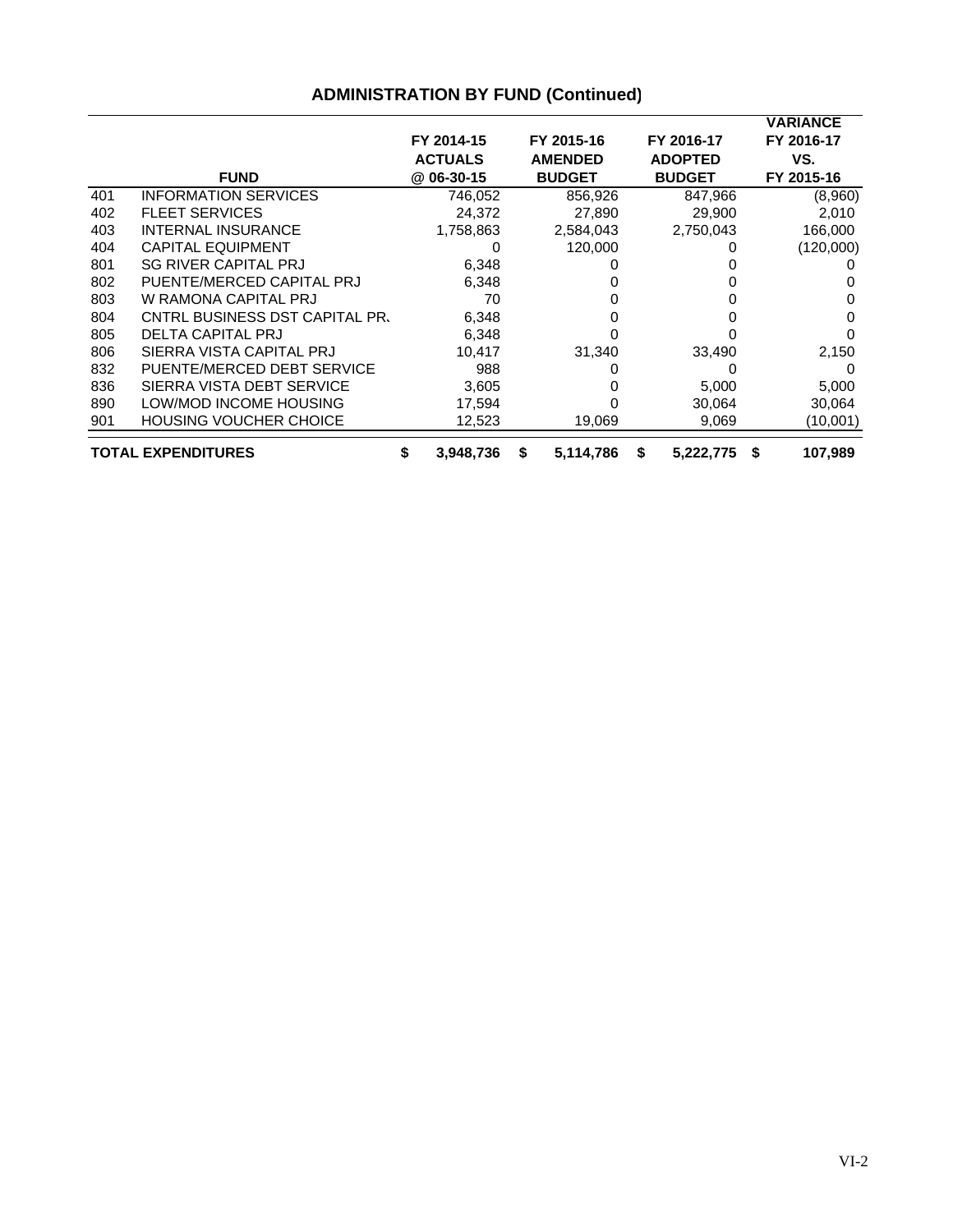## ADMINISTRATION BY FUND (Continued)

| | FUND | FY 2014-15 ACTUALS @ 06-30-15 | FY 2015-16 AMENDED BUDGET | FY 2016-17 ADOPTED BUDGET | VARIANCE FY 2016-17 VS. FY 2015-16 |
|---|---|---|---|---|---|
| 401 | INFORMATION SERVICES | 746,052 | 856,926 | 847,966 | (8,960) |
| 402 | FLEET SERVICES | 24,372 | 27,890 | 29,900 | 2,010 |
| 403 | INTERNAL INSURANCE | 1,758,863 | 2,584,043 | 2,750,043 | 166,000 |
| 404 | CAPITAL EQUIPMENT | 0 | 120,000 | 0 | (120,000) |
| 801 | SG RIVER CAPITAL PRJ | 6,348 | 0 | 0 | 0 |
| 802 | PUENTE/MERCED CAPITAL PRJ | 6,348 | 0 | 0 | 0 |
| 803 | W RAMONA CAPITAL PRJ | 70 | 0 | 0 | 0 |
| 804 | CNTRL BUSINESS DST CAPITAL PR. | 6,348 | 0 | 0 | 0 |
| 805 | DELTA CAPITAL PRJ | 6,348 | 0 | 0 | 0 |
| 806 | SIERRA VISTA CAPITAL PRJ | 10,417 | 31,340 | 33,490 | 2,150 |
| 832 | PUENTE/MERCED DEBT SERVICE | 988 | 0 | 0 | 0 |
| 836 | SIERRA VISTA DEBT SERVICE | 3,605 | 0 | 5,000 | 5,000 |
| 890 | LOW/MOD INCOME HOUSING | 17,594 | 0 | 30,064 | 30,064 |
| 901 | HOUSING VOUCHER CHOICE | 12,523 | 19,069 | 9,069 | (10,001) |
| **TOTAL EXPENDITURES** | | **$ 3,948,736** | **$ 5,114,786** | **$ 5,222,775** | **$ 107,989** |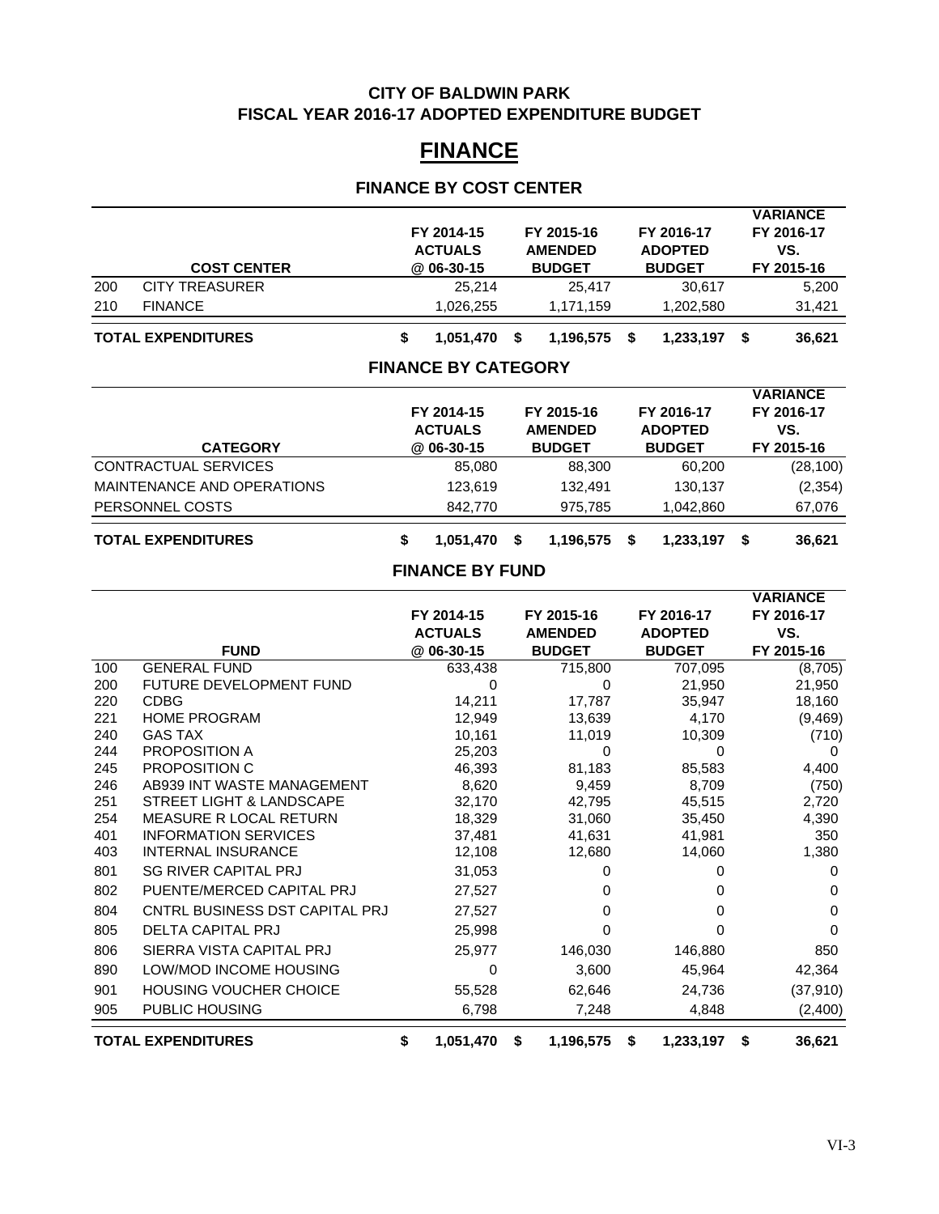**CITY OF BALDWIN PARK**
**FISCAL YEAR 2016-17 ADOPTED EXPENDITURE BUDGET**

# FINANCE

## FINANCE BY COST CENTER

| | COST CENTER | FY 2014-15 ACTUALS @ 06-30-15 | FY 2015-16 AMENDED BUDGET | FY 2016-17 ADOPTED BUDGET | VARIANCE FY 2016-17 VS. FY 2015-16 |
|---|---|---|---|---|---|
| 200 | CITY TREASURER | 25,214 | 25,417 | 30,617 | 5,200 |
| 210 | FINANCE | 1,026,255 | 1,171,159 | 1,202,580 | 31,421 |
| **TOTAL EXPENDITURES** | | **$ 1,051,470** | **$ 1,196,575** | **$ 1,233,197** | **$ 36,621** |

## FINANCE BY CATEGORY

| CATEGORY | FY 2014-15 ACTUALS @ 06-30-15 | FY 2015-16 AMENDED BUDGET | FY 2016-17 ADOPTED BUDGET | VARIANCE FY 2016-17 VS. FY 2015-16 |
|---|---|---|---|---|
| CONTRACTUAL SERVICES | 85,080 | 88,300 | 60,200 | (28,100) |
| MAINTENANCE AND OPERATIONS | 123,619 | 132,491 | 130,137 | (2,354) |
| PERSONNEL COSTS | 842,770 | 975,785 | 1,042,860 | 67,076 |
| **TOTAL EXPENDITURES** | **$ 1,051,470** | **$ 1,196,575** | **$ 1,233,197** | **$ 36,621** |

## FINANCE BY FUND

| | FUND | FY 2014-15 ACTUALS @ 06-30-15 | FY 2015-16 AMENDED BUDGET | FY 2016-17 ADOPTED BUDGET | VARIANCE FY 2016-17 VS. FY 2015-16 |
|---|---|---|---|---|---|
| 100 | GENERAL FUND | 633,438 | 715,800 | 707,095 | (8,705) |
| 200 | FUTURE DEVELOPMENT FUND | 0 | 0 | 21,950 | 21,950 |
| 220 | CDBG | 14,211 | 17,787 | 35,947 | 18,160 |
| 221 | HOME PROGRAM | 12,949 | 13,639 | 4,170 | (9,469) |
| 240 | GAS TAX | 10,161 | 11,019 | 10,309 | (710) |
| 244 | PROPOSITION A | 25,203 | 0 | 0 | 0 |
| 245 | PROPOSITION C | 46,393 | 81,183 | 85,583 | 4,400 |
| 246 | AB939 INT WASTE MANAGEMENT | 8,620 | 9,459 | 8,709 | (750) |
| 251 | STREET LIGHT & LANDSCAPE | 32,170 | 42,795 | 45,515 | 2,720 |
| 254 | MEASURE R LOCAL RETURN | 18,329 | 31,060 | 35,450 | 4,390 |
| 401 | INFORMATION SERVICES | 37,481 | 41,631 | 41,981 | 350 |
| 403 | INTERNAL INSURANCE | 12,108 | 12,680 | 14,060 | 1,380 |
| 801 | SG RIVER CAPITAL PRJ | 31,053 | 0 | 0 | 0 |
| 802 | PUENTE/MERCED CAPITAL PRJ | 27,527 | 0 | 0 | 0 |
| 804 | CNTRL BUSINESS DST CAPITAL PRJ | 27,527 | 0 | 0 | 0 |
| 805 | DELTA CAPITAL PRJ | 25,998 | 0 | 0 | 0 |
| 806 | SIERRA VISTA CAPITAL PRJ | 25,977 | 146,030 | 146,880 | 850 |
| 890 | LOW/MOD INCOME HOUSING | 0 | 3,600 | 45,964 | 42,364 |
| 901 | HOUSING VOUCHER CHOICE | 55,528 | 62,646 | 24,736 | (37,910) |
| 905 | PUBLIC HOUSING | 6,798 | 7,248 | 4,848 | (2,400) |
| **TOTAL EXPENDITURES** | | **$ 1,051,470** | **$ 1,196,575** | **$ 1,233,197** | **$ 36,621** |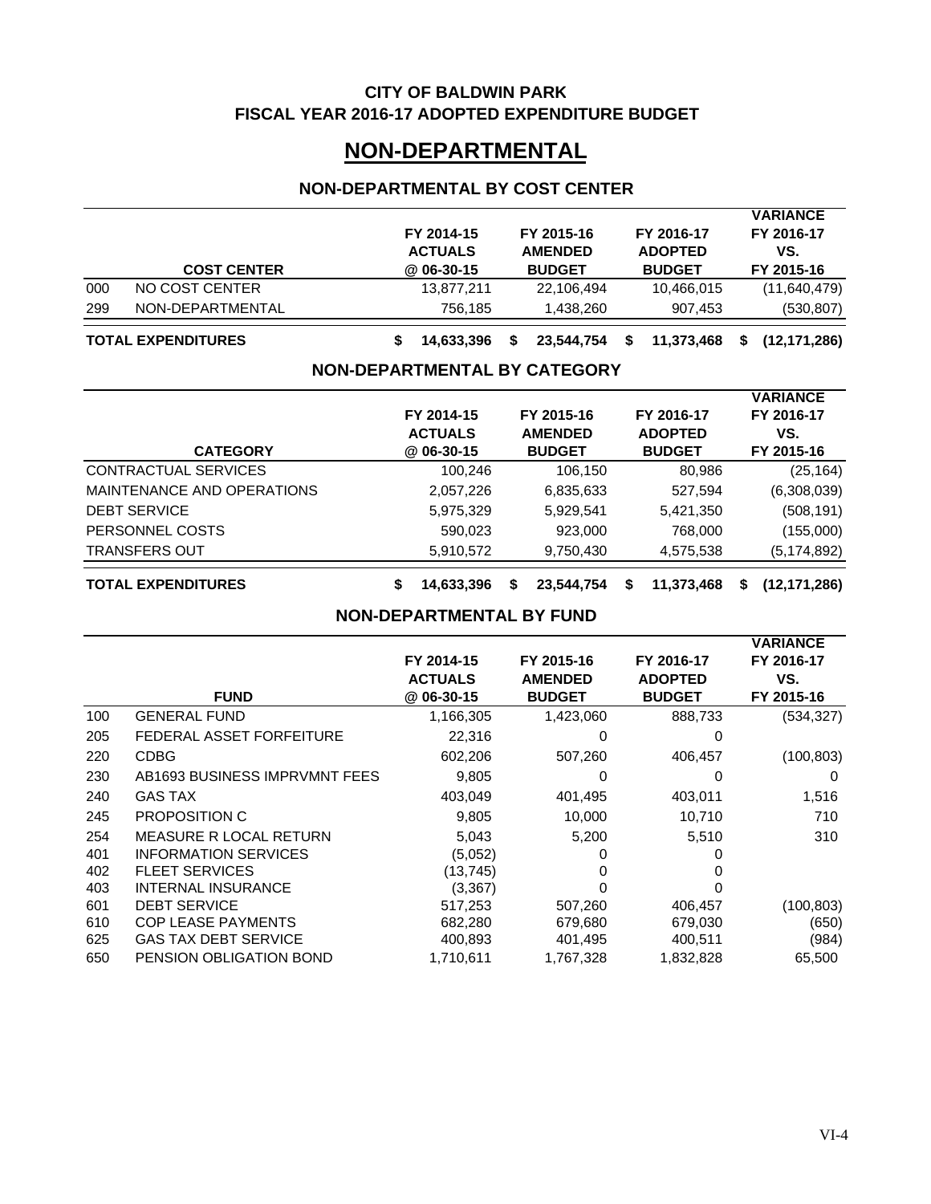**CITY OF BALDWIN PARK**
**FISCAL YEAR 2016-17 ADOPTED EXPENDITURE BUDGET**

# NON-DEPARTMENTAL

## NON-DEPARTMENTAL BY COST CENTER

| | COST CENTER | FY 2014-15 ACTUALS @ 06-30-15 | FY 2015-16 AMENDED BUDGET | FY 2016-17 ADOPTED BUDGET | VARIANCE FY 2016-17 VS. FY 2015-16 |
|---|---|---|---|---|---|
| 000 | NO COST CENTER | 13,877,211 | 22,106,494 | 10,466,015 | (11,640,479) |
| 299 | NON-DEPARTMENTAL | 756,185 | 1,438,260 | 907,453 | (530,807) |
| | **TOTAL EXPENDITURES** | **$ 14,633,396** | **$ 23,544,754** | **$ 11,373,468** | **$ (12,171,286)** |

## NON-DEPARTMENTAL BY CATEGORY

| CATEGORY | FY 2014-15 ACTUALS @ 06-30-15 | FY 2015-16 AMENDED BUDGET | FY 2016-17 ADOPTED BUDGET | VARIANCE FY 2016-17 VS. FY 2015-16 |
|---|---|---|---|---|
| CONTRACTUAL SERVICES | 100,246 | 106,150 | 80,986 | (25,164) |
| MAINTENANCE AND OPERATIONS | 2,057,226 | 6,835,633 | 527,594 | (6,308,039) |
| DEBT SERVICE | 5,975,329 | 5,929,541 | 5,421,350 | (508,191) |
| PERSONNEL COSTS | 590,023 | 923,000 | 768,000 | (155,000) |
| TRANSFERS OUT | 5,910,572 | 9,750,430 | 4,575,538 | (5,174,892) |
| **TOTAL EXPENDITURES** | **$ 14,633,396** | **$ 23,544,754** | **$ 11,373,468** | **$ (12,171,286)** |

## NON-DEPARTMENTAL BY FUND

| | FUND | FY 2014-15 ACTUALS @ 06-30-15 | FY 2015-16 AMENDED BUDGET | FY 2016-17 ADOPTED BUDGET | VARIANCE FY 2016-17 VS. FY 2015-16 |
|---|---|---|---|---|---|
| 100 | GENERAL FUND | 1,166,305 | 1,423,060 | 888,733 | (534,327) |
| 205 | FEDERAL ASSET FORFEITURE | 22,316 | 0 | 0 | |
| 220 | CDBG | 602,206 | 507,260 | 406,457 | (100,803) |
| 230 | AB1693 BUSINESS IMPRVMNT FEES | 9,805 | 0 | 0 | 0 |
| 240 | GAS TAX | 403,049 | 401,495 | 403,011 | 1,516 |
| 245 | PROPOSITION C | 9,805 | 10,000 | 10,710 | 710 |
| 254 | MEASURE R LOCAL RETURN | 5,043 | 5,200 | 5,510 | 310 |
| 401 | INFORMATION SERVICES | (5,052) | 0 | 0 | |
| 402 | FLEET SERVICES | (13,745) | 0 | 0 | |
| 403 | INTERNAL INSURANCE | (3,367) | 0 | 0 | |
| 601 | DEBT SERVICE | 517,253 | 507,260 | 406,457 | (100,803) |
| 610 | COP LEASE PAYMENTS | 682,280 | 679,680 | 679,030 | (650) |
| 625 | GAS TAX DEBT SERVICE | 400,893 | 401,495 | 400,511 | (984) |
| 650 | PENSION OBLIGATION BOND | 1,710,611 | 1,767,328 | 1,832,828 | 65,500 |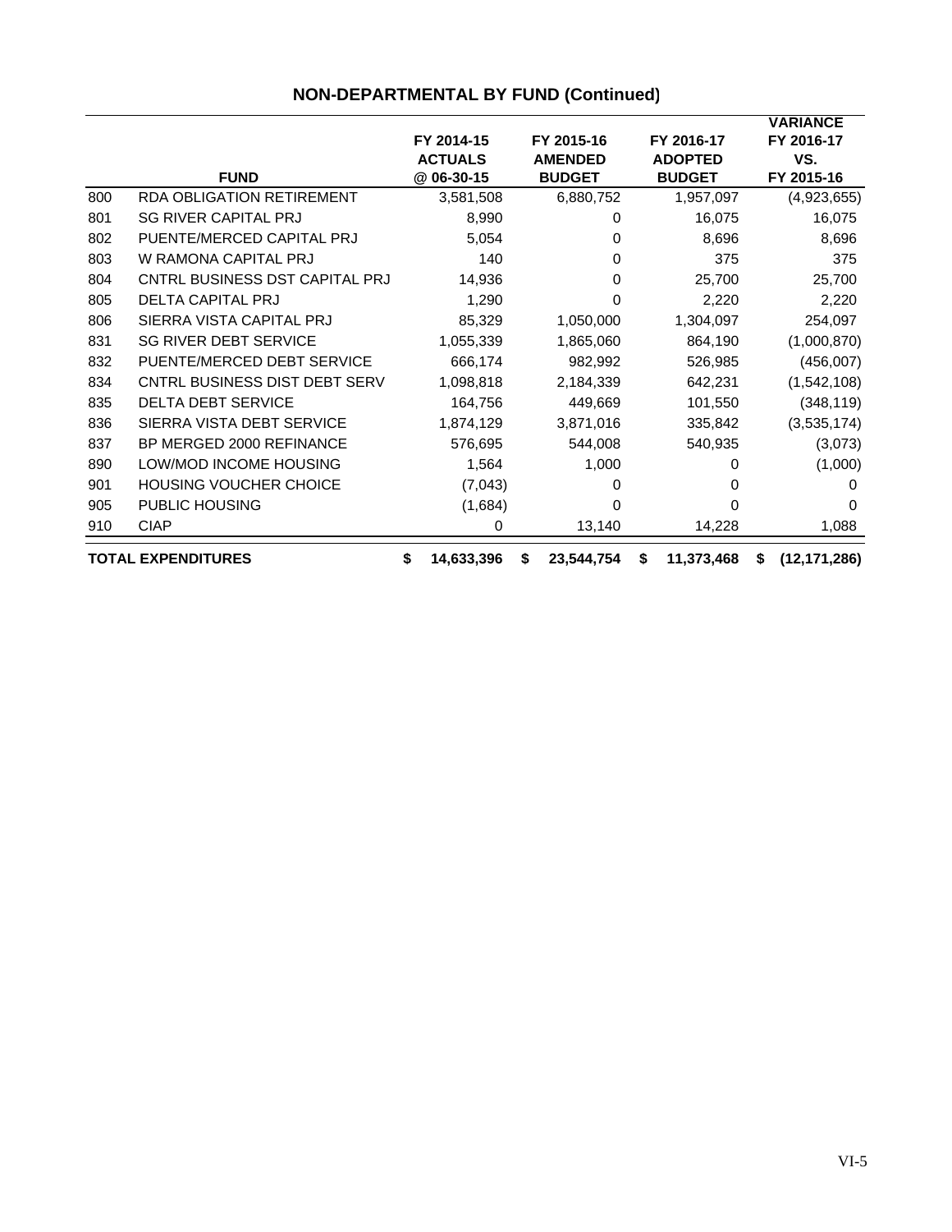## NON-DEPARTMENTAL BY FUND (Continued)

| | FUND | FY 2014-15 ACTUALS @ 06-30-15 | FY 2015-16 AMENDED BUDGET | FY 2016-17 ADOPTED BUDGET | VARIANCE FY 2016-17 VS. FY 2015-16 |
|---|---|---|---|---|---|
| 800 | RDA OBLIGATION RETIREMENT | 3,581,508 | 6,880,752 | 1,957,097 | (4,923,655) |
| 801 | SG RIVER CAPITAL PRJ | 8,990 | 0 | 16,075 | 16,075 |
| 802 | PUENTE/MERCED CAPITAL PRJ | 5,054 | 0 | 8,696 | 8,696 |
| 803 | W RAMONA CAPITAL PRJ | 140 | 0 | 375 | 375 |
| 804 | CNTRL BUSINESS DST CAPITAL PRJ | 14,936 | 0 | 25,700 | 25,700 |
| 805 | DELTA CAPITAL PRJ | 1,290 | 0 | 2,220 | 2,220 |
| 806 | SIERRA VISTA CAPITAL PRJ | 85,329 | 1,050,000 | 1,304,097 | 254,097 |
| 831 | SG RIVER DEBT SERVICE | 1,055,339 | 1,865,060 | 864,190 | (1,000,870) |
| 832 | PUENTE/MERCED DEBT SERVICE | 666,174 | 982,992 | 526,985 | (456,007) |
| 834 | CNTRL BUSINESS DIST DEBT SERV | 1,098,818 | 2,184,339 | 642,231 | (1,542,108) |
| 835 | DELTA DEBT SERVICE | 164,756 | 449,669 | 101,550 | (348,119) |
| 836 | SIERRA VISTA DEBT SERVICE | 1,874,129 | 3,871,016 | 335,842 | (3,535,174) |
| 837 | BP MERGED 2000 REFINANCE | 576,695 | 544,008 | 540,935 | (3,073) |
| 890 | LOW/MOD INCOME HOUSING | 1,564 | 1,000 | 0 | (1,000) |
| 901 | HOUSING VOUCHER CHOICE | (7,043) | 0 | 0 | 0 |
| 905 | PUBLIC HOUSING | (1,684) | 0 | 0 | 0 |
| 910 | CIAP | 0 | 13,140 | 14,228 | 1,088 |
| **TOTAL EXPENDITURES** | | **$ 14,633,396** | **$ 23,544,754** | **$ 11,373,468** | **$ (12,171,286)** |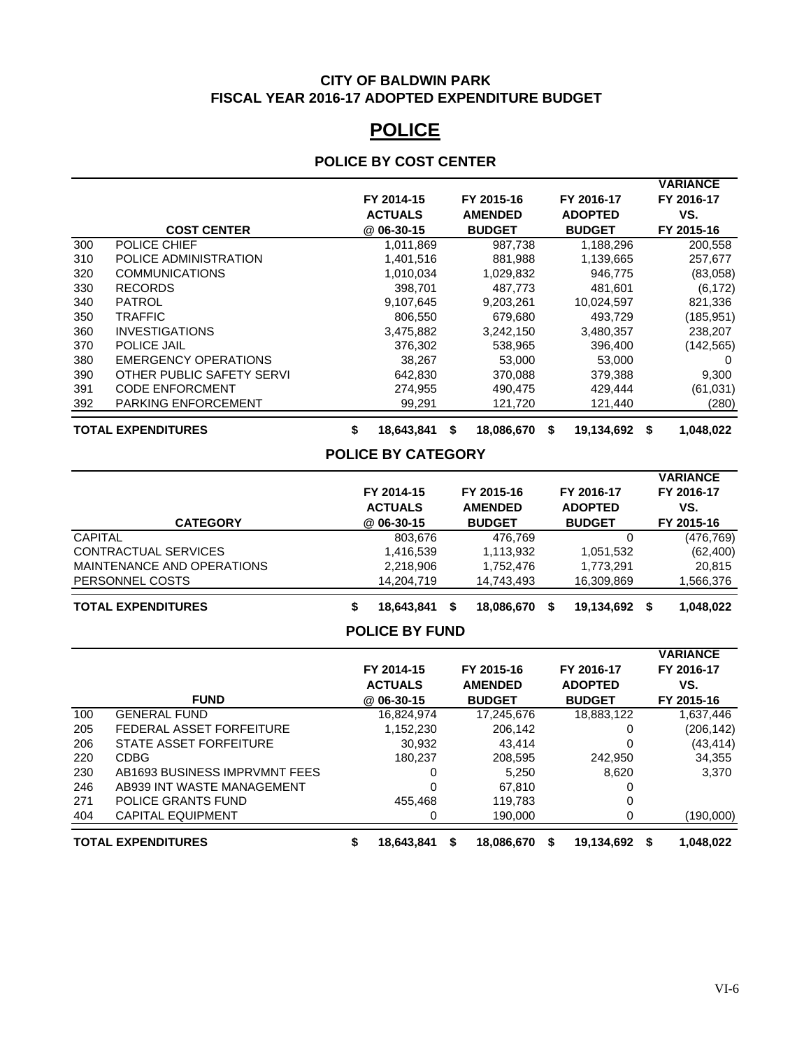**CITY OF BALDWIN PARK**
**FISCAL YEAR 2016-17 ADOPTED EXPENDITURE BUDGET**

# POLICE

## POLICE BY COST CENTER

| | COST CENTER | FY 2014-15 ACTUALS @ 06-30-15 | FY 2015-16 AMENDED BUDGET | FY 2016-17 ADOPTED BUDGET | VARIANCE FY 2016-17 VS. FY 2015-16 |
|---|---|---|---|---|---|
| 300 | POLICE CHIEF | 1,011,869 | 987,738 | 1,188,296 | 200,558 |
| 310 | POLICE ADMINISTRATION | 1,401,516 | 881,988 | 1,139,665 | 257,677 |
| 320 | COMMUNICATIONS | 1,010,034 | 1,029,832 | 946,775 | (83,058) |
| 330 | RECORDS | 398,701 | 487,773 | 481,601 | (6,172) |
| 340 | PATROL | 9,107,645 | 9,203,261 | 10,024,597 | 821,336 |
| 350 | TRAFFIC | 806,550 | 679,680 | 493,729 | (185,951) |
| 360 | INVESTIGATIONS | 3,475,882 | 3,242,150 | 3,480,357 | 238,207 |
| 370 | POLICE JAIL | 376,302 | 538,965 | 396,400 | (142,565) |
| 380 | EMERGENCY OPERATIONS | 38,267 | 53,000 | 53,000 | 0 |
| 390 | OTHER PUBLIC SAFETY SERVI | 642,830 | 370,088 | 379,388 | 9,300 |
| 391 | CODE ENFORCMENT | 274,955 | 490,475 | 429,444 | (61,031) |
| 392 | PARKING ENFORCEMENT | 99,291 | 121,720 | 121,440 | (280) |
| | **TOTAL EXPENDITURES** | **$ 18,643,841** | **$ 18,086,670** | **$ 19,134,692** | **$ 1,048,022** |

## POLICE BY CATEGORY

| CATEGORY | FY 2014-15 ACTUALS @ 06-30-15 | FY 2015-16 AMENDED BUDGET | FY 2016-17 ADOPTED BUDGET | VARIANCE FY 2016-17 VS. FY 2015-16 |
|---|---|---|---|---|
| CAPITAL | 803,676 | 476,769 | 0 | (476,769) |
| CONTRACTUAL SERVICES | 1,416,539 | 1,113,932 | 1,051,532 | (62,400) |
| MAINTENANCE AND OPERATIONS | 2,218,906 | 1,752,476 | 1,773,291 | 20,815 |
| PERSONNEL COSTS | 14,204,719 | 14,743,493 | 16,309,869 | 1,566,376 |
| **TOTAL EXPENDITURES** | **$ 18,643,841** | **$ 18,086,670** | **$ 19,134,692** | **$ 1,048,022** |

## POLICE BY FUND

| | FUND | FY 2014-15 ACTUALS @ 06-30-15 | FY 2015-16 AMENDED BUDGET | FY 2016-17 ADOPTED BUDGET | VARIANCE FY 2016-17 VS. FY 2015-16 |
|---|---|---|---|---|---|
| 100 | GENERAL FUND | 16,824,974 | 17,245,676 | 18,883,122 | 1,637,446 |
| 205 | FEDERAL ASSET FORFEITURE | 1,152,230 | 206,142 | 0 | (206,142) |
| 206 | STATE ASSET FORFEITURE | 30,932 | 43,414 | 0 | (43,414) |
| 220 | CDBG | 180,237 | 208,595 | 242,950 | 34,355 |
| 230 | AB1693 BUSINESS IMPRVMNT FEES | 0 | 5,250 | 8,620 | 3,370 |
| 246 | AB939 INT WASTE MANAGEMENT | 0 | 67,810 | 0 | |
| 271 | POLICE GRANTS FUND | 455,468 | 119,783 | 0 | |
| 404 | CAPITAL EQUIPMENT | 0 | 190,000 | 0 | (190,000) |
| | **TOTAL EXPENDITURES** | **$ 18,643,841** | **$ 18,086,670** | **$ 19,134,692** | **$ 1,048,022** |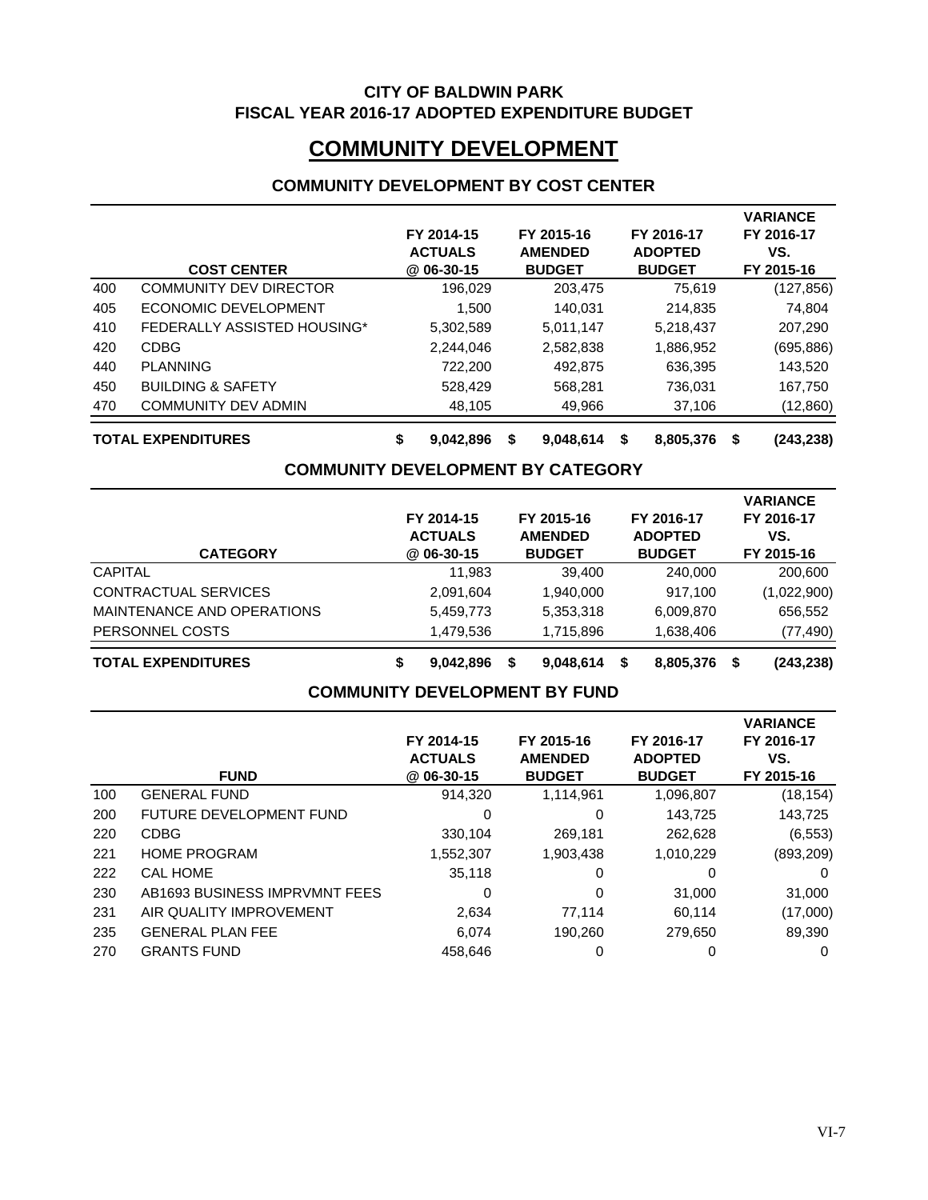**CITY OF BALDWIN PARK**
**FISCAL YEAR 2016-17 ADOPTED EXPENDITURE BUDGET**

# COMMUNITY DEVELOPMENT

## COMMUNITY DEVELOPMENT BY COST CENTER

| | COST CENTER | FY 2014-15 ACTUALS @ 06-30-15 | FY 2015-16 AMENDED BUDGET | FY 2016-17 ADOPTED BUDGET | VARIANCE FY 2016-17 VS. FY 2015-16 |
|---|---|---|---|---|---|
| 400 | COMMUNITY DEV DIRECTOR | 196,029 | 203,475 | 75,619 | (127,856) |
| 405 | ECONOMIC DEVELOPMENT | 1,500 | 140,031 | 214,835 | 74,804 |
| 410 | FEDERALLY ASSISTED HOUSING* | 5,302,589 | 5,011,147 | 5,218,437 | 207,290 |
| 420 | CDBG | 2,244,046 | 2,582,838 | 1,886,952 | (695,886) |
| 440 | PLANNING | 722,200 | 492,875 | 636,395 | 143,520 |
| 450 | BUILDING & SAFETY | 528,429 | 568,281 | 736,031 | 167,750 |
| 470 | COMMUNITY DEV ADMIN | 48,105 | 49,966 | 37,106 | (12,860) |
| **TOTAL EXPENDITURES** | | **$ 9,042,896** | **$ 9,048,614** | **$ 8,805,376** | **$ (243,238)** |

## COMMUNITY DEVELOPMENT BY CATEGORY

| CATEGORY | FY 2014-15 ACTUALS @ 06-30-15 | FY 2015-16 AMENDED BUDGET | FY 2016-17 ADOPTED BUDGET | VARIANCE FY 2016-17 VS. FY 2015-16 |
|---|---|---|---|---|
| CAPITAL | 11,983 | 39,400 | 240,000 | 200,600 |
| CONTRACTUAL SERVICES | 2,091,604 | 1,940,000 | 917,100 | (1,022,900) |
| MAINTENANCE AND OPERATIONS | 5,459,773 | 5,353,318 | 6,009,870 | 656,552 |
| PERSONNEL COSTS | 1,479,536 | 1,715,896 | 1,638,406 | (77,490) |
| **TOTAL EXPENDITURES** | **$ 9,042,896** | **$ 9,048,614** | **$ 8,805,376** | **$ (243,238)** |

## COMMUNITY DEVELOPMENT BY FUND

| | FUND | FY 2014-15 ACTUALS @ 06-30-15 | FY 2015-16 AMENDED BUDGET | FY 2016-17 ADOPTED BUDGET | VARIANCE FY 2016-17 VS. FY 2015-16 |
|---|---|---|---|---|---|
| 100 | GENERAL FUND | 914,320 | 1,114,961 | 1,096,807 | (18,154) |
| 200 | FUTURE DEVELOPMENT FUND | 0 | 0 | 143,725 | 143,725 |
| 220 | CDBG | 330,104 | 269,181 | 262,628 | (6,553) |
| 221 | HOME PROGRAM | 1,552,307 | 1,903,438 | 1,010,229 | (893,209) |
| 222 | CAL HOME | 35,118 | 0 | 0 | 0 |
| 230 | AB1693 BUSINESS IMPRVMNT FEES | 0 | 0 | 31,000 | 31,000 |
| 231 | AIR QUALITY IMPROVEMENT | 2,634 | 77,114 | 60,114 | (17,000) |
| 235 | GENERAL PLAN FEE | 6,074 | 190,260 | 279,650 | 89,390 |
| 270 | GRANTS FUND | 458,646 | 0 | 0 | 0 |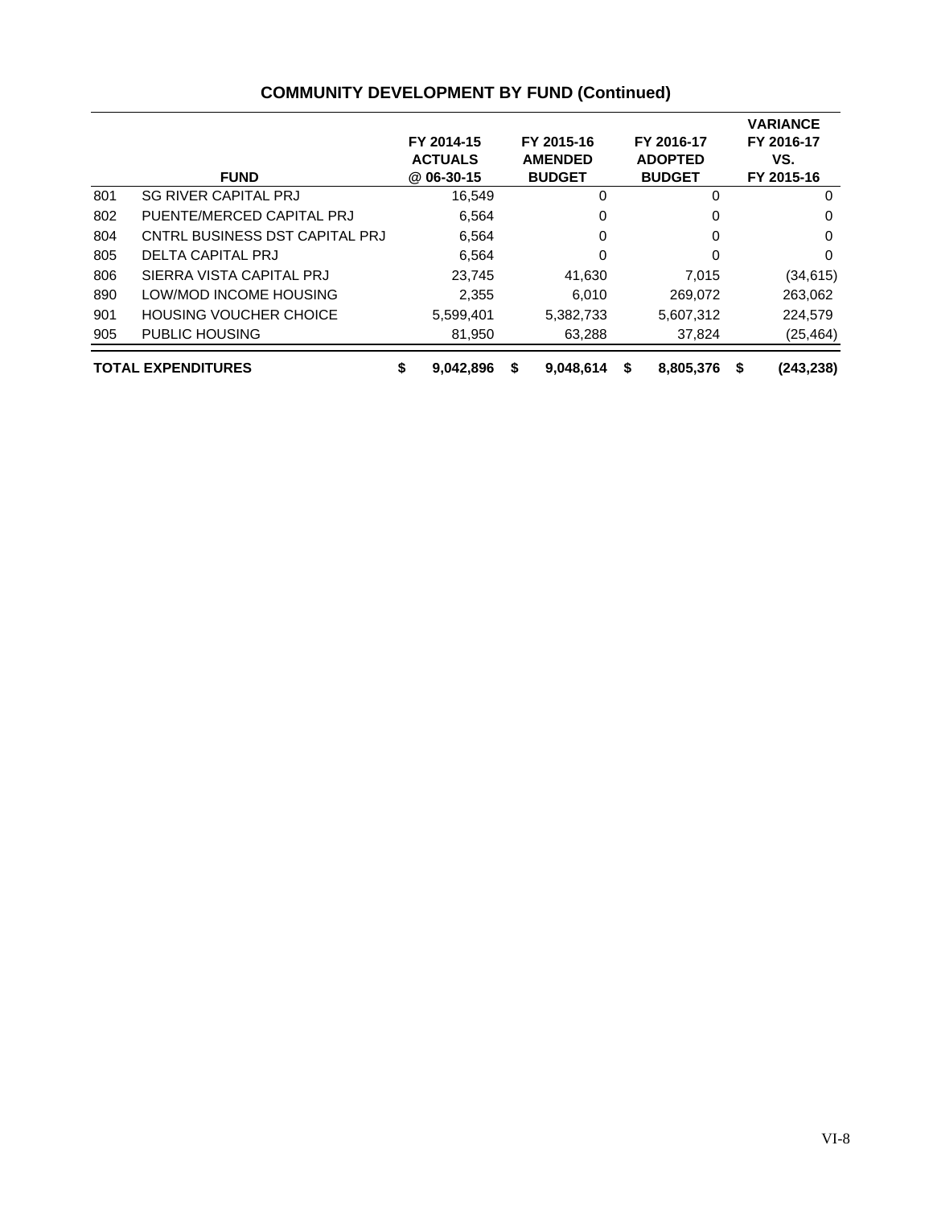## COMMUNITY DEVELOPMENT BY FUND (Continued)

| | FUND | FY 2014-15 ACTUALS @ 06-30-15 | FY 2015-16 AMENDED BUDGET | FY 2016-17 ADOPTED BUDGET | VARIANCE FY 2016-17 VS. FY 2015-16 |
|---|---|---|---|---|---|
| 801 | SG RIVER CAPITAL PRJ | 16,549 | 0 | 0 | 0 |
| 802 | PUENTE/MERCED CAPITAL PRJ | 6,564 | 0 | 0 | 0 |
| 804 | CNTRL BUSINESS DST CAPITAL PRJ | 6,564 | 0 | 0 | 0 |
| 805 | DELTA CAPITAL PRJ | 6,564 | 0 | 0 | 0 |
| 806 | SIERRA VISTA CAPITAL PRJ | 23,745 | 41,630 | 7,015 | (34,615) |
| 890 | LOW/MOD INCOME HOUSING | 2,355 | 6,010 | 269,072 | 263,062 |
| 901 | HOUSING VOUCHER CHOICE | 5,599,401 | 5,382,733 | 5,607,312 | 224,579 |
| 905 | PUBLIC HOUSING | 81,950 | 63,288 | 37,824 | (25,464) |
| **TOTAL EXPENDITURES** | | **$ 9,042,896** | **$ 9,048,614** | **$ 8,805,376** | **$ (243,238)** |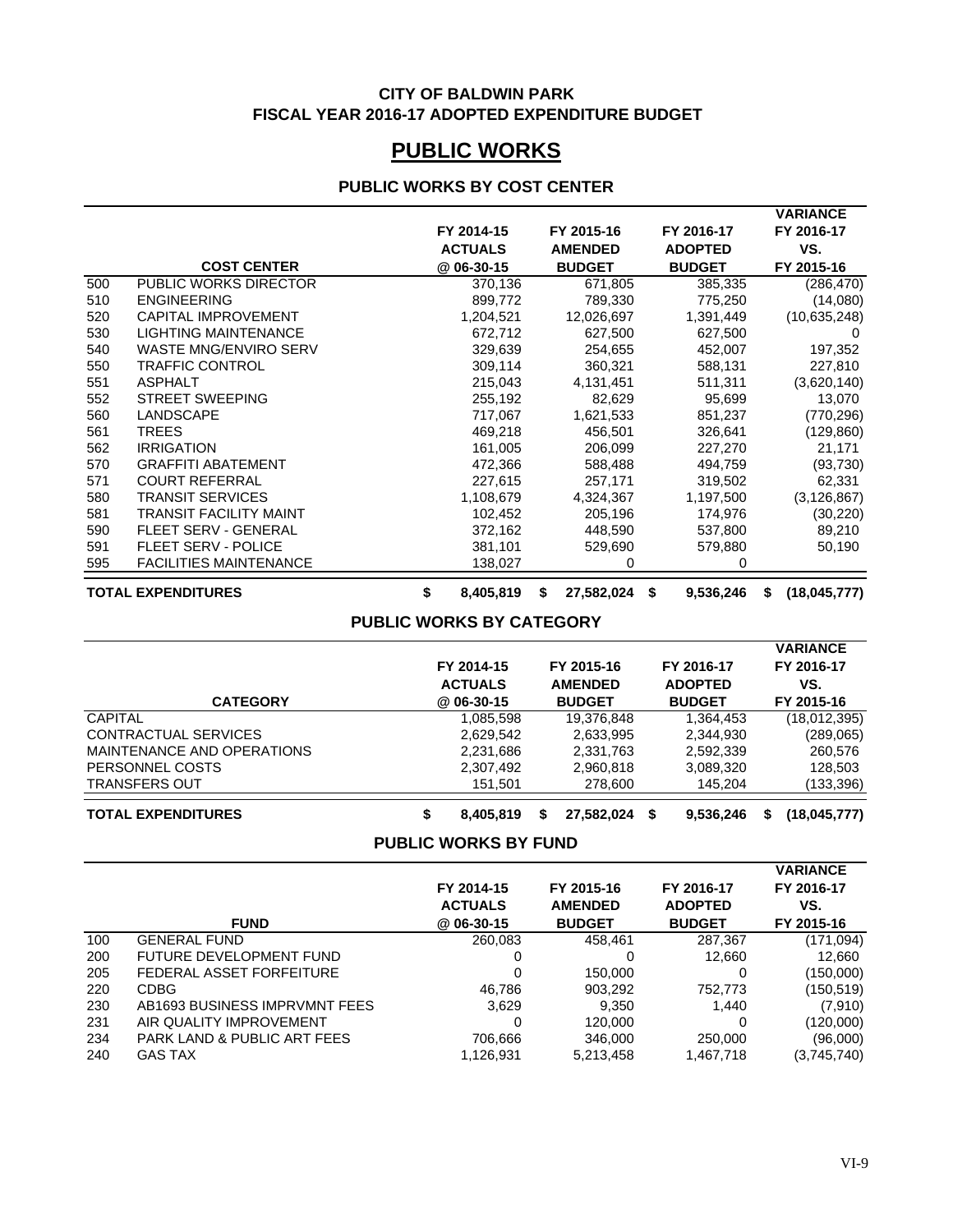**CITY OF BALDWIN PARK**
**FISCAL YEAR 2016-17 ADOPTED EXPENDITURE BUDGET**

# PUBLIC WORKS

## PUBLIC WORKS BY COST CENTER

| | COST CENTER | FY 2014-15 ACTUALS @ 06-30-15 | FY 2015-16 AMENDED BUDGET | FY 2016-17 ADOPTED BUDGET | VARIANCE FY 2016-17 VS. FY 2015-16 |
|---|---|---|---|---|---|
| 500 | PUBLIC WORKS DIRECTOR | 370,136 | 671,805 | 385,335 | (286,470) |
| 510 | ENGINEERING | 899,772 | 789,330 | 775,250 | (14,080) |
| 520 | CAPITAL IMPROVEMENT | 1,204,521 | 12,026,697 | 1,391,449 | (10,635,248) |
| 530 | LIGHTING MAINTENANCE | 672,712 | 627,500 | 627,500 | 0 |
| 540 | WASTE MNG/ENVIRO SERV | 329,639 | 254,655 | 452,007 | 197,352 |
| 550 | TRAFFIC CONTROL | 309,114 | 360,321 | 588,131 | 227,810 |
| 551 | ASPHALT | 215,043 | 4,131,451 | 511,311 | (3,620,140) |
| 552 | STREET SWEEPING | 255,192 | 82,629 | 95,699 | 13,070 |
| 560 | LANDSCAPE | 717,067 | 1,621,533 | 851,237 | (770,296) |
| 561 | TREES | 469,218 | 456,501 | 326,641 | (129,860) |
| 562 | IRRIGATION | 161,005 | 206,099 | 227,270 | 21,171 |
| 570 | GRAFFITI ABATEMENT | 472,366 | 588,488 | 494,759 | (93,730) |
| 571 | COURT REFERRAL | 227,615 | 257,171 | 319,502 | 62,331 |
| 580 | TRANSIT SERVICES | 1,108,679 | 4,324,367 | 1,197,500 | (3,126,867) |
| 581 | TRANSIT FACILITY MAINT | 102,452 | 205,196 | 174,976 | (30,220) |
| 590 | FLEET SERV - GENERAL | 372,162 | 448,590 | 537,800 | 89,210 |
| 591 | FLEET SERV - POLICE | 381,101 | 529,690 | 579,880 | 50,190 |
| 595 | FACILITIES MAINTENANCE | 138,027 | 0 | 0 | |
| | **TOTAL EXPENDITURES** | **$ 8,405,819** | **$ 27,582,024** | **$ 9,536,246** | **$ (18,045,777)** |

## PUBLIC WORKS BY CATEGORY

| CATEGORY | FY 2014-15 ACTUALS @ 06-30-15 | FY 2015-16 AMENDED BUDGET | FY 2016-17 ADOPTED BUDGET | VARIANCE FY 2016-17 VS. FY 2015-16 |
|---|---|---|---|---|
| CAPITAL | 1,085,598 | 19,376,848 | 1,364,453 | (18,012,395) |
| CONTRACTUAL SERVICES | 2,629,542 | 2,633,995 | 2,344,930 | (289,065) |
| MAINTENANCE AND OPERATIONS | 2,231,686 | 2,331,763 | 2,592,339 | 260,576 |
| PERSONNEL COSTS | 2,307,492 | 2,960,818 | 3,089,320 | 128,503 |
| TRANSFERS OUT | 151,501 | 278,600 | 145,204 | (133,396) |
| **TOTAL EXPENDITURES** | **$ 8,405,819** | **$ 27,582,024** | **$ 9,536,246** | **$ (18,045,777)** |

## PUBLIC WORKS BY FUND

| | FUND | FY 2014-15 ACTUALS @ 06-30-15 | FY 2015-16 AMENDED BUDGET | FY 2016-17 ADOPTED BUDGET | VARIANCE FY 2016-17 VS. FY 2015-16 |
|---|---|---|---|---|---|
| 100 | GENERAL FUND | 260,083 | 458,461 | 287,367 | (171,094) |
| 200 | FUTURE DEVELOPMENT FUND | 0 | 0 | 12,660 | 12,660 |
| 205 | FEDERAL ASSET FORFEITURE | 0 | 150,000 | 0 | (150,000) |
| 220 | CDBG | 46,786 | 903,292 | 752,773 | (150,519) |
| 230 | AB1693 BUSINESS IMPRVMNT FEES | 3,629 | 9,350 | 1,440 | (7,910) |
| 231 | AIR QUALITY IMPROVEMENT | 0 | 120,000 | 0 | (120,000) |
| 234 | PARK LAND & PUBLIC ART FEES | 706,666 | 346,000 | 250,000 | (96,000) |
| 240 | GAS TAX | 1,126,931 | 5,213,458 | 1,467,718 | (3,745,740) |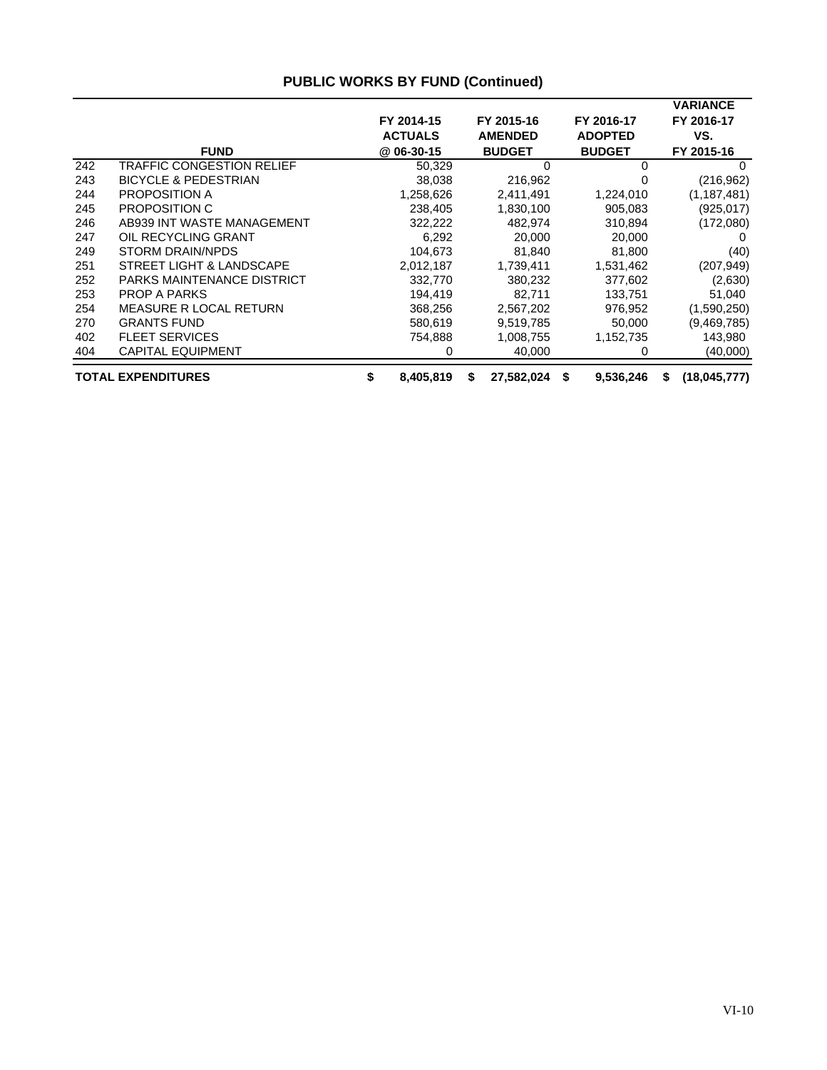## PUBLIC WORKS BY FUND (Continued)

| | FUND | FY 2014-15 ACTUALS @ 06-30-15 | FY 2015-16 AMENDED BUDGET | FY 2016-17 ADOPTED BUDGET | VARIANCE FY 2016-17 VS. FY 2015-16 |
|---|---|---|---|---|---|
| 242 | TRAFFIC CONGESTION RELIEF | 50,329 | 0 | 0 | 0 |
| 243 | BICYCLE & PEDESTRIAN | 38,038 | 216,962 | 0 | (216,962) |
| 244 | PROPOSITION A | 1,258,626 | 2,411,491 | 1,224,010 | (1,187,481) |
| 245 | PROPOSITION C | 238,405 | 1,830,100 | 905,083 | (925,017) |
| 246 | AB939 INT WASTE MANAGEMENT | 322,222 | 482,974 | 310,894 | (172,080) |
| 247 | OIL RECYCLING GRANT | 6,292 | 20,000 | 20,000 | 0 |
| 249 | STORM DRAIN/NPDS | 104,673 | 81,840 | 81,800 | (40) |
| 251 | STREET LIGHT & LANDSCAPE | 2,012,187 | 1,739,411 | 1,531,462 | (207,949) |
| 252 | PARKS MAINTENANCE DISTRICT | 332,770 | 380,232 | 377,602 | (2,630) |
| 253 | PROP A PARKS | 194,419 | 82,711 | 133,751 | 51,040 |
| 254 | MEASURE R LOCAL RETURN | 368,256 | 2,567,202 | 976,952 | (1,590,250) |
| 270 | GRANTS FUND | 580,619 | 9,519,785 | 50,000 | (9,469,785) |
| 402 | FLEET SERVICES | 754,888 | 1,008,755 | 1,152,735 | 143,980 |
| 404 | CAPITAL EQUIPMENT | 0 | 40,000 | 0 | (40,000) |
| **TOTAL EXPENDITURES** | | **$ 8,405,819** | **$ 27,582,024** | **$ 9,536,246** | **$ (18,045,777)** |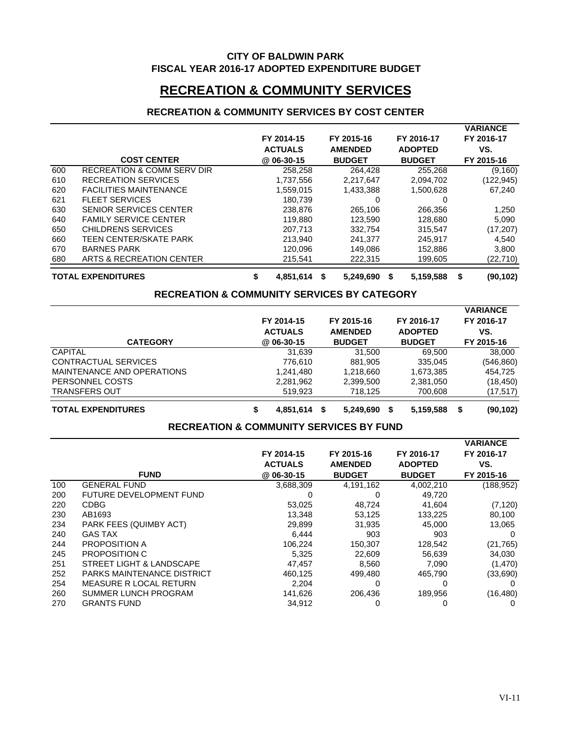**CITY OF BALDWIN PARK**
**FISCAL YEAR 2016-17 ADOPTED EXPENDITURE BUDGET**

# RECREATION & COMMUNITY SERVICES

## RECREATION & COMMUNITY SERVICES BY COST CENTER

| | COST CENTER | FY 2014-15 ACTUALS @ 06-30-15 | FY 2015-16 AMENDED BUDGET | FY 2016-17 ADOPTED BUDGET | VARIANCE FY 2016-17 VS. FY 2015-16 |
|---|---|---|---|---|---|
| 600 | RECREATION & COMM SERV DIR | 258,258 | 264,428 | 255,268 | (9,160) |
| 610 | RECREATION SERVICES | 1,737,556 | 2,217,647 | 2,094,702 | (122,945) |
| 620 | FACILITIES MAINTENANCE | 1,559,015 | 1,433,388 | 1,500,628 | 67,240 |
| 621 | FLEET SERVICES | 180,739 | 0 | 0 | |
| 630 | SENIOR SERVICES CENTER | 238,876 | 265,106 | 266,356 | 1,250 |
| 640 | FAMILY SERVICE CENTER | 119,880 | 123,590 | 128,680 | 5,090 |
| 650 | CHILDRENS SERVICES | 207,713 | 332,754 | 315,547 | (17,207) |
| 660 | TEEN CENTER/SKATE PARK | 213,940 | 241,377 | 245,917 | 4,540 |
| 670 | BARNES PARK | 120,096 | 149,086 | 152,886 | 3,800 |
| 680 | ARTS & RECREATION CENTER | 215,541 | 222,315 | 199,605 | (22,710) |
| **TOTAL EXPENDITURES** | | **$ 4,851,614** | **$ 5,249,690** | **$ 5,159,588** | **$ (90,102)** |

## RECREATION & COMMUNITY SERVICES BY CATEGORY

| CATEGORY | FY 2014-15 ACTUALS @ 06-30-15 | FY 2015-16 AMENDED BUDGET | FY 2016-17 ADOPTED BUDGET | VARIANCE FY 2016-17 VS. FY 2015-16 |
|---|---|---|---|---|
| CAPITAL | 31,639 | 31,500 | 69,500 | 38,000 |
| CONTRACTUAL SERVICES | 776,610 | 881,905 | 335,045 | (546,860) |
| MAINTENANCE AND OPERATIONS | 1,241,480 | 1,218,660 | 1,673,385 | 454,725 |
| PERSONNEL COSTS | 2,281,962 | 2,399,500 | 2,381,050 | (18,450) |
| TRANSFERS OUT | 519,923 | 718,125 | 700,608 | (17,517) |
| **TOTAL EXPENDITURES** | **$ 4,851,614** | **$ 5,249,690** | **$ 5,159,588** | **$ (90,102)** |

## RECREATION & COMMUNITY SERVICES BY FUND

| | FUND | FY 2014-15 ACTUALS @ 06-30-15 | FY 2015-16 AMENDED BUDGET | FY 2016-17 ADOPTED BUDGET | VARIANCE FY 2016-17 VS. FY 2015-16 |
|---|---|---|---|---|---|
| 100 | GENERAL FUND | 3,688,309 | 4,191,162 | 4,002,210 | (188,952) |
| 200 | FUTURE DEVELOPMENT FUND | 0 | 0 | 49,720 | |
| 220 | CDBG | 53,025 | 48,724 | 41,604 | (7,120) |
| 230 | AB1693 | 13,348 | 53,125 | 133,225 | 80,100 |
| 234 | PARK FEES (QUIMBY ACT) | 29,899 | 31,935 | 45,000 | 13,065 |
| 240 | GAS TAX | 6,444 | 903 | 903 | 0 |
| 244 | PROPOSITION A | 106,224 | 150,307 | 128,542 | (21,765) |
| 245 | PROPOSITION C | 5,325 | 22,609 | 56,639 | 34,030 |
| 251 | STREET LIGHT & LANDSCAPE | 47,457 | 8,560 | 7,090 | (1,470) |
| 252 | PARKS MAINTENANCE DISTRICT | 460,125 | 499,480 | 465,790 | (33,690) |
| 254 | MEASURE R LOCAL RETURN | 2,204 | 0 | 0 | 0 |
| 260 | SUMMER LUNCH PROGRAM | 141,626 | 206,436 | 189,956 | (16,480) |
| 270 | GRANTS FUND | 34,912 | 0 | 0 | 0 |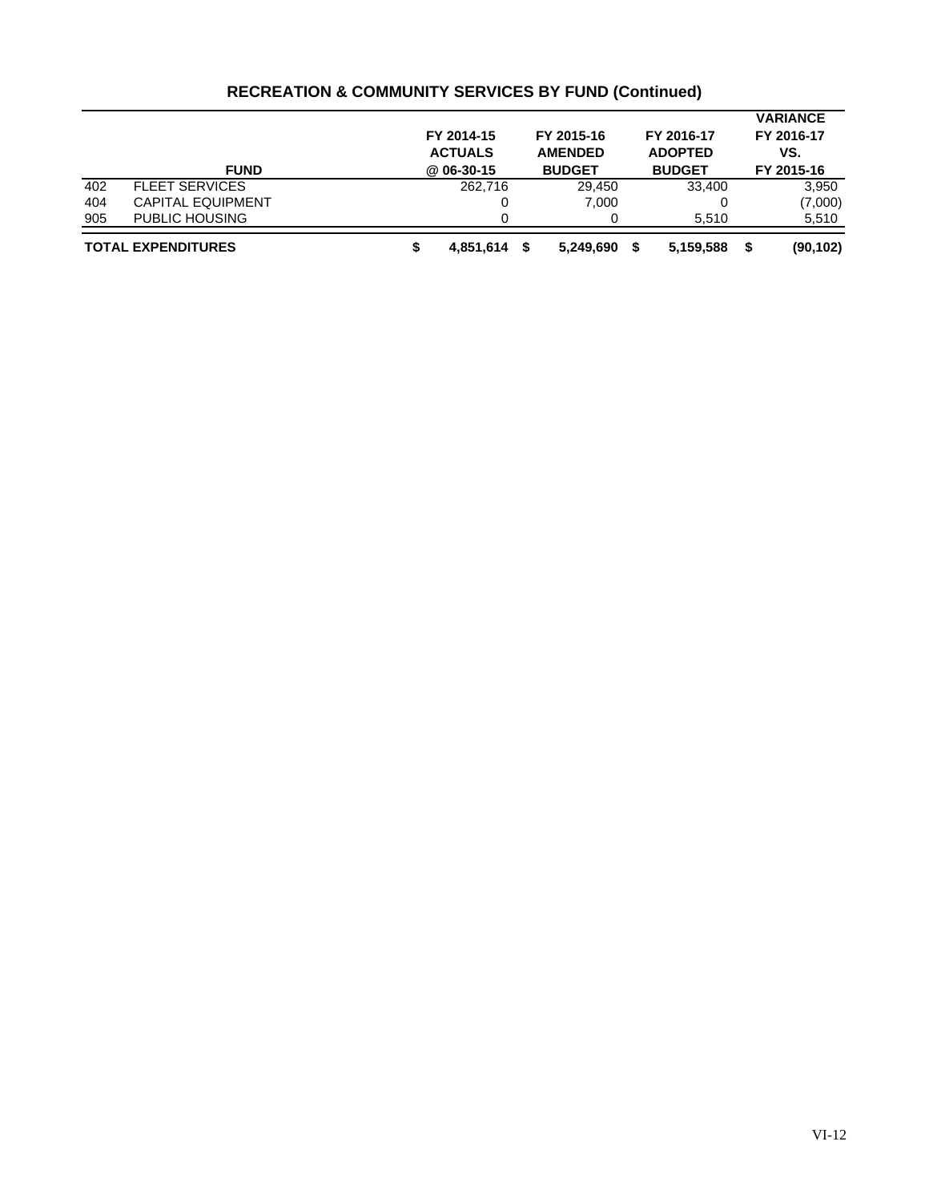## RECREATION & COMMUNITY SERVICES BY FUND (Continued)

| | FUND | FY 2014-15 ACTUALS @ 06-30-15 | FY 2015-16 AMENDED BUDGET | FY 2016-17 ADOPTED BUDGET | VARIANCE FY 2016-17 VS. FY 2015-16 |
|---|---|---|---|---|---|
| 402 | FLEET SERVICES | 262,716 | 29,450 | 33,400 | 3,950 |
| 404 | CAPITAL EQUIPMENT | 0 | 7,000 | 0 | (7,000) |
| 905 | PUBLIC HOUSING | 0 | 0 | 5,510 | 5,510 |
| **TOTAL EXPENDITURES** | | **$ 4,851,614** | **$ 5,249,690** | **$ 5,159,588** | **$ (90,102)** |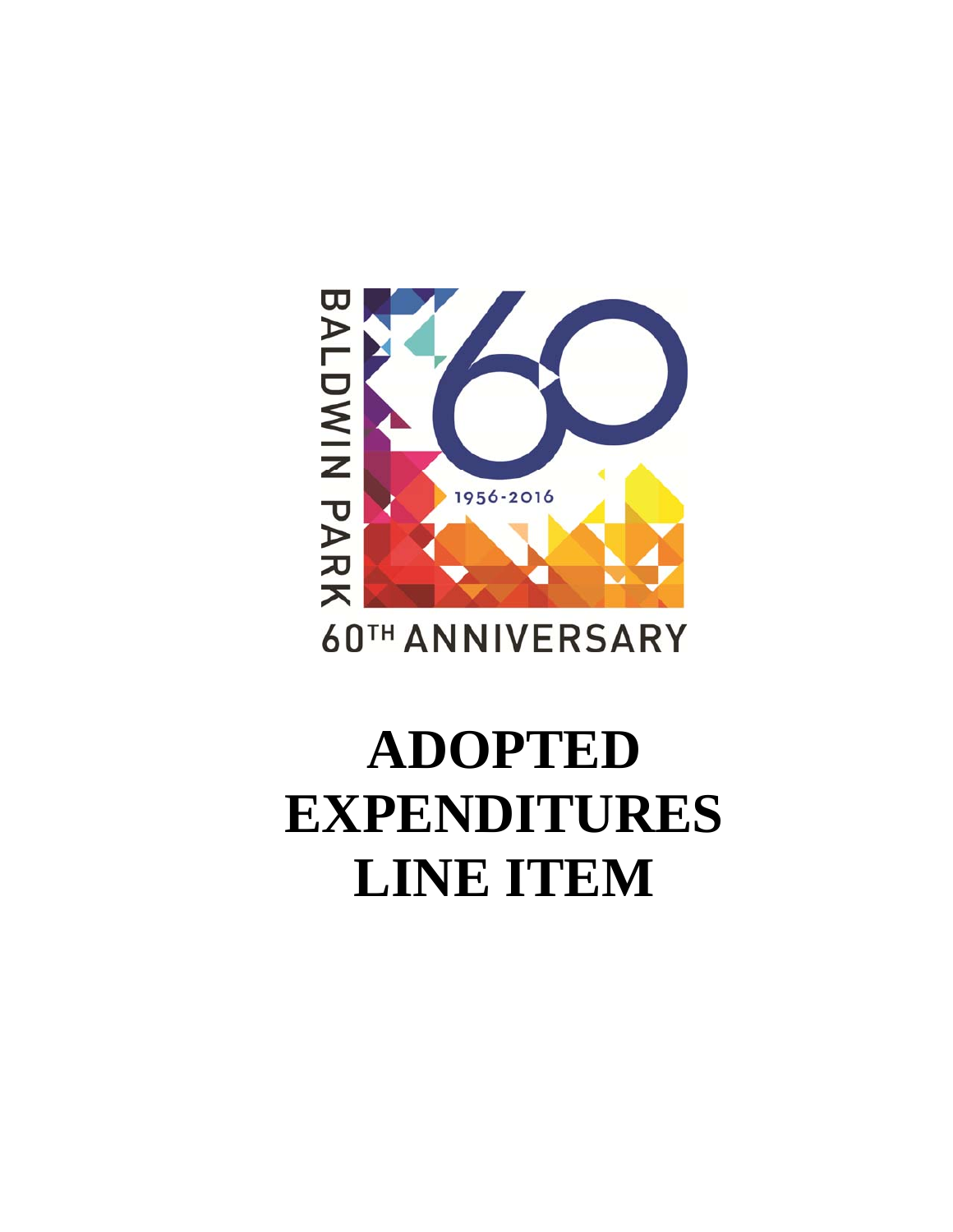BALDWIN PARK

1956-2016

60TH ANNIVERSARY

# ADOPTED EXPENDITURES LINE ITEM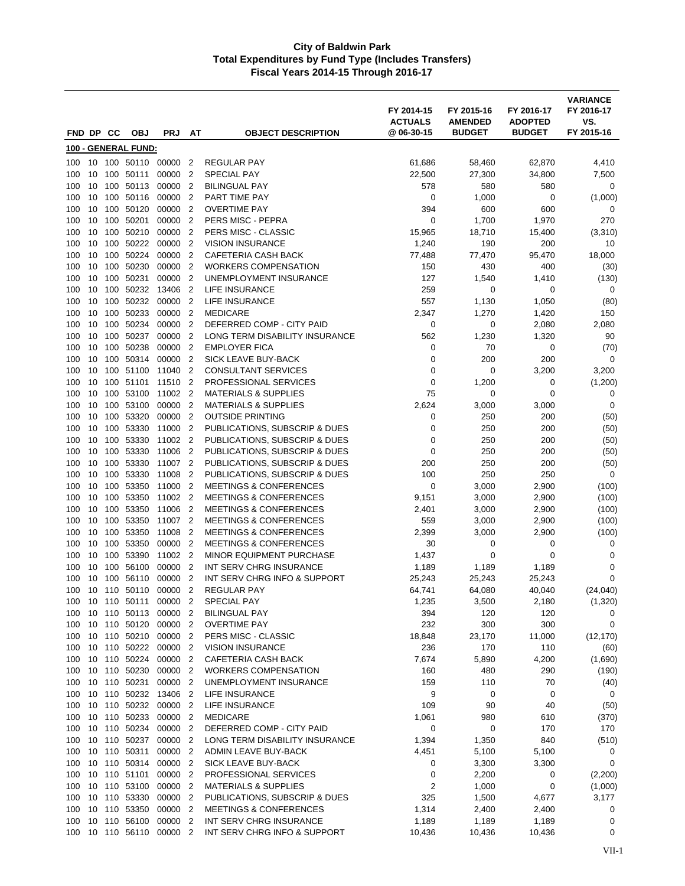# City of Baldwin Park
## Total Expenditures by Fund Type (Includes Transfers)
### Fiscal Years 2014-15 Through 2016-17

| FND | DP | CC | OBJ | PRJ | AT | OBJECT DESCRIPTION | FY 2014-15 ACTUALS @ 06-30-15 | FY 2015-16 AMENDED BUDGET | FY 2016-17 ADOPTED BUDGET | VARIANCE FY 2016-17 VS. FY 2015-16 |
|---|---|---|---|---|---|---|---|---|---|---|
| **100 - GENERAL FUND:** | | | | | | | | | | |
| 100 | 10 | 100 | 50110 | 00000 | 2 | REGULAR PAY | 61,686 | 58,460 | 62,870 | 4,410 |
| 100 | 10 | 100 | 50111 | 00000 | 2 | SPECIAL PAY | 22,500 | 27,300 | 34,800 | 7,500 |
| 100 | 10 | 100 | 50113 | 00000 | 2 | BILINGUAL PAY | 578 | 580 | 580 | 0 |
| 100 | 10 | 100 | 50116 | 00000 | 2 | PART TIME PAY | 0 | 1,000 | 0 | (1,000) |
| 100 | 10 | 100 | 50120 | 00000 | 2 | OVERTIME PAY | 394 | 600 | 600 | 0 |
| 100 | 10 | 100 | 50201 | 00000 | 2 | PERS MISC - PEPRA | 0 | 1,700 | 1,970 | 270 |
| 100 | 10 | 100 | 50210 | 00000 | 2 | PERS MISC - CLASSIC | 15,965 | 18,710 | 15,400 | (3,310) |
| 100 | 10 | 100 | 50222 | 00000 | 2 | VISION INSURANCE | 1,240 | 190 | 200 | 10 |
| 100 | 10 | 100 | 50224 | 00000 | 2 | CAFETERIA CASH BACK | 77,488 | 77,470 | 95,470 | 18,000 |
| 100 | 10 | 100 | 50230 | 00000 | 2 | WORKERS COMPENSATION | 150 | 430 | 400 | (30) |
| 100 | 10 | 100 | 50231 | 00000 | 2 | UNEMPLOYMENT INSURANCE | 127 | 1,540 | 1,410 | (130) |
| 100 | 10 | 100 | 50232 | 13406 | 2 | LIFE INSURANCE | 259 | 0 | 0 | 0 |
| 100 | 10 | 100 | 50232 | 00000 | 2 | LIFE INSURANCE | 557 | 1,130 | 1,050 | (80) |
| 100 | 10 | 100 | 50233 | 00000 | 2 | MEDICARE | 2,347 | 1,270 | 1,420 | 150 |
| 100 | 10 | 100 | 50234 | 00000 | 2 | DEFERRED COMP - CITY PAID | 0 | 0 | 2,080 | 2,080 |
| 100 | 10 | 100 | 50237 | 00000 | 2 | LONG TERM DISABILITY INSURANCE | 562 | 1,230 | 1,320 | 90 |
| 100 | 10 | 100 | 50238 | 00000 | 2 | EMPLOYER FICA | 0 | 70 | 0 | (70) |
| 100 | 10 | 100 | 50314 | 00000 | 2 | SICK LEAVE BUY-BACK | 0 | 200 | 200 | 0 |
| 100 | 10 | 100 | 51100 | 11040 | 2 | CONSULTANT SERVICES | 0 | 0 | 3,200 | 3,200 |
| 100 | 10 | 100 | 51101 | 11510 | 2 | PROFESSIONAL SERVICES | 0 | 1,200 | 0 | (1,200) |
| 100 | 10 | 100 | 53100 | 11002 | 2 | MATERIALS & SUPPLIES | 75 | 0 | 0 | 0 |
| 100 | 10 | 100 | 53100 | 00000 | 2 | MATERIALS & SUPPLIES | 2,624 | 3,000 | 3,000 | 0 |
| 100 | 10 | 100 | 53320 | 00000 | 2 | OUTSIDE PRINTING | 0 | 250 | 200 | (50) |
| 100 | 10 | 100 | 53330 | 11000 | 2 | PUBLICATIONS, SUBSCRIP & DUES | 0 | 250 | 200 | (50) |
| 100 | 10 | 100 | 53330 | 11002 | 2 | PUBLICATIONS, SUBSCRIP & DUES | 0 | 250 | 200 | (50) |
| 100 | 10 | 100 | 53330 | 11006 | 2 | PUBLICATIONS, SUBSCRIP & DUES | 0 | 250 | 200 | (50) |
| 100 | 10 | 100 | 53330 | 11007 | 2 | PUBLICATIONS, SUBSCRIP & DUES | 200 | 250 | 200 | (50) |
| 100 | 10 | 100 | 53330 | 11008 | 2 | PUBLICATIONS, SUBSCRIP & DUES | 100 | 250 | 250 | 0 |
| 100 | 10 | 100 | 53350 | 11000 | 2 | MEETINGS & CONFERENCES | 0 | 3,000 | 2,900 | (100) |
| 100 | 10 | 100 | 53350 | 11002 | 2 | MEETINGS & CONFERENCES | 9,151 | 3,000 | 2,900 | (100) |
| 100 | 10 | 100 | 53350 | 11006 | 2 | MEETINGS & CONFERENCES | 2,401 | 3,000 | 2,900 | (100) |
| 100 | 10 | 100 | 53350 | 11007 | 2 | MEETINGS & CONFERENCES | 559 | 3,000 | 2,900 | (100) |
| 100 | 10 | 100 | 53350 | 11008 | 2 | MEETINGS & CONFERENCES | 2,399 | 3,000 | 2,900 | (100) |
| 100 | 10 | 100 | 53350 | 00000 | 2 | MEETINGS & CONFERENCES | 30 | 0 | 0 | 0 |
| 100 | 10 | 100 | 53390 | 11002 | 2 | MINOR EQUIPMENT PURCHASE | 1,437 | 0 | 0 | 0 |
| 100 | 10 | 100 | 56100 | 00000 | 2 | INT SERV CHRG INSURANCE | 1,189 | 1,189 | 1,189 | 0 |
| 100 | 10 | 100 | 56110 | 00000 | 2 | INT SERV CHRG INFO & SUPPORT | 25,243 | 25,243 | 25,243 | 0 |
| 100 | 10 | 110 | 50110 | 00000 | 2 | REGULAR PAY | 64,741 | 64,080 | 40,040 | (24,040) |
| 100 | 10 | 110 | 50111 | 00000 | 2 | SPECIAL PAY | 1,235 | 3,500 | 2,180 | (1,320) |
| 100 | 10 | 110 | 50113 | 00000 | 2 | BILINGUAL PAY | 394 | 120 | 120 | 0 |
| 100 | 10 | 110 | 50120 | 00000 | 2 | OVERTIME PAY | 232 | 300 | 300 | 0 |
| 100 | 10 | 110 | 50210 | 00000 | 2 | PERS MISC - CLASSIC | 18,848 | 23,170 | 11,000 | (12,170) |
| 100 | 10 | 110 | 50222 | 00000 | 2 | VISION INSURANCE | 236 | 170 | 110 | (60) |
| 100 | 10 | 110 | 50224 | 00000 | 2 | CAFETERIA CASH BACK | 7,674 | 5,890 | 4,200 | (1,690) |
| 100 | 10 | 110 | 50230 | 00000 | 2 | WORKERS COMPENSATION | 160 | 480 | 290 | (190) |
| 100 | 10 | 110 | 50231 | 00000 | 2 | UNEMPLOYMENT INSURANCE | 159 | 110 | 70 | (40) |
| 100 | 10 | 110 | 50232 | 13406 | 2 | LIFE INSURANCE | 9 | 0 | 0 | 0 |
| 100 | 10 | 110 | 50232 | 00000 | 2 | LIFE INSURANCE | 109 | 90 | 40 | (50) |
| 100 | 10 | 110 | 50233 | 00000 | 2 | MEDICARE | 1,061 | 980 | 610 | (370) |
| 100 | 10 | 110 | 50234 | 00000 | 2 | DEFERRED COMP - CITY PAID | 0 | 0 | 170 | 170 |
| 100 | 10 | 110 | 50237 | 00000 | 2 | LONG TERM DISABILITY INSURANCE | 1,394 | 1,350 | 840 | (510) |
| 100 | 10 | 110 | 50311 | 00000 | 2 | ADMIN LEAVE BUY-BACK | 4,451 | 5,100 | 5,100 | 0 |
| 100 | 10 | 110 | 50314 | 00000 | 2 | SICK LEAVE BUY-BACK | 0 | 3,300 | 3,300 | 0 |
| 100 | 10 | 110 | 51101 | 00000 | 2 | PROFESSIONAL SERVICES | 0 | 2,200 | 0 | (2,200) |
| 100 | 10 | 110 | 53100 | 00000 | 2 | MATERIALS & SUPPLIES | 2 | 1,000 | 0 | (1,000) |
| 100 | 10 | 110 | 53330 | 00000 | 2 | PUBLICATIONS, SUBSCRIP & DUES | 325 | 1,500 | 4,677 | 3,177 |
| 100 | 10 | 110 | 53350 | 00000 | 2 | MEETINGS & CONFERENCES | 1,314 | 2,400 | 2,400 | 0 |
| 100 | 10 | 110 | 56100 | 00000 | 2 | INT SERV CHRG INSURANCE | 1,189 | 1,189 | 1,189 | 0 |
| 100 | 10 | 110 | 56110 | 00000 | 2 | INT SERV CHRG INFO & SUPPORT | 10,436 | 10,436 | 10,436 | 0 |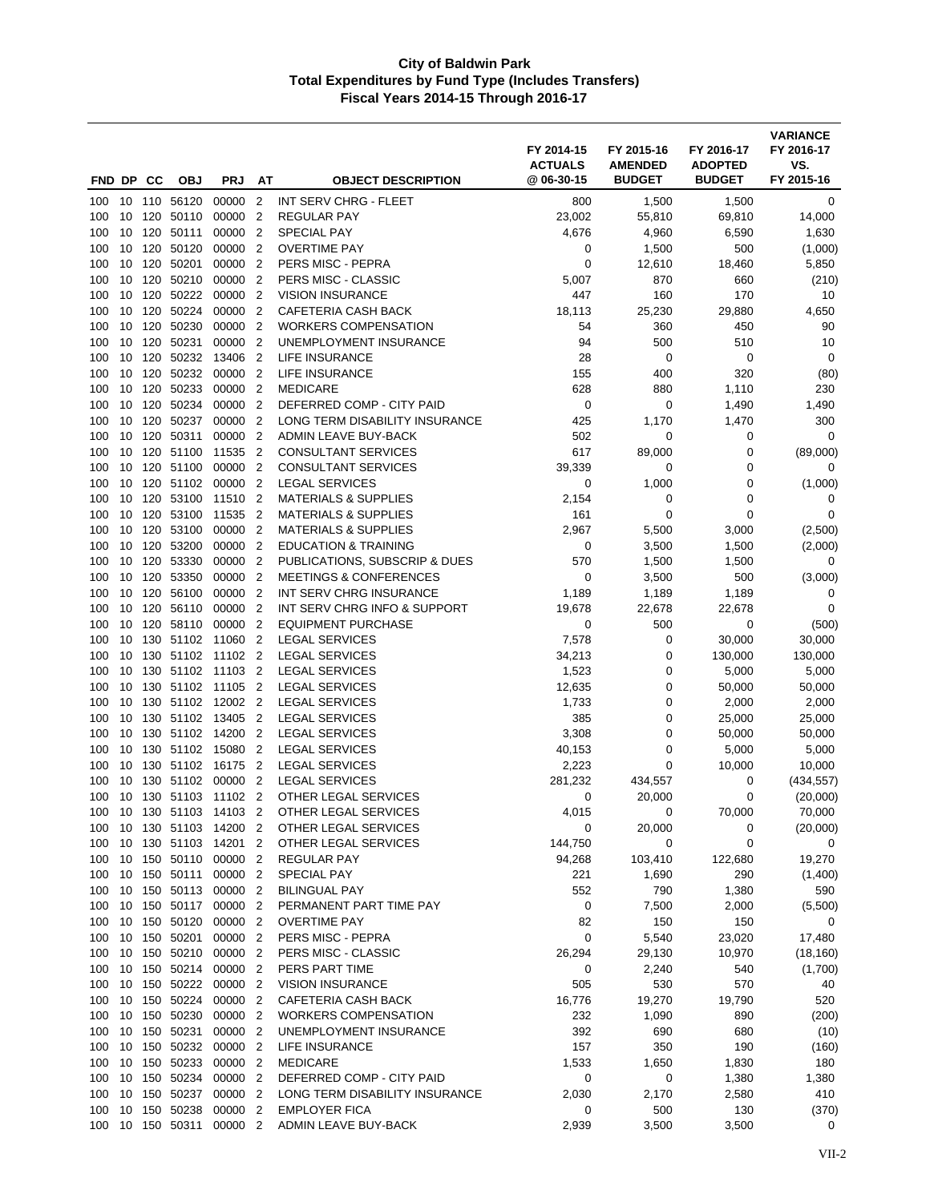# City of Baldwin Park
## Total Expenditures by Fund Type (Includes Transfers)
### Fiscal Years 2014-15 Through 2016-17

| FND | DP | CC | OBJ | PRJ | AT | OBJECT DESCRIPTION | FY 2014-15 ACTUALS @ 06-30-15 | FY 2015-16 AMENDED BUDGET | FY 2016-17 ADOPTED BUDGET | VARIANCE FY 2016-17 VS. FY 2015-16 |
|---|---|---|---|---|---|---|---|---|---|---|
| 100 | 10 | 110 | 56120 | 00000 | 2 | INT SERV CHRG - FLEET | 800 | 1,500 | 1,500 | 0 |
| 100 | 10 | 120 | 50110 | 00000 | 2 | REGULAR PAY | 23,002 | 55,810 | 69,810 | 14,000 |
| 100 | 10 | 120 | 50111 | 00000 | 2 | SPECIAL PAY | 4,676 | 4,960 | 6,590 | 1,630 |
| 100 | 10 | 120 | 50120 | 00000 | 2 | OVERTIME PAY | 0 | 1,500 | 500 | (1,000) |
| 100 | 10 | 120 | 50201 | 00000 | 2 | PERS MISC - PEPRA | 0 | 12,610 | 18,460 | 5,850 |
| 100 | 10 | 120 | 50210 | 00000 | 2 | PERS MISC - CLASSIC | 5,007 | 870 | 660 | (210) |
| 100 | 10 | 120 | 50222 | 00000 | 2 | VISION INSURANCE | 447 | 160 | 170 | 10 |
| 100 | 10 | 120 | 50224 | 00000 | 2 | CAFETERIA CASH BACK | 18,113 | 25,230 | 29,880 | 4,650 |
| 100 | 10 | 120 | 50230 | 00000 | 2 | WORKERS COMPENSATION | 54 | 360 | 450 | 90 |
| 100 | 10 | 120 | 50231 | 00000 | 2 | UNEMPLOYMENT INSURANCE | 94 | 500 | 510 | 10 |
| 100 | 10 | 120 | 50232 | 13406 | 2 | LIFE INSURANCE | 28 | 0 | 0 | 0 |
| 100 | 10 | 120 | 50232 | 00000 | 2 | LIFE INSURANCE | 155 | 400 | 320 | (80) |
| 100 | 10 | 120 | 50233 | 00000 | 2 | MEDICARE | 628 | 880 | 1,110 | 230 |
| 100 | 10 | 120 | 50234 | 00000 | 2 | DEFERRED COMP - CITY PAID | 0 | 0 | 1,490 | 1,490 |
| 100 | 10 | 120 | 50237 | 00000 | 2 | LONG TERM DISABILITY INSURANCE | 425 | 1,170 | 1,470 | 300 |
| 100 | 10 | 120 | 50311 | 00000 | 2 | ADMIN LEAVE BUY-BACK | 502 | 0 | 0 | 0 |
| 100 | 10 | 120 | 51100 | 11535 | 2 | CONSULTANT SERVICES | 617 | 89,000 | 0 | (89,000) |
| 100 | 10 | 120 | 51100 | 00000 | 2 | CONSULTANT SERVICES | 39,339 | 0 | 0 | 0 |
| 100 | 10 | 120 | 51102 | 00000 | 2 | LEGAL SERVICES | 0 | 1,000 | 0 | (1,000) |
| 100 | 10 | 120 | 53100 | 11510 | 2 | MATERIALS & SUPPLIES | 2,154 | 0 | 0 | 0 |
| 100 | 10 | 120 | 53100 | 11535 | 2 | MATERIALS & SUPPLIES | 161 | 0 | 0 | 0 |
| 100 | 10 | 120 | 53100 | 00000 | 2 | MATERIALS & SUPPLIES | 2,967 | 5,500 | 3,000 | (2,500) |
| 100 | 10 | 120 | 53200 | 00000 | 2 | EDUCATION & TRAINING | 0 | 3,500 | 1,500 | (2,000) |
| 100 | 10 | 120 | 53330 | 00000 | 2 | PUBLICATIONS, SUBSCRIP & DUES | 570 | 1,500 | 1,500 | 0 |
| 100 | 10 | 120 | 53350 | 00000 | 2 | MEETINGS & CONFERENCES | 0 | 3,500 | 500 | (3,000) |
| 100 | 10 | 120 | 56100 | 00000 | 2 | INT SERV CHRG INSURANCE | 1,189 | 1,189 | 1,189 | 0 |
| 100 | 10 | 120 | 56110 | 00000 | 2 | INT SERV CHRG INFO & SUPPORT | 19,678 | 22,678 | 22,678 | 0 |
| 100 | 10 | 120 | 58110 | 00000 | 2 | EQUIPMENT PURCHASE | 0 | 500 | 0 | (500) |
| 100 | 10 | 130 | 51102 | 11060 | 2 | LEGAL SERVICES | 7,578 | 0 | 30,000 | 30,000 |
| 100 | 10 | 130 | 51102 | 11102 | 2 | LEGAL SERVICES | 34,213 | 0 | 130,000 | 130,000 |
| 100 | 10 | 130 | 51102 | 11103 | 2 | LEGAL SERVICES | 1,523 | 0 | 5,000 | 5,000 |
| 100 | 10 | 130 | 51102 | 11105 | 2 | LEGAL SERVICES | 12,635 | 0 | 50,000 | 50,000 |
| 100 | 10 | 130 | 51102 | 12002 | 2 | LEGAL SERVICES | 1,733 | 0 | 2,000 | 2,000 |
| 100 | 10 | 130 | 51102 | 13405 | 2 | LEGAL SERVICES | 385 | 0 | 25,000 | 25,000 |
| 100 | 10 | 130 | 51102 | 14200 | 2 | LEGAL SERVICES | 3,308 | 0 | 50,000 | 50,000 |
| 100 | 10 | 130 | 51102 | 15080 | 2 | LEGAL SERVICES | 40,153 | 0 | 5,000 | 5,000 |
| 100 | 10 | 130 | 51102 | 16175 | 2 | LEGAL SERVICES | 2,223 | 0 | 10,000 | 10,000 |
| 100 | 10 | 130 | 51102 | 00000 | 2 | LEGAL SERVICES | 281,232 | 434,557 | 0 | (434,557) |
| 100 | 10 | 130 | 51103 | 11102 | 2 | OTHER LEGAL SERVICES | 0 | 20,000 | 0 | (20,000) |
| 100 | 10 | 130 | 51103 | 14103 | 2 | OTHER LEGAL SERVICES | 4,015 | 0 | 70,000 | 70,000 |
| 100 | 10 | 130 | 51103 | 14200 | 2 | OTHER LEGAL SERVICES | 0 | 20,000 | 0 | (20,000) |
| 100 | 10 | 130 | 51103 | 14201 | 2 | OTHER LEGAL SERVICES | 144,750 | 0 | 0 | 0 |
| 100 | 10 | 150 | 50110 | 00000 | 2 | REGULAR PAY | 94,268 | 103,410 | 122,680 | 19,270 |
| 100 | 10 | 150 | 50111 | 00000 | 2 | SPECIAL PAY | 221 | 1,690 | 290 | (1,400) |
| 100 | 10 | 150 | 50113 | 00000 | 2 | BILINGUAL PAY | 552 | 790 | 1,380 | 590 |
| 100 | 10 | 150 | 50117 | 00000 | 2 | PERMANENT PART TIME PAY | 0 | 7,500 | 2,000 | (5,500) |
| 100 | 10 | 150 | 50120 | 00000 | 2 | OVERTIME PAY | 82 | 150 | 150 | 0 |
| 100 | 10 | 150 | 50201 | 00000 | 2 | PERS MISC - PEPRA | 0 | 5,540 | 23,020 | 17,480 |
| 100 | 10 | 150 | 50210 | 00000 | 2 | PERS MISC - CLASSIC | 26,294 | 29,130 | 10,970 | (18,160) |
| 100 | 10 | 150 | 50214 | 00000 | 2 | PERS PART TIME | 0 | 2,240 | 540 | (1,700) |
| 100 | 10 | 150 | 50222 | 00000 | 2 | VISION INSURANCE | 505 | 530 | 570 | 40 |
| 100 | 10 | 150 | 50224 | 00000 | 2 | CAFETERIA CASH BACK | 16,776 | 19,270 | 19,790 | 520 |
| 100 | 10 | 150 | 50230 | 00000 | 2 | WORKERS COMPENSATION | 232 | 1,090 | 890 | (200) |
| 100 | 10 | 150 | 50231 | 00000 | 2 | UNEMPLOYMENT INSURANCE | 392 | 690 | 680 | (10) |
| 100 | 10 | 150 | 50232 | 00000 | 2 | LIFE INSURANCE | 157 | 350 | 190 | (160) |
| 100 | 10 | 150 | 50233 | 00000 | 2 | MEDICARE | 1,533 | 1,650 | 1,830 | 180 |
| 100 | 10 | 150 | 50234 | 00000 | 2 | DEFERRED COMP - CITY PAID | 0 | 0 | 1,380 | 1,380 |
| 100 | 10 | 150 | 50237 | 00000 | 2 | LONG TERM DISABILITY INSURANCE | 2,030 | 2,170 | 2,580 | 410 |
| 100 | 10 | 150 | 50238 | 00000 | 2 | EMPLOYER FICA | 0 | 500 | 130 | (370) |
| 100 | 10 | 150 | 50311 | 00000 | 2 | ADMIN LEAVE BUY-BACK | 2,939 | 3,500 | 3,500 | 0 |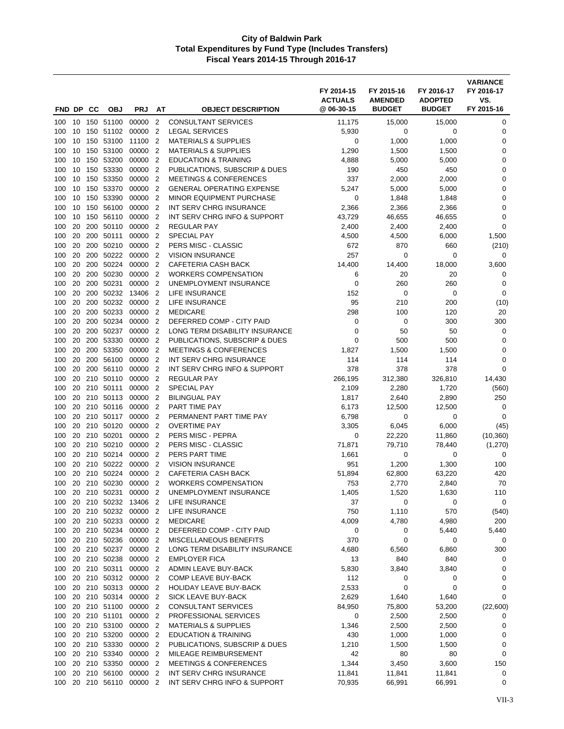# City of Baldwin Park
## Total Expenditures by Fund Type (Includes Transfers)
### Fiscal Years 2014-15 Through 2016-17

| FND | DP | CC | OBJ | PRJ | AT | OBJECT DESCRIPTION | FY 2014-15 ACTUALS @ 06-30-15 | FY 2015-16 AMENDED BUDGET | FY 2016-17 ADOPTED BUDGET | VARIANCE FY 2016-17 VS. FY 2015-16 |
|---|---|---|---|---|---|---|---|---|---|---|
| 100 | 10 | 150 | 51100 | 00000 | 2 | CONSULTANT SERVICES | 11,175 | 15,000 | 15,000 | 0 |
| 100 | 10 | 150 | 51102 | 00000 | 2 | LEGAL SERVICES | 5,930 | 0 | 0 | 0 |
| 100 | 10 | 150 | 53100 | 11100 | 2 | MATERIALS & SUPPLIES | 0 | 1,000 | 1,000 | 0 |
| 100 | 10 | 150 | 53100 | 00000 | 2 | MATERIALS & SUPPLIES | 1,290 | 1,500 | 1,500 | 0 |
| 100 | 10 | 150 | 53200 | 00000 | 2 | EDUCATION & TRAINING | 4,888 | 5,000 | 5,000 | 0 |
| 100 | 10 | 150 | 53330 | 00000 | 2 | PUBLICATIONS, SUBSCRIP & DUES | 190 | 450 | 450 | 0 |
| 100 | 10 | 150 | 53350 | 00000 | 2 | MEETINGS & CONFERENCES | 337 | 2,000 | 2,000 | 0 |
| 100 | 10 | 150 | 53370 | 00000 | 2 | GENERAL OPERATING EXPENSE | 5,247 | 5,000 | 5,000 | 0 |
| 100 | 10 | 150 | 53390 | 00000 | 2 | MINOR EQUIPMENT PURCHASE | 0 | 1,848 | 1,848 | 0 |
| 100 | 10 | 150 | 56100 | 00000 | 2 | INT SERV CHRG INSURANCE | 2,366 | 2,366 | 2,366 | 0 |
| 100 | 10 | 150 | 56110 | 00000 | 2 | INT SERV CHRG INFO & SUPPORT | 43,729 | 46,655 | 46,655 | 0 |
| 100 | 20 | 200 | 50110 | 00000 | 2 | REGULAR PAY | 2,400 | 2,400 | 2,400 | 0 |
| 100 | 20 | 200 | 50111 | 00000 | 2 | SPECIAL PAY | 4,500 | 4,500 | 6,000 | 1,500 |
| 100 | 20 | 200 | 50210 | 00000 | 2 | PERS MISC - CLASSIC | 672 | 870 | 660 | (210) |
| 100 | 20 | 200 | 50222 | 00000 | 2 | VISION INSURANCE | 257 | 0 | 0 | 0 |
| 100 | 20 | 200 | 50224 | 00000 | 2 | CAFETERIA CASH BACK | 14,400 | 14,400 | 18,000 | 3,600 |
| 100 | 20 | 200 | 50230 | 00000 | 2 | WORKERS COMPENSATION | 6 | 20 | 20 | 0 |
| 100 | 20 | 200 | 50231 | 00000 | 2 | UNEMPLOYMENT INSURANCE | 0 | 260 | 260 | 0 |
| 100 | 20 | 200 | 50232 | 13406 | 2 | LIFE INSURANCE | 152 | 0 | 0 | 0 |
| 100 | 20 | 200 | 50232 | 00000 | 2 | LIFE INSURANCE | 95 | 210 | 200 | (10) |
| 100 | 20 | 200 | 50233 | 00000 | 2 | MEDICARE | 298 | 100 | 120 | 20 |
| 100 | 20 | 200 | 50234 | 00000 | 2 | DEFERRED COMP - CITY PAID | 0 | 0 | 300 | 300 |
| 100 | 20 | 200 | 50237 | 00000 | 2 | LONG TERM DISABILITY INSURANCE | 0 | 50 | 50 | 0 |
| 100 | 20 | 200 | 53330 | 00000 | 2 | PUBLICATIONS, SUBSCRIP & DUES | 0 | 500 | 500 | 0 |
| 100 | 20 | 200 | 53350 | 00000 | 2 | MEETINGS & CONFERENCES | 1,827 | 1,500 | 1,500 | 0 |
| 100 | 20 | 200 | 56100 | 00000 | 2 | INT SERV CHRG INSURANCE | 114 | 114 | 114 | 0 |
| 100 | 20 | 200 | 56110 | 00000 | 2 | INT SERV CHRG INFO & SUPPORT | 378 | 378 | 378 | 0 |
| 100 | 20 | 210 | 50110 | 00000 | 2 | REGULAR PAY | 266,195 | 312,380 | 326,810 | 14,430 |
| 100 | 20 | 210 | 50111 | 00000 | 2 | SPECIAL PAY | 2,109 | 2,280 | 1,720 | (560) |
| 100 | 20 | 210 | 50113 | 00000 | 2 | BILINGUAL PAY | 1,817 | 2,640 | 2,890 | 250 |
| 100 | 20 | 210 | 50116 | 00000 | 2 | PART TIME PAY | 6,173 | 12,500 | 12,500 | 0 |
| 100 | 20 | 210 | 50117 | 00000 | 2 | PERMANENT PART TIME PAY | 6,798 | 0 | 0 | 0 |
| 100 | 20 | 210 | 50120 | 00000 | 2 | OVERTIME PAY | 3,305 | 6,045 | 6,000 | (45) |
| 100 | 20 | 210 | 50201 | 00000 | 2 | PERS MISC - PEPRA | 0 | 22,220 | 11,860 | (10,360) |
| 100 | 20 | 210 | 50210 | 00000 | 2 | PERS MISC - CLASSIC | 71,871 | 79,710 | 78,440 | (1,270) |
| 100 | 20 | 210 | 50214 | 00000 | 2 | PERS PART TIME | 1,661 | 0 | 0 | 0 |
| 100 | 20 | 210 | 50222 | 00000 | 2 | VISION INSURANCE | 951 | 1,200 | 1,300 | 100 |
| 100 | 20 | 210 | 50224 | 00000 | 2 | CAFETERIA CASH BACK | 51,894 | 62,800 | 63,220 | 420 |
| 100 | 20 | 210 | 50230 | 00000 | 2 | WORKERS COMPENSATION | 753 | 2,770 | 2,840 | 70 |
| 100 | 20 | 210 | 50231 | 00000 | 2 | UNEMPLOYMENT INSURANCE | 1,405 | 1,520 | 1,630 | 110 |
| 100 | 20 | 210 | 50232 | 13406 | 2 | LIFE INSURANCE | 37 | 0 | 0 | 0 |
| 100 | 20 | 210 | 50232 | 00000 | 2 | LIFE INSURANCE | 750 | 1,110 | 570 | (540) |
| 100 | 20 | 210 | 50233 | 00000 | 2 | MEDICARE | 4,009 | 4,780 | 4,980 | 200 |
| 100 | 20 | 210 | 50234 | 00000 | 2 | DEFERRED COMP - CITY PAID | 0 | 0 | 5,440 | 5,440 |
| 100 | 20 | 210 | 50236 | 00000 | 2 | MISCELLANEOUS BENEFITS | 370 | 0 | 0 | 0 |
| 100 | 20 | 210 | 50237 | 00000 | 2 | LONG TERM DISABILITY INSURANCE | 4,680 | 6,560 | 6,860 | 300 |
| 100 | 20 | 210 | 50238 | 00000 | 2 | EMPLOYER FICA | 13 | 840 | 840 | 0 |
| 100 | 20 | 210 | 50311 | 00000 | 2 | ADMIN LEAVE BUY-BACK | 5,830 | 3,840 | 3,840 | 0 |
| 100 | 20 | 210 | 50312 | 00000 | 2 | COMP LEAVE BUY-BACK | 112 | 0 | 0 | 0 |
| 100 | 20 | 210 | 50313 | 00000 | 2 | HOLIDAY LEAVE BUY-BACK | 2,533 | 0 | 0 | 0 |
| 100 | 20 | 210 | 50314 | 00000 | 2 | SICK LEAVE BUY-BACK | 2,629 | 1,640 | 1,640 | 0 |
| 100 | 20 | 210 | 51100 | 00000 | 2 | CONSULTANT SERVICES | 84,950 | 75,800 | 53,200 | (22,600) |
| 100 | 20 | 210 | 51101 | 00000 | 2 | PROFESSIONAL SERVICES | 0 | 2,500 | 2,500 | 0 |
| 100 | 20 | 210 | 53100 | 00000 | 2 | MATERIALS & SUPPLIES | 1,346 | 2,500 | 2,500 | 0 |
| 100 | 20 | 210 | 53200 | 00000 | 2 | EDUCATION & TRAINING | 430 | 1,000 | 1,000 | 0 |
| 100 | 20 | 210 | 53330 | 00000 | 2 | PUBLICATIONS, SUBSCRIP & DUES | 1,210 | 1,500 | 1,500 | 0 |
| 100 | 20 | 210 | 53340 | 00000 | 2 | MILEAGE REIMBURSEMENT | 42 | 80 | 80 | 0 |
| 100 | 20 | 210 | 53350 | 00000 | 2 | MEETINGS & CONFERENCES | 1,344 | 3,450 | 3,600 | 150 |
| 100 | 20 | 210 | 56100 | 00000 | 2 | INT SERV CHRG INSURANCE | 11,841 | 11,841 | 11,841 | 0 |
| 100 | 20 | 210 | 56110 | 00000 | 2 | INT SERV CHRG INFO & SUPPORT | 70,935 | 66,991 | 66,991 | 0 |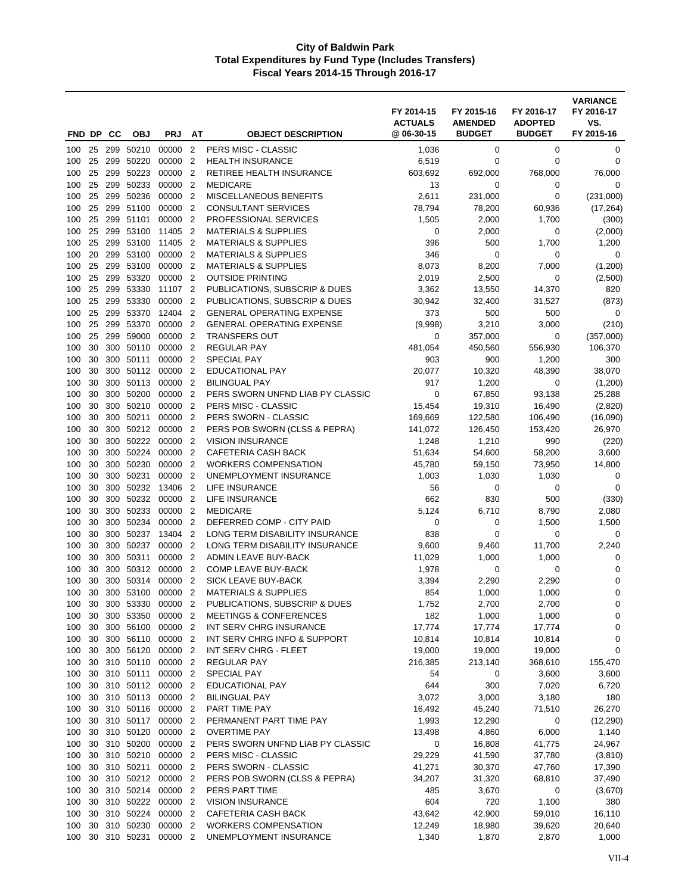# City of Baldwin Park
## Total Expenditures by Fund Type (Includes Transfers)
### Fiscal Years 2014-15 Through 2016-17

| FND | DP | CC | OBJ | PRJ | AT | OBJECT DESCRIPTION | FY 2014-15 ACTUALS @ 06-30-15 | FY 2015-16 AMENDED BUDGET | FY 2016-17 ADOPTED BUDGET | VARIANCE FY 2016-17 VS. FY 2015-16 |
|---|---|---|---|---|---|---|---|---|---|---|
| 100 | 25 | 299 | 50210 | 00000 | 2 | PERS MISC - CLASSIC | 1,036 | 0 | 0 | 0 |
| 100 | 25 | 299 | 50220 | 00000 | 2 | HEALTH INSURANCE | 6,519 | 0 | 0 | 0 |
| 100 | 25 | 299 | 50223 | 00000 | 2 | RETIREE HEALTH INSURANCE | 603,692 | 692,000 | 768,000 | 76,000 |
| 100 | 25 | 299 | 50233 | 00000 | 2 | MEDICARE | 13 | 0 | 0 | 0 |
| 100 | 25 | 299 | 50236 | 00000 | 2 | MISCELLANEOUS BENEFITS | 2,611 | 231,000 | 0 | (231,000) |
| 100 | 25 | 299 | 51100 | 00000 | 2 | CONSULTANT SERVICES | 78,794 | 78,200 | 60,936 | (17,264) |
| 100 | 25 | 299 | 51101 | 00000 | 2 | PROFESSIONAL SERVICES | 1,505 | 2,000 | 1,700 | (300) |
| 100 | 25 | 299 | 53100 | 11405 | 2 | MATERIALS & SUPPLIES | 0 | 2,000 | 0 | (2,000) |
| 100 | 25 | 299 | 53100 | 11405 | 2 | MATERIALS & SUPPLIES | 396 | 500 | 1,700 | 1,200 |
| 100 | 20 | 299 | 53100 | 00000 | 2 | MATERIALS & SUPPLIES | 346 | 0 | 0 | 0 |
| 100 | 25 | 299 | 53100 | 00000 | 2 | MATERIALS & SUPPLIES | 8,073 | 8,200 | 7,000 | (1,200) |
| 100 | 25 | 299 | 53320 | 00000 | 2 | OUTSIDE PRINTING | 2,019 | 2,500 | 0 | (2,500) |
| 100 | 25 | 299 | 53330 | 11107 | 2 | PUBLICATIONS, SUBSCRIP & DUES | 3,362 | 13,550 | 14,370 | 820 |
| 100 | 25 | 299 | 53330 | 00000 | 2 | PUBLICATIONS, SUBSCRIP & DUES | 30,942 | 32,400 | 31,527 | (873) |
| 100 | 25 | 299 | 53370 | 12404 | 2 | GENERAL OPERATING EXPENSE | 373 | 500 | 500 | 0 |
| 100 | 25 | 299 | 53370 | 00000 | 2 | GENERAL OPERATING EXPENSE | (9,998) | 3,210 | 3,000 | (210) |
| 100 | 25 | 299 | 59000 | 00000 | 2 | TRANSFERS OUT | 0 | 357,000 | 0 | (357,000) |
| 100 | 30 | 300 | 50110 | 00000 | 2 | REGULAR PAY | 481,054 | 450,560 | 556,930 | 106,370 |
| 100 | 30 | 300 | 50111 | 00000 | 2 | SPECIAL PAY | 903 | 900 | 1,200 | 300 |
| 100 | 30 | 300 | 50112 | 00000 | 2 | EDUCATIONAL PAY | 20,077 | 10,320 | 48,390 | 38,070 |
| 100 | 30 | 300 | 50113 | 00000 | 2 | BILINGUAL PAY | 917 | 1,200 | 0 | (1,200) |
| 100 | 30 | 300 | 50200 | 00000 | 2 | PERS SWORN UNFND LIAB PY CLASSIC | 0 | 67,850 | 93,138 | 25,288 |
| 100 | 30 | 300 | 50210 | 00000 | 2 | PERS MISC - CLASSIC | 15,454 | 19,310 | 16,490 | (2,820) |
| 100 | 30 | 300 | 50211 | 00000 | 2 | PERS SWORN - CLASSIC | 169,669 | 122,580 | 106,490 | (16,090) |
| 100 | 30 | 300 | 50212 | 00000 | 2 | PERS POB SWORN (CLSS & PEPRA) | 141,072 | 126,450 | 153,420 | 26,970 |
| 100 | 30 | 300 | 50222 | 00000 | 2 | VISION INSURANCE | 1,248 | 1,210 | 990 | (220) |
| 100 | 30 | 300 | 50224 | 00000 | 2 | CAFETERIA CASH BACK | 51,634 | 54,600 | 58,200 | 3,600 |
| 100 | 30 | 300 | 50230 | 00000 | 2 | WORKERS COMPENSATION | 45,780 | 59,150 | 73,950 | 14,800 |
| 100 | 30 | 300 | 50231 | 00000 | 2 | UNEMPLOYMENT INSURANCE | 1,003 | 1,030 | 1,030 | 0 |
| 100 | 30 | 300 | 50232 | 13406 | 2 | LIFE INSURANCE | 56 | 0 | 0 | 0 |
| 100 | 30 | 300 | 50232 | 00000 | 2 | LIFE INSURANCE | 662 | 830 | 500 | (330) |
| 100 | 30 | 300 | 50233 | 00000 | 2 | MEDICARE | 5,124 | 6,710 | 8,790 | 2,080 |
| 100 | 30 | 300 | 50234 | 00000 | 2 | DEFERRED COMP - CITY PAID | 0 | 0 | 1,500 | 1,500 |
| 100 | 30 | 300 | 50237 | 13404 | 2 | LONG TERM DISABILITY INSURANCE | 838 | 0 | 0 | 0 |
| 100 | 30 | 300 | 50237 | 00000 | 2 | LONG TERM DISABILITY INSURANCE | 9,600 | 9,460 | 11,700 | 2,240 |
| 100 | 30 | 300 | 50311 | 00000 | 2 | ADMIN LEAVE BUY-BACK | 11,029 | 1,000 | 1,000 | 0 |
| 100 | 30 | 300 | 50312 | 00000 | 2 | COMP LEAVE BUY-BACK | 1,978 | 0 | 0 | 0 |
| 100 | 30 | 300 | 50314 | 00000 | 2 | SICK LEAVE BUY-BACK | 3,394 | 2,290 | 2,290 | 0 |
| 100 | 30 | 300 | 53100 | 00000 | 2 | MATERIALS & SUPPLIES | 854 | 1,000 | 1,000 | 0 |
| 100 | 30 | 300 | 53330 | 00000 | 2 | PUBLICATIONS, SUBSCRIP & DUES | 1,752 | 2,700 | 2,700 | 0 |
| 100 | 30 | 300 | 53350 | 00000 | 2 | MEETINGS & CONFERENCES | 182 | 1,000 | 1,000 | 0 |
| 100 | 30 | 300 | 56100 | 00000 | 2 | INT SERV CHRG INSURANCE | 17,774 | 17,774 | 17,774 | 0 |
| 100 | 30 | 300 | 56110 | 00000 | 2 | INT SERV CHRG INFO & SUPPORT | 10,814 | 10,814 | 10,814 | 0 |
| 100 | 30 | 300 | 56120 | 00000 | 2 | INT SERV CHRG - FLEET | 19,000 | 19,000 | 19,000 | 0 |
| 100 | 30 | 310 | 50110 | 00000 | 2 | REGULAR PAY | 216,385 | 213,140 | 368,610 | 155,470 |
| 100 | 30 | 310 | 50111 | 00000 | 2 | SPECIAL PAY | 54 | 0 | 3,600 | 3,600 |
| 100 | 30 | 310 | 50112 | 00000 | 2 | EDUCATIONAL PAY | 644 | 300 | 7,020 | 6,720 |
| 100 | 30 | 310 | 50113 | 00000 | 2 | BILINGUAL PAY | 3,072 | 3,000 | 3,180 | 180 |
| 100 | 30 | 310 | 50116 | 00000 | 2 | PART TIME PAY | 16,492 | 45,240 | 71,510 | 26,270 |
| 100 | 30 | 310 | 50117 | 00000 | 2 | PERMANENT PART TIME PAY | 1,993 | 12,290 | 0 | (12,290) |
| 100 | 30 | 310 | 50120 | 00000 | 2 | OVERTIME PAY | 13,498 | 4,860 | 6,000 | 1,140 |
| 100 | 30 | 310 | 50200 | 00000 | 2 | PERS SWORN UNFND LIAB PY CLASSIC | 0 | 16,808 | 41,775 | 24,967 |
| 100 | 30 | 310 | 50210 | 00000 | 2 | PERS MISC - CLASSIC | 29,229 | 41,590 | 37,780 | (3,810) |
| 100 | 30 | 310 | 50211 | 00000 | 2 | PERS SWORN - CLASSIC | 41,271 | 30,370 | 47,760 | 17,390 |
| 100 | 30 | 310 | 50212 | 00000 | 2 | PERS POB SWORN (CLSS & PEPRA) | 34,207 | 31,320 | 68,810 | 37,490 |
| 100 | 30 | 310 | 50214 | 00000 | 2 | PERS PART TIME | 485 | 3,670 | 0 | (3,670) |
| 100 | 30 | 310 | 50222 | 00000 | 2 | VISION INSURANCE | 604 | 720 | 1,100 | 380 |
| 100 | 30 | 310 | 50224 | 00000 | 2 | CAFETERIA CASH BACK | 43,642 | 42,900 | 59,010 | 16,110 |
| 100 | 30 | 310 | 50230 | 00000 | 2 | WORKERS COMPENSATION | 12,249 | 18,980 | 39,620 | 20,640 |
| 100 | 30 | 310 | 50231 | 00000 | 2 | UNEMPLOYMENT INSURANCE | 1,340 | 1,870 | 2,870 | 1,000 |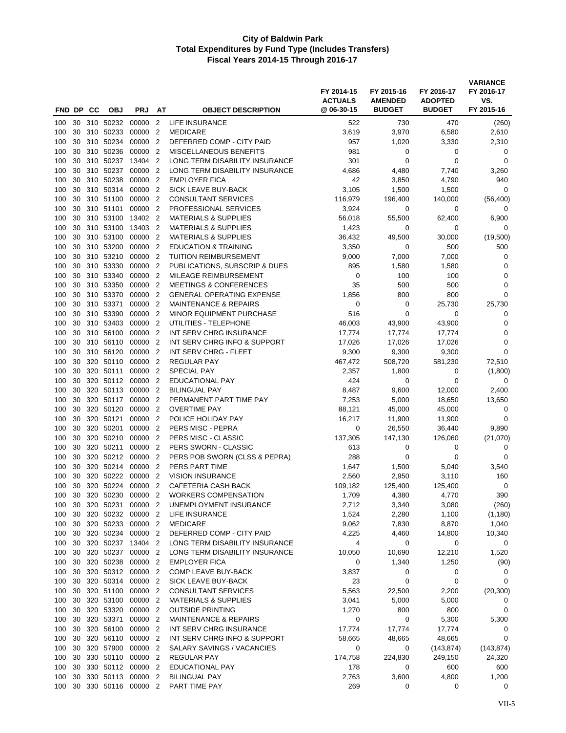# City of Baldwin Park
## Total Expenditures by Fund Type (Includes Transfers)
### Fiscal Years 2014-15 Through 2016-17

| FND | DP | CC | OBJ | PRJ | AT | OBJECT DESCRIPTION | FY 2014-15 ACTUALS @ 06-30-15 | FY 2015-16 AMENDED BUDGET | FY 2016-17 ADOPTED BUDGET | VARIANCE FY 2016-17 VS. FY 2015-16 |
|---|---|---|---|---|---|---|---|---|---|---|
| 100 | 30 | 310 | 50232 | 00000 | 2 | LIFE INSURANCE | 522 | 730 | 470 | (260) |
| 100 | 30 | 310 | 50233 | 00000 | 2 | MEDICARE | 3,619 | 3,970 | 6,580 | 2,610 |
| 100 | 30 | 310 | 50234 | 00000 | 2 | DEFERRED COMP - CITY PAID | 957 | 1,020 | 3,330 | 2,310 |
| 100 | 30 | 310 | 50236 | 00000 | 2 | MISCELLANEOUS BENEFITS | 981 | 0 | 0 | 0 |
| 100 | 30 | 310 | 50237 | 13404 | 2 | LONG TERM DISABILITY INSURANCE | 301 | 0 | 0 | 0 |
| 100 | 30 | 310 | 50237 | 00000 | 2 | LONG TERM DISABILITY INSURANCE | 4,686 | 4,480 | 7,740 | 3,260 |
| 100 | 30 | 310 | 50238 | 00000 | 2 | EMPLOYER FICA | 42 | 3,850 | 4,790 | 940 |
| 100 | 30 | 310 | 50314 | 00000 | 2 | SICK LEAVE BUY-BACK | 3,105 | 1,500 | 1,500 | 0 |
| 100 | 30 | 310 | 51100 | 00000 | 2 | CONSULTANT SERVICES | 116,979 | 196,400 | 140,000 | (56,400) |
| 100 | 30 | 310 | 51101 | 00000 | 2 | PROFESSIONAL SERVICES | 3,924 | 0 | 0 | 0 |
| 100 | 30 | 310 | 53100 | 13402 | 2 | MATERIALS & SUPPLIES | 56,018 | 55,500 | 62,400 | 6,900 |
| 100 | 30 | 310 | 53100 | 13403 | 2 | MATERIALS & SUPPLIES | 1,423 | 0 | 0 | 0 |
| 100 | 30 | 310 | 53100 | 00000 | 2 | MATERIALS & SUPPLIES | 36,432 | 49,500 | 30,000 | (19,500) |
| 100 | 30 | 310 | 53200 | 00000 | 2 | EDUCATION & TRAINING | 3,350 | 0 | 500 | 500 |
| 100 | 30 | 310 | 53210 | 00000 | 2 | TUITION REIMBURSEMENT | 9,000 | 7,000 | 7,000 | 0 |
| 100 | 30 | 310 | 53330 | 00000 | 2 | PUBLICATIONS, SUBSCRIP & DUES | 895 | 1,580 | 1,580 | 0 |
| 100 | 30 | 310 | 53340 | 00000 | 2 | MILEAGE REIMBURSEMENT | 0 | 100 | 100 | 0 |
| 100 | 30 | 310 | 53350 | 00000 | 2 | MEETINGS & CONFERENCES | 35 | 500 | 500 | 0 |
| 100 | 30 | 310 | 53370 | 00000 | 2 | GENERAL OPERATING EXPENSE | 1,856 | 800 | 800 | 0 |
| 100 | 30 | 310 | 53371 | 00000 | 2 | MAINTENANCE & REPAIRS | 0 | 0 | 25,730 | 25,730 |
| 100 | 30 | 310 | 53390 | 00000 | 2 | MINOR EQUIPMENT PURCHASE | 516 | 0 | 0 | 0 |
| 100 | 30 | 310 | 53403 | 00000 | 2 | UTILITIES - TELEPHONE | 46,003 | 43,900 | 43,900 | 0 |
| 100 | 30 | 310 | 56100 | 00000 | 2 | INT SERV CHRG INSURANCE | 17,774 | 17,774 | 17,774 | 0 |
| 100 | 30 | 310 | 56110 | 00000 | 2 | INT SERV CHRG INFO & SUPPORT | 17,026 | 17,026 | 17,026 | 0 |
| 100 | 30 | 310 | 56120 | 00000 | 2 | INT SERV CHRG - FLEET | 9,300 | 9,300 | 9,300 | 0 |
| 100 | 30 | 320 | 50110 | 00000 | 2 | REGULAR PAY | 467,472 | 508,720 | 581,230 | 72,510 |
| 100 | 30 | 320 | 50111 | 00000 | 2 | SPECIAL PAY | 2,357 | 1,800 | 0 | (1,800) |
| 100 | 30 | 320 | 50112 | 00000 | 2 | EDUCATIONAL PAY | 424 | 0 | 0 | 0 |
| 100 | 30 | 320 | 50113 | 00000 | 2 | BILINGUAL PAY | 8,487 | 9,600 | 12,000 | 2,400 |
| 100 | 30 | 320 | 50117 | 00000 | 2 | PERMANENT PART TIME PAY | 7,253 | 5,000 | 18,650 | 13,650 |
| 100 | 30 | 320 | 50120 | 00000 | 2 | OVERTIME PAY | 88,121 | 45,000 | 45,000 | 0 |
| 100 | 30 | 320 | 50121 | 00000 | 2 | POLICE HOLIDAY PAY | 16,217 | 11,900 | 11,900 | 0 |
| 100 | 30 | 320 | 50201 | 00000 | 2 | PERS MISC - PEPRA | 0 | 26,550 | 36,440 | 9,890 |
| 100 | 30 | 320 | 50210 | 00000 | 2 | PERS MISC - CLASSIC | 137,305 | 147,130 | 126,060 | (21,070) |
| 100 | 30 | 320 | 50211 | 00000 | 2 | PERS SWORN - CLASSIC | 613 | 0 | 0 | 0 |
| 100 | 30 | 320 | 50212 | 00000 | 2 | PERS POB SWORN (CLSS & PEPRA) | 288 | 0 | 0 | 0 |
| 100 | 30 | 320 | 50214 | 00000 | 2 | PERS PART TIME | 1,647 | 1,500 | 5,040 | 3,540 |
| 100 | 30 | 320 | 50222 | 00000 | 2 | VISION INSURANCE | 2,560 | 2,950 | 3,110 | 160 |
| 100 | 30 | 320 | 50224 | 00000 | 2 | CAFETERIA CASH BACK | 109,182 | 125,400 | 125,400 | 0 |
| 100 | 30 | 320 | 50230 | 00000 | 2 | WORKERS COMPENSATION | 1,709 | 4,380 | 4,770 | 390 |
| 100 | 30 | 320 | 50231 | 00000 | 2 | UNEMPLOYMENT INSURANCE | 2,712 | 3,340 | 3,080 | (260) |
| 100 | 30 | 320 | 50232 | 00000 | 2 | LIFE INSURANCE | 1,524 | 2,280 | 1,100 | (1,180) |
| 100 | 30 | 320 | 50233 | 00000 | 2 | MEDICARE | 9,062 | 7,830 | 8,870 | 1,040 |
| 100 | 30 | 320 | 50234 | 00000 | 2 | DEFERRED COMP - CITY PAID | 4,225 | 4,460 | 14,800 | 10,340 |
| 100 | 30 | 320 | 50237 | 13404 | 2 | LONG TERM DISABILITY INSURANCE | 4 | 0 | 0 | 0 |
| 100 | 30 | 320 | 50237 | 00000 | 2 | LONG TERM DISABILITY INSURANCE | 10,050 | 10,690 | 12,210 | 1,520 |
| 100 | 30 | 320 | 50238 | 00000 | 2 | EMPLOYER FICA | 0 | 1,340 | 1,250 | (90) |
| 100 | 30 | 320 | 50312 | 00000 | 2 | COMP LEAVE BUY-BACK | 3,837 | 0 | 0 | 0 |
| 100 | 30 | 320 | 50314 | 00000 | 2 | SICK LEAVE BUY-BACK | 23 | 0 | 0 | 0 |
| 100 | 30 | 320 | 51100 | 00000 | 2 | CONSULTANT SERVICES | 5,563 | 22,500 | 2,200 | (20,300) |
| 100 | 30 | 320 | 53100 | 00000 | 2 | MATERIALS & SUPPLIES | 3,041 | 5,000 | 5,000 | 0 |
| 100 | 30 | 320 | 53320 | 00000 | 2 | OUTSIDE PRINTING | 1,270 | 800 | 800 | 0 |
| 100 | 30 | 320 | 53371 | 00000 | 2 | MAINTENANCE & REPAIRS | 0 | 0 | 5,300 | 5,300 |
| 100 | 30 | 320 | 56100 | 00000 | 2 | INT SERV CHRG INSURANCE | 17,774 | 17,774 | 17,774 | 0 |
| 100 | 30 | 320 | 56110 | 00000 | 2 | INT SERV CHRG INFO & SUPPORT | 58,665 | 48,665 | 48,665 | 0 |
| 100 | 30 | 320 | 57900 | 00000 | 2 | SALARY SAVINGS / VACANCIES | 0 | 0 | (143,874) | (143,874) |
| 100 | 30 | 330 | 50110 | 00000 | 2 | REGULAR PAY | 174,758 | 224,830 | 249,150 | 24,320 |
| 100 | 30 | 330 | 50112 | 00000 | 2 | EDUCATIONAL PAY | 178 | 0 | 600 | 600 |
| 100 | 30 | 330 | 50113 | 00000 | 2 | BILINGUAL PAY | 2,763 | 3,600 | 4,800 | 1,200 |
| 100 | 30 | 330 | 50116 | 00000 | 2 | PART TIME PAY | 269 | 0 | 0 | 0 |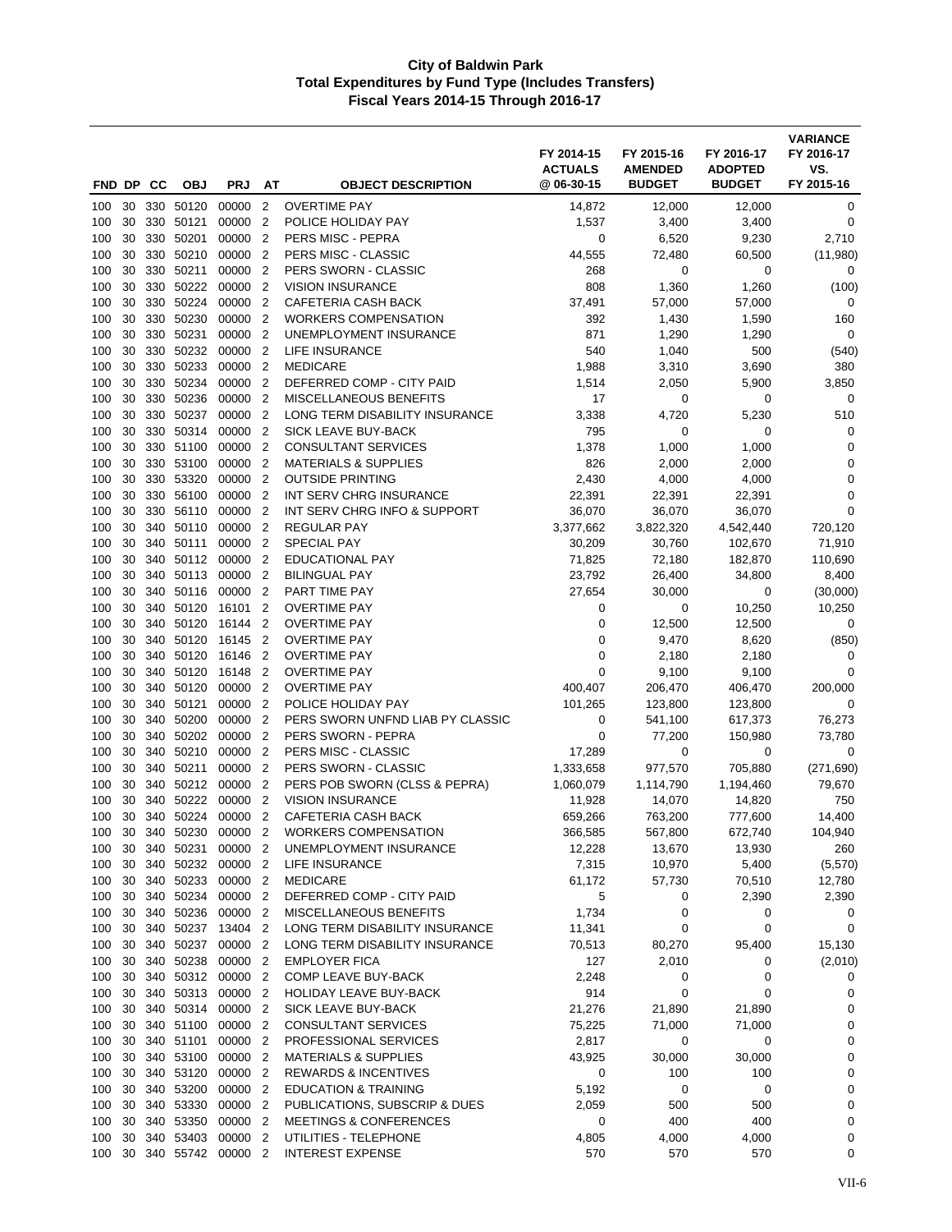# City of Baldwin Park
## Total Expenditures by Fund Type (Includes Transfers)
### Fiscal Years 2014-15 Through 2016-17

| FND | DP | CC | OBJ | PRJ | AT | OBJECT DESCRIPTION | FY 2014-15 ACTUALS @ 06-30-15 | FY 2015-16 AMENDED BUDGET | FY 2016-17 ADOPTED BUDGET | VARIANCE FY 2016-17 VS. FY 2015-16 |
|---|---|---|---|---|---|---|---|---|---|---|
| 100 | 30 | 330 | 50120 | 00000 | 2 | OVERTIME PAY | 14,872 | 12,000 | 12,000 | 0 |
| 100 | 30 | 330 | 50121 | 00000 | 2 | POLICE HOLIDAY PAY | 1,537 | 3,400 | 3,400 | 0 |
| 100 | 30 | 330 | 50201 | 00000 | 2 | PERS MISC - PEPRA | 0 | 6,520 | 9,230 | 2,710 |
| 100 | 30 | 330 | 50210 | 00000 | 2 | PERS MISC - CLASSIC | 44,555 | 72,480 | 60,500 | (11,980) |
| 100 | 30 | 330 | 50211 | 00000 | 2 | PERS SWORN - CLASSIC | 268 | 0 | 0 | 0 |
| 100 | 30 | 330 | 50222 | 00000 | 2 | VISION INSURANCE | 808 | 1,360 | 1,260 | (100) |
| 100 | 30 | 330 | 50224 | 00000 | 2 | CAFETERIA CASH BACK | 37,491 | 57,000 | 57,000 | 0 |
| 100 | 30 | 330 | 50230 | 00000 | 2 | WORKERS COMPENSATION | 392 | 1,430 | 1,590 | 160 |
| 100 | 30 | 330 | 50231 | 00000 | 2 | UNEMPLOYMENT INSURANCE | 871 | 1,290 | 1,290 | 0 |
| 100 | 30 | 330 | 50232 | 00000 | 2 | LIFE INSURANCE | 540 | 1,040 | 500 | (540) |
| 100 | 30 | 330 | 50233 | 00000 | 2 | MEDICARE | 1,988 | 3,310 | 3,690 | 380 |
| 100 | 30 | 330 | 50234 | 00000 | 2 | DEFERRED COMP - CITY PAID | 1,514 | 2,050 | 5,900 | 3,850 |
| 100 | 30 | 330 | 50236 | 00000 | 2 | MISCELLANEOUS BENEFITS | 17 | 0 | 0 | 0 |
| 100 | 30 | 330 | 50237 | 00000 | 2 | LONG TERM DISABILITY INSURANCE | 3,338 | 4,720 | 5,230 | 510 |
| 100 | 30 | 330 | 50314 | 00000 | 2 | SICK LEAVE BUY-BACK | 795 | 0 | 0 | 0 |
| 100 | 30 | 330 | 51100 | 00000 | 2 | CONSULTANT SERVICES | 1,378 | 1,000 | 1,000 | 0 |
| 100 | 30 | 330 | 53100 | 00000 | 2 | MATERIALS & SUPPLIES | 826 | 2,000 | 2,000 | 0 |
| 100 | 30 | 330 | 53320 | 00000 | 2 | OUTSIDE PRINTING | 2,430 | 4,000 | 4,000 | 0 |
| 100 | 30 | 330 | 56100 | 00000 | 2 | INT SERV CHRG INSURANCE | 22,391 | 22,391 | 22,391 | 0 |
| 100 | 30 | 330 | 56110 | 00000 | 2 | INT SERV CHRG INFO & SUPPORT | 36,070 | 36,070 | 36,070 | 0 |
| 100 | 30 | 340 | 50110 | 00000 | 2 | REGULAR PAY | 3,377,662 | 3,822,320 | 4,542,440 | 720,120 |
| 100 | 30 | 340 | 50111 | 00000 | 2 | SPECIAL PAY | 30,209 | 30,760 | 102,670 | 71,910 |
| 100 | 30 | 340 | 50112 | 00000 | 2 | EDUCATIONAL PAY | 71,825 | 72,180 | 182,870 | 110,690 |
| 100 | 30 | 340 | 50113 | 00000 | 2 | BILINGUAL PAY | 23,792 | 26,400 | 34,800 | 8,400 |
| 100 | 30 | 340 | 50116 | 00000 | 2 | PART TIME PAY | 27,654 | 30,000 | 0 | (30,000) |
| 100 | 30 | 340 | 50120 | 16101 | 2 | OVERTIME PAY | 0 | 0 | 10,250 | 10,250 |
| 100 | 30 | 340 | 50120 | 16144 | 2 | OVERTIME PAY | 0 | 12,500 | 12,500 | 0 |
| 100 | 30 | 340 | 50120 | 16145 | 2 | OVERTIME PAY | 0 | 9,470 | 8,620 | (850) |
| 100 | 30 | 340 | 50120 | 16146 | 2 | OVERTIME PAY | 0 | 2,180 | 2,180 | 0 |
| 100 | 30 | 340 | 50120 | 16148 | 2 | OVERTIME PAY | 0 | 9,100 | 9,100 | 0 |
| 100 | 30 | 340 | 50120 | 00000 | 2 | OVERTIME PAY | 400,407 | 206,470 | 406,470 | 200,000 |
| 100 | 30 | 340 | 50121 | 00000 | 2 | POLICE HOLIDAY PAY | 101,265 | 123,800 | 123,800 | 0 |
| 100 | 30 | 340 | 50200 | 00000 | 2 | PERS SWORN UNFND LIAB PY CLASSIC | 0 | 541,100 | 617,373 | 76,273 |
| 100 | 30 | 340 | 50202 | 00000 | 2 | PERS SWORN - PEPRA | 0 | 77,200 | 150,980 | 73,780 |
| 100 | 30 | 340 | 50210 | 00000 | 2 | PERS MISC - CLASSIC | 17,289 | 0 | 0 | 0 |
| 100 | 30 | 340 | 50211 | 00000 | 2 | PERS SWORN - CLASSIC | 1,333,658 | 977,570 | 705,880 | (271,690) |
| 100 | 30 | 340 | 50212 | 00000 | 2 | PERS POB SWORN (CLSS & PEPRA) | 1,060,079 | 1,114,790 | 1,194,460 | 79,670 |
| 100 | 30 | 340 | 50222 | 00000 | 2 | VISION INSURANCE | 11,928 | 14,070 | 14,820 | 750 |
| 100 | 30 | 340 | 50224 | 00000 | 2 | CAFETERIA CASH BACK | 659,266 | 763,200 | 777,600 | 14,400 |
| 100 | 30 | 340 | 50230 | 00000 | 2 | WORKERS COMPENSATION | 366,585 | 567,800 | 672,740 | 104,940 |
| 100 | 30 | 340 | 50231 | 00000 | 2 | UNEMPLOYMENT INSURANCE | 12,228 | 13,670 | 13,930 | 260 |
| 100 | 30 | 340 | 50232 | 00000 | 2 | LIFE INSURANCE | 7,315 | 10,970 | 5,400 | (5,570) |
| 100 | 30 | 340 | 50233 | 00000 | 2 | MEDICARE | 61,172 | 57,730 | 70,510 | 12,780 |
| 100 | 30 | 340 | 50234 | 00000 | 2 | DEFERRED COMP - CITY PAID | 5 | 0 | 2,390 | 2,390 |
| 100 | 30 | 340 | 50236 | 00000 | 2 | MISCELLANEOUS BENEFITS | 1,734 | 0 | 0 | 0 |
| 100 | 30 | 340 | 50237 | 13404 | 2 | LONG TERM DISABILITY INSURANCE | 11,341 | 0 | 0 | 0 |
| 100 | 30 | 340 | 50237 | 00000 | 2 | LONG TERM DISABILITY INSURANCE | 70,513 | 80,270 | 95,400 | 15,130 |
| 100 | 30 | 340 | 50238 | 00000 | 2 | EMPLOYER FICA | 127 | 2,010 | 0 | (2,010) |
| 100 | 30 | 340 | 50312 | 00000 | 2 | COMP LEAVE BUY-BACK | 2,248 | 0 | 0 | 0 |
| 100 | 30 | 340 | 50313 | 00000 | 2 | HOLIDAY LEAVE BUY-BACK | 914 | 0 | 0 | 0 |
| 100 | 30 | 340 | 50314 | 00000 | 2 | SICK LEAVE BUY-BACK | 21,276 | 21,890 | 21,890 | 0 |
| 100 | 30 | 340 | 51100 | 00000 | 2 | CONSULTANT SERVICES | 75,225 | 71,000 | 71,000 | 0 |
| 100 | 30 | 340 | 51101 | 00000 | 2 | PROFESSIONAL SERVICES | 2,817 | 0 | 0 | 0 |
| 100 | 30 | 340 | 53100 | 00000 | 2 | MATERIALS & SUPPLIES | 43,925 | 30,000 | 30,000 | 0 |
| 100 | 30 | 340 | 53120 | 00000 | 2 | REWARDS & INCENTIVES | 0 | 100 | 100 | 0 |
| 100 | 30 | 340 | 53200 | 00000 | 2 | EDUCATION & TRAINING | 5,192 | 0 | 0 | 0 |
| 100 | 30 | 340 | 53330 | 00000 | 2 | PUBLICATIONS, SUBSCRIP & DUES | 2,059 | 500 | 500 | 0 |
| 100 | 30 | 340 | 53350 | 00000 | 2 | MEETINGS & CONFERENCES | 0 | 400 | 400 | 0 |
| 100 | 30 | 340 | 53403 | 00000 | 2 | UTILITIES - TELEPHONE | 4,805 | 4,000 | 4,000 | 0 |
| 100 | 30 | 340 | 55742 | 00000 | 2 | INTEREST EXPENSE | 570 | 570 | 570 | 0 |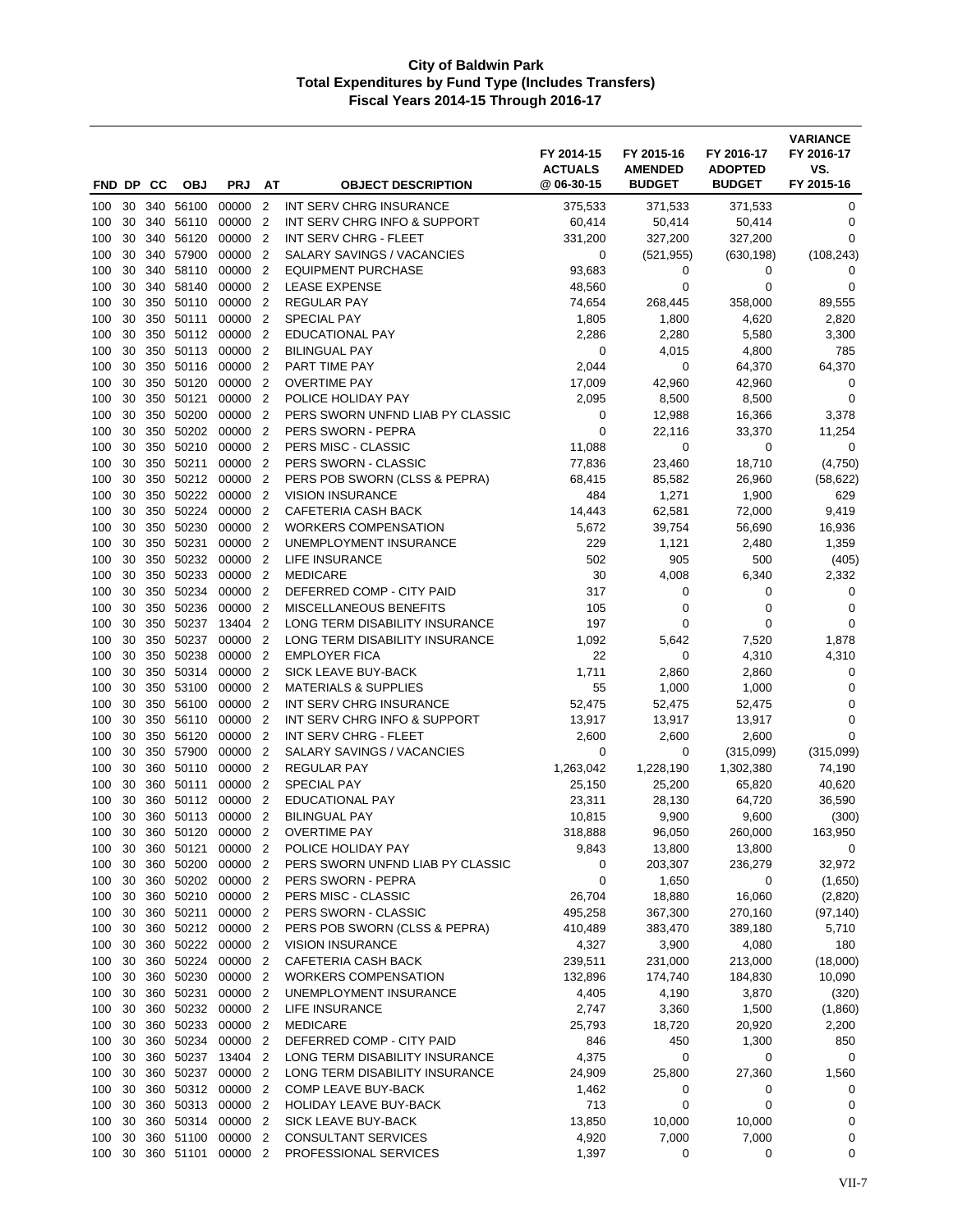**City of Baldwin Park**
**Total Expenditures by Fund Type (Includes Transfers)**
**Fiscal Years 2014-15 Through 2016-17**

| FND | DP | CC | OBJ | PRJ | AT | OBJECT DESCRIPTION | FY 2014-15 ACTUALS @ 06-30-15 | FY 2015-16 AMENDED BUDGET | FY 2016-17 ADOPTED BUDGET | VARIANCE FY 2016-17 VS. FY 2015-16 |
|---|---|---|---|---|---|---|---|---|---|---|
| 100 | 30 | 340 | 56100 | 00000 | 2 | INT SERV CHRG INSURANCE | 375,533 | 371,533 | 371,533 | 0 |
| 100 | 30 | 340 | 56110 | 00000 | 2 | INT SERV CHRG INFO & SUPPORT | 60,414 | 50,414 | 50,414 | 0 |
| 100 | 30 | 340 | 56120 | 00000 | 2 | INT SERV CHRG - FLEET | 331,200 | 327,200 | 327,200 | 0 |
| 100 | 30 | 340 | 57900 | 00000 | 2 | SALARY SAVINGS / VACANCIES | 0 | (521,955) | (630,198) | (108,243) |
| 100 | 30 | 340 | 58110 | 00000 | 2 | EQUIPMENT PURCHASE | 93,683 | 0 | 0 | 0 |
| 100 | 30 | 340 | 58140 | 00000 | 2 | LEASE EXPENSE | 48,560 | 0 | 0 | 0 |
| 100 | 30 | 350 | 50110 | 00000 | 2 | REGULAR PAY | 74,654 | 268,445 | 358,000 | 89,555 |
| 100 | 30 | 350 | 50111 | 00000 | 2 | SPECIAL PAY | 1,805 | 1,800 | 4,620 | 2,820 |
| 100 | 30 | 350 | 50112 | 00000 | 2 | EDUCATIONAL PAY | 2,286 | 2,280 | 5,580 | 3,300 |
| 100 | 30 | 350 | 50113 | 00000 | 2 | BILINGUAL PAY | 0 | 4,015 | 4,800 | 785 |
| 100 | 30 | 350 | 50116 | 00000 | 2 | PART TIME PAY | 2,044 | 0 | 64,370 | 64,370 |
| 100 | 30 | 350 | 50120 | 00000 | 2 | OVERTIME PAY | 17,009 | 42,960 | 42,960 | 0 |
| 100 | 30 | 350 | 50121 | 00000 | 2 | POLICE HOLIDAY PAY | 2,095 | 8,500 | 8,500 | 0 |
| 100 | 30 | 350 | 50200 | 00000 | 2 | PERS SWORN UNFND LIAB PY CLASSIC | 0 | 12,988 | 16,366 | 3,378 |
| 100 | 30 | 350 | 50202 | 00000 | 2 | PERS SWORN - PEPRA | 0 | 22,116 | 33,370 | 11,254 |
| 100 | 30 | 350 | 50210 | 00000 | 2 | PERS MISC - CLASSIC | 11,088 | 0 | 0 | 0 |
| 100 | 30 | 350 | 50211 | 00000 | 2 | PERS SWORN - CLASSIC | 77,836 | 23,460 | 18,710 | (4,750) |
| 100 | 30 | 350 | 50212 | 00000 | 2 | PERS POB SWORN (CLSS & PEPRA) | 68,415 | 85,582 | 26,960 | (58,622) |
| 100 | 30 | 350 | 50222 | 00000 | 2 | VISION INSURANCE | 484 | 1,271 | 1,900 | 629 |
| 100 | 30 | 350 | 50224 | 00000 | 2 | CAFETERIA CASH BACK | 14,443 | 62,581 | 72,000 | 9,419 |
| 100 | 30 | 350 | 50230 | 00000 | 2 | WORKERS COMPENSATION | 5,672 | 39,754 | 56,690 | 16,936 |
| 100 | 30 | 350 | 50231 | 00000 | 2 | UNEMPLOYMENT INSURANCE | 229 | 1,121 | 2,480 | 1,359 |
| 100 | 30 | 350 | 50232 | 00000 | 2 | LIFE INSURANCE | 502 | 905 | 500 | (405) |
| 100 | 30 | 350 | 50233 | 00000 | 2 | MEDICARE | 30 | 4,008 | 6,340 | 2,332 |
| 100 | 30 | 350 | 50234 | 00000 | 2 | DEFERRED COMP - CITY PAID | 317 | 0 | 0 | 0 |
| 100 | 30 | 350 | 50236 | 00000 | 2 | MISCELLANEOUS BENEFITS | 105 | 0 | 0 | 0 |
| 100 | 30 | 350 | 50237 | 13404 | 2 | LONG TERM DISABILITY INSURANCE | 197 | 0 | 0 | 0 |
| 100 | 30 | 350 | 50237 | 00000 | 2 | LONG TERM DISABILITY INSURANCE | 1,092 | 5,642 | 7,520 | 1,878 |
| 100 | 30 | 350 | 50238 | 00000 | 2 | EMPLOYER FICA | 22 | 0 | 4,310 | 4,310 |
| 100 | 30 | 350 | 50314 | 00000 | 2 | SICK LEAVE BUY-BACK | 1,711 | 2,860 | 2,860 | 0 |
| 100 | 30 | 350 | 53100 | 00000 | 2 | MATERIALS & SUPPLIES | 55 | 1,000 | 1,000 | 0 |
| 100 | 30 | 350 | 56100 | 00000 | 2 | INT SERV CHRG INSURANCE | 52,475 | 52,475 | 52,475 | 0 |
| 100 | 30 | 350 | 56110 | 00000 | 2 | INT SERV CHRG INFO & SUPPORT | 13,917 | 13,917 | 13,917 | 0 |
| 100 | 30 | 350 | 56120 | 00000 | 2 | INT SERV CHRG - FLEET | 2,600 | 2,600 | 2,600 | 0 |
| 100 | 30 | 350 | 57900 | 00000 | 2 | SALARY SAVINGS / VACANCIES | 0 | 0 | (315,099) | (315,099) |
| 100 | 30 | 360 | 50110 | 00000 | 2 | REGULAR PAY | 1,263,042 | 1,228,190 | 1,302,380 | 74,190 |
| 100 | 30 | 360 | 50111 | 00000 | 2 | SPECIAL PAY | 25,150 | 25,200 | 65,820 | 40,620 |
| 100 | 30 | 360 | 50112 | 00000 | 2 | EDUCATIONAL PAY | 23,311 | 28,130 | 64,720 | 36,590 |
| 100 | 30 | 360 | 50113 | 00000 | 2 | BILINGUAL PAY | 10,815 | 9,900 | 9,600 | (300) |
| 100 | 30 | 360 | 50120 | 00000 | 2 | OVERTIME PAY | 318,888 | 96,050 | 260,000 | 163,950 |
| 100 | 30 | 360 | 50121 | 00000 | 2 | POLICE HOLIDAY PAY | 9,843 | 13,800 | 13,800 | 0 |
| 100 | 30 | 360 | 50200 | 00000 | 2 | PERS SWORN UNFND LIAB PY CLASSIC | 0 | 203,307 | 236,279 | 32,972 |
| 100 | 30 | 360 | 50202 | 00000 | 2 | PERS SWORN - PEPRA | 0 | 1,650 | 0 | (1,650) |
| 100 | 30 | 360 | 50210 | 00000 | 2 | PERS MISC - CLASSIC | 26,704 | 18,880 | 16,060 | (2,820) |
| 100 | 30 | 360 | 50211 | 00000 | 2 | PERS SWORN - CLASSIC | 495,258 | 367,300 | 270,160 | (97,140) |
| 100 | 30 | 360 | 50212 | 00000 | 2 | PERS POB SWORN (CLSS & PEPRA) | 410,489 | 383,470 | 389,180 | 5,710 |
| 100 | 30 | 360 | 50222 | 00000 | 2 | VISION INSURANCE | 4,327 | 3,900 | 4,080 | 180 |
| 100 | 30 | 360 | 50224 | 00000 | 2 | CAFETERIA CASH BACK | 239,511 | 231,000 | 213,000 | (18,000) |
| 100 | 30 | 360 | 50230 | 00000 | 2 | WORKERS COMPENSATION | 132,896 | 174,740 | 184,830 | 10,090 |
| 100 | 30 | 360 | 50231 | 00000 | 2 | UNEMPLOYMENT INSURANCE | 4,405 | 4,190 | 3,870 | (320) |
| 100 | 30 | 360 | 50232 | 00000 | 2 | LIFE INSURANCE | 2,747 | 3,360 | 1,500 | (1,860) |
| 100 | 30 | 360 | 50233 | 00000 | 2 | MEDICARE | 25,793 | 18,720 | 20,920 | 2,200 |
| 100 | 30 | 360 | 50234 | 00000 | 2 | DEFERRED COMP - CITY PAID | 846 | 450 | 1,300 | 850 |
| 100 | 30 | 360 | 50237 | 13404 | 2 | LONG TERM DISABILITY INSURANCE | 4,375 | 0 | 0 | 0 |
| 100 | 30 | 360 | 50237 | 00000 | 2 | LONG TERM DISABILITY INSURANCE | 24,909 | 25,800 | 27,360 | 1,560 |
| 100 | 30 | 360 | 50312 | 00000 | 2 | COMP LEAVE BUY-BACK | 1,462 | 0 | 0 | 0 |
| 100 | 30 | 360 | 50313 | 00000 | 2 | HOLIDAY LEAVE BUY-BACK | 713 | 0 | 0 | 0 |
| 100 | 30 | 360 | 50314 | 00000 | 2 | SICK LEAVE BUY-BACK | 13,850 | 10,000 | 10,000 | 0 |
| 100 | 30 | 360 | 51100 | 00000 | 2 | CONSULTANT SERVICES | 4,920 | 7,000 | 7,000 | 0 |
| 100 | 30 | 360 | 51101 | 00000 | 2 | PROFESSIONAL SERVICES | 1,397 | 0 | 0 | 0 |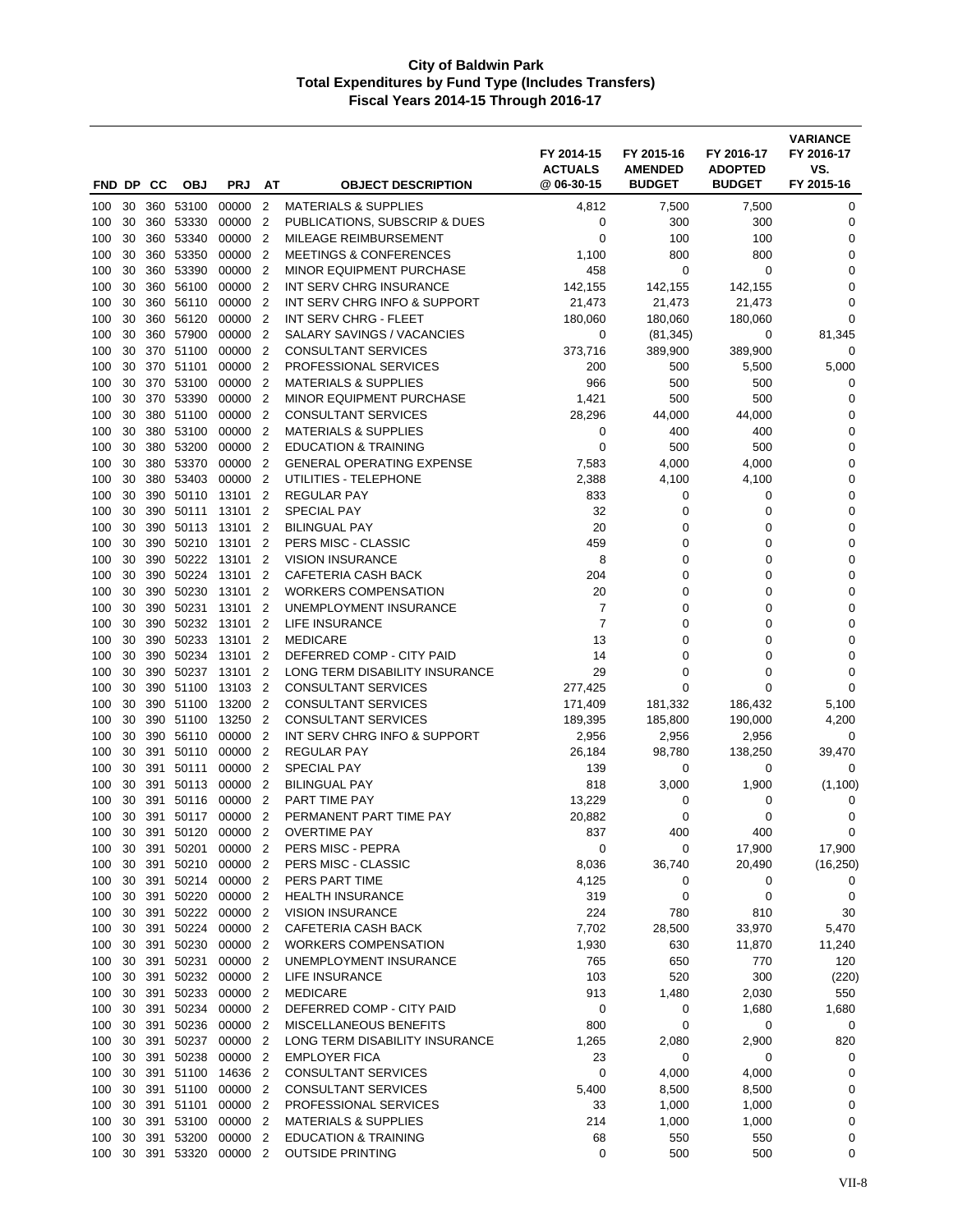# City of Baldwin Park
## Total Expenditures by Fund Type (Includes Transfers)
### Fiscal Years 2014-15 Through 2016-17

| FND | DP | CC | OBJ | PRJ | AT | OBJECT DESCRIPTION | FY 2014-15 ACTUALS @ 06-30-15 | FY 2015-16 AMENDED BUDGET | FY 2016-17 ADOPTED BUDGET | VARIANCE FY 2016-17 VS. FY 2015-16 |
|---|---|---|---|---|---|---|---|---|---|---|
| 100 | 30 | 360 | 53100 | 00000 | 2 | MATERIALS & SUPPLIES | 4,812 | 7,500 | 7,500 | 0 |
| 100 | 30 | 360 | 53330 | 00000 | 2 | PUBLICATIONS, SUBSCRIP & DUES | 0 | 300 | 300 | 0 |
| 100 | 30 | 360 | 53340 | 00000 | 2 | MILEAGE REIMBURSEMENT | 0 | 100 | 100 | 0 |
| 100 | 30 | 360 | 53350 | 00000 | 2 | MEETINGS & CONFERENCES | 1,100 | 800 | 800 | 0 |
| 100 | 30 | 360 | 53390 | 00000 | 2 | MINOR EQUIPMENT PURCHASE | 458 | 0 | 0 | 0 |
| 100 | 30 | 360 | 56100 | 00000 | 2 | INT SERV CHRG INSURANCE | 142,155 | 142,155 | 142,155 | 0 |
| 100 | 30 | 360 | 56110 | 00000 | 2 | INT SERV CHRG INFO & SUPPORT | 21,473 | 21,473 | 21,473 | 0 |
| 100 | 30 | 360 | 56120 | 00000 | 2 | INT SERV CHRG - FLEET | 180,060 | 180,060 | 180,060 | 0 |
| 100 | 30 | 360 | 57900 | 00000 | 2 | SALARY SAVINGS / VACANCIES | 0 | (81,345) | 0 | 81,345 |
| 100 | 30 | 370 | 51100 | 00000 | 2 | CONSULTANT SERVICES | 373,716 | 389,900 | 389,900 | 0 |
| 100 | 30 | 370 | 51101 | 00000 | 2 | PROFESSIONAL SERVICES | 200 | 500 | 5,500 | 5,000 |
| 100 | 30 | 370 | 53100 | 00000 | 2 | MATERIALS & SUPPLIES | 966 | 500 | 500 | 0 |
| 100 | 30 | 370 | 53390 | 00000 | 2 | MINOR EQUIPMENT PURCHASE | 1,421 | 500 | 500 | 0 |
| 100 | 30 | 380 | 51100 | 00000 | 2 | CONSULTANT SERVICES | 28,296 | 44,000 | 44,000 | 0 |
| 100 | 30 | 380 | 53100 | 00000 | 2 | MATERIALS & SUPPLIES | 0 | 400 | 400 | 0 |
| 100 | 30 | 380 | 53200 | 00000 | 2 | EDUCATION & TRAINING | 0 | 500 | 500 | 0 |
| 100 | 30 | 380 | 53370 | 00000 | 2 | GENERAL OPERATING EXPENSE | 7,583 | 4,000 | 4,000 | 0 |
| 100 | 30 | 380 | 53403 | 00000 | 2 | UTILITIES - TELEPHONE | 2,388 | 4,100 | 4,100 | 0 |
| 100 | 30 | 390 | 50110 | 13101 | 2 | REGULAR PAY | 833 | 0 | 0 | 0 |
| 100 | 30 | 390 | 50111 | 13101 | 2 | SPECIAL PAY | 32 | 0 | 0 | 0 |
| 100 | 30 | 390 | 50113 | 13101 | 2 | BILINGUAL PAY | 20 | 0 | 0 | 0 |
| 100 | 30 | 390 | 50210 | 13101 | 2 | PERS MISC - CLASSIC | 459 | 0 | 0 | 0 |
| 100 | 30 | 390 | 50222 | 13101 | 2 | VISION INSURANCE | 8 | 0 | 0 | 0 |
| 100 | 30 | 390 | 50224 | 13101 | 2 | CAFETERIA CASH BACK | 204 | 0 | 0 | 0 |
| 100 | 30 | 390 | 50230 | 13101 | 2 | WORKERS COMPENSATION | 20 | 0 | 0 | 0 |
| 100 | 30 | 390 | 50231 | 13101 | 2 | UNEMPLOYMENT INSURANCE | 7 | 0 | 0 | 0 |
| 100 | 30 | 390 | 50232 | 13101 | 2 | LIFE INSURANCE | 7 | 0 | 0 | 0 |
| 100 | 30 | 390 | 50233 | 13101 | 2 | MEDICARE | 13 | 0 | 0 | 0 |
| 100 | 30 | 390 | 50234 | 13101 | 2 | DEFERRED COMP - CITY PAID | 14 | 0 | 0 | 0 |
| 100 | 30 | 390 | 50237 | 13101 | 2 | LONG TERM DISABILITY INSURANCE | 29 | 0 | 0 | 0 |
| 100 | 30 | 390 | 51100 | 13103 | 2 | CONSULTANT SERVICES | 277,425 | 0 | 0 | 0 |
| 100 | 30 | 390 | 51100 | 13200 | 2 | CONSULTANT SERVICES | 171,409 | 181,332 | 186,432 | 5,100 |
| 100 | 30 | 390 | 51100 | 13250 | 2 | CONSULTANT SERVICES | 189,395 | 185,800 | 190,000 | 4,200 |
| 100 | 30 | 390 | 56110 | 00000 | 2 | INT SERV CHRG INFO & SUPPORT | 2,956 | 2,956 | 2,956 | 0 |
| 100 | 30 | 391 | 50110 | 00000 | 2 | REGULAR PAY | 26,184 | 98,780 | 138,250 | 39,470 |
| 100 | 30 | 391 | 50111 | 00000 | 2 | SPECIAL PAY | 139 | 0 | 0 | 0 |
| 100 | 30 | 391 | 50113 | 00000 | 2 | BILINGUAL PAY | 818 | 3,000 | 1,900 | (1,100) |
| 100 | 30 | 391 | 50116 | 00000 | 2 | PART TIME PAY | 13,229 | 0 | 0 | 0 |
| 100 | 30 | 391 | 50117 | 00000 | 2 | PERMANENT PART TIME PAY | 20,882 | 0 | 0 | 0 |
| 100 | 30 | 391 | 50120 | 00000 | 2 | OVERTIME PAY | 837 | 400 | 400 | 0 |
| 100 | 30 | 391 | 50201 | 00000 | 2 | PERS MISC - PEPRA | 0 | 0 | 17,900 | 17,900 |
| 100 | 30 | 391 | 50210 | 00000 | 2 | PERS MISC - CLASSIC | 8,036 | 36,740 | 20,490 | (16,250) |
| 100 | 30 | 391 | 50214 | 00000 | 2 | PERS PART TIME | 4,125 | 0 | 0 | 0 |
| 100 | 30 | 391 | 50220 | 00000 | 2 | HEALTH INSURANCE | 319 | 0 | 0 | 0 |
| 100 | 30 | 391 | 50222 | 00000 | 2 | VISION INSURANCE | 224 | 780 | 810 | 30 |
| 100 | 30 | 391 | 50224 | 00000 | 2 | CAFETERIA CASH BACK | 7,702 | 28,500 | 33,970 | 5,470 |
| 100 | 30 | 391 | 50230 | 00000 | 2 | WORKERS COMPENSATION | 1,930 | 630 | 11,870 | 11,240 |
| 100 | 30 | 391 | 50231 | 00000 | 2 | UNEMPLOYMENT INSURANCE | 765 | 650 | 770 | 120 |
| 100 | 30 | 391 | 50232 | 00000 | 2 | LIFE INSURANCE | 103 | 520 | 300 | (220) |
| 100 | 30 | 391 | 50233 | 00000 | 2 | MEDICARE | 913 | 1,480 | 2,030 | 550 |
| 100 | 30 | 391 | 50234 | 00000 | 2 | DEFERRED COMP - CITY PAID | 0 | 0 | 1,680 | 1,680 |
| 100 | 30 | 391 | 50236 | 00000 | 2 | MISCELLANEOUS BENEFITS | 800 | 0 | 0 | 0 |
| 100 | 30 | 391 | 50237 | 00000 | 2 | LONG TERM DISABILITY INSURANCE | 1,265 | 2,080 | 2,900 | 820 |
| 100 | 30 | 391 | 50238 | 00000 | 2 | EMPLOYER FICA | 23 | 0 | 0 | 0 |
| 100 | 30 | 391 | 51100 | 14636 | 2 | CONSULTANT SERVICES | 0 | 4,000 | 4,000 | 0 |
| 100 | 30 | 391 | 51100 | 00000 | 2 | CONSULTANT SERVICES | 5,400 | 8,500 | 8,500 | 0 |
| 100 | 30 | 391 | 51101 | 00000 | 2 | PROFESSIONAL SERVICES | 33 | 1,000 | 1,000 | 0 |
| 100 | 30 | 391 | 53100 | 00000 | 2 | MATERIALS & SUPPLIES | 214 | 1,000 | 1,000 | 0 |
| 100 | 30 | 391 | 53200 | 00000 | 2 | EDUCATION & TRAINING | 68 | 550 | 550 | 0 |
| 100 | 30 | 391 | 53320 | 00000 | 2 | OUTSIDE PRINTING | 0 | 500 | 500 | 0 |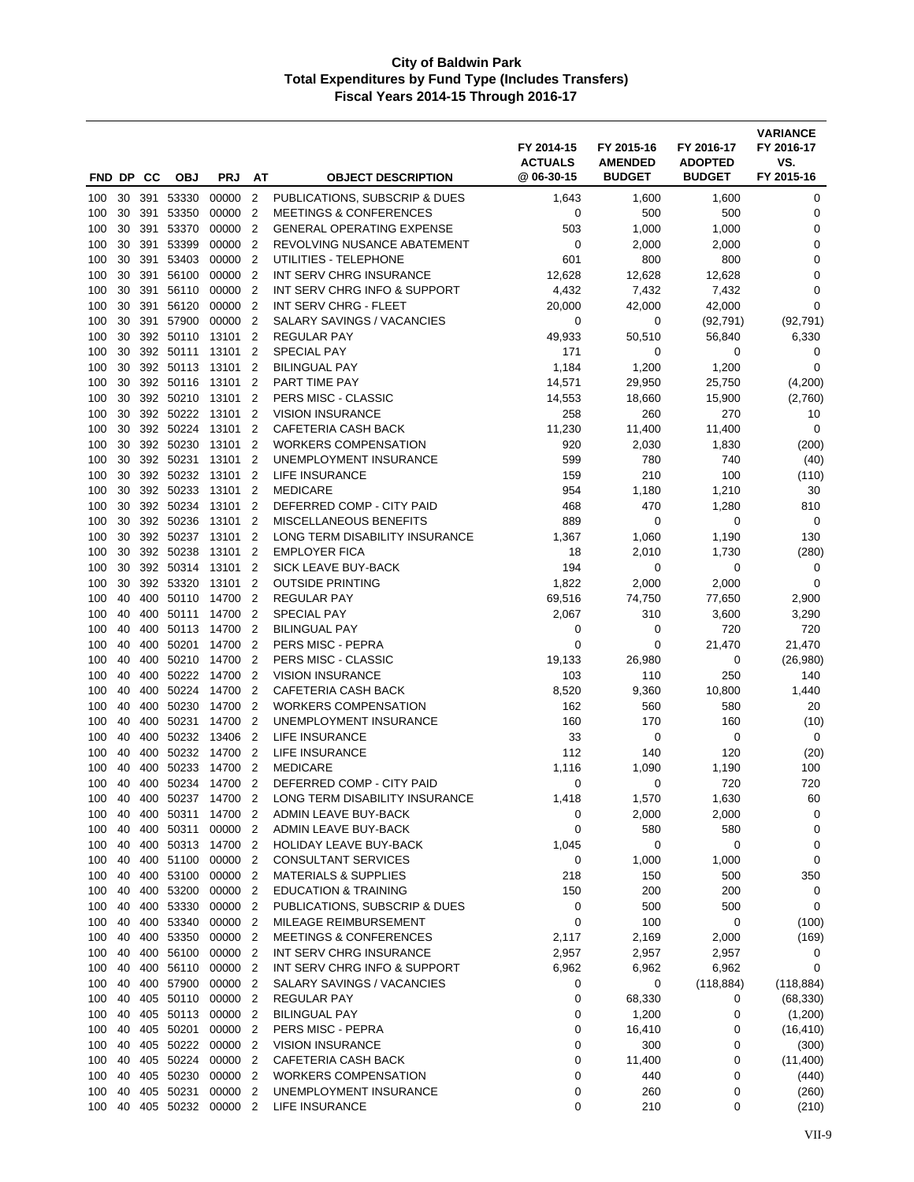# City of Baldwin Park
## Total Expenditures by Fund Type (Includes Transfers)
### Fiscal Years 2014-15 Through 2016-17

| FND | DP | CC | OBJ | PRJ | AT | OBJECT DESCRIPTION | FY 2014-15 ACTUALS @ 06-30-15 | FY 2015-16 AMENDED BUDGET | FY 2016-17 ADOPTED BUDGET | VARIANCE FY 2016-17 VS. FY 2015-16 |
|---|---|---|---|---|---|---|---|---|---|---|
| 100 | 30 | 391 | 53330 | 00000 | 2 | PUBLICATIONS, SUBSCRIP & DUES | 1,643 | 1,600 | 1,600 | 0 |
| 100 | 30 | 391 | 53350 | 00000 | 2 | MEETINGS & CONFERENCES | 0 | 500 | 500 | 0 |
| 100 | 30 | 391 | 53370 | 00000 | 2 | GENERAL OPERATING EXPENSE | 503 | 1,000 | 1,000 | 0 |
| 100 | 30 | 391 | 53399 | 00000 | 2 | REVOLVING NUSANCE ABATEMENT | 0 | 2,000 | 2,000 | 0 |
| 100 | 30 | 391 | 53403 | 00000 | 2 | UTILITIES - TELEPHONE | 601 | 800 | 800 | 0 |
| 100 | 30 | 391 | 56100 | 00000 | 2 | INT SERV CHRG INSURANCE | 12,628 | 12,628 | 12,628 | 0 |
| 100 | 30 | 391 | 56110 | 00000 | 2 | INT SERV CHRG INFO & SUPPORT | 4,432 | 7,432 | 7,432 | 0 |
| 100 | 30 | 391 | 56120 | 00000 | 2 | INT SERV CHRG - FLEET | 20,000 | 42,000 | 42,000 | 0 |
| 100 | 30 | 391 | 57900 | 00000 | 2 | SALARY SAVINGS / VACANCIES | 0 | 0 | (92,791) | (92,791) |
| 100 | 30 | 392 | 50110 | 13101 | 2 | REGULAR PAY | 49,933 | 50,510 | 56,840 | 6,330 |
| 100 | 30 | 392 | 50111 | 13101 | 2 | SPECIAL PAY | 171 | 0 | 0 | 0 |
| 100 | 30 | 392 | 50113 | 13101 | 2 | BILINGUAL PAY | 1,184 | 1,200 | 1,200 | 0 |
| 100 | 30 | 392 | 50116 | 13101 | 2 | PART TIME PAY | 14,571 | 29,950 | 25,750 | (4,200) |
| 100 | 30 | 392 | 50210 | 13101 | 2 | PERS MISC - CLASSIC | 14,553 | 18,660 | 15,900 | (2,760) |
| 100 | 30 | 392 | 50222 | 13101 | 2 | VISION INSURANCE | 258 | 260 | 270 | 10 |
| 100 | 30 | 392 | 50224 | 13101 | 2 | CAFETERIA CASH BACK | 11,230 | 11,400 | 11,400 | 0 |
| 100 | 30 | 392 | 50230 | 13101 | 2 | WORKERS COMPENSATION | 920 | 2,030 | 1,830 | (200) |
| 100 | 30 | 392 | 50231 | 13101 | 2 | UNEMPLOYMENT INSURANCE | 599 | 780 | 740 | (40) |
| 100 | 30 | 392 | 50232 | 13101 | 2 | LIFE INSURANCE | 159 | 210 | 100 | (110) |
| 100 | 30 | 392 | 50233 | 13101 | 2 | MEDICARE | 954 | 1,180 | 1,210 | 30 |
| 100 | 30 | 392 | 50234 | 13101 | 2 | DEFERRED COMP - CITY PAID | 468 | 470 | 1,280 | 810 |
| 100 | 30 | 392 | 50236 | 13101 | 2 | MISCELLANEOUS BENEFITS | 889 | 0 | 0 | 0 |
| 100 | 30 | 392 | 50237 | 13101 | 2 | LONG TERM DISABILITY INSURANCE | 1,367 | 1,060 | 1,190 | 130 |
| 100 | 30 | 392 | 50238 | 13101 | 2 | EMPLOYER FICA | 18 | 2,010 | 1,730 | (280) |
| 100 | 30 | 392 | 50314 | 13101 | 2 | SICK LEAVE BUY-BACK | 194 | 0 | 0 | 0 |
| 100 | 30 | 392 | 53320 | 13101 | 2 | OUTSIDE PRINTING | 1,822 | 2,000 | 2,000 | 0 |
| 100 | 40 | 400 | 50110 | 14700 | 2 | REGULAR PAY | 69,516 | 74,750 | 77,650 | 2,900 |
| 100 | 40 | 400 | 50111 | 14700 | 2 | SPECIAL PAY | 2,067 | 310 | 3,600 | 3,290 |
| 100 | 40 | 400 | 50113 | 14700 | 2 | BILINGUAL PAY | 0 | 0 | 720 | 720 |
| 100 | 40 | 400 | 50201 | 14700 | 2 | PERS MISC - PEPRA | 0 | 0 | 21,470 | 21,470 |
| 100 | 40 | 400 | 50210 | 14700 | 2 | PERS MISC - CLASSIC | 19,133 | 26,980 | 0 | (26,980) |
| 100 | 40 | 400 | 50222 | 14700 | 2 | VISION INSURANCE | 103 | 110 | 250 | 140 |
| 100 | 40 | 400 | 50224 | 14700 | 2 | CAFETERIA CASH BACK | 8,520 | 9,360 | 10,800 | 1,440 |
| 100 | 40 | 400 | 50230 | 14700 | 2 | WORKERS COMPENSATION | 162 | 560 | 580 | 20 |
| 100 | 40 | 400 | 50231 | 14700 | 2 | UNEMPLOYMENT INSURANCE | 160 | 170 | 160 | (10) |
| 100 | 40 | 400 | 50232 | 13406 | 2 | LIFE INSURANCE | 33 | 0 | 0 | 0 |
| 100 | 40 | 400 | 50232 | 14700 | 2 | LIFE INSURANCE | 112 | 140 | 120 | (20) |
| 100 | 40 | 400 | 50233 | 14700 | 2 | MEDICARE | 1,116 | 1,090 | 1,190 | 100 |
| 100 | 40 | 400 | 50234 | 14700 | 2 | DEFERRED COMP - CITY PAID | 0 | 0 | 720 | 720 |
| 100 | 40 | 400 | 50237 | 14700 | 2 | LONG TERM DISABILITY INSURANCE | 1,418 | 1,570 | 1,630 | 60 |
| 100 | 40 | 400 | 50311 | 14700 | 2 | ADMIN LEAVE BUY-BACK | 0 | 2,000 | 2,000 | 0 |
| 100 | 40 | 400 | 50311 | 00000 | 2 | ADMIN LEAVE BUY-BACK | 0 | 580 | 580 | 0 |
| 100 | 40 | 400 | 50313 | 14700 | 2 | HOLIDAY LEAVE BUY-BACK | 1,045 | 0 | 0 | 0 |
| 100 | 40 | 400 | 51100 | 00000 | 2 | CONSULTANT SERVICES | 0 | 1,000 | 1,000 | 0 |
| 100 | 40 | 400 | 53100 | 00000 | 2 | MATERIALS & SUPPLIES | 218 | 150 | 500 | 350 |
| 100 | 40 | 400 | 53200 | 00000 | 2 | EDUCATION & TRAINING | 150 | 200 | 200 | 0 |
| 100 | 40 | 400 | 53330 | 00000 | 2 | PUBLICATIONS, SUBSCRIP & DUES | 0 | 500 | 500 | 0 |
| 100 | 40 | 400 | 53340 | 00000 | 2 | MILEAGE REIMBURSEMENT | 0 | 100 | 0 | (100) |
| 100 | 40 | 400 | 53350 | 00000 | 2 | MEETINGS & CONFERENCES | 2,117 | 2,169 | 2,000 | (169) |
| 100 | 40 | 400 | 56100 | 00000 | 2 | INT SERV CHRG INSURANCE | 2,957 | 2,957 | 2,957 | 0 |
| 100 | 40 | 400 | 56110 | 00000 | 2 | INT SERV CHRG INFO & SUPPORT | 6,962 | 6,962 | 6,962 | 0 |
| 100 | 40 | 400 | 57900 | 00000 | 2 | SALARY SAVINGS / VACANCIES | 0 | 0 | (118,884) | (118,884) |
| 100 | 40 | 405 | 50110 | 00000 | 2 | REGULAR PAY | 0 | 68,330 | 0 | (68,330) |
| 100 | 40 | 405 | 50113 | 00000 | 2 | BILINGUAL PAY | 0 | 1,200 | 0 | (1,200) |
| 100 | 40 | 405 | 50201 | 00000 | 2 | PERS MISC - PEPRA | 0 | 16,410 | 0 | (16,410) |
| 100 | 40 | 405 | 50222 | 00000 | 2 | VISION INSURANCE | 0 | 300 | 0 | (300) |
| 100 | 40 | 405 | 50224 | 00000 | 2 | CAFETERIA CASH BACK | 0 | 11,400 | 0 | (11,400) |
| 100 | 40 | 405 | 50230 | 00000 | 2 | WORKERS COMPENSATION | 0 | 440 | 0 | (440) |
| 100 | 40 | 405 | 50231 | 00000 | 2 | UNEMPLOYMENT INSURANCE | 0 | 260 | 0 | (260) |
| 100 | 40 | 405 | 50232 | 00000 | 2 | LIFE INSURANCE | 0 | 210 | 0 | (210) |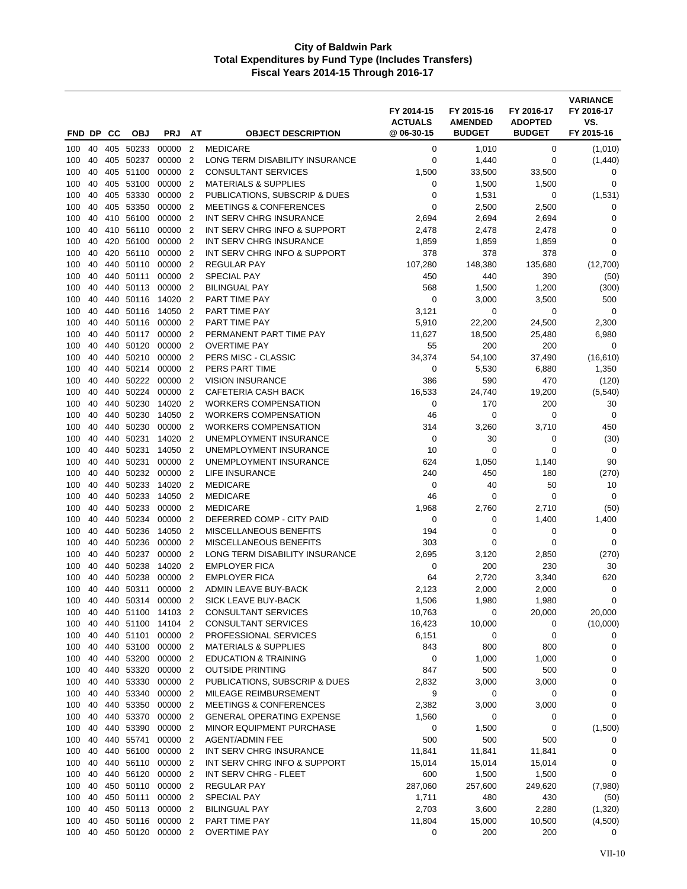**City of Baldwin Park**
**Total Expenditures by Fund Type (Includes Transfers)**
**Fiscal Years 2014-15 Through 2016-17**

| FND | DP | CC | OBJ | PRJ | AT | OBJECT DESCRIPTION | FY 2014-15 ACTUALS @ 06-30-15 | FY 2015-16 AMENDED BUDGET | FY 2016-17 ADOPTED BUDGET | VARIANCE FY 2016-17 VS. FY 2015-16 |
|---|---|---|---|---|---|---|---|---|---|---|
| 100 | 40 | 405 | 50233 | 00000 | 2 | MEDICARE | 0 | 1,010 | 0 | (1,010) |
| 100 | 40 | 405 | 50237 | 00000 | 2 | LONG TERM DISABILITY INSURANCE | 0 | 1,440 | 0 | (1,440) |
| 100 | 40 | 405 | 51100 | 00000 | 2 | CONSULTANT SERVICES | 1,500 | 33,500 | 33,500 | 0 |
| 100 | 40 | 405 | 53100 | 00000 | 2 | MATERIALS & SUPPLIES | 0 | 1,500 | 1,500 | 0 |
| 100 | 40 | 405 | 53330 | 00000 | 2 | PUBLICATIONS, SUBSCRIP & DUES | 0 | 1,531 | 0 | (1,531) |
| 100 | 40 | 405 | 53350 | 00000 | 2 | MEETINGS & CONFERENCES | 0 | 2,500 | 2,500 | 0 |
| 100 | 40 | 410 | 56100 | 00000 | 2 | INT SERV CHRG INSURANCE | 2,694 | 2,694 | 2,694 | 0 |
| 100 | 40 | 410 | 56110 | 00000 | 2 | INT SERV CHRG INFO & SUPPORT | 2,478 | 2,478 | 2,478 | 0 |
| 100 | 40 | 420 | 56100 | 00000 | 2 | INT SERV CHRG INSURANCE | 1,859 | 1,859 | 1,859 | 0 |
| 100 | 40 | 420 | 56110 | 00000 | 2 | INT SERV CHRG INFO & SUPPORT | 378 | 378 | 378 | 0 |
| 100 | 40 | 440 | 50110 | 00000 | 2 | REGULAR PAY | 107,280 | 148,380 | 135,680 | (12,700) |
| 100 | 40 | 440 | 50111 | 00000 | 2 | SPECIAL PAY | 450 | 440 | 390 | (50) |
| 100 | 40 | 440 | 50113 | 00000 | 2 | BILINGUAL PAY | 568 | 1,500 | 1,200 | (300) |
| 100 | 40 | 440 | 50116 | 14020 | 2 | PART TIME PAY | 0 | 3,000 | 3,500 | 500 |
| 100 | 40 | 440 | 50116 | 14050 | 2 | PART TIME PAY | 3,121 | 0 | 0 | 0 |
| 100 | 40 | 440 | 50116 | 00000 | 2 | PART TIME PAY | 5,910 | 22,200 | 24,500 | 2,300 |
| 100 | 40 | 440 | 50117 | 00000 | 2 | PERMANENT PART TIME PAY | 11,627 | 18,500 | 25,480 | 6,980 |
| 100 | 40 | 440 | 50120 | 00000 | 2 | OVERTIME PAY | 55 | 200 | 200 | 0 |
| 100 | 40 | 440 | 50210 | 00000 | 2 | PERS MISC - CLASSIC | 34,374 | 54,100 | 37,490 | (16,610) |
| 100 | 40 | 440 | 50214 | 00000 | 2 | PERS PART TIME | 0 | 5,530 | 6,880 | 1,350 |
| 100 | 40 | 440 | 50222 | 00000 | 2 | VISION INSURANCE | 386 | 590 | 470 | (120) |
| 100 | 40 | 440 | 50224 | 00000 | 2 | CAFETERIA CASH BACK | 16,533 | 24,740 | 19,200 | (5,540) |
| 100 | 40 | 440 | 50230 | 14020 | 2 | WORKERS COMPENSATION | 0 | 170 | 200 | 30 |
| 100 | 40 | 440 | 50230 | 14050 | 2 | WORKERS COMPENSATION | 46 | 0 | 0 | 0 |
| 100 | 40 | 440 | 50230 | 00000 | 2 | WORKERS COMPENSATION | 314 | 3,260 | 3,710 | 450 |
| 100 | 40 | 440 | 50231 | 14020 | 2 | UNEMPLOYMENT INSURANCE | 0 | 30 | 0 | (30) |
| 100 | 40 | 440 | 50231 | 14050 | 2 | UNEMPLOYMENT INSURANCE | 10 | 0 | 0 | 0 |
| 100 | 40 | 440 | 50231 | 00000 | 2 | UNEMPLOYMENT INSURANCE | 624 | 1,050 | 1,140 | 90 |
| 100 | 40 | 440 | 50232 | 00000 | 2 | LIFE INSURANCE | 240 | 450 | 180 | (270) |
| 100 | 40 | 440 | 50233 | 14020 | 2 | MEDICARE | 0 | 40 | 50 | 10 |
| 100 | 40 | 440 | 50233 | 14050 | 2 | MEDICARE | 46 | 0 | 0 | 0 |
| 100 | 40 | 440 | 50233 | 00000 | 2 | MEDICARE | 1,968 | 2,760 | 2,710 | (50) |
| 100 | 40 | 440 | 50234 | 00000 | 2 | DEFERRED COMP - CITY PAID | 0 | 0 | 1,400 | 1,400 |
| 100 | 40 | 440 | 50236 | 14050 | 2 | MISCELLANEOUS BENEFITS | 194 | 0 | 0 | 0 |
| 100 | 40 | 440 | 50236 | 00000 | 2 | MISCELLANEOUS BENEFITS | 303 | 0 | 0 | 0 |
| 100 | 40 | 440 | 50237 | 00000 | 2 | LONG TERM DISABILITY INSURANCE | 2,695 | 3,120 | 2,850 | (270) |
| 100 | 40 | 440 | 50238 | 14020 | 2 | EMPLOYER FICA | 0 | 200 | 230 | 30 |
| 100 | 40 | 440 | 50238 | 00000 | 2 | EMPLOYER FICA | 64 | 2,720 | 3,340 | 620 |
| 100 | 40 | 440 | 50311 | 00000 | 2 | ADMIN LEAVE BUY-BACK | 2,123 | 2,000 | 2,000 | 0 |
| 100 | 40 | 440 | 50314 | 00000 | 2 | SICK LEAVE BUY-BACK | 1,506 | 1,980 | 1,980 | 0 |
| 100 | 40 | 440 | 51100 | 14103 | 2 | CONSULTANT SERVICES | 10,763 | 0 | 20,000 | 20,000 |
| 100 | 40 | 440 | 51100 | 14104 | 2 | CONSULTANT SERVICES | 16,423 | 10,000 | 0 | (10,000) |
| 100 | 40 | 440 | 51101 | 00000 | 2 | PROFESSIONAL SERVICES | 6,151 | 0 | 0 | 0 |
| 100 | 40 | 440 | 53100 | 00000 | 2 | MATERIALS & SUPPLIES | 843 | 800 | 800 | 0 |
| 100 | 40 | 440 | 53200 | 00000 | 2 | EDUCATION & TRAINING | 0 | 1,000 | 1,000 | 0 |
| 100 | 40 | 440 | 53320 | 00000 | 2 | OUTSIDE PRINTING | 847 | 500 | 500 | 0 |
| 100 | 40 | 440 | 53330 | 00000 | 2 | PUBLICATIONS, SUBSCRIP & DUES | 2,832 | 3,000 | 3,000 | 0 |
| 100 | 40 | 440 | 53340 | 00000 | 2 | MILEAGE REIMBURSEMENT | 9 | 0 | 0 | 0 |
| 100 | 40 | 440 | 53350 | 00000 | 2 | MEETINGS & CONFERENCES | 2,382 | 3,000 | 3,000 | 0 |
| 100 | 40 | 440 | 53370 | 00000 | 2 | GENERAL OPERATING EXPENSE | 1,560 | 0 | 0 | 0 |
| 100 | 40 | 440 | 53390 | 00000 | 2 | MINOR EQUIPMENT PURCHASE | 0 | 1,500 | 0 | (1,500) |
| 100 | 40 | 440 | 55741 | 00000 | 2 | AGENT/ADMIN FEE | 500 | 500 | 500 | 0 |
| 100 | 40 | 440 | 56100 | 00000 | 2 | INT SERV CHRG INSURANCE | 11,841 | 11,841 | 11,841 | 0 |
| 100 | 40 | 440 | 56110 | 00000 | 2 | INT SERV CHRG INFO & SUPPORT | 15,014 | 15,014 | 15,014 | 0 |
| 100 | 40 | 440 | 56120 | 00000 | 2 | INT SERV CHRG - FLEET | 600 | 1,500 | 1,500 | 0 |
| 100 | 40 | 450 | 50110 | 00000 | 2 | REGULAR PAY | 287,060 | 257,600 | 249,620 | (7,980) |
| 100 | 40 | 450 | 50111 | 00000 | 2 | SPECIAL PAY | 1,711 | 480 | 430 | (50) |
| 100 | 40 | 450 | 50113 | 00000 | 2 | BILINGUAL PAY | 2,703 | 3,600 | 2,280 | (1,320) |
| 100 | 40 | 450 | 50116 | 00000 | 2 | PART TIME PAY | 11,804 | 15,000 | 10,500 | (4,500) |
| 100 | 40 | 450 | 50120 | 00000 | 2 | OVERTIME PAY | 0 | 200 | 200 | 0 |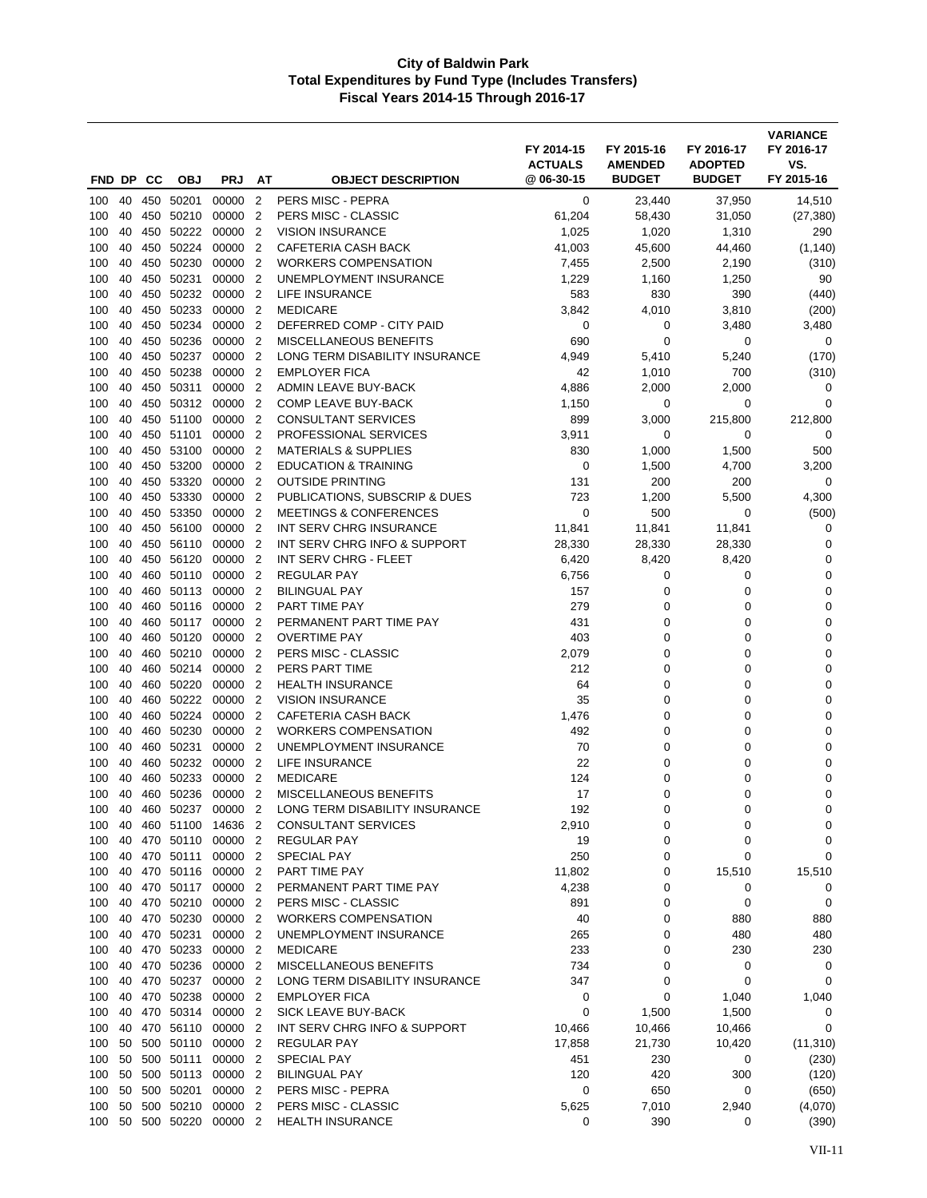# City of Baldwin Park
## Total Expenditures by Fund Type (Includes Transfers)
### Fiscal Years 2014-15 Through 2016-17

| FND | DP | CC | OBJ | PRJ | AT | OBJECT DESCRIPTION | FY 2014-15 ACTUALS @ 06-30-15 | FY 2015-16 AMENDED BUDGET | FY 2016-17 ADOPTED BUDGET | VARIANCE FY 2016-17 VS. FY 2015-16 |
|---|---|---|---|---|---|---|---|---|---|---|
| 100 | 40 | 450 | 50201 | 00000 | 2 | PERS MISC - PEPRA | 0 | 23,440 | 37,950 | 14,510 |
| 100 | 40 | 450 | 50210 | 00000 | 2 | PERS MISC - CLASSIC | 61,204 | 58,430 | 31,050 | (27,380) |
| 100 | 40 | 450 | 50222 | 00000 | 2 | VISION INSURANCE | 1,025 | 1,020 | 1,310 | 290 |
| 100 | 40 | 450 | 50224 | 00000 | 2 | CAFETERIA CASH BACK | 41,003 | 45,600 | 44,460 | (1,140) |
| 100 | 40 | 450 | 50230 | 00000 | 2 | WORKERS COMPENSATION | 7,455 | 2,500 | 2,190 | (310) |
| 100 | 40 | 450 | 50231 | 00000 | 2 | UNEMPLOYMENT INSURANCE | 1,229 | 1,160 | 1,250 | 90 |
| 100 | 40 | 450 | 50232 | 00000 | 2 | LIFE INSURANCE | 583 | 830 | 390 | (440) |
| 100 | 40 | 450 | 50233 | 00000 | 2 | MEDICARE | 3,842 | 4,010 | 3,810 | (200) |
| 100 | 40 | 450 | 50234 | 00000 | 2 | DEFERRED COMP - CITY PAID | 0 | 0 | 3,480 | 3,480 |
| 100 | 40 | 450 | 50236 | 00000 | 2 | MISCELLANEOUS BENEFITS | 690 | 0 | 0 | 0 |
| 100 | 40 | 450 | 50237 | 00000 | 2 | LONG TERM DISABILITY INSURANCE | 4,949 | 5,410 | 5,240 | (170) |
| 100 | 40 | 450 | 50238 | 00000 | 2 | EMPLOYER FICA | 42 | 1,010 | 700 | (310) |
| 100 | 40 | 450 | 50311 | 00000 | 2 | ADMIN LEAVE BUY-BACK | 4,886 | 2,000 | 2,000 | 0 |
| 100 | 40 | 450 | 50312 | 00000 | 2 | COMP LEAVE BUY-BACK | 1,150 | 0 | 0 | 0 |
| 100 | 40 | 450 | 51100 | 00000 | 2 | CONSULTANT SERVICES | 899 | 3,000 | 215,800 | 212,800 |
| 100 | 40 | 450 | 51101 | 00000 | 2 | PROFESSIONAL SERVICES | 3,911 | 0 | 0 | 0 |
| 100 | 40 | 450 | 53100 | 00000 | 2 | MATERIALS & SUPPLIES | 830 | 1,000 | 1,500 | 500 |
| 100 | 40 | 450 | 53200 | 00000 | 2 | EDUCATION & TRAINING | 0 | 1,500 | 4,700 | 3,200 |
| 100 | 40 | 450 | 53320 | 00000 | 2 | OUTSIDE PRINTING | 131 | 200 | 200 | 0 |
| 100 | 40 | 450 | 53330 | 00000 | 2 | PUBLICATIONS, SUBSCRIP & DUES | 723 | 1,200 | 5,500 | 4,300 |
| 100 | 40 | 450 | 53350 | 00000 | 2 | MEETINGS & CONFERENCES | 0 | 500 | 0 | (500) |
| 100 | 40 | 450 | 56100 | 00000 | 2 | INT SERV CHRG INSURANCE | 11,841 | 11,841 | 11,841 | 0 |
| 100 | 40 | 450 | 56110 | 00000 | 2 | INT SERV CHRG INFO & SUPPORT | 28,330 | 28,330 | 28,330 | 0 |
| 100 | 40 | 450 | 56120 | 00000 | 2 | INT SERV CHRG - FLEET | 6,420 | 8,420 | 8,420 | 0 |
| 100 | 40 | 460 | 50110 | 00000 | 2 | REGULAR PAY | 6,756 | 0 | 0 | 0 |
| 100 | 40 | 460 | 50113 | 00000 | 2 | BILINGUAL PAY | 157 | 0 | 0 | 0 |
| 100 | 40 | 460 | 50116 | 00000 | 2 | PART TIME PAY | 279 | 0 | 0 | 0 |
| 100 | 40 | 460 | 50117 | 00000 | 2 | PERMANENT PART TIME PAY | 431 | 0 | 0 | 0 |
| 100 | 40 | 460 | 50120 | 00000 | 2 | OVERTIME PAY | 403 | 0 | 0 | 0 |
| 100 | 40 | 460 | 50210 | 00000 | 2 | PERS MISC - CLASSIC | 2,079 | 0 | 0 | 0 |
| 100 | 40 | 460 | 50214 | 00000 | 2 | PERS PART TIME | 212 | 0 | 0 | 0 |
| 100 | 40 | 460 | 50220 | 00000 | 2 | HEALTH INSURANCE | 64 | 0 | 0 | 0 |
| 100 | 40 | 460 | 50222 | 00000 | 2 | VISION INSURANCE | 35 | 0 | 0 | 0 |
| 100 | 40 | 460 | 50224 | 00000 | 2 | CAFETERIA CASH BACK | 1,476 | 0 | 0 | 0 |
| 100 | 40 | 460 | 50230 | 00000 | 2 | WORKERS COMPENSATION | 492 | 0 | 0 | 0 |
| 100 | 40 | 460 | 50231 | 00000 | 2 | UNEMPLOYMENT INSURANCE | 70 | 0 | 0 | 0 |
| 100 | 40 | 460 | 50232 | 00000 | 2 | LIFE INSURANCE | 22 | 0 | 0 | 0 |
| 100 | 40 | 460 | 50233 | 00000 | 2 | MEDICARE | 124 | 0 | 0 | 0 |
| 100 | 40 | 460 | 50236 | 00000 | 2 | MISCELLANEOUS BENEFITS | 17 | 0 | 0 | 0 |
| 100 | 40 | 460 | 50237 | 00000 | 2 | LONG TERM DISABILITY INSURANCE | 192 | 0 | 0 | 0 |
| 100 | 40 | 460 | 51100 | 14636 | 2 | CONSULTANT SERVICES | 2,910 | 0 | 0 | 0 |
| 100 | 40 | 470 | 50110 | 00000 | 2 | REGULAR PAY | 19 | 0 | 0 | 0 |
| 100 | 40 | 470 | 50111 | 00000 | 2 | SPECIAL PAY | 250 | 0 | 0 | 0 |
| 100 | 40 | 470 | 50116 | 00000 | 2 | PART TIME PAY | 11,802 | 0 | 15,510 | 15,510 |
| 100 | 40 | 470 | 50117 | 00000 | 2 | PERMANENT PART TIME PAY | 4,238 | 0 | 0 | 0 |
| 100 | 40 | 470 | 50210 | 00000 | 2 | PERS MISC - CLASSIC | 891 | 0 | 0 | 0 |
| 100 | 40 | 470 | 50230 | 00000 | 2 | WORKERS COMPENSATION | 40 | 0 | 880 | 880 |
| 100 | 40 | 470 | 50231 | 00000 | 2 | UNEMPLOYMENT INSURANCE | 265 | 0 | 480 | 480 |
| 100 | 40 | 470 | 50233 | 00000 | 2 | MEDICARE | 233 | 0 | 230 | 230 |
| 100 | 40 | 470 | 50236 | 00000 | 2 | MISCELLANEOUS BENEFITS | 734 | 0 | 0 | 0 |
| 100 | 40 | 470 | 50237 | 00000 | 2 | LONG TERM DISABILITY INSURANCE | 347 | 0 | 0 | 0 |
| 100 | 40 | 470 | 50238 | 00000 | 2 | EMPLOYER FICA | 0 | 0 | 1,040 | 1,040 |
| 100 | 40 | 470 | 50314 | 00000 | 2 | SICK LEAVE BUY-BACK | 0 | 1,500 | 1,500 | 0 |
| 100 | 40 | 470 | 56110 | 00000 | 2 | INT SERV CHRG INFO & SUPPORT | 10,466 | 10,466 | 10,466 | 0 |
| 100 | 50 | 500 | 50110 | 00000 | 2 | REGULAR PAY | 17,858 | 21,730 | 10,420 | (11,310) |
| 100 | 50 | 500 | 50111 | 00000 | 2 | SPECIAL PAY | 451 | 230 | 0 | (230) |
| 100 | 50 | 500 | 50113 | 00000 | 2 | BILINGUAL PAY | 120 | 420 | 300 | (120) |
| 100 | 50 | 500 | 50201 | 00000 | 2 | PERS MISC - PEPRA | 0 | 650 | 0 | (650) |
| 100 | 50 | 500 | 50210 | 00000 | 2 | PERS MISC - CLASSIC | 5,625 | 7,010 | 2,940 | (4,070) |
| 100 | 50 | 500 | 50220 | 00000 | 2 | HEALTH INSURANCE | 0 | 390 | 0 | (390) |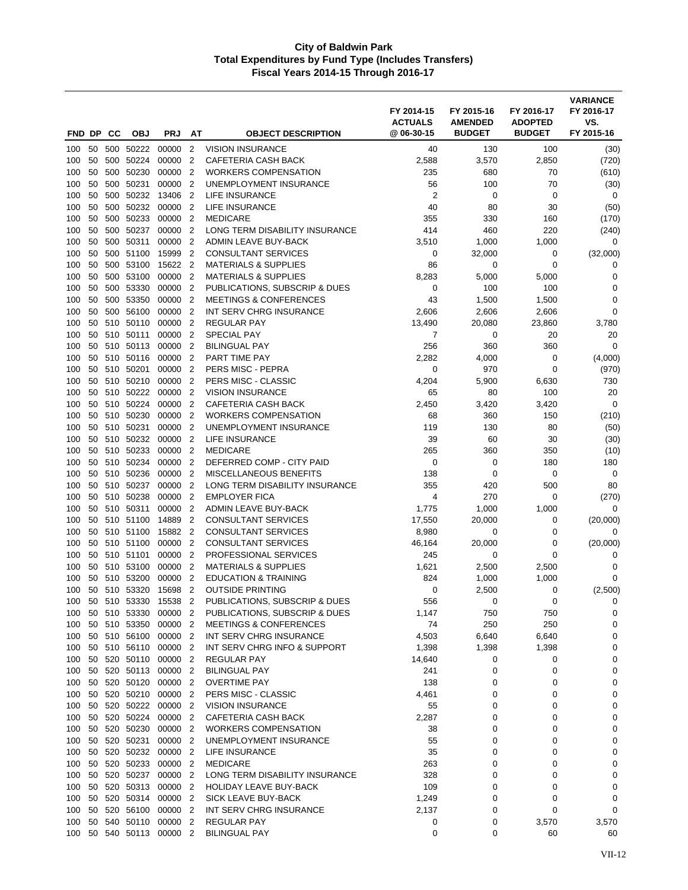# City of Baldwin Park
## Total Expenditures by Fund Type (Includes Transfers)
### Fiscal Years 2014-15 Through 2016-17

| FND | DP | CC | OBJ | PRJ | AT | OBJECT DESCRIPTION | FY 2014-15 ACTUALS @ 06-30-15 | FY 2015-16 AMENDED BUDGET | FY 2016-17 ADOPTED BUDGET | VARIANCE FY 2016-17 VS. FY 2015-16 |
|---|---|---|---|---|---|---|---|---|---|---|
| 100 | 50 | 500 | 50222 | 00000 | 2 | VISION INSURANCE | 40 | 130 | 100 | (30) |
| 100 | 50 | 500 | 50224 | 00000 | 2 | CAFETERIA CASH BACK | 2,588 | 3,570 | 2,850 | (720) |
| 100 | 50 | 500 | 50230 | 00000 | 2 | WORKERS COMPENSATION | 235 | 680 | 70 | (610) |
| 100 | 50 | 500 | 50231 | 00000 | 2 | UNEMPLOYMENT INSURANCE | 56 | 100 | 70 | (30) |
| 100 | 50 | 500 | 50232 | 13406 | 2 | LIFE INSURANCE | 2 | 0 | 0 | 0 |
| 100 | 50 | 500 | 50232 | 00000 | 2 | LIFE INSURANCE | 40 | 80 | 30 | (50) |
| 100 | 50 | 500 | 50233 | 00000 | 2 | MEDICARE | 355 | 330 | 160 | (170) |
| 100 | 50 | 500 | 50237 | 00000 | 2 | LONG TERM DISABILITY INSURANCE | 414 | 460 | 220 | (240) |
| 100 | 50 | 500 | 50311 | 00000 | 2 | ADMIN LEAVE BUY-BACK | 3,510 | 1,000 | 1,000 | 0 |
| 100 | 50 | 500 | 51100 | 15999 | 2 | CONSULTANT SERVICES | 0 | 32,000 | 0 | (32,000) |
| 100 | 50 | 500 | 53100 | 15622 | 2 | MATERIALS & SUPPLIES | 86 | 0 | 0 | 0 |
| 100 | 50 | 500 | 53100 | 00000 | 2 | MATERIALS & SUPPLIES | 8,283 | 5,000 | 5,000 | 0 |
| 100 | 50 | 500 | 53330 | 00000 | 2 | PUBLICATIONS, SUBSCRIP & DUES | 0 | 100 | 100 | 0 |
| 100 | 50 | 500 | 53350 | 00000 | 2 | MEETINGS & CONFERENCES | 43 | 1,500 | 1,500 | 0 |
| 100 | 50 | 500 | 56100 | 00000 | 2 | INT SERV CHRG INSURANCE | 2,606 | 2,606 | 2,606 | 0 |
| 100 | 50 | 510 | 50110 | 00000 | 2 | REGULAR PAY | 13,490 | 20,080 | 23,860 | 3,780 |
| 100 | 50 | 510 | 50111 | 00000 | 2 | SPECIAL PAY | 7 | 0 | 20 | 20 |
| 100 | 50 | 510 | 50113 | 00000 | 2 | BILINGUAL PAY | 256 | 360 | 360 | 0 |
| 100 | 50 | 510 | 50116 | 00000 | 2 | PART TIME PAY | 2,282 | 4,000 | 0 | (4,000) |
| 100 | 50 | 510 | 50201 | 00000 | 2 | PERS MISC - PEPRA | 0 | 970 | 0 | (970) |
| 100 | 50 | 510 | 50210 | 00000 | 2 | PERS MISC - CLASSIC | 4,204 | 5,900 | 6,630 | 730 |
| 100 | 50 | 510 | 50222 | 00000 | 2 | VISION INSURANCE | 65 | 80 | 100 | 20 |
| 100 | 50 | 510 | 50224 | 00000 | 2 | CAFETERIA CASH BACK | 2,450 | 3,420 | 3,420 | 0 |
| 100 | 50 | 510 | 50230 | 00000 | 2 | WORKERS COMPENSATION | 68 | 360 | 150 | (210) |
| 100 | 50 | 510 | 50231 | 00000 | 2 | UNEMPLOYMENT INSURANCE | 119 | 130 | 80 | (50) |
| 100 | 50 | 510 | 50232 | 00000 | 2 | LIFE INSURANCE | 39 | 60 | 30 | (30) |
| 100 | 50 | 510 | 50233 | 00000 | 2 | MEDICARE | 265 | 360 | 350 | (10) |
| 100 | 50 | 510 | 50234 | 00000 | 2 | DEFERRED COMP - CITY PAID | 0 | 0 | 180 | 180 |
| 100 | 50 | 510 | 50236 | 00000 | 2 | MISCELLANEOUS BENEFITS | 138 | 0 | 0 | 0 |
| 100 | 50 | 510 | 50237 | 00000 | 2 | LONG TERM DISABILITY INSURANCE | 355 | 420 | 500 | 80 |
| 100 | 50 | 510 | 50238 | 00000 | 2 | EMPLOYER FICA | 4 | 270 | 0 | (270) |
| 100 | 50 | 510 | 50311 | 00000 | 2 | ADMIN LEAVE BUY-BACK | 1,775 | 1,000 | 1,000 | 0 |
| 100 | 50 | 510 | 51100 | 14889 | 2 | CONSULTANT SERVICES | 17,550 | 20,000 | 0 | (20,000) |
| 100 | 50 | 510 | 51100 | 15882 | 2 | CONSULTANT SERVICES | 8,980 | 0 | 0 | 0 |
| 100 | 50 | 510 | 51100 | 00000 | 2 | CONSULTANT SERVICES | 46,164 | 20,000 | 0 | (20,000) |
| 100 | 50 | 510 | 51101 | 00000 | 2 | PROFESSIONAL SERVICES | 245 | 0 | 0 | 0 |
| 100 | 50 | 510 | 53100 | 00000 | 2 | MATERIALS & SUPPLIES | 1,621 | 2,500 | 2,500 | 0 |
| 100 | 50 | 510 | 53200 | 00000 | 2 | EDUCATION & TRAINING | 824 | 1,000 | 1,000 | 0 |
| 100 | 50 | 510 | 53320 | 15698 | 2 | OUTSIDE PRINTING | 0 | 2,500 | 0 | (2,500) |
| 100 | 50 | 510 | 53330 | 15538 | 2 | PUBLICATIONS, SUBSCRIP & DUES | 556 | 0 | 0 | 0 |
| 100 | 50 | 510 | 53330 | 00000 | 2 | PUBLICATIONS, SUBSCRIP & DUES | 1,147 | 750 | 750 | 0 |
| 100 | 50 | 510 | 53350 | 00000 | 2 | MEETINGS & CONFERENCES | 74 | 250 | 250 | 0 |
| 100 | 50 | 510 | 56100 | 00000 | 2 | INT SERV CHRG INSURANCE | 4,503 | 6,640 | 6,640 | 0 |
| 100 | 50 | 510 | 56110 | 00000 | 2 | INT SERV CHRG INFO & SUPPORT | 1,398 | 1,398 | 1,398 | 0 |
| 100 | 50 | 520 | 50110 | 00000 | 2 | REGULAR PAY | 14,640 | 0 | 0 | 0 |
| 100 | 50 | 520 | 50113 | 00000 | 2 | BILINGUAL PAY | 241 | 0 | 0 | 0 |
| 100 | 50 | 520 | 50120 | 00000 | 2 | OVERTIME PAY | 138 | 0 | 0 | 0 |
| 100 | 50 | 520 | 50210 | 00000 | 2 | PERS MISC - CLASSIC | 4,461 | 0 | 0 | 0 |
| 100 | 50 | 520 | 50222 | 00000 | 2 | VISION INSURANCE | 55 | 0 | 0 | 0 |
| 100 | 50 | 520 | 50224 | 00000 | 2 | CAFETERIA CASH BACK | 2,287 | 0 | 0 | 0 |
| 100 | 50 | 520 | 50230 | 00000 | 2 | WORKERS COMPENSATION | 38 | 0 | 0 | 0 |
| 100 | 50 | 520 | 50231 | 00000 | 2 | UNEMPLOYMENT INSURANCE | 55 | 0 | 0 | 0 |
| 100 | 50 | 520 | 50232 | 00000 | 2 | LIFE INSURANCE | 35 | 0 | 0 | 0 |
| 100 | 50 | 520 | 50233 | 00000 | 2 | MEDICARE | 263 | 0 | 0 | 0 |
| 100 | 50 | 520 | 50237 | 00000 | 2 | LONG TERM DISABILITY INSURANCE | 328 | 0 | 0 | 0 |
| 100 | 50 | 520 | 50313 | 00000 | 2 | HOLIDAY LEAVE BUY-BACK | 109 | 0 | 0 | 0 |
| 100 | 50 | 520 | 50314 | 00000 | 2 | SICK LEAVE BUY-BACK | 1,249 | 0 | 0 | 0 |
| 100 | 50 | 520 | 56100 | 00000 | 2 | INT SERV CHRG INSURANCE | 2,137 | 0 | 0 | 0 |
| 100 | 50 | 540 | 50110 | 00000 | 2 | REGULAR PAY | 0 | 0 | 3,570 | 3,570 |
| 100 | 50 | 540 | 50113 | 00000 | 2 | BILINGUAL PAY | 0 | 0 | 60 | 60 |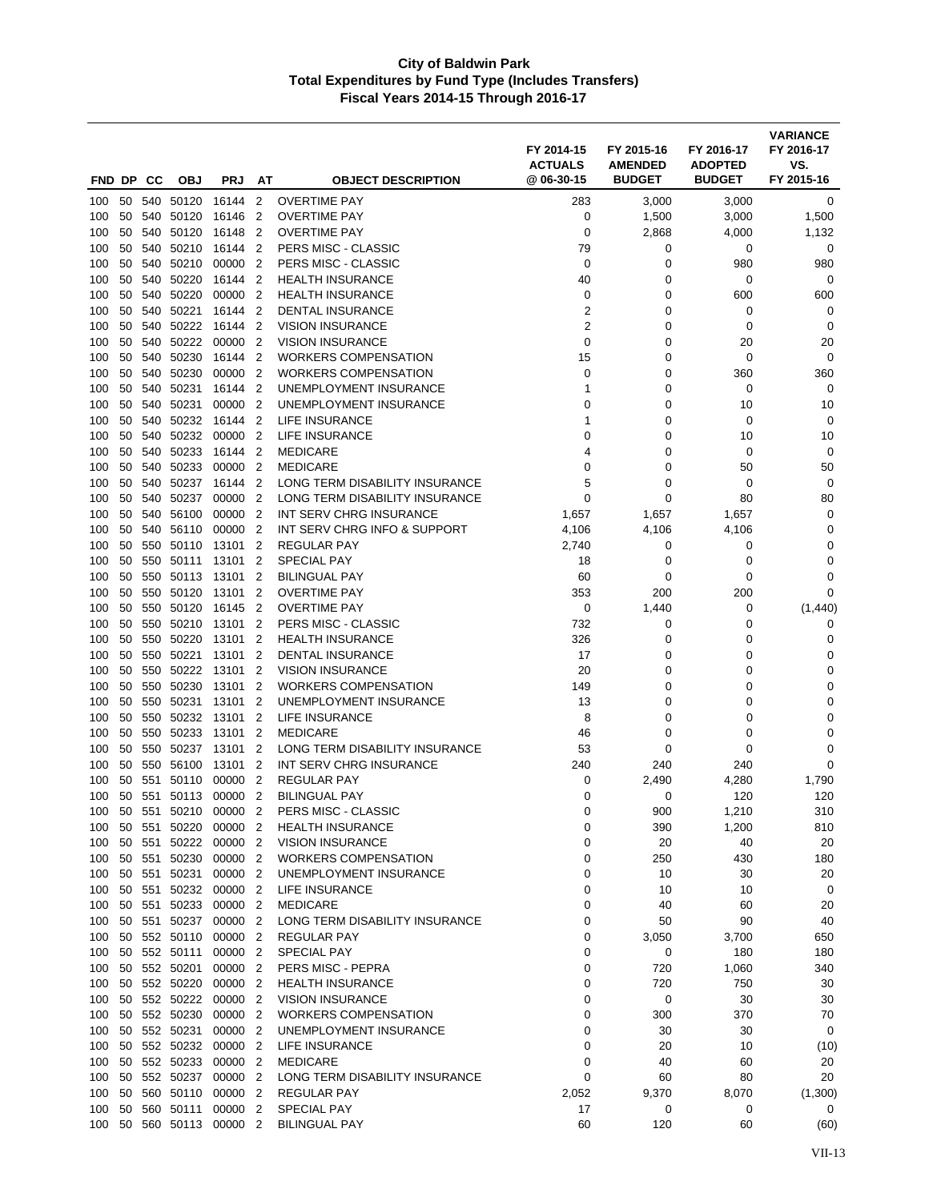# City of Baldwin Park
## Total Expenditures by Fund Type (Includes Transfers)
### Fiscal Years 2014-15 Through 2016-17

| FND | DP | CC | OBJ | PRJ | AT | OBJECT DESCRIPTION | FY 2014-15 ACTUALS @ 06-30-15 | FY 2015-16 AMENDED BUDGET | FY 2016-17 ADOPTED BUDGET | VARIANCE FY 2016-17 VS. FY 2015-16 |
|---|---|---|---|---|---|---|---|---|---|---|
| 100 | 50 | 540 | 50120 | 16144 | 2 | OVERTIME PAY | 283 | 3,000 | 3,000 | 0 |
| 100 | 50 | 540 | 50120 | 16146 | 2 | OVERTIME PAY | 0 | 1,500 | 3,000 | 1,500 |
| 100 | 50 | 540 | 50120 | 16148 | 2 | OVERTIME PAY | 0 | 2,868 | 4,000 | 1,132 |
| 100 | 50 | 540 | 50210 | 16144 | 2 | PERS MISC - CLASSIC | 79 | 0 | 0 | 0 |
| 100 | 50 | 540 | 50210 | 00000 | 2 | PERS MISC - CLASSIC | 0 | 0 | 980 | 980 |
| 100 | 50 | 540 | 50220 | 16144 | 2 | HEALTH INSURANCE | 40 | 0 | 0 | 0 |
| 100 | 50 | 540 | 50220 | 00000 | 2 | HEALTH INSURANCE | 0 | 0 | 600 | 600 |
| 100 | 50 | 540 | 50221 | 16144 | 2 | DENTAL INSURANCE | 2 | 0 | 0 | 0 |
| 100 | 50 | 540 | 50222 | 16144 | 2 | VISION INSURANCE | 2 | 0 | 0 | 0 |
| 100 | 50 | 540 | 50222 | 00000 | 2 | VISION INSURANCE | 0 | 0 | 20 | 20 |
| 100 | 50 | 540 | 50230 | 16144 | 2 | WORKERS COMPENSATION | 15 | 0 | 0 | 0 |
| 100 | 50 | 540 | 50230 | 00000 | 2 | WORKERS COMPENSATION | 0 | 0 | 360 | 360 |
| 100 | 50 | 540 | 50231 | 16144 | 2 | UNEMPLOYMENT INSURANCE | 1 | 0 | 0 | 0 |
| 100 | 50 | 540 | 50231 | 00000 | 2 | UNEMPLOYMENT INSURANCE | 0 | 0 | 10 | 10 |
| 100 | 50 | 540 | 50232 | 16144 | 2 | LIFE INSURANCE | 1 | 0 | 0 | 0 |
| 100 | 50 | 540 | 50232 | 00000 | 2 | LIFE INSURANCE | 0 | 0 | 10 | 10 |
| 100 | 50 | 540 | 50233 | 16144 | 2 | MEDICARE | 4 | 0 | 0 | 0 |
| 100 | 50 | 540 | 50233 | 00000 | 2 | MEDICARE | 0 | 0 | 50 | 50 |
| 100 | 50 | 540 | 50237 | 16144 | 2 | LONG TERM DISABILITY INSURANCE | 5 | 0 | 0 | 0 |
| 100 | 50 | 540 | 50237 | 00000 | 2 | LONG TERM DISABILITY INSURANCE | 0 | 0 | 80 | 80 |
| 100 | 50 | 540 | 56100 | 00000 | 2 | INT SERV CHRG INSURANCE | 1,657 | 1,657 | 1,657 | 0 |
| 100 | 50 | 540 | 56110 | 00000 | 2 | INT SERV CHRG INFO & SUPPORT | 4,106 | 4,106 | 4,106 | 0 |
| 100 | 50 | 550 | 50110 | 13101 | 2 | REGULAR PAY | 2,740 | 0 | 0 | 0 |
| 100 | 50 | 550 | 50111 | 13101 | 2 | SPECIAL PAY | 18 | 0 | 0 | 0 |
| 100 | 50 | 550 | 50113 | 13101 | 2 | BILINGUAL PAY | 60 | 0 | 0 | 0 |
| 100 | 50 | 550 | 50120 | 13101 | 2 | OVERTIME PAY | 353 | 200 | 200 | 0 |
| 100 | 50 | 550 | 50120 | 16145 | 2 | OVERTIME PAY | 0 | 1,440 | 0 | (1,440) |
| 100 | 50 | 550 | 50210 | 13101 | 2 | PERS MISC - CLASSIC | 732 | 0 | 0 | 0 |
| 100 | 50 | 550 | 50220 | 13101 | 2 | HEALTH INSURANCE | 326 | 0 | 0 | 0 |
| 100 | 50 | 550 | 50221 | 13101 | 2 | DENTAL INSURANCE | 17 | 0 | 0 | 0 |
| 100 | 50 | 550 | 50222 | 13101 | 2 | VISION INSURANCE | 20 | 0 | 0 | 0 |
| 100 | 50 | 550 | 50230 | 13101 | 2 | WORKERS COMPENSATION | 149 | 0 | 0 | 0 |
| 100 | 50 | 550 | 50231 | 13101 | 2 | UNEMPLOYMENT INSURANCE | 13 | 0 | 0 | 0 |
| 100 | 50 | 550 | 50232 | 13101 | 2 | LIFE INSURANCE | 8 | 0 | 0 | 0 |
| 100 | 50 | 550 | 50233 | 13101 | 2 | MEDICARE | 46 | 0 | 0 | 0 |
| 100 | 50 | 550 | 50237 | 13101 | 2 | LONG TERM DISABILITY INSURANCE | 53 | 0 | 0 | 0 |
| 100 | 50 | 550 | 56100 | 13101 | 2 | INT SERV CHRG INSURANCE | 240 | 240 | 240 | 0 |
| 100 | 50 | 551 | 50110 | 00000 | 2 | REGULAR PAY | 0 | 2,490 | 4,280 | 1,790 |
| 100 | 50 | 551 | 50113 | 00000 | 2 | BILINGUAL PAY | 0 | 0 | 120 | 120 |
| 100 | 50 | 551 | 50210 | 00000 | 2 | PERS MISC - CLASSIC | 0 | 900 | 1,210 | 310 |
| 100 | 50 | 551 | 50220 | 00000 | 2 | HEALTH INSURANCE | 0 | 390 | 1,200 | 810 |
| 100 | 50 | 551 | 50222 | 00000 | 2 | VISION INSURANCE | 0 | 20 | 40 | 20 |
| 100 | 50 | 551 | 50230 | 00000 | 2 | WORKERS COMPENSATION | 0 | 250 | 430 | 180 |
| 100 | 50 | 551 | 50231 | 00000 | 2 | UNEMPLOYMENT INSURANCE | 0 | 10 | 30 | 20 |
| 100 | 50 | 551 | 50232 | 00000 | 2 | LIFE INSURANCE | 0 | 10 | 10 | 0 |
| 100 | 50 | 551 | 50233 | 00000 | 2 | MEDICARE | 0 | 40 | 60 | 20 |
| 100 | 50 | 551 | 50237 | 00000 | 2 | LONG TERM DISABILITY INSURANCE | 0 | 50 | 90 | 40 |
| 100 | 50 | 552 | 50110 | 00000 | 2 | REGULAR PAY | 0 | 3,050 | 3,700 | 650 |
| 100 | 50 | 552 | 50111 | 00000 | 2 | SPECIAL PAY | 0 | 0 | 180 | 180 |
| 100 | 50 | 552 | 50201 | 00000 | 2 | PERS MISC - PEPRA | 0 | 720 | 1,060 | 340 |
| 100 | 50 | 552 | 50220 | 00000 | 2 | HEALTH INSURANCE | 0 | 720 | 750 | 30 |
| 100 | 50 | 552 | 50222 | 00000 | 2 | VISION INSURANCE | 0 | 0 | 30 | 30 |
| 100 | 50 | 552 | 50230 | 00000 | 2 | WORKERS COMPENSATION | 0 | 300 | 370 | 70 |
| 100 | 50 | 552 | 50231 | 00000 | 2 | UNEMPLOYMENT INSURANCE | 0 | 30 | 30 | 0 |
| 100 | 50 | 552 | 50232 | 00000 | 2 | LIFE INSURANCE | 0 | 20 | 10 | (10) |
| 100 | 50 | 552 | 50233 | 00000 | 2 | MEDICARE | 0 | 40 | 60 | 20 |
| 100 | 50 | 552 | 50237 | 00000 | 2 | LONG TERM DISABILITY INSURANCE | 0 | 60 | 80 | 20 |
| 100 | 50 | 560 | 50110 | 00000 | 2 | REGULAR PAY | 2,052 | 9,370 | 8,070 | (1,300) |
| 100 | 50 | 560 | 50111 | 00000 | 2 | SPECIAL PAY | 17 | 0 | 0 | 0 |
| 100 | 50 | 560 | 50113 | 00000 | 2 | BILINGUAL PAY | 60 | 120 | 60 | (60) |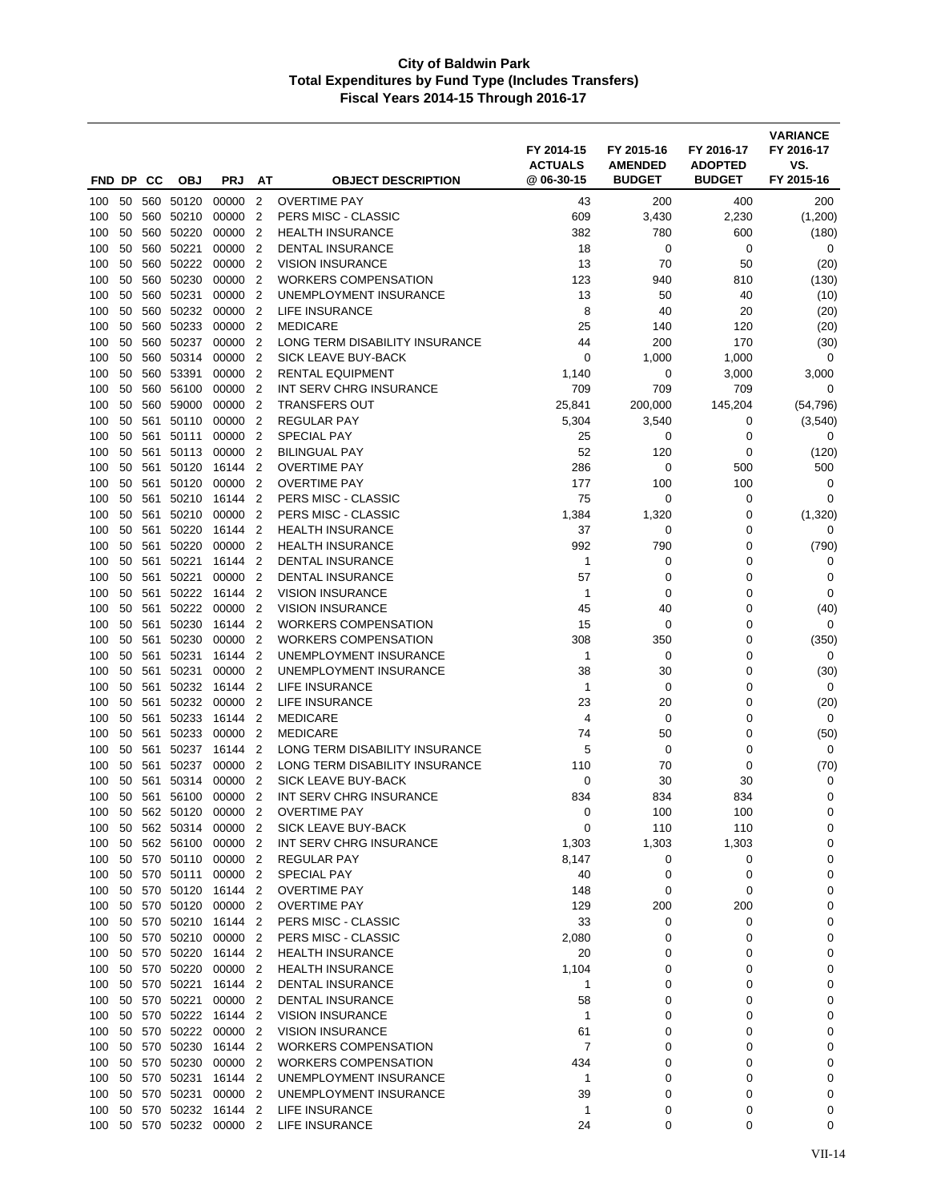# City of Baldwin Park
## Total Expenditures by Fund Type (Includes Transfers)
### Fiscal Years 2014-15 Through 2016-17

| FND | DP | CC | OBJ | PRJ | AT | OBJECT DESCRIPTION | FY 2014-15 ACTUALS @ 06-30-15 | FY 2015-16 AMENDED BUDGET | FY 2016-17 ADOPTED BUDGET | VARIANCE FY 2016-17 VS. FY 2015-16 |
|---|---|---|---|---|---|---|---|---|---|---|
| 100 | 50 | 560 | 50120 | 00000 | 2 | OVERTIME PAY | 43 | 200 | 400 | 200 |
| 100 | 50 | 560 | 50210 | 00000 | 2 | PERS MISC - CLASSIC | 609 | 3,430 | 2,230 | (1,200) |
| 100 | 50 | 560 | 50220 | 00000 | 2 | HEALTH INSURANCE | 382 | 780 | 600 | (180) |
| 100 | 50 | 560 | 50221 | 00000 | 2 | DENTAL INSURANCE | 18 | 0 | 0 | 0 |
| 100 | 50 | 560 | 50222 | 00000 | 2 | VISION INSURANCE | 13 | 70 | 50 | (20) |
| 100 | 50 | 560 | 50230 | 00000 | 2 | WORKERS COMPENSATION | 123 | 940 | 810 | (130) |
| 100 | 50 | 560 | 50231 | 00000 | 2 | UNEMPLOYMENT INSURANCE | 13 | 50 | 40 | (10) |
| 100 | 50 | 560 | 50232 | 00000 | 2 | LIFE INSURANCE | 8 | 40 | 20 | (20) |
| 100 | 50 | 560 | 50233 | 00000 | 2 | MEDICARE | 25 | 140 | 120 | (20) |
| 100 | 50 | 560 | 50237 | 00000 | 2 | LONG TERM DISABILITY INSURANCE | 44 | 200 | 170 | (30) |
| 100 | 50 | 560 | 50314 | 00000 | 2 | SICK LEAVE BUY-BACK | 0 | 1,000 | 1,000 | 0 |
| 100 | 50 | 560 | 53391 | 00000 | 2 | RENTAL EQUIPMENT | 1,140 | 0 | 3,000 | 3,000 |
| 100 | 50 | 560 | 56100 | 00000 | 2 | INT SERV CHRG INSURANCE | 709 | 709 | 709 | 0 |
| 100 | 50 | 560 | 59000 | 00000 | 2 | TRANSFERS OUT | 25,841 | 200,000 | 145,204 | (54,796) |
| 100 | 50 | 561 | 50110 | 00000 | 2 | REGULAR PAY | 5,304 | 3,540 | 0 | (3,540) |
| 100 | 50 | 561 | 50111 | 00000 | 2 | SPECIAL PAY | 25 | 0 | 0 | 0 |
| 100 | 50 | 561 | 50113 | 00000 | 2 | BILINGUAL PAY | 52 | 120 | 0 | (120) |
| 100 | 50 | 561 | 50120 | 16144 | 2 | OVERTIME PAY | 286 | 0 | 500 | 500 |
| 100 | 50 | 561 | 50120 | 00000 | 2 | OVERTIME PAY | 177 | 100 | 100 | 0 |
| 100 | 50 | 561 | 50210 | 16144 | 2 | PERS MISC - CLASSIC | 75 | 0 | 0 | 0 |
| 100 | 50 | 561 | 50210 | 00000 | 2 | PERS MISC - CLASSIC | 1,384 | 1,320 | 0 | (1,320) |
| 100 | 50 | 561 | 50220 | 16144 | 2 | HEALTH INSURANCE | 37 | 0 | 0 | 0 |
| 100 | 50 | 561 | 50220 | 00000 | 2 | HEALTH INSURANCE | 992 | 790 | 0 | (790) |
| 100 | 50 | 561 | 50221 | 16144 | 2 | DENTAL INSURANCE | 1 | 0 | 0 | 0 |
| 100 | 50 | 561 | 50221 | 00000 | 2 | DENTAL INSURANCE | 57 | 0 | 0 | 0 |
| 100 | 50 | 561 | 50222 | 16144 | 2 | VISION INSURANCE | 1 | 0 | 0 | 0 |
| 100 | 50 | 561 | 50222 | 00000 | 2 | VISION INSURANCE | 45 | 40 | 0 | (40) |
| 100 | 50 | 561 | 50230 | 16144 | 2 | WORKERS COMPENSATION | 15 | 0 | 0 | 0 |
| 100 | 50 | 561 | 50230 | 00000 | 2 | WORKERS COMPENSATION | 308 | 350 | 0 | (350) |
| 100 | 50 | 561 | 50231 | 16144 | 2 | UNEMPLOYMENT INSURANCE | 1 | 0 | 0 | 0 |
| 100 | 50 | 561 | 50231 | 00000 | 2 | UNEMPLOYMENT INSURANCE | 38 | 30 | 0 | (30) |
| 100 | 50 | 561 | 50232 | 16144 | 2 | LIFE INSURANCE | 1 | 0 | 0 | 0 |
| 100 | 50 | 561 | 50232 | 00000 | 2 | LIFE INSURANCE | 23 | 20 | 0 | (20) |
| 100 | 50 | 561 | 50233 | 16144 | 2 | MEDICARE | 4 | 0 | 0 | 0 |
| 100 | 50 | 561 | 50233 | 00000 | 2 | MEDICARE | 74 | 50 | 0 | (50) |
| 100 | 50 | 561 | 50237 | 16144 | 2 | LONG TERM DISABILITY INSURANCE | 5 | 0 | 0 | 0 |
| 100 | 50 | 561 | 50237 | 00000 | 2 | LONG TERM DISABILITY INSURANCE | 110 | 70 | 0 | (70) |
| 100 | 50 | 561 | 50314 | 00000 | 2 | SICK LEAVE BUY-BACK | 0 | 30 | 30 | 0 |
| 100 | 50 | 561 | 56100 | 00000 | 2 | INT SERV CHRG INSURANCE | 834 | 834 | 834 | 0 |
| 100 | 50 | 562 | 50120 | 00000 | 2 | OVERTIME PAY | 0 | 100 | 100 | 0 |
| 100 | 50 | 562 | 50314 | 00000 | 2 | SICK LEAVE BUY-BACK | 0 | 110 | 110 | 0 |
| 100 | 50 | 562 | 56100 | 00000 | 2 | INT SERV CHRG INSURANCE | 1,303 | 1,303 | 1,303 | 0 |
| 100 | 50 | 570 | 50110 | 00000 | 2 | REGULAR PAY | 8,147 | 0 | 0 | 0 |
| 100 | 50 | 570 | 50111 | 00000 | 2 | SPECIAL PAY | 40 | 0 | 0 | 0 |
| 100 | 50 | 570 | 50120 | 16144 | 2 | OVERTIME PAY | 148 | 0 | 0 | 0 |
| 100 | 50 | 570 | 50120 | 00000 | 2 | OVERTIME PAY | 129 | 200 | 200 | 0 |
| 100 | 50 | 570 | 50210 | 16144 | 2 | PERS MISC - CLASSIC | 33 | 0 | 0 | 0 |
| 100 | 50 | 570 | 50210 | 00000 | 2 | PERS MISC - CLASSIC | 2,080 | 0 | 0 | 0 |
| 100 | 50 | 570 | 50220 | 16144 | 2 | HEALTH INSURANCE | 20 | 0 | 0 | 0 |
| 100 | 50 | 570 | 50220 | 00000 | 2 | HEALTH INSURANCE | 1,104 | 0 | 0 | 0 |
| 100 | 50 | 570 | 50221 | 16144 | 2 | DENTAL INSURANCE | 1 | 0 | 0 | 0 |
| 100 | 50 | 570 | 50221 | 00000 | 2 | DENTAL INSURANCE | 58 | 0 | 0 | 0 |
| 100 | 50 | 570 | 50222 | 16144 | 2 | VISION INSURANCE | 1 | 0 | 0 | 0 |
| 100 | 50 | 570 | 50222 | 00000 | 2 | VISION INSURANCE | 61 | 0 | 0 | 0 |
| 100 | 50 | 570 | 50230 | 16144 | 2 | WORKERS COMPENSATION | 7 | 0 | 0 | 0 |
| 100 | 50 | 570 | 50230 | 00000 | 2 | WORKERS COMPENSATION | 434 | 0 | 0 | 0 |
| 100 | 50 | 570 | 50231 | 16144 | 2 | UNEMPLOYMENT INSURANCE | 1 | 0 | 0 | 0 |
| 100 | 50 | 570 | 50231 | 00000 | 2 | UNEMPLOYMENT INSURANCE | 39 | 0 | 0 | 0 |
| 100 | 50 | 570 | 50232 | 16144 | 2 | LIFE INSURANCE | 1 | 0 | 0 | 0 |
| 100 | 50 | 570 | 50232 | 00000 | 2 | LIFE INSURANCE | 24 | 0 | 0 | 0 |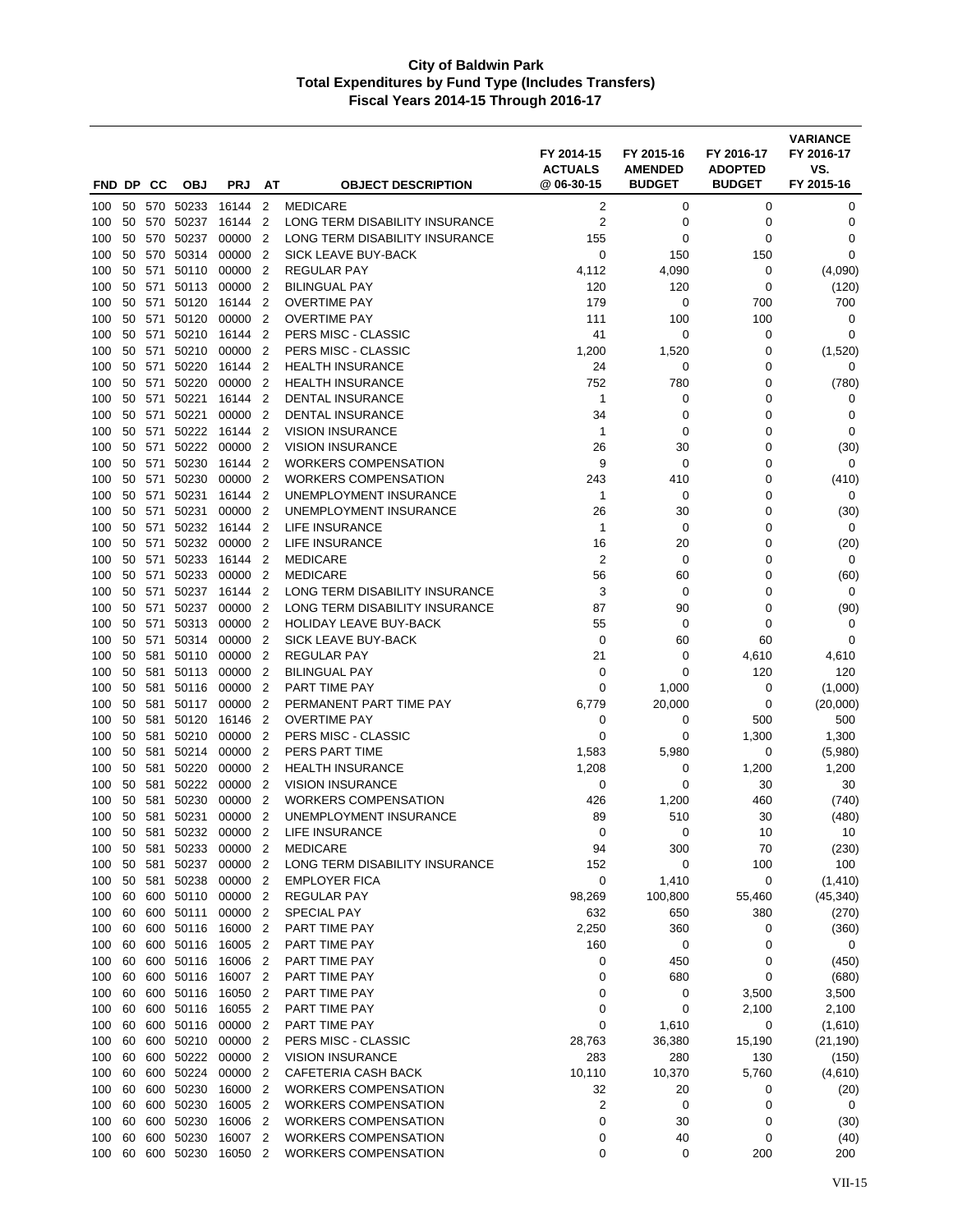# City of Baldwin Park
## Total Expenditures by Fund Type (Includes Transfers)
### Fiscal Years 2014-15 Through 2016-17

| FND | DP | CC | OBJ | PRJ | AT | OBJECT DESCRIPTION | FY 2014-15 ACTUALS @ 06-30-15 | FY 2015-16 AMENDED BUDGET | FY 2016-17 ADOPTED BUDGET | VARIANCE FY 2016-17 VS. FY 2015-16 |
|---|---|---|---|---|---|---|---|---|---|---|
| 100 | 50 | 570 | 50233 | 16144 | 2 | MEDICARE | 2 | 0 | 0 | 0 |
| 100 | 50 | 570 | 50237 | 16144 | 2 | LONG TERM DISABILITY INSURANCE | 2 | 0 | 0 | 0 |
| 100 | 50 | 570 | 50237 | 00000 | 2 | LONG TERM DISABILITY INSURANCE | 155 | 0 | 0 | 0 |
| 100 | 50 | 570 | 50314 | 00000 | 2 | SICK LEAVE BUY-BACK | 0 | 150 | 150 | 0 |
| 100 | 50 | 571 | 50110 | 00000 | 2 | REGULAR PAY | 4,112 | 4,090 | 0 | (4,090) |
| 100 | 50 | 571 | 50113 | 00000 | 2 | BILINGUAL PAY | 120 | 120 | 0 | (120) |
| 100 | 50 | 571 | 50120 | 16144 | 2 | OVERTIME PAY | 179 | 0 | 700 | 700 |
| 100 | 50 | 571 | 50120 | 00000 | 2 | OVERTIME PAY | 111 | 100 | 100 | 0 |
| 100 | 50 | 571 | 50210 | 16144 | 2 | PERS MISC - CLASSIC | 41 | 0 | 0 | 0 |
| 100 | 50 | 571 | 50210 | 00000 | 2 | PERS MISC - CLASSIC | 1,200 | 1,520 | 0 | (1,520) |
| 100 | 50 | 571 | 50220 | 16144 | 2 | HEALTH INSURANCE | 24 | 0 | 0 | 0 |
| 100 | 50 | 571 | 50220 | 00000 | 2 | HEALTH INSURANCE | 752 | 780 | 0 | (780) |
| 100 | 50 | 571 | 50221 | 16144 | 2 | DENTAL INSURANCE | 1 | 0 | 0 | 0 |
| 100 | 50 | 571 | 50221 | 00000 | 2 | DENTAL INSURANCE | 34 | 0 | 0 | 0 |
| 100 | 50 | 571 | 50222 | 16144 | 2 | VISION INSURANCE | 1 | 0 | 0 | 0 |
| 100 | 50 | 571 | 50222 | 00000 | 2 | VISION INSURANCE | 26 | 30 | 0 | (30) |
| 100 | 50 | 571 | 50230 | 16144 | 2 | WORKERS COMPENSATION | 9 | 0 | 0 | 0 |
| 100 | 50 | 571 | 50230 | 00000 | 2 | WORKERS COMPENSATION | 243 | 410 | 0 | (410) |
| 100 | 50 | 571 | 50231 | 16144 | 2 | UNEMPLOYMENT INSURANCE | 1 | 0 | 0 | 0 |
| 100 | 50 | 571 | 50231 | 00000 | 2 | UNEMPLOYMENT INSURANCE | 26 | 30 | 0 | (30) |
| 100 | 50 | 571 | 50232 | 16144 | 2 | LIFE INSURANCE | 1 | 0 | 0 | 0 |
| 100 | 50 | 571 | 50232 | 00000 | 2 | LIFE INSURANCE | 16 | 20 | 0 | (20) |
| 100 | 50 | 571 | 50233 | 16144 | 2 | MEDICARE | 2 | 0 | 0 | 0 |
| 100 | 50 | 571 | 50233 | 00000 | 2 | MEDICARE | 56 | 60 | 0 | (60) |
| 100 | 50 | 571 | 50237 | 16144 | 2 | LONG TERM DISABILITY INSURANCE | 3 | 0 | 0 | 0 |
| 100 | 50 | 571 | 50237 | 00000 | 2 | LONG TERM DISABILITY INSURANCE | 87 | 90 | 0 | (90) |
| 100 | 50 | 571 | 50313 | 00000 | 2 | HOLIDAY LEAVE BUY-BACK | 55 | 0 | 0 | 0 |
| 100 | 50 | 571 | 50314 | 00000 | 2 | SICK LEAVE BUY-BACK | 0 | 60 | 60 | 0 |
| 100 | 50 | 581 | 50110 | 00000 | 2 | REGULAR PAY | 21 | 0 | 4,610 | 4,610 |
| 100 | 50 | 581 | 50113 | 00000 | 2 | BILINGUAL PAY | 0 | 0 | 120 | 120 |
| 100 | 50 | 581 | 50116 | 00000 | 2 | PART TIME PAY | 0 | 1,000 | 0 | (1,000) |
| 100 | 50 | 581 | 50117 | 00000 | 2 | PERMANENT PART TIME PAY | 6,779 | 20,000 | 0 | (20,000) |
| 100 | 50 | 581 | 50120 | 16146 | 2 | OVERTIME PAY | 0 | 0 | 500 | 500 |
| 100 | 50 | 581 | 50210 | 00000 | 2 | PERS MISC - CLASSIC | 0 | 0 | 1,300 | 1,300 |
| 100 | 50 | 581 | 50214 | 00000 | 2 | PERS PART TIME | 1,583 | 5,980 | 0 | (5,980) |
| 100 | 50 | 581 | 50220 | 00000 | 2 | HEALTH INSURANCE | 1,208 | 0 | 1,200 | 1,200 |
| 100 | 50 | 581 | 50222 | 00000 | 2 | VISION INSURANCE | 0 | 0 | 30 | 30 |
| 100 | 50 | 581 | 50230 | 00000 | 2 | WORKERS COMPENSATION | 426 | 1,200 | 460 | (740) |
| 100 | 50 | 581 | 50231 | 00000 | 2 | UNEMPLOYMENT INSURANCE | 89 | 510 | 30 | (480) |
| 100 | 50 | 581 | 50232 | 00000 | 2 | LIFE INSURANCE | 0 | 0 | 10 | 10 |
| 100 | 50 | 581 | 50233 | 00000 | 2 | MEDICARE | 94 | 300 | 70 | (230) |
| 100 | 50 | 581 | 50237 | 00000 | 2 | LONG TERM DISABILITY INSURANCE | 152 | 0 | 100 | 100 |
| 100 | 50 | 581 | 50238 | 00000 | 2 | EMPLOYER FICA | 0 | 1,410 | 0 | (1,410) |
| 100 | 60 | 600 | 50110 | 00000 | 2 | REGULAR PAY | 98,269 | 100,800 | 55,460 | (45,340) |
| 100 | 60 | 600 | 50111 | 00000 | 2 | SPECIAL PAY | 632 | 650 | 380 | (270) |
| 100 | 60 | 600 | 50116 | 16000 | 2 | PART TIME PAY | 2,250 | 360 | 0 | (360) |
| 100 | 60 | 600 | 50116 | 16005 | 2 | PART TIME PAY | 160 | 0 | 0 | 0 |
| 100 | 60 | 600 | 50116 | 16006 | 2 | PART TIME PAY | 0 | 450 | 0 | (450) |
| 100 | 60 | 600 | 50116 | 16007 | 2 | PART TIME PAY | 0 | 680 | 0 | (680) |
| 100 | 60 | 600 | 50116 | 16050 | 2 | PART TIME PAY | 0 | 0 | 3,500 | 3,500 |
| 100 | 60 | 600 | 50116 | 16055 | 2 | PART TIME PAY | 0 | 0 | 2,100 | 2,100 |
| 100 | 60 | 600 | 50116 | 00000 | 2 | PART TIME PAY | 0 | 1,610 | 0 | (1,610) |
| 100 | 60 | 600 | 50210 | 00000 | 2 | PERS MISC - CLASSIC | 28,763 | 36,380 | 15,190 | (21,190) |
| 100 | 60 | 600 | 50222 | 00000 | 2 | VISION INSURANCE | 283 | 280 | 130 | (150) |
| 100 | 60 | 600 | 50224 | 00000 | 2 | CAFETERIA CASH BACK | 10,110 | 10,370 | 5,760 | (4,610) |
| 100 | 60 | 600 | 50230 | 16000 | 2 | WORKERS COMPENSATION | 32 | 20 | 0 | (20) |
| 100 | 60 | 600 | 50230 | 16005 | 2 | WORKERS COMPENSATION | 2 | 0 | 0 | 0 |
| 100 | 60 | 600 | 50230 | 16006 | 2 | WORKERS COMPENSATION | 0 | 30 | 0 | (30) |
| 100 | 60 | 600 | 50230 | 16007 | 2 | WORKERS COMPENSATION | 0 | 40 | 0 | (40) |
| 100 | 60 | 600 | 50230 | 16050 | 2 | WORKERS COMPENSATION | 0 | 0 | 200 | 200 |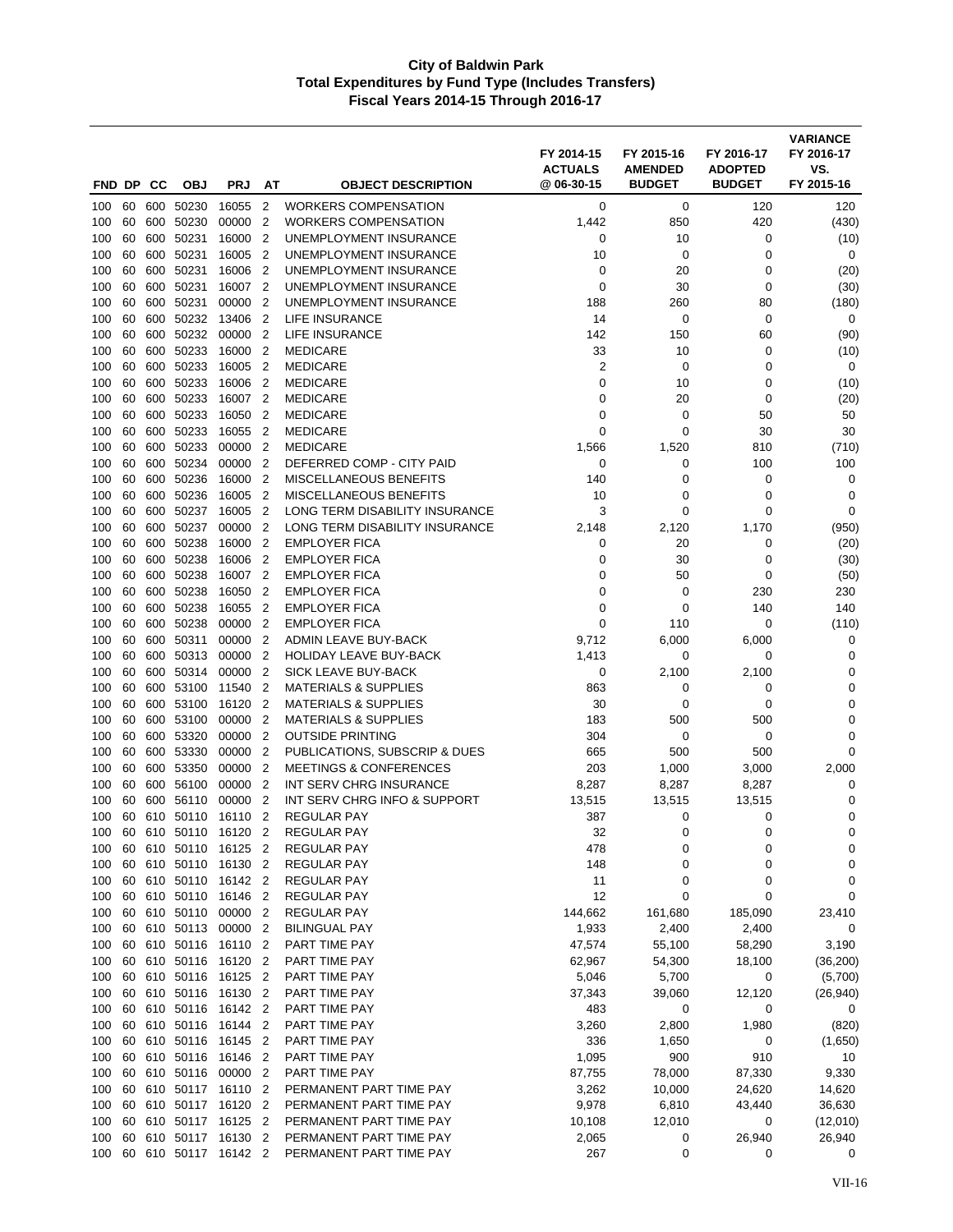# City of Baldwin Park
## Total Expenditures by Fund Type (Includes Transfers)
### Fiscal Years 2014-15 Through 2016-17

| FND | DP | CC | OBJ | PRJ | AT | OBJECT DESCRIPTION | FY 2014-15 ACTUALS @ 06-30-15 | FY 2015-16 AMENDED BUDGET | FY 2016-17 ADOPTED BUDGET | VARIANCE FY 2016-17 VS. FY 2015-16 |
|---|---|---|---|---|---|---|---|---|---|---|
| 100 | 60 | 600 | 50230 | 16055 | 2 | WORKERS COMPENSATION | 0 | 0 | 120 | 120 |
| 100 | 60 | 600 | 50230 | 00000 | 2 | WORKERS COMPENSATION | 1,442 | 850 | 420 | (430) |
| 100 | 60 | 600 | 50231 | 16000 | 2 | UNEMPLOYMENT INSURANCE | 0 | 10 | 0 | (10) |
| 100 | 60 | 600 | 50231 | 16005 | 2 | UNEMPLOYMENT INSURANCE | 10 | 0 | 0 | 0 |
| 100 | 60 | 600 | 50231 | 16006 | 2 | UNEMPLOYMENT INSURANCE | 0 | 20 | 0 | (20) |
| 100 | 60 | 600 | 50231 | 16007 | 2 | UNEMPLOYMENT INSURANCE | 0 | 30 | 0 | (30) |
| 100 | 60 | 600 | 50231 | 00000 | 2 | UNEMPLOYMENT INSURANCE | 188 | 260 | 80 | (180) |
| 100 | 60 | 600 | 50232 | 13406 | 2 | LIFE INSURANCE | 14 | 0 | 0 | 0 |
| 100 | 60 | 600 | 50232 | 00000 | 2 | LIFE INSURANCE | 142 | 150 | 60 | (90) |
| 100 | 60 | 600 | 50233 | 16000 | 2 | MEDICARE | 33 | 10 | 0 | (10) |
| 100 | 60 | 600 | 50233 | 16005 | 2 | MEDICARE | 2 | 0 | 0 | 0 |
| 100 | 60 | 600 | 50233 | 16006 | 2 | MEDICARE | 0 | 10 | 0 | (10) |
| 100 | 60 | 600 | 50233 | 16007 | 2 | MEDICARE | 0 | 20 | 0 | (20) |
| 100 | 60 | 600 | 50233 | 16050 | 2 | MEDICARE | 0 | 0 | 50 | 50 |
| 100 | 60 | 600 | 50233 | 16055 | 2 | MEDICARE | 0 | 0 | 30 | 30 |
| 100 | 60 | 600 | 50233 | 00000 | 2 | MEDICARE | 1,566 | 1,520 | 810 | (710) |
| 100 | 60 | 600 | 50234 | 00000 | 2 | DEFERRED COMP - CITY PAID | 0 | 0 | 100 | 100 |
| 100 | 60 | 600 | 50236 | 16000 | 2 | MISCELLANEOUS BENEFITS | 140 | 0 | 0 | 0 |
| 100 | 60 | 600 | 50236 | 16005 | 2 | MISCELLANEOUS BENEFITS | 10 | 0 | 0 | 0 |
| 100 | 60 | 600 | 50237 | 16005 | 2 | LONG TERM DISABILITY INSURANCE | 3 | 0 | 0 | 0 |
| 100 | 60 | 600 | 50237 | 00000 | 2 | LONG TERM DISABILITY INSURANCE | 2,148 | 2,120 | 1,170 | (950) |
| 100 | 60 | 600 | 50238 | 16000 | 2 | EMPLOYER FICA | 0 | 20 | 0 | (20) |
| 100 | 60 | 600 | 50238 | 16006 | 2 | EMPLOYER FICA | 0 | 30 | 0 | (30) |
| 100 | 60 | 600 | 50238 | 16007 | 2 | EMPLOYER FICA | 0 | 50 | 0 | (50) |
| 100 | 60 | 600 | 50238 | 16050 | 2 | EMPLOYER FICA | 0 | 0 | 230 | 230 |
| 100 | 60 | 600 | 50238 | 16055 | 2 | EMPLOYER FICA | 0 | 0 | 140 | 140 |
| 100 | 60 | 600 | 50238 | 00000 | 2 | EMPLOYER FICA | 0 | 110 | 0 | (110) |
| 100 | 60 | 600 | 50311 | 00000 | 2 | ADMIN LEAVE BUY-BACK | 9,712 | 6,000 | 6,000 | 0 |
| 100 | 60 | 600 | 50313 | 00000 | 2 | HOLIDAY LEAVE BUY-BACK | 1,413 | 0 | 0 | 0 |
| 100 | 60 | 600 | 50314 | 00000 | 2 | SICK LEAVE BUY-BACK | 0 | 2,100 | 2,100 | 0 |
| 100 | 60 | 600 | 53100 | 11540 | 2 | MATERIALS & SUPPLIES | 863 | 0 | 0 | 0 |
| 100 | 60 | 600 | 53100 | 16120 | 2 | MATERIALS & SUPPLIES | 30 | 0 | 0 | 0 |
| 100 | 60 | 600 | 53100 | 00000 | 2 | MATERIALS & SUPPLIES | 183 | 500 | 500 | 0 |
| 100 | 60 | 600 | 53320 | 00000 | 2 | OUTSIDE PRINTING | 304 | 0 | 0 | 0 |
| 100 | 60 | 600 | 53330 | 00000 | 2 | PUBLICATIONS, SUBSCRIP & DUES | 665 | 500 | 500 | 0 |
| 100 | 60 | 600 | 53350 | 00000 | 2 | MEETINGS & CONFERENCES | 203 | 1,000 | 3,000 | 2,000 |
| 100 | 60 | 600 | 56100 | 00000 | 2 | INT SERV CHRG INSURANCE | 8,287 | 8,287 | 8,287 | 0 |
| 100 | 60 | 600 | 56110 | 00000 | 2 | INT SERV CHRG INFO & SUPPORT | 13,515 | 13,515 | 13,515 | 0 |
| 100 | 60 | 610 | 50110 | 16110 | 2 | REGULAR PAY | 387 | 0 | 0 | 0 |
| 100 | 60 | 610 | 50110 | 16120 | 2 | REGULAR PAY | 32 | 0 | 0 | 0 |
| 100 | 60 | 610 | 50110 | 16125 | 2 | REGULAR PAY | 478 | 0 | 0 | 0 |
| 100 | 60 | 610 | 50110 | 16130 | 2 | REGULAR PAY | 148 | 0 | 0 | 0 |
| 100 | 60 | 610 | 50110 | 16142 | 2 | REGULAR PAY | 11 | 0 | 0 | 0 |
| 100 | 60 | 610 | 50110 | 16146 | 2 | REGULAR PAY | 12 | 0 | 0 | 0 |
| 100 | 60 | 610 | 50110 | 00000 | 2 | REGULAR PAY | 144,662 | 161,680 | 185,090 | 23,410 |
| 100 | 60 | 610 | 50113 | 00000 | 2 | BILINGUAL PAY | 1,933 | 2,400 | 2,400 | 0 |
| 100 | 60 | 610 | 50116 | 16110 | 2 | PART TIME PAY | 47,574 | 55,100 | 58,290 | 3,190 |
| 100 | 60 | 610 | 50116 | 16120 | 2 | PART TIME PAY | 62,967 | 54,300 | 18,100 | (36,200) |
| 100 | 60 | 610 | 50116 | 16125 | 2 | PART TIME PAY | 5,046 | 5,700 | 0 | (5,700) |
| 100 | 60 | 610 | 50116 | 16130 | 2 | PART TIME PAY | 37,343 | 39,060 | 12,120 | (26,940) |
| 100 | 60 | 610 | 50116 | 16142 | 2 | PART TIME PAY | 483 | 0 | 0 | 0 |
| 100 | 60 | 610 | 50116 | 16144 | 2 | PART TIME PAY | 3,260 | 2,800 | 1,980 | (820) |
| 100 | 60 | 610 | 50116 | 16145 | 2 | PART TIME PAY | 336 | 1,650 | 0 | (1,650) |
| 100 | 60 | 610 | 50116 | 16146 | 2 | PART TIME PAY | 1,095 | 900 | 910 | 10 |
| 100 | 60 | 610 | 50116 | 00000 | 2 | PART TIME PAY | 87,755 | 78,000 | 87,330 | 9,330 |
| 100 | 60 | 610 | 50117 | 16110 | 2 | PERMANENT PART TIME PAY | 3,262 | 10,000 | 24,620 | 14,620 |
| 100 | 60 | 610 | 50117 | 16120 | 2 | PERMANENT PART TIME PAY | 9,978 | 6,810 | 43,440 | 36,630 |
| 100 | 60 | 610 | 50117 | 16125 | 2 | PERMANENT PART TIME PAY | 10,108 | 12,010 | 0 | (12,010) |
| 100 | 60 | 610 | 50117 | 16130 | 2 | PERMANENT PART TIME PAY | 2,065 | 0 | 26,940 | 26,940 |
| 100 | 60 | 610 | 50117 | 16142 | 2 | PERMANENT PART TIME PAY | 267 | 0 | 0 | 0 |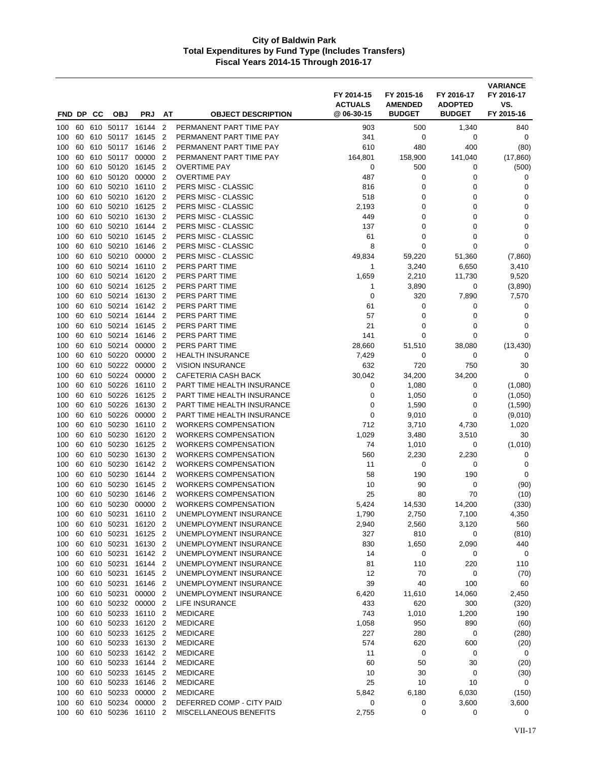**City of Baldwin Park**
**Total Expenditures by Fund Type (Includes Transfers)**
**Fiscal Years 2014-15 Through 2016-17**

| FND | DP | CC | OBJ | PRJ | AT | OBJECT DESCRIPTION | FY 2014-15 ACTUALS @ 06-30-15 | FY 2015-16 AMENDED BUDGET | FY 2016-17 ADOPTED BUDGET | VARIANCE FY 2016-17 VS. FY 2015-16 |
|---|---|---|---|---|---|---|---|---|---|---|
| 100 | 60 | 610 | 50117 | 16144 | 2 | PERMANENT PART TIME PAY | 903 | 500 | 1,340 | 840 |
| 100 | 60 | 610 | 50117 | 16145 | 2 | PERMANENT PART TIME PAY | 341 | 0 | 0 | 0 |
| 100 | 60 | 610 | 50117 | 16146 | 2 | PERMANENT PART TIME PAY | 610 | 480 | 400 | (80) |
| 100 | 60 | 610 | 50117 | 00000 | 2 | PERMANENT PART TIME PAY | 164,801 | 158,900 | 141,040 | (17,860) |
| 100 | 60 | 610 | 50120 | 16145 | 2 | OVERTIME PAY | 0 | 500 | 0 | (500) |
| 100 | 60 | 610 | 50120 | 00000 | 2 | OVERTIME PAY | 487 | 0 | 0 | 0 |
| 100 | 60 | 610 | 50210 | 16110 | 2 | PERS MISC - CLASSIC | 816 | 0 | 0 | 0 |
| 100 | 60 | 610 | 50210 | 16120 | 2 | PERS MISC - CLASSIC | 518 | 0 | 0 | 0 |
| 100 | 60 | 610 | 50210 | 16125 | 2 | PERS MISC - CLASSIC | 2,193 | 0 | 0 | 0 |
| 100 | 60 | 610 | 50210 | 16130 | 2 | PERS MISC - CLASSIC | 449 | 0 | 0 | 0 |
| 100 | 60 | 610 | 50210 | 16144 | 2 | PERS MISC - CLASSIC | 137 | 0 | 0 | 0 |
| 100 | 60 | 610 | 50210 | 16145 | 2 | PERS MISC - CLASSIC | 61 | 0 | 0 | 0 |
| 100 | 60 | 610 | 50210 | 16146 | 2 | PERS MISC - CLASSIC | 8 | 0 | 0 | 0 |
| 100 | 60 | 610 | 50210 | 00000 | 2 | PERS MISC - CLASSIC | 49,834 | 59,220 | 51,360 | (7,860) |
| 100 | 60 | 610 | 50214 | 16110 | 2 | PERS PART TIME | 1 | 3,240 | 6,650 | 3,410 |
| 100 | 60 | 610 | 50214 | 16120 | 2 | PERS PART TIME | 1,659 | 2,210 | 11,730 | 9,520 |
| 100 | 60 | 610 | 50214 | 16125 | 2 | PERS PART TIME | 1 | 3,890 | 0 | (3,890) |
| 100 | 60 | 610 | 50214 | 16130 | 2 | PERS PART TIME | 0 | 320 | 7,890 | 7,570 |
| 100 | 60 | 610 | 50214 | 16142 | 2 | PERS PART TIME | 61 | 0 | 0 | 0 |
| 100 | 60 | 610 | 50214 | 16144 | 2 | PERS PART TIME | 57 | 0 | 0 | 0 |
| 100 | 60 | 610 | 50214 | 16145 | 2 | PERS PART TIME | 21 | 0 | 0 | 0 |
| 100 | 60 | 610 | 50214 | 16146 | 2 | PERS PART TIME | 141 | 0 | 0 | 0 |
| 100 | 60 | 610 | 50214 | 00000 | 2 | PERS PART TIME | 28,660 | 51,510 | 38,080 | (13,430) |
| 100 | 60 | 610 | 50220 | 00000 | 2 | HEALTH INSURANCE | 7,429 | 0 | 0 | 0 |
| 100 | 60 | 610 | 50222 | 00000 | 2 | VISION INSURANCE | 632 | 720 | 750 | 30 |
| 100 | 60 | 610 | 50224 | 00000 | 2 | CAFETERIA CASH BACK | 30,042 | 34,200 | 34,200 | 0 |
| 100 | 60 | 610 | 50226 | 16110 | 2 | PART TIME HEALTH INSURANCE | 0 | 1,080 | 0 | (1,080) |
| 100 | 60 | 610 | 50226 | 16125 | 2 | PART TIME HEALTH INSURANCE | 0 | 1,050 | 0 | (1,050) |
| 100 | 60 | 610 | 50226 | 16130 | 2 | PART TIME HEALTH INSURANCE | 0 | 1,590 | 0 | (1,590) |
| 100 | 60 | 610 | 50226 | 00000 | 2 | PART TIME HEALTH INSURANCE | 0 | 9,010 | 0 | (9,010) |
| 100 | 60 | 610 | 50230 | 16110 | 2 | WORKERS COMPENSATION | 712 | 3,710 | 4,730 | 1,020 |
| 100 | 60 | 610 | 50230 | 16120 | 2 | WORKERS COMPENSATION | 1,029 | 3,480 | 3,510 | 30 |
| 100 | 60 | 610 | 50230 | 16125 | 2 | WORKERS COMPENSATION | 74 | 1,010 | 0 | (1,010) |
| 100 | 60 | 610 | 50230 | 16130 | 2 | WORKERS COMPENSATION | 560 | 2,230 | 2,230 | 0 |
| 100 | 60 | 610 | 50230 | 16142 | 2 | WORKERS COMPENSATION | 11 | 0 | 0 | 0 |
| 100 | 60 | 610 | 50230 | 16144 | 2 | WORKERS COMPENSATION | 58 | 190 | 190 | 0 |
| 100 | 60 | 610 | 50230 | 16145 | 2 | WORKERS COMPENSATION | 10 | 90 | 0 | (90) |
| 100 | 60 | 610 | 50230 | 16146 | 2 | WORKERS COMPENSATION | 25 | 80 | 70 | (10) |
| 100 | 60 | 610 | 50230 | 00000 | 2 | WORKERS COMPENSATION | 5,424 | 14,530 | 14,200 | (330) |
| 100 | 60 | 610 | 50231 | 16110 | 2 | UNEMPLOYMENT INSURANCE | 1,790 | 2,750 | 7,100 | 4,350 |
| 100 | 60 | 610 | 50231 | 16120 | 2 | UNEMPLOYMENT INSURANCE | 2,940 | 2,560 | 3,120 | 560 |
| 100 | 60 | 610 | 50231 | 16125 | 2 | UNEMPLOYMENT INSURANCE | 327 | 810 | 0 | (810) |
| 100 | 60 | 610 | 50231 | 16130 | 2 | UNEMPLOYMENT INSURANCE | 830 | 1,650 | 2,090 | 440 |
| 100 | 60 | 610 | 50231 | 16142 | 2 | UNEMPLOYMENT INSURANCE | 14 | 0 | 0 | 0 |
| 100 | 60 | 610 | 50231 | 16144 | 2 | UNEMPLOYMENT INSURANCE | 81 | 110 | 220 | 110 |
| 100 | 60 | 610 | 50231 | 16145 | 2 | UNEMPLOYMENT INSURANCE | 12 | 70 | 0 | (70) |
| 100 | 60 | 610 | 50231 | 16146 | 2 | UNEMPLOYMENT INSURANCE | 39 | 40 | 100 | 60 |
| 100 | 60 | 610 | 50231 | 00000 | 2 | UNEMPLOYMENT INSURANCE | 6,420 | 11,610 | 14,060 | 2,450 |
| 100 | 60 | 610 | 50232 | 00000 | 2 | LIFE INSURANCE | 433 | 620 | 300 | (320) |
| 100 | 60 | 610 | 50233 | 16110 | 2 | MEDICARE | 743 | 1,010 | 1,200 | 190 |
| 100 | 60 | 610 | 50233 | 16120 | 2 | MEDICARE | 1,058 | 950 | 890 | (60) |
| 100 | 60 | 610 | 50233 | 16125 | 2 | MEDICARE | 227 | 280 | 0 | (280) |
| 100 | 60 | 610 | 50233 | 16130 | 2 | MEDICARE | 574 | 620 | 600 | (20) |
| 100 | 60 | 610 | 50233 | 16142 | 2 | MEDICARE | 11 | 0 | 0 | 0 |
| 100 | 60 | 610 | 50233 | 16144 | 2 | MEDICARE | 60 | 50 | 30 | (20) |
| 100 | 60 | 610 | 50233 | 16145 | 2 | MEDICARE | 10 | 30 | 0 | (30) |
| 100 | 60 | 610 | 50233 | 16146 | 2 | MEDICARE | 25 | 10 | 10 | 0 |
| 100 | 60 | 610 | 50233 | 00000 | 2 | MEDICARE | 5,842 | 6,180 | 6,030 | (150) |
| 100 | 60 | 610 | 50234 | 00000 | 2 | DEFERRED COMP - CITY PAID | 0 | 0 | 3,600 | 3,600 |
| 100 | 60 | 610 | 50236 | 16110 | 2 | MISCELLANEOUS BENEFITS | 2,755 | 0 | 0 | 0 |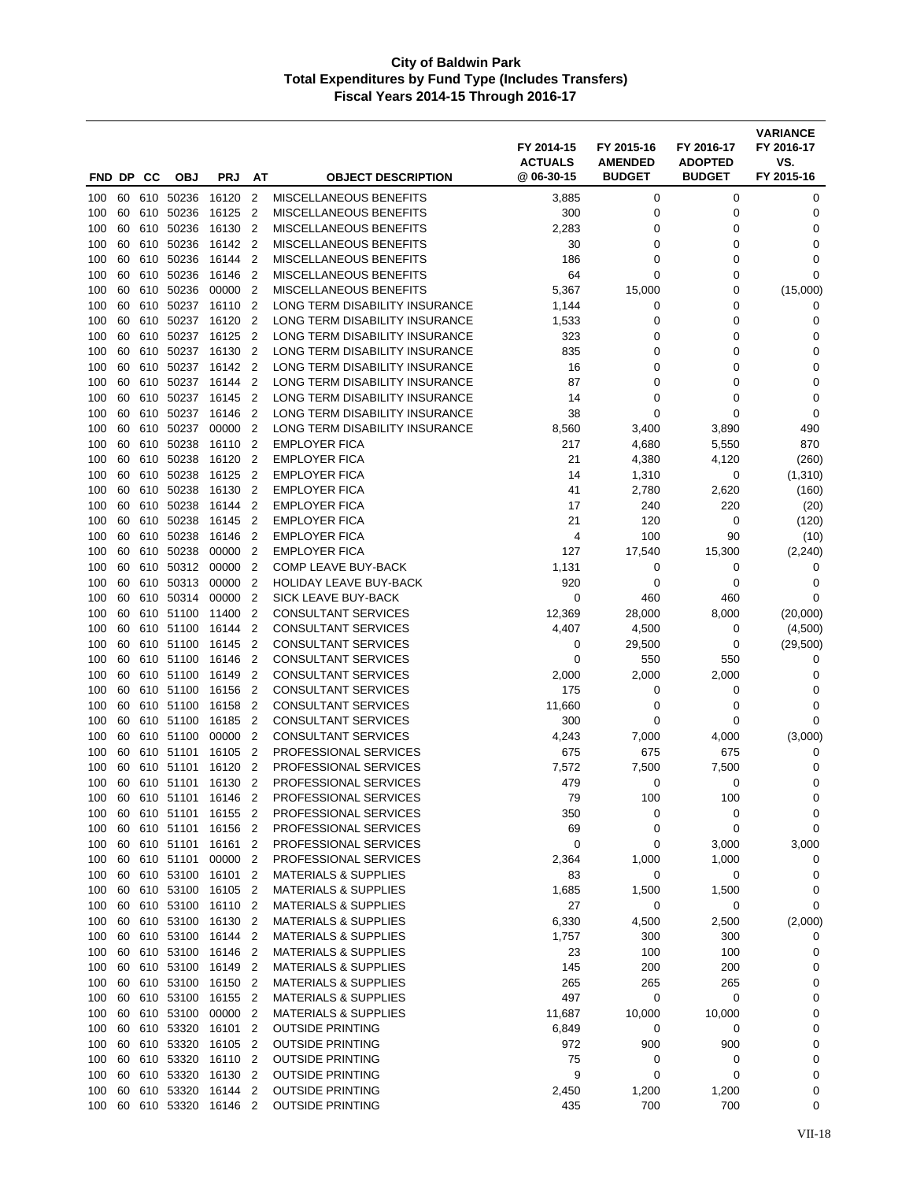**City of Baldwin Park**
**Total Expenditures by Fund Type (Includes Transfers)**
**Fiscal Years 2014-15 Through 2016-17**

| FND | DP | CC | OBJ | PRJ | AT | OBJECT DESCRIPTION | FY 2014-15 ACTUALS @ 06-30-15 | FY 2015-16 AMENDED BUDGET | FY 2016-17 ADOPTED BUDGET | VARIANCE FY 2016-17 VS. FY 2015-16 |
|---|---|---|---|---|---|---|---|---|---|---|
| 100 | 60 | 610 | 50236 | 16120 | 2 | MISCELLANEOUS BENEFITS | 3,885 | 0 | 0 | 0 |
| 100 | 60 | 610 | 50236 | 16125 | 2 | MISCELLANEOUS BENEFITS | 300 | 0 | 0 | 0 |
| 100 | 60 | 610 | 50236 | 16130 | 2 | MISCELLANEOUS BENEFITS | 2,283 | 0 | 0 | 0 |
| 100 | 60 | 610 | 50236 | 16142 | 2 | MISCELLANEOUS BENEFITS | 30 | 0 | 0 | 0 |
| 100 | 60 | 610 | 50236 | 16144 | 2 | MISCELLANEOUS BENEFITS | 186 | 0 | 0 | 0 |
| 100 | 60 | 610 | 50236 | 16146 | 2 | MISCELLANEOUS BENEFITS | 64 | 0 | 0 | 0 |
| 100 | 60 | 610 | 50236 | 00000 | 2 | MISCELLANEOUS BENEFITS | 5,367 | 15,000 | 0 | (15,000) |
| 100 | 60 | 610 | 50237 | 16110 | 2 | LONG TERM DISABILITY INSURANCE | 1,144 | 0 | 0 | 0 |
| 100 | 60 | 610 | 50237 | 16120 | 2 | LONG TERM DISABILITY INSURANCE | 1,533 | 0 | 0 | 0 |
| 100 | 60 | 610 | 50237 | 16125 | 2 | LONG TERM DISABILITY INSURANCE | 323 | 0 | 0 | 0 |
| 100 | 60 | 610 | 50237 | 16130 | 2 | LONG TERM DISABILITY INSURANCE | 835 | 0 | 0 | 0 |
| 100 | 60 | 610 | 50237 | 16142 | 2 | LONG TERM DISABILITY INSURANCE | 16 | 0 | 0 | 0 |
| 100 | 60 | 610 | 50237 | 16144 | 2 | LONG TERM DISABILITY INSURANCE | 87 | 0 | 0 | 0 |
| 100 | 60 | 610 | 50237 | 16145 | 2 | LONG TERM DISABILITY INSURANCE | 14 | 0 | 0 | 0 |
| 100 | 60 | 610 | 50237 | 16146 | 2 | LONG TERM DISABILITY INSURANCE | 38 | 0 | 0 | 0 |
| 100 | 60 | 610 | 50237 | 00000 | 2 | LONG TERM DISABILITY INSURANCE | 8,560 | 3,400 | 3,890 | 490 |
| 100 | 60 | 610 | 50238 | 16110 | 2 | EMPLOYER FICA | 217 | 4,680 | 5,550 | 870 |
| 100 | 60 | 610 | 50238 | 16120 | 2 | EMPLOYER FICA | 21 | 4,380 | 4,120 | (260) |
| 100 | 60 | 610 | 50238 | 16125 | 2 | EMPLOYER FICA | 14 | 1,310 | 0 | (1,310) |
| 100 | 60 | 610 | 50238 | 16130 | 2 | EMPLOYER FICA | 41 | 2,780 | 2,620 | (160) |
| 100 | 60 | 610 | 50238 | 16144 | 2 | EMPLOYER FICA | 17 | 240 | 220 | (20) |
| 100 | 60 | 610 | 50238 | 16145 | 2 | EMPLOYER FICA | 21 | 120 | 0 | (120) |
| 100 | 60 | 610 | 50238 | 16146 | 2 | EMPLOYER FICA | 4 | 100 | 90 | (10) |
| 100 | 60 | 610 | 50238 | 00000 | 2 | EMPLOYER FICA | 127 | 17,540 | 15,300 | (2,240) |
| 100 | 60 | 610 | 50312 | 00000 | 2 | COMP LEAVE BUY-BACK | 1,131 | 0 | 0 | 0 |
| 100 | 60 | 610 | 50313 | 00000 | 2 | HOLIDAY LEAVE BUY-BACK | 920 | 0 | 0 | 0 |
| 100 | 60 | 610 | 50314 | 00000 | 2 | SICK LEAVE BUY-BACK | 0 | 460 | 460 | 0 |
| 100 | 60 | 610 | 51100 | 11400 | 2 | CONSULTANT SERVICES | 12,369 | 28,000 | 8,000 | (20,000) |
| 100 | 60 | 610 | 51100 | 16144 | 2 | CONSULTANT SERVICES | 4,407 | 4,500 | 0 | (4,500) |
| 100 | 60 | 610 | 51100 | 16145 | 2 | CONSULTANT SERVICES | 0 | 29,500 | 0 | (29,500) |
| 100 | 60 | 610 | 51100 | 16146 | 2 | CONSULTANT SERVICES | 0 | 550 | 550 | 0 |
| 100 | 60 | 610 | 51100 | 16149 | 2 | CONSULTANT SERVICES | 2,000 | 2,000 | 2,000 | 0 |
| 100 | 60 | 610 | 51100 | 16156 | 2 | CONSULTANT SERVICES | 175 | 0 | 0 | 0 |
| 100 | 60 | 610 | 51100 | 16158 | 2 | CONSULTANT SERVICES | 11,660 | 0 | 0 | 0 |
| 100 | 60 | 610 | 51100 | 16185 | 2 | CONSULTANT SERVICES | 300 | 0 | 0 | 0 |
| 100 | 60 | 610 | 51100 | 00000 | 2 | CONSULTANT SERVICES | 4,243 | 7,000 | 4,000 | (3,000) |
| 100 | 60 | 610 | 51101 | 16105 | 2 | PROFESSIONAL SERVICES | 675 | 675 | 675 | 0 |
| 100 | 60 | 610 | 51101 | 16120 | 2 | PROFESSIONAL SERVICES | 7,572 | 7,500 | 7,500 | 0 |
| 100 | 60 | 610 | 51101 | 16130 | 2 | PROFESSIONAL SERVICES | 479 | 0 | 0 | 0 |
| 100 | 60 | 610 | 51101 | 16146 | 2 | PROFESSIONAL SERVICES | 79 | 100 | 100 | 0 |
| 100 | 60 | 610 | 51101 | 16155 | 2 | PROFESSIONAL SERVICES | 350 | 0 | 0 | 0 |
| 100 | 60 | 610 | 51101 | 16156 | 2 | PROFESSIONAL SERVICES | 69 | 0 | 0 | 0 |
| 100 | 60 | 610 | 51101 | 16161 | 2 | PROFESSIONAL SERVICES | 0 | 0 | 3,000 | 3,000 |
| 100 | 60 | 610 | 51101 | 00000 | 2 | PROFESSIONAL SERVICES | 2,364 | 1,000 | 1,000 | 0 |
| 100 | 60 | 610 | 53100 | 16101 | 2 | MATERIALS & SUPPLIES | 83 | 0 | 0 | 0 |
| 100 | 60 | 610 | 53100 | 16105 | 2 | MATERIALS & SUPPLIES | 1,685 | 1,500 | 1,500 | 0 |
| 100 | 60 | 610 | 53100 | 16110 | 2 | MATERIALS & SUPPLIES | 27 | 0 | 0 | 0 |
| 100 | 60 | 610 | 53100 | 16130 | 2 | MATERIALS & SUPPLIES | 6,330 | 4,500 | 2,500 | (2,000) |
| 100 | 60 | 610 | 53100 | 16144 | 2 | MATERIALS & SUPPLIES | 1,757 | 300 | 300 | 0 |
| 100 | 60 | 610 | 53100 | 16146 | 2 | MATERIALS & SUPPLIES | 23 | 100 | 100 | 0 |
| 100 | 60 | 610 | 53100 | 16149 | 2 | MATERIALS & SUPPLIES | 145 | 200 | 200 | 0 |
| 100 | 60 | 610 | 53100 | 16150 | 2 | MATERIALS & SUPPLIES | 265 | 265 | 265 | 0 |
| 100 | 60 | 610 | 53100 | 16155 | 2 | MATERIALS & SUPPLIES | 497 | 0 | 0 | 0 |
| 100 | 60 | 610 | 53100 | 00000 | 2 | MATERIALS & SUPPLIES | 11,687 | 10,000 | 10,000 | 0 |
| 100 | 60 | 610 | 53320 | 16101 | 2 | OUTSIDE PRINTING | 6,849 | 0 | 0 | 0 |
| 100 | 60 | 610 | 53320 | 16105 | 2 | OUTSIDE PRINTING | 972 | 900 | 900 | 0 |
| 100 | 60 | 610 | 53320 | 16110 | 2 | OUTSIDE PRINTING | 75 | 0 | 0 | 0 |
| 100 | 60 | 610 | 53320 | 16130 | 2 | OUTSIDE PRINTING | 9 | 0 | 0 | 0 |
| 100 | 60 | 610 | 53320 | 16144 | 2 | OUTSIDE PRINTING | 2,450 | 1,200 | 1,200 | 0 |
| 100 | 60 | 610 | 53320 | 16146 | 2 | OUTSIDE PRINTING | 435 | 700 | 700 | 0 |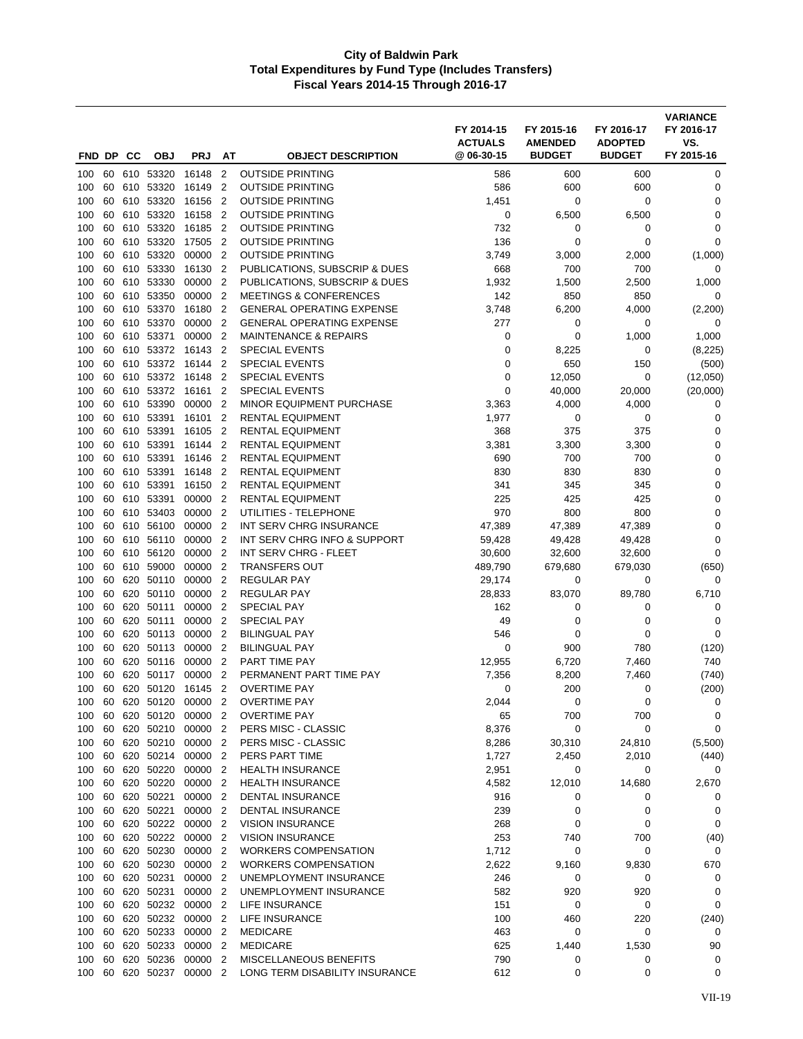# City of Baldwin Park
## Total Expenditures by Fund Type (Includes Transfers)
### Fiscal Years 2014-15 Through 2016-17

| FND | DP | CC | OBJ | PRJ | AT | OBJECT DESCRIPTION | FY 2014-15 ACTUALS @ 06-30-15 | FY 2015-16 AMENDED BUDGET | FY 2016-17 ADOPTED BUDGET | VARIANCE FY 2016-17 VS. FY 2015-16 |
|---|---|---|---|---|---|---|---|---|---|---|
| 100 | 60 | 610 | 53320 | 16148 | 2 | OUTSIDE PRINTING | 586 | 600 | 600 | 0 |
| 100 | 60 | 610 | 53320 | 16149 | 2 | OUTSIDE PRINTING | 586 | 600 | 600 | 0 |
| 100 | 60 | 610 | 53320 | 16156 | 2 | OUTSIDE PRINTING | 1,451 | 0 | 0 | 0 |
| 100 | 60 | 610 | 53320 | 16158 | 2 | OUTSIDE PRINTING | 0 | 6,500 | 6,500 | 0 |
| 100 | 60 | 610 | 53320 | 16185 | 2 | OUTSIDE PRINTING | 732 | 0 | 0 | 0 |
| 100 | 60 | 610 | 53320 | 17505 | 2 | OUTSIDE PRINTING | 136 | 0 | 0 | 0 |
| 100 | 60 | 610 | 53320 | 00000 | 2 | OUTSIDE PRINTING | 3,749 | 3,000 | 2,000 | (1,000) |
| 100 | 60 | 610 | 53330 | 16130 | 2 | PUBLICATIONS, SUBSCRIP & DUES | 668 | 700 | 700 | 0 |
| 100 | 60 | 610 | 53330 | 00000 | 2 | PUBLICATIONS, SUBSCRIP & DUES | 1,932 | 1,500 | 2,500 | 1,000 |
| 100 | 60 | 610 | 53350 | 00000 | 2 | MEETINGS & CONFERENCES | 142 | 850 | 850 | 0 |
| 100 | 60 | 610 | 53370 | 16180 | 2 | GENERAL OPERATING EXPENSE | 3,748 | 6,200 | 4,000 | (2,200) |
| 100 | 60 | 610 | 53370 | 00000 | 2 | GENERAL OPERATING EXPENSE | 277 | 0 | 0 | 0 |
| 100 | 60 | 610 | 53371 | 00000 | 2 | MAINTENANCE & REPAIRS | 0 | 0 | 1,000 | 1,000 |
| 100 | 60 | 610 | 53372 | 16143 | 2 | SPECIAL EVENTS | 0 | 8,225 | 0 | (8,225) |
| 100 | 60 | 610 | 53372 | 16144 | 2 | SPECIAL EVENTS | 0 | 650 | 150 | (500) |
| 100 | 60 | 610 | 53372 | 16148 | 2 | SPECIAL EVENTS | 0 | 12,050 | 0 | (12,050) |
| 100 | 60 | 610 | 53372 | 16161 | 2 | SPECIAL EVENTS | 0 | 40,000 | 20,000 | (20,000) |
| 100 | 60 | 610 | 53390 | 00000 | 2 | MINOR EQUIPMENT PURCHASE | 3,363 | 4,000 | 4,000 | 0 |
| 100 | 60 | 610 | 53391 | 16101 | 2 | RENTAL EQUIPMENT | 1,977 | 0 | 0 | 0 |
| 100 | 60 | 610 | 53391 | 16105 | 2 | RENTAL EQUIPMENT | 368 | 375 | 375 | 0 |
| 100 | 60 | 610 | 53391 | 16144 | 2 | RENTAL EQUIPMENT | 3,381 | 3,300 | 3,300 | 0 |
| 100 | 60 | 610 | 53391 | 16146 | 2 | RENTAL EQUIPMENT | 690 | 700 | 700 | 0 |
| 100 | 60 | 610 | 53391 | 16148 | 2 | RENTAL EQUIPMENT | 830 | 830 | 830 | 0 |
| 100 | 60 | 610 | 53391 | 16150 | 2 | RENTAL EQUIPMENT | 341 | 345 | 345 | 0 |
| 100 | 60 | 610 | 53391 | 00000 | 2 | RENTAL EQUIPMENT | 225 | 425 | 425 | 0 |
| 100 | 60 | 610 | 53403 | 00000 | 2 | UTILITIES - TELEPHONE | 970 | 800 | 800 | 0 |
| 100 | 60 | 610 | 56100 | 00000 | 2 | INT SERV CHRG INSURANCE | 47,389 | 47,389 | 47,389 | 0 |
| 100 | 60 | 610 | 56110 | 00000 | 2 | INT SERV CHRG INFO & SUPPORT | 59,428 | 49,428 | 49,428 | 0 |
| 100 | 60 | 610 | 56120 | 00000 | 2 | INT SERV CHRG - FLEET | 30,600 | 32,600 | 32,600 | 0 |
| 100 | 60 | 610 | 59000 | 00000 | 2 | TRANSFERS OUT | 489,790 | 679,680 | 679,030 | (650) |
| 100 | 60 | 620 | 50110 | 00000 | 2 | REGULAR PAY | 29,174 | 0 | 0 | 0 |
| 100 | 60 | 620 | 50110 | 00000 | 2 | REGULAR PAY | 28,833 | 83,070 | 89,780 | 6,710 |
| 100 | 60 | 620 | 50111 | 00000 | 2 | SPECIAL PAY | 162 | 0 | 0 | 0 |
| 100 | 60 | 620 | 50111 | 00000 | 2 | SPECIAL PAY | 49 | 0 | 0 | 0 |
| 100 | 60 | 620 | 50113 | 00000 | 2 | BILINGUAL PAY | 546 | 0 | 0 | 0 |
| 100 | 60 | 620 | 50113 | 00000 | 2 | BILINGUAL PAY | 0 | 900 | 780 | (120) |
| 100 | 60 | 620 | 50116 | 00000 | 2 | PART TIME PAY | 12,955 | 6,720 | 7,460 | 740 |
| 100 | 60 | 620 | 50117 | 00000 | 2 | PERMANENT PART TIME PAY | 7,356 | 8,200 | 7,460 | (740) |
| 100 | 60 | 620 | 50120 | 16145 | 2 | OVERTIME PAY | 0 | 200 | 0 | (200) |
| 100 | 60 | 620 | 50120 | 00000 | 2 | OVERTIME PAY | 2,044 | 0 | 0 | 0 |
| 100 | 60 | 620 | 50120 | 00000 | 2 | OVERTIME PAY | 65 | 700 | 700 | 0 |
| 100 | 60 | 620 | 50210 | 00000 | 2 | PERS MISC - CLASSIC | 8,376 | 0 | 0 | 0 |
| 100 | 60 | 620 | 50210 | 00000 | 2 | PERS MISC - CLASSIC | 8,286 | 30,310 | 24,810 | (5,500) |
| 100 | 60 | 620 | 50214 | 00000 | 2 | PERS PART TIME | 1,727 | 2,450 | 2,010 | (440) |
| 100 | 60 | 620 | 50220 | 00000 | 2 | HEALTH INSURANCE | 2,951 | 0 | 0 | 0 |
| 100 | 60 | 620 | 50220 | 00000 | 2 | HEALTH INSURANCE | 4,582 | 12,010 | 14,680 | 2,670 |
| 100 | 60 | 620 | 50221 | 00000 | 2 | DENTAL INSURANCE | 916 | 0 | 0 | 0 |
| 100 | 60 | 620 | 50221 | 00000 | 2 | DENTAL INSURANCE | 239 | 0 | 0 | 0 |
| 100 | 60 | 620 | 50222 | 00000 | 2 | VISION INSURANCE | 268 | 0 | 0 | 0 |
| 100 | 60 | 620 | 50222 | 00000 | 2 | VISION INSURANCE | 253 | 740 | 700 | (40) |
| 100 | 60 | 620 | 50230 | 00000 | 2 | WORKERS COMPENSATION | 1,712 | 0 | 0 | 0 |
| 100 | 60 | 620 | 50230 | 00000 | 2 | WORKERS COMPENSATION | 2,622 | 9,160 | 9,830 | 670 |
| 100 | 60 | 620 | 50231 | 00000 | 2 | UNEMPLOYMENT INSURANCE | 246 | 0 | 0 | 0 |
| 100 | 60 | 620 | 50231 | 00000 | 2 | UNEMPLOYMENT INSURANCE | 582 | 920 | 920 | 0 |
| 100 | 60 | 620 | 50232 | 00000 | 2 | LIFE INSURANCE | 151 | 0 | 0 | 0 |
| 100 | 60 | 620 | 50232 | 00000 | 2 | LIFE INSURANCE | 100 | 460 | 220 | (240) |
| 100 | 60 | 620 | 50233 | 00000 | 2 | MEDICARE | 463 | 0 | 0 | 0 |
| 100 | 60 | 620 | 50233 | 00000 | 2 | MEDICARE | 625 | 1,440 | 1,530 | 90 |
| 100 | 60 | 620 | 50236 | 00000 | 2 | MISCELLANEOUS BENEFITS | 790 | 0 | 0 | 0 |
| 100 | 60 | 620 | 50237 | 00000 | 2 | LONG TERM DISABILITY INSURANCE | 612 | 0 | 0 | 0 |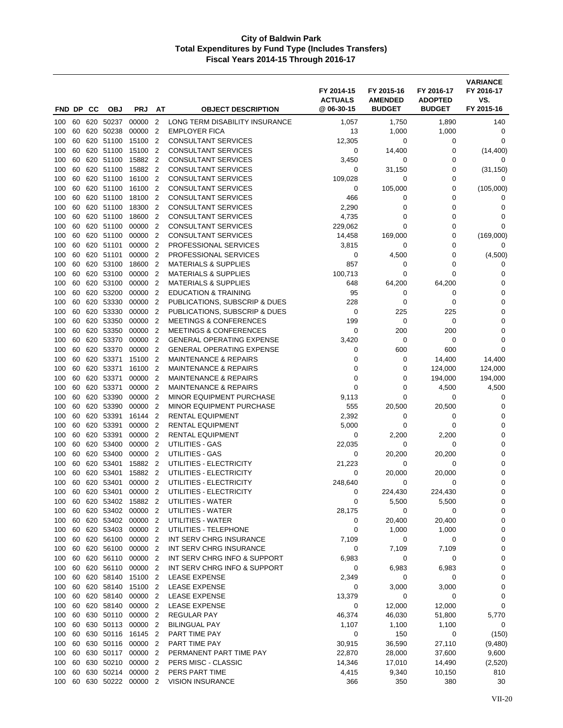# City of Baldwin Park
## Total Expenditures by Fund Type (Includes Transfers)
### Fiscal Years 2014-15 Through 2016-17

| FND | DP | CC | OBJ | PRJ | AT | OBJECT DESCRIPTION | FY 2014-15 ACTUALS @ 06-30-15 | FY 2015-16 AMENDED BUDGET | FY 2016-17 ADOPTED BUDGET | VARIANCE FY 2016-17 VS. FY 2015-16 |
|---|---|---|---|---|---|---|---|---|---|---|
| 100 | 60 | 620 | 50237 | 00000 | 2 | LONG TERM DISABILITY INSURANCE | 1,057 | 1,750 | 1,890 | 140 |
| 100 | 60 | 620 | 50238 | 00000 | 2 | EMPLOYER FICA | 13 | 1,000 | 1,000 | 0 |
| 100 | 60 | 620 | 51100 | 15100 | 2 | CONSULTANT SERVICES | 12,305 | 0 | 0 | 0 |
| 100 | 60 | 620 | 51100 | 15100 | 2 | CONSULTANT SERVICES | 0 | 14,400 | 0 | (14,400) |
| 100 | 60 | 620 | 51100 | 15882 | 2 | CONSULTANT SERVICES | 3,450 | 0 | 0 | 0 |
| 100 | 60 | 620 | 51100 | 15882 | 2 | CONSULTANT SERVICES | 0 | 31,150 | 0 | (31,150) |
| 100 | 60 | 620 | 51100 | 16100 | 2 | CONSULTANT SERVICES | 109,028 | 0 | 0 | 0 |
| 100 | 60 | 620 | 51100 | 16100 | 2 | CONSULTANT SERVICES | 0 | 105,000 | 0 | (105,000) |
| 100 | 60 | 620 | 51100 | 18100 | 2 | CONSULTANT SERVICES | 466 | 0 | 0 | 0 |
| 100 | 60 | 620 | 51100 | 18300 | 2 | CONSULTANT SERVICES | 2,290 | 0 | 0 | 0 |
| 100 | 60 | 620 | 51100 | 18600 | 2 | CONSULTANT SERVICES | 4,735 | 0 | 0 | 0 |
| 100 | 60 | 620 | 51100 | 00000 | 2 | CONSULTANT SERVICES | 229,062 | 0 | 0 | 0 |
| 100 | 60 | 620 | 51100 | 00000 | 2 | CONSULTANT SERVICES | 14,458 | 169,000 | 0 | (169,000) |
| 100 | 60 | 620 | 51101 | 00000 | 2 | PROFESSIONAL SERVICES | 3,815 | 0 | 0 | 0 |
| 100 | 60 | 620 | 51101 | 00000 | 2 | PROFESSIONAL SERVICES | 0 | 4,500 | 0 | (4,500) |
| 100 | 60 | 620 | 53100 | 18600 | 2 | MATERIALS & SUPPLIES | 857 | 0 | 0 | 0 |
| 100 | 60 | 620 | 53100 | 00000 | 2 | MATERIALS & SUPPLIES | 100,713 | 0 | 0 | 0 |
| 100 | 60 | 620 | 53100 | 00000 | 2 | MATERIALS & SUPPLIES | 648 | 64,200 | 64,200 | 0 |
| 100 | 60 | 620 | 53200 | 00000 | 2 | EDUCATION & TRAINING | 95 | 0 | 0 | 0 |
| 100 | 60 | 620 | 53330 | 00000 | 2 | PUBLICATIONS, SUBSCRIP & DUES | 228 | 0 | 0 | 0 |
| 100 | 60 | 620 | 53330 | 00000 | 2 | PUBLICATIONS, SUBSCRIP & DUES | 0 | 225 | 225 | 0 |
| 100 | 60 | 620 | 53350 | 00000 | 2 | MEETINGS & CONFERENCES | 199 | 0 | 0 | 0 |
| 100 | 60 | 620 | 53350 | 00000 | 2 | MEETINGS & CONFERENCES | 0 | 200 | 200 | 0 |
| 100 | 60 | 620 | 53370 | 00000 | 2 | GENERAL OPERATING EXPENSE | 3,420 | 0 | 0 | 0 |
| 100 | 60 | 620 | 53370 | 00000 | 2 | GENERAL OPERATING EXPENSE | 0 | 600 | 600 | 0 |
| 100 | 60 | 620 | 53371 | 15100 | 2 | MAINTENANCE & REPAIRS | 0 | 0 | 14,400 | 14,400 |
| 100 | 60 | 620 | 53371 | 16100 | 2 | MAINTENANCE & REPAIRS | 0 | 0 | 124,000 | 124,000 |
| 100 | 60 | 620 | 53371 | 00000 | 2 | MAINTENANCE & REPAIRS | 0 | 0 | 194,000 | 194,000 |
| 100 | 60 | 620 | 53371 | 00000 | 2 | MAINTENANCE & REPAIRS | 0 | 0 | 4,500 | 4,500 |
| 100 | 60 | 620 | 53390 | 00000 | 2 | MINOR EQUIPMENT PURCHASE | 9,113 | 0 | 0 | 0 |
| 100 | 60 | 620 | 53390 | 00000 | 2 | MINOR EQUIPMENT PURCHASE | 555 | 20,500 | 20,500 | 0 |
| 100 | 60 | 620 | 53391 | 16144 | 2 | RENTAL EQUIPMENT | 2,392 | 0 | 0 | 0 |
| 100 | 60 | 620 | 53391 | 00000 | 2 | RENTAL EQUIPMENT | 5,000 | 0 | 0 | 0 |
| 100 | 60 | 620 | 53391 | 00000 | 2 | RENTAL EQUIPMENT | 0 | 2,200 | 2,200 | 0 |
| 100 | 60 | 620 | 53400 | 00000 | 2 | UTILITIES - GAS | 22,035 | 0 | 0 | 0 |
| 100 | 60 | 620 | 53400 | 00000 | 2 | UTILITIES - GAS | 0 | 20,200 | 20,200 | 0 |
| 100 | 60 | 620 | 53401 | 15882 | 2 | UTILITIES - ELECTRICITY | 21,223 | 0 | 0 | 0 |
| 100 | 60 | 620 | 53401 | 15882 | 2 | UTILITIES - ELECTRICITY | 0 | 20,000 | 20,000 | 0 |
| 100 | 60 | 620 | 53401 | 00000 | 2 | UTILITIES - ELECTRICITY | 248,640 | 0 | 0 | 0 |
| 100 | 60 | 620 | 53401 | 00000 | 2 | UTILITIES - ELECTRICITY | 0 | 224,430 | 224,430 | 0 |
| 100 | 60 | 620 | 53402 | 15882 | 2 | UTILITIES - WATER | 0 | 5,500 | 5,500 | 0 |
| 100 | 60 | 620 | 53402 | 00000 | 2 | UTILITIES - WATER | 28,175 | 0 | 0 | 0 |
| 100 | 60 | 620 | 53402 | 00000 | 2 | UTILITIES - WATER | 0 | 20,400 | 20,400 | 0 |
| 100 | 60 | 620 | 53403 | 00000 | 2 | UTILITIES - TELEPHONE | 0 | 1,000 | 1,000 | 0 |
| 100 | 60 | 620 | 56100 | 00000 | 2 | INT SERV CHRG INSURANCE | 7,109 | 0 | 0 | 0 |
| 100 | 60 | 620 | 56100 | 00000 | 2 | INT SERV CHRG INSURANCE | 0 | 7,109 | 7,109 | 0 |
| 100 | 60 | 620 | 56110 | 00000 | 2 | INT SERV CHRG INFO & SUPPORT | 6,983 | 0 | 0 | 0 |
| 100 | 60 | 620 | 56110 | 00000 | 2 | INT SERV CHRG INFO & SUPPORT | 0 | 6,983 | 6,983 | 0 |
| 100 | 60 | 620 | 58140 | 15100 | 2 | LEASE EXPENSE | 2,349 | 0 | 0 | 0 |
| 100 | 60 | 620 | 58140 | 15100 | 2 | LEASE EXPENSE | 0 | 3,000 | 3,000 | 0 |
| 100 | 60 | 620 | 58140 | 00000 | 2 | LEASE EXPENSE | 13,379 | 0 | 0 | 0 |
| 100 | 60 | 620 | 58140 | 00000 | 2 | LEASE EXPENSE | 0 | 12,000 | 12,000 | 0 |
| 100 | 60 | 630 | 50110 | 00000 | 2 | REGULAR PAY | 46,374 | 46,030 | 51,800 | 5,770 |
| 100 | 60 | 630 | 50113 | 00000 | 2 | BILINGUAL PAY | 1,107 | 1,100 | 1,100 | 0 |
| 100 | 60 | 630 | 50116 | 16145 | 2 | PART TIME PAY | 0 | 150 | 0 | (150) |
| 100 | 60 | 630 | 50116 | 00000 | 2 | PART TIME PAY | 30,915 | 36,590 | 27,110 | (9,480) |
| 100 | 60 | 630 | 50117 | 00000 | 2 | PERMANENT PART TIME PAY | 22,870 | 28,000 | 37,600 | 9,600 |
| 100 | 60 | 630 | 50210 | 00000 | 2 | PERS MISC - CLASSIC | 14,346 | 17,010 | 14,490 | (2,520) |
| 100 | 60 | 630 | 50214 | 00000 | 2 | PERS PART TIME | 4,415 | 9,340 | 10,150 | 810 |
| 100 | 60 | 630 | 50222 | 00000 | 2 | VISION INSURANCE | 366 | 350 | 380 | 30 |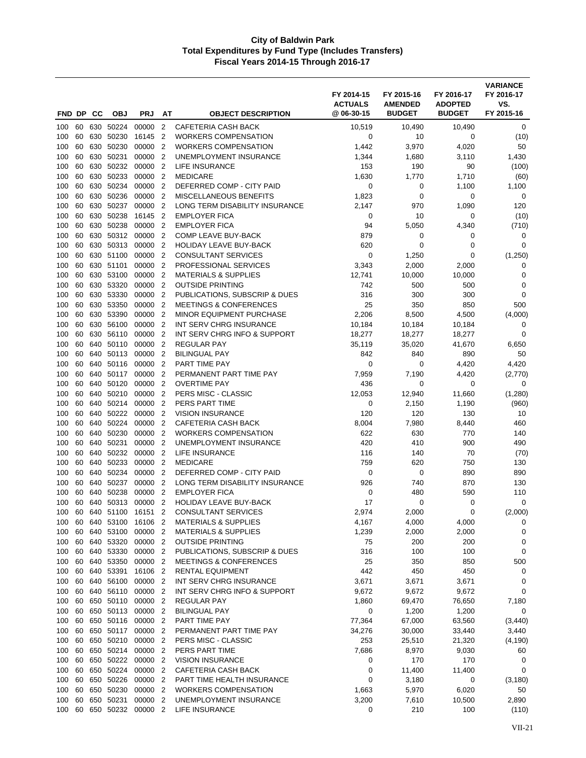# City of Baldwin Park
## Total Expenditures by Fund Type (Includes Transfers)
### Fiscal Years 2014-15 Through 2016-17

| FND | DP | CC | OBJ | PRJ | AT | OBJECT DESCRIPTION | FY 2014-15 ACTUALS @ 06-30-15 | FY 2015-16 AMENDED BUDGET | FY 2016-17 ADOPTED BUDGET | VARIANCE FY 2016-17 VS. FY 2015-16 |
|---|---|---|---|---|---|---|---|---|---|---|
| 100 | 60 | 630 | 50224 | 00000 | 2 | CAFETERIA CASH BACK | 10,519 | 10,490 | 10,490 | 0 |
| 100 | 60 | 630 | 50230 | 16145 | 2 | WORKERS COMPENSATION | 0 | 10 | 0 | (10) |
| 100 | 60 | 630 | 50230 | 00000 | 2 | WORKERS COMPENSATION | 1,442 | 3,970 | 4,020 | 50 |
| 100 | 60 | 630 | 50231 | 00000 | 2 | UNEMPLOYMENT INSURANCE | 1,344 | 1,680 | 3,110 | 1,430 |
| 100 | 60 | 630 | 50232 | 00000 | 2 | LIFE INSURANCE | 153 | 190 | 90 | (100) |
| 100 | 60 | 630 | 50233 | 00000 | 2 | MEDICARE | 1,630 | 1,770 | 1,710 | (60) |
| 100 | 60 | 630 | 50234 | 00000 | 2 | DEFERRED COMP - CITY PAID | 0 | 0 | 1,100 | 1,100 |
| 100 | 60 | 630 | 50236 | 00000 | 2 | MISCELLANEOUS BENEFITS | 1,823 | 0 | 0 | 0 |
| 100 | 60 | 630 | 50237 | 00000 | 2 | LONG TERM DISABILITY INSURANCE | 2,147 | 970 | 1,090 | 120 |
| 100 | 60 | 630 | 50238 | 16145 | 2 | EMPLOYER FICA | 0 | 10 | 0 | (10) |
| 100 | 60 | 630 | 50238 | 00000 | 2 | EMPLOYER FICA | 94 | 5,050 | 4,340 | (710) |
| 100 | 60 | 630 | 50312 | 00000 | 2 | COMP LEAVE BUY-BACK | 879 | 0 | 0 | 0 |
| 100 | 60 | 630 | 50313 | 00000 | 2 | HOLIDAY LEAVE BUY-BACK | 620 | 0 | 0 | 0 |
| 100 | 60 | 630 | 51100 | 00000 | 2 | CONSULTANT SERVICES | 0 | 1,250 | 0 | (1,250) |
| 100 | 60 | 630 | 51101 | 00000 | 2 | PROFESSIONAL SERVICES | 3,343 | 2,000 | 2,000 | 0 |
| 100 | 60 | 630 | 53100 | 00000 | 2 | MATERIALS & SUPPLIES | 12,741 | 10,000 | 10,000 | 0 |
| 100 | 60 | 630 | 53320 | 00000 | 2 | OUTSIDE PRINTING | 742 | 500 | 500 | 0 |
| 100 | 60 | 630 | 53330 | 00000 | 2 | PUBLICATIONS, SUBSCRIP & DUES | 316 | 300 | 300 | 0 |
| 100 | 60 | 630 | 53350 | 00000 | 2 | MEETINGS & CONFERENCES | 25 | 350 | 850 | 500 |
| 100 | 60 | 630 | 53390 | 00000 | 2 | MINOR EQUIPMENT PURCHASE | 2,206 | 8,500 | 4,500 | (4,000) |
| 100 | 60 | 630 | 56100 | 00000 | 2 | INT SERV CHRG INSURANCE | 10,184 | 10,184 | 10,184 | 0 |
| 100 | 60 | 630 | 56110 | 00000 | 2 | INT SERV CHRG INFO & SUPPORT | 18,277 | 18,277 | 18,277 | 0 |
| 100 | 60 | 640 | 50110 | 00000 | 2 | REGULAR PAY | 35,119 | 35,020 | 41,670 | 6,650 |
| 100 | 60 | 640 | 50113 | 00000 | 2 | BILINGUAL PAY | 842 | 840 | 890 | 50 |
| 100 | 60 | 640 | 50116 | 00000 | 2 | PART TIME PAY | 0 | 0 | 4,420 | 4,420 |
| 100 | 60 | 640 | 50117 | 00000 | 2 | PERMANENT PART TIME PAY | 7,959 | 7,190 | 4,420 | (2,770) |
| 100 | 60 | 640 | 50120 | 00000 | 2 | OVERTIME PAY | 436 | 0 | 0 | 0 |
| 100 | 60 | 640 | 50210 | 00000 | 2 | PERS MISC - CLASSIC | 12,053 | 12,940 | 11,660 | (1,280) |
| 100 | 60 | 640 | 50214 | 00000 | 2 | PERS PART TIME | 0 | 2,150 | 1,190 | (960) |
| 100 | 60 | 640 | 50222 | 00000 | 2 | VISION INSURANCE | 120 | 120 | 130 | 10 |
| 100 | 60 | 640 | 50224 | 00000 | 2 | CAFETERIA CASH BACK | 8,004 | 7,980 | 8,440 | 460 |
| 100 | 60 | 640 | 50230 | 00000 | 2 | WORKERS COMPENSATION | 622 | 630 | 770 | 140 |
| 100 | 60 | 640 | 50231 | 00000 | 2 | UNEMPLOYMENT INSURANCE | 420 | 410 | 900 | 490 |
| 100 | 60 | 640 | 50232 | 00000 | 2 | LIFE INSURANCE | 116 | 140 | 70 | (70) |
| 100 | 60 | 640 | 50233 | 00000 | 2 | MEDICARE | 759 | 620 | 750 | 130 |
| 100 | 60 | 640 | 50234 | 00000 | 2 | DEFERRED COMP - CITY PAID | 0 | 0 | 890 | 890 |
| 100 | 60 | 640 | 50237 | 00000 | 2 | LONG TERM DISABILITY INSURANCE | 926 | 740 | 870 | 130 |
| 100 | 60 | 640 | 50238 | 00000 | 2 | EMPLOYER FICA | 0 | 480 | 590 | 110 |
| 100 | 60 | 640 | 50313 | 00000 | 2 | HOLIDAY LEAVE BUY-BACK | 17 | 0 | 0 | 0 |
| 100 | 60 | 640 | 51100 | 16151 | 2 | CONSULTANT SERVICES | 2,974 | 2,000 | 0 | (2,000) |
| 100 | 60 | 640 | 53100 | 16106 | 2 | MATERIALS & SUPPLIES | 4,167 | 4,000 | 4,000 | 0 |
| 100 | 60 | 640 | 53100 | 00000 | 2 | MATERIALS & SUPPLIES | 1,239 | 2,000 | 2,000 | 0 |
| 100 | 60 | 640 | 53320 | 00000 | 2 | OUTSIDE PRINTING | 75 | 200 | 200 | 0 |
| 100 | 60 | 640 | 53330 | 00000 | 2 | PUBLICATIONS, SUBSCRIP & DUES | 316 | 100 | 100 | 0 |
| 100 | 60 | 640 | 53350 | 00000 | 2 | MEETINGS & CONFERENCES | 25 | 350 | 850 | 500 |
| 100 | 60 | 640 | 53391 | 16106 | 2 | RENTAL EQUIPMENT | 442 | 450 | 450 | 0 |
| 100 | 60 | 640 | 56100 | 00000 | 2 | INT SERV CHRG INSURANCE | 3,671 | 3,671 | 3,671 | 0 |
| 100 | 60 | 640 | 56110 | 00000 | 2 | INT SERV CHRG INFO & SUPPORT | 9,672 | 9,672 | 9,672 | 0 |
| 100 | 60 | 650 | 50110 | 00000 | 2 | REGULAR PAY | 1,860 | 69,470 | 76,650 | 7,180 |
| 100 | 60 | 650 | 50113 | 00000 | 2 | BILINGUAL PAY | 0 | 1,200 | 1,200 | 0 |
| 100 | 60 | 650 | 50116 | 00000 | 2 | PART TIME PAY | 77,364 | 67,000 | 63,560 | (3,440) |
| 100 | 60 | 650 | 50117 | 00000 | 2 | PERMANENT PART TIME PAY | 34,276 | 30,000 | 33,440 | 3,440 |
| 100 | 60 | 650 | 50210 | 00000 | 2 | PERS MISC - CLASSIC | 253 | 25,510 | 21,320 | (4,190) |
| 100 | 60 | 650 | 50214 | 00000 | 2 | PERS PART TIME | 7,686 | 8,970 | 9,030 | 60 |
| 100 | 60 | 650 | 50222 | 00000 | 2 | VISION INSURANCE | 0 | 170 | 170 | 0 |
| 100 | 60 | 650 | 50224 | 00000 | 2 | CAFETERIA CASH BACK | 0 | 11,400 | 11,400 | 0 |
| 100 | 60 | 650 | 50226 | 00000 | 2 | PART TIME HEALTH INSURANCE | 0 | 3,180 | 0 | (3,180) |
| 100 | 60 | 650 | 50230 | 00000 | 2 | WORKERS COMPENSATION | 1,663 | 5,970 | 6,020 | 50 |
| 100 | 60 | 650 | 50231 | 00000 | 2 | UNEMPLOYMENT INSURANCE | 3,200 | 7,610 | 10,500 | 2,890 |
| 100 | 60 | 650 | 50232 | 00000 | 2 | LIFE INSURANCE | 0 | 210 | 100 | (110) |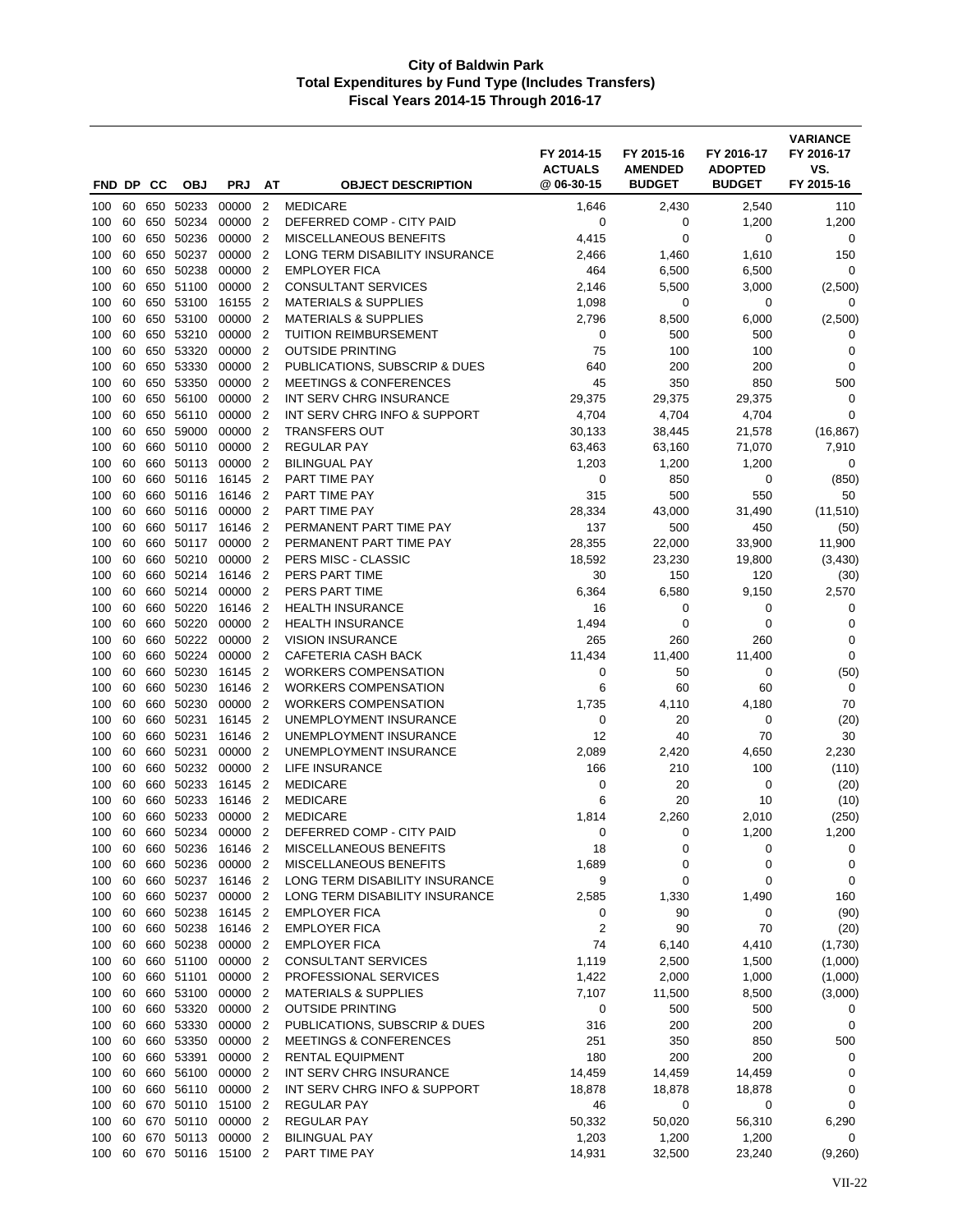# City of Baldwin Park
## Total Expenditures by Fund Type (Includes Transfers)
### Fiscal Years 2014-15 Through 2016-17

| FND | DP | CC | OBJ | PRJ | AT | OBJECT DESCRIPTION | FY 2014-15 ACTUALS @ 06-30-15 | FY 2015-16 AMENDED BUDGET | FY 2016-17 ADOPTED BUDGET | VARIANCE FY 2016-17 VS. FY 2015-16 |
|---|---|---|---|---|---|---|---|---|---|---|
| 100 | 60 | 650 | 50233 | 00000 | 2 | MEDICARE | 1,646 | 2,430 | 2,540 | 110 |
| 100 | 60 | 650 | 50234 | 00000 | 2 | DEFERRED COMP - CITY PAID | 0 | 0 | 1,200 | 1,200 |
| 100 | 60 | 650 | 50236 | 00000 | 2 | MISCELLANEOUS BENEFITS | 4,415 | 0 | 0 | 0 |
| 100 | 60 | 650 | 50237 | 00000 | 2 | LONG TERM DISABILITY INSURANCE | 2,466 | 1,460 | 1,610 | 150 |
| 100 | 60 | 650 | 50238 | 00000 | 2 | EMPLOYER FICA | 464 | 6,500 | 6,500 | 0 |
| 100 | 60 | 650 | 51100 | 00000 | 2 | CONSULTANT SERVICES | 2,146 | 5,500 | 3,000 | (2,500) |
| 100 | 60 | 650 | 53100 | 16155 | 2 | MATERIALS & SUPPLIES | 1,098 | 0 | 0 | 0 |
| 100 | 60 | 650 | 53100 | 00000 | 2 | MATERIALS & SUPPLIES | 2,796 | 8,500 | 6,000 | (2,500) |
| 100 | 60 | 650 | 53210 | 00000 | 2 | TUITION REIMBURSEMENT | 0 | 500 | 500 | 0 |
| 100 | 60 | 650 | 53320 | 00000 | 2 | OUTSIDE PRINTING | 75 | 100 | 100 | 0 |
| 100 | 60 | 650 | 53330 | 00000 | 2 | PUBLICATIONS, SUBSCRIP & DUES | 640 | 200 | 200 | 0 |
| 100 | 60 | 650 | 53350 | 00000 | 2 | MEETINGS & CONFERENCES | 45 | 350 | 850 | 500 |
| 100 | 60 | 650 | 56100 | 00000 | 2 | INT SERV CHRG INSURANCE | 29,375 | 29,375 | 29,375 | 0 |
| 100 | 60 | 650 | 56110 | 00000 | 2 | INT SERV CHRG INFO & SUPPORT | 4,704 | 4,704 | 4,704 | 0 |
| 100 | 60 | 650 | 59000 | 00000 | 2 | TRANSFERS OUT | 30,133 | 38,445 | 21,578 | (16,867) |
| 100 | 60 | 660 | 50110 | 00000 | 2 | REGULAR PAY | 63,463 | 63,160 | 71,070 | 7,910 |
| 100 | 60 | 660 | 50113 | 00000 | 2 | BILINGUAL PAY | 1,203 | 1,200 | 1,200 | 0 |
| 100 | 60 | 660 | 50116 | 16145 | 2 | PART TIME PAY | 0 | 850 | 0 | (850) |
| 100 | 60 | 660 | 50116 | 16146 | 2 | PART TIME PAY | 315 | 500 | 550 | 50 |
| 100 | 60 | 660 | 50116 | 00000 | 2 | PART TIME PAY | 28,334 | 43,000 | 31,490 | (11,510) |
| 100 | 60 | 660 | 50117 | 16146 | 2 | PERMANENT PART TIME PAY | 137 | 500 | 450 | (50) |
| 100 | 60 | 660 | 50117 | 00000 | 2 | PERMANENT PART TIME PAY | 28,355 | 22,000 | 33,900 | 11,900 |
| 100 | 60 | 660 | 50210 | 00000 | 2 | PERS MISC - CLASSIC | 18,592 | 23,230 | 19,800 | (3,430) |
| 100 | 60 | 660 | 50214 | 16146 | 2 | PERS PART TIME | 30 | 150 | 120 | (30) |
| 100 | 60 | 660 | 50214 | 00000 | 2 | PERS PART TIME | 6,364 | 6,580 | 9,150 | 2,570 |
| 100 | 60 | 660 | 50220 | 16146 | 2 | HEALTH INSURANCE | 16 | 0 | 0 | 0 |
| 100 | 60 | 660 | 50220 | 00000 | 2 | HEALTH INSURANCE | 1,494 | 0 | 0 | 0 |
| 100 | 60 | 660 | 50222 | 00000 | 2 | VISION INSURANCE | 265 | 260 | 260 | 0 |
| 100 | 60 | 660 | 50224 | 00000 | 2 | CAFETERIA CASH BACK | 11,434 | 11,400 | 11,400 | 0 |
| 100 | 60 | 660 | 50230 | 16145 | 2 | WORKERS COMPENSATION | 0 | 50 | 0 | (50) |
| 100 | 60 | 660 | 50230 | 16146 | 2 | WORKERS COMPENSATION | 6 | 60 | 60 | 0 |
| 100 | 60 | 660 | 50230 | 00000 | 2 | WORKERS COMPENSATION | 1,735 | 4,110 | 4,180 | 70 |
| 100 | 60 | 660 | 50231 | 16145 | 2 | UNEMPLOYMENT INSURANCE | 0 | 20 | 0 | (20) |
| 100 | 60 | 660 | 50231 | 16146 | 2 | UNEMPLOYMENT INSURANCE | 12 | 40 | 70 | 30 |
| 100 | 60 | 660 | 50231 | 00000 | 2 | UNEMPLOYMENT INSURANCE | 2,089 | 2,420 | 4,650 | 2,230 |
| 100 | 60 | 660 | 50232 | 00000 | 2 | LIFE INSURANCE | 166 | 210 | 100 | (110) |
| 100 | 60 | 660 | 50233 | 16145 | 2 | MEDICARE | 0 | 20 | 0 | (20) |
| 100 | 60 | 660 | 50233 | 16146 | 2 | MEDICARE | 6 | 20 | 10 | (10) |
| 100 | 60 | 660 | 50233 | 00000 | 2 | MEDICARE | 1,814 | 2,260 | 2,010 | (250) |
| 100 | 60 | 660 | 50234 | 00000 | 2 | DEFERRED COMP - CITY PAID | 0 | 0 | 1,200 | 1,200 |
| 100 | 60 | 660 | 50236 | 16146 | 2 | MISCELLANEOUS BENEFITS | 18 | 0 | 0 | 0 |
| 100 | 60 | 660 | 50236 | 00000 | 2 | MISCELLANEOUS BENEFITS | 1,689 | 0 | 0 | 0 |
| 100 | 60 | 660 | 50237 | 16146 | 2 | LONG TERM DISABILITY INSURANCE | 9 | 0 | 0 | 0 |
| 100 | 60 | 660 | 50237 | 00000 | 2 | LONG TERM DISABILITY INSURANCE | 2,585 | 1,330 | 1,490 | 160 |
| 100 | 60 | 660 | 50238 | 16145 | 2 | EMPLOYER FICA | 0 | 90 | 0 | (90) |
| 100 | 60 | 660 | 50238 | 16146 | 2 | EMPLOYER FICA | 2 | 90 | 70 | (20) |
| 100 | 60 | 660 | 50238 | 00000 | 2 | EMPLOYER FICA | 74 | 6,140 | 4,410 | (1,730) |
| 100 | 60 | 660 | 51100 | 00000 | 2 | CONSULTANT SERVICES | 1,119 | 2,500 | 1,500 | (1,000) |
| 100 | 60 | 660 | 51101 | 00000 | 2 | PROFESSIONAL SERVICES | 1,422 | 2,000 | 1,000 | (1,000) |
| 100 | 60 | 660 | 53100 | 00000 | 2 | MATERIALS & SUPPLIES | 7,107 | 11,500 | 8,500 | (3,000) |
| 100 | 60 | 660 | 53320 | 00000 | 2 | OUTSIDE PRINTING | 0 | 500 | 500 | 0 |
| 100 | 60 | 660 | 53330 | 00000 | 2 | PUBLICATIONS, SUBSCRIP & DUES | 316 | 200 | 200 | 0 |
| 100 | 60 | 660 | 53350 | 00000 | 2 | MEETINGS & CONFERENCES | 251 | 350 | 850 | 500 |
| 100 | 60 | 660 | 53391 | 00000 | 2 | RENTAL EQUIPMENT | 180 | 200 | 200 | 0 |
| 100 | 60 | 660 | 56100 | 00000 | 2 | INT SERV CHRG INSURANCE | 14,459 | 14,459 | 14,459 | 0 |
| 100 | 60 | 660 | 56110 | 00000 | 2 | INT SERV CHRG INFO & SUPPORT | 18,878 | 18,878 | 18,878 | 0 |
| 100 | 60 | 670 | 50110 | 15100 | 2 | REGULAR PAY | 46 | 0 | 0 | 0 |
| 100 | 60 | 670 | 50110 | 00000 | 2 | REGULAR PAY | 50,332 | 50,020 | 56,310 | 6,290 |
| 100 | 60 | 670 | 50113 | 00000 | 2 | BILINGUAL PAY | 1,203 | 1,200 | 1,200 | 0 |
| 100 | 60 | 670 | 50116 | 15100 | 2 | PART TIME PAY | 14,931 | 32,500 | 23,240 | (9,260) |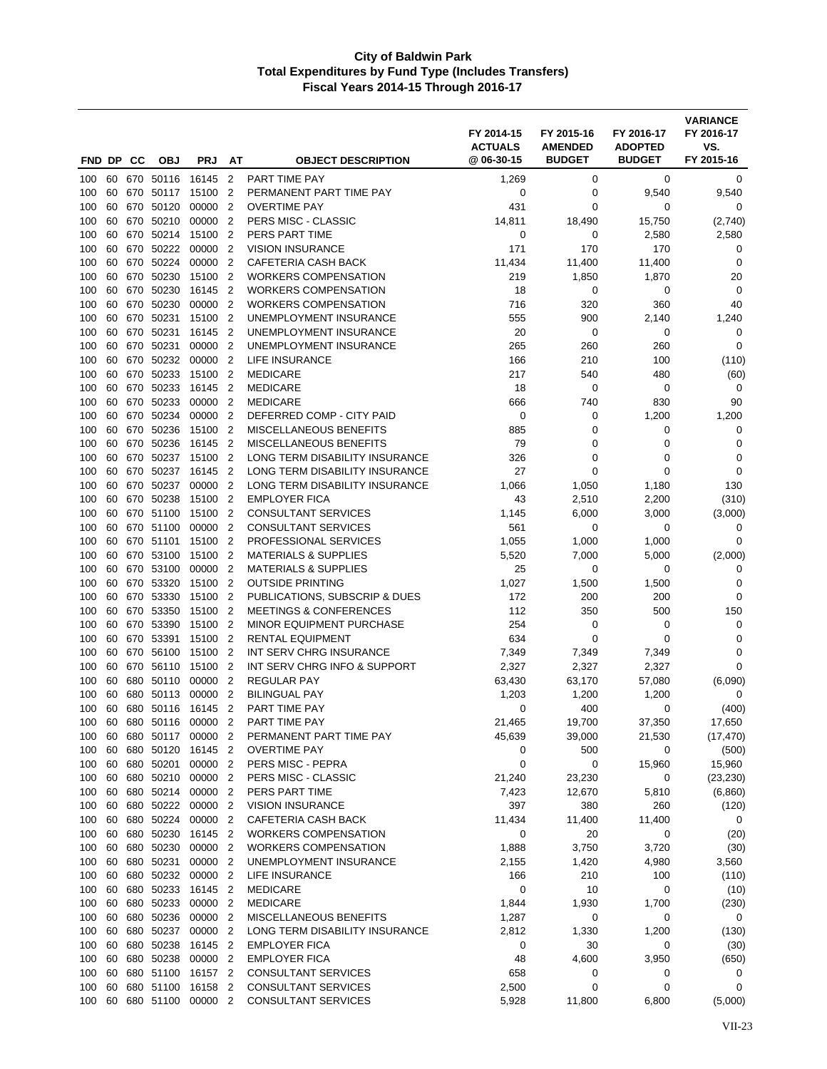# City of Baldwin Park
## Total Expenditures by Fund Type (Includes Transfers)
### Fiscal Years 2014-15 Through 2016-17

| FND | DP | CC | OBJ | PRJ | AT | OBJECT DESCRIPTION | FY 2014-15 ACTUALS @ 06-30-15 | FY 2015-16 AMENDED BUDGET | FY 2016-17 ADOPTED BUDGET | VARIANCE FY 2016-17 VS. FY 2015-16 |
|---|---|---|---|---|---|---|---|---|---|---|
| 100 | 60 | 670 | 50116 | 16145 | 2 | PART TIME PAY | 1,269 | 0 | 0 | 0 |
| 100 | 60 | 670 | 50117 | 15100 | 2 | PERMANENT PART TIME PAY | 0 | 0 | 9,540 | 9,540 |
| 100 | 60 | 670 | 50120 | 00000 | 2 | OVERTIME PAY | 431 | 0 | 0 | 0 |
| 100 | 60 | 670 | 50210 | 00000 | 2 | PERS MISC - CLASSIC | 14,811 | 18,490 | 15,750 | (2,740) |
| 100 | 60 | 670 | 50214 | 15100 | 2 | PERS PART TIME | 0 | 0 | 2,580 | 2,580 |
| 100 | 60 | 670 | 50222 | 00000 | 2 | VISION INSURANCE | 171 | 170 | 170 | 0 |
| 100 | 60 | 670 | 50224 | 00000 | 2 | CAFETERIA CASH BACK | 11,434 | 11,400 | 11,400 | 0 |
| 100 | 60 | 670 | 50230 | 15100 | 2 | WORKERS COMPENSATION | 219 | 1,850 | 1,870 | 20 |
| 100 | 60 | 670 | 50230 | 16145 | 2 | WORKERS COMPENSATION | 18 | 0 | 0 | 0 |
| 100 | 60 | 670 | 50230 | 00000 | 2 | WORKERS COMPENSATION | 716 | 320 | 360 | 40 |
| 100 | 60 | 670 | 50231 | 15100 | 2 | UNEMPLOYMENT INSURANCE | 555 | 900 | 2,140 | 1,240 |
| 100 | 60 | 670 | 50231 | 16145 | 2 | UNEMPLOYMENT INSURANCE | 20 | 0 | 0 | 0 |
| 100 | 60 | 670 | 50231 | 00000 | 2 | UNEMPLOYMENT INSURANCE | 265 | 260 | 260 | 0 |
| 100 | 60 | 670 | 50232 | 00000 | 2 | LIFE INSURANCE | 166 | 210 | 100 | (110) |
| 100 | 60 | 670 | 50233 | 15100 | 2 | MEDICARE | 217 | 540 | 480 | (60) |
| 100 | 60 | 670 | 50233 | 16145 | 2 | MEDICARE | 18 | 0 | 0 | 0 |
| 100 | 60 | 670 | 50233 | 00000 | 2 | MEDICARE | 666 | 740 | 830 | 90 |
| 100 | 60 | 670 | 50234 | 00000 | 2 | DEFERRED COMP - CITY PAID | 0 | 0 | 1,200 | 1,200 |
| 100 | 60 | 670 | 50236 | 15100 | 2 | MISCELLANEOUS BENEFITS | 885 | 0 | 0 | 0 |
| 100 | 60 | 670 | 50236 | 16145 | 2 | MISCELLANEOUS BENEFITS | 79 | 0 | 0 | 0 |
| 100 | 60 | 670 | 50237 | 15100 | 2 | LONG TERM DISABILITY INSURANCE | 326 | 0 | 0 | 0 |
| 100 | 60 | 670 | 50237 | 16145 | 2 | LONG TERM DISABILITY INSURANCE | 27 | 0 | 0 | 0 |
| 100 | 60 | 670 | 50237 | 00000 | 2 | LONG TERM DISABILITY INSURANCE | 1,066 | 1,050 | 1,180 | 130 |
| 100 | 60 | 670 | 50238 | 15100 | 2 | EMPLOYER FICA | 43 | 2,510 | 2,200 | (310) |
| 100 | 60 | 670 | 51100 | 15100 | 2 | CONSULTANT SERVICES | 1,145 | 6,000 | 3,000 | (3,000) |
| 100 | 60 | 670 | 51100 | 00000 | 2 | CONSULTANT SERVICES | 561 | 0 | 0 | 0 |
| 100 | 60 | 670 | 51101 | 15100 | 2 | PROFESSIONAL SERVICES | 1,055 | 1,000 | 1,000 | 0 |
| 100 | 60 | 670 | 53100 | 15100 | 2 | MATERIALS & SUPPLIES | 5,520 | 7,000 | 5,000 | (2,000) |
| 100 | 60 | 670 | 53100 | 00000 | 2 | MATERIALS & SUPPLIES | 25 | 0 | 0 | 0 |
| 100 | 60 | 670 | 53320 | 15100 | 2 | OUTSIDE PRINTING | 1,027 | 1,500 | 1,500 | 0 |
| 100 | 60 | 670 | 53330 | 15100 | 2 | PUBLICATIONS, SUBSCRIP & DUES | 172 | 200 | 200 | 0 |
| 100 | 60 | 670 | 53350 | 15100 | 2 | MEETINGS & CONFERENCES | 112 | 350 | 500 | 150 |
| 100 | 60 | 670 | 53390 | 15100 | 2 | MINOR EQUIPMENT PURCHASE | 254 | 0 | 0 | 0 |
| 100 | 60 | 670 | 53391 | 15100 | 2 | RENTAL EQUIPMENT | 634 | 0 | 0 | 0 |
| 100 | 60 | 670 | 56100 | 15100 | 2 | INT SERV CHRG INSURANCE | 7,349 | 7,349 | 7,349 | 0 |
| 100 | 60 | 670 | 56110 | 15100 | 2 | INT SERV CHRG INFO & SUPPORT | 2,327 | 2,327 | 2,327 | 0 |
| 100 | 60 | 680 | 50110 | 00000 | 2 | REGULAR PAY | 63,430 | 63,170 | 57,080 | (6,090) |
| 100 | 60 | 680 | 50113 | 00000 | 2 | BILINGUAL PAY | 1,203 | 1,200 | 1,200 | 0 |
| 100 | 60 | 680 | 50116 | 16145 | 2 | PART TIME PAY | 0 | 400 | 0 | (400) |
| 100 | 60 | 680 | 50116 | 00000 | 2 | PART TIME PAY | 21,465 | 19,700 | 37,350 | 17,650 |
| 100 | 60 | 680 | 50117 | 00000 | 2 | PERMANENT PART TIME PAY | 45,639 | 39,000 | 21,530 | (17,470) |
| 100 | 60 | 680 | 50120 | 16145 | 2 | OVERTIME PAY | 0 | 500 | 0 | (500) |
| 100 | 60 | 680 | 50201 | 00000 | 2 | PERS MISC - PEPRA | 0 | 0 | 15,960 | 15,960 |
| 100 | 60 | 680 | 50210 | 00000 | 2 | PERS MISC - CLASSIC | 21,240 | 23,230 | 0 | (23,230) |
| 100 | 60 | 680 | 50214 | 00000 | 2 | PERS PART TIME | 7,423 | 12,670 | 5,810 | (6,860) |
| 100 | 60 | 680 | 50222 | 00000 | 2 | VISION INSURANCE | 397 | 380 | 260 | (120) |
| 100 | 60 | 680 | 50224 | 00000 | 2 | CAFETERIA CASH BACK | 11,434 | 11,400 | 11,400 | 0 |
| 100 | 60 | 680 | 50230 | 16145 | 2 | WORKERS COMPENSATION | 0 | 20 | 0 | (20) |
| 100 | 60 | 680 | 50230 | 00000 | 2 | WORKERS COMPENSATION | 1,888 | 3,750 | 3,720 | (30) |
| 100 | 60 | 680 | 50231 | 00000 | 2 | UNEMPLOYMENT INSURANCE | 2,155 | 1,420 | 4,980 | 3,560 |
| 100 | 60 | 680 | 50232 | 00000 | 2 | LIFE INSURANCE | 166 | 210 | 100 | (110) |
| 100 | 60 | 680 | 50233 | 16145 | 2 | MEDICARE | 0 | 10 | 0 | (10) |
| 100 | 60 | 680 | 50233 | 00000 | 2 | MEDICARE | 1,844 | 1,930 | 1,700 | (230) |
| 100 | 60 | 680 | 50236 | 00000 | 2 | MISCELLANEOUS BENEFITS | 1,287 | 0 | 0 | 0 |
| 100 | 60 | 680 | 50237 | 00000 | 2 | LONG TERM DISABILITY INSURANCE | 2,812 | 1,330 | 1,200 | (130) |
| 100 | 60 | 680 | 50238 | 16145 | 2 | EMPLOYER FICA | 0 | 30 | 0 | (30) |
| 100 | 60 | 680 | 50238 | 00000 | 2 | EMPLOYER FICA | 48 | 4,600 | 3,950 | (650) |
| 100 | 60 | 680 | 51100 | 16157 | 2 | CONSULTANT SERVICES | 658 | 0 | 0 | 0 |
| 100 | 60 | 680 | 51100 | 16158 | 2 | CONSULTANT SERVICES | 2,500 | 0 | 0 | 0 |
| 100 | 60 | 680 | 51100 | 00000 | 2 | CONSULTANT SERVICES | 5,928 | 11,800 | 6,800 | (5,000) |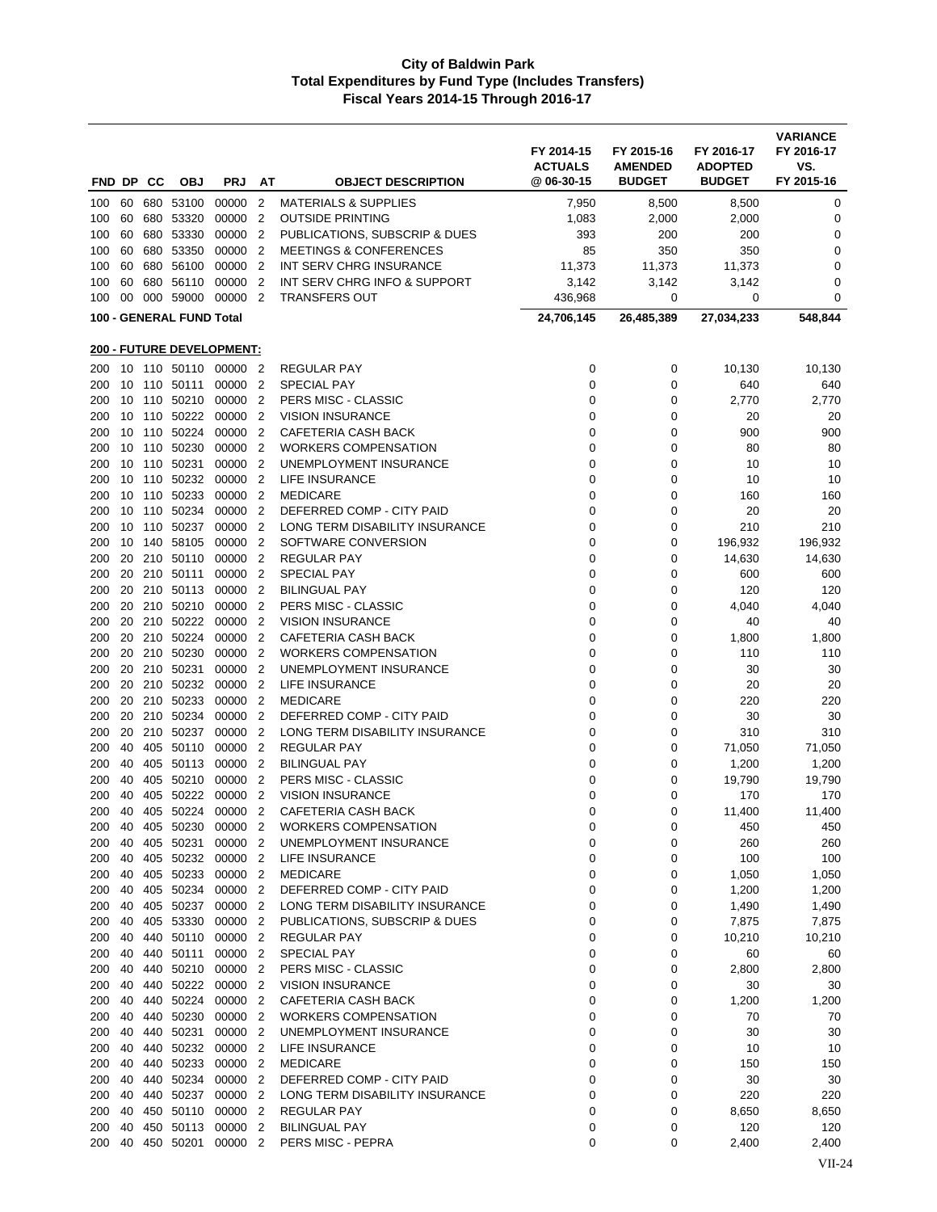# City of Baldwin Park
## Total Expenditures by Fund Type (Includes Transfers)
### Fiscal Years 2014-15 Through 2016-17

| FND | DP | CC | OBJ | PRJ | AT | OBJECT DESCRIPTION | FY 2014-15 ACTUALS @ 06-30-15 | FY 2015-16 AMENDED BUDGET | FY 2016-17 ADOPTED BUDGET | VARIANCE FY 2016-17 VS. FY 2015-16 |
|---|---|---|---|---|---|---|---|---|---|---|
| 100 | 60 | 680 | 53100 | 00000 | 2 | MATERIALS & SUPPLIES | 7,950 | 8,500 | 8,500 | 0 |
| 100 | 60 | 680 | 53320 | 00000 | 2 | OUTSIDE PRINTING | 1,083 | 2,000 | 2,000 | 0 |
| 100 | 60 | 680 | 53330 | 00000 | 2 | PUBLICATIONS, SUBSCRIP & DUES | 393 | 200 | 200 | 0 |
| 100 | 60 | 680 | 53350 | 00000 | 2 | MEETINGS & CONFERENCES | 85 | 350 | 350 | 0 |
| 100 | 60 | 680 | 56100 | 00000 | 2 | INT SERV CHRG INSURANCE | 11,373 | 11,373 | 11,373 | 0 |
| 100 | 60 | 680 | 56110 | 00000 | 2 | INT SERV CHRG INFO & SUPPORT | 3,142 | 3,142 | 3,142 | 0 |
| 100 | 00 | 000 | 59000 | 00000 | 2 | TRANSFERS OUT | 436,968 | 0 | 0 | 0 |
| **100 - GENERAL FUND Total** | | | | | | | **24,706,145** | **26,485,389** | **27,034,233** | **548,844** |
| **200 - FUTURE DEVELOPMENT:** | | | | | | | | | | |
| 200 | 10 | 110 | 50110 | 00000 | 2 | REGULAR PAY | 0 | 0 | 10,130 | 10,130 |
| 200 | 10 | 110 | 50111 | 00000 | 2 | SPECIAL PAY | 0 | 0 | 640 | 640 |
| 200 | 10 | 110 | 50210 | 00000 | 2 | PERS MISC - CLASSIC | 0 | 0 | 2,770 | 2,770 |
| 200 | 10 | 110 | 50222 | 00000 | 2 | VISION INSURANCE | 0 | 0 | 20 | 20 |
| 200 | 10 | 110 | 50224 | 00000 | 2 | CAFETERIA CASH BACK | 0 | 0 | 900 | 900 |
| 200 | 10 | 110 | 50230 | 00000 | 2 | WORKERS COMPENSATION | 0 | 0 | 80 | 80 |
| 200 | 10 | 110 | 50231 | 00000 | 2 | UNEMPLOYMENT INSURANCE | 0 | 0 | 10 | 10 |
| 200 | 10 | 110 | 50232 | 00000 | 2 | LIFE INSURANCE | 0 | 0 | 10 | 10 |
| 200 | 10 | 110 | 50233 | 00000 | 2 | MEDICARE | 0 | 0 | 160 | 160 |
| 200 | 10 | 110 | 50234 | 00000 | 2 | DEFERRED COMP - CITY PAID | 0 | 0 | 20 | 20 |
| 200 | 10 | 110 | 50237 | 00000 | 2 | LONG TERM DISABILITY INSURANCE | 0 | 0 | 210 | 210 |
| 200 | 10 | 140 | 58105 | 00000 | 2 | SOFTWARE CONVERSION | 0 | 0 | 196,932 | 196,932 |
| 200 | 20 | 210 | 50110 | 00000 | 2 | REGULAR PAY | 0 | 0 | 14,630 | 14,630 |
| 200 | 20 | 210 | 50111 | 00000 | 2 | SPECIAL PAY | 0 | 0 | 600 | 600 |
| 200 | 20 | 210 | 50113 | 00000 | 2 | BILINGUAL PAY | 0 | 0 | 120 | 120 |
| 200 | 20 | 210 | 50210 | 00000 | 2 | PERS MISC - CLASSIC | 0 | 0 | 4,040 | 4,040 |
| 200 | 20 | 210 | 50222 | 00000 | 2 | VISION INSURANCE | 0 | 0 | 40 | 40 |
| 200 | 20 | 210 | 50224 | 00000 | 2 | CAFETERIA CASH BACK | 0 | 0 | 1,800 | 1,800 |
| 200 | 20 | 210 | 50230 | 00000 | 2 | WORKERS COMPENSATION | 0 | 0 | 110 | 110 |
| 200 | 20 | 210 | 50231 | 00000 | 2 | UNEMPLOYMENT INSURANCE | 0 | 0 | 30 | 30 |
| 200 | 20 | 210 | 50232 | 00000 | 2 | LIFE INSURANCE | 0 | 0 | 20 | 20 |
| 200 | 20 | 210 | 50233 | 00000 | 2 | MEDICARE | 0 | 0 | 220 | 220 |
| 200 | 20 | 210 | 50234 | 00000 | 2 | DEFERRED COMP - CITY PAID | 0 | 0 | 30 | 30 |
| 200 | 20 | 210 | 50237 | 00000 | 2 | LONG TERM DISABILITY INSURANCE | 0 | 0 | 310 | 310 |
| 200 | 40 | 405 | 50110 | 00000 | 2 | REGULAR PAY | 0 | 0 | 71,050 | 71,050 |
| 200 | 40 | 405 | 50113 | 00000 | 2 | BILINGUAL PAY | 0 | 0 | 1,200 | 1,200 |
| 200 | 40 | 405 | 50210 | 00000 | 2 | PERS MISC - CLASSIC | 0 | 0 | 19,790 | 19,790 |
| 200 | 40 | 405 | 50222 | 00000 | 2 | VISION INSURANCE | 0 | 0 | 170 | 170 |
| 200 | 40 | 405 | 50224 | 00000 | 2 | CAFETERIA CASH BACK | 0 | 0 | 11,400 | 11,400 |
| 200 | 40 | 405 | 50230 | 00000 | 2 | WORKERS COMPENSATION | 0 | 0 | 450 | 450 |
| 200 | 40 | 405 | 50231 | 00000 | 2 | UNEMPLOYMENT INSURANCE | 0 | 0 | 260 | 260 |
| 200 | 40 | 405 | 50232 | 00000 | 2 | LIFE INSURANCE | 0 | 0 | 100 | 100 |
| 200 | 40 | 405 | 50233 | 00000 | 2 | MEDICARE | 0 | 0 | 1,050 | 1,050 |
| 200 | 40 | 405 | 50234 | 00000 | 2 | DEFERRED COMP - CITY PAID | 0 | 0 | 1,200 | 1,200 |
| 200 | 40 | 405 | 50237 | 00000 | 2 | LONG TERM DISABILITY INSURANCE | 0 | 0 | 1,490 | 1,490 |
| 200 | 40 | 405 | 53330 | 00000 | 2 | PUBLICATIONS, SUBSCRIP & DUES | 0 | 0 | 7,875 | 7,875 |
| 200 | 40 | 440 | 50110 | 00000 | 2 | REGULAR PAY | 0 | 0 | 10,210 | 10,210 |
| 200 | 40 | 440 | 50111 | 00000 | 2 | SPECIAL PAY | 0 | 0 | 60 | 60 |
| 200 | 40 | 440 | 50210 | 00000 | 2 | PERS MISC - CLASSIC | 0 | 0 | 2,800 | 2,800 |
| 200 | 40 | 440 | 50222 | 00000 | 2 | VISION INSURANCE | 0 | 0 | 30 | 30 |
| 200 | 40 | 440 | 50224 | 00000 | 2 | CAFETERIA CASH BACK | 0 | 0 | 1,200 | 1,200 |
| 200 | 40 | 440 | 50230 | 00000 | 2 | WORKERS COMPENSATION | 0 | 0 | 70 | 70 |
| 200 | 40 | 440 | 50231 | 00000 | 2 | UNEMPLOYMENT INSURANCE | 0 | 0 | 30 | 30 |
| 200 | 40 | 440 | 50232 | 00000 | 2 | LIFE INSURANCE | 0 | 0 | 10 | 10 |
| 200 | 40 | 440 | 50233 | 00000 | 2 | MEDICARE | 0 | 0 | 150 | 150 |
| 200 | 40 | 440 | 50234 | 00000 | 2 | DEFERRED COMP - CITY PAID | 0 | 0 | 30 | 30 |
| 200 | 40 | 440 | 50237 | 00000 | 2 | LONG TERM DISABILITY INSURANCE | 0 | 0 | 220 | 220 |
| 200 | 40 | 450 | 50110 | 00000 | 2 | REGULAR PAY | 0 | 0 | 8,650 | 8,650 |
| 200 | 40 | 450 | 50113 | 00000 | 2 | BILINGUAL PAY | 0 | 0 | 120 | 120 |
| 200 | 40 | 450 | 50201 | 00000 | 2 | PERS MISC - PEPRA | 0 | 0 | 2,400 | 2,400 |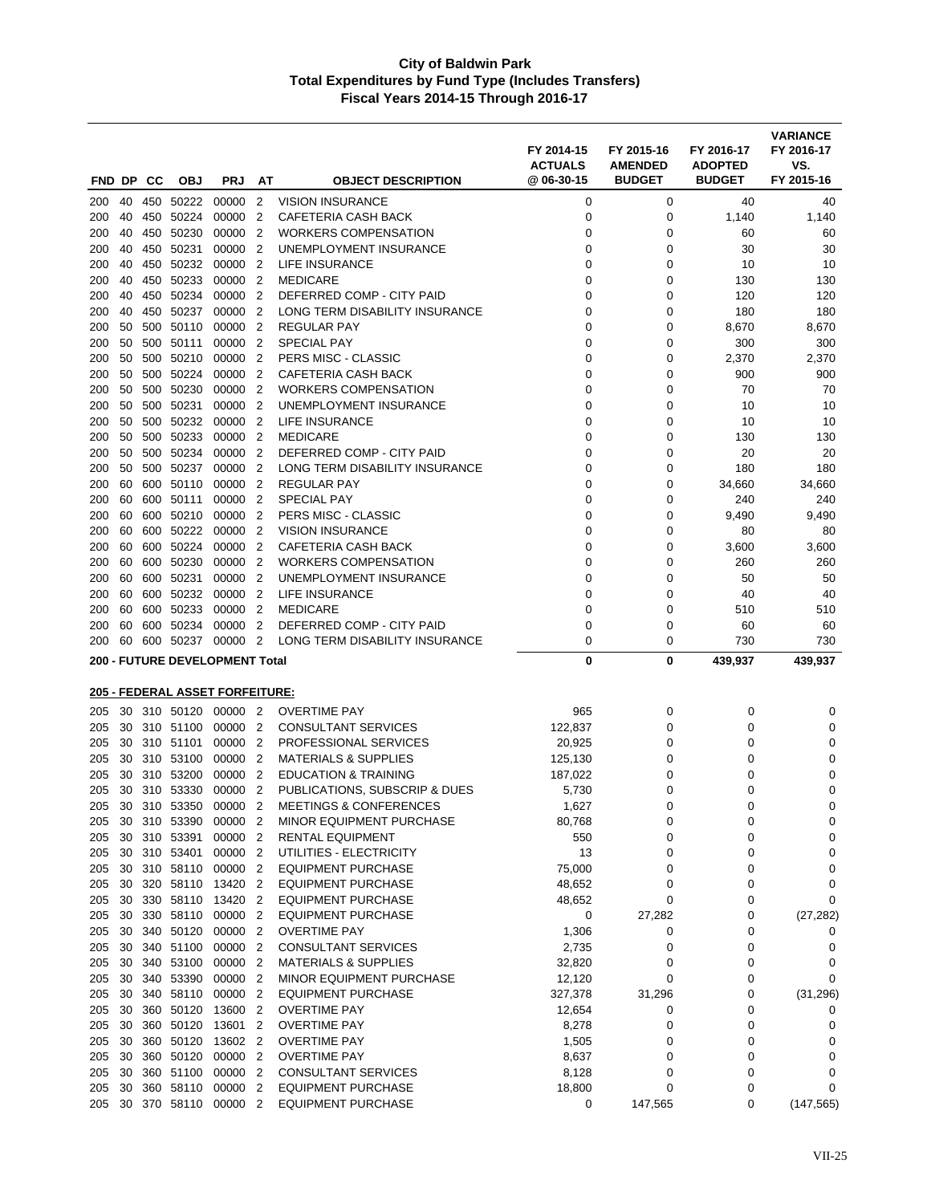# City of Baldwin Park
## Total Expenditures by Fund Type (Includes Transfers)
### Fiscal Years 2014-15 Through 2016-17

| FND | DP | CC | OBJ | PRJ | AT | OBJECT DESCRIPTION | FY 2014-15 ACTUALS @ 06-30-15 | FY 2015-16 AMENDED BUDGET | FY 2016-17 ADOPTED BUDGET | VARIANCE FY 2016-17 VS. FY 2015-16 |
|---|---|---|---|---|---|---|---|---|---|---|
| 200 | 40 | 450 | 50222 | 00000 | 2 | VISION INSURANCE | 0 | 0 | 40 | 40 |
| 200 | 40 | 450 | 50224 | 00000 | 2 | CAFETERIA CASH BACK | 0 | 0 | 1,140 | 1,140 |
| 200 | 40 | 450 | 50230 | 00000 | 2 | WORKERS COMPENSATION | 0 | 0 | 60 | 60 |
| 200 | 40 | 450 | 50231 | 00000 | 2 | UNEMPLOYMENT INSURANCE | 0 | 0 | 30 | 30 |
| 200 | 40 | 450 | 50232 | 00000 | 2 | LIFE INSURANCE | 0 | 0 | 10 | 10 |
| 200 | 40 | 450 | 50233 | 00000 | 2 | MEDICARE | 0 | 0 | 130 | 130 |
| 200 | 40 | 450 | 50234 | 00000 | 2 | DEFERRED COMP - CITY PAID | 0 | 0 | 120 | 120 |
| 200 | 40 | 450 | 50237 | 00000 | 2 | LONG TERM DISABILITY INSURANCE | 0 | 0 | 180 | 180 |
| 200 | 50 | 500 | 50110 | 00000 | 2 | REGULAR PAY | 0 | 0 | 8,670 | 8,670 |
| 200 | 50 | 500 | 50111 | 00000 | 2 | SPECIAL PAY | 0 | 0 | 300 | 300 |
| 200 | 50 | 500 | 50210 | 00000 | 2 | PERS MISC - CLASSIC | 0 | 0 | 2,370 | 2,370 |
| 200 | 50 | 500 | 50224 | 00000 | 2 | CAFETERIA CASH BACK | 0 | 0 | 900 | 900 |
| 200 | 50 | 500 | 50230 | 00000 | 2 | WORKERS COMPENSATION | 0 | 0 | 70 | 70 |
| 200 | 50 | 500 | 50231 | 00000 | 2 | UNEMPLOYMENT INSURANCE | 0 | 0 | 10 | 10 |
| 200 | 50 | 500 | 50232 | 00000 | 2 | LIFE INSURANCE | 0 | 0 | 10 | 10 |
| 200 | 50 | 500 | 50233 | 00000 | 2 | MEDICARE | 0 | 0 | 130 | 130 |
| 200 | 50 | 500 | 50234 | 00000 | 2 | DEFERRED COMP - CITY PAID | 0 | 0 | 20 | 20 |
| 200 | 50 | 500 | 50237 | 00000 | 2 | LONG TERM DISABILITY INSURANCE | 0 | 0 | 180 | 180 |
| 200 | 60 | 600 | 50110 | 00000 | 2 | REGULAR PAY | 0 | 0 | 34,660 | 34,660 |
| 200 | 60 | 600 | 50111 | 00000 | 2 | SPECIAL PAY | 0 | 0 | 240 | 240 |
| 200 | 60 | 600 | 50210 | 00000 | 2 | PERS MISC - CLASSIC | 0 | 0 | 9,490 | 9,490 |
| 200 | 60 | 600 | 50222 | 00000 | 2 | VISION INSURANCE | 0 | 0 | 80 | 80 |
| 200 | 60 | 600 | 50224 | 00000 | 2 | CAFETERIA CASH BACK | 0 | 0 | 3,600 | 3,600 |
| 200 | 60 | 600 | 50230 | 00000 | 2 | WORKERS COMPENSATION | 0 | 0 | 260 | 260 |
| 200 | 60 | 600 | 50231 | 00000 | 2 | UNEMPLOYMENT INSURANCE | 0 | 0 | 50 | 50 |
| 200 | 60 | 600 | 50232 | 00000 | 2 | LIFE INSURANCE | 0 | 0 | 40 | 40 |
| 200 | 60 | 600 | 50233 | 00000 | 2 | MEDICARE | 0 | 0 | 510 | 510 |
| 200 | 60 | 600 | 50234 | 00000 | 2 | DEFERRED COMP - CITY PAID | 0 | 0 | 60 | 60 |
| 200 | 60 | 600 | 50237 | 00000 | 2 | LONG TERM DISABILITY INSURANCE | 0 | 0 | 730 | 730 |
| **200 - FUTURE DEVELOPMENT Total** | | | | | | | **0** | **0** | **439,937** | **439,937** |
| **205 - FEDERAL ASSET FORFEITURE:** | | | | | | | | | | |
| 205 | 30 | 310 | 50120 | 00000 | 2 | OVERTIME PAY | 965 | 0 | 0 | 0 |
| 205 | 30 | 310 | 51100 | 00000 | 2 | CONSULTANT SERVICES | 122,837 | 0 | 0 | 0 |
| 205 | 30 | 310 | 51101 | 00000 | 2 | PROFESSIONAL SERVICES | 20,925 | 0 | 0 | 0 |
| 205 | 30 | 310 | 53100 | 00000 | 2 | MATERIALS & SUPPLIES | 125,130 | 0 | 0 | 0 |
| 205 | 30 | 310 | 53200 | 00000 | 2 | EDUCATION & TRAINING | 187,022 | 0 | 0 | 0 |
| 205 | 30 | 310 | 53330 | 00000 | 2 | PUBLICATIONS, SUBSCRIP & DUES | 5,730 | 0 | 0 | 0 |
| 205 | 30 | 310 | 53350 | 00000 | 2 | MEETINGS & CONFERENCES | 1,627 | 0 | 0 | 0 |
| 205 | 30 | 310 | 53390 | 00000 | 2 | MINOR EQUIPMENT PURCHASE | 80,768 | 0 | 0 | 0 |
| 205 | 30 | 310 | 53391 | 00000 | 2 | RENTAL EQUIPMENT | 550 | 0 | 0 | 0 |
| 205 | 30 | 310 | 53401 | 00000 | 2 | UTILITIES - ELECTRICITY | 13 | 0 | 0 | 0 |
| 205 | 30 | 310 | 58110 | 00000 | 2 | EQUIPMENT PURCHASE | 75,000 | 0 | 0 | 0 |
| 205 | 30 | 320 | 58110 | 13420 | 2 | EQUIPMENT PURCHASE | 48,652 | 0 | 0 | 0 |
| 205 | 30 | 330 | 58110 | 13420 | 2 | EQUIPMENT PURCHASE | 48,652 | 0 | 0 | 0 |
| 205 | 30 | 330 | 58110 | 00000 | 2 | EQUIPMENT PURCHASE | 0 | 27,282 | 0 | (27,282) |
| 205 | 30 | 340 | 50120 | 00000 | 2 | OVERTIME PAY | 1,306 | 0 | 0 | 0 |
| 205 | 30 | 340 | 51100 | 00000 | 2 | CONSULTANT SERVICES | 2,735 | 0 | 0 | 0 |
| 205 | 30 | 340 | 53100 | 00000 | 2 | MATERIALS & SUPPLIES | 32,820 | 0 | 0 | 0 |
| 205 | 30 | 340 | 53390 | 00000 | 2 | MINOR EQUIPMENT PURCHASE | 12,120 | 0 | 0 | 0 |
| 205 | 30 | 340 | 58110 | 00000 | 2 | EQUIPMENT PURCHASE | 327,378 | 31,296 | 0 | (31,296) |
| 205 | 30 | 360 | 50120 | 13600 | 2 | OVERTIME PAY | 12,654 | 0 | 0 | 0 |
| 205 | 30 | 360 | 50120 | 13601 | 2 | OVERTIME PAY | 8,278 | 0 | 0 | 0 |
| 205 | 30 | 360 | 50120 | 13602 | 2 | OVERTIME PAY | 1,505 | 0 | 0 | 0 |
| 205 | 30 | 360 | 50120 | 00000 | 2 | OVERTIME PAY | 8,637 | 0 | 0 | 0 |
| 205 | 30 | 360 | 51100 | 00000 | 2 | CONSULTANT SERVICES | 8,128 | 0 | 0 | 0 |
| 205 | 30 | 360 | 58110 | 00000 | 2 | EQUIPMENT PURCHASE | 18,800 | 0 | 0 | 0 |
| 205 | 30 | 370 | 58110 | 00000 | 2 | EQUIPMENT PURCHASE | 0 | 147,565 | 0 | (147,565) |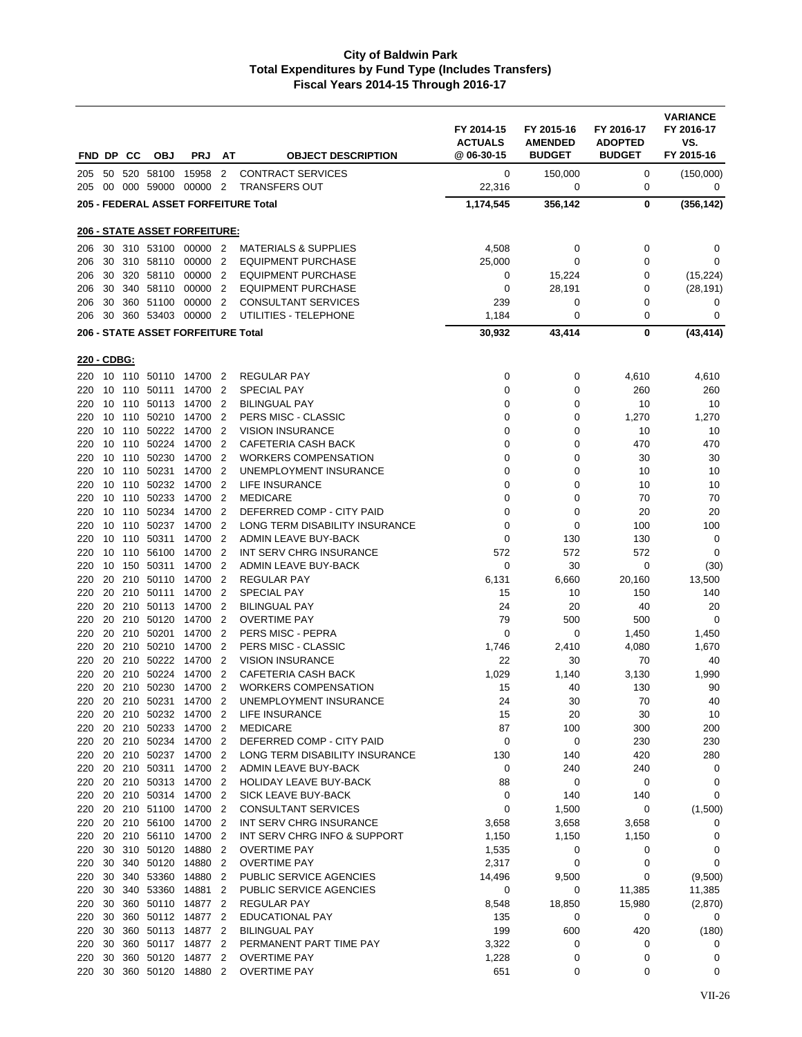# City of Baldwin Park
## Total Expenditures by Fund Type (Includes Transfers)
### Fiscal Years 2014-15 Through 2016-17

| FND | DP | CC | OBJ | PRJ | AT | OBJECT DESCRIPTION | FY 2014-15 ACTUALS @ 06-30-15 | FY 2015-16 AMENDED BUDGET | FY 2016-17 ADOPTED BUDGET | VARIANCE FY 2016-17 VS. FY 2015-16 |
|---|---|---|---|---|---|---|---|---|---|---|
| 205 | 50 | 520 | 58100 | 15958 | 2 | CONTRACT SERVICES | 0 | 150,000 | 0 | (150,000) |
| 205 | 00 | 000 | 59000 | 00000 | 2 | TRANSFERS OUT | 22,316 | 0 | 0 | 0 |
| **205 - FEDERAL ASSET FORFEITURE Total** | | | | | | | **1,174,545** | **356,142** | **0** | **(356,142)** |
| **206 - STATE ASSET FORFEITURE:** | | | | | | | | | | |
| 206 | 30 | 310 | 53100 | 00000 | 2 | MATERIALS & SUPPLIES | 4,508 | 0 | 0 | 0 |
| 206 | 30 | 310 | 58110 | 00000 | 2 | EQUIPMENT PURCHASE | 25,000 | 0 | 0 | 0 |
| 206 | 30 | 320 | 58110 | 00000 | 2 | EQUIPMENT PURCHASE | 0 | 15,224 | 0 | (15,224) |
| 206 | 30 | 340 | 58110 | 00000 | 2 | EQUIPMENT PURCHASE | 0 | 28,191 | 0 | (28,191) |
| 206 | 30 | 360 | 51100 | 00000 | 2 | CONSULTANT SERVICES | 239 | 0 | 0 | 0 |
| 206 | 30 | 360 | 53403 | 00000 | 2 | UTILITIES - TELEPHONE | 1,184 | 0 | 0 | 0 |
| **206 - STATE ASSET FORFEITURE Total** | | | | | | | **30,932** | **43,414** | **0** | **(43,414)** |
| **220 - CDBG:** | | | | | | | | | | |
| 220 | 10 | 110 | 50110 | 14700 | 2 | REGULAR PAY | 0 | 0 | 4,610 | 4,610 |
| 220 | 10 | 110 | 50111 | 14700 | 2 | SPECIAL PAY | 0 | 0 | 260 | 260 |
| 220 | 10 | 110 | 50113 | 14700 | 2 | BILINGUAL PAY | 0 | 0 | 10 | 10 |
| 220 | 10 | 110 | 50210 | 14700 | 2 | PERS MISC - CLASSIC | 0 | 0 | 1,270 | 1,270 |
| 220 | 10 | 110 | 50222 | 14700 | 2 | VISION INSURANCE | 0 | 0 | 10 | 10 |
| 220 | 10 | 110 | 50224 | 14700 | 2 | CAFETERIA CASH BACK | 0 | 0 | 470 | 470 |
| 220 | 10 | 110 | 50230 | 14700 | 2 | WORKERS COMPENSATION | 0 | 0 | 30 | 30 |
| 220 | 10 | 110 | 50231 | 14700 | 2 | UNEMPLOYMENT INSURANCE | 0 | 0 | 10 | 10 |
| 220 | 10 | 110 | 50232 | 14700 | 2 | LIFE INSURANCE | 0 | 0 | 10 | 10 |
| 220 | 10 | 110 | 50233 | 14700 | 2 | MEDICARE | 0 | 0 | 70 | 70 |
| 220 | 10 | 110 | 50234 | 14700 | 2 | DEFERRED COMP - CITY PAID | 0 | 0 | 20 | 20 |
| 220 | 10 | 110 | 50237 | 14700 | 2 | LONG TERM DISABILITY INSURANCE | 0 | 0 | 100 | 100 |
| 220 | 10 | 110 | 50311 | 14700 | 2 | ADMIN LEAVE BUY-BACK | 0 | 130 | 130 | 0 |
| 220 | 10 | 110 | 56100 | 14700 | 2 | INT SERV CHRG INSURANCE | 572 | 572 | 572 | 0 |
| 220 | 10 | 150 | 50311 | 14700 | 2 | ADMIN LEAVE BUY-BACK | 0 | 30 | 0 | (30) |
| 220 | 20 | 210 | 50110 | 14700 | 2 | REGULAR PAY | 6,131 | 6,660 | 20,160 | 13,500 |
| 220 | 20 | 210 | 50111 | 14700 | 2 | SPECIAL PAY | 15 | 10 | 150 | 140 |
| 220 | 20 | 210 | 50113 | 14700 | 2 | BILINGUAL PAY | 24 | 20 | 40 | 20 |
| 220 | 20 | 210 | 50120 | 14700 | 2 | OVERTIME PAY | 79 | 500 | 500 | 0 |
| 220 | 20 | 210 | 50201 | 14700 | 2 | PERS MISC - PEPRA | 0 | 0 | 1,450 | 1,450 |
| 220 | 20 | 210 | 50210 | 14700 | 2 | PERS MISC - CLASSIC | 1,746 | 2,410 | 4,080 | 1,670 |
| 220 | 20 | 210 | 50222 | 14700 | 2 | VISION INSURANCE | 22 | 30 | 70 | 40 |
| 220 | 20 | 210 | 50224 | 14700 | 2 | CAFETERIA CASH BACK | 1,029 | 1,140 | 3,130 | 1,990 |
| 220 | 20 | 210 | 50230 | 14700 | 2 | WORKERS COMPENSATION | 15 | 40 | 130 | 90 |
| 220 | 20 | 210 | 50231 | 14700 | 2 | UNEMPLOYMENT INSURANCE | 24 | 30 | 70 | 40 |
| 220 | 20 | 210 | 50232 | 14700 | 2 | LIFE INSURANCE | 15 | 20 | 30 | 10 |
| 220 | 20 | 210 | 50233 | 14700 | 2 | MEDICARE | 87 | 100 | 300 | 200 |
| 220 | 20 | 210 | 50234 | 14700 | 2 | DEFERRED COMP - CITY PAID | 0 | 0 | 230 | 230 |
| 220 | 20 | 210 | 50237 | 14700 | 2 | LONG TERM DISABILITY INSURANCE | 130 | 140 | 420 | 280 |
| 220 | 20 | 210 | 50311 | 14700 | 2 | ADMIN LEAVE BUY-BACK | 0 | 240 | 240 | 0 |
| 220 | 20 | 210 | 50313 | 14700 | 2 | HOLIDAY LEAVE BUY-BACK | 88 | 0 | 0 | 0 |
| 220 | 20 | 210 | 50314 | 14700 | 2 | SICK LEAVE BUY-BACK | 0 | 140 | 140 | 0 |
| 220 | 20 | 210 | 51100 | 14700 | 2 | CONSULTANT SERVICES | 0 | 1,500 | 0 | (1,500) |
| 220 | 20 | 210 | 56100 | 14700 | 2 | INT SERV CHRG INSURANCE | 3,658 | 3,658 | 3,658 | 0 |
| 220 | 20 | 210 | 56110 | 14700 | 2 | INT SERV CHRG INFO & SUPPORT | 1,150 | 1,150 | 1,150 | 0 |
| 220 | 30 | 310 | 50120 | 14880 | 2 | OVERTIME PAY | 1,535 | 0 | 0 | 0 |
| 220 | 30 | 340 | 50120 | 14880 | 2 | OVERTIME PAY | 2,317 | 0 | 0 | 0 |
| 220 | 30 | 340 | 53360 | 14880 | 2 | PUBLIC SERVICE AGENCIES | 14,496 | 9,500 | 0 | (9,500) |
| 220 | 30 | 340 | 53360 | 14881 | 2 | PUBLIC SERVICE AGENCIES | 0 | 0 | 11,385 | 11,385 |
| 220 | 30 | 360 | 50110 | 14877 | 2 | REGULAR PAY | 8,548 | 18,850 | 15,980 | (2,870) |
| 220 | 30 | 360 | 50112 | 14877 | 2 | EDUCATIONAL PAY | 135 | 0 | 0 | 0 |
| 220 | 30 | 360 | 50113 | 14877 | 2 | BILINGUAL PAY | 199 | 600 | 420 | (180) |
| 220 | 30 | 360 | 50117 | 14877 | 2 | PERMANENT PART TIME PAY | 3,322 | 0 | 0 | 0 |
| 220 | 30 | 360 | 50120 | 14877 | 2 | OVERTIME PAY | 1,228 | 0 | 0 | 0 |
| 220 | 30 | 360 | 50120 | 14880 | 2 | OVERTIME PAY | 651 | 0 | 0 | 0 |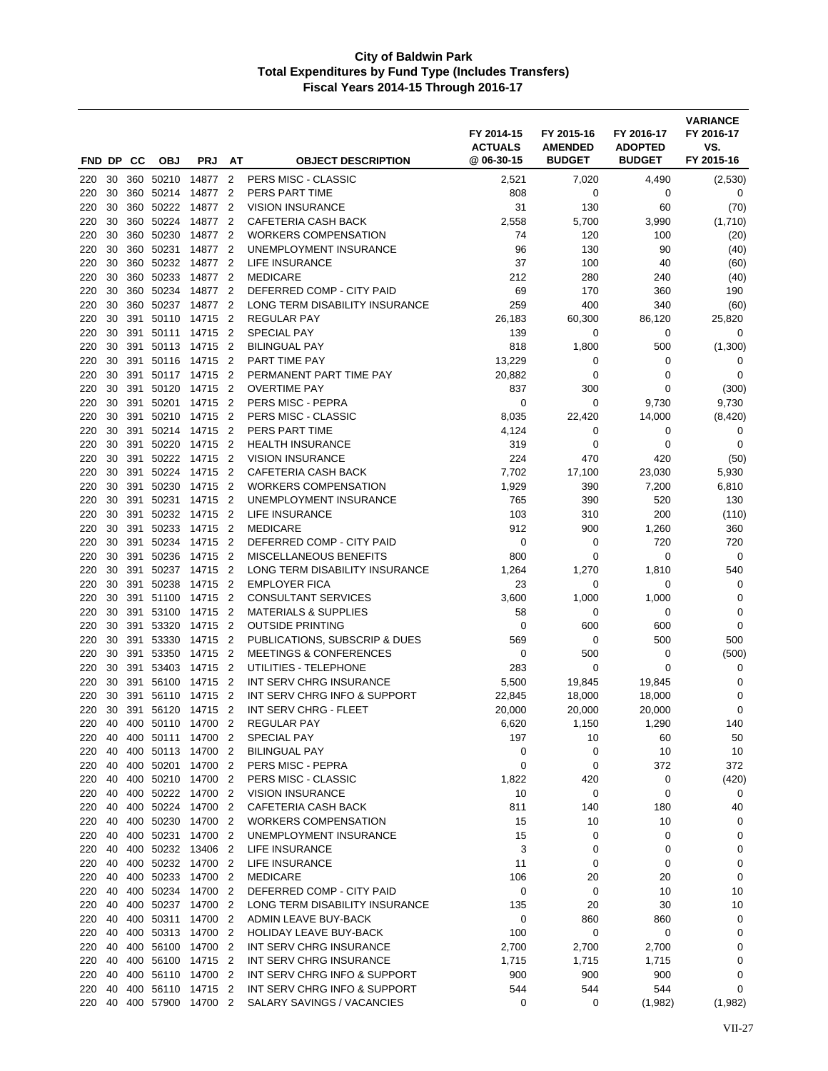**City of Baldwin Park**
**Total Expenditures by Fund Type (Includes Transfers)**
**Fiscal Years 2014-15 Through 2016-17**

| FND | DP | CC | OBJ | PRJ | AT | OBJECT DESCRIPTION | FY 2014-15 ACTUALS @ 06-30-15 | FY 2015-16 AMENDED BUDGET | FY 2016-17 ADOPTED BUDGET | VARIANCE FY 2016-17 VS. FY 2015-16 |
|---|---|---|---|---|---|---|---|---|---|---|
| 220 | 30 | 360 | 50210 | 14877 | 2 | PERS MISC - CLASSIC | 2,521 | 7,020 | 4,490 | (2,530) |
| 220 | 30 | 360 | 50214 | 14877 | 2 | PERS PART TIME | 808 | 0 | 0 | 0 |
| 220 | 30 | 360 | 50222 | 14877 | 2 | VISION INSURANCE | 31 | 130 | 60 | (70) |
| 220 | 30 | 360 | 50224 | 14877 | 2 | CAFETERIA CASH BACK | 2,558 | 5,700 | 3,990 | (1,710) |
| 220 | 30 | 360 | 50230 | 14877 | 2 | WORKERS COMPENSATION | 74 | 120 | 100 | (20) |
| 220 | 30 | 360 | 50231 | 14877 | 2 | UNEMPLOYMENT INSURANCE | 96 | 130 | 90 | (40) |
| 220 | 30 | 360 | 50232 | 14877 | 2 | LIFE INSURANCE | 37 | 100 | 40 | (60) |
| 220 | 30 | 360 | 50233 | 14877 | 2 | MEDICARE | 212 | 280 | 240 | (40) |
| 220 | 30 | 360 | 50234 | 14877 | 2 | DEFERRED COMP - CITY PAID | 69 | 170 | 360 | 190 |
| 220 | 30 | 360 | 50237 | 14877 | 2 | LONG TERM DISABILITY INSURANCE | 259 | 400 | 340 | (60) |
| 220 | 30 | 391 | 50110 | 14715 | 2 | REGULAR PAY | 26,183 | 60,300 | 86,120 | 25,820 |
| 220 | 30 | 391 | 50111 | 14715 | 2 | SPECIAL PAY | 139 | 0 | 0 | 0 |
| 220 | 30 | 391 | 50113 | 14715 | 2 | BILINGUAL PAY | 818 | 1,800 | 500 | (1,300) |
| 220 | 30 | 391 | 50116 | 14715 | 2 | PART TIME PAY | 13,229 | 0 | 0 | 0 |
| 220 | 30 | 391 | 50117 | 14715 | 2 | PERMANENT PART TIME PAY | 20,882 | 0 | 0 | 0 |
| 220 | 30 | 391 | 50120 | 14715 | 2 | OVERTIME PAY | 837 | 300 | 0 | (300) |
| 220 | 30 | 391 | 50201 | 14715 | 2 | PERS MISC - PEPRA | 0 | 0 | 9,730 | 9,730 |
| 220 | 30 | 391 | 50210 | 14715 | 2 | PERS MISC - CLASSIC | 8,035 | 22,420 | 14,000 | (8,420) |
| 220 | 30 | 391 | 50214 | 14715 | 2 | PERS PART TIME | 4,124 | 0 | 0 | 0 |
| 220 | 30 | 391 | 50220 | 14715 | 2 | HEALTH INSURANCE | 319 | 0 | 0 | 0 |
| 220 | 30 | 391 | 50222 | 14715 | 2 | VISION INSURANCE | 224 | 470 | 420 | (50) |
| 220 | 30 | 391 | 50224 | 14715 | 2 | CAFETERIA CASH BACK | 7,702 | 17,100 | 23,030 | 5,930 |
| 220 | 30 | 391 | 50230 | 14715 | 2 | WORKERS COMPENSATION | 1,929 | 390 | 7,200 | 6,810 |
| 220 | 30 | 391 | 50231 | 14715 | 2 | UNEMPLOYMENT INSURANCE | 765 | 390 | 520 | 130 |
| 220 | 30 | 391 | 50232 | 14715 | 2 | LIFE INSURANCE | 103 | 310 | 200 | (110) |
| 220 | 30 | 391 | 50233 | 14715 | 2 | MEDICARE | 912 | 900 | 1,260 | 360 |
| 220 | 30 | 391 | 50234 | 14715 | 2 | DEFERRED COMP - CITY PAID | 0 | 0 | 720 | 720 |
| 220 | 30 | 391 | 50236 | 14715 | 2 | MISCELLANEOUS BENEFITS | 800 | 0 | 0 | 0 |
| 220 | 30 | 391 | 50237 | 14715 | 2 | LONG TERM DISABILITY INSURANCE | 1,264 | 1,270 | 1,810 | 540 |
| 220 | 30 | 391 | 50238 | 14715 | 2 | EMPLOYER FICA | 23 | 0 | 0 | 0 |
| 220 | 30 | 391 | 51100 | 14715 | 2 | CONSULTANT SERVICES | 3,600 | 1,000 | 1,000 | 0 |
| 220 | 30 | 391 | 53100 | 14715 | 2 | MATERIALS & SUPPLIES | 58 | 0 | 0 | 0 |
| 220 | 30 | 391 | 53320 | 14715 | 2 | OUTSIDE PRINTING | 0 | 600 | 600 | 0 |
| 220 | 30 | 391 | 53330 | 14715 | 2 | PUBLICATIONS, SUBSCRIP & DUES | 569 | 0 | 500 | 500 |
| 220 | 30 | 391 | 53350 | 14715 | 2 | MEETINGS & CONFERENCES | 0 | 500 | 0 | (500) |
| 220 | 30 | 391 | 53403 | 14715 | 2 | UTILITIES - TELEPHONE | 283 | 0 | 0 | 0 |
| 220 | 30 | 391 | 56100 | 14715 | 2 | INT SERV CHRG INSURANCE | 5,500 | 19,845 | 19,845 | 0 |
| 220 | 30 | 391 | 56110 | 14715 | 2 | INT SERV CHRG INFO & SUPPORT | 22,845 | 18,000 | 18,000 | 0 |
| 220 | 30 | 391 | 56120 | 14715 | 2 | INT SERV CHRG - FLEET | 20,000 | 20,000 | 20,000 | 0 |
| 220 | 40 | 400 | 50110 | 14700 | 2 | REGULAR PAY | 6,620 | 1,150 | 1,290 | 140 |
| 220 | 40 | 400 | 50111 | 14700 | 2 | SPECIAL PAY | 197 | 10 | 60 | 50 |
| 220 | 40 | 400 | 50113 | 14700 | 2 | BILINGUAL PAY | 0 | 0 | 10 | 10 |
| 220 | 40 | 400 | 50201 | 14700 | 2 | PERS MISC - PEPRA | 0 | 0 | 372 | 372 |
| 220 | 40 | 400 | 50210 | 14700 | 2 | PERS MISC - CLASSIC | 1,822 | 420 | 0 | (420) |
| 220 | 40 | 400 | 50222 | 14700 | 2 | VISION INSURANCE | 10 | 0 | 0 | 0 |
| 220 | 40 | 400 | 50224 | 14700 | 2 | CAFETERIA CASH BACK | 811 | 140 | 180 | 40 |
| 220 | 40 | 400 | 50230 | 14700 | 2 | WORKERS COMPENSATION | 15 | 10 | 10 | 0 |
| 220 | 40 | 400 | 50231 | 14700 | 2 | UNEMPLOYMENT INSURANCE | 15 | 0 | 0 | 0 |
| 220 | 40 | 400 | 50232 | 13406 | 2 | LIFE INSURANCE | 3 | 0 | 0 | 0 |
| 220 | 40 | 400 | 50232 | 14700 | 2 | LIFE INSURANCE | 11 | 0 | 0 | 0 |
| 220 | 40 | 400 | 50233 | 14700 | 2 | MEDICARE | 106 | 20 | 20 | 0 |
| 220 | 40 | 400 | 50234 | 14700 | 2 | DEFERRED COMP - CITY PAID | 0 | 0 | 10 | 10 |
| 220 | 40 | 400 | 50237 | 14700 | 2 | LONG TERM DISABILITY INSURANCE | 135 | 20 | 30 | 10 |
| 220 | 40 | 400 | 50311 | 14700 | 2 | ADMIN LEAVE BUY-BACK | 0 | 860 | 860 | 0 |
| 220 | 40 | 400 | 50313 | 14700 | 2 | HOLIDAY LEAVE BUY-BACK | 100 | 0 | 0 | 0 |
| 220 | 40 | 400 | 56100 | 14700 | 2 | INT SERV CHRG INSURANCE | 2,700 | 2,700 | 2,700 | 0 |
| 220 | 40 | 400 | 56100 | 14715 | 2 | INT SERV CHRG INSURANCE | 1,715 | 1,715 | 1,715 | 0 |
| 220 | 40 | 400 | 56110 | 14700 | 2 | INT SERV CHRG INFO & SUPPORT | 900 | 900 | 900 | 0 |
| 220 | 40 | 400 | 56110 | 14715 | 2 | INT SERV CHRG INFO & SUPPORT | 544 | 544 | 544 | 0 |
| 220 | 40 | 400 | 57900 | 14700 | 2 | SALARY SAVINGS / VACANCIES | 0 | 0 | (1,982) | (1,982) |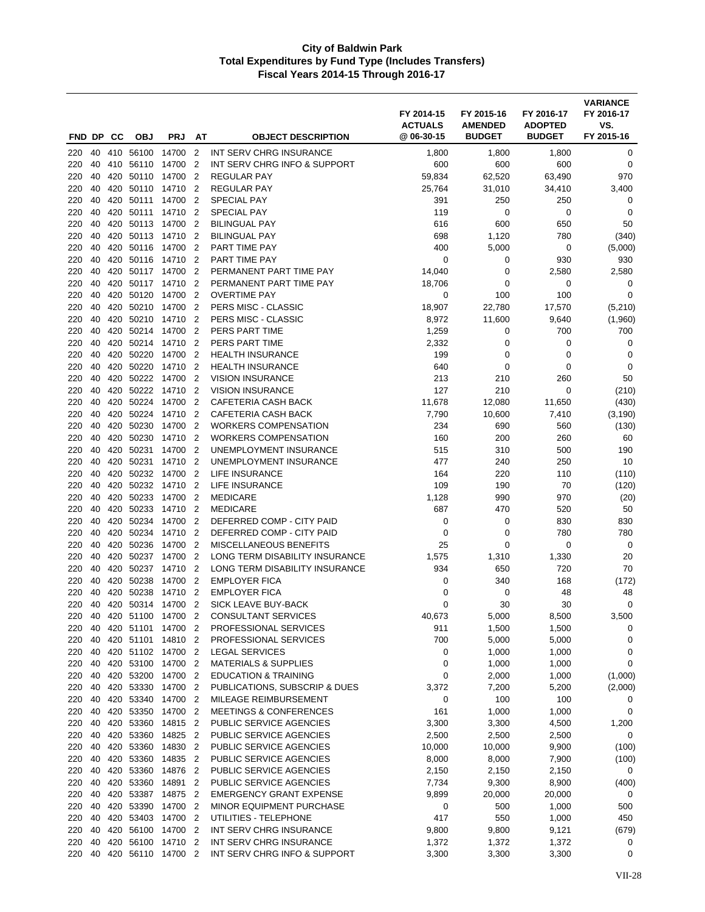# City of Baldwin Park
## Total Expenditures by Fund Type (Includes Transfers)
### Fiscal Years 2014-15 Through 2016-17

| FND | DP | CC | OBJ | PRJ | AT | OBJECT DESCRIPTION | FY 2014-15 ACTUALS @ 06-30-15 | FY 2015-16 AMENDED BUDGET | FY 2016-17 ADOPTED BUDGET | VARIANCE FY 2016-17 VS. FY 2015-16 |
|---|---|---|---|---|---|---|---|---|---|---|
| 220 | 40 | 410 | 56100 | 14700 | 2 | INT SERV CHRG INSURANCE | 1,800 | 1,800 | 1,800 | 0 |
| 220 | 40 | 410 | 56110 | 14700 | 2 | INT SERV CHRG INFO & SUPPORT | 600 | 600 | 600 | 0 |
| 220 | 40 | 420 | 50110 | 14700 | 2 | REGULAR PAY | 59,834 | 62,520 | 63,490 | 970 |
| 220 | 40 | 420 | 50110 | 14710 | 2 | REGULAR PAY | 25,764 | 31,010 | 34,410 | 3,400 |
| 220 | 40 | 420 | 50111 | 14700 | 2 | SPECIAL PAY | 391 | 250 | 250 | 0 |
| 220 | 40 | 420 | 50111 | 14710 | 2 | SPECIAL PAY | 119 | 0 | 0 | 0 |
| 220 | 40 | 420 | 50113 | 14700 | 2 | BILINGUAL PAY | 616 | 600 | 650 | 50 |
| 220 | 40 | 420 | 50113 | 14710 | 2 | BILINGUAL PAY | 698 | 1,120 | 780 | (340) |
| 220 | 40 | 420 | 50116 | 14700 | 2 | PART TIME PAY | 400 | 5,000 | 0 | (5,000) |
| 220 | 40 | 420 | 50116 | 14710 | 2 | PART TIME PAY | 0 | 0 | 930 | 930 |
| 220 | 40 | 420 | 50117 | 14700 | 2 | PERMANENT PART TIME PAY | 14,040 | 0 | 2,580 | 2,580 |
| 220 | 40 | 420 | 50117 | 14710 | 2 | PERMANENT PART TIME PAY | 18,706 | 0 | 0 | 0 |
| 220 | 40 | 420 | 50120 | 14700 | 2 | OVERTIME PAY | 0 | 100 | 100 | 0 |
| 220 | 40 | 420 | 50210 | 14700 | 2 | PERS MISC - CLASSIC | 18,907 | 22,780 | 17,570 | (5,210) |
| 220 | 40 | 420 | 50210 | 14710 | 2 | PERS MISC - CLASSIC | 8,972 | 11,600 | 9,640 | (1,960) |
| 220 | 40 | 420 | 50214 | 14700 | 2 | PERS PART TIME | 1,259 | 0 | 700 | 700 |
| 220 | 40 | 420 | 50214 | 14710 | 2 | PERS PART TIME | 2,332 | 0 | 0 | 0 |
| 220 | 40 | 420 | 50220 | 14700 | 2 | HEALTH INSURANCE | 199 | 0 | 0 | 0 |
| 220 | 40 | 420 | 50220 | 14710 | 2 | HEALTH INSURANCE | 640 | 0 | 0 | 0 |
| 220 | 40 | 420 | 50222 | 14700 | 2 | VISION INSURANCE | 213 | 210 | 260 | 50 |
| 220 | 40 | 420 | 50222 | 14710 | 2 | VISION INSURANCE | 127 | 210 | 0 | (210) |
| 220 | 40 | 420 | 50224 | 14700 | 2 | CAFETERIA CASH BACK | 11,678 | 12,080 | 11,650 | (430) |
| 220 | 40 | 420 | 50224 | 14710 | 2 | CAFETERIA CASH BACK | 7,790 | 10,600 | 7,410 | (3,190) |
| 220 | 40 | 420 | 50230 | 14700 | 2 | WORKERS COMPENSATION | 234 | 690 | 560 | (130) |
| 220 | 40 | 420 | 50230 | 14710 | 2 | WORKERS COMPENSATION | 160 | 200 | 260 | 60 |
| 220 | 40 | 420 | 50231 | 14700 | 2 | UNEMPLOYMENT INSURANCE | 515 | 310 | 500 | 190 |
| 220 | 40 | 420 | 50231 | 14710 | 2 | UNEMPLOYMENT INSURANCE | 477 | 240 | 250 | 10 |
| 220 | 40 | 420 | 50232 | 14700 | 2 | LIFE INSURANCE | 164 | 220 | 110 | (110) |
| 220 | 40 | 420 | 50232 | 14710 | 2 | LIFE INSURANCE | 109 | 190 | 70 | (120) |
| 220 | 40 | 420 | 50233 | 14700 | 2 | MEDICARE | 1,128 | 990 | 970 | (20) |
| 220 | 40 | 420 | 50233 | 14710 | 2 | MEDICARE | 687 | 470 | 520 | 50 |
| 220 | 40 | 420 | 50234 | 14700 | 2 | DEFERRED COMP - CITY PAID | 0 | 0 | 830 | 830 |
| 220 | 40 | 420 | 50234 | 14710 | 2 | DEFERRED COMP - CITY PAID | 0 | 0 | 780 | 780 |
| 220 | 40 | 420 | 50236 | 14700 | 2 | MISCELLANEOUS BENEFITS | 25 | 0 | 0 | 0 |
| 220 | 40 | 420 | 50237 | 14700 | 2 | LONG TERM DISABILITY INSURANCE | 1,575 | 1,310 | 1,330 | 20 |
| 220 | 40 | 420 | 50237 | 14710 | 2 | LONG TERM DISABILITY INSURANCE | 934 | 650 | 720 | 70 |
| 220 | 40 | 420 | 50238 | 14700 | 2 | EMPLOYER FICA | 0 | 340 | 168 | (172) |
| 220 | 40 | 420 | 50238 | 14710 | 2 | EMPLOYER FICA | 0 | 0 | 48 | 48 |
| 220 | 40 | 420 | 50314 | 14700 | 2 | SICK LEAVE BUY-BACK | 0 | 30 | 30 | 0 |
| 220 | 40 | 420 | 51100 | 14700 | 2 | CONSULTANT SERVICES | 40,673 | 5,000 | 8,500 | 3,500 |
| 220 | 40 | 420 | 51101 | 14700 | 2 | PROFESSIONAL SERVICES | 911 | 1,500 | 1,500 | 0 |
| 220 | 40 | 420 | 51101 | 14810 | 2 | PROFESSIONAL SERVICES | 700 | 5,000 | 5,000 | 0 |
| 220 | 40 | 420 | 51102 | 14700 | 2 | LEGAL SERVICES | 0 | 1,000 | 1,000 | 0 |
| 220 | 40 | 420 | 53100 | 14700 | 2 | MATERIALS & SUPPLIES | 0 | 1,000 | 1,000 | 0 |
| 220 | 40 | 420 | 53200 | 14700 | 2 | EDUCATION & TRAINING | 0 | 2,000 | 1,000 | (1,000) |
| 220 | 40 | 420 | 53330 | 14700 | 2 | PUBLICATIONS, SUBSCRIP & DUES | 3,372 | 7,200 | 5,200 | (2,000) |
| 220 | 40 | 420 | 53340 | 14700 | 2 | MILEAGE REIMBURSEMENT | 0 | 100 | 100 | 0 |
| 220 | 40 | 420 | 53350 | 14700 | 2 | MEETINGS & CONFERENCES | 161 | 1,000 | 1,000 | 0 |
| 220 | 40 | 420 | 53360 | 14815 | 2 | PUBLIC SERVICE AGENCIES | 3,300 | 3,300 | 4,500 | 1,200 |
| 220 | 40 | 420 | 53360 | 14825 | 2 | PUBLIC SERVICE AGENCIES | 2,500 | 2,500 | 2,500 | 0 |
| 220 | 40 | 420 | 53360 | 14830 | 2 | PUBLIC SERVICE AGENCIES | 10,000 | 10,000 | 9,900 | (100) |
| 220 | 40 | 420 | 53360 | 14835 | 2 | PUBLIC SERVICE AGENCIES | 8,000 | 8,000 | 7,900 | (100) |
| 220 | 40 | 420 | 53360 | 14876 | 2 | PUBLIC SERVICE AGENCIES | 2,150 | 2,150 | 2,150 | 0 |
| 220 | 40 | 420 | 53360 | 14891 | 2 | PUBLIC SERVICE AGENCIES | 7,734 | 9,300 | 8,900 | (400) |
| 220 | 40 | 420 | 53387 | 14875 | 2 | EMERGENCY GRANT EXPENSE | 9,899 | 20,000 | 20,000 | 0 |
| 220 | 40 | 420 | 53390 | 14700 | 2 | MINOR EQUIPMENT PURCHASE | 0 | 500 | 1,000 | 500 |
| 220 | 40 | 420 | 53403 | 14700 | 2 | UTILITIES - TELEPHONE | 417 | 550 | 1,000 | 450 |
| 220 | 40 | 420 | 56100 | 14700 | 2 | INT SERV CHRG INSURANCE | 9,800 | 9,800 | 9,121 | (679) |
| 220 | 40 | 420 | 56100 | 14710 | 2 | INT SERV CHRG INSURANCE | 1,372 | 1,372 | 1,372 | 0 |
| 220 | 40 | 420 | 56110 | 14700 | 2 | INT SERV CHRG INFO & SUPPORT | 3,300 | 3,300 | 3,300 | 0 |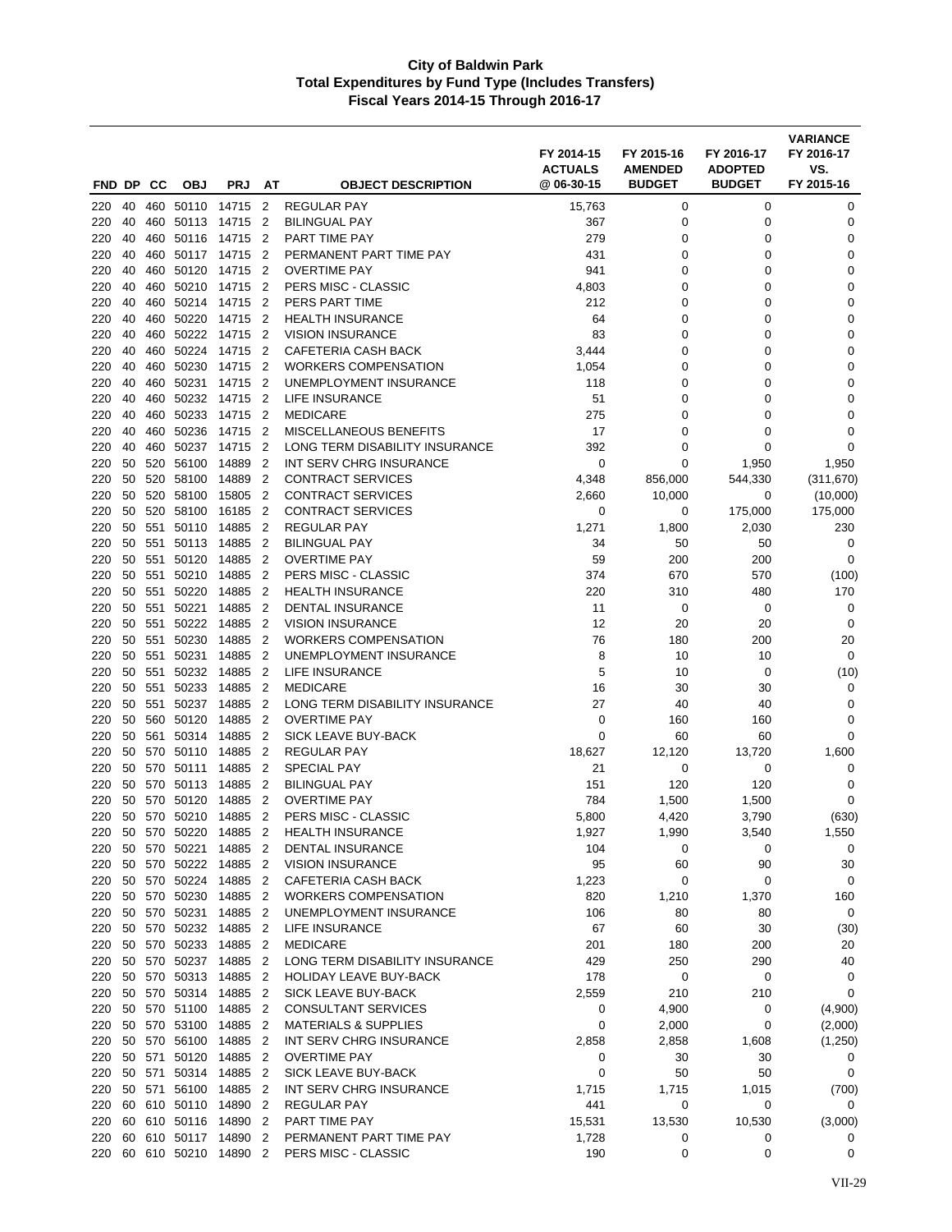# City of Baldwin Park
## Total Expenditures by Fund Type (Includes Transfers)
### Fiscal Years 2014-15 Through 2016-17

| FND | DP | CC | OBJ | PRJ | AT | OBJECT DESCRIPTION | FY 2014-15 ACTUALS @ 06-30-15 | FY 2015-16 AMENDED BUDGET | FY 2016-17 ADOPTED BUDGET | VARIANCE FY 2016-17 VS. FY 2015-16 |
|---|---|---|---|---|---|---|---|---|---|---|
| 220 | 40 | 460 | 50110 | 14715 | 2 | REGULAR PAY | 15,763 | 0 | 0 | 0 |
| 220 | 40 | 460 | 50113 | 14715 | 2 | BILINGUAL PAY | 367 | 0 | 0 | 0 |
| 220 | 40 | 460 | 50116 | 14715 | 2 | PART TIME PAY | 279 | 0 | 0 | 0 |
| 220 | 40 | 460 | 50117 | 14715 | 2 | PERMANENT PART TIME PAY | 431 | 0 | 0 | 0 |
| 220 | 40 | 460 | 50120 | 14715 | 2 | OVERTIME PAY | 941 | 0 | 0 | 0 |
| 220 | 40 | 460 | 50210 | 14715 | 2 | PERS MISC - CLASSIC | 4,803 | 0 | 0 | 0 |
| 220 | 40 | 460 | 50214 | 14715 | 2 | PERS PART TIME | 212 | 0 | 0 | 0 |
| 220 | 40 | 460 | 50220 | 14715 | 2 | HEALTH INSURANCE | 64 | 0 | 0 | 0 |
| 220 | 40 | 460 | 50222 | 14715 | 2 | VISION INSURANCE | 83 | 0 | 0 | 0 |
| 220 | 40 | 460 | 50224 | 14715 | 2 | CAFETERIA CASH BACK | 3,444 | 0 | 0 | 0 |
| 220 | 40 | 460 | 50230 | 14715 | 2 | WORKERS COMPENSATION | 1,054 | 0 | 0 | 0 |
| 220 | 40 | 460 | 50231 | 14715 | 2 | UNEMPLOYMENT INSURANCE | 118 | 0 | 0 | 0 |
| 220 | 40 | 460 | 50232 | 14715 | 2 | LIFE INSURANCE | 51 | 0 | 0 | 0 |
| 220 | 40 | 460 | 50233 | 14715 | 2 | MEDICARE | 275 | 0 | 0 | 0 |
| 220 | 40 | 460 | 50236 | 14715 | 2 | MISCELLANEOUS BENEFITS | 17 | 0 | 0 | 0 |
| 220 | 40 | 460 | 50237 | 14715 | 2 | LONG TERM DISABILITY INSURANCE | 392 | 0 | 0 | 0 |
| 220 | 50 | 520 | 56100 | 14889 | 2 | INT SERV CHRG INSURANCE | 0 | 0 | 1,950 | 1,950 |
| 220 | 50 | 520 | 58100 | 14889 | 2 | CONTRACT SERVICES | 4,348 | 856,000 | 544,330 | (311,670) |
| 220 | 50 | 520 | 58100 | 15805 | 2 | CONTRACT SERVICES | 2,660 | 10,000 | 0 | (10,000) |
| 220 | 50 | 520 | 58100 | 16185 | 2 | CONTRACT SERVICES | 0 | 0 | 175,000 | 175,000 |
| 220 | 50 | 551 | 50110 | 14885 | 2 | REGULAR PAY | 1,271 | 1,800 | 2,030 | 230 |
| 220 | 50 | 551 | 50113 | 14885 | 2 | BILINGUAL PAY | 34 | 50 | 50 | 0 |
| 220 | 50 | 551 | 50120 | 14885 | 2 | OVERTIME PAY | 59 | 200 | 200 | 0 |
| 220 | 50 | 551 | 50210 | 14885 | 2 | PERS MISC - CLASSIC | 374 | 670 | 570 | (100) |
| 220 | 50 | 551 | 50220 | 14885 | 2 | HEALTH INSURANCE | 220 | 310 | 480 | 170 |
| 220 | 50 | 551 | 50221 | 14885 | 2 | DENTAL INSURANCE | 11 | 0 | 0 | 0 |
| 220 | 50 | 551 | 50222 | 14885 | 2 | VISION INSURANCE | 12 | 20 | 20 | 0 |
| 220 | 50 | 551 | 50230 | 14885 | 2 | WORKERS COMPENSATION | 76 | 180 | 200 | 20 |
| 220 | 50 | 551 | 50231 | 14885 | 2 | UNEMPLOYMENT INSURANCE | 8 | 10 | 10 | 0 |
| 220 | 50 | 551 | 50232 | 14885 | 2 | LIFE INSURANCE | 5 | 10 | 0 | (10) |
| 220 | 50 | 551 | 50233 | 14885 | 2 | MEDICARE | 16 | 30 | 30 | 0 |
| 220 | 50 | 551 | 50237 | 14885 | 2 | LONG TERM DISABILITY INSURANCE | 27 | 40 | 40 | 0 |
| 220 | 50 | 560 | 50120 | 14885 | 2 | OVERTIME PAY | 0 | 160 | 160 | 0 |
| 220 | 50 | 561 | 50314 | 14885 | 2 | SICK LEAVE BUY-BACK | 0 | 60 | 60 | 0 |
| 220 | 50 | 570 | 50110 | 14885 | 2 | REGULAR PAY | 18,627 | 12,120 | 13,720 | 1,600 |
| 220 | 50 | 570 | 50111 | 14885 | 2 | SPECIAL PAY | 21 | 0 | 0 | 0 |
| 220 | 50 | 570 | 50113 | 14885 | 2 | BILINGUAL PAY | 151 | 120 | 120 | 0 |
| 220 | 50 | 570 | 50120 | 14885 | 2 | OVERTIME PAY | 784 | 1,500 | 1,500 | 0 |
| 220 | 50 | 570 | 50210 | 14885 | 2 | PERS MISC - CLASSIC | 5,800 | 4,420 | 3,790 | (630) |
| 220 | 50 | 570 | 50220 | 14885 | 2 | HEALTH INSURANCE | 1,927 | 1,990 | 3,540 | 1,550 |
| 220 | 50 | 570 | 50221 | 14885 | 2 | DENTAL INSURANCE | 104 | 0 | 0 | 0 |
| 220 | 50 | 570 | 50222 | 14885 | 2 | VISION INSURANCE | 95 | 60 | 90 | 30 |
| 220 | 50 | 570 | 50224 | 14885 | 2 | CAFETERIA CASH BACK | 1,223 | 0 | 0 | 0 |
| 220 | 50 | 570 | 50230 | 14885 | 2 | WORKERS COMPENSATION | 820 | 1,210 | 1,370 | 160 |
| 220 | 50 | 570 | 50231 | 14885 | 2 | UNEMPLOYMENT INSURANCE | 106 | 80 | 80 | 0 |
| 220 | 50 | 570 | 50232 | 14885 | 2 | LIFE INSURANCE | 67 | 60 | 30 | (30) |
| 220 | 50 | 570 | 50233 | 14885 | 2 | MEDICARE | 201 | 180 | 200 | 20 |
| 220 | 50 | 570 | 50237 | 14885 | 2 | LONG TERM DISABILITY INSURANCE | 429 | 250 | 290 | 40 |
| 220 | 50 | 570 | 50313 | 14885 | 2 | HOLIDAY LEAVE BUY-BACK | 178 | 0 | 0 | 0 |
| 220 | 50 | 570 | 50314 | 14885 | 2 | SICK LEAVE BUY-BACK | 2,559 | 210 | 210 | 0 |
| 220 | 50 | 570 | 51100 | 14885 | 2 | CONSULTANT SERVICES | 0 | 4,900 | 0 | (4,900) |
| 220 | 50 | 570 | 53100 | 14885 | 2 | MATERIALS & SUPPLIES | 0 | 2,000 | 0 | (2,000) |
| 220 | 50 | 570 | 56100 | 14885 | 2 | INT SERV CHRG INSURANCE | 2,858 | 2,858 | 1,608 | (1,250) |
| 220 | 50 | 571 | 50120 | 14885 | 2 | OVERTIME PAY | 0 | 30 | 30 | 0 |
| 220 | 50 | 571 | 50314 | 14885 | 2 | SICK LEAVE BUY-BACK | 0 | 50 | 50 | 0 |
| 220 | 50 | 571 | 56100 | 14885 | 2 | INT SERV CHRG INSURANCE | 1,715 | 1,715 | 1,015 | (700) |
| 220 | 60 | 610 | 50110 | 14890 | 2 | REGULAR PAY | 441 | 0 | 0 | 0 |
| 220 | 60 | 610 | 50116 | 14890 | 2 | PART TIME PAY | 15,531 | 13,530 | 10,530 | (3,000) |
| 220 | 60 | 610 | 50117 | 14890 | 2 | PERMANENT PART TIME PAY | 1,728 | 0 | 0 | 0 |
| 220 | 60 | 610 | 50210 | 14890 | 2 | PERS MISC - CLASSIC | 190 | 0 | 0 | 0 |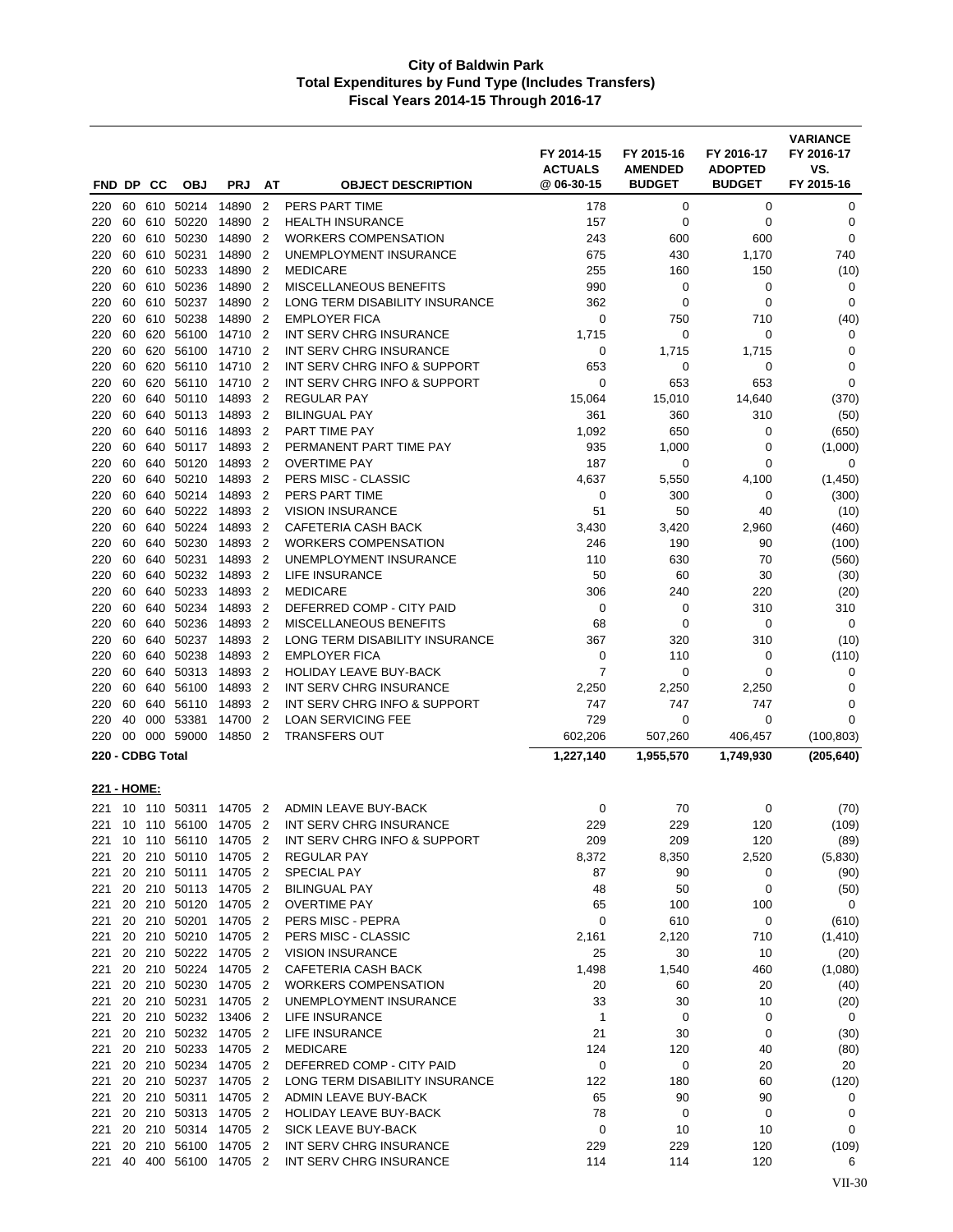# City of Baldwin Park
## Total Expenditures by Fund Type (Includes Transfers)
### Fiscal Years 2014-15 Through 2016-17

| FND | DP | CC | OBJ | PRJ | AT | OBJECT DESCRIPTION | FY 2014-15 ACTUALS @ 06-30-15 | FY 2015-16 AMENDED BUDGET | FY 2016-17 ADOPTED BUDGET | VARIANCE FY 2016-17 VS. FY 2015-16 |
|---|---|---|---|---|---|---|---|---|---|---|
| 220 | 60 | 610 | 50214 | 14890 | 2 | PERS PART TIME | 178 | 0 | 0 | 0 |
| 220 | 60 | 610 | 50220 | 14890 | 2 | HEALTH INSURANCE | 157 | 0 | 0 | 0 |
| 220 | 60 | 610 | 50230 | 14890 | 2 | WORKERS COMPENSATION | 243 | 600 | 600 | 0 |
| 220 | 60 | 610 | 50231 | 14890 | 2 | UNEMPLOYMENT INSURANCE | 675 | 430 | 1,170 | 740 |
| 220 | 60 | 610 | 50233 | 14890 | 2 | MEDICARE | 255 | 160 | 150 | (10) |
| 220 | 60 | 610 | 50236 | 14890 | 2 | MISCELLANEOUS BENEFITS | 990 | 0 | 0 | 0 |
| 220 | 60 | 610 | 50237 | 14890 | 2 | LONG TERM DISABILITY INSURANCE | 362 | 0 | 0 | 0 |
| 220 | 60 | 610 | 50238 | 14890 | 2 | EMPLOYER FICA | 0 | 750 | 710 | (40) |
| 220 | 60 | 620 | 56100 | 14710 | 2 | INT SERV CHRG INSURANCE | 1,715 | 0 | 0 | 0 |
| 220 | 60 | 620 | 56100 | 14710 | 2 | INT SERV CHRG INSURANCE | 0 | 1,715 | 1,715 | 0 |
| 220 | 60 | 620 | 56110 | 14710 | 2 | INT SERV CHRG INFO & SUPPORT | 653 | 0 | 0 | 0 |
| 220 | 60 | 620 | 56110 | 14710 | 2 | INT SERV CHRG INFO & SUPPORT | 0 | 653 | 653 | 0 |
| 220 | 60 | 640 | 50110 | 14893 | 2 | REGULAR PAY | 15,064 | 15,010 | 14,640 | (370) |
| 220 | 60 | 640 | 50113 | 14893 | 2 | BILINGUAL PAY | 361 | 360 | 310 | (50) |
| 220 | 60 | 640 | 50116 | 14893 | 2 | PART TIME PAY | 1,092 | 650 | 0 | (650) |
| 220 | 60 | 640 | 50117 | 14893 | 2 | PERMANENT PART TIME PAY | 935 | 1,000 | 0 | (1,000) |
| 220 | 60 | 640 | 50120 | 14893 | 2 | OVERTIME PAY | 187 | 0 | 0 | 0 |
| 220 | 60 | 640 | 50210 | 14893 | 2 | PERS MISC - CLASSIC | 4,637 | 5,550 | 4,100 | (1,450) |
| 220 | 60 | 640 | 50214 | 14893 | 2 | PERS PART TIME | 0 | 300 | 0 | (300) |
| 220 | 60 | 640 | 50222 | 14893 | 2 | VISION INSURANCE | 51 | 50 | 40 | (10) |
| 220 | 60 | 640 | 50224 | 14893 | 2 | CAFETERIA CASH BACK | 3,430 | 3,420 | 2,960 | (460) |
| 220 | 60 | 640 | 50230 | 14893 | 2 | WORKERS COMPENSATION | 246 | 190 | 90 | (100) |
| 220 | 60 | 640 | 50231 | 14893 | 2 | UNEMPLOYMENT INSURANCE | 110 | 630 | 70 | (560) |
| 220 | 60 | 640 | 50232 | 14893 | 2 | LIFE INSURANCE | 50 | 60 | 30 | (30) |
| 220 | 60 | 640 | 50233 | 14893 | 2 | MEDICARE | 306 | 240 | 220 | (20) |
| 220 | 60 | 640 | 50234 | 14893 | 2 | DEFERRED COMP - CITY PAID | 0 | 0 | 310 | 310 |
| 220 | 60 | 640 | 50236 | 14893 | 2 | MISCELLANEOUS BENEFITS | 68 | 0 | 0 | 0 |
| 220 | 60 | 640 | 50237 | 14893 | 2 | LONG TERM DISABILITY INSURANCE | 367 | 320 | 310 | (10) |
| 220 | 60 | 640 | 50238 | 14893 | 2 | EMPLOYER FICA | 0 | 110 | 0 | (110) |
| 220 | 60 | 640 | 50313 | 14893 | 2 | HOLIDAY LEAVE BUY-BACK | 7 | 0 | 0 | 0 |
| 220 | 60 | 640 | 56100 | 14893 | 2 | INT SERV CHRG INSURANCE | 2,250 | 2,250 | 2,250 | 0 |
| 220 | 60 | 640 | 56110 | 14893 | 2 | INT SERV CHRG INFO & SUPPORT | 747 | 747 | 747 | 0 |
| 220 | 40 | 000 | 53381 | 14700 | 2 | LOAN SERVICING FEE | 729 | 0 | 0 | 0 |
| 220 | 00 | 000 | 59000 | 14850 | 2 | TRANSFERS OUT | 602,206 | 507,260 | 406,457 | (100,803) |
| **220 - CDBG Total** | | | | | | | **1,227,140** | **1,955,570** | **1,749,930** | **(205,640)** |
| **221 - HOME:** | | | | | | | | | | |
| 221 | 10 | 110 | 50311 | 14705 | 2 | ADMIN LEAVE BUY-BACK | 0 | 70 | 0 | (70) |
| 221 | 10 | 110 | 56100 | 14705 | 2 | INT SERV CHRG INSURANCE | 229 | 229 | 120 | (109) |
| 221 | 10 | 110 | 56110 | 14705 | 2 | INT SERV CHRG INFO & SUPPORT | 209 | 209 | 120 | (89) |
| 221 | 20 | 210 | 50110 | 14705 | 2 | REGULAR PAY | 8,372 | 8,350 | 2,520 | (5,830) |
| 221 | 20 | 210 | 50111 | 14705 | 2 | SPECIAL PAY | 87 | 90 | 0 | (90) |
| 221 | 20 | 210 | 50113 | 14705 | 2 | BILINGUAL PAY | 48 | 50 | 0 | (50) |
| 221 | 20 | 210 | 50120 | 14705 | 2 | OVERTIME PAY | 65 | 100 | 100 | 0 |
| 221 | 20 | 210 | 50201 | 14705 | 2 | PERS MISC - PEPRA | 0 | 610 | 0 | (610) |
| 221 | 20 | 210 | 50210 | 14705 | 2 | PERS MISC - CLASSIC | 2,161 | 2,120 | 710 | (1,410) |
| 221 | 20 | 210 | 50222 | 14705 | 2 | VISION INSURANCE | 25 | 30 | 10 | (20) |
| 221 | 20 | 210 | 50224 | 14705 | 2 | CAFETERIA CASH BACK | 1,498 | 1,540 | 460 | (1,080) |
| 221 | 20 | 210 | 50230 | 14705 | 2 | WORKERS COMPENSATION | 20 | 60 | 20 | (40) |
| 221 | 20 | 210 | 50231 | 14705 | 2 | UNEMPLOYMENT INSURANCE | 33 | 30 | 10 | (20) |
| 221 | 20 | 210 | 50232 | 13406 | 2 | LIFE INSURANCE | 1 | 0 | 0 | 0 |
| 221 | 20 | 210 | 50232 | 14705 | 2 | LIFE INSURANCE | 21 | 30 | 0 | (30) |
| 221 | 20 | 210 | 50233 | 14705 | 2 | MEDICARE | 124 | 120 | 40 | (80) |
| 221 | 20 | 210 | 50234 | 14705 | 2 | DEFERRED COMP - CITY PAID | 0 | 0 | 20 | 20 |
| 221 | 20 | 210 | 50237 | 14705 | 2 | LONG TERM DISABILITY INSURANCE | 122 | 180 | 60 | (120) |
| 221 | 20 | 210 | 50311 | 14705 | 2 | ADMIN LEAVE BUY-BACK | 65 | 90 | 90 | 0 |
| 221 | 20 | 210 | 50313 | 14705 | 2 | HOLIDAY LEAVE BUY-BACK | 78 | 0 | 0 | 0 |
| 221 | 20 | 210 | 50314 | 14705 | 2 | SICK LEAVE BUY-BACK | 0 | 10 | 10 | 0 |
| 221 | 20 | 210 | 56100 | 14705 | 2 | INT SERV CHRG INSURANCE | 229 | 229 | 120 | (109) |
| 221 | 40 | 400 | 56100 | 14705 | 2 | INT SERV CHRG INSURANCE | 114 | 114 | 120 | 6 |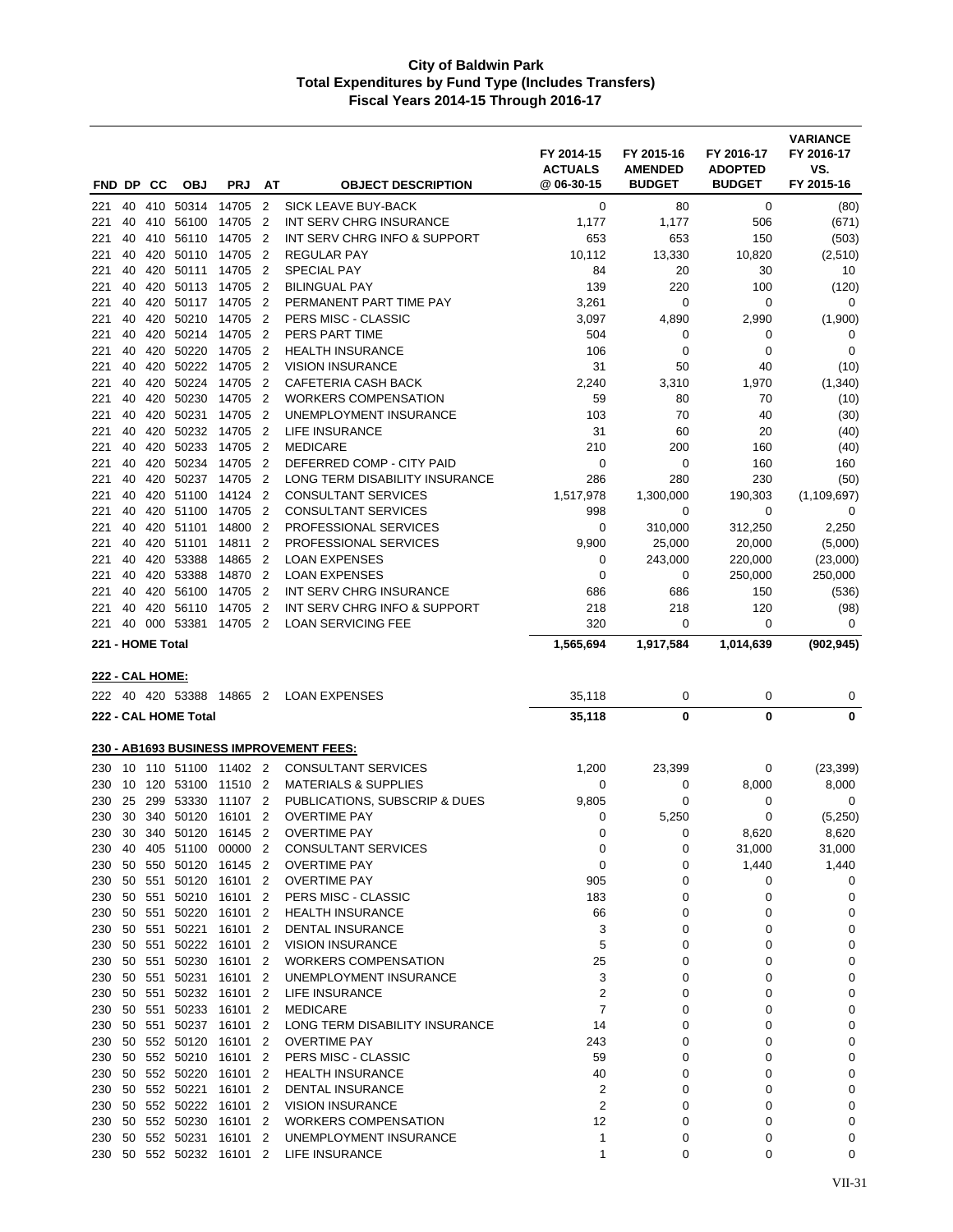# City of Baldwin Park
## Total Expenditures by Fund Type (Includes Transfers)
## Fiscal Years 2014-15 Through 2016-17

| FND | DP | CC | OBJ | PRJ | AT | OBJECT DESCRIPTION | FY 2014-15 ACTUALS @ 06-30-15 | FY 2015-16 AMENDED BUDGET | FY 2016-17 ADOPTED BUDGET | VARIANCE FY 2016-17 VS. FY 2015-16 |
|---|---|---|---|---|---|---|---|---|---|---|
| 221 | 40 | 410 | 50314 | 14705 | 2 | SICK LEAVE BUY-BACK | 0 | 80 | 0 | (80) |
| 221 | 40 | 410 | 56100 | 14705 | 2 | INT SERV CHRG INSURANCE | 1,177 | 1,177 | 506 | (671) |
| 221 | 40 | 410 | 56110 | 14705 | 2 | INT SERV CHRG INFO & SUPPORT | 653 | 653 | 150 | (503) |
| 221 | 40 | 420 | 50110 | 14705 | 2 | REGULAR PAY | 10,112 | 13,330 | 10,820 | (2,510) |
| 221 | 40 | 420 | 50111 | 14705 | 2 | SPECIAL PAY | 84 | 20 | 30 | 10 |
| 221 | 40 | 420 | 50113 | 14705 | 2 | BILINGUAL PAY | 139 | 220 | 100 | (120) |
| 221 | 40 | 420 | 50117 | 14705 | 2 | PERMANENT PART TIME PAY | 3,261 | 0 | 0 | 0 |
| 221 | 40 | 420 | 50210 | 14705 | 2 | PERS MISC - CLASSIC | 3,097 | 4,890 | 2,990 | (1,900) |
| 221 | 40 | 420 | 50214 | 14705 | 2 | PERS PART TIME | 504 | 0 | 0 | 0 |
| 221 | 40 | 420 | 50220 | 14705 | 2 | HEALTH INSURANCE | 106 | 0 | 0 | 0 |
| 221 | 40 | 420 | 50222 | 14705 | 2 | VISION INSURANCE | 31 | 50 | 40 | (10) |
| 221 | 40 | 420 | 50224 | 14705 | 2 | CAFETERIA CASH BACK | 2,240 | 3,310 | 1,970 | (1,340) |
| 221 | 40 | 420 | 50230 | 14705 | 2 | WORKERS COMPENSATION | 59 | 80 | 70 | (10) |
| 221 | 40 | 420 | 50231 | 14705 | 2 | UNEMPLOYMENT INSURANCE | 103 | 70 | 40 | (30) |
| 221 | 40 | 420 | 50232 | 14705 | 2 | LIFE INSURANCE | 31 | 60 | 20 | (40) |
| 221 | 40 | 420 | 50233 | 14705 | 2 | MEDICARE | 210 | 200 | 160 | (40) |
| 221 | 40 | 420 | 50234 | 14705 | 2 | DEFERRED COMP - CITY PAID | 0 | 0 | 160 | 160 |
| 221 | 40 | 420 | 50237 | 14705 | 2 | LONG TERM DISABILITY INSURANCE | 286 | 280 | 230 | (50) |
| 221 | 40 | 420 | 51100 | 14124 | 2 | CONSULTANT SERVICES | 1,517,978 | 1,300,000 | 190,303 | (1,109,697) |
| 221 | 40 | 420 | 51100 | 14705 | 2 | CONSULTANT SERVICES | 998 | 0 | 0 | 0 |
| 221 | 40 | 420 | 51101 | 14800 | 2 | PROFESSIONAL SERVICES | 0 | 310,000 | 312,250 | 2,250 |
| 221 | 40 | 420 | 51101 | 14811 | 2 | PROFESSIONAL SERVICES | 9,900 | 25,000 | 20,000 | (5,000) |
| 221 | 40 | 420 | 53388 | 14865 | 2 | LOAN EXPENSES | 0 | 243,000 | 220,000 | (23,000) |
| 221 | 40 | 420 | 53388 | 14870 | 2 | LOAN EXPENSES | 0 | 0 | 250,000 | 250,000 |
| 221 | 40 | 420 | 56100 | 14705 | 2 | INT SERV CHRG INSURANCE | 686 | 686 | 150 | (536) |
| 221 | 40 | 420 | 56110 | 14705 | 2 | INT SERV CHRG INFO & SUPPORT | 218 | 218 | 120 | (98) |
| 221 | 40 | 000 | 53381 | 14705 | 2 | LOAN SERVICING FEE | 320 | 0 | 0 | 0 |
| **221 - HOME Total** | | | | | | | **1,565,694** | **1,917,584** | **1,014,639** | **(902,945)** |
| **222 - CAL HOME:** | | | | | | | | | | |
| 222 | 40 | 420 | 53388 | 14865 | 2 | LOAN EXPENSES | 35,118 | 0 | 0 | 0 |
| **222 - CAL HOME Total** | | | | | | | **35,118** | **0** | **0** | **0** |
| **230 - AB1693 BUSINESS IMPROVEMENT FEES:** | | | | | | | | | | |
| 230 | 10 | 110 | 51100 | 11402 | 2 | CONSULTANT SERVICES | 1,200 | 23,399 | 0 | (23,399) |
| 230 | 10 | 120 | 53100 | 11510 | 2 | MATERIALS & SUPPLIES | 0 | 0 | 8,000 | 8,000 |
| 230 | 25 | 299 | 53330 | 11107 | 2 | PUBLICATIONS, SUBSCRIP & DUES | 9,805 | 0 | 0 | 0 |
| 230 | 30 | 340 | 50120 | 16101 | 2 | OVERTIME PAY | 0 | 5,250 | 0 | (5,250) |
| 230 | 30 | 340 | 50120 | 16145 | 2 | OVERTIME PAY | 0 | 0 | 8,620 | 8,620 |
| 230 | 40 | 405 | 51100 | 00000 | 2 | CONSULTANT SERVICES | 0 | 0 | 31,000 | 31,000 |
| 230 | 50 | 550 | 50120 | 16145 | 2 | OVERTIME PAY | 0 | 0 | 1,440 | 1,440 |
| 230 | 50 | 551 | 50120 | 16101 | 2 | OVERTIME PAY | 905 | 0 | 0 | 0 |
| 230 | 50 | 551 | 50210 | 16101 | 2 | PERS MISC - CLASSIC | 183 | 0 | 0 | 0 |
| 230 | 50 | 551 | 50220 | 16101 | 2 | HEALTH INSURANCE | 66 | 0 | 0 | 0 |
| 230 | 50 | 551 | 50221 | 16101 | 2 | DENTAL INSURANCE | 3 | 0 | 0 | 0 |
| 230 | 50 | 551 | 50222 | 16101 | 2 | VISION INSURANCE | 5 | 0 | 0 | 0 |
| 230 | 50 | 551 | 50230 | 16101 | 2 | WORKERS COMPENSATION | 25 | 0 | 0 | 0 |
| 230 | 50 | 551 | 50231 | 16101 | 2 | UNEMPLOYMENT INSURANCE | 3 | 0 | 0 | 0 |
| 230 | 50 | 551 | 50232 | 16101 | 2 | LIFE INSURANCE | 2 | 0 | 0 | 0 |
| 230 | 50 | 551 | 50233 | 16101 | 2 | MEDICARE | 7 | 0 | 0 | 0 |
| 230 | 50 | 551 | 50237 | 16101 | 2 | LONG TERM DISABILITY INSURANCE | 14 | 0 | 0 | 0 |
| 230 | 50 | 552 | 50120 | 16101 | 2 | OVERTIME PAY | 243 | 0 | 0 | 0 |
| 230 | 50 | 552 | 50210 | 16101 | 2 | PERS MISC - CLASSIC | 59 | 0 | 0 | 0 |
| 230 | 50 | 552 | 50220 | 16101 | 2 | HEALTH INSURANCE | 40 | 0 | 0 | 0 |
| 230 | 50 | 552 | 50221 | 16101 | 2 | DENTAL INSURANCE | 2 | 0 | 0 | 0 |
| 230 | 50 | 552 | 50222 | 16101 | 2 | VISION INSURANCE | 2 | 0 | 0 | 0 |
| 230 | 50 | 552 | 50230 | 16101 | 2 | WORKERS COMPENSATION | 12 | 0 | 0 | 0 |
| 230 | 50 | 552 | 50231 | 16101 | 2 | UNEMPLOYMENT INSURANCE | 1 | 0 | 0 | 0 |
| 230 | 50 | 552 | 50232 | 16101 | 2 | LIFE INSURANCE | 1 | 0 | 0 | 0 |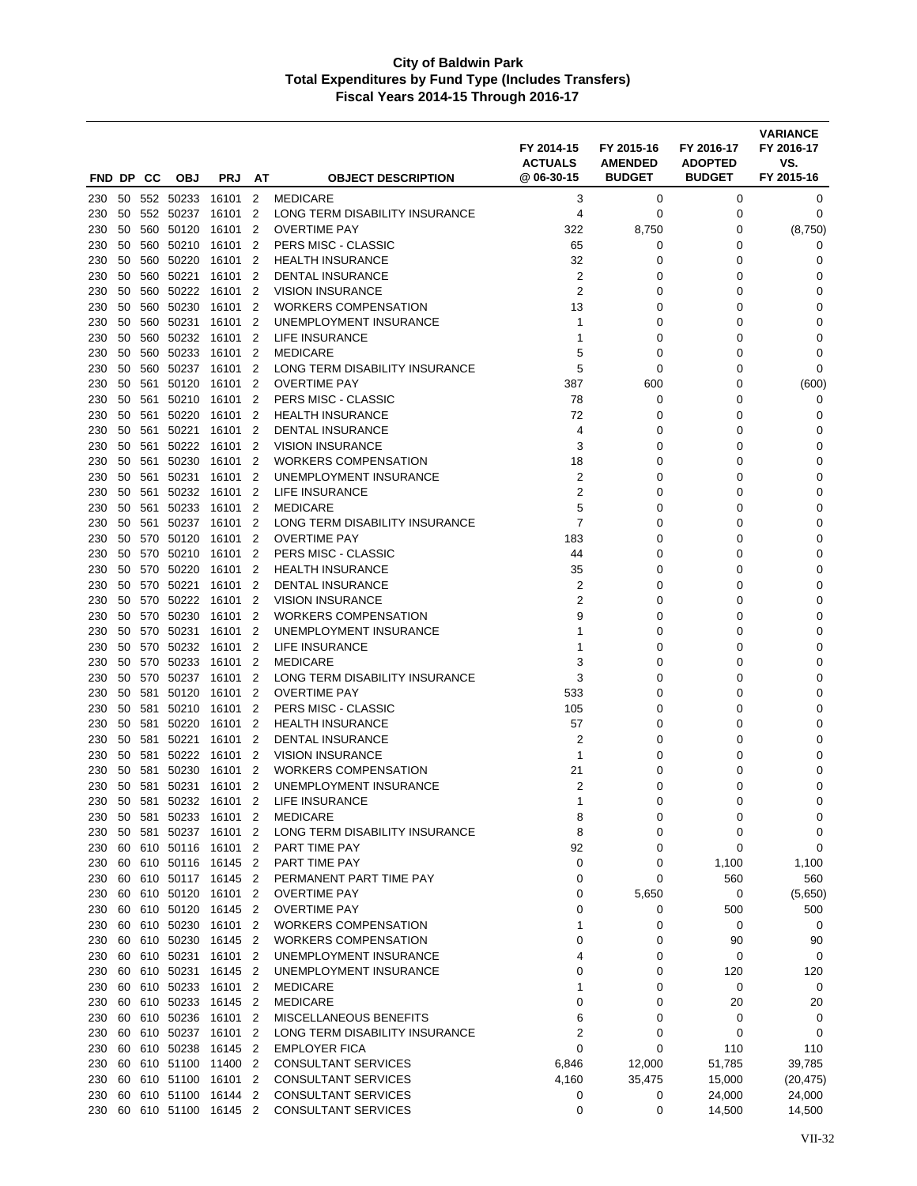**City of Baldwin Park**
**Total Expenditures by Fund Type (Includes Transfers)**
**Fiscal Years 2014-15 Through 2016-17**

| FND | DP | CC | OBJ | PRJ | AT | OBJECT DESCRIPTION | FY 2014-15 ACTUALS @ 06-30-15 | FY 2015-16 AMENDED BUDGET | FY 2016-17 ADOPTED BUDGET | VARIANCE FY 2016-17 VS. FY 2015-16 |
|---|---|---|---|---|---|---|---|---|---|---|
| 230 | 50 | 552 | 50233 | 16101 | 2 | MEDICARE | 3 | 0 | 0 | 0 |
| 230 | 50 | 552 | 50237 | 16101 | 2 | LONG TERM DISABILITY INSURANCE | 4 | 0 | 0 | 0 |
| 230 | 50 | 560 | 50120 | 16101 | 2 | OVERTIME PAY | 322 | 8,750 | 0 | (8,750) |
| 230 | 50 | 560 | 50210 | 16101 | 2 | PERS MISC - CLASSIC | 65 | 0 | 0 | 0 |
| 230 | 50 | 560 | 50220 | 16101 | 2 | HEALTH INSURANCE | 32 | 0 | 0 | 0 |
| 230 | 50 | 560 | 50221 | 16101 | 2 | DENTAL INSURANCE | 2 | 0 | 0 | 0 |
| 230 | 50 | 560 | 50222 | 16101 | 2 | VISION INSURANCE | 2 | 0 | 0 | 0 |
| 230 | 50 | 560 | 50230 | 16101 | 2 | WORKERS COMPENSATION | 13 | 0 | 0 | 0 |
| 230 | 50 | 560 | 50231 | 16101 | 2 | UNEMPLOYMENT INSURANCE | 1 | 0 | 0 | 0 |
| 230 | 50 | 560 | 50232 | 16101 | 2 | LIFE INSURANCE | 1 | 0 | 0 | 0 |
| 230 | 50 | 560 | 50233 | 16101 | 2 | MEDICARE | 5 | 0 | 0 | 0 |
| 230 | 50 | 560 | 50237 | 16101 | 2 | LONG TERM DISABILITY INSURANCE | 5 | 0 | 0 | 0 |
| 230 | 50 | 561 | 50120 | 16101 | 2 | OVERTIME PAY | 387 | 600 | 0 | (600) |
| 230 | 50 | 561 | 50210 | 16101 | 2 | PERS MISC - CLASSIC | 78 | 0 | 0 | 0 |
| 230 | 50 | 561 | 50220 | 16101 | 2 | HEALTH INSURANCE | 72 | 0 | 0 | 0 |
| 230 | 50 | 561 | 50221 | 16101 | 2 | DENTAL INSURANCE | 4 | 0 | 0 | 0 |
| 230 | 50 | 561 | 50222 | 16101 | 2 | VISION INSURANCE | 3 | 0 | 0 | 0 |
| 230 | 50 | 561 | 50230 | 16101 | 2 | WORKERS COMPENSATION | 18 | 0 | 0 | 0 |
| 230 | 50 | 561 | 50231 | 16101 | 2 | UNEMPLOYMENT INSURANCE | 2 | 0 | 0 | 0 |
| 230 | 50 | 561 | 50232 | 16101 | 2 | LIFE INSURANCE | 2 | 0 | 0 | 0 |
| 230 | 50 | 561 | 50233 | 16101 | 2 | MEDICARE | 5 | 0 | 0 | 0 |
| 230 | 50 | 561 | 50237 | 16101 | 2 | LONG TERM DISABILITY INSURANCE | 7 | 0 | 0 | 0 |
| 230 | 50 | 570 | 50120 | 16101 | 2 | OVERTIME PAY | 183 | 0 | 0 | 0 |
| 230 | 50 | 570 | 50210 | 16101 | 2 | PERS MISC - CLASSIC | 44 | 0 | 0 | 0 |
| 230 | 50 | 570 | 50220 | 16101 | 2 | HEALTH INSURANCE | 35 | 0 | 0 | 0 |
| 230 | 50 | 570 | 50221 | 16101 | 2 | DENTAL INSURANCE | 2 | 0 | 0 | 0 |
| 230 | 50 | 570 | 50222 | 16101 | 2 | VISION INSURANCE | 2 | 0 | 0 | 0 |
| 230 | 50 | 570 | 50230 | 16101 | 2 | WORKERS COMPENSATION | 9 | 0 | 0 | 0 |
| 230 | 50 | 570 | 50231 | 16101 | 2 | UNEMPLOYMENT INSURANCE | 1 | 0 | 0 | 0 |
| 230 | 50 | 570 | 50232 | 16101 | 2 | LIFE INSURANCE | 1 | 0 | 0 | 0 |
| 230 | 50 | 570 | 50233 | 16101 | 2 | MEDICARE | 3 | 0 | 0 | 0 |
| 230 | 50 | 570 | 50237 | 16101 | 2 | LONG TERM DISABILITY INSURANCE | 3 | 0 | 0 | 0 |
| 230 | 50 | 581 | 50120 | 16101 | 2 | OVERTIME PAY | 533 | 0 | 0 | 0 |
| 230 | 50 | 581 | 50210 | 16101 | 2 | PERS MISC - CLASSIC | 105 | 0 | 0 | 0 |
| 230 | 50 | 581 | 50220 | 16101 | 2 | HEALTH INSURANCE | 57 | 0 | 0 | 0 |
| 230 | 50 | 581 | 50221 | 16101 | 2 | DENTAL INSURANCE | 2 | 0 | 0 | 0 |
| 230 | 50 | 581 | 50222 | 16101 | 2 | VISION INSURANCE | 1 | 0 | 0 | 0 |
| 230 | 50 | 581 | 50230 | 16101 | 2 | WORKERS COMPENSATION | 21 | 0 | 0 | 0 |
| 230 | 50 | 581 | 50231 | 16101 | 2 | UNEMPLOYMENT INSURANCE | 2 | 0 | 0 | 0 |
| 230 | 50 | 581 | 50232 | 16101 | 2 | LIFE INSURANCE | 1 | 0 | 0 | 0 |
| 230 | 50 | 581 | 50233 | 16101 | 2 | MEDICARE | 8 | 0 | 0 | 0 |
| 230 | 50 | 581 | 50237 | 16101 | 2 | LONG TERM DISABILITY INSURANCE | 8 | 0 | 0 | 0 |
| 230 | 60 | 610 | 50116 | 16101 | 2 | PART TIME PAY | 92 | 0 | 0 | 0 |
| 230 | 60 | 610 | 50116 | 16145 | 2 | PART TIME PAY | 0 | 0 | 1,100 | 1,100 |
| 230 | 60 | 610 | 50117 | 16145 | 2 | PERMANENT PART TIME PAY | 0 | 0 | 560 | 560 |
| 230 | 60 | 610 | 50120 | 16101 | 2 | OVERTIME PAY | 0 | 5,650 | 0 | (5,650) |
| 230 | 60 | 610 | 50120 | 16145 | 2 | OVERTIME PAY | 0 | 0 | 500 | 500 |
| 230 | 60 | 610 | 50230 | 16101 | 2 | WORKERS COMPENSATION | 1 | 0 | 0 | 0 |
| 230 | 60 | 610 | 50230 | 16145 | 2 | WORKERS COMPENSATION | 0 | 0 | 90 | 90 |
| 230 | 60 | 610 | 50231 | 16101 | 2 | UNEMPLOYMENT INSURANCE | 4 | 0 | 0 | 0 |
| 230 | 60 | 610 | 50231 | 16145 | 2 | UNEMPLOYMENT INSURANCE | 0 | 0 | 120 | 120 |
| 230 | 60 | 610 | 50233 | 16101 | 2 | MEDICARE | 1 | 0 | 0 | 0 |
| 230 | 60 | 610 | 50233 | 16145 | 2 | MEDICARE | 0 | 0 | 20 | 20 |
| 230 | 60 | 610 | 50236 | 16101 | 2 | MISCELLANEOUS BENEFITS | 6 | 0 | 0 | 0 |
| 230 | 60 | 610 | 50237 | 16101 | 2 | LONG TERM DISABILITY INSURANCE | 2 | 0 | 0 | 0 |
| 230 | 60 | 610 | 50238 | 16145 | 2 | EMPLOYER FICA | 0 | 0 | 110 | 110 |
| 230 | 60 | 610 | 51100 | 11400 | 2 | CONSULTANT SERVICES | 6,846 | 12,000 | 51,785 | 39,785 |
| 230 | 60 | 610 | 51100 | 16101 | 2 | CONSULTANT SERVICES | 4,160 | 35,475 | 15,000 | (20,475) |
| 230 | 60 | 610 | 51100 | 16144 | 2 | CONSULTANT SERVICES | 0 | 0 | 24,000 | 24,000 |
| 230 | 60 | 610 | 51100 | 16145 | 2 | CONSULTANT SERVICES | 0 | 0 | 14,500 | 14,500 |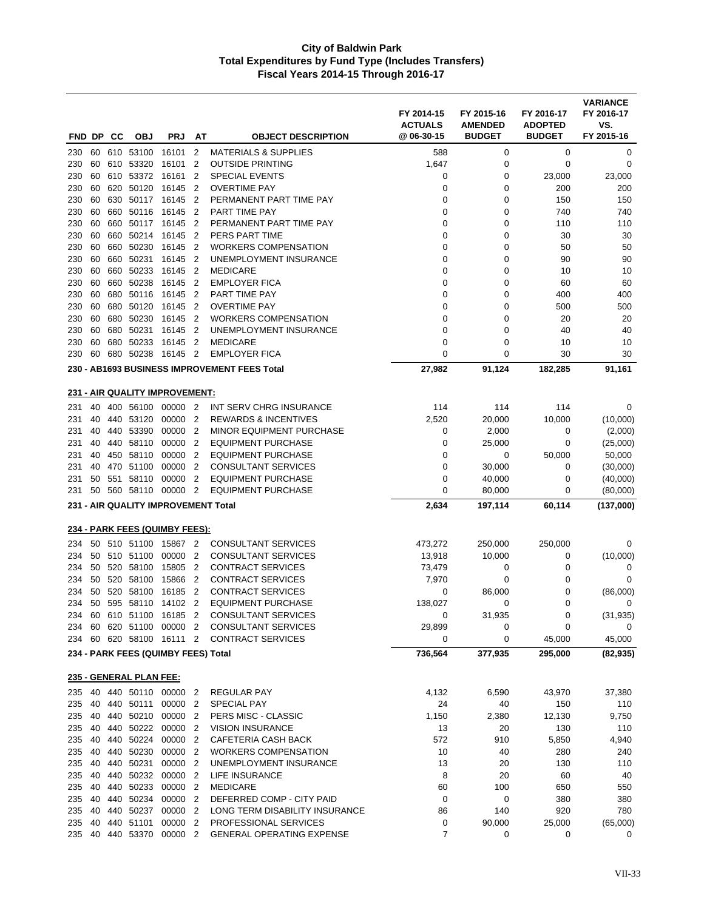# City of Baldwin Park
## Total Expenditures by Fund Type (Includes Transfers)
### Fiscal Years 2014-15 Through 2016-17

| FND | DP | CC | OBJ | PRJ | AT | OBJECT DESCRIPTION | FY 2014-15 ACTUALS @ 06-30-15 | FY 2015-16 AMENDED BUDGET | FY 2016-17 ADOPTED BUDGET | VARIANCE FY 2016-17 VS. FY 2015-16 |
|---|---|---|---|---|---|---|---|---|---|---|
| 230 | 60 | 610 | 53100 | 16101 | 2 | MATERIALS & SUPPLIES | 588 | 0 | 0 | 0 |
| 230 | 60 | 610 | 53320 | 16101 | 2 | OUTSIDE PRINTING | 1,647 | 0 | 0 | 0 |
| 230 | 60 | 610 | 53372 | 16161 | 2 | SPECIAL EVENTS | 0 | 0 | 23,000 | 23,000 |
| 230 | 60 | 620 | 50120 | 16145 | 2 | OVERTIME PAY | 0 | 0 | 200 | 200 |
| 230 | 60 | 630 | 50117 | 16145 | 2 | PERMANENT PART TIME PAY | 0 | 0 | 150 | 150 |
| 230 | 60 | 660 | 50116 | 16145 | 2 | PART TIME PAY | 0 | 0 | 740 | 740 |
| 230 | 60 | 660 | 50117 | 16145 | 2 | PERMANENT PART TIME PAY | 0 | 0 | 110 | 110 |
| 230 | 60 | 660 | 50214 | 16145 | 2 | PERS PART TIME | 0 | 0 | 30 | 30 |
| 230 | 60 | 660 | 50230 | 16145 | 2 | WORKERS COMPENSATION | 0 | 0 | 50 | 50 |
| 230 | 60 | 660 | 50231 | 16145 | 2 | UNEMPLOYMENT INSURANCE | 0 | 0 | 90 | 90 |
| 230 | 60 | 660 | 50233 | 16145 | 2 | MEDICARE | 0 | 0 | 10 | 10 |
| 230 | 60 | 660 | 50238 | 16145 | 2 | EMPLOYER FICA | 0 | 0 | 60 | 60 |
| 230 | 60 | 680 | 50116 | 16145 | 2 | PART TIME PAY | 0 | 0 | 400 | 400 |
| 230 | 60 | 680 | 50120 | 16145 | 2 | OVERTIME PAY | 0 | 0 | 500 | 500 |
| 230 | 60 | 680 | 50230 | 16145 | 2 | WORKERS COMPENSATION | 0 | 0 | 20 | 20 |
| 230 | 60 | 680 | 50231 | 16145 | 2 | UNEMPLOYMENT INSURANCE | 0 | 0 | 40 | 40 |
| 230 | 60 | 680 | 50233 | 16145 | 2 | MEDICARE | 0 | 0 | 10 | 10 |
| 230 | 60 | 680 | 50238 | 16145 | 2 | EMPLOYER FICA | 0 | 0 | 30 | 30 |
| **230 - AB1693 BUSINESS IMPROVEMENT FEES Total** | | | | | | | **27,982** | **91,124** | **182,285** | **91,161** |
| **231 - AIR QUALITY IMPROVEMENT:** | | | | | | | | | | |
| 231 | 40 | 400 | 56100 | 00000 | 2 | INT SERV CHRG INSURANCE | 114 | 114 | 114 | 0 |
| 231 | 40 | 440 | 53120 | 00000 | 2 | REWARDS & INCENTIVES | 2,520 | 20,000 | 10,000 | (10,000) |
| 231 | 40 | 440 | 53390 | 00000 | 2 | MINOR EQUIPMENT PURCHASE | 0 | 2,000 | 0 | (2,000) |
| 231 | 40 | 440 | 58110 | 00000 | 2 | EQUIPMENT PURCHASE | 0 | 25,000 | 0 | (25,000) |
| 231 | 40 | 450 | 58110 | 00000 | 2 | EQUIPMENT PURCHASE | 0 | 0 | 50,000 | 50,000 |
| 231 | 40 | 470 | 51100 | 00000 | 2 | CONSULTANT SERVICES | 0 | 30,000 | 0 | (30,000) |
| 231 | 50 | 551 | 58110 | 00000 | 2 | EQUIPMENT PURCHASE | 0 | 40,000 | 0 | (40,000) |
| 231 | 50 | 560 | 58110 | 00000 | 2 | EQUIPMENT PURCHASE | 0 | 80,000 | 0 | (80,000) |
| **231 - AIR QUALITY IMPROVEMENT Total** | | | | | | | **2,634** | **197,114** | **60,114** | **(137,000)** |
| **234 - PARK FEES (QUIMBY FEES):** | | | | | | | | | | |
| 234 | 50 | 510 | 51100 | 15867 | 2 | CONSULTANT SERVICES | 473,272 | 250,000 | 250,000 | 0 |
| 234 | 50 | 510 | 51100 | 00000 | 2 | CONSULTANT SERVICES | 13,918 | 10,000 | 0 | (10,000) |
| 234 | 50 | 520 | 58100 | 15805 | 2 | CONTRACT SERVICES | 73,479 | 0 | 0 | 0 |
| 234 | 50 | 520 | 58100 | 15866 | 2 | CONTRACT SERVICES | 7,970 | 0 | 0 | 0 |
| 234 | 50 | 520 | 58100 | 16185 | 2 | CONTRACT SERVICES | 0 | 86,000 | 0 | (86,000) |
| 234 | 50 | 595 | 58110 | 14102 | 2 | EQUIPMENT PURCHASE | 138,027 | 0 | 0 | 0 |
| 234 | 60 | 610 | 51100 | 16185 | 2 | CONSULTANT SERVICES | 0 | 31,935 | 0 | (31,935) |
| 234 | 60 | 620 | 51100 | 00000 | 2 | CONSULTANT SERVICES | 29,899 | 0 | 0 | 0 |
| 234 | 60 | 620 | 58100 | 16111 | 2 | CONTRACT SERVICES | 0 | 0 | 45,000 | 45,000 |
| **234 - PARK FEES (QUIMBY FEES) Total** | | | | | | | **736,564** | **377,935** | **295,000** | **(82,935)** |
| **235 - GENERAL PLAN FEE:** | | | | | | | | | | |
| 235 | 40 | 440 | 50110 | 00000 | 2 | REGULAR PAY | 4,132 | 6,590 | 43,970 | 37,380 |
| 235 | 40 | 440 | 50111 | 00000 | 2 | SPECIAL PAY | 24 | 40 | 150 | 110 |
| 235 | 40 | 440 | 50210 | 00000 | 2 | PERS MISC - CLASSIC | 1,150 | 2,380 | 12,130 | 9,750 |
| 235 | 40 | 440 | 50222 | 00000 | 2 | VISION INSURANCE | 13 | 20 | 130 | 110 |
| 235 | 40 | 440 | 50224 | 00000 | 2 | CAFETERIA CASH BACK | 572 | 910 | 5,850 | 4,940 |
| 235 | 40 | 440 | 50230 | 00000 | 2 | WORKERS COMPENSATION | 10 | 40 | 280 | 240 |
| 235 | 40 | 440 | 50231 | 00000 | 2 | UNEMPLOYMENT INSURANCE | 13 | 20 | 130 | 110 |
| 235 | 40 | 440 | 50232 | 00000 | 2 | LIFE INSURANCE | 8 | 20 | 60 | 40 |
| 235 | 40 | 440 | 50233 | 00000 | 2 | MEDICARE | 60 | 100 | 650 | 550 |
| 235 | 40 | 440 | 50234 | 00000 | 2 | DEFERRED COMP - CITY PAID | 0 | 0 | 380 | 380 |
| 235 | 40 | 440 | 50237 | 00000 | 2 | LONG TERM DISABILITY INSURANCE | 86 | 140 | 920 | 780 |
| 235 | 40 | 440 | 51101 | 00000 | 2 | PROFESSIONAL SERVICES | 0 | 90,000 | 25,000 | (65,000) |
| 235 | 40 | 440 | 53370 | 00000 | 2 | GENERAL OPERATING EXPENSE | 7 | 0 | 0 | 0 |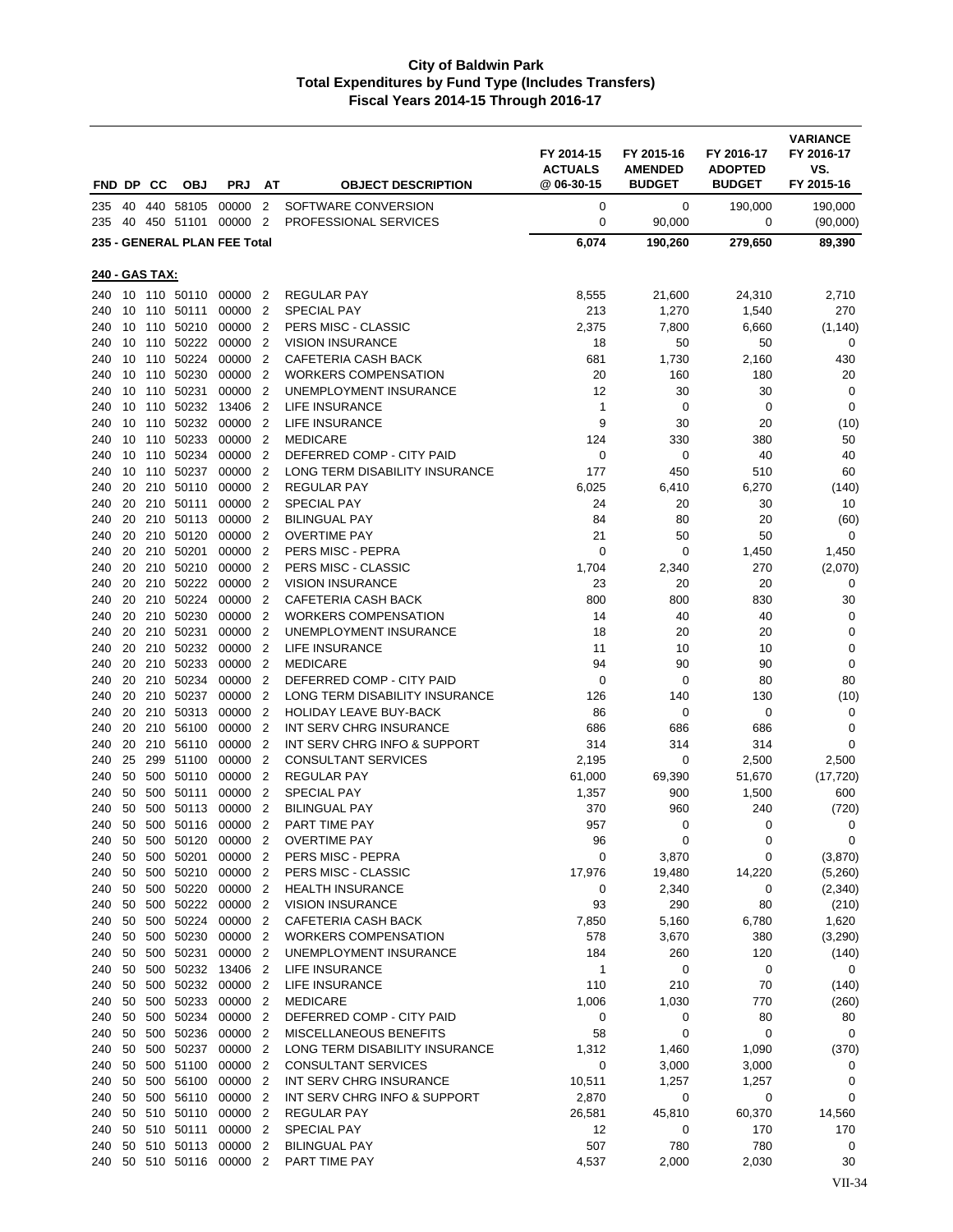# City of Baldwin Park
## Total Expenditures by Fund Type (Includes Transfers)
### Fiscal Years 2014-15 Through 2016-17

| FND | DP | CC | OBJ | PRJ | AT | OBJECT DESCRIPTION | FY 2014-15 ACTUALS @ 06-30-15 | FY 2015-16 AMENDED BUDGET | FY 2016-17 ADOPTED BUDGET | VARIANCE FY 2016-17 VS. FY 2015-16 |
|---|---|---|---|---|---|---|---|---|---|---|
| 235 | 40 | 440 | 58105 | 00000 | 2 | SOFTWARE CONVERSION | 0 | 0 | 190,000 | 190,000 |
| 235 | 40 | 450 | 51101 | 00000 | 2 | PROFESSIONAL SERVICES | 0 | 90,000 | 0 | (90,000) |
| **235 - GENERAL PLAN FEE Total** | | | | | | | **6,074** | **190,260** | **279,650** | **89,390** |
| **240 - GAS TAX:** | | | | | | | | | | |
| 240 | 10 | 110 | 50110 | 00000 | 2 | REGULAR PAY | 8,555 | 21,600 | 24,310 | 2,710 |
| 240 | 10 | 110 | 50111 | 00000 | 2 | SPECIAL PAY | 213 | 1,270 | 1,540 | 270 |
| 240 | 10 | 110 | 50210 | 00000 | 2 | PERS MISC - CLASSIC | 2,375 | 7,800 | 6,660 | (1,140) |
| 240 | 10 | 110 | 50222 | 00000 | 2 | VISION INSURANCE | 18 | 50 | 50 | 0 |
| 240 | 10 | 110 | 50224 | 00000 | 2 | CAFETERIA CASH BACK | 681 | 1,730 | 2,160 | 430 |
| 240 | 10 | 110 | 50230 | 00000 | 2 | WORKERS COMPENSATION | 20 | 160 | 180 | 20 |
| 240 | 10 | 110 | 50231 | 00000 | 2 | UNEMPLOYMENT INSURANCE | 12 | 30 | 30 | 0 |
| 240 | 10 | 110 | 50232 | 13406 | 2 | LIFE INSURANCE | 1 | 0 | 0 | 0 |
| 240 | 10 | 110 | 50232 | 00000 | 2 | LIFE INSURANCE | 9 | 30 | 20 | (10) |
| 240 | 10 | 110 | 50233 | 00000 | 2 | MEDICARE | 124 | 330 | 380 | 50 |
| 240 | 10 | 110 | 50234 | 00000 | 2 | DEFERRED COMP - CITY PAID | 0 | 0 | 40 | 40 |
| 240 | 10 | 110 | 50237 | 00000 | 2 | LONG TERM DISABILITY INSURANCE | 177 | 450 | 510 | 60 |
| 240 | 20 | 210 | 50110 | 00000 | 2 | REGULAR PAY | 6,025 | 6,410 | 6,270 | (140) |
| 240 | 20 | 210 | 50111 | 00000 | 2 | SPECIAL PAY | 24 | 20 | 30 | 10 |
| 240 | 20 | 210 | 50113 | 00000 | 2 | BILINGUAL PAY | 84 | 80 | 20 | (60) |
| 240 | 20 | 210 | 50120 | 00000 | 2 | OVERTIME PAY | 21 | 50 | 50 | 0 |
| 240 | 20 | 210 | 50201 | 00000 | 2 | PERS MISC - PEPRA | 0 | 0 | 1,450 | 1,450 |
| 240 | 20 | 210 | 50210 | 00000 | 2 | PERS MISC - CLASSIC | 1,704 | 2,340 | 270 | (2,070) |
| 240 | 20 | 210 | 50222 | 00000 | 2 | VISION INSURANCE | 23 | 20 | 20 | 0 |
| 240 | 20 | 210 | 50224 | 00000 | 2 | CAFETERIA CASH BACK | 800 | 800 | 830 | 30 |
| 240 | 20 | 210 | 50230 | 00000 | 2 | WORKERS COMPENSATION | 14 | 40 | 40 | 0 |
| 240 | 20 | 210 | 50231 | 00000 | 2 | UNEMPLOYMENT INSURANCE | 18 | 20 | 20 | 0 |
| 240 | 20 | 210 | 50232 | 00000 | 2 | LIFE INSURANCE | 11 | 10 | 10 | 0 |
| 240 | 20 | 210 | 50233 | 00000 | 2 | MEDICARE | 94 | 90 | 90 | 0 |
| 240 | 20 | 210 | 50234 | 00000 | 2 | DEFERRED COMP - CITY PAID | 0 | 0 | 80 | 80 |
| 240 | 20 | 210 | 50237 | 00000 | 2 | LONG TERM DISABILITY INSURANCE | 126 | 140 | 130 | (10) |
| 240 | 20 | 210 | 50313 | 00000 | 2 | HOLIDAY LEAVE BUY-BACK | 86 | 0 | 0 | 0 |
| 240 | 20 | 210 | 56100 | 00000 | 2 | INT SERV CHRG INSURANCE | 686 | 686 | 686 | 0 |
| 240 | 20 | 210 | 56110 | 00000 | 2 | INT SERV CHRG INFO & SUPPORT | 314 | 314 | 314 | 0 |
| 240 | 25 | 299 | 51100 | 00000 | 2 | CONSULTANT SERVICES | 2,195 | 0 | 2,500 | 2,500 |
| 240 | 50 | 500 | 50110 | 00000 | 2 | REGULAR PAY | 61,000 | 69,390 | 51,670 | (17,720) |
| 240 | 50 | 500 | 50111 | 00000 | 2 | SPECIAL PAY | 1,357 | 900 | 1,500 | 600 |
| 240 | 50 | 500 | 50113 | 00000 | 2 | BILINGUAL PAY | 370 | 960 | 240 | (720) |
| 240 | 50 | 500 | 50116 | 00000 | 2 | PART TIME PAY | 957 | 0 | 0 | 0 |
| 240 | 50 | 500 | 50120 | 00000 | 2 | OVERTIME PAY | 96 | 0 | 0 | 0 |
| 240 | 50 | 500 | 50201 | 00000 | 2 | PERS MISC - PEPRA | 0 | 3,870 | 0 | (3,870) |
| 240 | 50 | 500 | 50210 | 00000 | 2 | PERS MISC - CLASSIC | 17,976 | 19,480 | 14,220 | (5,260) |
| 240 | 50 | 500 | 50220 | 00000 | 2 | HEALTH INSURANCE | 0 | 2,340 | 0 | (2,340) |
| 240 | 50 | 500 | 50222 | 00000 | 2 | VISION INSURANCE | 93 | 290 | 80 | (210) |
| 240 | 50 | 500 | 50224 | 00000 | 2 | CAFETERIA CASH BACK | 7,850 | 5,160 | 6,780 | 1,620 |
| 240 | 50 | 500 | 50230 | 00000 | 2 | WORKERS COMPENSATION | 578 | 3,670 | 380 | (3,290) |
| 240 | 50 | 500 | 50231 | 00000 | 2 | UNEMPLOYMENT INSURANCE | 184 | 260 | 120 | (140) |
| 240 | 50 | 500 | 50232 | 13406 | 2 | LIFE INSURANCE | 1 | 0 | 0 | 0 |
| 240 | 50 | 500 | 50232 | 00000 | 2 | LIFE INSURANCE | 110 | 210 | 70 | (140) |
| 240 | 50 | 500 | 50233 | 00000 | 2 | MEDICARE | 1,006 | 1,030 | 770 | (260) |
| 240 | 50 | 500 | 50234 | 00000 | 2 | DEFERRED COMP - CITY PAID | 0 | 0 | 80 | 80 |
| 240 | 50 | 500 | 50236 | 00000 | 2 | MISCELLANEOUS BENEFITS | 58 | 0 | 0 | 0 |
| 240 | 50 | 500 | 50237 | 00000 | 2 | LONG TERM DISABILITY INSURANCE | 1,312 | 1,460 | 1,090 | (370) |
| 240 | 50 | 500 | 51100 | 00000 | 2 | CONSULTANT SERVICES | 0 | 3,000 | 3,000 | 0 |
| 240 | 50 | 500 | 56100 | 00000 | 2 | INT SERV CHRG INSURANCE | 10,511 | 1,257 | 1,257 | 0 |
| 240 | 50 | 500 | 56110 | 00000 | 2 | INT SERV CHRG INFO & SUPPORT | 2,870 | 0 | 0 | 0 |
| 240 | 50 | 510 | 50110 | 00000 | 2 | REGULAR PAY | 26,581 | 45,810 | 60,370 | 14,560 |
| 240 | 50 | 510 | 50111 | 00000 | 2 | SPECIAL PAY | 12 | 0 | 170 | 170 |
| 240 | 50 | 510 | 50113 | 00000 | 2 | BILINGUAL PAY | 507 | 780 | 780 | 0 |
| 240 | 50 | 510 | 50116 | 00000 | 2 | PART TIME PAY | 4,537 | 2,000 | 2,030 | 30 |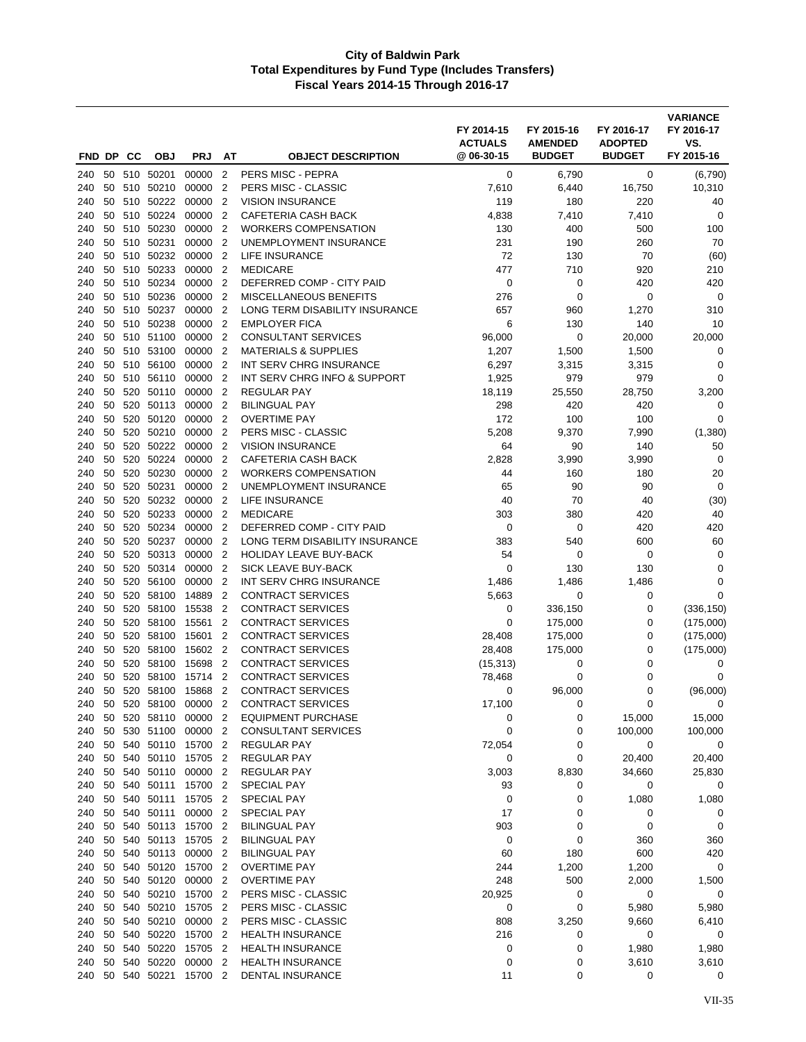**City of Baldwin Park**
**Total Expenditures by Fund Type (Includes Transfers)**
**Fiscal Years 2014-15 Through 2016-17**

| FND | DP | CC | OBJ | PRJ | AT | OBJECT DESCRIPTION | FY 2014-15 ACTUALS @ 06-30-15 | FY 2015-16 AMENDED BUDGET | FY 2016-17 ADOPTED BUDGET | VARIANCE FY 2016-17 VS. FY 2015-16 |
|---|---|---|---|---|---|---|---|---|---|---|
| 240 | 50 | 510 | 50201 | 00000 | 2 | PERS MISC - PEPRA | 0 | 6,790 | 0 | (6,790) |
| 240 | 50 | 510 | 50210 | 00000 | 2 | PERS MISC - CLASSIC | 7,610 | 6,440 | 16,750 | 10,310 |
| 240 | 50 | 510 | 50222 | 00000 | 2 | VISION INSURANCE | 119 | 180 | 220 | 40 |
| 240 | 50 | 510 | 50224 | 00000 | 2 | CAFETERIA CASH BACK | 4,838 | 7,410 | 7,410 | 0 |
| 240 | 50 | 510 | 50230 | 00000 | 2 | WORKERS COMPENSATION | 130 | 400 | 500 | 100 |
| 240 | 50 | 510 | 50231 | 00000 | 2 | UNEMPLOYMENT INSURANCE | 231 | 190 | 260 | 70 |
| 240 | 50 | 510 | 50232 | 00000 | 2 | LIFE INSURANCE | 72 | 130 | 70 | (60) |
| 240 | 50 | 510 | 50233 | 00000 | 2 | MEDICARE | 477 | 710 | 920 | 210 |
| 240 | 50 | 510 | 50234 | 00000 | 2 | DEFERRED COMP - CITY PAID | 0 | 0 | 420 | 420 |
| 240 | 50 | 510 | 50236 | 00000 | 2 | MISCELLANEOUS BENEFITS | 276 | 0 | 0 | 0 |
| 240 | 50 | 510 | 50237 | 00000 | 2 | LONG TERM DISABILITY INSURANCE | 657 | 960 | 1,270 | 310 |
| 240 | 50 | 510 | 50238 | 00000 | 2 | EMPLOYER FICA | 6 | 130 | 140 | 10 |
| 240 | 50 | 510 | 51100 | 00000 | 2 | CONSULTANT SERVICES | 96,000 | 0 | 20,000 | 20,000 |
| 240 | 50 | 510 | 53100 | 00000 | 2 | MATERIALS & SUPPLIES | 1,207 | 1,500 | 1,500 | 0 |
| 240 | 50 | 510 | 56100 | 00000 | 2 | INT SERV CHRG INSURANCE | 6,297 | 3,315 | 3,315 | 0 |
| 240 | 50 | 510 | 56110 | 00000 | 2 | INT SERV CHRG INFO & SUPPORT | 1,925 | 979 | 979 | 0 |
| 240 | 50 | 520 | 50110 | 00000 | 2 | REGULAR PAY | 18,119 | 25,550 | 28,750 | 3,200 |
| 240 | 50 | 520 | 50113 | 00000 | 2 | BILINGUAL PAY | 298 | 420 | 420 | 0 |
| 240 | 50 | 520 | 50120 | 00000 | 2 | OVERTIME PAY | 172 | 100 | 100 | 0 |
| 240 | 50 | 520 | 50210 | 00000 | 2 | PERS MISC - CLASSIC | 5,208 | 9,370 | 7,990 | (1,380) |
| 240 | 50 | 520 | 50222 | 00000 | 2 | VISION INSURANCE | 64 | 90 | 140 | 50 |
| 240 | 50 | 520 | 50224 | 00000 | 2 | CAFETERIA CASH BACK | 2,828 | 3,990 | 3,990 | 0 |
| 240 | 50 | 520 | 50230 | 00000 | 2 | WORKERS COMPENSATION | 44 | 160 | 180 | 20 |
| 240 | 50 | 520 | 50231 | 00000 | 2 | UNEMPLOYMENT INSURANCE | 65 | 90 | 90 | 0 |
| 240 | 50 | 520 | 50232 | 00000 | 2 | LIFE INSURANCE | 40 | 70 | 40 | (30) |
| 240 | 50 | 520 | 50233 | 00000 | 2 | MEDICARE | 303 | 380 | 420 | 40 |
| 240 | 50 | 520 | 50234 | 00000 | 2 | DEFERRED COMP - CITY PAID | 0 | 0 | 420 | 420 |
| 240 | 50 | 520 | 50237 | 00000 | 2 | LONG TERM DISABILITY INSURANCE | 383 | 540 | 600 | 60 |
| 240 | 50 | 520 | 50313 | 00000 | 2 | HOLIDAY LEAVE BUY-BACK | 54 | 0 | 0 | 0 |
| 240 | 50 | 520 | 50314 | 00000 | 2 | SICK LEAVE BUY-BACK | 0 | 130 | 130 | 0 |
| 240 | 50 | 520 | 56100 | 00000 | 2 | INT SERV CHRG INSURANCE | 1,486 | 1,486 | 1,486 | 0 |
| 240 | 50 | 520 | 58100 | 14889 | 2 | CONTRACT SERVICES | 5,663 | 0 | 0 | 0 |
| 240 | 50 | 520 | 58100 | 15538 | 2 | CONTRACT SERVICES | 0 | 336,150 | 0 | (336,150) |
| 240 | 50 | 520 | 58100 | 15561 | 2 | CONTRACT SERVICES | 0 | 175,000 | 0 | (175,000) |
| 240 | 50 | 520 | 58100 | 15601 | 2 | CONTRACT SERVICES | 28,408 | 175,000 | 0 | (175,000) |
| 240 | 50 | 520 | 58100 | 15602 | 2 | CONTRACT SERVICES | 28,408 | 175,000 | 0 | (175,000) |
| 240 | 50 | 520 | 58100 | 15698 | 2 | CONTRACT SERVICES | (15,313) | 0 | 0 | 0 |
| 240 | 50 | 520 | 58100 | 15714 | 2 | CONTRACT SERVICES | 78,468 | 0 | 0 | 0 |
| 240 | 50 | 520 | 58100 | 15868 | 2 | CONTRACT SERVICES | 0 | 96,000 | 0 | (96,000) |
| 240 | 50 | 520 | 58100 | 00000 | 2 | CONTRACT SERVICES | 17,100 | 0 | 0 | 0 |
| 240 | 50 | 520 | 58110 | 00000 | 2 | EQUIPMENT PURCHASE | 0 | 0 | 15,000 | 15,000 |
| 240 | 50 | 530 | 51100 | 00000 | 2 | CONSULTANT SERVICES | 0 | 0 | 100,000 | 100,000 |
| 240 | 50 | 540 | 50110 | 15700 | 2 | REGULAR PAY | 72,054 | 0 | 0 | 0 |
| 240 | 50 | 540 | 50110 | 15705 | 2 | REGULAR PAY | 0 | 0 | 20,400 | 20,400 |
| 240 | 50 | 540 | 50110 | 00000 | 2 | REGULAR PAY | 3,003 | 8,830 | 34,660 | 25,830 |
| 240 | 50 | 540 | 50111 | 15700 | 2 | SPECIAL PAY | 93 | 0 | 0 | 0 |
| 240 | 50 | 540 | 50111 | 15705 | 2 | SPECIAL PAY | 0 | 0 | 1,080 | 1,080 |
| 240 | 50 | 540 | 50111 | 00000 | 2 | SPECIAL PAY | 17 | 0 | 0 | 0 |
| 240 | 50 | 540 | 50113 | 15700 | 2 | BILINGUAL PAY | 903 | 0 | 0 | 0 |
| 240 | 50 | 540 | 50113 | 15705 | 2 | BILINGUAL PAY | 0 | 0 | 360 | 360 |
| 240 | 50 | 540 | 50113 | 00000 | 2 | BILINGUAL PAY | 60 | 180 | 600 | 420 |
| 240 | 50 | 540 | 50120 | 15700 | 2 | OVERTIME PAY | 244 | 1,200 | 1,200 | 0 |
| 240 | 50 | 540 | 50120 | 00000 | 2 | OVERTIME PAY | 248 | 500 | 2,000 | 1,500 |
| 240 | 50 | 540 | 50210 | 15700 | 2 | PERS MISC - CLASSIC | 20,925 | 0 | 0 | 0 |
| 240 | 50 | 540 | 50210 | 15705 | 2 | PERS MISC - CLASSIC | 0 | 0 | 5,980 | 5,980 |
| 240 | 50 | 540 | 50210 | 00000 | 2 | PERS MISC - CLASSIC | 808 | 3,250 | 9,660 | 6,410 |
| 240 | 50 | 540 | 50220 | 15700 | 2 | HEALTH INSURANCE | 216 | 0 | 0 | 0 |
| 240 | 50 | 540 | 50220 | 15705 | 2 | HEALTH INSURANCE | 0 | 0 | 1,980 | 1,980 |
| 240 | 50 | 540 | 50220 | 00000 | 2 | HEALTH INSURANCE | 0 | 0 | 3,610 | 3,610 |
| 240 | 50 | 540 | 50221 | 15700 | 2 | DENTAL INSURANCE | 11 | 0 | 0 | 0 |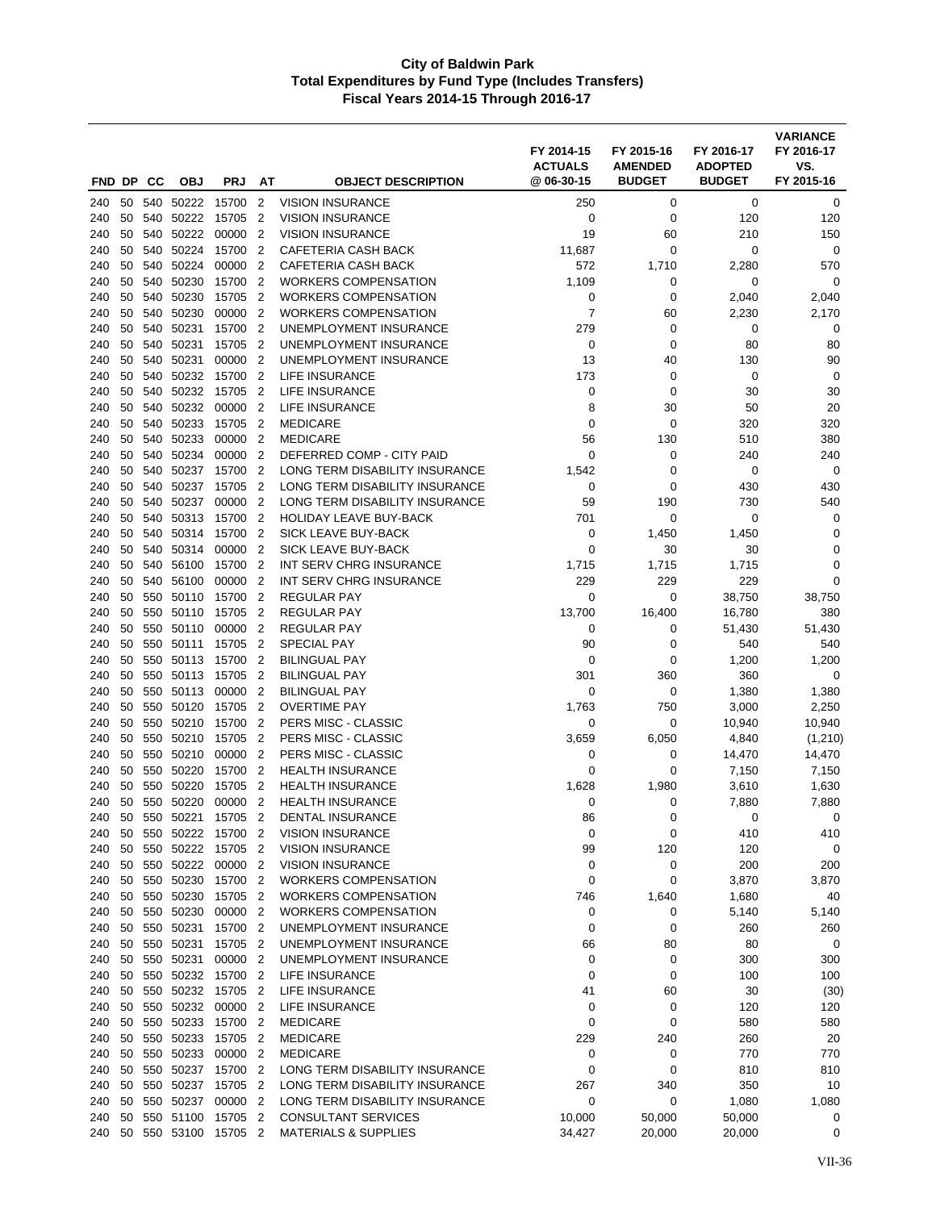# City of Baldwin Park
## Total Expenditures by Fund Type (Includes Transfers)
### Fiscal Years 2014-15 Through 2016-17

| FND | DP | CC | OBJ | PRJ | AT | OBJECT DESCRIPTION | FY 2014-15 ACTUALS @ 06-30-15 | FY 2015-16 AMENDED BUDGET | FY 2016-17 ADOPTED BUDGET | VARIANCE FY 2016-17 VS. FY 2015-16 |
|---|---|---|---|---|---|---|---|---|---|---|
| 240 | 50 | 540 | 50222 | 15700 | 2 | VISION INSURANCE | 250 | 0 | 0 | 0 |
| 240 | 50 | 540 | 50222 | 15705 | 2 | VISION INSURANCE | 0 | 0 | 120 | 120 |
| 240 | 50 | 540 | 50222 | 00000 | 2 | VISION INSURANCE | 19 | 60 | 210 | 150 |
| 240 | 50 | 540 | 50224 | 15700 | 2 | CAFETERIA CASH BACK | 11,687 | 0 | 0 | 0 |
| 240 | 50 | 540 | 50224 | 00000 | 2 | CAFETERIA CASH BACK | 572 | 1,710 | 2,280 | 570 |
| 240 | 50 | 540 | 50230 | 15700 | 2 | WORKERS COMPENSATION | 1,109 | 0 | 0 | 0 |
| 240 | 50 | 540 | 50230 | 15705 | 2 | WORKERS COMPENSATION | 0 | 0 | 2,040 | 2,040 |
| 240 | 50 | 540 | 50230 | 00000 | 2 | WORKERS COMPENSATION | 7 | 60 | 2,230 | 2,170 |
| 240 | 50 | 540 | 50231 | 15700 | 2 | UNEMPLOYMENT INSURANCE | 279 | 0 | 0 | 0 |
| 240 | 50 | 540 | 50231 | 15705 | 2 | UNEMPLOYMENT INSURANCE | 0 | 0 | 80 | 80 |
| 240 | 50 | 540 | 50231 | 00000 | 2 | UNEMPLOYMENT INSURANCE | 13 | 40 | 130 | 90 |
| 240 | 50 | 540 | 50232 | 15700 | 2 | LIFE INSURANCE | 173 | 0 | 0 | 0 |
| 240 | 50 | 540 | 50232 | 15705 | 2 | LIFE INSURANCE | 0 | 0 | 30 | 30 |
| 240 | 50 | 540 | 50232 | 00000 | 2 | LIFE INSURANCE | 8 | 30 | 50 | 20 |
| 240 | 50 | 540 | 50233 | 15705 | 2 | MEDICARE | 0 | 0 | 320 | 320 |
| 240 | 50 | 540 | 50233 | 00000 | 2 | MEDICARE | 56 | 130 | 510 | 380 |
| 240 | 50 | 540 | 50234 | 00000 | 2 | DEFERRED COMP - CITY PAID | 0 | 0 | 240 | 240 |
| 240 | 50 | 540 | 50237 | 15700 | 2 | LONG TERM DISABILITY INSURANCE | 1,542 | 0 | 0 | 0 |
| 240 | 50 | 540 | 50237 | 15705 | 2 | LONG TERM DISABILITY INSURANCE | 0 | 0 | 430 | 430 |
| 240 | 50 | 540 | 50237 | 00000 | 2 | LONG TERM DISABILITY INSURANCE | 59 | 190 | 730 | 540 |
| 240 | 50 | 540 | 50313 | 15700 | 2 | HOLIDAY LEAVE BUY-BACK | 701 | 0 | 0 | 0 |
| 240 | 50 | 540 | 50314 | 15700 | 2 | SICK LEAVE BUY-BACK | 0 | 1,450 | 1,450 | 0 |
| 240 | 50 | 540 | 50314 | 00000 | 2 | SICK LEAVE BUY-BACK | 0 | 30 | 30 | 0 |
| 240 | 50 | 540 | 56100 | 15700 | 2 | INT SERV CHRG INSURANCE | 1,715 | 1,715 | 1,715 | 0 |
| 240 | 50 | 540 | 56100 | 00000 | 2 | INT SERV CHRG INSURANCE | 229 | 229 | 229 | 0 |
| 240 | 50 | 550 | 50110 | 15700 | 2 | REGULAR PAY | 0 | 0 | 38,750 | 38,750 |
| 240 | 50 | 550 | 50110 | 15705 | 2 | REGULAR PAY | 13,700 | 16,400 | 16,780 | 380 |
| 240 | 50 | 550 | 50110 | 00000 | 2 | REGULAR PAY | 0 | 0 | 51,430 | 51,430 |
| 240 | 50 | 550 | 50111 | 15705 | 2 | SPECIAL PAY | 90 | 0 | 540 | 540 |
| 240 | 50 | 550 | 50113 | 15700 | 2 | BILINGUAL PAY | 0 | 0 | 1,200 | 1,200 |
| 240 | 50 | 550 | 50113 | 15705 | 2 | BILINGUAL PAY | 301 | 360 | 360 | 0 |
| 240 | 50 | 550 | 50113 | 00000 | 2 | BILINGUAL PAY | 0 | 0 | 1,380 | 1,380 |
| 240 | 50 | 550 | 50120 | 15705 | 2 | OVERTIME PAY | 1,763 | 750 | 3,000 | 2,250 |
| 240 | 50 | 550 | 50210 | 15700 | 2 | PERS MISC - CLASSIC | 0 | 0 | 10,940 | 10,940 |
| 240 | 50 | 550 | 50210 | 15705 | 2 | PERS MISC - CLASSIC | 3,659 | 6,050 | 4,840 | (1,210) |
| 240 | 50 | 550 | 50210 | 00000 | 2 | PERS MISC - CLASSIC | 0 | 0 | 14,470 | 14,470 |
| 240 | 50 | 550 | 50220 | 15700 | 2 | HEALTH INSURANCE | 0 | 0 | 7,150 | 7,150 |
| 240 | 50 | 550 | 50220 | 15705 | 2 | HEALTH INSURANCE | 1,628 | 1,980 | 3,610 | 1,630 |
| 240 | 50 | 550 | 50220 | 00000 | 2 | HEALTH INSURANCE | 0 | 0 | 7,880 | 7,880 |
| 240 | 50 | 550 | 50221 | 15705 | 2 | DENTAL INSURANCE | 86 | 0 | 0 | 0 |
| 240 | 50 | 550 | 50222 | 15700 | 2 | VISION INSURANCE | 0 | 0 | 410 | 410 |
| 240 | 50 | 550 | 50222 | 15705 | 2 | VISION INSURANCE | 99 | 120 | 120 | 0 |
| 240 | 50 | 550 | 50222 | 00000 | 2 | VISION INSURANCE | 0 | 0 | 200 | 200 |
| 240 | 50 | 550 | 50230 | 15700 | 2 | WORKERS COMPENSATION | 0 | 0 | 3,870 | 3,870 |
| 240 | 50 | 550 | 50230 | 15705 | 2 | WORKERS COMPENSATION | 746 | 1,640 | 1,680 | 40 |
| 240 | 50 | 550 | 50230 | 00000 | 2 | WORKERS COMPENSATION | 0 | 0 | 5,140 | 5,140 |
| 240 | 50 | 550 | 50231 | 15700 | 2 | UNEMPLOYMENT INSURANCE | 0 | 0 | 260 | 260 |
| 240 | 50 | 550 | 50231 | 15705 | 2 | UNEMPLOYMENT INSURANCE | 66 | 80 | 80 | 0 |
| 240 | 50 | 550 | 50231 | 00000 | 2 | UNEMPLOYMENT INSURANCE | 0 | 0 | 300 | 300 |
| 240 | 50 | 550 | 50232 | 15700 | 2 | LIFE INSURANCE | 0 | 0 | 100 | 100 |
| 240 | 50 | 550 | 50232 | 15705 | 2 | LIFE INSURANCE | 41 | 60 | 30 | (30) |
| 240 | 50 | 550 | 50232 | 00000 | 2 | LIFE INSURANCE | 0 | 0 | 120 | 120 |
| 240 | 50 | 550 | 50233 | 15700 | 2 | MEDICARE | 0 | 0 | 580 | 580 |
| 240 | 50 | 550 | 50233 | 15705 | 2 | MEDICARE | 229 | 240 | 260 | 20 |
| 240 | 50 | 550 | 50233 | 00000 | 2 | MEDICARE | 0 | 0 | 770 | 770 |
| 240 | 50 | 550 | 50237 | 15700 | 2 | LONG TERM DISABILITY INSURANCE | 0 | 0 | 810 | 810 |
| 240 | 50 | 550 | 50237 | 15705 | 2 | LONG TERM DISABILITY INSURANCE | 267 | 340 | 350 | 10 |
| 240 | 50 | 550 | 50237 | 00000 | 2 | LONG TERM DISABILITY INSURANCE | 0 | 0 | 1,080 | 1,080 |
| 240 | 50 | 550 | 51100 | 15705 | 2 | CONSULTANT SERVICES | 10,000 | 50,000 | 50,000 | 0 |
| 240 | 50 | 550 | 53100 | 15705 | 2 | MATERIALS & SUPPLIES | 34,427 | 20,000 | 20,000 | 0 |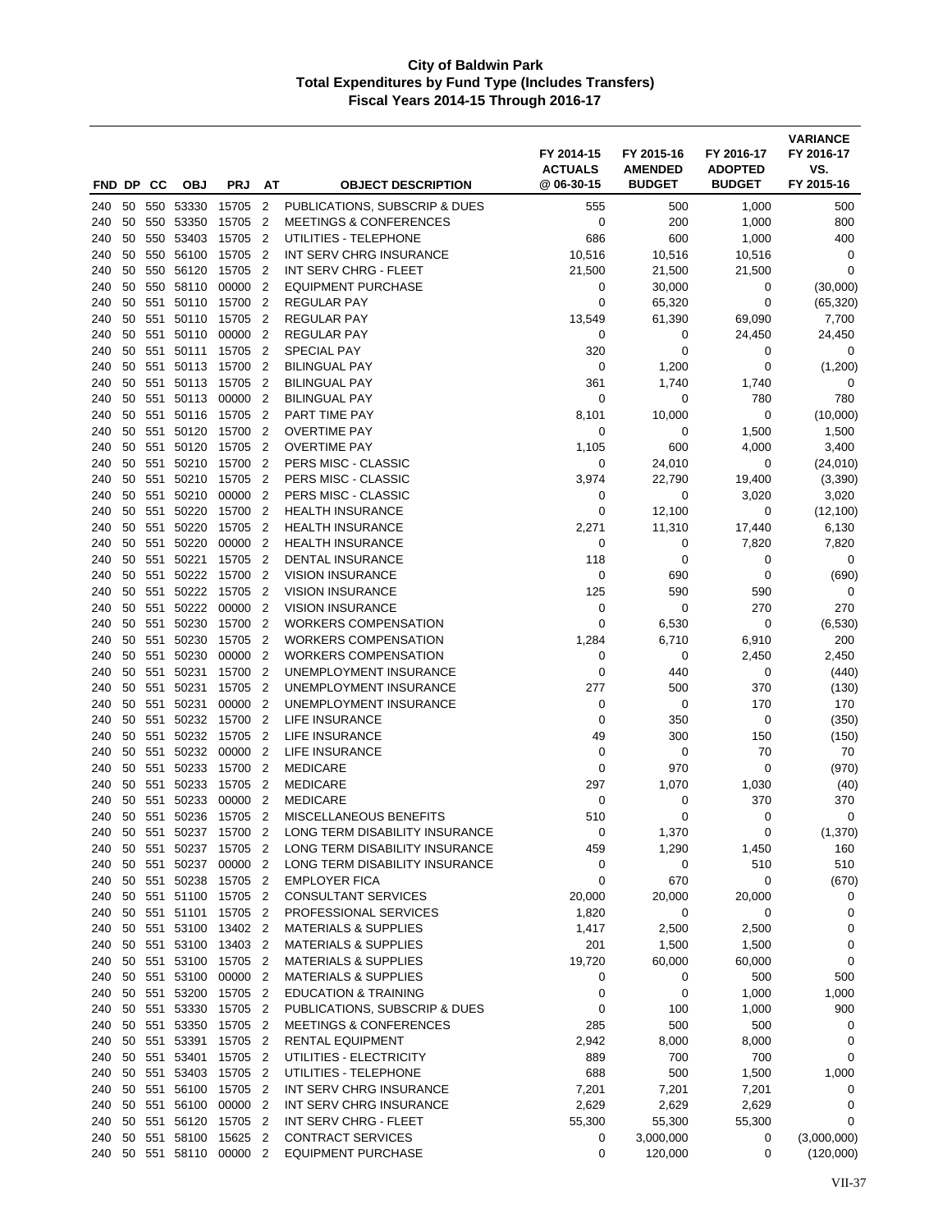# City of Baldwin Park
## Total Expenditures by Fund Type (Includes Transfers)
### Fiscal Years 2014-15 Through 2016-17

| FND | DP | CC | OBJ | PRJ | AT | OBJECT DESCRIPTION | FY 2014-15 ACTUALS @ 06-30-15 | FY 2015-16 AMENDED BUDGET | FY 2016-17 ADOPTED BUDGET | VARIANCE FY 2016-17 VS. FY 2015-16 |
|---|---|---|---|---|---|---|---|---|---|---|
| 240 | 50 | 550 | 53330 | 15705 | 2 | PUBLICATIONS, SUBSCRIP & DUES | 555 | 500 | 1,000 | 500 |
| 240 | 50 | 550 | 53350 | 15705 | 2 | MEETINGS & CONFERENCES | 0 | 200 | 1,000 | 800 |
| 240 | 50 | 550 | 53403 | 15705 | 2 | UTILITIES - TELEPHONE | 686 | 600 | 1,000 | 400 |
| 240 | 50 | 550 | 56100 | 15705 | 2 | INT SERV CHRG INSURANCE | 10,516 | 10,516 | 10,516 | 0 |
| 240 | 50 | 550 | 56120 | 15705 | 2 | INT SERV CHRG - FLEET | 21,500 | 21,500 | 21,500 | 0 |
| 240 | 50 | 550 | 58110 | 00000 | 2 | EQUIPMENT PURCHASE | 0 | 30,000 | 0 | (30,000) |
| 240 | 50 | 551 | 50110 | 15700 | 2 | REGULAR PAY | 0 | 65,320 | 0 | (65,320) |
| 240 | 50 | 551 | 50110 | 15705 | 2 | REGULAR PAY | 13,549 | 61,390 | 69,090 | 7,700 |
| 240 | 50 | 551 | 50110 | 00000 | 2 | REGULAR PAY | 0 | 0 | 24,450 | 24,450 |
| 240 | 50 | 551 | 50111 | 15705 | 2 | SPECIAL PAY | 320 | 0 | 0 | 0 |
| 240 | 50 | 551 | 50113 | 15700 | 2 | BILINGUAL PAY | 0 | 1,200 | 0 | (1,200) |
| 240 | 50 | 551 | 50113 | 15705 | 2 | BILINGUAL PAY | 361 | 1,740 | 1,740 | 0 |
| 240 | 50 | 551 | 50113 | 00000 | 2 | BILINGUAL PAY | 0 | 0 | 780 | 780 |
| 240 | 50 | 551 | 50116 | 15705 | 2 | PART TIME PAY | 8,101 | 10,000 | 0 | (10,000) |
| 240 | 50 | 551 | 50120 | 15700 | 2 | OVERTIME PAY | 0 | 0 | 1,500 | 1,500 |
| 240 | 50 | 551 | 50120 | 15705 | 2 | OVERTIME PAY | 1,105 | 600 | 4,000 | 3,400 |
| 240 | 50 | 551 | 50210 | 15700 | 2 | PERS MISC - CLASSIC | 0 | 24,010 | 0 | (24,010) |
| 240 | 50 | 551 | 50210 | 15705 | 2 | PERS MISC - CLASSIC | 3,974 | 22,790 | 19,400 | (3,390) |
| 240 | 50 | 551 | 50210 | 00000 | 2 | PERS MISC - CLASSIC | 0 | 0 | 3,020 | 3,020 |
| 240 | 50 | 551 | 50220 | 15700 | 2 | HEALTH INSURANCE | 0 | 12,100 | 0 | (12,100) |
| 240 | 50 | 551 | 50220 | 15705 | 2 | HEALTH INSURANCE | 2,271 | 11,310 | 17,440 | 6,130 |
| 240 | 50 | 551 | 50220 | 00000 | 2 | HEALTH INSURANCE | 0 | 0 | 7,820 | 7,820 |
| 240 | 50 | 551 | 50221 | 15705 | 2 | DENTAL INSURANCE | 118 | 0 | 0 | 0 |
| 240 | 50 | 551 | 50222 | 15700 | 2 | VISION INSURANCE | 0 | 690 | 0 | (690) |
| 240 | 50 | 551 | 50222 | 15705 | 2 | VISION INSURANCE | 125 | 590 | 590 | 0 |
| 240 | 50 | 551 | 50222 | 00000 | 2 | VISION INSURANCE | 0 | 0 | 270 | 270 |
| 240 | 50 | 551 | 50230 | 15700 | 2 | WORKERS COMPENSATION | 0 | 6,530 | 0 | (6,530) |
| 240 | 50 | 551 | 50230 | 15705 | 2 | WORKERS COMPENSATION | 1,284 | 6,710 | 6,910 | 200 |
| 240 | 50 | 551 | 50230 | 00000 | 2 | WORKERS COMPENSATION | 0 | 0 | 2,450 | 2,450 |
| 240 | 50 | 551 | 50231 | 15700 | 2 | UNEMPLOYMENT INSURANCE | 0 | 440 | 0 | (440) |
| 240 | 50 | 551 | 50231 | 15705 | 2 | UNEMPLOYMENT INSURANCE | 277 | 500 | 370 | (130) |
| 240 | 50 | 551 | 50231 | 00000 | 2 | UNEMPLOYMENT INSURANCE | 0 | 0 | 170 | 170 |
| 240 | 50 | 551 | 50232 | 15700 | 2 | LIFE INSURANCE | 0 | 350 | 0 | (350) |
| 240 | 50 | 551 | 50232 | 15705 | 2 | LIFE INSURANCE | 49 | 300 | 150 | (150) |
| 240 | 50 | 551 | 50232 | 00000 | 2 | LIFE INSURANCE | 0 | 0 | 70 | 70 |
| 240 | 50 | 551 | 50233 | 15700 | 2 | MEDICARE | 0 | 970 | 0 | (970) |
| 240 | 50 | 551 | 50233 | 15705 | 2 | MEDICARE | 297 | 1,070 | 1,030 | (40) |
| 240 | 50 | 551 | 50233 | 00000 | 2 | MEDICARE | 0 | 0 | 370 | 370 |
| 240 | 50 | 551 | 50236 | 15705 | 2 | MISCELLANEOUS BENEFITS | 510 | 0 | 0 | 0 |
| 240 | 50 | 551 | 50237 | 15700 | 2 | LONG TERM DISABILITY INSURANCE | 0 | 1,370 | 0 | (1,370) |
| 240 | 50 | 551 | 50237 | 15705 | 2 | LONG TERM DISABILITY INSURANCE | 459 | 1,290 | 1,450 | 160 |
| 240 | 50 | 551 | 50237 | 00000 | 2 | LONG TERM DISABILITY INSURANCE | 0 | 0 | 510 | 510 |
| 240 | 50 | 551 | 50238 | 15705 | 2 | EMPLOYER FICA | 0 | 670 | 0 | (670) |
| 240 | 50 | 551 | 51100 | 15705 | 2 | CONSULTANT SERVICES | 20,000 | 20,000 | 20,000 | 0 |
| 240 | 50 | 551 | 51101 | 15705 | 2 | PROFESSIONAL SERVICES | 1,820 | 0 | 0 | 0 |
| 240 | 50 | 551 | 53100 | 13402 | 2 | MATERIALS & SUPPLIES | 1,417 | 2,500 | 2,500 | 0 |
| 240 | 50 | 551 | 53100 | 13403 | 2 | MATERIALS & SUPPLIES | 201 | 1,500 | 1,500 | 0 |
| 240 | 50 | 551 | 53100 | 15705 | 2 | MATERIALS & SUPPLIES | 19,720 | 60,000 | 60,000 | 0 |
| 240 | 50 | 551 | 53100 | 00000 | 2 | MATERIALS & SUPPLIES | 0 | 0 | 500 | 500 |
| 240 | 50 | 551 | 53200 | 15705 | 2 | EDUCATION & TRAINING | 0 | 0 | 1,000 | 1,000 |
| 240 | 50 | 551 | 53330 | 15705 | 2 | PUBLICATIONS, SUBSCRIP & DUES | 0 | 100 | 1,000 | 900 |
| 240 | 50 | 551 | 53350 | 15705 | 2 | MEETINGS & CONFERENCES | 285 | 500 | 500 | 0 |
| 240 | 50 | 551 | 53391 | 15705 | 2 | RENTAL EQUIPMENT | 2,942 | 8,000 | 8,000 | 0 |
| 240 | 50 | 551 | 53401 | 15705 | 2 | UTILITIES - ELECTRICITY | 889 | 700 | 700 | 0 |
| 240 | 50 | 551 | 53403 | 15705 | 2 | UTILITIES - TELEPHONE | 688 | 500 | 1,500 | 1,000 |
| 240 | 50 | 551 | 56100 | 15705 | 2 | INT SERV CHRG INSURANCE | 7,201 | 7,201 | 7,201 | 0 |
| 240 | 50 | 551 | 56100 | 00000 | 2 | INT SERV CHRG INSURANCE | 2,629 | 2,629 | 2,629 | 0 |
| 240 | 50 | 551 | 56120 | 15705 | 2 | INT SERV CHRG - FLEET | 55,300 | 55,300 | 55,300 | 0 |
| 240 | 50 | 551 | 58100 | 15625 | 2 | CONTRACT SERVICES | 0 | 3,000,000 | 0 | (3,000,000) |
| 240 | 50 | 551 | 58110 | 00000 | 2 | EQUIPMENT PURCHASE | 0 | 120,000 | 0 | (120,000) |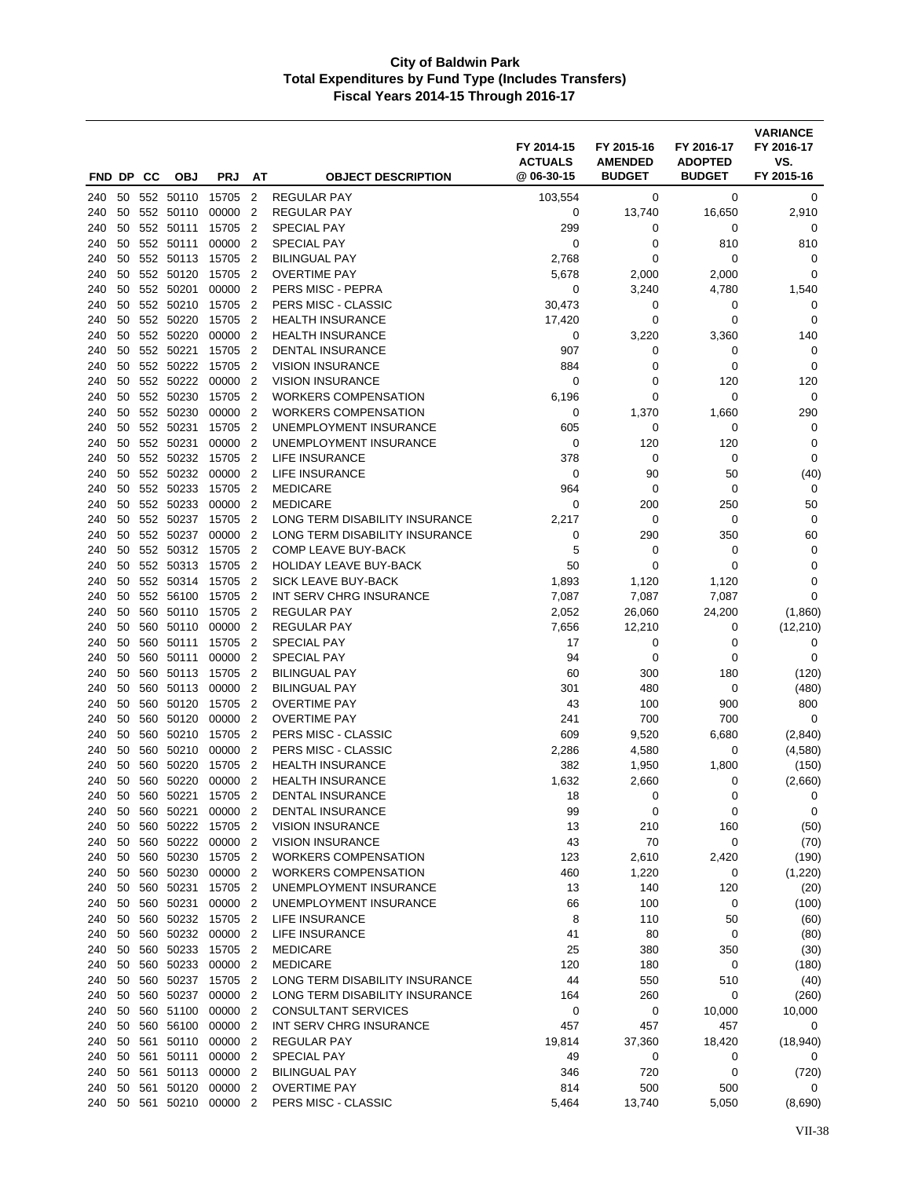**City of Baldwin Park**
**Total Expenditures by Fund Type (Includes Transfers)**
**Fiscal Years 2014-15 Through 2016-17**

| FND | DP | CC | OBJ | PRJ | AT | OBJECT DESCRIPTION | FY 2014-15 ACTUALS @ 06-30-15 | FY 2015-16 AMENDED BUDGET | FY 2016-17 ADOPTED BUDGET | VARIANCE FY 2016-17 VS. FY 2015-16 |
|---|---|---|---|---|---|---|---|---|---|---|
| 240 | 50 | 552 | 50110 | 15705 | 2 | REGULAR PAY | 103,554 | 0 | 0 | 0 |
| 240 | 50 | 552 | 50110 | 00000 | 2 | REGULAR PAY | 0 | 13,740 | 16,650 | 2,910 |
| 240 | 50 | 552 | 50111 | 15705 | 2 | SPECIAL PAY | 299 | 0 | 0 | 0 |
| 240 | 50 | 552 | 50111 | 00000 | 2 | SPECIAL PAY | 0 | 0 | 810 | 810 |
| 240 | 50 | 552 | 50113 | 15705 | 2 | BILINGUAL PAY | 2,768 | 0 | 0 | 0 |
| 240 | 50 | 552 | 50120 | 15705 | 2 | OVERTIME PAY | 5,678 | 2,000 | 2,000 | 0 |
| 240 | 50 | 552 | 50201 | 00000 | 2 | PERS MISC - PEPRA | 0 | 3,240 | 4,780 | 1,540 |
| 240 | 50 | 552 | 50210 | 15705 | 2 | PERS MISC - CLASSIC | 30,473 | 0 | 0 | 0 |
| 240 | 50 | 552 | 50220 | 15705 | 2 | HEALTH INSURANCE | 17,420 | 0 | 0 | 0 |
| 240 | 50 | 552 | 50220 | 00000 | 2 | HEALTH INSURANCE | 0 | 3,220 | 3,360 | 140 |
| 240 | 50 | 552 | 50221 | 15705 | 2 | DENTAL INSURANCE | 907 | 0 | 0 | 0 |
| 240 | 50 | 552 | 50222 | 15705 | 2 | VISION INSURANCE | 884 | 0 | 0 | 0 |
| 240 | 50 | 552 | 50222 | 00000 | 2 | VISION INSURANCE | 0 | 0 | 120 | 120 |
| 240 | 50 | 552 | 50230 | 15705 | 2 | WORKERS COMPENSATION | 6,196 | 0 | 0 | 0 |
| 240 | 50 | 552 | 50230 | 00000 | 2 | WORKERS COMPENSATION | 0 | 1,370 | 1,660 | 290 |
| 240 | 50 | 552 | 50231 | 15705 | 2 | UNEMPLOYMENT INSURANCE | 605 | 0 | 0 | 0 |
| 240 | 50 | 552 | 50231 | 00000 | 2 | UNEMPLOYMENT INSURANCE | 0 | 120 | 120 | 0 |
| 240 | 50 | 552 | 50232 | 15705 | 2 | LIFE INSURANCE | 378 | 0 | 0 | 0 |
| 240 | 50 | 552 | 50232 | 00000 | 2 | LIFE INSURANCE | 0 | 90 | 50 | (40) |
| 240 | 50 | 552 | 50233 | 15705 | 2 | MEDICARE | 964 | 0 | 0 | 0 |
| 240 | 50 | 552 | 50233 | 00000 | 2 | MEDICARE | 0 | 200 | 250 | 50 |
| 240 | 50 | 552 | 50237 | 15705 | 2 | LONG TERM DISABILITY INSURANCE | 2,217 | 0 | 0 | 0 |
| 240 | 50 | 552 | 50237 | 00000 | 2 | LONG TERM DISABILITY INSURANCE | 0 | 290 | 350 | 60 |
| 240 | 50 | 552 | 50312 | 15705 | 2 | COMP LEAVE BUY-BACK | 5 | 0 | 0 | 0 |
| 240 | 50 | 552 | 50313 | 15705 | 2 | HOLIDAY LEAVE BUY-BACK | 50 | 0 | 0 | 0 |
| 240 | 50 | 552 | 50314 | 15705 | 2 | SICK LEAVE BUY-BACK | 1,893 | 1,120 | 1,120 | 0 |
| 240 | 50 | 552 | 56100 | 15705 | 2 | INT SERV CHRG INSURANCE | 7,087 | 7,087 | 7,087 | 0 |
| 240 | 50 | 560 | 50110 | 15705 | 2 | REGULAR PAY | 2,052 | 26,060 | 24,200 | (1,860) |
| 240 | 50 | 560 | 50110 | 00000 | 2 | REGULAR PAY | 7,656 | 12,210 | 0 | (12,210) |
| 240 | 50 | 560 | 50111 | 15705 | 2 | SPECIAL PAY | 17 | 0 | 0 | 0 |
| 240 | 50 | 560 | 50111 | 00000 | 2 | SPECIAL PAY | 94 | 0 | 0 | 0 |
| 240 | 50 | 560 | 50113 | 15705 | 2 | BILINGUAL PAY | 60 | 300 | 180 | (120) |
| 240 | 50 | 560 | 50113 | 00000 | 2 | BILINGUAL PAY | 301 | 480 | 0 | (480) |
| 240 | 50 | 560 | 50120 | 15705 | 2 | OVERTIME PAY | 43 | 100 | 900 | 800 |
| 240 | 50 | 560 | 50120 | 00000 | 2 | OVERTIME PAY | 241 | 700 | 700 | 0 |
| 240 | 50 | 560 | 50210 | 15705 | 2 | PERS MISC - CLASSIC | 609 | 9,520 | 6,680 | (2,840) |
| 240 | 50 | 560 | 50210 | 00000 | 2 | PERS MISC - CLASSIC | 2,286 | 4,580 | 0 | (4,580) |
| 240 | 50 | 560 | 50220 | 15705 | 2 | HEALTH INSURANCE | 382 | 1,950 | 1,800 | (150) |
| 240 | 50 | 560 | 50220 | 00000 | 2 | HEALTH INSURANCE | 1,632 | 2,660 | 0 | (2,660) |
| 240 | 50 | 560 | 50221 | 15705 | 2 | DENTAL INSURANCE | 18 | 0 | 0 | 0 |
| 240 | 50 | 560 | 50221 | 00000 | 2 | DENTAL INSURANCE | 99 | 0 | 0 | 0 |
| 240 | 50 | 560 | 50222 | 15705 | 2 | VISION INSURANCE | 13 | 210 | 160 | (50) |
| 240 | 50 | 560 | 50222 | 00000 | 2 | VISION INSURANCE | 43 | 70 | 0 | (70) |
| 240 | 50 | 560 | 50230 | 15705 | 2 | WORKERS COMPENSATION | 123 | 2,610 | 2,420 | (190) |
| 240 | 50 | 560 | 50230 | 00000 | 2 | WORKERS COMPENSATION | 460 | 1,220 | 0 | (1,220) |
| 240 | 50 | 560 | 50231 | 15705 | 2 | UNEMPLOYMENT INSURANCE | 13 | 140 | 120 | (20) |
| 240 | 50 | 560 | 50231 | 00000 | 2 | UNEMPLOYMENT INSURANCE | 66 | 100 | 0 | (100) |
| 240 | 50 | 560 | 50232 | 15705 | 2 | LIFE INSURANCE | 8 | 110 | 50 | (60) |
| 240 | 50 | 560 | 50232 | 00000 | 2 | LIFE INSURANCE | 41 | 80 | 0 | (80) |
| 240 | 50 | 560 | 50233 | 15705 | 2 | MEDICARE | 25 | 380 | 350 | (30) |
| 240 | 50 | 560 | 50233 | 00000 | 2 | MEDICARE | 120 | 180 | 0 | (180) |
| 240 | 50 | 560 | 50237 | 15705 | 2 | LONG TERM DISABILITY INSURANCE | 44 | 550 | 510 | (40) |
| 240 | 50 | 560 | 50237 | 00000 | 2 | LONG TERM DISABILITY INSURANCE | 164 | 260 | 0 | (260) |
| 240 | 50 | 560 | 51100 | 00000 | 2 | CONSULTANT SERVICES | 0 | 0 | 10,000 | 10,000 |
| 240 | 50 | 560 | 56100 | 00000 | 2 | INT SERV CHRG INSURANCE | 457 | 457 | 457 | 0 |
| 240 | 50 | 561 | 50110 | 00000 | 2 | REGULAR PAY | 19,814 | 37,360 | 18,420 | (18,940) |
| 240 | 50 | 561 | 50111 | 00000 | 2 | SPECIAL PAY | 49 | 0 | 0 | 0 |
| 240 | 50 | 561 | 50113 | 00000 | 2 | BILINGUAL PAY | 346 | 720 | 0 | (720) |
| 240 | 50 | 561 | 50120 | 00000 | 2 | OVERTIME PAY | 814 | 500 | 500 | 0 |
| 240 | 50 | 561 | 50210 | 00000 | 2 | PERS MISC - CLASSIC | 5,464 | 13,740 | 5,050 | (8,690) |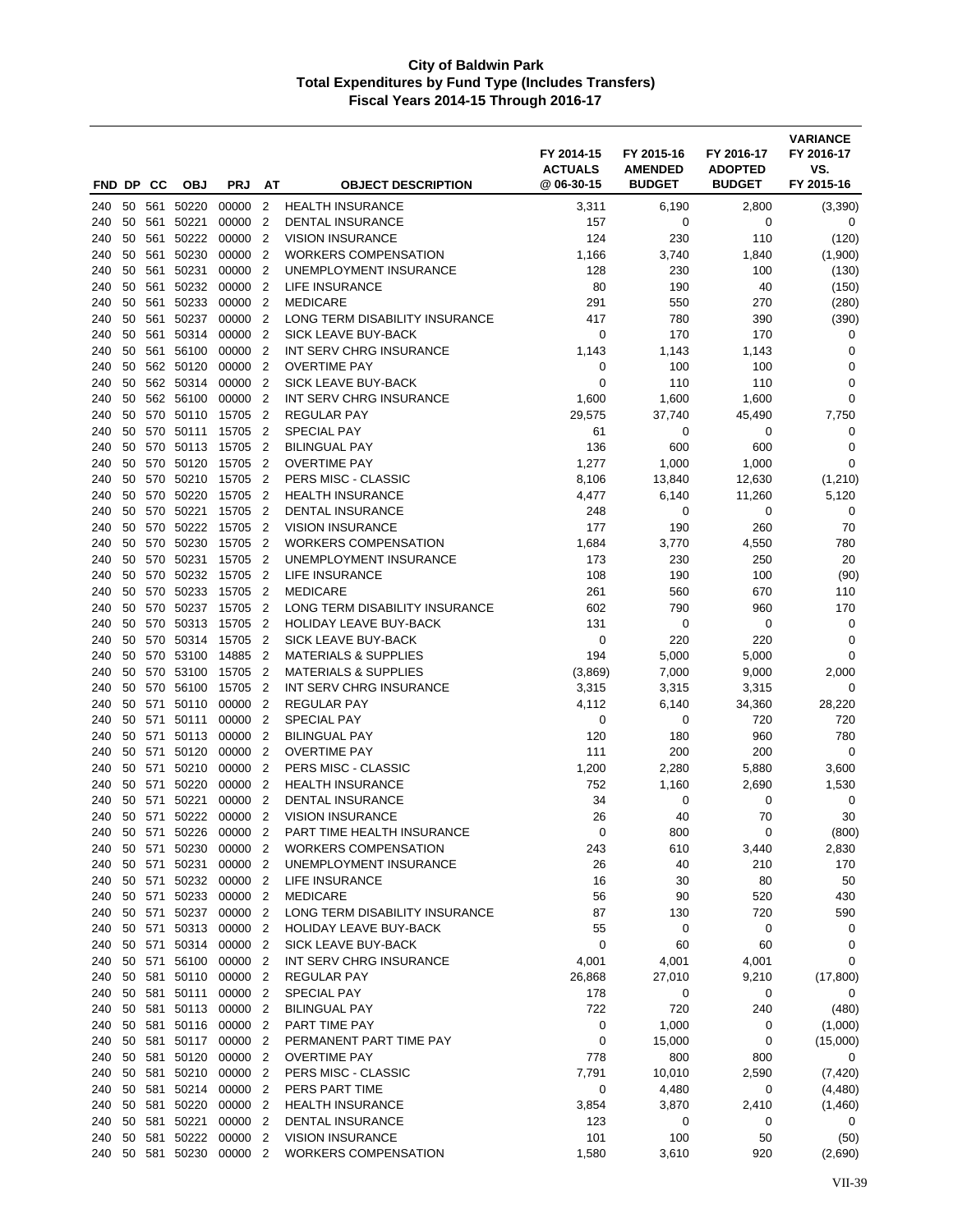# City of Baldwin Park
## Total Expenditures by Fund Type (Includes Transfers)
### Fiscal Years 2014-15 Through 2016-17

| FND | DP | CC | OBJ | PRJ | AT | OBJECT DESCRIPTION | FY 2014-15 ACTUALS @ 06-30-15 | FY 2015-16 AMENDED BUDGET | FY 2016-17 ADOPTED BUDGET | VARIANCE FY 2016-17 VS. FY 2015-16 |
|---|---|---|---|---|---|---|---|---|---|---|
| 240 | 50 | 561 | 50220 | 00000 | 2 | HEALTH INSURANCE | 3,311 | 6,190 | 2,800 | (3,390) |
| 240 | 50 | 561 | 50221 | 00000 | 2 | DENTAL INSURANCE | 157 | 0 | 0 | 0 |
| 240 | 50 | 561 | 50222 | 00000 | 2 | VISION INSURANCE | 124 | 230 | 110 | (120) |
| 240 | 50 | 561 | 50230 | 00000 | 2 | WORKERS COMPENSATION | 1,166 | 3,740 | 1,840 | (1,900) |
| 240 | 50 | 561 | 50231 | 00000 | 2 | UNEMPLOYMENT INSURANCE | 128 | 230 | 100 | (130) |
| 240 | 50 | 561 | 50232 | 00000 | 2 | LIFE INSURANCE | 80 | 190 | 40 | (150) |
| 240 | 50 | 561 | 50233 | 00000 | 2 | MEDICARE | 291 | 550 | 270 | (280) |
| 240 | 50 | 561 | 50237 | 00000 | 2 | LONG TERM DISABILITY INSURANCE | 417 | 780 | 390 | (390) |
| 240 | 50 | 561 | 50314 | 00000 | 2 | SICK LEAVE BUY-BACK | 0 | 170 | 170 | 0 |
| 240 | 50 | 561 | 56100 | 00000 | 2 | INT SERV CHRG INSURANCE | 1,143 | 1,143 | 1,143 | 0 |
| 240 | 50 | 562 | 50120 | 00000 | 2 | OVERTIME PAY | 0 | 100 | 100 | 0 |
| 240 | 50 | 562 | 50314 | 00000 | 2 | SICK LEAVE BUY-BACK | 0 | 110 | 110 | 0 |
| 240 | 50 | 562 | 56100 | 00000 | 2 | INT SERV CHRG INSURANCE | 1,600 | 1,600 | 1,600 | 0 |
| 240 | 50 | 570 | 50110 | 15705 | 2 | REGULAR PAY | 29,575 | 37,740 | 45,490 | 7,750 |
| 240 | 50 | 570 | 50111 | 15705 | 2 | SPECIAL PAY | 61 | 0 | 0 | 0 |
| 240 | 50 | 570 | 50113 | 15705 | 2 | BILINGUAL PAY | 136 | 600 | 600 | 0 |
| 240 | 50 | 570 | 50120 | 15705 | 2 | OVERTIME PAY | 1,277 | 1,000 | 1,000 | 0 |
| 240 | 50 | 570 | 50210 | 15705 | 2 | PERS MISC - CLASSIC | 8,106 | 13,840 | 12,630 | (1,210) |
| 240 | 50 | 570 | 50220 | 15705 | 2 | HEALTH INSURANCE | 4,477 | 6,140 | 11,260 | 5,120 |
| 240 | 50 | 570 | 50221 | 15705 | 2 | DENTAL INSURANCE | 248 | 0 | 0 | 0 |
| 240 | 50 | 570 | 50222 | 15705 | 2 | VISION INSURANCE | 177 | 190 | 260 | 70 |
| 240 | 50 | 570 | 50230 | 15705 | 2 | WORKERS COMPENSATION | 1,684 | 3,770 | 4,550 | 780 |
| 240 | 50 | 570 | 50231 | 15705 | 2 | UNEMPLOYMENT INSURANCE | 173 | 230 | 250 | 20 |
| 240 | 50 | 570 | 50232 | 15705 | 2 | LIFE INSURANCE | 108 | 190 | 100 | (90) |
| 240 | 50 | 570 | 50233 | 15705 | 2 | MEDICARE | 261 | 560 | 670 | 110 |
| 240 | 50 | 570 | 50237 | 15705 | 2 | LONG TERM DISABILITY INSURANCE | 602 | 790 | 960 | 170 |
| 240 | 50 | 570 | 50313 | 15705 | 2 | HOLIDAY LEAVE BUY-BACK | 131 | 0 | 0 | 0 |
| 240 | 50 | 570 | 50314 | 15705 | 2 | SICK LEAVE BUY-BACK | 0 | 220 | 220 | 0 |
| 240 | 50 | 570 | 53100 | 14885 | 2 | MATERIALS & SUPPLIES | 194 | 5,000 | 5,000 | 0 |
| 240 | 50 | 570 | 53100 | 15705 | 2 | MATERIALS & SUPPLIES | (3,869) | 7,000 | 9,000 | 2,000 |
| 240 | 50 | 570 | 56100 | 15705 | 2 | INT SERV CHRG INSURANCE | 3,315 | 3,315 | 3,315 | 0 |
| 240 | 50 | 571 | 50110 | 00000 | 2 | REGULAR PAY | 4,112 | 6,140 | 34,360 | 28,220 |
| 240 | 50 | 571 | 50111 | 00000 | 2 | SPECIAL PAY | 0 | 0 | 720 | 720 |
| 240 | 50 | 571 | 50113 | 00000 | 2 | BILINGUAL PAY | 120 | 180 | 960 | 780 |
| 240 | 50 | 571 | 50120 | 00000 | 2 | OVERTIME PAY | 111 | 200 | 200 | 0 |
| 240 | 50 | 571 | 50210 | 00000 | 2 | PERS MISC - CLASSIC | 1,200 | 2,280 | 5,880 | 3,600 |
| 240 | 50 | 571 | 50220 | 00000 | 2 | HEALTH INSURANCE | 752 | 1,160 | 2,690 | 1,530 |
| 240 | 50 | 571 | 50221 | 00000 | 2 | DENTAL INSURANCE | 34 | 0 | 0 | 0 |
| 240 | 50 | 571 | 50222 | 00000 | 2 | VISION INSURANCE | 26 | 40 | 70 | 30 |
| 240 | 50 | 571 | 50226 | 00000 | 2 | PART TIME HEALTH INSURANCE | 0 | 800 | 0 | (800) |
| 240 | 50 | 571 | 50230 | 00000 | 2 | WORKERS COMPENSATION | 243 | 610 | 3,440 | 2,830 |
| 240 | 50 | 571 | 50231 | 00000 | 2 | UNEMPLOYMENT INSURANCE | 26 | 40 | 210 | 170 |
| 240 | 50 | 571 | 50232 | 00000 | 2 | LIFE INSURANCE | 16 | 30 | 80 | 50 |
| 240 | 50 | 571 | 50233 | 00000 | 2 | MEDICARE | 56 | 90 | 520 | 430 |
| 240 | 50 | 571 | 50237 | 00000 | 2 | LONG TERM DISABILITY INSURANCE | 87 | 130 | 720 | 590 |
| 240 | 50 | 571 | 50313 | 00000 | 2 | HOLIDAY LEAVE BUY-BACK | 55 | 0 | 0 | 0 |
| 240 | 50 | 571 | 50314 | 00000 | 2 | SICK LEAVE BUY-BACK | 0 | 60 | 60 | 0 |
| 240 | 50 | 571 | 56100 | 00000 | 2 | INT SERV CHRG INSURANCE | 4,001 | 4,001 | 4,001 | 0 |
| 240 | 50 | 581 | 50110 | 00000 | 2 | REGULAR PAY | 26,868 | 27,010 | 9,210 | (17,800) |
| 240 | 50 | 581 | 50111 | 00000 | 2 | SPECIAL PAY | 178 | 0 | 0 | 0 |
| 240 | 50 | 581 | 50113 | 00000 | 2 | BILINGUAL PAY | 722 | 720 | 240 | (480) |
| 240 | 50 | 581 | 50116 | 00000 | 2 | PART TIME PAY | 0 | 1,000 | 0 | (1,000) |
| 240 | 50 | 581 | 50117 | 00000 | 2 | PERMANENT PART TIME PAY | 0 | 15,000 | 0 | (15,000) |
| 240 | 50 | 581 | 50120 | 00000 | 2 | OVERTIME PAY | 778 | 800 | 800 | 0 |
| 240 | 50 | 581 | 50210 | 00000 | 2 | PERS MISC - CLASSIC | 7,791 | 10,010 | 2,590 | (7,420) |
| 240 | 50 | 581 | 50214 | 00000 | 2 | PERS PART TIME | 0 | 4,480 | 0 | (4,480) |
| 240 | 50 | 581 | 50220 | 00000 | 2 | HEALTH INSURANCE | 3,854 | 3,870 | 2,410 | (1,460) |
| 240 | 50 | 581 | 50221 | 00000 | 2 | DENTAL INSURANCE | 123 | 0 | 0 | 0 |
| 240 | 50 | 581 | 50222 | 00000 | 2 | VISION INSURANCE | 101 | 100 | 50 | (50) |
| 240 | 50 | 581 | 50230 | 00000 | 2 | WORKERS COMPENSATION | 1,580 | 3,610 | 920 | (2,690) |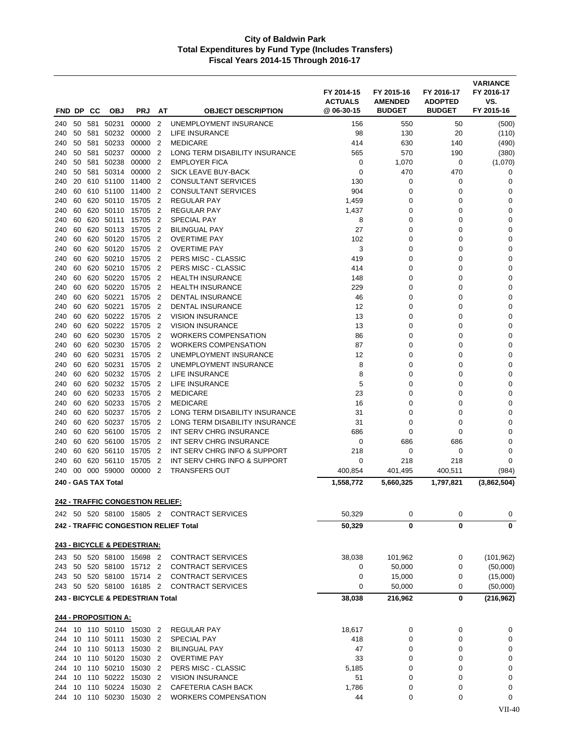# City of Baldwin Park
## Total Expenditures by Fund Type (Includes Transfers)
### Fiscal Years 2014-15 Through 2016-17

| FND | DP | CC | OBJ | PRJ | AT | OBJECT DESCRIPTION | FY 2014-15 ACTUALS @ 06-30-15 | FY 2015-16 AMENDED BUDGET | FY 2016-17 ADOPTED BUDGET | VARIANCE FY 2016-17 VS. FY 2015-16 |
|---|---|---|---|---|---|---|---|---|---|---|
| 240 | 50 | 581 | 50231 | 00000 | 2 | UNEMPLOYMENT INSURANCE | 156 | 550 | 50 | (500) |
| 240 | 50 | 581 | 50232 | 00000 | 2 | LIFE INSURANCE | 98 | 130 | 20 | (110) |
| 240 | 50 | 581 | 50233 | 00000 | 2 | MEDICARE | 414 | 630 | 140 | (490) |
| 240 | 50 | 581 | 50237 | 00000 | 2 | LONG TERM DISABILITY INSURANCE | 565 | 570 | 190 | (380) |
| 240 | 50 | 581 | 50238 | 00000 | 2 | EMPLOYER FICA | 0 | 1,070 | 0 | (1,070) |
| 240 | 50 | 581 | 50314 | 00000 | 2 | SICK LEAVE BUY-BACK | 0 | 470 | 470 | 0 |
| 240 | 20 | 610 | 51100 | 11400 | 2 | CONSULTANT SERVICES | 130 | 0 | 0 | 0 |
| 240 | 60 | 610 | 51100 | 11400 | 2 | CONSULTANT SERVICES | 904 | 0 | 0 | 0 |
| 240 | 60 | 620 | 50110 | 15705 | 2 | REGULAR PAY | 1,459 | 0 | 0 | 0 |
| 240 | 60 | 620 | 50110 | 15705 | 2 | REGULAR PAY | 1,437 | 0 | 0 | 0 |
| 240 | 60 | 620 | 50111 | 15705 | 2 | SPECIAL PAY | 8 | 0 | 0 | 0 |
| 240 | 60 | 620 | 50113 | 15705 | 2 | BILINGUAL PAY | 27 | 0 | 0 | 0 |
| 240 | 60 | 620 | 50120 | 15705 | 2 | OVERTIME PAY | 102 | 0 | 0 | 0 |
| 240 | 60 | 620 | 50120 | 15705 | 2 | OVERTIME PAY | 3 | 0 | 0 | 0 |
| 240 | 60 | 620 | 50210 | 15705 | 2 | PERS MISC - CLASSIC | 419 | 0 | 0 | 0 |
| 240 | 60 | 620 | 50210 | 15705 | 2 | PERS MISC - CLASSIC | 414 | 0 | 0 | 0 |
| 240 | 60 | 620 | 50220 | 15705 | 2 | HEALTH INSURANCE | 148 | 0 | 0 | 0 |
| 240 | 60 | 620 | 50220 | 15705 | 2 | HEALTH INSURANCE | 229 | 0 | 0 | 0 |
| 240 | 60 | 620 | 50221 | 15705 | 2 | DENTAL INSURANCE | 46 | 0 | 0 | 0 |
| 240 | 60 | 620 | 50221 | 15705 | 2 | DENTAL INSURANCE | 12 | 0 | 0 | 0 |
| 240 | 60 | 620 | 50222 | 15705 | 2 | VISION INSURANCE | 13 | 0 | 0 | 0 |
| 240 | 60 | 620 | 50222 | 15705 | 2 | VISION INSURANCE | 13 | 0 | 0 | 0 |
| 240 | 60 | 620 | 50230 | 15705 | 2 | WORKERS COMPENSATION | 86 | 0 | 0 | 0 |
| 240 | 60 | 620 | 50230 | 15705 | 2 | WORKERS COMPENSATION | 87 | 0 | 0 | 0 |
| 240 | 60 | 620 | 50231 | 15705 | 2 | UNEMPLOYMENT INSURANCE | 12 | 0 | 0 | 0 |
| 240 | 60 | 620 | 50231 | 15705 | 2 | UNEMPLOYMENT INSURANCE | 8 | 0 | 0 | 0 |
| 240 | 60 | 620 | 50232 | 15705 | 2 | LIFE INSURANCE | 8 | 0 | 0 | 0 |
| 240 | 60 | 620 | 50232 | 15705 | 2 | LIFE INSURANCE | 5 | 0 | 0 | 0 |
| 240 | 60 | 620 | 50233 | 15705 | 2 | MEDICARE | 23 | 0 | 0 | 0 |
| 240 | 60 | 620 | 50233 | 15705 | 2 | MEDICARE | 16 | 0 | 0 | 0 |
| 240 | 60 | 620 | 50237 | 15705 | 2 | LONG TERM DISABILITY INSURANCE | 31 | 0 | 0 | 0 |
| 240 | 60 | 620 | 50237 | 15705 | 2 | LONG TERM DISABILITY INSURANCE | 31 | 0 | 0 | 0 |
| 240 | 60 | 620 | 56100 | 15705 | 2 | INT SERV CHRG INSURANCE | 686 | 0 | 0 | 0 |
| 240 | 60 | 620 | 56100 | 15705 | 2 | INT SERV CHRG INSURANCE | 0 | 686 | 686 | 0 |
| 240 | 60 | 620 | 56110 | 15705 | 2 | INT SERV CHRG INFO & SUPPORT | 218 | 0 | 0 | 0 |
| 240 | 60 | 620 | 56110 | 15705 | 2 | INT SERV CHRG INFO & SUPPORT | 0 | 218 | 218 | 0 |
| 240 | 00 | 000 | 59000 | 00000 | 2 | TRANSFERS OUT | 400,854 | 401,495 | 400,511 | (984) |
| **240 - GAS TAX Total** | | | | | | | **1,558,772** | **5,660,325** | **1,797,821** | **(3,862,504)** |
| **242 - TRAFFIC CONGESTION RELIEF:** | | | | | | | | | | |
| 242 | 50 | 520 | 58100 | 15805 | 2 | CONTRACT SERVICES | 50,329 | 0 | 0 | 0 |
| **242 - TRAFFIC CONGESTION RELIEF Total** | | | | | | | **50,329** | **0** | **0** | **0** |
| **243 - BICYCLE & PEDESTRIAN:** | | | | | | | | | | |
| 243 | 50 | 520 | 58100 | 15698 | 2 | CONTRACT SERVICES | 38,038 | 101,962 | 0 | (101,962) |
| 243 | 50 | 520 | 58100 | 15712 | 2 | CONTRACT SERVICES | 0 | 50,000 | 0 | (50,000) |
| 243 | 50 | 520 | 58100 | 15714 | 2 | CONTRACT SERVICES | 0 | 15,000 | 0 | (15,000) |
| 243 | 50 | 520 | 58100 | 16185 | 2 | CONTRACT SERVICES | 0 | 50,000 | 0 | (50,000) |
| **243 - BICYCLE & PEDESTRIAN Total** | | | | | | | **38,038** | **216,962** | **0** | **(216,962)** |
| **244 - PROPOSITION A:** | | | | | | | | | | |
| 244 | 10 | 110 | 50110 | 15030 | 2 | REGULAR PAY | 18,617 | 0 | 0 | 0 |
| 244 | 10 | 110 | 50111 | 15030 | 2 | SPECIAL PAY | 418 | 0 | 0 | 0 |
| 244 | 10 | 110 | 50113 | 15030 | 2 | BILINGUAL PAY | 47 | 0 | 0 | 0 |
| 244 | 10 | 110 | 50120 | 15030 | 2 | OVERTIME PAY | 33 | 0 | 0 | 0 |
| 244 | 10 | 110 | 50210 | 15030 | 2 | PERS MISC - CLASSIC | 5,185 | 0 | 0 | 0 |
| 244 | 10 | 110 | 50222 | 15030 | 2 | VISION INSURANCE | 51 | 0 | 0 | 0 |
| 244 | 10 | 110 | 50224 | 15030 | 2 | CAFETERIA CASH BACK | 1,786 | 0 | 0 | 0 |
| 244 | 10 | 110 | 50230 | 15030 | 2 | WORKERS COMPENSATION | 44 | 0 | 0 | 0 |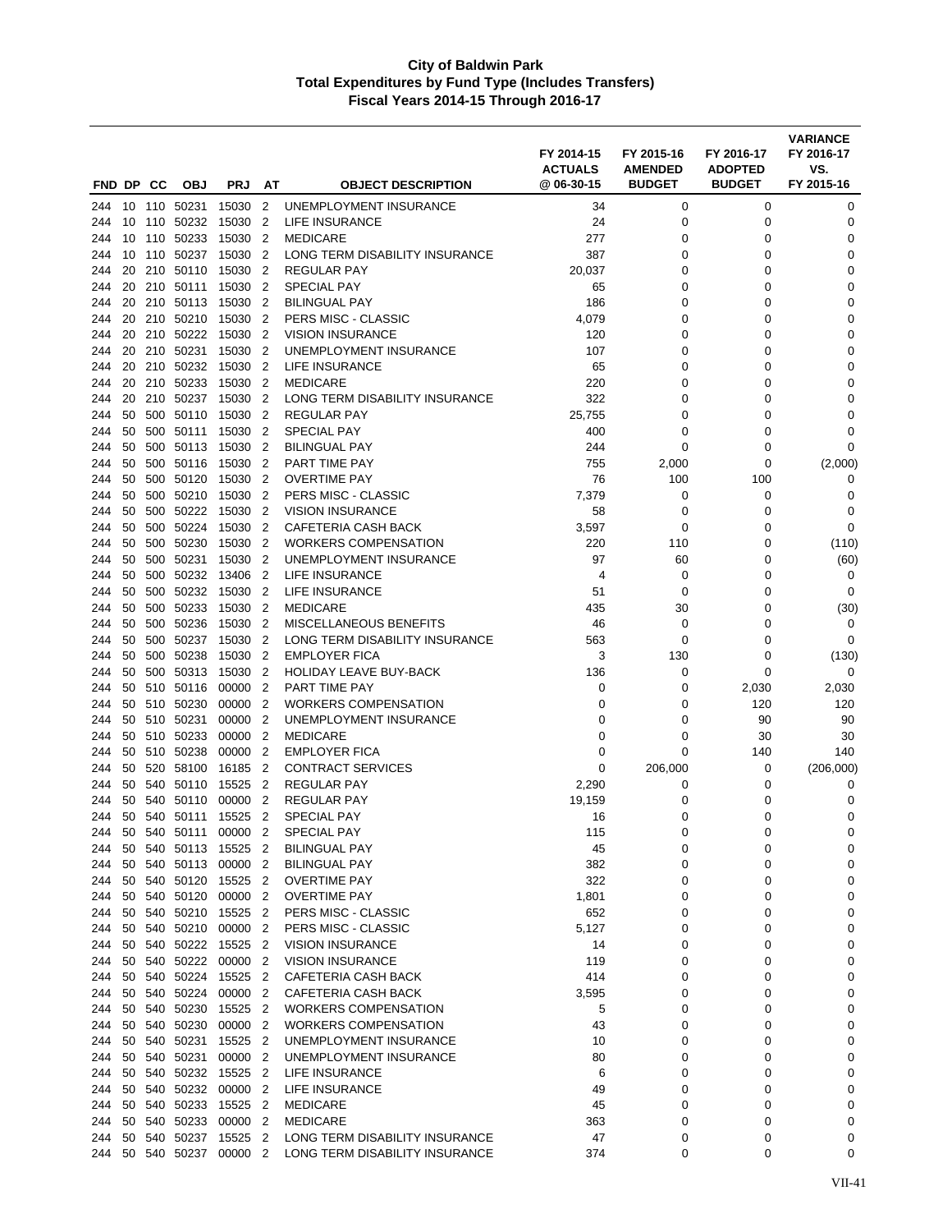# City of Baldwin Park
## Total Expenditures by Fund Type (Includes Transfers)
### Fiscal Years 2014-15 Through 2016-17

| FND | DP | CC | OBJ | PRJ | AT | OBJECT DESCRIPTION | FY 2014-15 ACTUALS @ 06-30-15 | FY 2015-16 AMENDED BUDGET | FY 2016-17 ADOPTED BUDGET | VARIANCE FY 2016-17 VS. FY 2015-16 |
|---|---|---|---|---|---|---|---|---|---|---|
| 244 | 10 | 110 | 50231 | 15030 | 2 | UNEMPLOYMENT INSURANCE | 34 | 0 | 0 | 0 |
| 244 | 10 | 110 | 50232 | 15030 | 2 | LIFE INSURANCE | 24 | 0 | 0 | 0 |
| 244 | 10 | 110 | 50233 | 15030 | 2 | MEDICARE | 277 | 0 | 0 | 0 |
| 244 | 10 | 110 | 50237 | 15030 | 2 | LONG TERM DISABILITY INSURANCE | 387 | 0 | 0 | 0 |
| 244 | 20 | 210 | 50110 | 15030 | 2 | REGULAR PAY | 20,037 | 0 | 0 | 0 |
| 244 | 20 | 210 | 50111 | 15030 | 2 | SPECIAL PAY | 65 | 0 | 0 | 0 |
| 244 | 20 | 210 | 50113 | 15030 | 2 | BILINGUAL PAY | 186 | 0 | 0 | 0 |
| 244 | 20 | 210 | 50210 | 15030 | 2 | PERS MISC - CLASSIC | 4,079 | 0 | 0 | 0 |
| 244 | 20 | 210 | 50222 | 15030 | 2 | VISION INSURANCE | 120 | 0 | 0 | 0 |
| 244 | 20 | 210 | 50231 | 15030 | 2 | UNEMPLOYMENT INSURANCE | 107 | 0 | 0 | 0 |
| 244 | 20 | 210 | 50232 | 15030 | 2 | LIFE INSURANCE | 65 | 0 | 0 | 0 |
| 244 | 20 | 210 | 50233 | 15030 | 2 | MEDICARE | 220 | 0 | 0 | 0 |
| 244 | 20 | 210 | 50237 | 15030 | 2 | LONG TERM DISABILITY INSURANCE | 322 | 0 | 0 | 0 |
| 244 | 50 | 500 | 50110 | 15030 | 2 | REGULAR PAY | 25,755 | 0 | 0 | 0 |
| 244 | 50 | 500 | 50111 | 15030 | 2 | SPECIAL PAY | 400 | 0 | 0 | 0 |
| 244 | 50 | 500 | 50113 | 15030 | 2 | BILINGUAL PAY | 244 | 0 | 0 | 0 |
| 244 | 50 | 500 | 50116 | 15030 | 2 | PART TIME PAY | 755 | 2,000 | 0 | (2,000) |
| 244 | 50 | 500 | 50120 | 15030 | 2 | OVERTIME PAY | 76 | 100 | 100 | 0 |
| 244 | 50 | 500 | 50210 | 15030 | 2 | PERS MISC - CLASSIC | 7,379 | 0 | 0 | 0 |
| 244 | 50 | 500 | 50222 | 15030 | 2 | VISION INSURANCE | 58 | 0 | 0 | 0 |
| 244 | 50 | 500 | 50224 | 15030 | 2 | CAFETERIA CASH BACK | 3,597 | 0 | 0 | 0 |
| 244 | 50 | 500 | 50230 | 15030 | 2 | WORKERS COMPENSATION | 220 | 110 | 0 | (110) |
| 244 | 50 | 500 | 50231 | 15030 | 2 | UNEMPLOYMENT INSURANCE | 97 | 60 | 0 | (60) |
| 244 | 50 | 500 | 50232 | 13406 | 2 | LIFE INSURANCE | 4 | 0 | 0 | 0 |
| 244 | 50 | 500 | 50232 | 15030 | 2 | LIFE INSURANCE | 51 | 0 | 0 | 0 |
| 244 | 50 | 500 | 50233 | 15030 | 2 | MEDICARE | 435 | 30 | 0 | (30) |
| 244 | 50 | 500 | 50236 | 15030 | 2 | MISCELLANEOUS BENEFITS | 46 | 0 | 0 | 0 |
| 244 | 50 | 500 | 50237 | 15030 | 2 | LONG TERM DISABILITY INSURANCE | 563 | 0 | 0 | 0 |
| 244 | 50 | 500 | 50238 | 15030 | 2 | EMPLOYER FICA | 3 | 130 | 0 | (130) |
| 244 | 50 | 500 | 50313 | 15030 | 2 | HOLIDAY LEAVE BUY-BACK | 136 | 0 | 0 | 0 |
| 244 | 50 | 510 | 50116 | 00000 | 2 | PART TIME PAY | 0 | 0 | 2,030 | 2,030 |
| 244 | 50 | 510 | 50230 | 00000 | 2 | WORKERS COMPENSATION | 0 | 0 | 120 | 120 |
| 244 | 50 | 510 | 50231 | 00000 | 2 | UNEMPLOYMENT INSURANCE | 0 | 0 | 90 | 90 |
| 244 | 50 | 510 | 50233 | 00000 | 2 | MEDICARE | 0 | 0 | 30 | 30 |
| 244 | 50 | 510 | 50238 | 00000 | 2 | EMPLOYER FICA | 0 | 0 | 140 | 140 |
| 244 | 50 | 520 | 58100 | 16185 | 2 | CONTRACT SERVICES | 0 | 206,000 | 0 | (206,000) |
| 244 | 50 | 540 | 50110 | 15525 | 2 | REGULAR PAY | 2,290 | 0 | 0 | 0 |
| 244 | 50 | 540 | 50110 | 00000 | 2 | REGULAR PAY | 19,159 | 0 | 0 | 0 |
| 244 | 50 | 540 | 50111 | 15525 | 2 | SPECIAL PAY | 16 | 0 | 0 | 0 |
| 244 | 50 | 540 | 50111 | 00000 | 2 | SPECIAL PAY | 115 | 0 | 0 | 0 |
| 244 | 50 | 540 | 50113 | 15525 | 2 | BILINGUAL PAY | 45 | 0 | 0 | 0 |
| 244 | 50 | 540 | 50113 | 00000 | 2 | BILINGUAL PAY | 382 | 0 | 0 | 0 |
| 244 | 50 | 540 | 50120 | 15525 | 2 | OVERTIME PAY | 322 | 0 | 0 | 0 |
| 244 | 50 | 540 | 50120 | 00000 | 2 | OVERTIME PAY | 1,801 | 0 | 0 | 0 |
| 244 | 50 | 540 | 50210 | 15525 | 2 | PERS MISC - CLASSIC | 652 | 0 | 0 | 0 |
| 244 | 50 | 540 | 50210 | 00000 | 2 | PERS MISC - CLASSIC | 5,127 | 0 | 0 | 0 |
| 244 | 50 | 540 | 50222 | 15525 | 2 | VISION INSURANCE | 14 | 0 | 0 | 0 |
| 244 | 50 | 540 | 50222 | 00000 | 2 | VISION INSURANCE | 119 | 0 | 0 | 0 |
| 244 | 50 | 540 | 50224 | 15525 | 2 | CAFETERIA CASH BACK | 414 | 0 | 0 | 0 |
| 244 | 50 | 540 | 50224 | 00000 | 2 | CAFETERIA CASH BACK | 3,595 | 0 | 0 | 0 |
| 244 | 50 | 540 | 50230 | 15525 | 2 | WORKERS COMPENSATION | 5 | 0 | 0 | 0 |
| 244 | 50 | 540 | 50230 | 00000 | 2 | WORKERS COMPENSATION | 43 | 0 | 0 | 0 |
| 244 | 50 | 540 | 50231 | 15525 | 2 | UNEMPLOYMENT INSURANCE | 10 | 0 | 0 | 0 |
| 244 | 50 | 540 | 50231 | 00000 | 2 | UNEMPLOYMENT INSURANCE | 80 | 0 | 0 | 0 |
| 244 | 50 | 540 | 50232 | 15525 | 2 | LIFE INSURANCE | 6 | 0 | 0 | 0 |
| 244 | 50 | 540 | 50232 | 00000 | 2 | LIFE INSURANCE | 49 | 0 | 0 | 0 |
| 244 | 50 | 540 | 50233 | 15525 | 2 | MEDICARE | 45 | 0 | 0 | 0 |
| 244 | 50 | 540 | 50233 | 00000 | 2 | MEDICARE | 363 | 0 | 0 | 0 |
| 244 | 50 | 540 | 50237 | 15525 | 2 | LONG TERM DISABILITY INSURANCE | 47 | 0 | 0 | 0 |
| 244 | 50 | 540 | 50237 | 00000 | 2 | LONG TERM DISABILITY INSURANCE | 374 | 0 | 0 | 0 |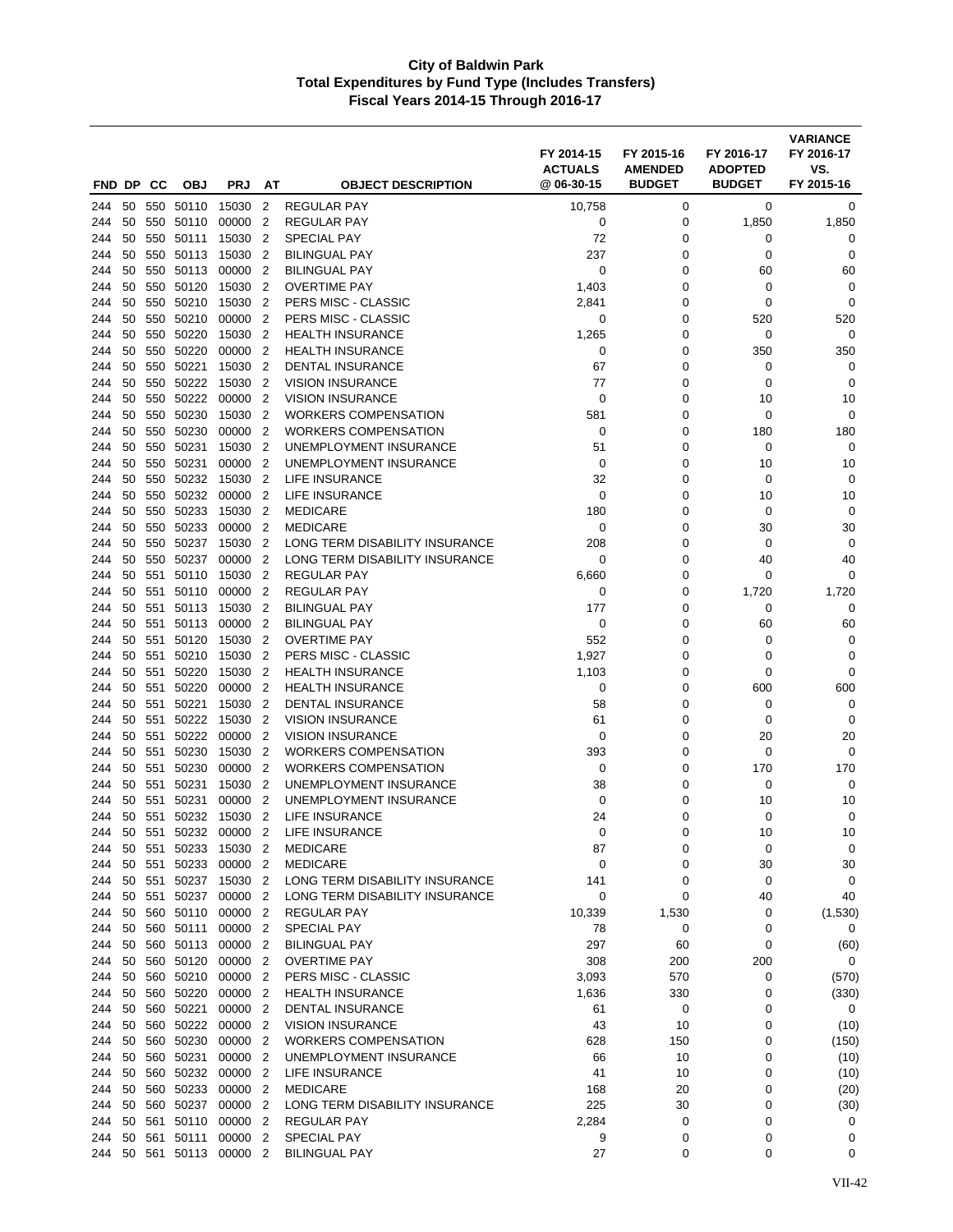# City of Baldwin Park
## Total Expenditures by Fund Type (Includes Transfers)
### Fiscal Years 2014-15 Through 2016-17

| FND | DP | CC | OBJ | PRJ | AT | OBJECT DESCRIPTION | FY 2014-15 ACTUALS @ 06-30-15 | FY 2015-16 AMENDED BUDGET | FY 2016-17 ADOPTED BUDGET | VARIANCE FY 2016-17 VS. FY 2015-16 |
|---|---|---|---|---|---|---|---|---|---|---|
| 244 | 50 | 550 | 50110 | 15030 | 2 | REGULAR PAY | 10,758 | 0 | 0 | 0 |
| 244 | 50 | 550 | 50110 | 00000 | 2 | REGULAR PAY | 0 | 0 | 1,850 | 1,850 |
| 244 | 50 | 550 | 50111 | 15030 | 2 | SPECIAL PAY | 72 | 0 | 0 | 0 |
| 244 | 50 | 550 | 50113 | 15030 | 2 | BILINGUAL PAY | 237 | 0 | 0 | 0 |
| 244 | 50 | 550 | 50113 | 00000 | 2 | BILINGUAL PAY | 0 | 0 | 60 | 60 |
| 244 | 50 | 550 | 50120 | 15030 | 2 | OVERTIME PAY | 1,403 | 0 | 0 | 0 |
| 244 | 50 | 550 | 50210 | 15030 | 2 | PERS MISC - CLASSIC | 2,841 | 0 | 0 | 0 |
| 244 | 50 | 550 | 50210 | 00000 | 2 | PERS MISC - CLASSIC | 0 | 0 | 520 | 520 |
| 244 | 50 | 550 | 50220 | 15030 | 2 | HEALTH INSURANCE | 1,265 | 0 | 0 | 0 |
| 244 | 50 | 550 | 50220 | 00000 | 2 | HEALTH INSURANCE | 0 | 0 | 350 | 350 |
| 244 | 50 | 550 | 50221 | 15030 | 2 | DENTAL INSURANCE | 67 | 0 | 0 | 0 |
| 244 | 50 | 550 | 50222 | 15030 | 2 | VISION INSURANCE | 77 | 0 | 0 | 0 |
| 244 | 50 | 550 | 50222 | 00000 | 2 | VISION INSURANCE | 0 | 0 | 10 | 10 |
| 244 | 50 | 550 | 50230 | 15030 | 2 | WORKERS COMPENSATION | 581 | 0 | 0 | 0 |
| 244 | 50 | 550 | 50230 | 00000 | 2 | WORKERS COMPENSATION | 0 | 0 | 180 | 180 |
| 244 | 50 | 550 | 50231 | 15030 | 2 | UNEMPLOYMENT INSURANCE | 51 | 0 | 0 | 0 |
| 244 | 50 | 550 | 50231 | 00000 | 2 | UNEMPLOYMENT INSURANCE | 0 | 0 | 10 | 10 |
| 244 | 50 | 550 | 50232 | 15030 | 2 | LIFE INSURANCE | 32 | 0 | 0 | 0 |
| 244 | 50 | 550 | 50232 | 00000 | 2 | LIFE INSURANCE | 0 | 0 | 10 | 10 |
| 244 | 50 | 550 | 50233 | 15030 | 2 | MEDICARE | 180 | 0 | 0 | 0 |
| 244 | 50 | 550 | 50233 | 00000 | 2 | MEDICARE | 0 | 0 | 30 | 30 |
| 244 | 50 | 550 | 50237 | 15030 | 2 | LONG TERM DISABILITY INSURANCE | 208 | 0 | 0 | 0 |
| 244 | 50 | 550 | 50237 | 00000 | 2 | LONG TERM DISABILITY INSURANCE | 0 | 0 | 40 | 40 |
| 244 | 50 | 551 | 50110 | 15030 | 2 | REGULAR PAY | 6,660 | 0 | 0 | 0 |
| 244 | 50 | 551 | 50110 | 00000 | 2 | REGULAR PAY | 0 | 0 | 1,720 | 1,720 |
| 244 | 50 | 551 | 50113 | 15030 | 2 | BILINGUAL PAY | 177 | 0 | 0 | 0 |
| 244 | 50 | 551 | 50113 | 00000 | 2 | BILINGUAL PAY | 0 | 0 | 60 | 60 |
| 244 | 50 | 551 | 50120 | 15030 | 2 | OVERTIME PAY | 552 | 0 | 0 | 0 |
| 244 | 50 | 551 | 50210 | 15030 | 2 | PERS MISC - CLASSIC | 1,927 | 0 | 0 | 0 |
| 244 | 50 | 551 | 50220 | 15030 | 2 | HEALTH INSURANCE | 1,103 | 0 | 0 | 0 |
| 244 | 50 | 551 | 50220 | 00000 | 2 | HEALTH INSURANCE | 0 | 0 | 600 | 600 |
| 244 | 50 | 551 | 50221 | 15030 | 2 | DENTAL INSURANCE | 58 | 0 | 0 | 0 |
| 244 | 50 | 551 | 50222 | 15030 | 2 | VISION INSURANCE | 61 | 0 | 0 | 0 |
| 244 | 50 | 551 | 50222 | 00000 | 2 | VISION INSURANCE | 0 | 0 | 20 | 20 |
| 244 | 50 | 551 | 50230 | 15030 | 2 | WORKERS COMPENSATION | 393 | 0 | 0 | 0 |
| 244 | 50 | 551 | 50230 | 00000 | 2 | WORKERS COMPENSATION | 0 | 0 | 170 | 170 |
| 244 | 50 | 551 | 50231 | 15030 | 2 | UNEMPLOYMENT INSURANCE | 38 | 0 | 0 | 0 |
| 244 | 50 | 551 | 50231 | 00000 | 2 | UNEMPLOYMENT INSURANCE | 0 | 0 | 10 | 10 |
| 244 | 50 | 551 | 50232 | 15030 | 2 | LIFE INSURANCE | 24 | 0 | 0 | 0 |
| 244 | 50 | 551 | 50232 | 00000 | 2 | LIFE INSURANCE | 0 | 0 | 10 | 10 |
| 244 | 50 | 551 | 50233 | 15030 | 2 | MEDICARE | 87 | 0 | 0 | 0 |
| 244 | 50 | 551 | 50233 | 00000 | 2 | MEDICARE | 0 | 0 | 30 | 30 |
| 244 | 50 | 551 | 50237 | 15030 | 2 | LONG TERM DISABILITY INSURANCE | 141 | 0 | 0 | 0 |
| 244 | 50 | 551 | 50237 | 00000 | 2 | LONG TERM DISABILITY INSURANCE | 0 | 0 | 40 | 40 |
| 244 | 50 | 560 | 50110 | 00000 | 2 | REGULAR PAY | 10,339 | 1,530 | 0 | (1,530) |
| 244 | 50 | 560 | 50111 | 00000 | 2 | SPECIAL PAY | 78 | 0 | 0 | 0 |
| 244 | 50 | 560 | 50113 | 00000 | 2 | BILINGUAL PAY | 297 | 60 | 0 | (60) |
| 244 | 50 | 560 | 50120 | 00000 | 2 | OVERTIME PAY | 308 | 200 | 200 | 0 |
| 244 | 50 | 560 | 50210 | 00000 | 2 | PERS MISC - CLASSIC | 3,093 | 570 | 0 | (570) |
| 244 | 50 | 560 | 50220 | 00000 | 2 | HEALTH INSURANCE | 1,636 | 330 | 0 | (330) |
| 244 | 50 | 560 | 50221 | 00000 | 2 | DENTAL INSURANCE | 61 | 0 | 0 | 0 |
| 244 | 50 | 560 | 50222 | 00000 | 2 | VISION INSURANCE | 43 | 10 | 0 | (10) |
| 244 | 50 | 560 | 50230 | 00000 | 2 | WORKERS COMPENSATION | 628 | 150 | 0 | (150) |
| 244 | 50 | 560 | 50231 | 00000 | 2 | UNEMPLOYMENT INSURANCE | 66 | 10 | 0 | (10) |
| 244 | 50 | 560 | 50232 | 00000 | 2 | LIFE INSURANCE | 41 | 10 | 0 | (10) |
| 244 | 50 | 560 | 50233 | 00000 | 2 | MEDICARE | 168 | 20 | 0 | (20) |
| 244 | 50 | 560 | 50237 | 00000 | 2 | LONG TERM DISABILITY INSURANCE | 225 | 30 | 0 | (30) |
| 244 | 50 | 561 | 50110 | 00000 | 2 | REGULAR PAY | 2,284 | 0 | 0 | 0 |
| 244 | 50 | 561 | 50111 | 00000 | 2 | SPECIAL PAY | 9 | 0 | 0 | 0 |
| 244 | 50 | 561 | 50113 | 00000 | 2 | BILINGUAL PAY | 27 | 0 | 0 | 0 |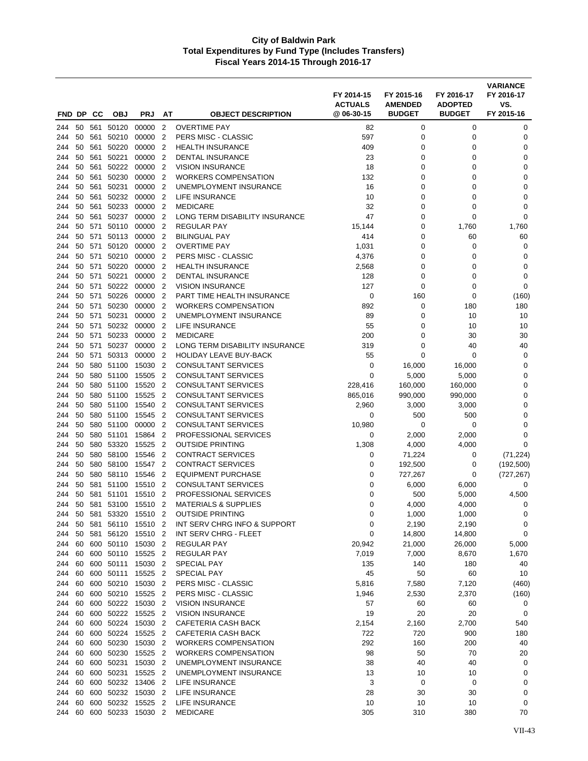**City of Baldwin Park**
**Total Expenditures by Fund Type (Includes Transfers)**
**Fiscal Years 2014-15 Through 2016-17**

| FND | DP | CC | OBJ | PRJ | AT | OBJECT DESCRIPTION | FY 2014-15 ACTUALS @ 06-30-15 | FY 2015-16 AMENDED BUDGET | FY 2016-17 ADOPTED BUDGET | VARIANCE FY 2016-17 VS. FY 2015-16 |
|---|---|---|---|---|---|---|---|---|---|---|
| 244 | 50 | 561 | 50120 | 00000 | 2 | OVERTIME PAY | 82 | 0 | 0 | 0 |
| 244 | 50 | 561 | 50210 | 00000 | 2 | PERS MISC - CLASSIC | 597 | 0 | 0 | 0 |
| 244 | 50 | 561 | 50220 | 00000 | 2 | HEALTH INSURANCE | 409 | 0 | 0 | 0 |
| 244 | 50 | 561 | 50221 | 00000 | 2 | DENTAL INSURANCE | 23 | 0 | 0 | 0 |
| 244 | 50 | 561 | 50222 | 00000 | 2 | VISION INSURANCE | 18 | 0 | 0 | 0 |
| 244 | 50 | 561 | 50230 | 00000 | 2 | WORKERS COMPENSATION | 132 | 0 | 0 | 0 |
| 244 | 50 | 561 | 50231 | 00000 | 2 | UNEMPLOYMENT INSURANCE | 16 | 0 | 0 | 0 |
| 244 | 50 | 561 | 50232 | 00000 | 2 | LIFE INSURANCE | 10 | 0 | 0 | 0 |
| 244 | 50 | 561 | 50233 | 00000 | 2 | MEDICARE | 32 | 0 | 0 | 0 |
| 244 | 50 | 561 | 50237 | 00000 | 2 | LONG TERM DISABILITY INSURANCE | 47 | 0 | 0 | 0 |
| 244 | 50 | 571 | 50110 | 00000 | 2 | REGULAR PAY | 15,144 | 0 | 1,760 | 1,760 |
| 244 | 50 | 571 | 50113 | 00000 | 2 | BILINGUAL PAY | 414 | 0 | 60 | 60 |
| 244 | 50 | 571 | 50120 | 00000 | 2 | OVERTIME PAY | 1,031 | 0 | 0 | 0 |
| 244 | 50 | 571 | 50210 | 00000 | 2 | PERS MISC - CLASSIC | 4,376 | 0 | 0 | 0 |
| 244 | 50 | 571 | 50220 | 00000 | 2 | HEALTH INSURANCE | 2,568 | 0 | 0 | 0 |
| 244 | 50 | 571 | 50221 | 00000 | 2 | DENTAL INSURANCE | 128 | 0 | 0 | 0 |
| 244 | 50 | 571 | 50222 | 00000 | 2 | VISION INSURANCE | 127 | 0 | 0 | 0 |
| 244 | 50 | 571 | 50226 | 00000 | 2 | PART TIME HEALTH INSURANCE | 0 | 160 | 0 | (160) |
| 244 | 50 | 571 | 50230 | 00000 | 2 | WORKERS COMPENSATION | 892 | 0 | 180 | 180 |
| 244 | 50 | 571 | 50231 | 00000 | 2 | UNEMPLOYMENT INSURANCE | 89 | 0 | 10 | 10 |
| 244 | 50 | 571 | 50232 | 00000 | 2 | LIFE INSURANCE | 55 | 0 | 10 | 10 |
| 244 | 50 | 571 | 50233 | 00000 | 2 | MEDICARE | 200 | 0 | 30 | 30 |
| 244 | 50 | 571 | 50237 | 00000 | 2 | LONG TERM DISABILITY INSURANCE | 319 | 0 | 40 | 40 |
| 244 | 50 | 571 | 50313 | 00000 | 2 | HOLIDAY LEAVE BUY-BACK | 55 | 0 | 0 | 0 |
| 244 | 50 | 580 | 51100 | 15030 | 2 | CONSULTANT SERVICES | 0 | 16,000 | 16,000 | 0 |
| 244 | 50 | 580 | 51100 | 15505 | 2 | CONSULTANT SERVICES | 0 | 5,000 | 5,000 | 0 |
| 244 | 50 | 580 | 51100 | 15520 | 2 | CONSULTANT SERVICES | 228,416 | 160,000 | 160,000 | 0 |
| 244 | 50 | 580 | 51100 | 15525 | 2 | CONSULTANT SERVICES | 865,016 | 990,000 | 990,000 | 0 |
| 244 | 50 | 580 | 51100 | 15540 | 2 | CONSULTANT SERVICES | 2,960 | 3,000 | 3,000 | 0 |
| 244 | 50 | 580 | 51100 | 15545 | 2 | CONSULTANT SERVICES | 0 | 500 | 500 | 0 |
| 244 | 50 | 580 | 51100 | 00000 | 2 | CONSULTANT SERVICES | 10,980 | 0 | 0 | 0 |
| 244 | 50 | 580 | 51101 | 15864 | 2 | PROFESSIONAL SERVICES | 0 | 2,000 | 2,000 | 0 |
| 244 | 50 | 580 | 53320 | 15525 | 2 | OUTSIDE PRINTING | 1,308 | 4,000 | 4,000 | 0 |
| 244 | 50 | 580 | 58100 | 15546 | 2 | CONTRACT SERVICES | 0 | 71,224 | 0 | (71,224) |
| 244 | 50 | 580 | 58100 | 15547 | 2 | CONTRACT SERVICES | 0 | 192,500 | 0 | (192,500) |
| 244 | 50 | 580 | 58110 | 15546 | 2 | EQUIPMENT PURCHASE | 0 | 727,267 | 0 | (727,267) |
| 244 | 50 | 581 | 51100 | 15510 | 2 | CONSULTANT SERVICES | 0 | 6,000 | 6,000 | 0 |
| 244 | 50 | 581 | 51101 | 15510 | 2 | PROFESSIONAL SERVICES | 0 | 500 | 5,000 | 4,500 |
| 244 | 50 | 581 | 53100 | 15510 | 2 | MATERIALS & SUPPLIES | 0 | 4,000 | 4,000 | 0 |
| 244 | 50 | 581 | 53320 | 15510 | 2 | OUTSIDE PRINTING | 0 | 1,000 | 1,000 | 0 |
| 244 | 50 | 581 | 56110 | 15510 | 2 | INT SERV CHRG INFO & SUPPORT | 0 | 2,190 | 2,190 | 0 |
| 244 | 50 | 581 | 56120 | 15510 | 2 | INT SERV CHRG - FLEET | 0 | 14,800 | 14,800 | 0 |
| 244 | 60 | 600 | 50110 | 15030 | 2 | REGULAR PAY | 20,942 | 21,000 | 26,000 | 5,000 |
| 244 | 60 | 600 | 50110 | 15525 | 2 | REGULAR PAY | 7,019 | 7,000 | 8,670 | 1,670 |
| 244 | 60 | 600 | 50111 | 15030 | 2 | SPECIAL PAY | 135 | 140 | 180 | 40 |
| 244 | 60 | 600 | 50111 | 15525 | 2 | SPECIAL PAY | 45 | 50 | 60 | 10 |
| 244 | 60 | 600 | 50210 | 15030 | 2 | PERS MISC - CLASSIC | 5,816 | 7,580 | 7,120 | (460) |
| 244 | 60 | 600 | 50210 | 15525 | 2 | PERS MISC - CLASSIC | 1,946 | 2,530 | 2,370 | (160) |
| 244 | 60 | 600 | 50222 | 15030 | 2 | VISION INSURANCE | 57 | 60 | 60 | 0 |
| 244 | 60 | 600 | 50222 | 15525 | 2 | VISION INSURANCE | 19 | 20 | 20 | 0 |
| 244 | 60 | 600 | 50224 | 15030 | 2 | CAFETERIA CASH BACK | 2,154 | 2,160 | 2,700 | 540 |
| 244 | 60 | 600 | 50224 | 15525 | 2 | CAFETERIA CASH BACK | 722 | 720 | 900 | 180 |
| 244 | 60 | 600 | 50230 | 15030 | 2 | WORKERS COMPENSATION | 292 | 160 | 200 | 40 |
| 244 | 60 | 600 | 50230 | 15525 | 2 | WORKERS COMPENSATION | 98 | 50 | 70 | 20 |
| 244 | 60 | 600 | 50231 | 15030 | 2 | UNEMPLOYMENT INSURANCE | 38 | 40 | 40 | 0 |
| 244 | 60 | 600 | 50231 | 15525 | 2 | UNEMPLOYMENT INSURANCE | 13 | 10 | 10 | 0 |
| 244 | 60 | 600 | 50232 | 13406 | 2 | LIFE INSURANCE | 3 | 0 | 0 | 0 |
| 244 | 60 | 600 | 50232 | 15030 | 2 | LIFE INSURANCE | 28 | 30 | 30 | 0 |
| 244 | 60 | 600 | 50232 | 15525 | 2 | LIFE INSURANCE | 10 | 10 | 10 | 0 |
| 244 | 60 | 600 | 50233 | 15030 | 2 | MEDICARE | 305 | 310 | 380 | 70 |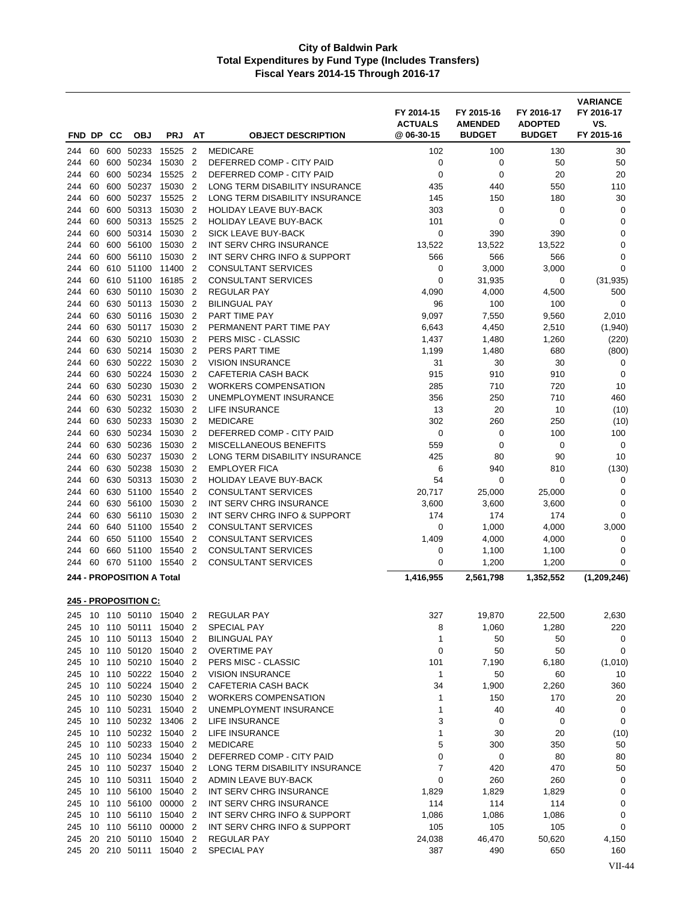# City of Baldwin Park
## Total Expenditures by Fund Type (Includes Transfers)
### Fiscal Years 2014-15 Through 2016-17

| FND | DP | CC | OBJ | PRJ | AT | OBJECT DESCRIPTION | FY 2014-15 ACTUALS @ 06-30-15 | FY 2015-16 AMENDED BUDGET | FY 2016-17 ADOPTED BUDGET | VARIANCE FY 2016-17 VS. FY 2015-16 |
|---|---|---|---|---|---|---|---|---|---|---|
| 244 | 60 | 600 | 50233 | 15525 | 2 | MEDICARE | 102 | 100 | 130 | 30 |
| 244 | 60 | 600 | 50234 | 15030 | 2 | DEFERRED COMP - CITY PAID | 0 | 0 | 50 | 50 |
| 244 | 60 | 600 | 50234 | 15525 | 2 | DEFERRED COMP - CITY PAID | 0 | 0 | 20 | 20 |
| 244 | 60 | 600 | 50237 | 15030 | 2 | LONG TERM DISABILITY INSURANCE | 435 | 440 | 550 | 110 |
| 244 | 60 | 600 | 50237 | 15525 | 2 | LONG TERM DISABILITY INSURANCE | 145 | 150 | 180 | 30 |
| 244 | 60 | 600 | 50313 | 15030 | 2 | HOLIDAY LEAVE BUY-BACK | 303 | 0 | 0 | 0 |
| 244 | 60 | 600 | 50313 | 15525 | 2 | HOLIDAY LEAVE BUY-BACK | 101 | 0 | 0 | 0 |
| 244 | 60 | 600 | 50314 | 15030 | 2 | SICK LEAVE BUY-BACK | 0 | 390 | 390 | 0 |
| 244 | 60 | 600 | 56100 | 15030 | 2 | INT SERV CHRG INSURANCE | 13,522 | 13,522 | 13,522 | 0 |
| 244 | 60 | 600 | 56110 | 15030 | 2 | INT SERV CHRG INFO & SUPPORT | 566 | 566 | 566 | 0 |
| 244 | 60 | 610 | 51100 | 11400 | 2 | CONSULTANT SERVICES | 0 | 3,000 | 3,000 | 0 |
| 244 | 60 | 610 | 51100 | 16185 | 2 | CONSULTANT SERVICES | 0 | 31,935 | 0 | (31,935) |
| 244 | 60 | 630 | 50110 | 15030 | 2 | REGULAR PAY | 4,090 | 4,000 | 4,500 | 500 |
| 244 | 60 | 630 | 50113 | 15030 | 2 | BILINGUAL PAY | 96 | 100 | 100 | 0 |
| 244 | 60 | 630 | 50116 | 15030 | 2 | PART TIME PAY | 9,097 | 7,550 | 9,560 | 2,010 |
| 244 | 60 | 630 | 50117 | 15030 | 2 | PERMANENT PART TIME PAY | 6,643 | 4,450 | 2,510 | (1,940) |
| 244 | 60 | 630 | 50210 | 15030 | 2 | PERS MISC - CLASSIC | 1,437 | 1,480 | 1,260 | (220) |
| 244 | 60 | 630 | 50214 | 15030 | 2 | PERS PART TIME | 1,199 | 1,480 | 680 | (800) |
| 244 | 60 | 630 | 50222 | 15030 | 2 | VISION INSURANCE | 31 | 30 | 30 | 0 |
| 244 | 60 | 630 | 50224 | 15030 | 2 | CAFETERIA CASH BACK | 915 | 910 | 910 | 0 |
| 244 | 60 | 630 | 50230 | 15030 | 2 | WORKERS COMPENSATION | 285 | 710 | 720 | 10 |
| 244 | 60 | 630 | 50231 | 15030 | 2 | UNEMPLOYMENT INSURANCE | 356 | 250 | 710 | 460 |
| 244 | 60 | 630 | 50232 | 15030 | 2 | LIFE INSURANCE | 13 | 20 | 10 | (10) |
| 244 | 60 | 630 | 50233 | 15030 | 2 | MEDICARE | 302 | 260 | 250 | (10) |
| 244 | 60 | 630 | 50234 | 15030 | 2 | DEFERRED COMP - CITY PAID | 0 | 0 | 100 | 100 |
| 244 | 60 | 630 | 50236 | 15030 | 2 | MISCELLANEOUS BENEFITS | 559 | 0 | 0 | 0 |
| 244 | 60 | 630 | 50237 | 15030 | 2 | LONG TERM DISABILITY INSURANCE | 425 | 80 | 90 | 10 |
| 244 | 60 | 630 | 50238 | 15030 | 2 | EMPLOYER FICA | 6 | 940 | 810 | (130) |
| 244 | 60 | 630 | 50313 | 15030 | 2 | HOLIDAY LEAVE BUY-BACK | 54 | 0 | 0 | 0 |
| 244 | 60 | 630 | 51100 | 15540 | 2 | CONSULTANT SERVICES | 20,717 | 25,000 | 25,000 | 0 |
| 244 | 60 | 630 | 56100 | 15030 | 2 | INT SERV CHRG INSURANCE | 3,600 | 3,600 | 3,600 | 0 |
| 244 | 60 | 630 | 56110 | 15030 | 2 | INT SERV CHRG INFO & SUPPORT | 174 | 174 | 174 | 0 |
| 244 | 60 | 640 | 51100 | 15540 | 2 | CONSULTANT SERVICES | 0 | 1,000 | 4,000 | 3,000 |
| 244 | 60 | 650 | 51100 | 15540 | 2 | CONSULTANT SERVICES | 1,409 | 4,000 | 4,000 | 0 |
| 244 | 60 | 660 | 51100 | 15540 | 2 | CONSULTANT SERVICES | 0 | 1,100 | 1,100 | 0 |
| 244 | 60 | 670 | 51100 | 15540 | 2 | CONSULTANT SERVICES | 0 | 1,200 | 1,200 | 0 |
| **244 - PROPOSITION A Total** | | | | | | | **1,416,955** | **2,561,798** | **1,352,552** | **(1,209,246)** |
| **245 - PROPOSITION C:** | | | | | | | | | | |
| 245 | 10 | 110 | 50110 | 15040 | 2 | REGULAR PAY | 327 | 19,870 | 22,500 | 2,630 |
| 245 | 10 | 110 | 50111 | 15040 | 2 | SPECIAL PAY | 8 | 1,060 | 1,280 | 220 |
| 245 | 10 | 110 | 50113 | 15040 | 2 | BILINGUAL PAY | 1 | 50 | 50 | 0 |
| 245 | 10 | 110 | 50120 | 15040 | 2 | OVERTIME PAY | 0 | 50 | 50 | 0 |
| 245 | 10 | 110 | 50210 | 15040 | 2 | PERS MISC - CLASSIC | 101 | 7,190 | 6,180 | (1,010) |
| 245 | 10 | 110 | 50222 | 15040 | 2 | VISION INSURANCE | 1 | 50 | 60 | 10 |
| 245 | 10 | 110 | 50224 | 15040 | 2 | CAFETERIA CASH BACK | 34 | 1,900 | 2,260 | 360 |
| 245 | 10 | 110 | 50230 | 15040 | 2 | WORKERS COMPENSATION | 1 | 150 | 170 | 20 |
| 245 | 10 | 110 | 50231 | 15040 | 2 | UNEMPLOYMENT INSURANCE | 1 | 40 | 40 | 0 |
| 245 | 10 | 110 | 50232 | 13406 | 2 | LIFE INSURANCE | 3 | 0 | 0 | 0 |
| 245 | 10 | 110 | 50232 | 15040 | 2 | LIFE INSURANCE | 1 | 30 | 20 | (10) |
| 245 | 10 | 110 | 50233 | 15040 | 2 | MEDICARE | 5 | 300 | 350 | 50 |
| 245 | 10 | 110 | 50234 | 15040 | 2 | DEFERRED COMP - CITY PAID | 0 | 0 | 80 | 80 |
| 245 | 10 | 110 | 50237 | 15040 | 2 | LONG TERM DISABILITY INSURANCE | 7 | 420 | 470 | 50 |
| 245 | 10 | 110 | 50311 | 15040 | 2 | ADMIN LEAVE BUY-BACK | 0 | 260 | 260 | 0 |
| 245 | 10 | 110 | 56100 | 15040 | 2 | INT SERV CHRG INSURANCE | 1,829 | 1,829 | 1,829 | 0 |
| 245 | 10 | 110 | 56100 | 00000 | 2 | INT SERV CHRG INSURANCE | 114 | 114 | 114 | 0 |
| 245 | 10 | 110 | 56110 | 15040 | 2 | INT SERV CHRG INFO & SUPPORT | 1,086 | 1,086 | 1,086 | 0 |
| 245 | 10 | 110 | 56110 | 00000 | 2 | INT SERV CHRG INFO & SUPPORT | 105 | 105 | 105 | 0 |
| 245 | 20 | 210 | 50110 | 15040 | 2 | REGULAR PAY | 24,038 | 46,470 | 50,620 | 4,150 |
| 245 | 20 | 210 | 50111 | 15040 | 2 | SPECIAL PAY | 387 | 490 | 650 | 160 |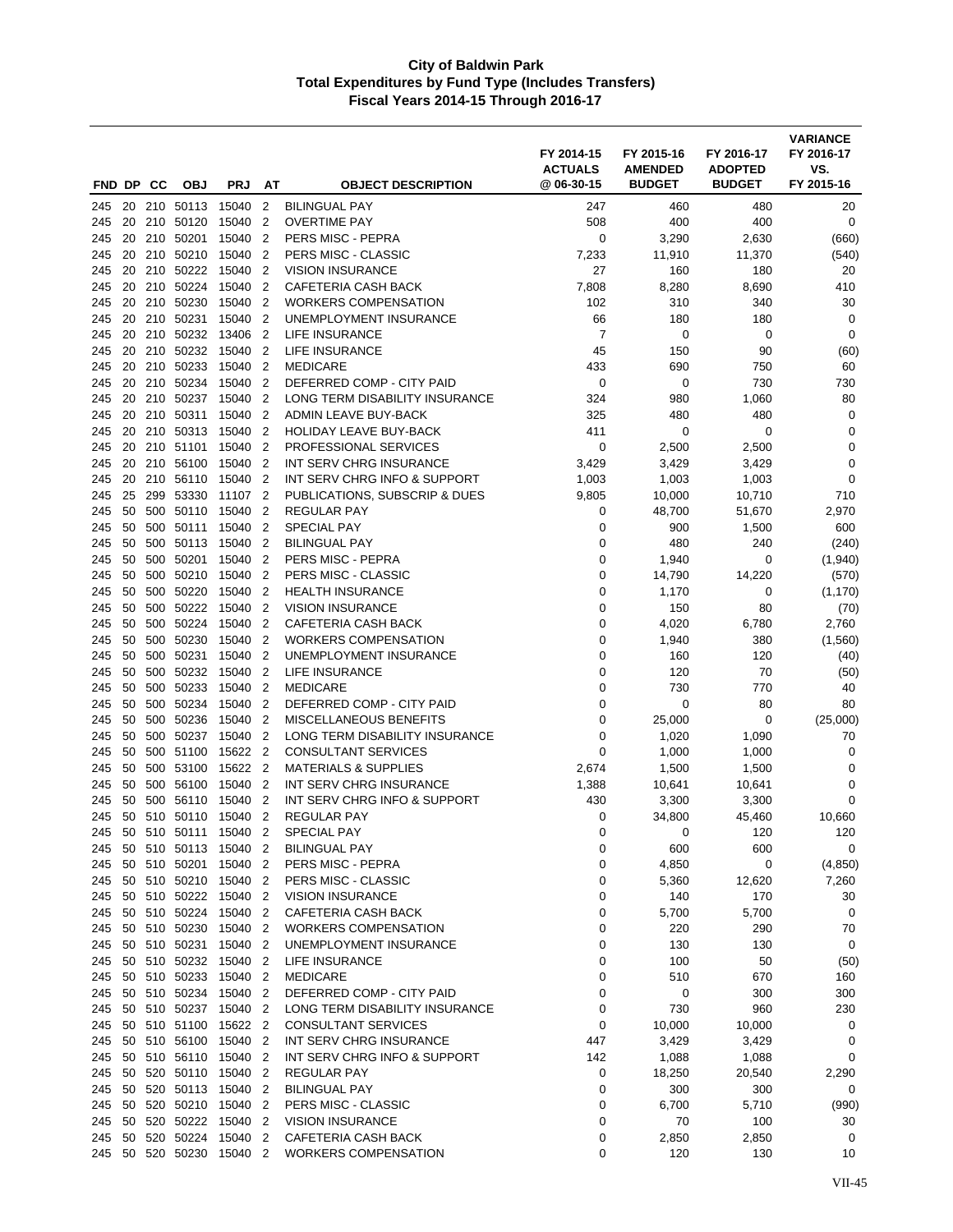# City of Baldwin Park
## Total Expenditures by Fund Type (Includes Transfers)
### Fiscal Years 2014-15 Through 2016-17

| FND | DP | CC | OBJ | PRJ | AT | OBJECT DESCRIPTION | FY 2014-15 ACTUALS @ 06-30-15 | FY 2015-16 AMENDED BUDGET | FY 2016-17 ADOPTED BUDGET | VARIANCE FY 2016-17 VS. FY 2015-16 |
|---|---|---|---|---|---|---|---|---|---|---|
| 245 | 20 | 210 | 50113 | 15040 | 2 | BILINGUAL PAY | 247 | 460 | 480 | 20 |
| 245 | 20 | 210 | 50120 | 15040 | 2 | OVERTIME PAY | 508 | 400 | 400 | 0 |
| 245 | 20 | 210 | 50201 | 15040 | 2 | PERS MISC - PEPRA | 0 | 3,290 | 2,630 | (660) |
| 245 | 20 | 210 | 50210 | 15040 | 2 | PERS MISC - CLASSIC | 7,233 | 11,910 | 11,370 | (540) |
| 245 | 20 | 210 | 50222 | 15040 | 2 | VISION INSURANCE | 27 | 160 | 180 | 20 |
| 245 | 20 | 210 | 50224 | 15040 | 2 | CAFETERIA CASH BACK | 7,808 | 8,280 | 8,690 | 410 |
| 245 | 20 | 210 | 50230 | 15040 | 2 | WORKERS COMPENSATION | 102 | 310 | 340 | 30 |
| 245 | 20 | 210 | 50231 | 15040 | 2 | UNEMPLOYMENT INSURANCE | 66 | 180 | 180 | 0 |
| 245 | 20 | 210 | 50232 | 13406 | 2 | LIFE INSURANCE | 7 | 0 | 0 | 0 |
| 245 | 20 | 210 | 50232 | 15040 | 2 | LIFE INSURANCE | 45 | 150 | 90 | (60) |
| 245 | 20 | 210 | 50233 | 15040 | 2 | MEDICARE | 433 | 690 | 750 | 60 |
| 245 | 20 | 210 | 50234 | 15040 | 2 | DEFERRED COMP - CITY PAID | 0 | 0 | 730 | 730 |
| 245 | 20 | 210 | 50237 | 15040 | 2 | LONG TERM DISABILITY INSURANCE | 324 | 980 | 1,060 | 80 |
| 245 | 20 | 210 | 50311 | 15040 | 2 | ADMIN LEAVE BUY-BACK | 325 | 480 | 480 | 0 |
| 245 | 20 | 210 | 50313 | 15040 | 2 | HOLIDAY LEAVE BUY-BACK | 411 | 0 | 0 | 0 |
| 245 | 20 | 210 | 51101 | 15040 | 2 | PROFESSIONAL SERVICES | 0 | 2,500 | 2,500 | 0 |
| 245 | 20 | 210 | 56100 | 15040 | 2 | INT SERV CHRG INSURANCE | 3,429 | 3,429 | 3,429 | 0 |
| 245 | 20 | 210 | 56110 | 15040 | 2 | INT SERV CHRG INFO & SUPPORT | 1,003 | 1,003 | 1,003 | 0 |
| 245 | 25 | 299 | 53330 | 11107 | 2 | PUBLICATIONS, SUBSCRIP & DUES | 9,805 | 10,000 | 10,710 | 710 |
| 245 | 50 | 500 | 50110 | 15040 | 2 | REGULAR PAY | 0 | 48,700 | 51,670 | 2,970 |
| 245 | 50 | 500 | 50111 | 15040 | 2 | SPECIAL PAY | 0 | 900 | 1,500 | 600 |
| 245 | 50 | 500 | 50113 | 15040 | 2 | BILINGUAL PAY | 0 | 480 | 240 | (240) |
| 245 | 50 | 500 | 50201 | 15040 | 2 | PERS MISC - PEPRA | 0 | 1,940 | 0 | (1,940) |
| 245 | 50 | 500 | 50210 | 15040 | 2 | PERS MISC - CLASSIC | 0 | 14,790 | 14,220 | (570) |
| 245 | 50 | 500 | 50220 | 15040 | 2 | HEALTH INSURANCE | 0 | 1,170 | 0 | (1,170) |
| 245 | 50 | 500 | 50222 | 15040 | 2 | VISION INSURANCE | 0 | 150 | 80 | (70) |
| 245 | 50 | 500 | 50224 | 15040 | 2 | CAFETERIA CASH BACK | 0 | 4,020 | 6,780 | 2,760 |
| 245 | 50 | 500 | 50230 | 15040 | 2 | WORKERS COMPENSATION | 0 | 1,940 | 380 | (1,560) |
| 245 | 50 | 500 | 50231 | 15040 | 2 | UNEMPLOYMENT INSURANCE | 0 | 160 | 120 | (40) |
| 245 | 50 | 500 | 50232 | 15040 | 2 | LIFE INSURANCE | 0 | 120 | 70 | (50) |
| 245 | 50 | 500 | 50233 | 15040 | 2 | MEDICARE | 0 | 730 | 770 | 40 |
| 245 | 50 | 500 | 50234 | 15040 | 2 | DEFERRED COMP - CITY PAID | 0 | 0 | 80 | 80 |
| 245 | 50 | 500 | 50236 | 15040 | 2 | MISCELLANEOUS BENEFITS | 0 | 25,000 | 0 | (25,000) |
| 245 | 50 | 500 | 50237 | 15040 | 2 | LONG TERM DISABILITY INSURANCE | 0 | 1,020 | 1,090 | 70 |
| 245 | 50 | 500 | 51100 | 15622 | 2 | CONSULTANT SERVICES | 0 | 1,000 | 1,000 | 0 |
| 245 | 50 | 500 | 53100 | 15622 | 2 | MATERIALS & SUPPLIES | 2,674 | 1,500 | 1,500 | 0 |
| 245 | 50 | 500 | 56100 | 15040 | 2 | INT SERV CHRG INSURANCE | 1,388 | 10,641 | 10,641 | 0 |
| 245 | 50 | 500 | 56110 | 15040 | 2 | INT SERV CHRG INFO & SUPPORT | 430 | 3,300 | 3,300 | 0 |
| 245 | 50 | 510 | 50110 | 15040 | 2 | REGULAR PAY | 0 | 34,800 | 45,460 | 10,660 |
| 245 | 50 | 510 | 50111 | 15040 | 2 | SPECIAL PAY | 0 | 0 | 120 | 120 |
| 245 | 50 | 510 | 50113 | 15040 | 2 | BILINGUAL PAY | 0 | 600 | 600 | 0 |
| 245 | 50 | 510 | 50201 | 15040 | 2 | PERS MISC - PEPRA | 0 | 4,850 | 0 | (4,850) |
| 245 | 50 | 510 | 50210 | 15040 | 2 | PERS MISC - CLASSIC | 0 | 5,360 | 12,620 | 7,260 |
| 245 | 50 | 510 | 50222 | 15040 | 2 | VISION INSURANCE | 0 | 140 | 170 | 30 |
| 245 | 50 | 510 | 50224 | 15040 | 2 | CAFETERIA CASH BACK | 0 | 5,700 | 5,700 | 0 |
| 245 | 50 | 510 | 50230 | 15040 | 2 | WORKERS COMPENSATION | 0 | 220 | 290 | 70 |
| 245 | 50 | 510 | 50231 | 15040 | 2 | UNEMPLOYMENT INSURANCE | 0 | 130 | 130 | 0 |
| 245 | 50 | 510 | 50232 | 15040 | 2 | LIFE INSURANCE | 0 | 100 | 50 | (50) |
| 245 | 50 | 510 | 50233 | 15040 | 2 | MEDICARE | 0 | 510 | 670 | 160 |
| 245 | 50 | 510 | 50234 | 15040 | 2 | DEFERRED COMP - CITY PAID | 0 | 0 | 300 | 300 |
| 245 | 50 | 510 | 50237 | 15040 | 2 | LONG TERM DISABILITY INSURANCE | 0 | 730 | 960 | 230 |
| 245 | 50 | 510 | 51100 | 15622 | 2 | CONSULTANT SERVICES | 0 | 10,000 | 10,000 | 0 |
| 245 | 50 | 510 | 56100 | 15040 | 2 | INT SERV CHRG INSURANCE | 447 | 3,429 | 3,429 | 0 |
| 245 | 50 | 510 | 56110 | 15040 | 2 | INT SERV CHRG INFO & SUPPORT | 142 | 1,088 | 1,088 | 0 |
| 245 | 50 | 520 | 50110 | 15040 | 2 | REGULAR PAY | 0 | 18,250 | 20,540 | 2,290 |
| 245 | 50 | 520 | 50113 | 15040 | 2 | BILINGUAL PAY | 0 | 300 | 300 | 0 |
| 245 | 50 | 520 | 50210 | 15040 | 2 | PERS MISC - CLASSIC | 0 | 6,700 | 5,710 | (990) |
| 245 | 50 | 520 | 50222 | 15040 | 2 | VISION INSURANCE | 0 | 70 | 100 | 30 |
| 245 | 50 | 520 | 50224 | 15040 | 2 | CAFETERIA CASH BACK | 0 | 2,850 | 2,850 | 0 |
| 245 | 50 | 520 | 50230 | 15040 | 2 | WORKERS COMPENSATION | 0 | 120 | 130 | 10 |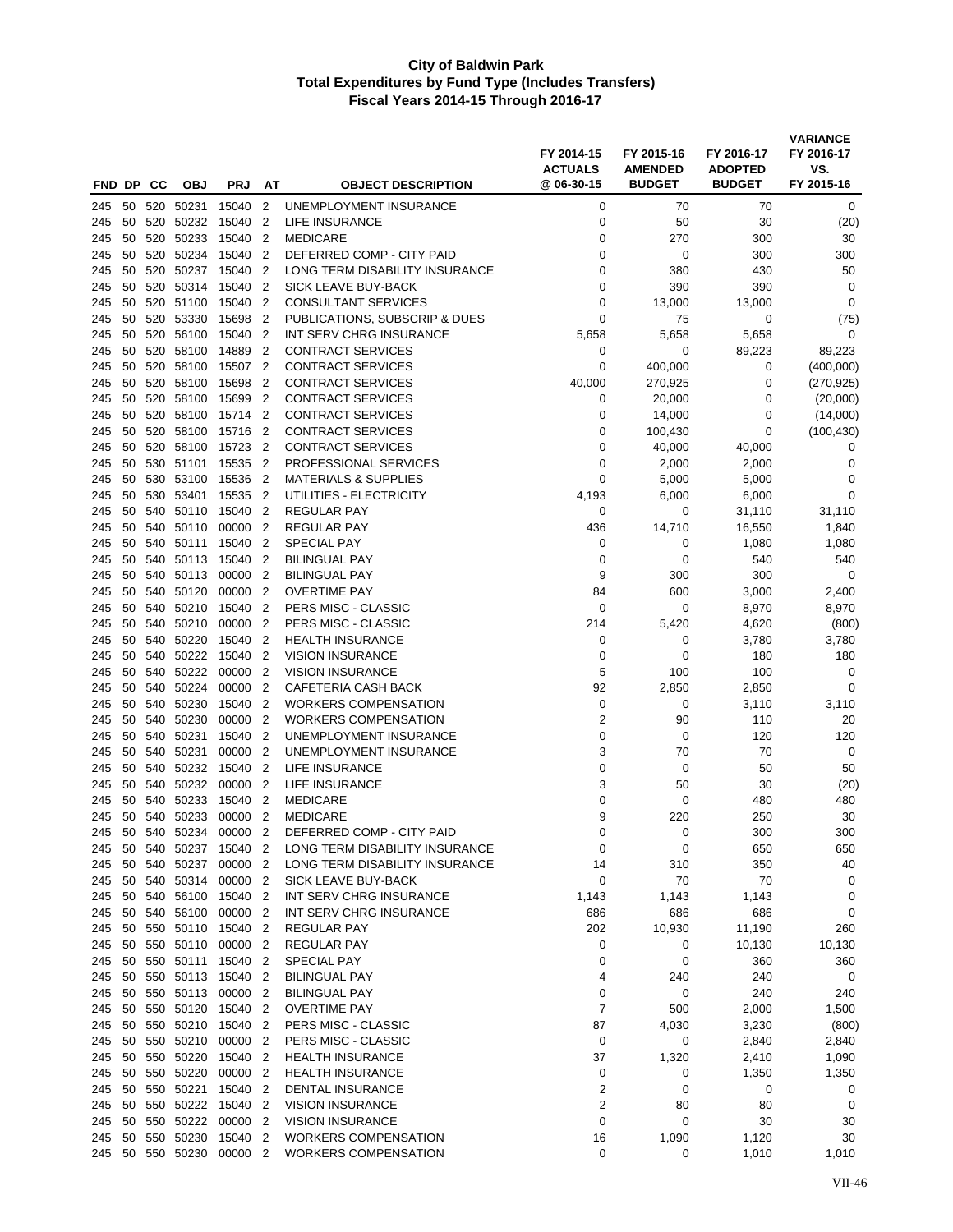# City of Baldwin Park
## Total Expenditures by Fund Type (Includes Transfers)
### Fiscal Years 2014-15 Through 2016-17

| FND | DP | CC | OBJ | PRJ | AT | OBJECT DESCRIPTION | FY 2014-15 ACTUALS @ 06-30-15 | FY 2015-16 AMENDED BUDGET | FY 2016-17 ADOPTED BUDGET | VARIANCE FY 2016-17 VS. FY 2015-16 |
|---|---|---|---|---|---|---|---|---|---|---|
| 245 | 50 | 520 | 50231 | 15040 | 2 | UNEMPLOYMENT INSURANCE | 0 | 70 | 70 | 0 |
| 245 | 50 | 520 | 50232 | 15040 | 2 | LIFE INSURANCE | 0 | 50 | 30 | (20) |
| 245 | 50 | 520 | 50233 | 15040 | 2 | MEDICARE | 0 | 270 | 300 | 30 |
| 245 | 50 | 520 | 50234 | 15040 | 2 | DEFERRED COMP - CITY PAID | 0 | 0 | 300 | 300 |
| 245 | 50 | 520 | 50237 | 15040 | 2 | LONG TERM DISABILITY INSURANCE | 0 | 380 | 430 | 50 |
| 245 | 50 | 520 | 50314 | 15040 | 2 | SICK LEAVE BUY-BACK | 0 | 390 | 390 | 0 |
| 245 | 50 | 520 | 51100 | 15040 | 2 | CONSULTANT SERVICES | 0 | 13,000 | 13,000 | 0 |
| 245 | 50 | 520 | 53330 | 15698 | 2 | PUBLICATIONS, SUBSCRIP & DUES | 0 | 75 | 0 | (75) |
| 245 | 50 | 520 | 56100 | 15040 | 2 | INT SERV CHRG INSURANCE | 5,658 | 5,658 | 5,658 | 0 |
| 245 | 50 | 520 | 58100 | 14889 | 2 | CONTRACT SERVICES | 0 | 0 | 89,223 | 89,223 |
| 245 | 50 | 520 | 58100 | 15507 | 2 | CONTRACT SERVICES | 0 | 400,000 | 0 | (400,000) |
| 245 | 50 | 520 | 58100 | 15698 | 2 | CONTRACT SERVICES | 40,000 | 270,925 | 0 | (270,925) |
| 245 | 50 | 520 | 58100 | 15699 | 2 | CONTRACT SERVICES | 0 | 20,000 | 0 | (20,000) |
| 245 | 50 | 520 | 58100 | 15714 | 2 | CONTRACT SERVICES | 0 | 14,000 | 0 | (14,000) |
| 245 | 50 | 520 | 58100 | 15716 | 2 | CONTRACT SERVICES | 0 | 100,430 | 0 | (100,430) |
| 245 | 50 | 520 | 58100 | 15723 | 2 | CONTRACT SERVICES | 0 | 40,000 | 40,000 | 0 |
| 245 | 50 | 530 | 51101 | 15535 | 2 | PROFESSIONAL SERVICES | 0 | 2,000 | 2,000 | 0 |
| 245 | 50 | 530 | 53100 | 15536 | 2 | MATERIALS & SUPPLIES | 0 | 5,000 | 5,000 | 0 |
| 245 | 50 | 530 | 53401 | 15535 | 2 | UTILITIES - ELECTRICITY | 4,193 | 6,000 | 6,000 | 0 |
| 245 | 50 | 540 | 50110 | 15040 | 2 | REGULAR PAY | 0 | 0 | 31,110 | 31,110 |
| 245 | 50 | 540 | 50110 | 00000 | 2 | REGULAR PAY | 436 | 14,710 | 16,550 | 1,840 |
| 245 | 50 | 540 | 50111 | 15040 | 2 | SPECIAL PAY | 0 | 0 | 1,080 | 1,080 |
| 245 | 50 | 540 | 50113 | 15040 | 2 | BILINGUAL PAY | 0 | 0 | 540 | 540 |
| 245 | 50 | 540 | 50113 | 00000 | 2 | BILINGUAL PAY | 9 | 300 | 300 | 0 |
| 245 | 50 | 540 | 50120 | 00000 | 2 | OVERTIME PAY | 84 | 600 | 3,000 | 2,400 |
| 245 | 50 | 540 | 50210 | 15040 | 2 | PERS MISC - CLASSIC | 0 | 0 | 8,970 | 8,970 |
| 245 | 50 | 540 | 50210 | 00000 | 2 | PERS MISC - CLASSIC | 214 | 5,420 | 4,620 | (800) |
| 245 | 50 | 540 | 50220 | 15040 | 2 | HEALTH INSURANCE | 0 | 0 | 3,780 | 3,780 |
| 245 | 50 | 540 | 50222 | 15040 | 2 | VISION INSURANCE | 0 | 0 | 180 | 180 |
| 245 | 50 | 540 | 50222 | 00000 | 2 | VISION INSURANCE | 5 | 100 | 100 | 0 |
| 245 | 50 | 540 | 50224 | 00000 | 2 | CAFETERIA CASH BACK | 92 | 2,850 | 2,850 | 0 |
| 245 | 50 | 540 | 50230 | 15040 | 2 | WORKERS COMPENSATION | 0 | 0 | 3,110 | 3,110 |
| 245 | 50 | 540 | 50230 | 00000 | 2 | WORKERS COMPENSATION | 2 | 90 | 110 | 20 |
| 245 | 50 | 540 | 50231 | 15040 | 2 | UNEMPLOYMENT INSURANCE | 0 | 0 | 120 | 120 |
| 245 | 50 | 540 | 50231 | 00000 | 2 | UNEMPLOYMENT INSURANCE | 3 | 70 | 70 | 0 |
| 245 | 50 | 540 | 50232 | 15040 | 2 | LIFE INSURANCE | 0 | 0 | 50 | 50 |
| 245 | 50 | 540 | 50232 | 00000 | 2 | LIFE INSURANCE | 3 | 50 | 30 | (20) |
| 245 | 50 | 540 | 50233 | 15040 | 2 | MEDICARE | 0 | 0 | 480 | 480 |
| 245 | 50 | 540 | 50233 | 00000 | 2 | MEDICARE | 9 | 220 | 250 | 30 |
| 245 | 50 | 540 | 50234 | 00000 | 2 | DEFERRED COMP - CITY PAID | 0 | 0 | 300 | 300 |
| 245 | 50 | 540 | 50237 | 15040 | 2 | LONG TERM DISABILITY INSURANCE | 0 | 0 | 650 | 650 |
| 245 | 50 | 540 | 50237 | 00000 | 2 | LONG TERM DISABILITY INSURANCE | 14 | 310 | 350 | 40 |
| 245 | 50 | 540 | 50314 | 00000 | 2 | SICK LEAVE BUY-BACK | 0 | 70 | 70 | 0 |
| 245 | 50 | 540 | 56100 | 15040 | 2 | INT SERV CHRG INSURANCE | 1,143 | 1,143 | 1,143 | 0 |
| 245 | 50 | 540 | 56100 | 00000 | 2 | INT SERV CHRG INSURANCE | 686 | 686 | 686 | 0 |
| 245 | 50 | 550 | 50110 | 15040 | 2 | REGULAR PAY | 202 | 10,930 | 11,190 | 260 |
| 245 | 50 | 550 | 50110 | 00000 | 2 | REGULAR PAY | 0 | 0 | 10,130 | 10,130 |
| 245 | 50 | 550 | 50111 | 15040 | 2 | SPECIAL PAY | 0 | 0 | 360 | 360 |
| 245 | 50 | 550 | 50113 | 15040 | 2 | BILINGUAL PAY | 4 | 240 | 240 | 0 |
| 245 | 50 | 550 | 50113 | 00000 | 2 | BILINGUAL PAY | 0 | 0 | 240 | 240 |
| 245 | 50 | 550 | 50120 | 15040 | 2 | OVERTIME PAY | 7 | 500 | 2,000 | 1,500 |
| 245 | 50 | 550 | 50210 | 15040 | 2 | PERS MISC - CLASSIC | 87 | 4,030 | 3,230 | (800) |
| 245 | 50 | 550 | 50210 | 00000 | 2 | PERS MISC - CLASSIC | 0 | 0 | 2,840 | 2,840 |
| 245 | 50 | 550 | 50220 | 15040 | 2 | HEALTH INSURANCE | 37 | 1,320 | 2,410 | 1,090 |
| 245 | 50 | 550 | 50220 | 00000 | 2 | HEALTH INSURANCE | 0 | 0 | 1,350 | 1,350 |
| 245 | 50 | 550 | 50221 | 15040 | 2 | DENTAL INSURANCE | 2 | 0 | 0 | 0 |
| 245 | 50 | 550 | 50222 | 15040 | 2 | VISION INSURANCE | 2 | 80 | 80 | 0 |
| 245 | 50 | 550 | 50222 | 00000 | 2 | VISION INSURANCE | 0 | 0 | 30 | 30 |
| 245 | 50 | 550 | 50230 | 15040 | 2 | WORKERS COMPENSATION | 16 | 1,090 | 1,120 | 30 |
| 245 | 50 | 550 | 50230 | 00000 | 2 | WORKERS COMPENSATION | 0 | 0 | 1,010 | 1,010 |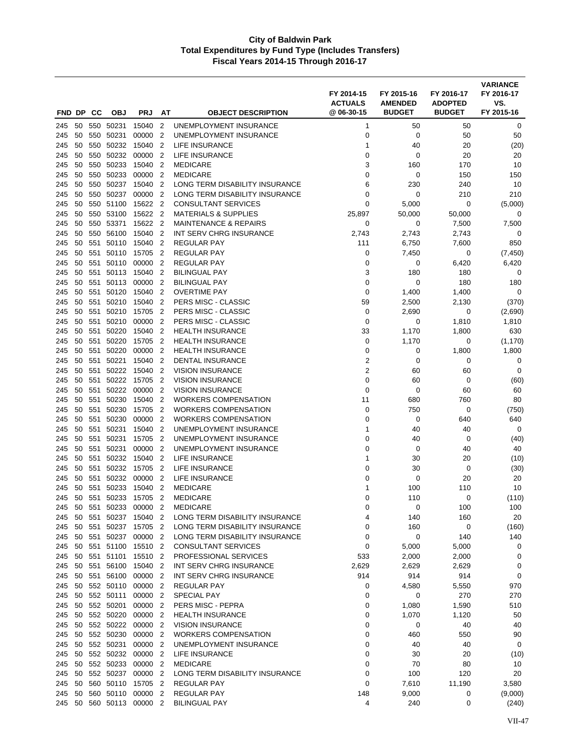# City of Baldwin Park
## Total Expenditures by Fund Type (Includes Transfers)
### Fiscal Years 2014-15 Through 2016-17

| FND | DP | CC | OBJ | PRJ | AT | OBJECT DESCRIPTION | FY 2014-15 ACTUALS @ 06-30-15 | FY 2015-16 AMENDED BUDGET | FY 2016-17 ADOPTED BUDGET | VARIANCE FY 2016-17 VS. FY 2015-16 |
|---|---|---|---|---|---|---|---|---|---|---|
| 245 | 50 | 550 | 50231 | 15040 | 2 | UNEMPLOYMENT INSURANCE | 1 | 50 | 50 | 0 |
| 245 | 50 | 550 | 50231 | 00000 | 2 | UNEMPLOYMENT INSURANCE | 0 | 0 | 50 | 50 |
| 245 | 50 | 550 | 50232 | 15040 | 2 | LIFE INSURANCE | 1 | 40 | 20 | (20) |
| 245 | 50 | 550 | 50232 | 00000 | 2 | LIFE INSURANCE | 0 | 0 | 20 | 20 |
| 245 | 50 | 550 | 50233 | 15040 | 2 | MEDICARE | 3 | 160 | 170 | 10 |
| 245 | 50 | 550 | 50233 | 00000 | 2 | MEDICARE | 0 | 0 | 150 | 150 |
| 245 | 50 | 550 | 50237 | 15040 | 2 | LONG TERM DISABILITY INSURANCE | 6 | 230 | 240 | 10 |
| 245 | 50 | 550 | 50237 | 00000 | 2 | LONG TERM DISABILITY INSURANCE | 0 | 0 | 210 | 210 |
| 245 | 50 | 550 | 51100 | 15622 | 2 | CONSULTANT SERVICES | 0 | 5,000 | 0 | (5,000) |
| 245 | 50 | 550 | 53100 | 15622 | 2 | MATERIALS & SUPPLIES | 25,897 | 50,000 | 50,000 | 0 |
| 245 | 50 | 550 | 53371 | 15622 | 2 | MAINTENANCE & REPAIRS | 0 | 0 | 7,500 | 7,500 |
| 245 | 50 | 550 | 56100 | 15040 | 2 | INT SERV CHRG INSURANCE | 2,743 | 2,743 | 2,743 | 0 |
| 245 | 50 | 551 | 50110 | 15040 | 2 | REGULAR PAY | 111 | 6,750 | 7,600 | 850 |
| 245 | 50 | 551 | 50110 | 15705 | 2 | REGULAR PAY | 0 | 7,450 | 0 | (7,450) |
| 245 | 50 | 551 | 50110 | 00000 | 2 | REGULAR PAY | 0 | 0 | 6,420 | 6,420 |
| 245 | 50 | 551 | 50113 | 15040 | 2 | BILINGUAL PAY | 3 | 180 | 180 | 0 |
| 245 | 50 | 551 | 50113 | 00000 | 2 | BILINGUAL PAY | 0 | 0 | 180 | 180 |
| 245 | 50 | 551 | 50120 | 15040 | 2 | OVERTIME PAY | 0 | 1,400 | 1,400 | 0 |
| 245 | 50 | 551 | 50210 | 15040 | 2 | PERS MISC - CLASSIC | 59 | 2,500 | 2,130 | (370) |
| 245 | 50 | 551 | 50210 | 15705 | 2 | PERS MISC - CLASSIC | 0 | 2,690 | 0 | (2,690) |
| 245 | 50 | 551 | 50210 | 00000 | 2 | PERS MISC - CLASSIC | 0 | 0 | 1,810 | 1,810 |
| 245 | 50 | 551 | 50220 | 15040 | 2 | HEALTH INSURANCE | 33 | 1,170 | 1,800 | 630 |
| 245 | 50 | 551 | 50220 | 15705 | 2 | HEALTH INSURANCE | 0 | 1,170 | 0 | (1,170) |
| 245 | 50 | 551 | 50220 | 00000 | 2 | HEALTH INSURANCE | 0 | 0 | 1,800 | 1,800 |
| 245 | 50 | 551 | 50221 | 15040 | 2 | DENTAL INSURANCE | 2 | 0 | 0 | 0 |
| 245 | 50 | 551 | 50222 | 15040 | 2 | VISION INSURANCE | 2 | 60 | 60 | 0 |
| 245 | 50 | 551 | 50222 | 15705 | 2 | VISION INSURANCE | 0 | 60 | 0 | (60) |
| 245 | 50 | 551 | 50222 | 00000 | 2 | VISION INSURANCE | 0 | 0 | 60 | 60 |
| 245 | 50 | 551 | 50230 | 15040 | 2 | WORKERS COMPENSATION | 11 | 680 | 760 | 80 |
| 245 | 50 | 551 | 50230 | 15705 | 2 | WORKERS COMPENSATION | 0 | 750 | 0 | (750) |
| 245 | 50 | 551 | 50230 | 00000 | 2 | WORKERS COMPENSATION | 0 | 0 | 640 | 640 |
| 245 | 50 | 551 | 50231 | 15040 | 2 | UNEMPLOYMENT INSURANCE | 1 | 40 | 40 | 0 |
| 245 | 50 | 551 | 50231 | 15705 | 2 | UNEMPLOYMENT INSURANCE | 0 | 40 | 0 | (40) |
| 245 | 50 | 551 | 50231 | 00000 | 2 | UNEMPLOYMENT INSURANCE | 0 | 0 | 40 | 40 |
| 245 | 50 | 551 | 50232 | 15040 | 2 | LIFE INSURANCE | 1 | 30 | 20 | (10) |
| 245 | 50 | 551 | 50232 | 15705 | 2 | LIFE INSURANCE | 0 | 30 | 0 | (30) |
| 245 | 50 | 551 | 50232 | 00000 | 2 | LIFE INSURANCE | 0 | 0 | 20 | 20 |
| 245 | 50 | 551 | 50233 | 15040 | 2 | MEDICARE | 1 | 100 | 110 | 10 |
| 245 | 50 | 551 | 50233 | 15705 | 2 | MEDICARE | 0 | 110 | 0 | (110) |
| 245 | 50 | 551 | 50233 | 00000 | 2 | MEDICARE | 0 | 0 | 100 | 100 |
| 245 | 50 | 551 | 50237 | 15040 | 2 | LONG TERM DISABILITY INSURANCE | 4 | 140 | 160 | 20 |
| 245 | 50 | 551 | 50237 | 15705 | 2 | LONG TERM DISABILITY INSURANCE | 0 | 160 | 0 | (160) |
| 245 | 50 | 551 | 50237 | 00000 | 2 | LONG TERM DISABILITY INSURANCE | 0 | 0 | 140 | 140 |
| 245 | 50 | 551 | 51100 | 15510 | 2 | CONSULTANT SERVICES | 0 | 5,000 | 5,000 | 0 |
| 245 | 50 | 551 | 51101 | 15510 | 2 | PROFESSIONAL SERVICES | 533 | 2,000 | 2,000 | 0 |
| 245 | 50 | 551 | 56100 | 15040 | 2 | INT SERV CHRG INSURANCE | 2,629 | 2,629 | 2,629 | 0 |
| 245 | 50 | 551 | 56100 | 00000 | 2 | INT SERV CHRG INSURANCE | 914 | 914 | 914 | 0 |
| 245 | 50 | 552 | 50110 | 00000 | 2 | REGULAR PAY | 0 | 4,580 | 5,550 | 970 |
| 245 | 50 | 552 | 50111 | 00000 | 2 | SPECIAL PAY | 0 | 0 | 270 | 270 |
| 245 | 50 | 552 | 50201 | 00000 | 2 | PERS MISC - PEPRA | 0 | 1,080 | 1,590 | 510 |
| 245 | 50 | 552 | 50220 | 00000 | 2 | HEALTH INSURANCE | 0 | 1,070 | 1,120 | 50 |
| 245 | 50 | 552 | 50222 | 00000 | 2 | VISION INSURANCE | 0 | 0 | 40 | 40 |
| 245 | 50 | 552 | 50230 | 00000 | 2 | WORKERS COMPENSATION | 0 | 460 | 550 | 90 |
| 245 | 50 | 552 | 50231 | 00000 | 2 | UNEMPLOYMENT INSURANCE | 0 | 40 | 40 | 0 |
| 245 | 50 | 552 | 50232 | 00000 | 2 | LIFE INSURANCE | 0 | 30 | 20 | (10) |
| 245 | 50 | 552 | 50233 | 00000 | 2 | MEDICARE | 0 | 70 | 80 | 10 |
| 245 | 50 | 552 | 50237 | 00000 | 2 | LONG TERM DISABILITY INSURANCE | 0 | 100 | 120 | 20 |
| 245 | 50 | 560 | 50110 | 15705 | 2 | REGULAR PAY | 0 | 7,610 | 11,190 | 3,580 |
| 245 | 50 | 560 | 50110 | 00000 | 2 | REGULAR PAY | 148 | 9,000 | 0 | (9,000) |
| 245 | 50 | 560 | 50113 | 00000 | 2 | BILINGUAL PAY | 4 | 240 | 0 | (240) |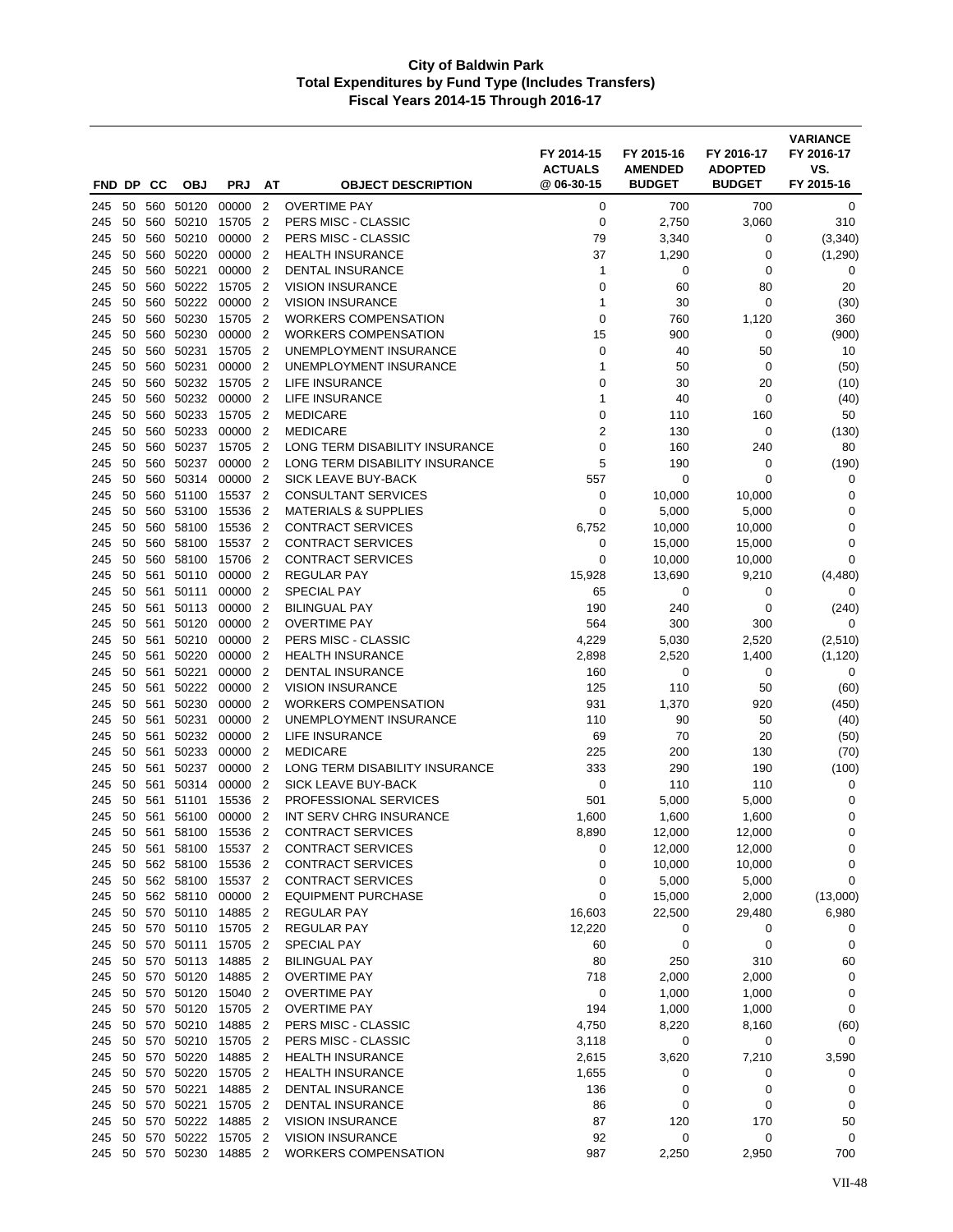# City of Baldwin Park
## Total Expenditures by Fund Type (Includes Transfers)
### Fiscal Years 2014-15 Through 2016-17

| FND | DP | CC | OBJ | PRJ | AT | OBJECT DESCRIPTION | FY 2014-15 ACTUALS @ 06-30-15 | FY 2015-16 AMENDED BUDGET | FY 2016-17 ADOPTED BUDGET | VARIANCE FY 2016-17 VS. FY 2015-16 |
|---|---|---|---|---|---|---|---|---|---|---|
| 245 | 50 | 560 | 50120 | 00000 | 2 | OVERTIME PAY | 0 | 700 | 700 | 0 |
| 245 | 50 | 560 | 50210 | 15705 | 2 | PERS MISC - CLASSIC | 0 | 2,750 | 3,060 | 310 |
| 245 | 50 | 560 | 50210 | 00000 | 2 | PERS MISC - CLASSIC | 79 | 3,340 | 0 | (3,340) |
| 245 | 50 | 560 | 50220 | 00000 | 2 | HEALTH INSURANCE | 37 | 1,290 | 0 | (1,290) |
| 245 | 50 | 560 | 50221 | 00000 | 2 | DENTAL INSURANCE | 1 | 0 | 0 | 0 |
| 245 | 50 | 560 | 50222 | 15705 | 2 | VISION INSURANCE | 0 | 60 | 80 | 20 |
| 245 | 50 | 560 | 50222 | 00000 | 2 | VISION INSURANCE | 1 | 30 | 0 | (30) |
| 245 | 50 | 560 | 50230 | 15705 | 2 | WORKERS COMPENSATION | 0 | 760 | 1,120 | 360 |
| 245 | 50 | 560 | 50230 | 00000 | 2 | WORKERS COMPENSATION | 15 | 900 | 0 | (900) |
| 245 | 50 | 560 | 50231 | 15705 | 2 | UNEMPLOYMENT INSURANCE | 0 | 40 | 50 | 10 |
| 245 | 50 | 560 | 50231 | 00000 | 2 | UNEMPLOYMENT INSURANCE | 1 | 50 | 0 | (50) |
| 245 | 50 | 560 | 50232 | 15705 | 2 | LIFE INSURANCE | 0 | 30 | 20 | (10) |
| 245 | 50 | 560 | 50232 | 00000 | 2 | LIFE INSURANCE | 1 | 40 | 0 | (40) |
| 245 | 50 | 560 | 50233 | 15705 | 2 | MEDICARE | 0 | 110 | 160 | 50 |
| 245 | 50 | 560 | 50233 | 00000 | 2 | MEDICARE | 2 | 130 | 0 | (130) |
| 245 | 50 | 560 | 50237 | 15705 | 2 | LONG TERM DISABILITY INSURANCE | 0 | 160 | 240 | 80 |
| 245 | 50 | 560 | 50237 | 00000 | 2 | LONG TERM DISABILITY INSURANCE | 5 | 190 | 0 | (190) |
| 245 | 50 | 560 | 50314 | 00000 | 2 | SICK LEAVE BUY-BACK | 557 | 0 | 0 | 0 |
| 245 | 50 | 560 | 51100 | 15537 | 2 | CONSULTANT SERVICES | 0 | 10,000 | 10,000 | 0 |
| 245 | 50 | 560 | 53100 | 15536 | 2 | MATERIALS & SUPPLIES | 0 | 5,000 | 5,000 | 0 |
| 245 | 50 | 560 | 58100 | 15536 | 2 | CONTRACT SERVICES | 6,752 | 10,000 | 10,000 | 0 |
| 245 | 50 | 560 | 58100 | 15537 | 2 | CONTRACT SERVICES | 0 | 15,000 | 15,000 | 0 |
| 245 | 50 | 560 | 58100 | 15706 | 2 | CONTRACT SERVICES | 0 | 10,000 | 10,000 | 0 |
| 245 | 50 | 561 | 50110 | 00000 | 2 | REGULAR PAY | 15,928 | 13,690 | 9,210 | (4,480) |
| 245 | 50 | 561 | 50111 | 00000 | 2 | SPECIAL PAY | 65 | 0 | 0 | 0 |
| 245 | 50 | 561 | 50113 | 00000 | 2 | BILINGUAL PAY | 190 | 240 | 0 | (240) |
| 245 | 50 | 561 | 50120 | 00000 | 2 | OVERTIME PAY | 564 | 300 | 300 | 0 |
| 245 | 50 | 561 | 50210 | 00000 | 2 | PERS MISC - CLASSIC | 4,229 | 5,030 | 2,520 | (2,510) |
| 245 | 50 | 561 | 50220 | 00000 | 2 | HEALTH INSURANCE | 2,898 | 2,520 | 1,400 | (1,120) |
| 245 | 50 | 561 | 50221 | 00000 | 2 | DENTAL INSURANCE | 160 | 0 | 0 | 0 |
| 245 | 50 | 561 | 50222 | 00000 | 2 | VISION INSURANCE | 125 | 110 | 50 | (60) |
| 245 | 50 | 561 | 50230 | 00000 | 2 | WORKERS COMPENSATION | 931 | 1,370 | 920 | (450) |
| 245 | 50 | 561 | 50231 | 00000 | 2 | UNEMPLOYMENT INSURANCE | 110 | 90 | 50 | (40) |
| 245 | 50 | 561 | 50232 | 00000 | 2 | LIFE INSURANCE | 69 | 70 | 20 | (50) |
| 245 | 50 | 561 | 50233 | 00000 | 2 | MEDICARE | 225 | 200 | 130 | (70) |
| 245 | 50 | 561 | 50237 | 00000 | 2 | LONG TERM DISABILITY INSURANCE | 333 | 290 | 190 | (100) |
| 245 | 50 | 561 | 50314 | 00000 | 2 | SICK LEAVE BUY-BACK | 0 | 110 | 110 | 0 |
| 245 | 50 | 561 | 51101 | 15536 | 2 | PROFESSIONAL SERVICES | 501 | 5,000 | 5,000 | 0 |
| 245 | 50 | 561 | 56100 | 00000 | 2 | INT SERV CHRG INSURANCE | 1,600 | 1,600 | 1,600 | 0 |
| 245 | 50 | 561 | 58100 | 15536 | 2 | CONTRACT SERVICES | 8,890 | 12,000 | 12,000 | 0 |
| 245 | 50 | 561 | 58100 | 15537 | 2 | CONTRACT SERVICES | 0 | 12,000 | 12,000 | 0 |
| 245 | 50 | 562 | 58100 | 15536 | 2 | CONTRACT SERVICES | 0 | 10,000 | 10,000 | 0 |
| 245 | 50 | 562 | 58100 | 15537 | 2 | CONTRACT SERVICES | 0 | 5,000 | 5,000 | 0 |
| 245 | 50 | 562 | 58110 | 00000 | 2 | EQUIPMENT PURCHASE | 0 | 15,000 | 2,000 | (13,000) |
| 245 | 50 | 570 | 50110 | 14885 | 2 | REGULAR PAY | 16,603 | 22,500 | 29,480 | 6,980 |
| 245 | 50 | 570 | 50110 | 15705 | 2 | REGULAR PAY | 12,220 | 0 | 0 | 0 |
| 245 | 50 | 570 | 50111 | 15705 | 2 | SPECIAL PAY | 60 | 0 | 0 | 0 |
| 245 | 50 | 570 | 50113 | 14885 | 2 | BILINGUAL PAY | 80 | 250 | 310 | 60 |
| 245 | 50 | 570 | 50120 | 14885 | 2 | OVERTIME PAY | 718 | 2,000 | 2,000 | 0 |
| 245 | 50 | 570 | 50120 | 15040 | 2 | OVERTIME PAY | 0 | 1,000 | 1,000 | 0 |
| 245 | 50 | 570 | 50120 | 15705 | 2 | OVERTIME PAY | 194 | 1,000 | 1,000 | 0 |
| 245 | 50 | 570 | 50210 | 14885 | 2 | PERS MISC - CLASSIC | 4,750 | 8,220 | 8,160 | (60) |
| 245 | 50 | 570 | 50210 | 15705 | 2 | PERS MISC - CLASSIC | 3,118 | 0 | 0 | 0 |
| 245 | 50 | 570 | 50220 | 14885 | 2 | HEALTH INSURANCE | 2,615 | 3,620 | 7,210 | 3,590 |
| 245 | 50 | 570 | 50220 | 15705 | 2 | HEALTH INSURANCE | 1,655 | 0 | 0 | 0 |
| 245 | 50 | 570 | 50221 | 14885 | 2 | DENTAL INSURANCE | 136 | 0 | 0 | 0 |
| 245 | 50 | 570 | 50221 | 15705 | 2 | DENTAL INSURANCE | 86 | 0 | 0 | 0 |
| 245 | 50 | 570 | 50222 | 14885 | 2 | VISION INSURANCE | 87 | 120 | 170 | 50 |
| 245 | 50 | 570 | 50222 | 15705 | 2 | VISION INSURANCE | 92 | 0 | 0 | 0 |
| 245 | 50 | 570 | 50230 | 14885 | 2 | WORKERS COMPENSATION | 987 | 2,250 | 2,950 | 700 |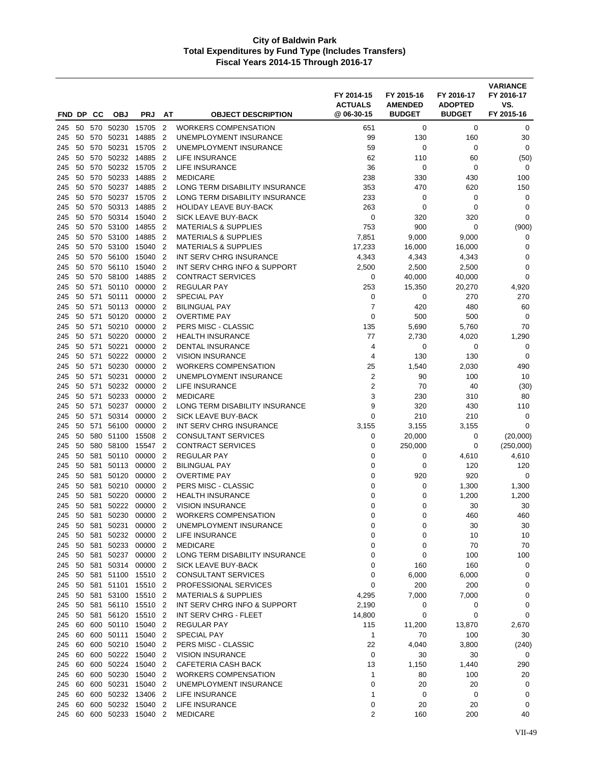# City of Baldwin Park
## Total Expenditures by Fund Type (Includes Transfers)
### Fiscal Years 2014-15 Through 2016-17

| FND | DP | CC | OBJ | PRJ | AT | OBJECT DESCRIPTION | FY 2014-15 ACTUALS @ 06-30-15 | FY 2015-16 AMENDED BUDGET | FY 2016-17 ADOPTED BUDGET | VARIANCE FY 2016-17 VS. FY 2015-16 |
|---|---|---|---|---|---|---|---|---|---|---|
| 245 | 50 | 570 | 50230 | 15705 | 2 | WORKERS COMPENSATION | 651 | 0 | 0 | 0 |
| 245 | 50 | 570 | 50231 | 14885 | 2 | UNEMPLOYMENT INSURANCE | 99 | 130 | 160 | 30 |
| 245 | 50 | 570 | 50231 | 15705 | 2 | UNEMPLOYMENT INSURANCE | 59 | 0 | 0 | 0 |
| 245 | 50 | 570 | 50232 | 14885 | 2 | LIFE INSURANCE | 62 | 110 | 60 | (50) |
| 245 | 50 | 570 | 50232 | 15705 | 2 | LIFE INSURANCE | 36 | 0 | 0 | 0 |
| 245 | 50 | 570 | 50233 | 14885 | 2 | MEDICARE | 238 | 330 | 430 | 100 |
| 245 | 50 | 570 | 50237 | 14885 | 2 | LONG TERM DISABILITY INSURANCE | 353 | 470 | 620 | 150 |
| 245 | 50 | 570 | 50237 | 15705 | 2 | LONG TERM DISABILITY INSURANCE | 233 | 0 | 0 | 0 |
| 245 | 50 | 570 | 50313 | 14885 | 2 | HOLIDAY LEAVE BUY-BACK | 263 | 0 | 0 | 0 |
| 245 | 50 | 570 | 50314 | 15040 | 2 | SICK LEAVE BUY-BACK | 0 | 320 | 320 | 0 |
| 245 | 50 | 570 | 53100 | 14855 | 2 | MATERIALS & SUPPLIES | 753 | 900 | 0 | (900) |
| 245 | 50 | 570 | 53100 | 14885 | 2 | MATERIALS & SUPPLIES | 7,851 | 9,000 | 9,000 | 0 |
| 245 | 50 | 570 | 53100 | 15040 | 2 | MATERIALS & SUPPLIES | 17,233 | 16,000 | 16,000 | 0 |
| 245 | 50 | 570 | 56100 | 15040 | 2 | INT SERV CHRG INSURANCE | 4,343 | 4,343 | 4,343 | 0 |
| 245 | 50 | 570 | 56110 | 15040 | 2 | INT SERV CHRG INFO & SUPPORT | 2,500 | 2,500 | 2,500 | 0 |
| 245 | 50 | 570 | 58100 | 14885 | 2 | CONTRACT SERVICES | 0 | 40,000 | 40,000 | 0 |
| 245 | 50 | 571 | 50110 | 00000 | 2 | REGULAR PAY | 253 | 15,350 | 20,270 | 4,920 |
| 245 | 50 | 571 | 50111 | 00000 | 2 | SPECIAL PAY | 0 | 0 | 270 | 270 |
| 245 | 50 | 571 | 50113 | 00000 | 2 | BILINGUAL PAY | 7 | 420 | 480 | 60 |
| 245 | 50 | 571 | 50120 | 00000 | 2 | OVERTIME PAY | 0 | 500 | 500 | 0 |
| 245 | 50 | 571 | 50210 | 00000 | 2 | PERS MISC - CLASSIC | 135 | 5,690 | 5,760 | 70 |
| 245 | 50 | 571 | 50220 | 00000 | 2 | HEALTH INSURANCE | 77 | 2,730 | 4,020 | 1,290 |
| 245 | 50 | 571 | 50221 | 00000 | 2 | DENTAL INSURANCE | 4 | 0 | 0 | 0 |
| 245 | 50 | 571 | 50222 | 00000 | 2 | VISION INSURANCE | 4 | 130 | 130 | 0 |
| 245 | 50 | 571 | 50230 | 00000 | 2 | WORKERS COMPENSATION | 25 | 1,540 | 2,030 | 490 |
| 245 | 50 | 571 | 50231 | 00000 | 2 | UNEMPLOYMENT INSURANCE | 2 | 90 | 100 | 10 |
| 245 | 50 | 571 | 50232 | 00000 | 2 | LIFE INSURANCE | 2 | 70 | 40 | (30) |
| 245 | 50 | 571 | 50233 | 00000 | 2 | MEDICARE | 3 | 230 | 310 | 80 |
| 245 | 50 | 571 | 50237 | 00000 | 2 | LONG TERM DISABILITY INSURANCE | 9 | 320 | 430 | 110 |
| 245 | 50 | 571 | 50314 | 00000 | 2 | SICK LEAVE BUY-BACK | 0 | 210 | 210 | 0 |
| 245 | 50 | 571 | 56100 | 00000 | 2 | INT SERV CHRG INSURANCE | 3,155 | 3,155 | 3,155 | 0 |
| 245 | 50 | 580 | 51100 | 15508 | 2 | CONSULTANT SERVICES | 0 | 20,000 | 0 | (20,000) |
| 245 | 50 | 580 | 58100 | 15547 | 2 | CONTRACT SERVICES | 0 | 250,000 | 0 | (250,000) |
| 245 | 50 | 581 | 50110 | 00000 | 2 | REGULAR PAY | 0 | 0 | 4,610 | 4,610 |
| 245 | 50 | 581 | 50113 | 00000 | 2 | BILINGUAL PAY | 0 | 0 | 120 | 120 |
| 245 | 50 | 581 | 50120 | 00000 | 2 | OVERTIME PAY | 0 | 920 | 920 | 0 |
| 245 | 50 | 581 | 50210 | 00000 | 2 | PERS MISC - CLASSIC | 0 | 0 | 1,300 | 1,300 |
| 245 | 50 | 581 | 50220 | 00000 | 2 | HEALTH INSURANCE | 0 | 0 | 1,200 | 1,200 |
| 245 | 50 | 581 | 50222 | 00000 | 2 | VISION INSURANCE | 0 | 0 | 30 | 30 |
| 245 | 50 | 581 | 50230 | 00000 | 2 | WORKERS COMPENSATION | 0 | 0 | 460 | 460 |
| 245 | 50 | 581 | 50231 | 00000 | 2 | UNEMPLOYMENT INSURANCE | 0 | 0 | 30 | 30 |
| 245 | 50 | 581 | 50232 | 00000 | 2 | LIFE INSURANCE | 0 | 0 | 10 | 10 |
| 245 | 50 | 581 | 50233 | 00000 | 2 | MEDICARE | 0 | 0 | 70 | 70 |
| 245 | 50 | 581 | 50237 | 00000 | 2 | LONG TERM DISABILITY INSURANCE | 0 | 0 | 100 | 100 |
| 245 | 50 | 581 | 50314 | 00000 | 2 | SICK LEAVE BUY-BACK | 0 | 160 | 160 | 0 |
| 245 | 50 | 581 | 51100 | 15510 | 2 | CONSULTANT SERVICES | 0 | 6,000 | 6,000 | 0 |
| 245 | 50 | 581 | 51101 | 15510 | 2 | PROFESSIONAL SERVICES | 0 | 200 | 200 | 0 |
| 245 | 50 | 581 | 53100 | 15510 | 2 | MATERIALS & SUPPLIES | 4,295 | 7,000 | 7,000 | 0 |
| 245 | 50 | 581 | 56110 | 15510 | 2 | INT SERV CHRG INFO & SUPPORT | 2,190 | 0 | 0 | 0 |
| 245 | 50 | 581 | 56120 | 15510 | 2 | INT SERV CHRG - FLEET | 14,800 | 0 | 0 | 0 |
| 245 | 60 | 600 | 50110 | 15040 | 2 | REGULAR PAY | 115 | 11,200 | 13,870 | 2,670 |
| 245 | 60 | 600 | 50111 | 15040 | 2 | SPECIAL PAY | 1 | 70 | 100 | 30 |
| 245 | 60 | 600 | 50210 | 15040 | 2 | PERS MISC - CLASSIC | 22 | 4,040 | 3,800 | (240) |
| 245 | 60 | 600 | 50222 | 15040 | 2 | VISION INSURANCE | 0 | 30 | 30 | 0 |
| 245 | 60 | 600 | 50224 | 15040 | 2 | CAFETERIA CASH BACK | 13 | 1,150 | 1,440 | 290 |
| 245 | 60 | 600 | 50230 | 15040 | 2 | WORKERS COMPENSATION | 1 | 80 | 100 | 20 |
| 245 | 60 | 600 | 50231 | 15040 | 2 | UNEMPLOYMENT INSURANCE | 0 | 20 | 20 | 0 |
| 245 | 60 | 600 | 50232 | 13406 | 2 | LIFE INSURANCE | 1 | 0 | 0 | 0 |
| 245 | 60 | 600 | 50232 | 15040 | 2 | LIFE INSURANCE | 0 | 20 | 20 | 0 |
| 245 | 60 | 600 | 50233 | 15040 | 2 | MEDICARE | 2 | 160 | 200 | 40 |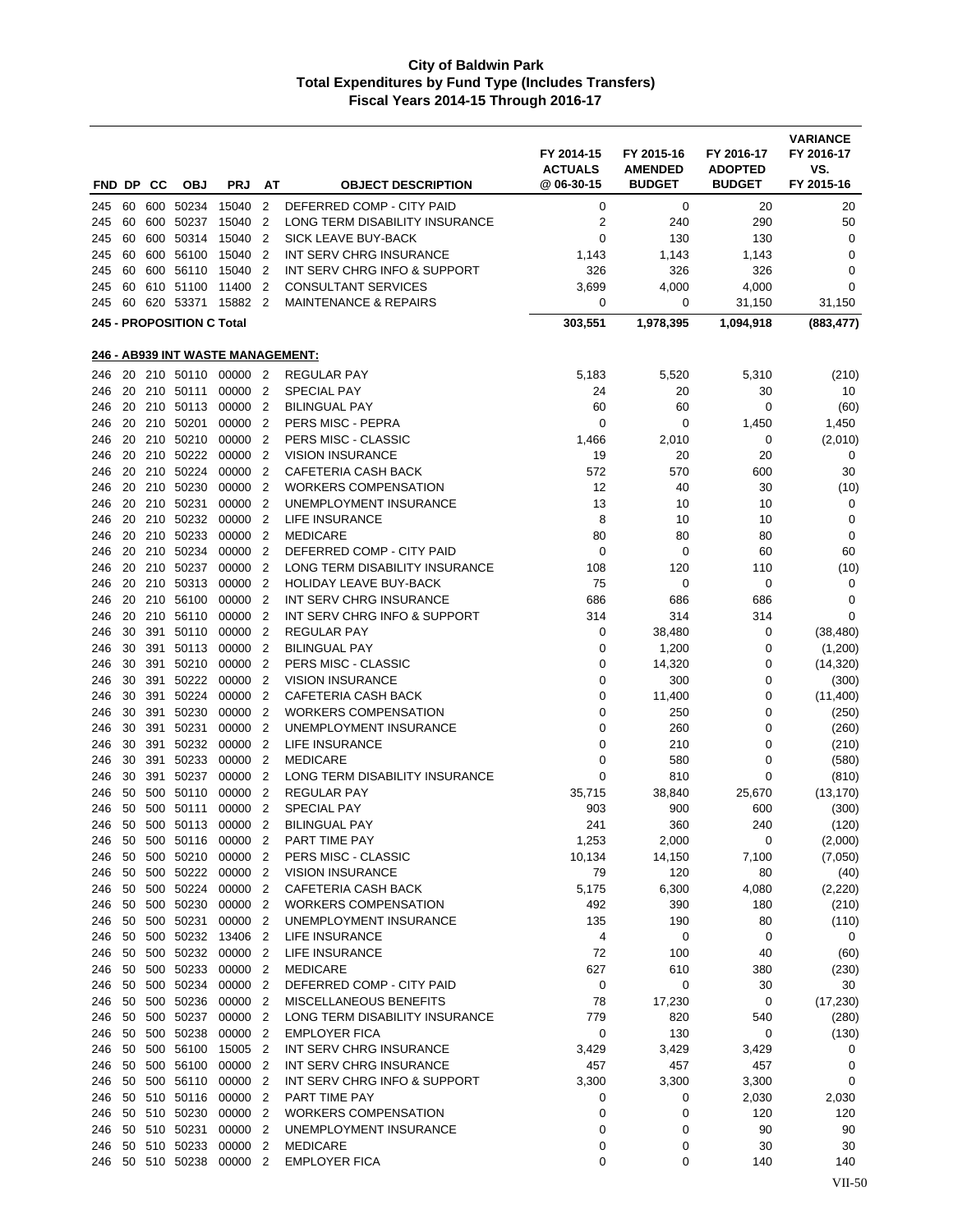# City of Baldwin Park
## Total Expenditures by Fund Type (Includes Transfers)
### Fiscal Years 2014-15 Through 2016-17

| FND | DP | CC | OBJ | PRJ | AT | OBJECT DESCRIPTION | FY 2014-15 ACTUALS @ 06-30-15 | FY 2015-16 AMENDED BUDGET | FY 2016-17 ADOPTED BUDGET | VARIANCE FY 2016-17 VS. FY 2015-16 |
|---|---|---|---|---|---|---|---|---|---|---|
| 245 | 60 | 600 | 50234 | 15040 | 2 | DEFERRED COMP - CITY PAID | 0 | 0 | 20 | 20 |
| 245 | 60 | 600 | 50237 | 15040 | 2 | LONG TERM DISABILITY INSURANCE | 2 | 240 | 290 | 50 |
| 245 | 60 | 600 | 50314 | 15040 | 2 | SICK LEAVE BUY-BACK | 0 | 130 | 130 | 0 |
| 245 | 60 | 600 | 56100 | 15040 | 2 | INT SERV CHRG INSURANCE | 1,143 | 1,143 | 1,143 | 0 |
| 245 | 60 | 600 | 56110 | 15040 | 2 | INT SERV CHRG INFO & SUPPORT | 326 | 326 | 326 | 0 |
| 245 | 60 | 610 | 51100 | 11400 | 2 | CONSULTANT SERVICES | 3,699 | 4,000 | 4,000 | 0 |
| 245 | 60 | 620 | 53371 | 15882 | 2 | MAINTENANCE & REPAIRS | 0 | 0 | 31,150 | 31,150 |
| **245 - PROPOSITION C Total** | | | | | | | **303,551** | **1,978,395** | **1,094,918** | **(883,477)** |
| **246 - AB939 INT WASTE MANAGEMENT:** | | | | | | | | | | |
| 246 | 20 | 210 | 50110 | 00000 | 2 | REGULAR PAY | 5,183 | 5,520 | 5,310 | (210) |
| 246 | 20 | 210 | 50111 | 00000 | 2 | SPECIAL PAY | 24 | 20 | 30 | 10 |
| 246 | 20 | 210 | 50113 | 00000 | 2 | BILINGUAL PAY | 60 | 60 | 0 | (60) |
| 246 | 20 | 210 | 50201 | 00000 | 2 | PERS MISC - PEPRA | 0 | 0 | 1,450 | 1,450 |
| 246 | 20 | 210 | 50210 | 00000 | 2 | PERS MISC - CLASSIC | 1,466 | 2,010 | 0 | (2,010) |
| 246 | 20 | 210 | 50222 | 00000 | 2 | VISION INSURANCE | 19 | 20 | 20 | 0 |
| 246 | 20 | 210 | 50224 | 00000 | 2 | CAFETERIA CASH BACK | 572 | 570 | 600 | 30 |
| 246 | 20 | 210 | 50230 | 00000 | 2 | WORKERS COMPENSATION | 12 | 40 | 30 | (10) |
| 246 | 20 | 210 | 50231 | 00000 | 2 | UNEMPLOYMENT INSURANCE | 13 | 10 | 10 | 0 |
| 246 | 20 | 210 | 50232 | 00000 | 2 | LIFE INSURANCE | 8 | 10 | 10 | 0 |
| 246 | 20 | 210 | 50233 | 00000 | 2 | MEDICARE | 80 | 80 | 80 | 0 |
| 246 | 20 | 210 | 50234 | 00000 | 2 | DEFERRED COMP - CITY PAID | 0 | 0 | 60 | 60 |
| 246 | 20 | 210 | 50237 | 00000 | 2 | LONG TERM DISABILITY INSURANCE | 108 | 120 | 110 | (10) |
| 246 | 20 | 210 | 50313 | 00000 | 2 | HOLIDAY LEAVE BUY-BACK | 75 | 0 | 0 | 0 |
| 246 | 20 | 210 | 56100 | 00000 | 2 | INT SERV CHRG INSURANCE | 686 | 686 | 686 | 0 |
| 246 | 20 | 210 | 56110 | 00000 | 2 | INT SERV CHRG INFO & SUPPORT | 314 | 314 | 314 | 0 |
| 246 | 30 | 391 | 50110 | 00000 | 2 | REGULAR PAY | 0 | 38,480 | 0 | (38,480) |
| 246 | 30 | 391 | 50113 | 00000 | 2 | BILINGUAL PAY | 0 | 1,200 | 0 | (1,200) |
| 246 | 30 | 391 | 50210 | 00000 | 2 | PERS MISC - CLASSIC | 0 | 14,320 | 0 | (14,320) |
| 246 | 30 | 391 | 50222 | 00000 | 2 | VISION INSURANCE | 0 | 300 | 0 | (300) |
| 246 | 30 | 391 | 50224 | 00000 | 2 | CAFETERIA CASH BACK | 0 | 11,400 | 0 | (11,400) |
| 246 | 30 | 391 | 50230 | 00000 | 2 | WORKERS COMPENSATION | 0 | 250 | 0 | (250) |
| 246 | 30 | 391 | 50231 | 00000 | 2 | UNEMPLOYMENT INSURANCE | 0 | 260 | 0 | (260) |
| 246 | 30 | 391 | 50232 | 00000 | 2 | LIFE INSURANCE | 0 | 210 | 0 | (210) |
| 246 | 30 | 391 | 50233 | 00000 | 2 | MEDICARE | 0 | 580 | 0 | (580) |
| 246 | 30 | 391 | 50237 | 00000 | 2 | LONG TERM DISABILITY INSURANCE | 0 | 810 | 0 | (810) |
| 246 | 50 | 500 | 50110 | 00000 | 2 | REGULAR PAY | 35,715 | 38,840 | 25,670 | (13,170) |
| 246 | 50 | 500 | 50111 | 00000 | 2 | SPECIAL PAY | 903 | 900 | 600 | (300) |
| 246 | 50 | 500 | 50113 | 00000 | 2 | BILINGUAL PAY | 241 | 360 | 240 | (120) |
| 246 | 50 | 500 | 50116 | 00000 | 2 | PART TIME PAY | 1,253 | 2,000 | 0 | (2,000) |
| 246 | 50 | 500 | 50210 | 00000 | 2 | PERS MISC - CLASSIC | 10,134 | 14,150 | 7,100 | (7,050) |
| 246 | 50 | 500 | 50222 | 00000 | 2 | VISION INSURANCE | 79 | 120 | 80 | (40) |
| 246 | 50 | 500 | 50224 | 00000 | 2 | CAFETERIA CASH BACK | 5,175 | 6,300 | 4,080 | (2,220) |
| 246 | 50 | 500 | 50230 | 00000 | 2 | WORKERS COMPENSATION | 492 | 390 | 180 | (210) |
| 246 | 50 | 500 | 50231 | 00000 | 2 | UNEMPLOYMENT INSURANCE | 135 | 190 | 80 | (110) |
| 246 | 50 | 500 | 50232 | 13406 | 2 | LIFE INSURANCE | 4 | 0 | 0 | 0 |
| 246 | 50 | 500 | 50232 | 00000 | 2 | LIFE INSURANCE | 72 | 100 | 40 | (60) |
| 246 | 50 | 500 | 50233 | 00000 | 2 | MEDICARE | 627 | 610 | 380 | (230) |
| 246 | 50 | 500 | 50234 | 00000 | 2 | DEFERRED COMP - CITY PAID | 0 | 0 | 30 | 30 |
| 246 | 50 | 500 | 50236 | 00000 | 2 | MISCELLANEOUS BENEFITS | 78 | 17,230 | 0 | (17,230) |
| 246 | 50 | 500 | 50237 | 00000 | 2 | LONG TERM DISABILITY INSURANCE | 779 | 820 | 540 | (280) |
| 246 | 50 | 500 | 50238 | 00000 | 2 | EMPLOYER FICA | 0 | 130 | 0 | (130) |
| 246 | 50 | 500 | 56100 | 15005 | 2 | INT SERV CHRG INSURANCE | 3,429 | 3,429 | 3,429 | 0 |
| 246 | 50 | 500 | 56100 | 00000 | 2 | INT SERV CHRG INSURANCE | 457 | 457 | 457 | 0 |
| 246 | 50 | 500 | 56110 | 00000 | 2 | INT SERV CHRG INFO & SUPPORT | 3,300 | 3,300 | 3,300 | 0 |
| 246 | 50 | 510 | 50116 | 00000 | 2 | PART TIME PAY | 0 | 0 | 2,030 | 2,030 |
| 246 | 50 | 510 | 50230 | 00000 | 2 | WORKERS COMPENSATION | 0 | 0 | 120 | 120 |
| 246 | 50 | 510 | 50231 | 00000 | 2 | UNEMPLOYMENT INSURANCE | 0 | 0 | 90 | 90 |
| 246 | 50 | 510 | 50233 | 00000 | 2 | MEDICARE | 0 | 0 | 30 | 30 |
| 246 | 50 | 510 | 50238 | 00000 | 2 | EMPLOYER FICA | 0 | 0 | 140 | 140 |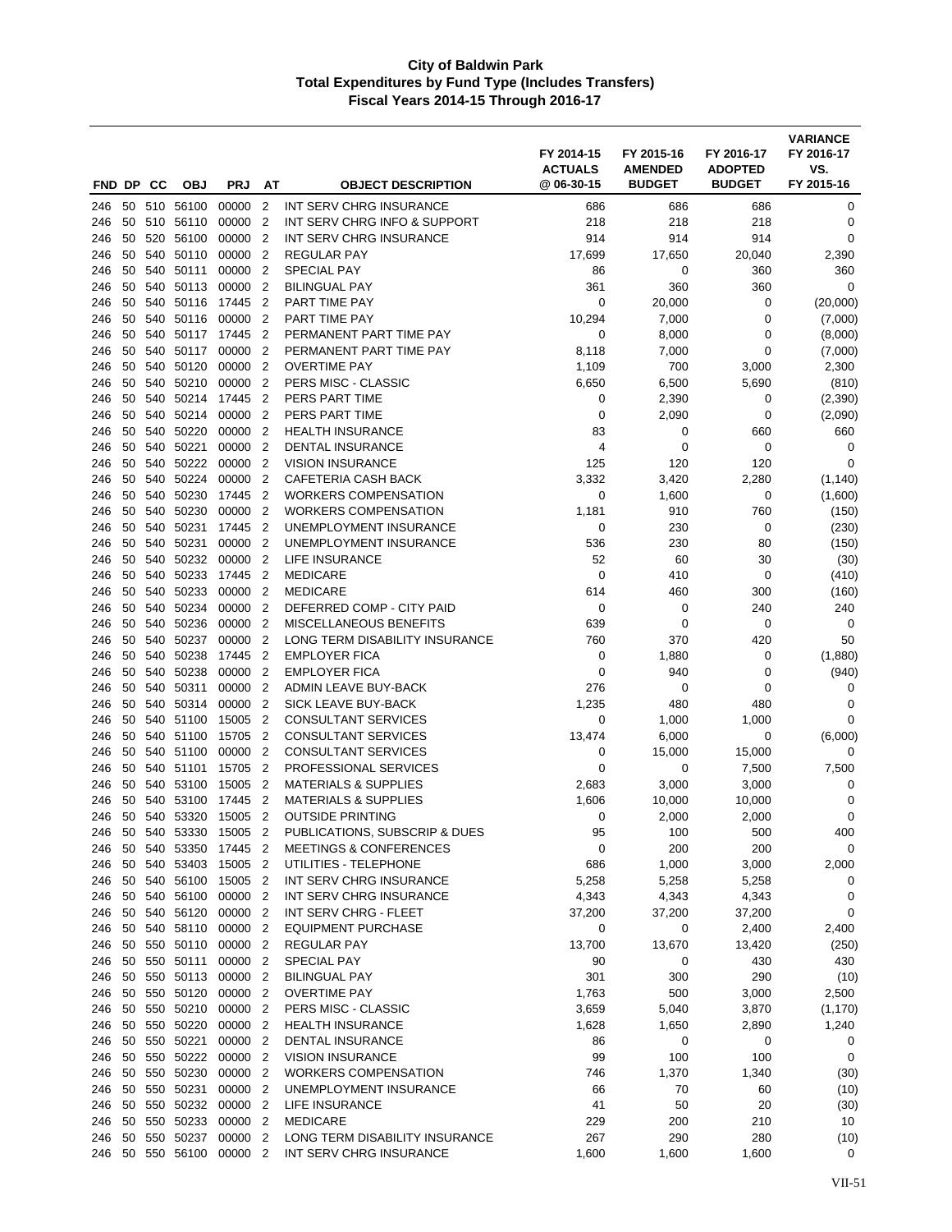# City of Baldwin Park
## Total Expenditures by Fund Type (Includes Transfers)
### Fiscal Years 2014-15 Through 2016-17

| FND | DP | CC | OBJ | PRJ | AT | OBJECT DESCRIPTION | FY 2014-15 ACTUALS @ 06-30-15 | FY 2015-16 AMENDED BUDGET | FY 2016-17 ADOPTED BUDGET | VARIANCE FY 2016-17 VS. FY 2015-16 |
|---|---|---|---|---|---|---|---|---|---|---|
| 246 | 50 | 510 | 56100 | 00000 | 2 | INT SERV CHRG INSURANCE | 686 | 686 | 686 | 0 |
| 246 | 50 | 510 | 56110 | 00000 | 2 | INT SERV CHRG INFO & SUPPORT | 218 | 218 | 218 | 0 |
| 246 | 50 | 520 | 56100 | 00000 | 2 | INT SERV CHRG INSURANCE | 914 | 914 | 914 | 0 |
| 246 | 50 | 540 | 50110 | 00000 | 2 | REGULAR PAY | 17,699 | 17,650 | 20,040 | 2,390 |
| 246 | 50 | 540 | 50111 | 00000 | 2 | SPECIAL PAY | 86 | 0 | 360 | 360 |
| 246 | 50 | 540 | 50113 | 00000 | 2 | BILINGUAL PAY | 361 | 360 | 360 | 0 |
| 246 | 50 | 540 | 50116 | 17445 | 2 | PART TIME PAY | 0 | 20,000 | 0 | (20,000) |
| 246 | 50 | 540 | 50116 | 00000 | 2 | PART TIME PAY | 10,294 | 7,000 | 0 | (7,000) |
| 246 | 50 | 540 | 50117 | 17445 | 2 | PERMANENT PART TIME PAY | 0 | 8,000 | 0 | (8,000) |
| 246 | 50 | 540 | 50117 | 00000 | 2 | PERMANENT PART TIME PAY | 8,118 | 7,000 | 0 | (7,000) |
| 246 | 50 | 540 | 50120 | 00000 | 2 | OVERTIME PAY | 1,109 | 700 | 3,000 | 2,300 |
| 246 | 50 | 540 | 50210 | 00000 | 2 | PERS MISC - CLASSIC | 6,650 | 6,500 | 5,690 | (810) |
| 246 | 50 | 540 | 50214 | 17445 | 2 | PERS PART TIME | 0 | 2,390 | 0 | (2,390) |
| 246 | 50 | 540 | 50214 | 00000 | 2 | PERS PART TIME | 0 | 2,090 | 0 | (2,090) |
| 246 | 50 | 540 | 50220 | 00000 | 2 | HEALTH INSURANCE | 83 | 0 | 660 | 660 |
| 246 | 50 | 540 | 50221 | 00000 | 2 | DENTAL INSURANCE | 4 | 0 | 0 | 0 |
| 246 | 50 | 540 | 50222 | 00000 | 2 | VISION INSURANCE | 125 | 120 | 120 | 0 |
| 246 | 50 | 540 | 50224 | 00000 | 2 | CAFETERIA CASH BACK | 3,332 | 3,420 | 2,280 | (1,140) |
| 246 | 50 | 540 | 50230 | 17445 | 2 | WORKERS COMPENSATION | 0 | 1,600 | 0 | (1,600) |
| 246 | 50 | 540 | 50230 | 00000 | 2 | WORKERS COMPENSATION | 1,181 | 910 | 760 | (150) |
| 246 | 50 | 540 | 50231 | 17445 | 2 | UNEMPLOYMENT INSURANCE | 0 | 230 | 0 | (230) |
| 246 | 50 | 540 | 50231 | 00000 | 2 | UNEMPLOYMENT INSURANCE | 536 | 230 | 80 | (150) |
| 246 | 50 | 540 | 50232 | 00000 | 2 | LIFE INSURANCE | 52 | 60 | 30 | (30) |
| 246 | 50 | 540 | 50233 | 17445 | 2 | MEDICARE | 0 | 410 | 0 | (410) |
| 246 | 50 | 540 | 50233 | 00000 | 2 | MEDICARE | 614 | 460 | 300 | (160) |
| 246 | 50 | 540 | 50234 | 00000 | 2 | DEFERRED COMP - CITY PAID | 0 | 0 | 240 | 240 |
| 246 | 50 | 540 | 50236 | 00000 | 2 | MISCELLANEOUS BENEFITS | 639 | 0 | 0 | 0 |
| 246 | 50 | 540 | 50237 | 00000 | 2 | LONG TERM DISABILITY INSURANCE | 760 | 370 | 420 | 50 |
| 246 | 50 | 540 | 50238 | 17445 | 2 | EMPLOYER FICA | 0 | 1,880 | 0 | (1,880) |
| 246 | 50 | 540 | 50238 | 00000 | 2 | EMPLOYER FICA | 0 | 940 | 0 | (940) |
| 246 | 50 | 540 | 50311 | 00000 | 2 | ADMIN LEAVE BUY-BACK | 276 | 0 | 0 | 0 |
| 246 | 50 | 540 | 50314 | 00000 | 2 | SICK LEAVE BUY-BACK | 1,235 | 480 | 480 | 0 |
| 246 | 50 | 540 | 51100 | 15005 | 2 | CONSULTANT SERVICES | 0 | 1,000 | 1,000 | 0 |
| 246 | 50 | 540 | 51100 | 15705 | 2 | CONSULTANT SERVICES | 13,474 | 6,000 | 0 | (6,000) |
| 246 | 50 | 540 | 51100 | 00000 | 2 | CONSULTANT SERVICES | 0 | 15,000 | 15,000 | 0 |
| 246 | 50 | 540 | 51101 | 15705 | 2 | PROFESSIONAL SERVICES | 0 | 0 | 7,500 | 7,500 |
| 246 | 50 | 540 | 53100 | 15005 | 2 | MATERIALS & SUPPLIES | 2,683 | 3,000 | 3,000 | 0 |
| 246 | 50 | 540 | 53100 | 17445 | 2 | MATERIALS & SUPPLIES | 1,606 | 10,000 | 10,000 | 0 |
| 246 | 50 | 540 | 53320 | 15005 | 2 | OUTSIDE PRINTING | 0 | 2,000 | 2,000 | 0 |
| 246 | 50 | 540 | 53330 | 15005 | 2 | PUBLICATIONS, SUBSCRIP & DUES | 95 | 100 | 500 | 400 |
| 246 | 50 | 540 | 53350 | 17445 | 2 | MEETINGS & CONFERENCES | 0 | 200 | 200 | 0 |
| 246 | 50 | 540 | 53403 | 15005 | 2 | UTILITIES - TELEPHONE | 686 | 1,000 | 3,000 | 2,000 |
| 246 | 50 | 540 | 56100 | 15005 | 2 | INT SERV CHRG INSURANCE | 5,258 | 5,258 | 5,258 | 0 |
| 246 | 50 | 540 | 56100 | 00000 | 2 | INT SERV CHRG INSURANCE | 4,343 | 4,343 | 4,343 | 0 |
| 246 | 50 | 540 | 56120 | 00000 | 2 | INT SERV CHRG - FLEET | 37,200 | 37,200 | 37,200 | 0 |
| 246 | 50 | 540 | 58110 | 00000 | 2 | EQUIPMENT PURCHASE | 0 | 0 | 2,400 | 2,400 |
| 246 | 50 | 550 | 50110 | 00000 | 2 | REGULAR PAY | 13,700 | 13,670 | 13,420 | (250) |
| 246 | 50 | 550 | 50111 | 00000 | 2 | SPECIAL PAY | 90 | 0 | 430 | 430 |
| 246 | 50 | 550 | 50113 | 00000 | 2 | BILINGUAL PAY | 301 | 300 | 290 | (10) |
| 246 | 50 | 550 | 50120 | 00000 | 2 | OVERTIME PAY | 1,763 | 500 | 3,000 | 2,500 |
| 246 | 50 | 550 | 50210 | 00000 | 2 | PERS MISC - CLASSIC | 3,659 | 5,040 | 3,870 | (1,170) |
| 246 | 50 | 550 | 50220 | 00000 | 2 | HEALTH INSURANCE | 1,628 | 1,650 | 2,890 | 1,240 |
| 246 | 50 | 550 | 50221 | 00000 | 2 | DENTAL INSURANCE | 86 | 0 | 0 | 0 |
| 246 | 50 | 550 | 50222 | 00000 | 2 | VISION INSURANCE | 99 | 100 | 100 | 0 |
| 246 | 50 | 550 | 50230 | 00000 | 2 | WORKERS COMPENSATION | 746 | 1,370 | 1,340 | (30) |
| 246 | 50 | 550 | 50231 | 00000 | 2 | UNEMPLOYMENT INSURANCE | 66 | 70 | 60 | (10) |
| 246 | 50 | 550 | 50232 | 00000 | 2 | LIFE INSURANCE | 41 | 50 | 20 | (30) |
| 246 | 50 | 550 | 50233 | 00000 | 2 | MEDICARE | 229 | 200 | 210 | 10 |
| 246 | 50 | 550 | 50237 | 00000 | 2 | LONG TERM DISABILITY INSURANCE | 267 | 290 | 280 | (10) |
| 246 | 50 | 550 | 56100 | 00000 | 2 | INT SERV CHRG INSURANCE | 1,600 | 1,600 | 1,600 | 0 |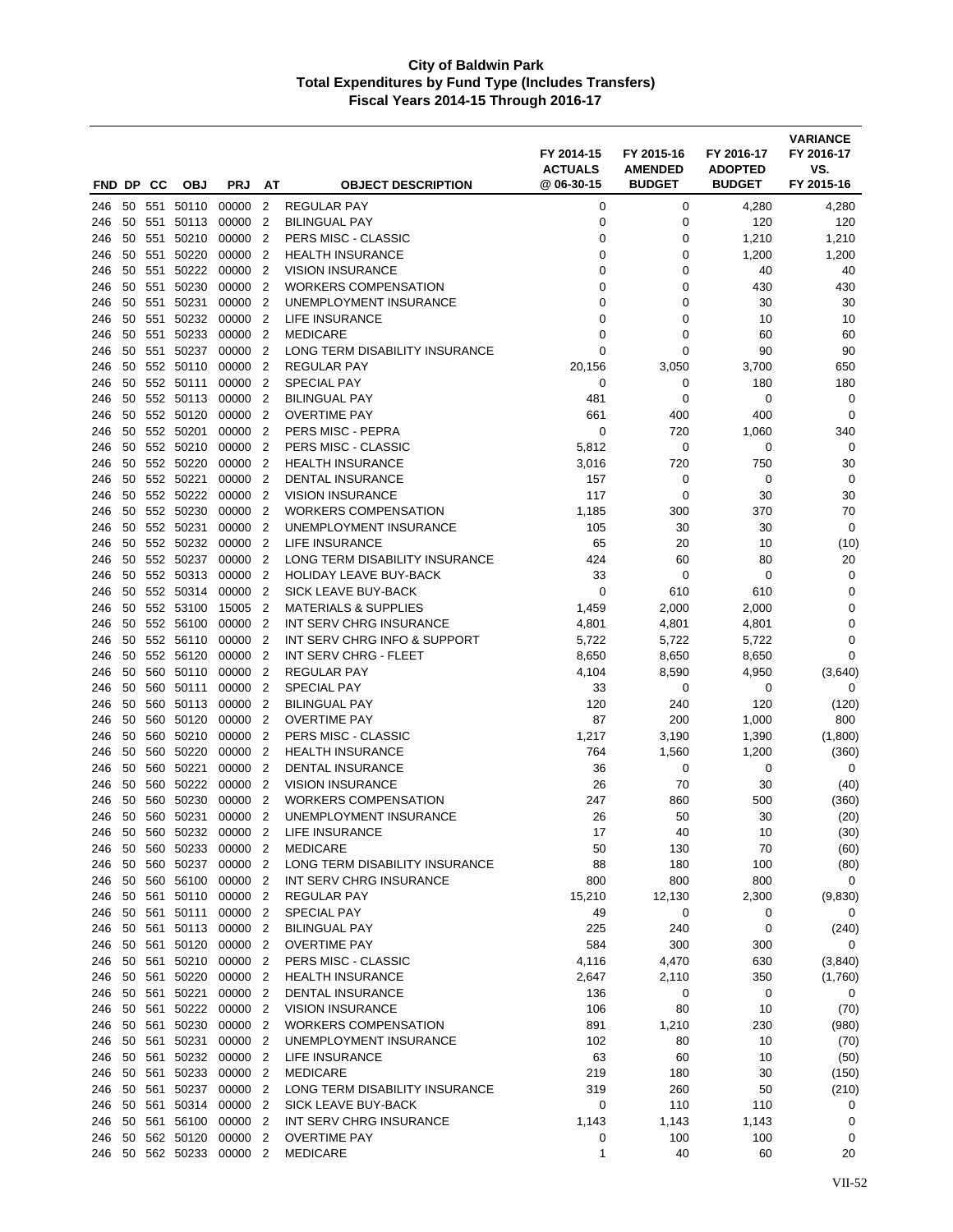**City of Baldwin Park**
**Total Expenditures by Fund Type (Includes Transfers)**
**Fiscal Years 2014-15 Through 2016-17**

| FND | DP | CC | OBJ | PRJ | AT | OBJECT DESCRIPTION | FY 2014-15 ACTUALS @ 06-30-15 | FY 2015-16 AMENDED BUDGET | FY 2016-17 ADOPTED BUDGET | VARIANCE FY 2016-17 VS. FY 2015-16 |
|---|---|---|---|---|---|---|---|---|---|---|
| 246 | 50 | 551 | 50110 | 00000 | 2 | REGULAR PAY | 0 | 0 | 4,280 | 4,280 |
| 246 | 50 | 551 | 50113 | 00000 | 2 | BILINGUAL PAY | 0 | 0 | 120 | 120 |
| 246 | 50 | 551 | 50210 | 00000 | 2 | PERS MISC - CLASSIC | 0 | 0 | 1,210 | 1,210 |
| 246 | 50 | 551 | 50220 | 00000 | 2 | HEALTH INSURANCE | 0 | 0 | 1,200 | 1,200 |
| 246 | 50 | 551 | 50222 | 00000 | 2 | VISION INSURANCE | 0 | 0 | 40 | 40 |
| 246 | 50 | 551 | 50230 | 00000 | 2 | WORKERS COMPENSATION | 0 | 0 | 430 | 430 |
| 246 | 50 | 551 | 50231 | 00000 | 2 | UNEMPLOYMENT INSURANCE | 0 | 0 | 30 | 30 |
| 246 | 50 | 551 | 50232 | 00000 | 2 | LIFE INSURANCE | 0 | 0 | 10 | 10 |
| 246 | 50 | 551 | 50233 | 00000 | 2 | MEDICARE | 0 | 0 | 60 | 60 |
| 246 | 50 | 551 | 50237 | 00000 | 2 | LONG TERM DISABILITY INSURANCE | 0 | 0 | 90 | 90 |
| 246 | 50 | 552 | 50110 | 00000 | 2 | REGULAR PAY | 20,156 | 3,050 | 3,700 | 650 |
| 246 | 50 | 552 | 50111 | 00000 | 2 | SPECIAL PAY | 0 | 0 | 180 | 180 |
| 246 | 50 | 552 | 50113 | 00000 | 2 | BILINGUAL PAY | 481 | 0 | 0 | 0 |
| 246 | 50 | 552 | 50120 | 00000 | 2 | OVERTIME PAY | 661 | 400 | 400 | 0 |
| 246 | 50 | 552 | 50201 | 00000 | 2 | PERS MISC - PEPRA | 0 | 720 | 1,060 | 340 |
| 246 | 50 | 552 | 50210 | 00000 | 2 | PERS MISC - CLASSIC | 5,812 | 0 | 0 | 0 |
| 246 | 50 | 552 | 50220 | 00000 | 2 | HEALTH INSURANCE | 3,016 | 720 | 750 | 30 |
| 246 | 50 | 552 | 50221 | 00000 | 2 | DENTAL INSURANCE | 157 | 0 | 0 | 0 |
| 246 | 50 | 552 | 50222 | 00000 | 2 | VISION INSURANCE | 117 | 0 | 30 | 30 |
| 246 | 50 | 552 | 50230 | 00000 | 2 | WORKERS COMPENSATION | 1,185 | 300 | 370 | 70 |
| 246 | 50 | 552 | 50231 | 00000 | 2 | UNEMPLOYMENT INSURANCE | 105 | 30 | 30 | 0 |
| 246 | 50 | 552 | 50232 | 00000 | 2 | LIFE INSURANCE | 65 | 20 | 10 | (10) |
| 246 | 50 | 552 | 50237 | 00000 | 2 | LONG TERM DISABILITY INSURANCE | 424 | 60 | 80 | 20 |
| 246 | 50 | 552 | 50313 | 00000 | 2 | HOLIDAY LEAVE BUY-BACK | 33 | 0 | 0 | 0 |
| 246 | 50 | 552 | 50314 | 00000 | 2 | SICK LEAVE BUY-BACK | 0 | 610 | 610 | 0 |
| 246 | 50 | 552 | 53100 | 15005 | 2 | MATERIALS & SUPPLIES | 1,459 | 2,000 | 2,000 | 0 |
| 246 | 50 | 552 | 56100 | 00000 | 2 | INT SERV CHRG INSURANCE | 4,801 | 4,801 | 4,801 | 0 |
| 246 | 50 | 552 | 56110 | 00000 | 2 | INT SERV CHRG INFO & SUPPORT | 5,722 | 5,722 | 5,722 | 0 |
| 246 | 50 | 552 | 56120 | 00000 | 2 | INT SERV CHRG - FLEET | 8,650 | 8,650 | 8,650 | 0 |
| 246 | 50 | 560 | 50110 | 00000 | 2 | REGULAR PAY | 4,104 | 8,590 | 4,950 | (3,640) |
| 246 | 50 | 560 | 50111 | 00000 | 2 | SPECIAL PAY | 33 | 0 | 0 | 0 |
| 246 | 50 | 560 | 50113 | 00000 | 2 | BILINGUAL PAY | 120 | 240 | 120 | (120) |
| 246 | 50 | 560 | 50120 | 00000 | 2 | OVERTIME PAY | 87 | 200 | 1,000 | 800 |
| 246 | 50 | 560 | 50210 | 00000 | 2 | PERS MISC - CLASSIC | 1,217 | 3,190 | 1,390 | (1,800) |
| 246 | 50 | 560 | 50220 | 00000 | 2 | HEALTH INSURANCE | 764 | 1,560 | 1,200 | (360) |
| 246 | 50 | 560 | 50221 | 00000 | 2 | DENTAL INSURANCE | 36 | 0 | 0 | 0 |
| 246 | 50 | 560 | 50222 | 00000 | 2 | VISION INSURANCE | 26 | 70 | 30 | (40) |
| 246 | 50 | 560 | 50230 | 00000 | 2 | WORKERS COMPENSATION | 247 | 860 | 500 | (360) |
| 246 | 50 | 560 | 50231 | 00000 | 2 | UNEMPLOYMENT INSURANCE | 26 | 50 | 30 | (20) |
| 246 | 50 | 560 | 50232 | 00000 | 2 | LIFE INSURANCE | 17 | 40 | 10 | (30) |
| 246 | 50 | 560 | 50233 | 00000 | 2 | MEDICARE | 50 | 130 | 70 | (60) |
| 246 | 50 | 560 | 50237 | 00000 | 2 | LONG TERM DISABILITY INSURANCE | 88 | 180 | 100 | (80) |
| 246 | 50 | 560 | 56100 | 00000 | 2 | INT SERV CHRG INSURANCE | 800 | 800 | 800 | 0 |
| 246 | 50 | 561 | 50110 | 00000 | 2 | REGULAR PAY | 15,210 | 12,130 | 2,300 | (9,830) |
| 246 | 50 | 561 | 50111 | 00000 | 2 | SPECIAL PAY | 49 | 0 | 0 | 0 |
| 246 | 50 | 561 | 50113 | 00000 | 2 | BILINGUAL PAY | 225 | 240 | 0 | (240) |
| 246 | 50 | 561 | 50120 | 00000 | 2 | OVERTIME PAY | 584 | 300 | 300 | 0 |
| 246 | 50 | 561 | 50210 | 00000 | 2 | PERS MISC - CLASSIC | 4,116 | 4,470 | 630 | (3,840) |
| 246 | 50 | 561 | 50220 | 00000 | 2 | HEALTH INSURANCE | 2,647 | 2,110 | 350 | (1,760) |
| 246 | 50 | 561 | 50221 | 00000 | 2 | DENTAL INSURANCE | 136 | 0 | 0 | 0 |
| 246 | 50 | 561 | 50222 | 00000 | 2 | VISION INSURANCE | 106 | 80 | 10 | (70) |
| 246 | 50 | 561 | 50230 | 00000 | 2 | WORKERS COMPENSATION | 891 | 1,210 | 230 | (980) |
| 246 | 50 | 561 | 50231 | 00000 | 2 | UNEMPLOYMENT INSURANCE | 102 | 80 | 10 | (70) |
| 246 | 50 | 561 | 50232 | 00000 | 2 | LIFE INSURANCE | 63 | 60 | 10 | (50) |
| 246 | 50 | 561 | 50233 | 00000 | 2 | MEDICARE | 219 | 180 | 30 | (150) |
| 246 | 50 | 561 | 50237 | 00000 | 2 | LONG TERM DISABILITY INSURANCE | 319 | 260 | 50 | (210) |
| 246 | 50 | 561 | 50314 | 00000 | 2 | SICK LEAVE BUY-BACK | 0 | 110 | 110 | 0 |
| 246 | 50 | 561 | 56100 | 00000 | 2 | INT SERV CHRG INSURANCE | 1,143 | 1,143 | 1,143 | 0 |
| 246 | 50 | 562 | 50120 | 00000 | 2 | OVERTIME PAY | 0 | 100 | 100 | 0 |
| 246 | 50 | 562 | 50233 | 00000 | 2 | MEDICARE | 1 | 40 | 60 | 20 |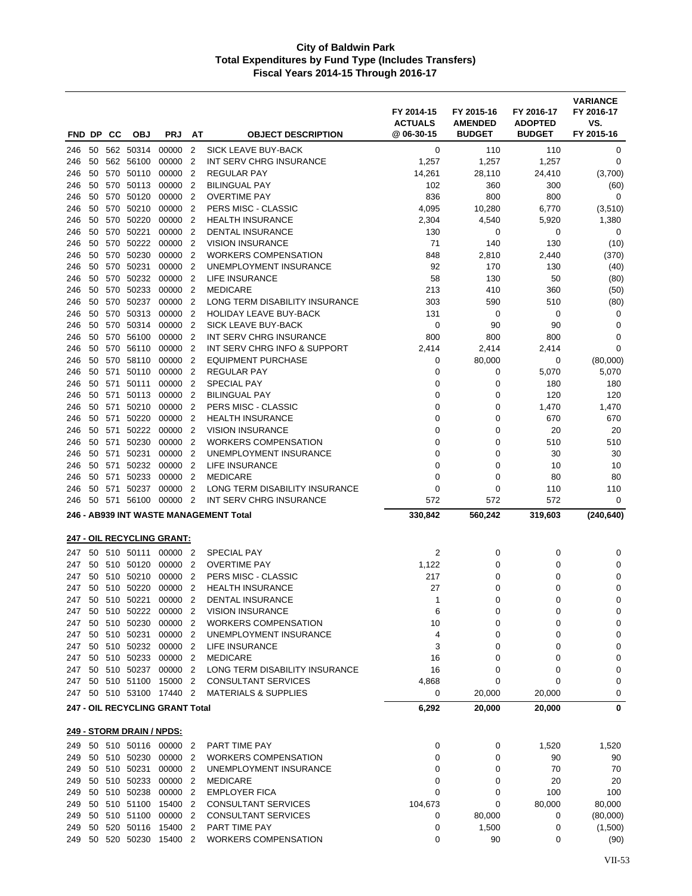# City of Baldwin Park
## Total Expenditures by Fund Type (Includes Transfers)
### Fiscal Years 2014-15 Through 2016-17

| FND | DP | CC | OBJ | PRJ | AT | OBJECT DESCRIPTION | FY 2014-15 ACTUALS @ 06-30-15 | FY 2015-16 AMENDED BUDGET | FY 2016-17 ADOPTED BUDGET | VARIANCE FY 2016-17 VS. FY 2015-16 |
|---|---|---|---|---|---|---|---|---|---|---|
| 246 | 50 | 562 | 50314 | 00000 | 2 | SICK LEAVE BUY-BACK | 0 | 110 | 110 | 0 |
| 246 | 50 | 562 | 56100 | 00000 | 2 | INT SERV CHRG INSURANCE | 1,257 | 1,257 | 1,257 | 0 |
| 246 | 50 | 570 | 50110 | 00000 | 2 | REGULAR PAY | 14,261 | 28,110 | 24,410 | (3,700) |
| 246 | 50 | 570 | 50113 | 00000 | 2 | BILINGUAL PAY | 102 | 360 | 300 | (60) |
| 246 | 50 | 570 | 50120 | 00000 | 2 | OVERTIME PAY | 836 | 800 | 800 | 0 |
| 246 | 50 | 570 | 50210 | 00000 | 2 | PERS MISC - CLASSIC | 4,095 | 10,280 | 6,770 | (3,510) |
| 246 | 50 | 570 | 50220 | 00000 | 2 | HEALTH INSURANCE | 2,304 | 4,540 | 5,920 | 1,380 |
| 246 | 50 | 570 | 50221 | 00000 | 2 | DENTAL INSURANCE | 130 | 0 | 0 | 0 |
| 246 | 50 | 570 | 50222 | 00000 | 2 | VISION INSURANCE | 71 | 140 | 130 | (10) |
| 246 | 50 | 570 | 50230 | 00000 | 2 | WORKERS COMPENSATION | 848 | 2,810 | 2,440 | (370) |
| 246 | 50 | 570 | 50231 | 00000 | 2 | UNEMPLOYMENT INSURANCE | 92 | 170 | 130 | (40) |
| 246 | 50 | 570 | 50232 | 00000 | 2 | LIFE INSURANCE | 58 | 130 | 50 | (80) |
| 246 | 50 | 570 | 50233 | 00000 | 2 | MEDICARE | 213 | 410 | 360 | (50) |
| 246 | 50 | 570 | 50237 | 00000 | 2 | LONG TERM DISABILITY INSURANCE | 303 | 590 | 510 | (80) |
| 246 | 50 | 570 | 50313 | 00000 | 2 | HOLIDAY LEAVE BUY-BACK | 131 | 0 | 0 | 0 |
| 246 | 50 | 570 | 50314 | 00000 | 2 | SICK LEAVE BUY-BACK | 0 | 90 | 90 | 0 |
| 246 | 50 | 570 | 56100 | 00000 | 2 | INT SERV CHRG INSURANCE | 800 | 800 | 800 | 0 |
| 246 | 50 | 570 | 56110 | 00000 | 2 | INT SERV CHRG INFO & SUPPORT | 2,414 | 2,414 | 2,414 | 0 |
| 246 | 50 | 570 | 58110 | 00000 | 2 | EQUIPMENT PURCHASE | 0 | 80,000 | 0 | (80,000) |
| 246 | 50 | 571 | 50110 | 00000 | 2 | REGULAR PAY | 0 | 0 | 5,070 | 5,070 |
| 246 | 50 | 571 | 50111 | 00000 | 2 | SPECIAL PAY | 0 | 0 | 180 | 180 |
| 246 | 50 | 571 | 50113 | 00000 | 2 | BILINGUAL PAY | 0 | 0 | 120 | 120 |
| 246 | 50 | 571 | 50210 | 00000 | 2 | PERS MISC - CLASSIC | 0 | 0 | 1,470 | 1,470 |
| 246 | 50 | 571 | 50220 | 00000 | 2 | HEALTH INSURANCE | 0 | 0 | 670 | 670 |
| 246 | 50 | 571 | 50222 | 00000 | 2 | VISION INSURANCE | 0 | 0 | 20 | 20 |
| 246 | 50 | 571 | 50230 | 00000 | 2 | WORKERS COMPENSATION | 0 | 0 | 510 | 510 |
| 246 | 50 | 571 | 50231 | 00000 | 2 | UNEMPLOYMENT INSURANCE | 0 | 0 | 30 | 30 |
| 246 | 50 | 571 | 50232 | 00000 | 2 | LIFE INSURANCE | 0 | 0 | 10 | 10 |
| 246 | 50 | 571 | 50233 | 00000 | 2 | MEDICARE | 0 | 0 | 80 | 80 |
| 246 | 50 | 571 | 50237 | 00000 | 2 | LONG TERM DISABILITY INSURANCE | 0 | 0 | 110 | 110 |
| 246 | 50 | 571 | 56100 | 00000 | 2 | INT SERV CHRG INSURANCE | 572 | 572 | 572 | 0 |
| **246 - AB939 INT WASTE MANAGEMENT Total** | | | | | | | **330,842** | **560,242** | **319,603** | **(240,640)** |
| **247 - OIL RECYCLING GRANT:** | | | | | | | | | | |
| 247 | 50 | 510 | 50111 | 00000 | 2 | SPECIAL PAY | 2 | 0 | 0 | 0 |
| 247 | 50 | 510 | 50120 | 00000 | 2 | OVERTIME PAY | 1,122 | 0 | 0 | 0 |
| 247 | 50 | 510 | 50210 | 00000 | 2 | PERS MISC - CLASSIC | 217 | 0 | 0 | 0 |
| 247 | 50 | 510 | 50220 | 00000 | 2 | HEALTH INSURANCE | 27 | 0 | 0 | 0 |
| 247 | 50 | 510 | 50221 | 00000 | 2 | DENTAL INSURANCE | 1 | 0 | 0 | 0 |
| 247 | 50 | 510 | 50222 | 00000 | 2 | VISION INSURANCE | 6 | 0 | 0 | 0 |
| 247 | 50 | 510 | 50230 | 00000 | 2 | WORKERS COMPENSATION | 10 | 0 | 0 | 0 |
| 247 | 50 | 510 | 50231 | 00000 | 2 | UNEMPLOYMENT INSURANCE | 4 | 0 | 0 | 0 |
| 247 | 50 | 510 | 50232 | 00000 | 2 | LIFE INSURANCE | 3 | 0 | 0 | 0 |
| 247 | 50 | 510 | 50233 | 00000 | 2 | MEDICARE | 16 | 0 | 0 | 0 |
| 247 | 50 | 510 | 50237 | 00000 | 2 | LONG TERM DISABILITY INSURANCE | 16 | 0 | 0 | 0 |
| 247 | 50 | 510 | 51100 | 15000 | 2 | CONSULTANT SERVICES | 4,868 | 0 | 0 | 0 |
| 247 | 50 | 510 | 53100 | 17440 | 2 | MATERIALS & SUPPLIES | 0 | 20,000 | 20,000 | 0 |
| **247 - OIL RECYCLING GRANT Total** | | | | | | | **6,292** | **20,000** | **20,000** | **0** |
| **249 - STORM DRAIN / NPDS:** | | | | | | | | | | |
| 249 | 50 | 510 | 50116 | 00000 | 2 | PART TIME PAY | 0 | 0 | 1,520 | 1,520 |
| 249 | 50 | 510 | 50230 | 00000 | 2 | WORKERS COMPENSATION | 0 | 0 | 90 | 90 |
| 249 | 50 | 510 | 50231 | 00000 | 2 | UNEMPLOYMENT INSURANCE | 0 | 0 | 70 | 70 |
| 249 | 50 | 510 | 50233 | 00000 | 2 | MEDICARE | 0 | 0 | 20 | 20 |
| 249 | 50 | 510 | 50238 | 00000 | 2 | EMPLOYER FICA | 0 | 0 | 100 | 100 |
| 249 | 50 | 510 | 51100 | 15400 | 2 | CONSULTANT SERVICES | 104,673 | 0 | 80,000 | 80,000 |
| 249 | 50 | 510 | 51100 | 00000 | 2 | CONSULTANT SERVICES | 0 | 80,000 | 0 | (80,000) |
| 249 | 50 | 520 | 50116 | 15400 | 2 | PART TIME PAY | 0 | 1,500 | 0 | (1,500) |
| 249 | 50 | 520 | 50230 | 15400 | 2 | WORKERS COMPENSATION | 0 | 90 | 0 | (90) |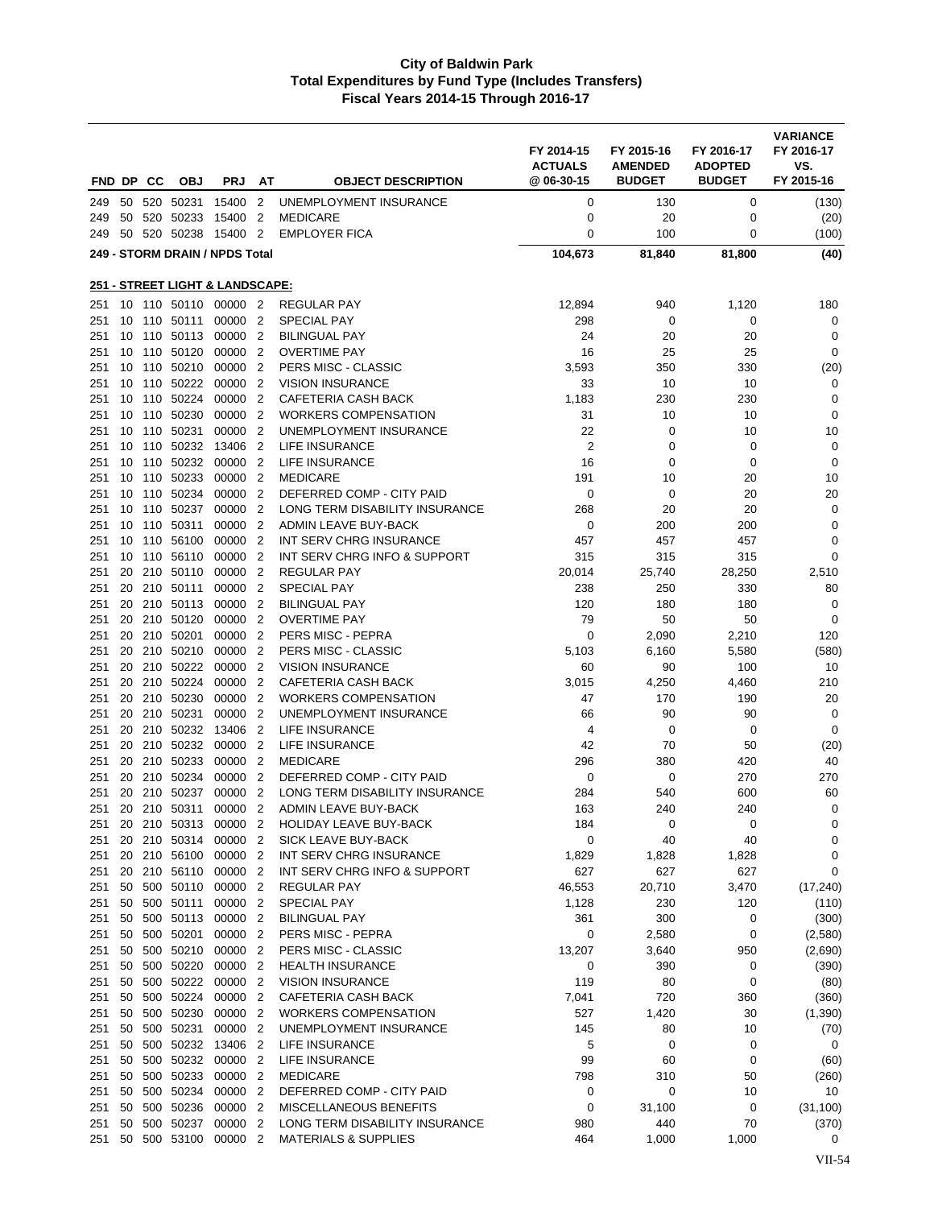# City of Baldwin Park
## Total Expenditures by Fund Type (Includes Transfers)
### Fiscal Years 2014-15 Through 2016-17

| FND | DP | CC | OBJ | PRJ | AT | OBJECT DESCRIPTION | FY 2014-15 ACTUALS @ 06-30-15 | FY 2015-16 AMENDED BUDGET | FY 2016-17 ADOPTED BUDGET | VARIANCE FY 2016-17 VS. FY 2015-16 |
|---|---|---|---|---|---|---|---|---|---|---|
| 249 | 50 | 520 | 50231 | 15400 | 2 | UNEMPLOYMENT INSURANCE | 0 | 130 | 0 | (130) |
| 249 | 50 | 520 | 50233 | 15400 | 2 | MEDICARE | 0 | 20 | 0 | (20) |
| 249 | 50 | 520 | 50238 | 15400 | 2 | EMPLOYER FICA | 0 | 100 | 0 | (100) |
| **249 - STORM DRAIN / NPDS Total** | | | | | | | **104,673** | **81,840** | **81,800** | **(40)** |
| **251 - STREET LIGHT & LANDSCAPE:** | | | | | | | | | | |
| 251 | 10 | 110 | 50110 | 00000 | 2 | REGULAR PAY | 12,894 | 940 | 1,120 | 180 |
| 251 | 10 | 110 | 50111 | 00000 | 2 | SPECIAL PAY | 298 | 0 | 0 | 0 |
| 251 | 10 | 110 | 50113 | 00000 | 2 | BILINGUAL PAY | 24 | 20 | 20 | 0 |
| 251 | 10 | 110 | 50120 | 00000 | 2 | OVERTIME PAY | 16 | 25 | 25 | 0 |
| 251 | 10 | 110 | 50210 | 00000 | 2 | PERS MISC - CLASSIC | 3,593 | 350 | 330 | (20) |
| 251 | 10 | 110 | 50222 | 00000 | 2 | VISION INSURANCE | 33 | 10 | 10 | 0 |
| 251 | 10 | 110 | 50224 | 00000 | 2 | CAFETERIA CASH BACK | 1,183 | 230 | 230 | 0 |
| 251 | 10 | 110 | 50230 | 00000 | 2 | WORKERS COMPENSATION | 31 | 10 | 10 | 0 |
| 251 | 10 | 110 | 50231 | 00000 | 2 | UNEMPLOYMENT INSURANCE | 22 | 0 | 10 | 10 |
| 251 | 10 | 110 | 50232 | 13406 | 2 | LIFE INSURANCE | 2 | 0 | 0 | 0 |
| 251 | 10 | 110 | 50232 | 00000 | 2 | LIFE INSURANCE | 16 | 0 | 0 | 0 |
| 251 | 10 | 110 | 50233 | 00000 | 2 | MEDICARE | 191 | 10 | 20 | 10 |
| 251 | 10 | 110 | 50234 | 00000 | 2 | DEFERRED COMP - CITY PAID | 0 | 0 | 20 | 20 |
| 251 | 10 | 110 | 50237 | 00000 | 2 | LONG TERM DISABILITY INSURANCE | 268 | 20 | 20 | 0 |
| 251 | 10 | 110 | 50311 | 00000 | 2 | ADMIN LEAVE BUY-BACK | 0 | 200 | 200 | 0 |
| 251 | 10 | 110 | 56100 | 00000 | 2 | INT SERV CHRG INSURANCE | 457 | 457 | 457 | 0 |
| 251 | 10 | 110 | 56110 | 00000 | 2 | INT SERV CHRG INFO & SUPPORT | 315 | 315 | 315 | 0 |
| 251 | 20 | 210 | 50110 | 00000 | 2 | REGULAR PAY | 20,014 | 25,740 | 28,250 | 2,510 |
| 251 | 20 | 210 | 50111 | 00000 | 2 | SPECIAL PAY | 238 | 250 | 330 | 80 |
| 251 | 20 | 210 | 50113 | 00000 | 2 | BILINGUAL PAY | 120 | 180 | 180 | 0 |
| 251 | 20 | 210 | 50120 | 00000 | 2 | OVERTIME PAY | 79 | 50 | 50 | 0 |
| 251 | 20 | 210 | 50201 | 00000 | 2 | PERS MISC - PEPRA | 0 | 2,090 | 2,210 | 120 |
| 251 | 20 | 210 | 50210 | 00000 | 2 | PERS MISC - CLASSIC | 5,103 | 6,160 | 5,580 | (580) |
| 251 | 20 | 210 | 50222 | 00000 | 2 | VISION INSURANCE | 60 | 90 | 100 | 10 |
| 251 | 20 | 210 | 50224 | 00000 | 2 | CAFETERIA CASH BACK | 3,015 | 4,250 | 4,460 | 210 |
| 251 | 20 | 210 | 50230 | 00000 | 2 | WORKERS COMPENSATION | 47 | 170 | 190 | 20 |
| 251 | 20 | 210 | 50231 | 00000 | 2 | UNEMPLOYMENT INSURANCE | 66 | 90 | 90 | 0 |
| 251 | 20 | 210 | 50232 | 13406 | 2 | LIFE INSURANCE | 4 | 0 | 0 | 0 |
| 251 | 20 | 210 | 50232 | 00000 | 2 | LIFE INSURANCE | 42 | 70 | 50 | (20) |
| 251 | 20 | 210 | 50233 | 00000 | 2 | MEDICARE | 296 | 380 | 420 | 40 |
| 251 | 20 | 210 | 50234 | 00000 | 2 | DEFERRED COMP - CITY PAID | 0 | 0 | 270 | 270 |
| 251 | 20 | 210 | 50237 | 00000 | 2 | LONG TERM DISABILITY INSURANCE | 284 | 540 | 600 | 60 |
| 251 | 20 | 210 | 50311 | 00000 | 2 | ADMIN LEAVE BUY-BACK | 163 | 240 | 240 | 0 |
| 251 | 20 | 210 | 50313 | 00000 | 2 | HOLIDAY LEAVE BUY-BACK | 184 | 0 | 0 | 0 |
| 251 | 20 | 210 | 50314 | 00000 | 2 | SICK LEAVE BUY-BACK | 0 | 40 | 40 | 0 |
| 251 | 20 | 210 | 56100 | 00000 | 2 | INT SERV CHRG INSURANCE | 1,829 | 1,828 | 1,828 | 0 |
| 251 | 20 | 210 | 56110 | 00000 | 2 | INT SERV CHRG INFO & SUPPORT | 627 | 627 | 627 | 0 |
| 251 | 50 | 500 | 50110 | 00000 | 2 | REGULAR PAY | 46,553 | 20,710 | 3,470 | (17,240) |
| 251 | 50 | 500 | 50111 | 00000 | 2 | SPECIAL PAY | 1,128 | 230 | 120 | (110) |
| 251 | 50 | 500 | 50113 | 00000 | 2 | BILINGUAL PAY | 361 | 300 | 0 | (300) |
| 251 | 50 | 500 | 50201 | 00000 | 2 | PERS MISC - PEPRA | 0 | 2,580 | 0 | (2,580) |
| 251 | 50 | 500 | 50210 | 00000 | 2 | PERS MISC - CLASSIC | 13,207 | 3,640 | 950 | (2,690) |
| 251 | 50 | 500 | 50220 | 00000 | 2 | HEALTH INSURANCE | 0 | 390 | 0 | (390) |
| 251 | 50 | 500 | 50222 | 00000 | 2 | VISION INSURANCE | 119 | 80 | 0 | (80) |
| 251 | 50 | 500 | 50224 | 00000 | 2 | CAFETERIA CASH BACK | 7,041 | 720 | 360 | (360) |
| 251 | 50 | 500 | 50230 | 00000 | 2 | WORKERS COMPENSATION | 527 | 1,420 | 30 | (1,390) |
| 251 | 50 | 500 | 50231 | 00000 | 2 | UNEMPLOYMENT INSURANCE | 145 | 80 | 10 | (70) |
| 251 | 50 | 500 | 50232 | 13406 | 2 | LIFE INSURANCE | 5 | 0 | 0 | 0 |
| 251 | 50 | 500 | 50232 | 00000 | 2 | LIFE INSURANCE | 99 | 60 | 0 | (60) |
| 251 | 50 | 500 | 50233 | 00000 | 2 | MEDICARE | 798 | 310 | 50 | (260) |
| 251 | 50 | 500 | 50234 | 00000 | 2 | DEFERRED COMP - CITY PAID | 0 | 0 | 10 | 10 |
| 251 | 50 | 500 | 50236 | 00000 | 2 | MISCELLANEOUS BENEFITS | 0 | 31,100 | 0 | (31,100) |
| 251 | 50 | 500 | 50237 | 00000 | 2 | LONG TERM DISABILITY INSURANCE | 980 | 440 | 70 | (370) |
| 251 | 50 | 500 | 53100 | 00000 | 2 | MATERIALS & SUPPLIES | 464 | 1,000 | 1,000 | 0 |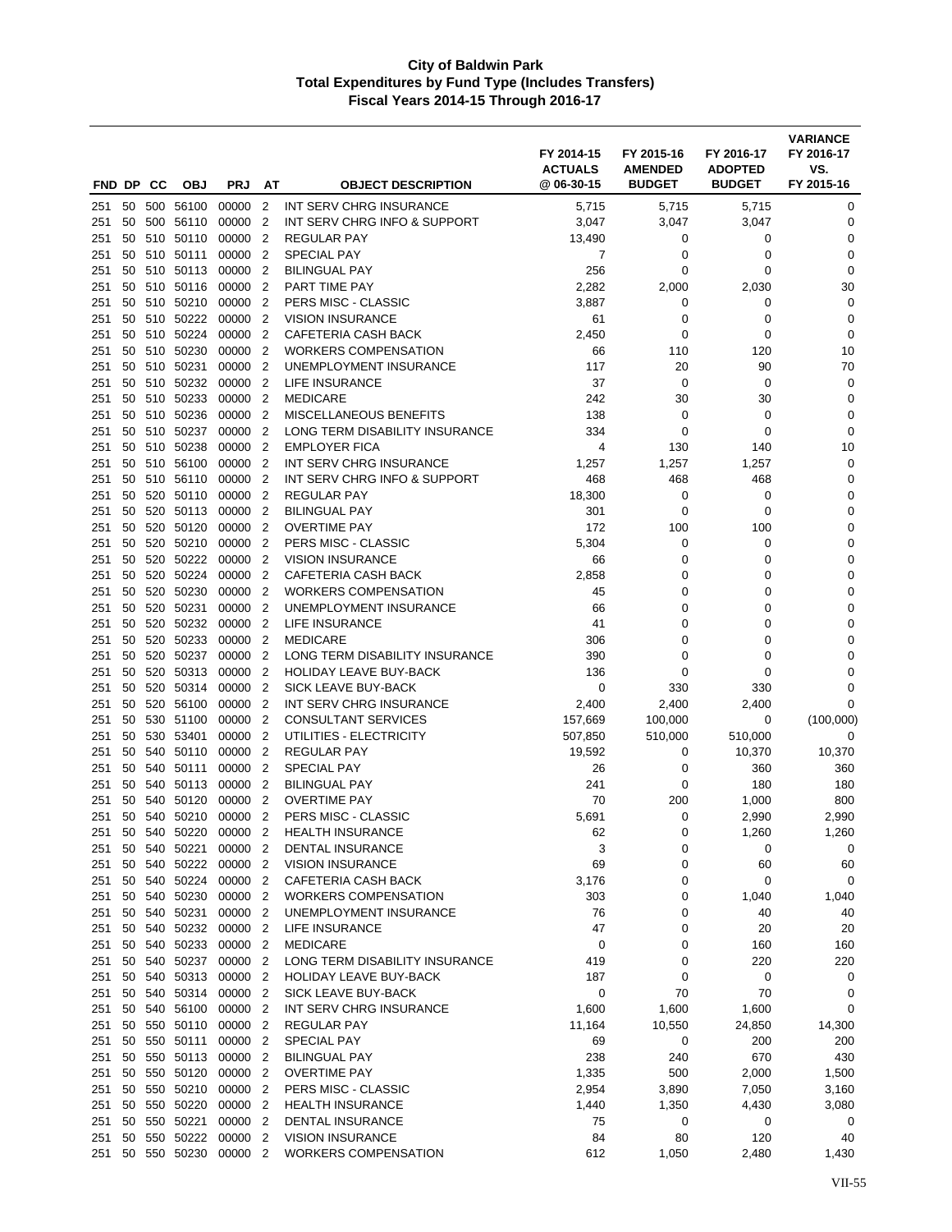**City of Baldwin Park**
**Total Expenditures by Fund Type (Includes Transfers)**
**Fiscal Years 2014-15 Through 2016-17**

| FND | DP | CC | OBJ | PRJ | AT | OBJECT DESCRIPTION | FY 2014-15 ACTUALS @ 06-30-15 | FY 2015-16 AMENDED BUDGET | FY 2016-17 ADOPTED BUDGET | VARIANCE FY 2016-17 VS. FY 2015-16 |
|---|---|---|---|---|---|---|---|---|---|---|
| 251 | 50 | 500 | 56100 | 00000 | 2 | INT SERV CHRG INSURANCE | 5,715 | 5,715 | 5,715 | 0 |
| 251 | 50 | 500 | 56110 | 00000 | 2 | INT SERV CHRG INFO & SUPPORT | 3,047 | 3,047 | 3,047 | 0 |
| 251 | 50 | 510 | 50110 | 00000 | 2 | REGULAR PAY | 13,490 | 0 | 0 | 0 |
| 251 | 50 | 510 | 50111 | 00000 | 2 | SPECIAL PAY | 7 | 0 | 0 | 0 |
| 251 | 50 | 510 | 50113 | 00000 | 2 | BILINGUAL PAY | 256 | 0 | 0 | 0 |
| 251 | 50 | 510 | 50116 | 00000 | 2 | PART TIME PAY | 2,282 | 2,000 | 2,030 | 30 |
| 251 | 50 | 510 | 50210 | 00000 | 2 | PERS MISC - CLASSIC | 3,887 | 0 | 0 | 0 |
| 251 | 50 | 510 | 50222 | 00000 | 2 | VISION INSURANCE | 61 | 0 | 0 | 0 |
| 251 | 50 | 510 | 50224 | 00000 | 2 | CAFETERIA CASH BACK | 2,450 | 0 | 0 | 0 |
| 251 | 50 | 510 | 50230 | 00000 | 2 | WORKERS COMPENSATION | 66 | 110 | 120 | 10 |
| 251 | 50 | 510 | 50231 | 00000 | 2 | UNEMPLOYMENT INSURANCE | 117 | 20 | 90 | 70 |
| 251 | 50 | 510 | 50232 | 00000 | 2 | LIFE INSURANCE | 37 | 0 | 0 | 0 |
| 251 | 50 | 510 | 50233 | 00000 | 2 | MEDICARE | 242 | 30 | 30 | 0 |
| 251 | 50 | 510 | 50236 | 00000 | 2 | MISCELLANEOUS BENEFITS | 138 | 0 | 0 | 0 |
| 251 | 50 | 510 | 50237 | 00000 | 2 | LONG TERM DISABILITY INSURANCE | 334 | 0 | 0 | 0 |
| 251 | 50 | 510 | 50238 | 00000 | 2 | EMPLOYER FICA | 4 | 130 | 140 | 10 |
| 251 | 50 | 510 | 56100 | 00000 | 2 | INT SERV CHRG INSURANCE | 1,257 | 1,257 | 1,257 | 0 |
| 251 | 50 | 510 | 56110 | 00000 | 2 | INT SERV CHRG INFO & SUPPORT | 468 | 468 | 468 | 0 |
| 251 | 50 | 520 | 50110 | 00000 | 2 | REGULAR PAY | 18,300 | 0 | 0 | 0 |
| 251 | 50 | 520 | 50113 | 00000 | 2 | BILINGUAL PAY | 301 | 0 | 0 | 0 |
| 251 | 50 | 520 | 50120 | 00000 | 2 | OVERTIME PAY | 172 | 100 | 100 | 0 |
| 251 | 50 | 520 | 50210 | 00000 | 2 | PERS MISC - CLASSIC | 5,304 | 0 | 0 | 0 |
| 251 | 50 | 520 | 50222 | 00000 | 2 | VISION INSURANCE | 66 | 0 | 0 | 0 |
| 251 | 50 | 520 | 50224 | 00000 | 2 | CAFETERIA CASH BACK | 2,858 | 0 | 0 | 0 |
| 251 | 50 | 520 | 50230 | 00000 | 2 | WORKERS COMPENSATION | 45 | 0 | 0 | 0 |
| 251 | 50 | 520 | 50231 | 00000 | 2 | UNEMPLOYMENT INSURANCE | 66 | 0 | 0 | 0 |
| 251 | 50 | 520 | 50232 | 00000 | 2 | LIFE INSURANCE | 41 | 0 | 0 | 0 |
| 251 | 50 | 520 | 50233 | 00000 | 2 | MEDICARE | 306 | 0 | 0 | 0 |
| 251 | 50 | 520 | 50237 | 00000 | 2 | LONG TERM DISABILITY INSURANCE | 390 | 0 | 0 | 0 |
| 251 | 50 | 520 | 50313 | 00000 | 2 | HOLIDAY LEAVE BUY-BACK | 136 | 0 | 0 | 0 |
| 251 | 50 | 520 | 50314 | 00000 | 2 | SICK LEAVE BUY-BACK | 0 | 330 | 330 | 0 |
| 251 | 50 | 520 | 56100 | 00000 | 2 | INT SERV CHRG INSURANCE | 2,400 | 2,400 | 2,400 | 0 |
| 251 | 50 | 530 | 51100 | 00000 | 2 | CONSULTANT SERVICES | 157,669 | 100,000 | 0 | (100,000) |
| 251 | 50 | 530 | 53401 | 00000 | 2 | UTILITIES - ELECTRICITY | 507,850 | 510,000 | 510,000 | 0 |
| 251 | 50 | 540 | 50110 | 00000 | 2 | REGULAR PAY | 19,592 | 0 | 10,370 | 10,370 |
| 251 | 50 | 540 | 50111 | 00000 | 2 | SPECIAL PAY | 26 | 0 | 360 | 360 |
| 251 | 50 | 540 | 50113 | 00000 | 2 | BILINGUAL PAY | 241 | 0 | 180 | 180 |
| 251 | 50 | 540 | 50120 | 00000 | 2 | OVERTIME PAY | 70 | 200 | 1,000 | 800 |
| 251 | 50 | 540 | 50210 | 00000 | 2 | PERS MISC - CLASSIC | 5,691 | 0 | 2,990 | 2,990 |
| 251 | 50 | 540 | 50220 | 00000 | 2 | HEALTH INSURANCE | 62 | 0 | 1,260 | 1,260 |
| 251 | 50 | 540 | 50221 | 00000 | 2 | DENTAL INSURANCE | 3 | 0 | 0 | 0 |
| 251 | 50 | 540 | 50222 | 00000 | 2 | VISION INSURANCE | 69 | 0 | 60 | 60 |
| 251 | 50 | 540 | 50224 | 00000 | 2 | CAFETERIA CASH BACK | 3,176 | 0 | 0 | 0 |
| 251 | 50 | 540 | 50230 | 00000 | 2 | WORKERS COMPENSATION | 303 | 0 | 1,040 | 1,040 |
| 251 | 50 | 540 | 50231 | 00000 | 2 | UNEMPLOYMENT INSURANCE | 76 | 0 | 40 | 40 |
| 251 | 50 | 540 | 50232 | 00000 | 2 | LIFE INSURANCE | 47 | 0 | 20 | 20 |
| 251 | 50 | 540 | 50233 | 00000 | 2 | MEDICARE | 0 | 0 | 160 | 160 |
| 251 | 50 | 540 | 50237 | 00000 | 2 | LONG TERM DISABILITY INSURANCE | 419 | 0 | 220 | 220 |
| 251 | 50 | 540 | 50313 | 00000 | 2 | HOLIDAY LEAVE BUY-BACK | 187 | 0 | 0 | 0 |
| 251 | 50 | 540 | 50314 | 00000 | 2 | SICK LEAVE BUY-BACK | 0 | 70 | 70 | 0 |
| 251 | 50 | 540 | 56100 | 00000 | 2 | INT SERV CHRG INSURANCE | 1,600 | 1,600 | 1,600 | 0 |
| 251 | 50 | 550 | 50110 | 00000 | 2 | REGULAR PAY | 11,164 | 10,550 | 24,850 | 14,300 |
| 251 | 50 | 550 | 50111 | 00000 | 2 | SPECIAL PAY | 69 | 0 | 200 | 200 |
| 251 | 50 | 550 | 50113 | 00000 | 2 | BILINGUAL PAY | 238 | 240 | 670 | 430 |
| 251 | 50 | 550 | 50120 | 00000 | 2 | OVERTIME PAY | 1,335 | 500 | 2,000 | 1,500 |
| 251 | 50 | 550 | 50210 | 00000 | 2 | PERS MISC - CLASSIC | 2,954 | 3,890 | 7,050 | 3,160 |
| 251 | 50 | 550 | 50220 | 00000 | 2 | HEALTH INSURANCE | 1,440 | 1,350 | 4,430 | 3,080 |
| 251 | 50 | 550 | 50221 | 00000 | 2 | DENTAL INSURANCE | 75 | 0 | 0 | 0 |
| 251 | 50 | 550 | 50222 | 00000 | 2 | VISION INSURANCE | 84 | 80 | 120 | 40 |
| 251 | 50 | 550 | 50230 | 00000 | 2 | WORKERS COMPENSATION | 612 | 1,050 | 2,480 | 1,430 |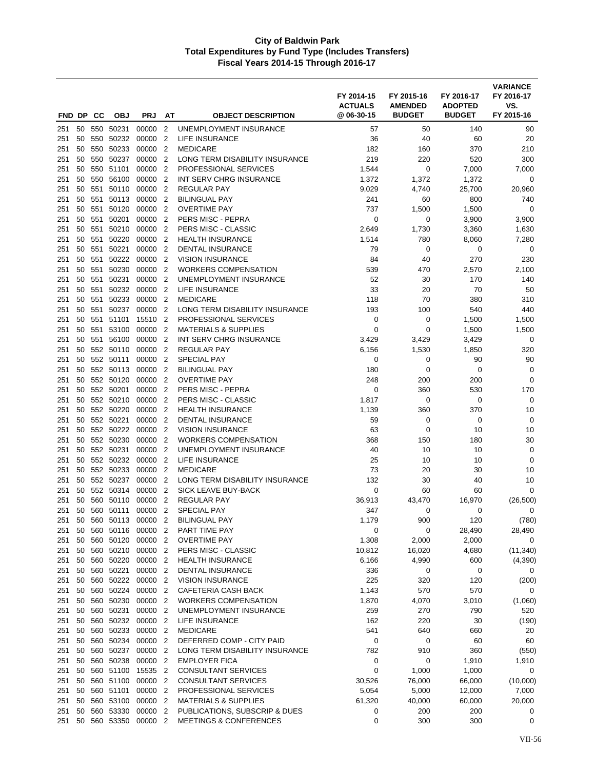# City of Baldwin Park
## Total Expenditures by Fund Type (Includes Transfers)
### Fiscal Years 2014-15 Through 2016-17

| FND | DP | CC | OBJ | PRJ | AT | OBJECT DESCRIPTION | FY 2014-15 ACTUALS @ 06-30-15 | FY 2015-16 AMENDED BUDGET | FY 2016-17 ADOPTED BUDGET | VARIANCE FY 2016-17 VS. FY 2015-16 |
|---|---|---|---|---|---|---|---|---|---|---|
| 251 | 50 | 550 | 50231 | 00000 | 2 | UNEMPLOYMENT INSURANCE | 57 | 50 | 140 | 90 |
| 251 | 50 | 550 | 50232 | 00000 | 2 | LIFE INSURANCE | 36 | 40 | 60 | 20 |
| 251 | 50 | 550 | 50233 | 00000 | 2 | MEDICARE | 182 | 160 | 370 | 210 |
| 251 | 50 | 550 | 50237 | 00000 | 2 | LONG TERM DISABILITY INSURANCE | 219 | 220 | 520 | 300 |
| 251 | 50 | 550 | 51101 | 00000 | 2 | PROFESSIONAL SERVICES | 1,544 | 0 | 7,000 | 7,000 |
| 251 | 50 | 550 | 56100 | 00000 | 2 | INT SERV CHRG INSURANCE | 1,372 | 1,372 | 1,372 | 0 |
| 251 | 50 | 551 | 50110 | 00000 | 2 | REGULAR PAY | 9,029 | 4,740 | 25,700 | 20,960 |
| 251 | 50 | 551 | 50113 | 00000 | 2 | BILINGUAL PAY | 241 | 60 | 800 | 740 |
| 251 | 50 | 551 | 50120 | 00000 | 2 | OVERTIME PAY | 737 | 1,500 | 1,500 | 0 |
| 251 | 50 | 551 | 50201 | 00000 | 2 | PERS MISC - PEPRA | 0 | 0 | 3,900 | 3,900 |
| 251 | 50 | 551 | 50210 | 00000 | 2 | PERS MISC - CLASSIC | 2,649 | 1,730 | 3,360 | 1,630 |
| 251 | 50 | 551 | 50220 | 00000 | 2 | HEALTH INSURANCE | 1,514 | 780 | 8,060 | 7,280 |
| 251 | 50 | 551 | 50221 | 00000 | 2 | DENTAL INSURANCE | 79 | 0 | 0 | 0 |
| 251 | 50 | 551 | 50222 | 00000 | 2 | VISION INSURANCE | 84 | 40 | 270 | 230 |
| 251 | 50 | 551 | 50230 | 00000 | 2 | WORKERS COMPENSATION | 539 | 470 | 2,570 | 2,100 |
| 251 | 50 | 551 | 50231 | 00000 | 2 | UNEMPLOYMENT INSURANCE | 52 | 30 | 170 | 140 |
| 251 | 50 | 551 | 50232 | 00000 | 2 | LIFE INSURANCE | 33 | 20 | 70 | 50 |
| 251 | 50 | 551 | 50233 | 00000 | 2 | MEDICARE | 118 | 70 | 380 | 310 |
| 251 | 50 | 551 | 50237 | 00000 | 2 | LONG TERM DISABILITY INSURANCE | 193 | 100 | 540 | 440 |
| 251 | 50 | 551 | 51101 | 15510 | 2 | PROFESSIONAL SERVICES | 0 | 0 | 1,500 | 1,500 |
| 251 | 50 | 551 | 53100 | 00000 | 2 | MATERIALS & SUPPLIES | 0 | 0 | 1,500 | 1,500 |
| 251 | 50 | 551 | 56100 | 00000 | 2 | INT SERV CHRG INSURANCE | 3,429 | 3,429 | 3,429 | 0 |
| 251 | 50 | 552 | 50110 | 00000 | 2 | REGULAR PAY | 6,156 | 1,530 | 1,850 | 320 |
| 251 | 50 | 552 | 50111 | 00000 | 2 | SPECIAL PAY | 0 | 0 | 90 | 90 |
| 251 | 50 | 552 | 50113 | 00000 | 2 | BILINGUAL PAY | 180 | 0 | 0 | 0 |
| 251 | 50 | 552 | 50120 | 00000 | 2 | OVERTIME PAY | 248 | 200 | 200 | 0 |
| 251 | 50 | 552 | 50201 | 00000 | 2 | PERS MISC - PEPRA | 0 | 360 | 530 | 170 |
| 251 | 50 | 552 | 50210 | 00000 | 2 | PERS MISC - CLASSIC | 1,817 | 0 | 0 | 0 |
| 251 | 50 | 552 | 50220 | 00000 | 2 | HEALTH INSURANCE | 1,139 | 360 | 370 | 10 |
| 251 | 50 | 552 | 50221 | 00000 | 2 | DENTAL INSURANCE | 59 | 0 | 0 | 0 |
| 251 | 50 | 552 | 50222 | 00000 | 2 | VISION INSURANCE | 63 | 0 | 10 | 10 |
| 251 | 50 | 552 | 50230 | 00000 | 2 | WORKERS COMPENSATION | 368 | 150 | 180 | 30 |
| 251 | 50 | 552 | 50231 | 00000 | 2 | UNEMPLOYMENT INSURANCE | 40 | 10 | 10 | 0 |
| 251 | 50 | 552 | 50232 | 00000 | 2 | LIFE INSURANCE | 25 | 10 | 10 | 0 |
| 251 | 50 | 552 | 50233 | 00000 | 2 | MEDICARE | 73 | 20 | 30 | 10 |
| 251 | 50 | 552 | 50237 | 00000 | 2 | LONG TERM DISABILITY INSURANCE | 132 | 30 | 40 | 10 |
| 251 | 50 | 552 | 50314 | 00000 | 2 | SICK LEAVE BUY-BACK | 0 | 60 | 60 | 0 |
| 251 | 50 | 560 | 50110 | 00000 | 2 | REGULAR PAY | 36,913 | 43,470 | 16,970 | (26,500) |
| 251 | 50 | 560 | 50111 | 00000 | 2 | SPECIAL PAY | 347 | 0 | 0 | 0 |
| 251 | 50 | 560 | 50113 | 00000 | 2 | BILINGUAL PAY | 1,179 | 900 | 120 | (780) |
| 251 | 50 | 560 | 50116 | 00000 | 2 | PART TIME PAY | 0 | 0 | 28,490 | 28,490 |
| 251 | 50 | 560 | 50120 | 00000 | 2 | OVERTIME PAY | 1,308 | 2,000 | 2,000 | 0 |
| 251 | 50 | 560 | 50210 | 00000 | 2 | PERS MISC - CLASSIC | 10,812 | 16,020 | 4,680 | (11,340) |
| 251 | 50 | 560 | 50220 | 00000 | 2 | HEALTH INSURANCE | 6,166 | 4,990 | 600 | (4,390) |
| 251 | 50 | 560 | 50221 | 00000 | 2 | DENTAL INSURANCE | 336 | 0 | 0 | 0 |
| 251 | 50 | 560 | 50222 | 00000 | 2 | VISION INSURANCE | 225 | 320 | 120 | (200) |
| 251 | 50 | 560 | 50224 | 00000 | 2 | CAFETERIA CASH BACK | 1,143 | 570 | 570 | 0 |
| 251 | 50 | 560 | 50230 | 00000 | 2 | WORKERS COMPENSATION | 1,870 | 4,070 | 3,010 | (1,060) |
| 251 | 50 | 560 | 50231 | 00000 | 2 | UNEMPLOYMENT INSURANCE | 259 | 270 | 790 | 520 |
| 251 | 50 | 560 | 50232 | 00000 | 2 | LIFE INSURANCE | 162 | 220 | 30 | (190) |
| 251 | 50 | 560 | 50233 | 00000 | 2 | MEDICARE | 541 | 640 | 660 | 20 |
| 251 | 50 | 560 | 50234 | 00000 | 2 | DEFERRED COMP - CITY PAID | 0 | 0 | 60 | 60 |
| 251 | 50 | 560 | 50237 | 00000 | 2 | LONG TERM DISABILITY INSURANCE | 782 | 910 | 360 | (550) |
| 251 | 50 | 560 | 50238 | 00000 | 2 | EMPLOYER FICA | 0 | 0 | 1,910 | 1,910 |
| 251 | 50 | 560 | 51100 | 15535 | 2 | CONSULTANT SERVICES | 0 | 1,000 | 1,000 | 0 |
| 251 | 50 | 560 | 51100 | 00000 | 2 | CONSULTANT SERVICES | 30,526 | 76,000 | 66,000 | (10,000) |
| 251 | 50 | 560 | 51101 | 00000 | 2 | PROFESSIONAL SERVICES | 5,054 | 5,000 | 12,000 | 7,000 |
| 251 | 50 | 560 | 53100 | 00000 | 2 | MATERIALS & SUPPLIES | 61,320 | 40,000 | 60,000 | 20,000 |
| 251 | 50 | 560 | 53330 | 00000 | 2 | PUBLICATIONS, SUBSCRIP & DUES | 0 | 200 | 200 | 0 |
| 251 | 50 | 560 | 53350 | 00000 | 2 | MEETINGS & CONFERENCES | 0 | 300 | 300 | 0 |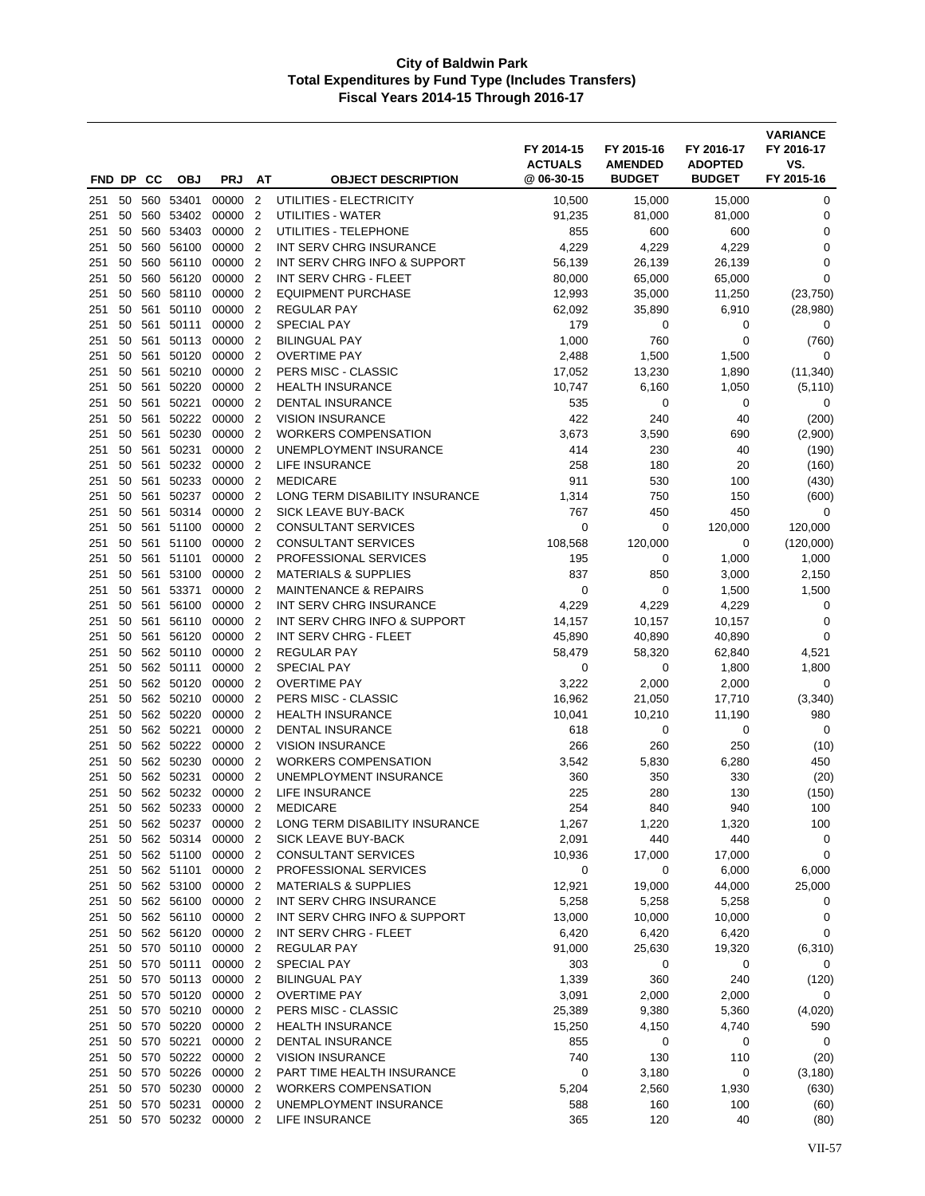# City of Baldwin Park
## Total Expenditures by Fund Type (Includes Transfers)
### Fiscal Years 2014-15 Through 2016-17

| FND | DP | CC | OBJ | PRJ | AT | OBJECT DESCRIPTION | FY 2014-15 ACTUALS @ 06-30-15 | FY 2015-16 AMENDED BUDGET | FY 2016-17 ADOPTED BUDGET | VARIANCE FY 2016-17 VS. FY 2015-16 |
|---|---|---|---|---|---|---|---|---|---|---|
| 251 | 50 | 560 | 53401 | 00000 | 2 | UTILITIES - ELECTRICITY | 10,500 | 15,000 | 15,000 | 0 |
| 251 | 50 | 560 | 53402 | 00000 | 2 | UTILITIES - WATER | 91,235 | 81,000 | 81,000 | 0 |
| 251 | 50 | 560 | 53403 | 00000 | 2 | UTILITIES - TELEPHONE | 855 | 600 | 600 | 0 |
| 251 | 50 | 560 | 56100 | 00000 | 2 | INT SERV CHRG INSURANCE | 4,229 | 4,229 | 4,229 | 0 |
| 251 | 50 | 560 | 56110 | 00000 | 2 | INT SERV CHRG INFO & SUPPORT | 56,139 | 26,139 | 26,139 | 0 |
| 251 | 50 | 560 | 56120 | 00000 | 2 | INT SERV CHRG - FLEET | 80,000 | 65,000 | 65,000 | 0 |
| 251 | 50 | 560 | 58110 | 00000 | 2 | EQUIPMENT PURCHASE | 12,993 | 35,000 | 11,250 | (23,750) |
| 251 | 50 | 561 | 50110 | 00000 | 2 | REGULAR PAY | 62,092 | 35,890 | 6,910 | (28,980) |
| 251 | 50 | 561 | 50111 | 00000 | 2 | SPECIAL PAY | 179 | 0 | 0 | 0 |
| 251 | 50 | 561 | 50113 | 00000 | 2 | BILINGUAL PAY | 1,000 | 760 | 0 | (760) |
| 251 | 50 | 561 | 50120 | 00000 | 2 | OVERTIME PAY | 2,488 | 1,500 | 1,500 | 0 |
| 251 | 50 | 561 | 50210 | 00000 | 2 | PERS MISC - CLASSIC | 17,052 | 13,230 | 1,890 | (11,340) |
| 251 | 50 | 561 | 50220 | 00000 | 2 | HEALTH INSURANCE | 10,747 | 6,160 | 1,050 | (5,110) |
| 251 | 50 | 561 | 50221 | 00000 | 2 | DENTAL INSURANCE | 535 | 0 | 0 | 0 |
| 251 | 50 | 561 | 50222 | 00000 | 2 | VISION INSURANCE | 422 | 240 | 40 | (200) |
| 251 | 50 | 561 | 50230 | 00000 | 2 | WORKERS COMPENSATION | 3,673 | 3,590 | 690 | (2,900) |
| 251 | 50 | 561 | 50231 | 00000 | 2 | UNEMPLOYMENT INSURANCE | 414 | 230 | 40 | (190) |
| 251 | 50 | 561 | 50232 | 00000 | 2 | LIFE INSURANCE | 258 | 180 | 20 | (160) |
| 251 | 50 | 561 | 50233 | 00000 | 2 | MEDICARE | 911 | 530 | 100 | (430) |
| 251 | 50 | 561 | 50237 | 00000 | 2 | LONG TERM DISABILITY INSURANCE | 1,314 | 750 | 150 | (600) |
| 251 | 50 | 561 | 50314 | 00000 | 2 | SICK LEAVE BUY-BACK | 767 | 450 | 450 | 0 |
| 251 | 50 | 561 | 51100 | 00000 | 2 | CONSULTANT SERVICES | 0 | 0 | 120,000 | 120,000 |
| 251 | 50 | 561 | 51100 | 00000 | 2 | CONSULTANT SERVICES | 108,568 | 120,000 | 0 | (120,000) |
| 251 | 50 | 561 | 51101 | 00000 | 2 | PROFESSIONAL SERVICES | 195 | 0 | 1,000 | 1,000 |
| 251 | 50 | 561 | 53100 | 00000 | 2 | MATERIALS & SUPPLIES | 837 | 850 | 3,000 | 2,150 |
| 251 | 50 | 561 | 53371 | 00000 | 2 | MAINTENANCE & REPAIRS | 0 | 0 | 1,500 | 1,500 |
| 251 | 50 | 561 | 56100 | 00000 | 2 | INT SERV CHRG INSURANCE | 4,229 | 4,229 | 4,229 | 0 |
| 251 | 50 | 561 | 56110 | 00000 | 2 | INT SERV CHRG INFO & SUPPORT | 14,157 | 10,157 | 10,157 | 0 |
| 251 | 50 | 561 | 56120 | 00000 | 2 | INT SERV CHRG - FLEET | 45,890 | 40,890 | 40,890 | 0 |
| 251 | 50 | 562 | 50110 | 00000 | 2 | REGULAR PAY | 58,479 | 58,320 | 62,840 | 4,521 |
| 251 | 50 | 562 | 50111 | 00000 | 2 | SPECIAL PAY | 0 | 0 | 1,800 | 1,800 |
| 251 | 50 | 562 | 50120 | 00000 | 2 | OVERTIME PAY | 3,222 | 2,000 | 2,000 | 0 |
| 251 | 50 | 562 | 50210 | 00000 | 2 | PERS MISC - CLASSIC | 16,962 | 21,050 | 17,710 | (3,340) |
| 251 | 50 | 562 | 50220 | 00000 | 2 | HEALTH INSURANCE | 10,041 | 10,210 | 11,190 | 980 |
| 251 | 50 | 562 | 50221 | 00000 | 2 | DENTAL INSURANCE | 618 | 0 | 0 | 0 |
| 251 | 50 | 562 | 50222 | 00000 | 2 | VISION INSURANCE | 266 | 260 | 250 | (10) |
| 251 | 50 | 562 | 50230 | 00000 | 2 | WORKERS COMPENSATION | 3,542 | 5,830 | 6,280 | 450 |
| 251 | 50 | 562 | 50231 | 00000 | 2 | UNEMPLOYMENT INSURANCE | 360 | 350 | 330 | (20) |
| 251 | 50 | 562 | 50232 | 00000 | 2 | LIFE INSURANCE | 225 | 280 | 130 | (150) |
| 251 | 50 | 562 | 50233 | 00000 | 2 | MEDICARE | 254 | 840 | 940 | 100 |
| 251 | 50 | 562 | 50237 | 00000 | 2 | LONG TERM DISABILITY INSURANCE | 1,267 | 1,220 | 1,320 | 100 |
| 251 | 50 | 562 | 50314 | 00000 | 2 | SICK LEAVE BUY-BACK | 2,091 | 440 | 440 | 0 |
| 251 | 50 | 562 | 51100 | 00000 | 2 | CONSULTANT SERVICES | 10,936 | 17,000 | 17,000 | 0 |
| 251 | 50 | 562 | 51101 | 00000 | 2 | PROFESSIONAL SERVICES | 0 | 0 | 6,000 | 6,000 |
| 251 | 50 | 562 | 53100 | 00000 | 2 | MATERIALS & SUPPLIES | 12,921 | 19,000 | 44,000 | 25,000 |
| 251 | 50 | 562 | 56100 | 00000 | 2 | INT SERV CHRG INSURANCE | 5,258 | 5,258 | 5,258 | 0 |
| 251 | 50 | 562 | 56110 | 00000 | 2 | INT SERV CHRG INFO & SUPPORT | 13,000 | 10,000 | 10,000 | 0 |
| 251 | 50 | 562 | 56120 | 00000 | 2 | INT SERV CHRG - FLEET | 6,420 | 6,420 | 6,420 | 0 |
| 251 | 50 | 570 | 50110 | 00000 | 2 | REGULAR PAY | 91,000 | 25,630 | 19,320 | (6,310) |
| 251 | 50 | 570 | 50111 | 00000 | 2 | SPECIAL PAY | 303 | 0 | 0 | 0 |
| 251 | 50 | 570 | 50113 | 00000 | 2 | BILINGUAL PAY | 1,339 | 360 | 240 | (120) |
| 251 | 50 | 570 | 50120 | 00000 | 2 | OVERTIME PAY | 3,091 | 2,000 | 2,000 | 0 |
| 251 | 50 | 570 | 50210 | 00000 | 2 | PERS MISC - CLASSIC | 25,389 | 9,380 | 5,360 | (4,020) |
| 251 | 50 | 570 | 50220 | 00000 | 2 | HEALTH INSURANCE | 15,250 | 4,150 | 4,740 | 590 |
| 251 | 50 | 570 | 50221 | 00000 | 2 | DENTAL INSURANCE | 855 | 0 | 0 | 0 |
| 251 | 50 | 570 | 50222 | 00000 | 2 | VISION INSURANCE | 740 | 130 | 110 | (20) |
| 251 | 50 | 570 | 50226 | 00000 | 2 | PART TIME HEALTH INSURANCE | 0 | 3,180 | 0 | (3,180) |
| 251 | 50 | 570 | 50230 | 00000 | 2 | WORKERS COMPENSATION | 5,204 | 2,560 | 1,930 | (630) |
| 251 | 50 | 570 | 50231 | 00000 | 2 | UNEMPLOYMENT INSURANCE | 588 | 160 | 100 | (60) |
| 251 | 50 | 570 | 50232 | 00000 | 2 | LIFE INSURANCE | 365 | 120 | 40 | (80) |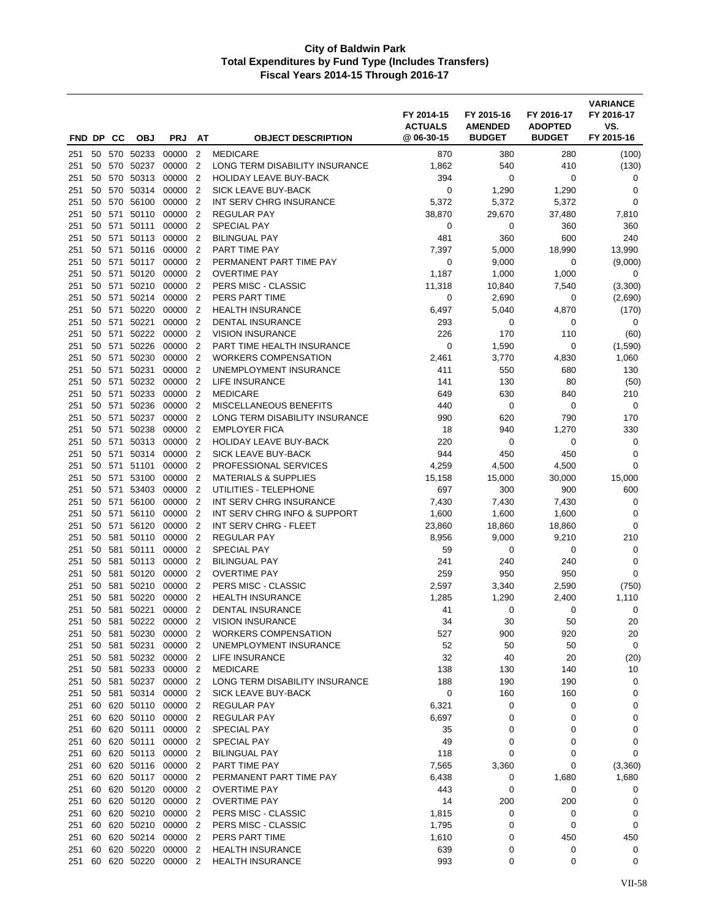# City of Baldwin Park
## Total Expenditures by Fund Type (Includes Transfers)
## Fiscal Years 2014-15 Through 2016-17

| FND | DP | CC | OBJ | PRJ | AT | OBJECT DESCRIPTION | FY 2014-15 ACTUALS @ 06-30-15 | FY 2015-16 AMENDED BUDGET | FY 2016-17 ADOPTED BUDGET | VARIANCE FY 2016-17 VS. FY 2015-16 |
|---|---|---|---|---|---|---|---|---|---|---|
| 251 | 50 | 570 | 50233 | 00000 | 2 | MEDICARE | 870 | 380 | 280 | (100) |
| 251 | 50 | 570 | 50237 | 00000 | 2 | LONG TERM DISABILITY INSURANCE | 1,862 | 540 | 410 | (130) |
| 251 | 50 | 570 | 50313 | 00000 | 2 | HOLIDAY LEAVE BUY-BACK | 394 | 0 | 0 | 0 |
| 251 | 50 | 570 | 50314 | 00000 | 2 | SICK LEAVE BUY-BACK | 0 | 1,290 | 1,290 | 0 |
| 251 | 50 | 570 | 56100 | 00000 | 2 | INT SERV CHRG INSURANCE | 5,372 | 5,372 | 5,372 | 0 |
| 251 | 50 | 571 | 50110 | 00000 | 2 | REGULAR PAY | 38,870 | 29,670 | 37,480 | 7,810 |
| 251 | 50 | 571 | 50111 | 00000 | 2 | SPECIAL PAY | 0 | 0 | 360 | 360 |
| 251 | 50 | 571 | 50113 | 00000 | 2 | BILINGUAL PAY | 481 | 360 | 600 | 240 |
| 251 | 50 | 571 | 50116 | 00000 | 2 | PART TIME PAY | 7,397 | 5,000 | 18,990 | 13,990 |
| 251 | 50 | 571 | 50117 | 00000 | 2 | PERMANENT PART TIME PAY | 0 | 9,000 | 0 | (9,000) |
| 251 | 50 | 571 | 50120 | 00000 | 2 | OVERTIME PAY | 1,187 | 1,000 | 1,000 | 0 |
| 251 | 50 | 571 | 50210 | 00000 | 2 | PERS MISC - CLASSIC | 11,318 | 10,840 | 7,540 | (3,300) |
| 251 | 50 | 571 | 50214 | 00000 | 2 | PERS PART TIME | 0 | 2,690 | 0 | (2,690) |
| 251 | 50 | 571 | 50220 | 00000 | 2 | HEALTH INSURANCE | 6,497 | 5,040 | 4,870 | (170) |
| 251 | 50 | 571 | 50221 | 00000 | 2 | DENTAL INSURANCE | 293 | 0 | 0 | 0 |
| 251 | 50 | 571 | 50222 | 00000 | 2 | VISION INSURANCE | 226 | 170 | 110 | (60) |
| 251 | 50 | 571 | 50226 | 00000 | 2 | PART TIME HEALTH INSURANCE | 0 | 1,590 | 0 | (1,590) |
| 251 | 50 | 571 | 50230 | 00000 | 2 | WORKERS COMPENSATION | 2,461 | 3,770 | 4,830 | 1,060 |
| 251 | 50 | 571 | 50231 | 00000 | 2 | UNEMPLOYMENT INSURANCE | 411 | 550 | 680 | 130 |
| 251 | 50 | 571 | 50232 | 00000 | 2 | LIFE INSURANCE | 141 | 130 | 80 | (50) |
| 251 | 50 | 571 | 50233 | 00000 | 2 | MEDICARE | 649 | 630 | 840 | 210 |
| 251 | 50 | 571 | 50236 | 00000 | 2 | MISCELLANEOUS BENEFITS | 440 | 0 | 0 | 0 |
| 251 | 50 | 571 | 50237 | 00000 | 2 | LONG TERM DISABILITY INSURANCE | 990 | 620 | 790 | 170 |
| 251 | 50 | 571 | 50238 | 00000 | 2 | EMPLOYER FICA | 18 | 940 | 1,270 | 330 |
| 251 | 50 | 571 | 50313 | 00000 | 2 | HOLIDAY LEAVE BUY-BACK | 220 | 0 | 0 | 0 |
| 251 | 50 | 571 | 50314 | 00000 | 2 | SICK LEAVE BUY-BACK | 944 | 450 | 450 | 0 |
| 251 | 50 | 571 | 51101 | 00000 | 2 | PROFESSIONAL SERVICES | 4,259 | 4,500 | 4,500 | 0 |
| 251 | 50 | 571 | 53100 | 00000 | 2 | MATERIALS & SUPPLIES | 15,158 | 15,000 | 30,000 | 15,000 |
| 251 | 50 | 571 | 53403 | 00000 | 2 | UTILITIES - TELEPHONE | 697 | 300 | 900 | 600 |
| 251 | 50 | 571 | 56100 | 00000 | 2 | INT SERV CHRG INSURANCE | 7,430 | 7,430 | 7,430 | 0 |
| 251 | 50 | 571 | 56110 | 00000 | 2 | INT SERV CHRG INFO & SUPPORT | 1,600 | 1,600 | 1,600 | 0 |
| 251 | 50 | 571 | 56120 | 00000 | 2 | INT SERV CHRG - FLEET | 23,860 | 18,860 | 18,860 | 0 |
| 251 | 50 | 581 | 50110 | 00000 | 2 | REGULAR PAY | 8,956 | 9,000 | 9,210 | 210 |
| 251 | 50 | 581 | 50111 | 00000 | 2 | SPECIAL PAY | 59 | 0 | 0 | 0 |
| 251 | 50 | 581 | 50113 | 00000 | 2 | BILINGUAL PAY | 241 | 240 | 240 | 0 |
| 251 | 50 | 581 | 50120 | 00000 | 2 | OVERTIME PAY | 259 | 950 | 950 | 0 |
| 251 | 50 | 581 | 50210 | 00000 | 2 | PERS MISC - CLASSIC | 2,597 | 3,340 | 2,590 | (750) |
| 251 | 50 | 581 | 50220 | 00000 | 2 | HEALTH INSURANCE | 1,285 | 1,290 | 2,400 | 1,110 |
| 251 | 50 | 581 | 50221 | 00000 | 2 | DENTAL INSURANCE | 41 | 0 | 0 | 0 |
| 251 | 50 | 581 | 50222 | 00000 | 2 | VISION INSURANCE | 34 | 30 | 50 | 20 |
| 251 | 50 | 581 | 50230 | 00000 | 2 | WORKERS COMPENSATION | 527 | 900 | 920 | 20 |
| 251 | 50 | 581 | 50231 | 00000 | 2 | UNEMPLOYMENT INSURANCE | 52 | 50 | 50 | 0 |
| 251 | 50 | 581 | 50232 | 00000 | 2 | LIFE INSURANCE | 32 | 40 | 20 | (20) |
| 251 | 50 | 581 | 50233 | 00000 | 2 | MEDICARE | 138 | 130 | 140 | 10 |
| 251 | 50 | 581 | 50237 | 00000 | 2 | LONG TERM DISABILITY INSURANCE | 188 | 190 | 190 | 0 |
| 251 | 50 | 581 | 50314 | 00000 | 2 | SICK LEAVE BUY-BACK | 0 | 160 | 160 | 0 |
| 251 | 60 | 620 | 50110 | 00000 | 2 | REGULAR PAY | 6,321 | 0 | 0 | 0 |
| 251 | 60 | 620 | 50110 | 00000 | 2 | REGULAR PAY | 6,697 | 0 | 0 | 0 |
| 251 | 60 | 620 | 50111 | 00000 | 2 | SPECIAL PAY | 35 | 0 | 0 | 0 |
| 251 | 60 | 620 | 50111 | 00000 | 2 | SPECIAL PAY | 49 | 0 | 0 | 0 |
| 251 | 60 | 620 | 50113 | 00000 | 2 | BILINGUAL PAY | 118 | 0 | 0 | 0 |
| 251 | 60 | 620 | 50116 | 00000 | 2 | PART TIME PAY | 7,565 | 3,360 | 0 | (3,360) |
| 251 | 60 | 620 | 50117 | 00000 | 2 | PERMANENT PART TIME PAY | 6,438 | 0 | 1,680 | 1,680 |
| 251 | 60 | 620 | 50120 | 00000 | 2 | OVERTIME PAY | 443 | 0 | 0 | 0 |
| 251 | 60 | 620 | 50120 | 00000 | 2 | OVERTIME PAY | 14 | 200 | 200 | 0 |
| 251 | 60 | 620 | 50210 | 00000 | 2 | PERS MISC - CLASSIC | 1,815 | 0 | 0 | 0 |
| 251 | 60 | 620 | 50210 | 00000 | 2 | PERS MISC - CLASSIC | 1,795 | 0 | 0 | 0 |
| 251 | 60 | 620 | 50214 | 00000 | 2 | PERS PART TIME | 1,610 | 0 | 450 | 450 |
| 251 | 60 | 620 | 50220 | 00000 | 2 | HEALTH INSURANCE | 639 | 0 | 0 | 0 |
| 251 | 60 | 620 | 50220 | 00000 | 2 | HEALTH INSURANCE | 993 | 0 | 0 | 0 |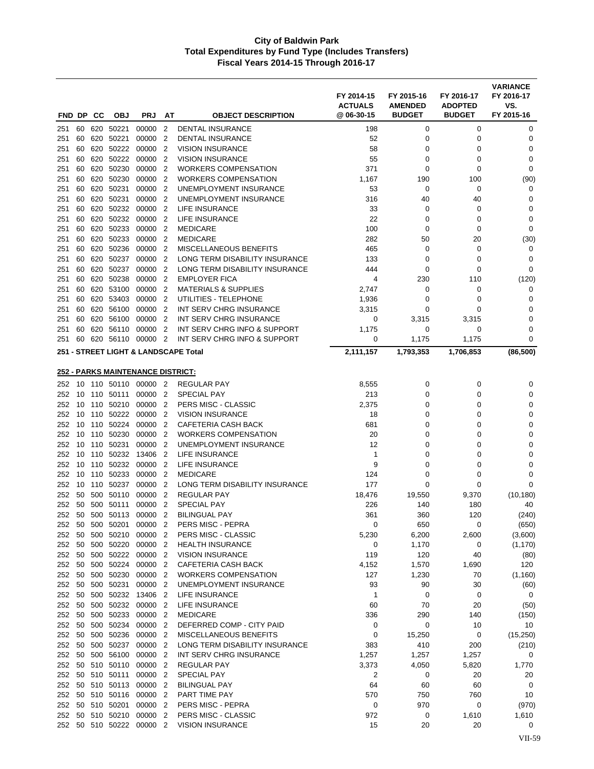# City of Baldwin Park
## Total Expenditures by Fund Type (Includes Transfers)
### Fiscal Years 2014-15 Through 2016-17

| FND | DP | CC | OBJ | PRJ | AT | OBJECT DESCRIPTION | FY 2014-15 ACTUALS @ 06-30-15 | FY 2015-16 AMENDED BUDGET | FY 2016-17 ADOPTED BUDGET | VARIANCE FY 2016-17 VS. FY 2015-16 |
|---|---|---|---|---|---|---|---|---|---|---|
| 251 | 60 | 620 | 50221 | 00000 | 2 | DENTAL INSURANCE | 198 | 0 | 0 | 0 |
| 251 | 60 | 620 | 50221 | 00000 | 2 | DENTAL INSURANCE | 52 | 0 | 0 | 0 |
| 251 | 60 | 620 | 50222 | 00000 | 2 | VISION INSURANCE | 58 | 0 | 0 | 0 |
| 251 | 60 | 620 | 50222 | 00000 | 2 | VISION INSURANCE | 55 | 0 | 0 | 0 |
| 251 | 60 | 620 | 50230 | 00000 | 2 | WORKERS COMPENSATION | 371 | 0 | 0 | 0 |
| 251 | 60 | 620 | 50230 | 00000 | 2 | WORKERS COMPENSATION | 1,167 | 190 | 100 | (90) |
| 251 | 60 | 620 | 50231 | 00000 | 2 | UNEMPLOYMENT INSURANCE | 53 | 0 | 0 | 0 |
| 251 | 60 | 620 | 50231 | 00000 | 2 | UNEMPLOYMENT INSURANCE | 316 | 40 | 40 | 0 |
| 251 | 60 | 620 | 50232 | 00000 | 2 | LIFE INSURANCE | 33 | 0 | 0 | 0 |
| 251 | 60 | 620 | 50232 | 00000 | 2 | LIFE INSURANCE | 22 | 0 | 0 | 0 |
| 251 | 60 | 620 | 50233 | 00000 | 2 | MEDICARE | 100 | 0 | 0 | 0 |
| 251 | 60 | 620 | 50233 | 00000 | 2 | MEDICARE | 282 | 50 | 20 | (30) |
| 251 | 60 | 620 | 50236 | 00000 | 2 | MISCELLANEOUS BENEFITS | 465 | 0 | 0 | 0 |
| 251 | 60 | 620 | 50237 | 00000 | 2 | LONG TERM DISABILITY INSURANCE | 133 | 0 | 0 | 0 |
| 251 | 60 | 620 | 50237 | 00000 | 2 | LONG TERM DISABILITY INSURANCE | 444 | 0 | 0 | 0 |
| 251 | 60 | 620 | 50238 | 00000 | 2 | EMPLOYER FICA | 4 | 230 | 110 | (120) |
| 251 | 60 | 620 | 53100 | 00000 | 2 | MATERIALS & SUPPLIES | 2,747 | 0 | 0 | 0 |
| 251 | 60 | 620 | 53403 | 00000 | 2 | UTILITIES - TELEPHONE | 1,936 | 0 | 0 | 0 |
| 251 | 60 | 620 | 56100 | 00000 | 2 | INT SERV CHRG INSURANCE | 3,315 | 0 | 0 | 0 |
| 251 | 60 | 620 | 56100 | 00000 | 2 | INT SERV CHRG INSURANCE | 0 | 3,315 | 3,315 | 0 |
| 251 | 60 | 620 | 56110 | 00000 | 2 | INT SERV CHRG INFO & SUPPORT | 1,175 | 0 | 0 | 0 |
| 251 | 60 | 620 | 56110 | 00000 | 2 | INT SERV CHRG INFO & SUPPORT | 0 | 1,175 | 1,175 | 0 |
| **251 - STREET LIGHT & LANDSCAPE Total** | | | | | | | **2,111,157** | **1,793,353** | **1,706,853** | **(86,500)** |
| **252 - PARKS MAINTENANCE DISTRICT:** | | | | | | | | | | |
| 252 | 10 | 110 | 50110 | 00000 | 2 | REGULAR PAY | 8,555 | 0 | 0 | 0 |
| 252 | 10 | 110 | 50111 | 00000 | 2 | SPECIAL PAY | 213 | 0 | 0 | 0 |
| 252 | 10 | 110 | 50210 | 00000 | 2 | PERS MISC - CLASSIC | 2,375 | 0 | 0 | 0 |
| 252 | 10 | 110 | 50222 | 00000 | 2 | VISION INSURANCE | 18 | 0 | 0 | 0 |
| 252 | 10 | 110 | 50224 | 00000 | 2 | CAFETERIA CASH BACK | 681 | 0 | 0 | 0 |
| 252 | 10 | 110 | 50230 | 00000 | 2 | WORKERS COMPENSATION | 20 | 0 | 0 | 0 |
| 252 | 10 | 110 | 50231 | 00000 | 2 | UNEMPLOYMENT INSURANCE | 12 | 0 | 0 | 0 |
| 252 | 10 | 110 | 50232 | 13406 | 2 | LIFE INSURANCE | 1 | 0 | 0 | 0 |
| 252 | 10 | 110 | 50232 | 00000 | 2 | LIFE INSURANCE | 9 | 0 | 0 | 0 |
| 252 | 10 | 110 | 50233 | 00000 | 2 | MEDICARE | 124 | 0 | 0 | 0 |
| 252 | 10 | 110 | 50237 | 00000 | 2 | LONG TERM DISABILITY INSURANCE | 177 | 0 | 0 | 0 |
| 252 | 50 | 500 | 50110 | 00000 | 2 | REGULAR PAY | 18,476 | 19,550 | 9,370 | (10,180) |
| 252 | 50 | 500 | 50111 | 00000 | 2 | SPECIAL PAY | 226 | 140 | 180 | 40 |
| 252 | 50 | 500 | 50113 | 00000 | 2 | BILINGUAL PAY | 361 | 360 | 120 | (240) |
| 252 | 50 | 500 | 50201 | 00000 | 2 | PERS MISC - PEPRA | 0 | 650 | 0 | (650) |
| 252 | 50 | 500 | 50210 | 00000 | 2 | PERS MISC - CLASSIC | 5,230 | 6,200 | 2,600 | (3,600) |
| 252 | 50 | 500 | 50220 | 00000 | 2 | HEALTH INSURANCE | 0 | 1,170 | 0 | (1,170) |
| 252 | 50 | 500 | 50222 | 00000 | 2 | VISION INSURANCE | 119 | 120 | 40 | (80) |
| 252 | 50 | 500 | 50224 | 00000 | 2 | CAFETERIA CASH BACK | 4,152 | 1,570 | 1,690 | 120 |
| 252 | 50 | 500 | 50230 | 00000 | 2 | WORKERS COMPENSATION | 127 | 1,230 | 70 | (1,160) |
| 252 | 50 | 500 | 50231 | 00000 | 2 | UNEMPLOYMENT INSURANCE | 93 | 90 | 30 | (60) |
| 252 | 50 | 500 | 50232 | 13406 | 2 | LIFE INSURANCE | 1 | 0 | 0 | 0 |
| 252 | 50 | 500 | 50232 | 00000 | 2 | LIFE INSURANCE | 60 | 70 | 20 | (50) |
| 252 | 50 | 500 | 50233 | 00000 | 2 | MEDICARE | 336 | 290 | 140 | (150) |
| 252 | 50 | 500 | 50234 | 00000 | 2 | DEFERRED COMP - CITY PAID | 0 | 0 | 10 | 10 |
| 252 | 50 | 500 | 50236 | 00000 | 2 | MISCELLANEOUS BENEFITS | 0 | 15,250 | 0 | (15,250) |
| 252 | 50 | 500 | 50237 | 00000 | 2 | LONG TERM DISABILITY INSURANCE | 383 | 410 | 200 | (210) |
| 252 | 50 | 500 | 56100 | 00000 | 2 | INT SERV CHRG INSURANCE | 1,257 | 1,257 | 1,257 | 0 |
| 252 | 50 | 510 | 50110 | 00000 | 2 | REGULAR PAY | 3,373 | 4,050 | 5,820 | 1,770 |
| 252 | 50 | 510 | 50111 | 00000 | 2 | SPECIAL PAY | 2 | 0 | 20 | 20 |
| 252 | 50 | 510 | 50113 | 00000 | 2 | BILINGUAL PAY | 64 | 60 | 60 | 0 |
| 252 | 50 | 510 | 50116 | 00000 | 2 | PART TIME PAY | 570 | 750 | 760 | 10 |
| 252 | 50 | 510 | 50201 | 00000 | 2 | PERS MISC - PEPRA | 0 | 970 | 0 | (970) |
| 252 | 50 | 510 | 50210 | 00000 | 2 | PERS MISC - CLASSIC | 972 | 0 | 1,610 | 1,610 |
| 252 | 50 | 510 | 50222 | 00000 | 2 | VISION INSURANCE | 15 | 20 | 20 | 0 |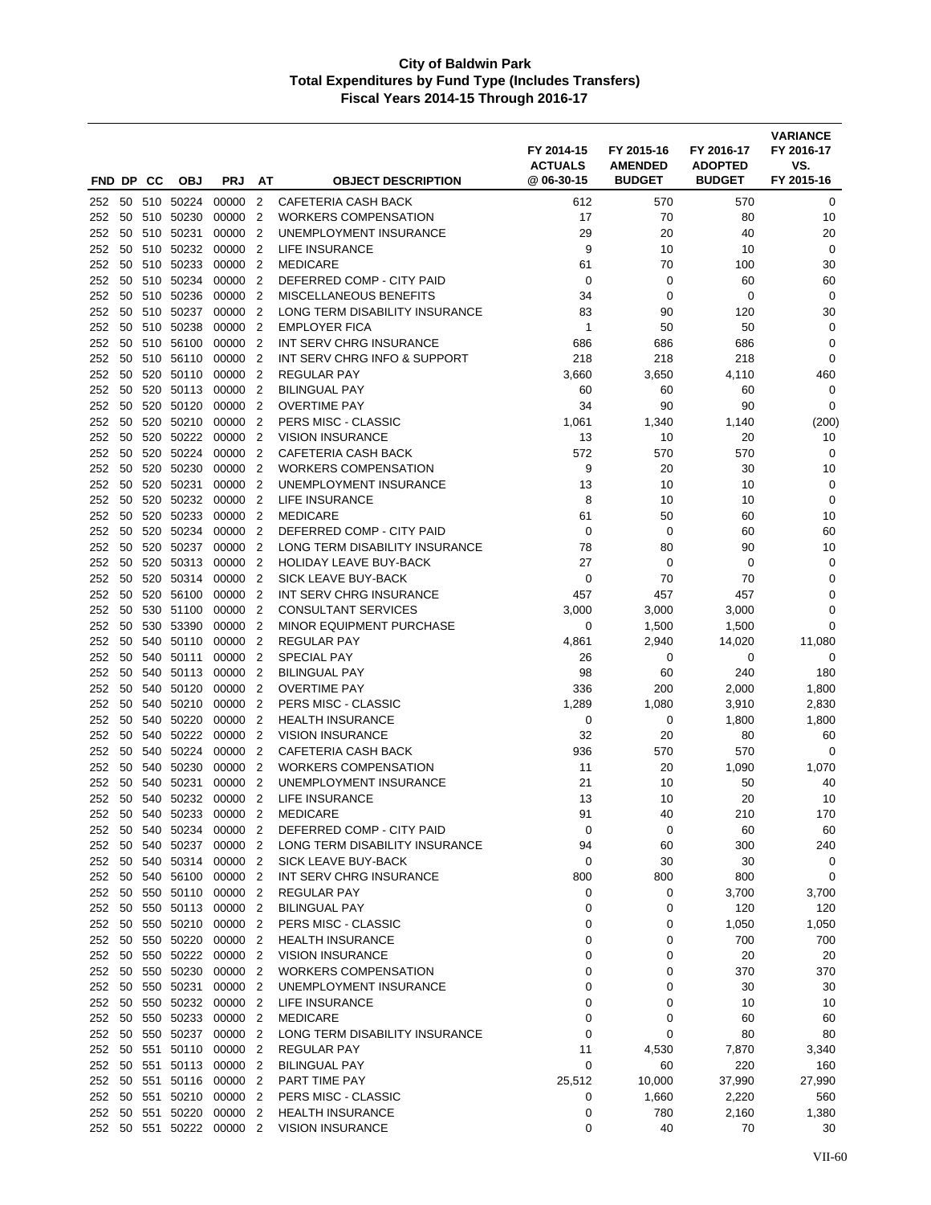# City of Baldwin Park
## Total Expenditures by Fund Type (Includes Transfers)
### Fiscal Years 2014-15 Through 2016-17

| FND | DP | CC | OBJ | PRJ | AT | OBJECT DESCRIPTION | FY 2014-15 ACTUALS @ 06-30-15 | FY 2015-16 AMENDED BUDGET | FY 2016-17 ADOPTED BUDGET | VARIANCE FY 2016-17 VS. FY 2015-16 |
|---|---|---|---|---|---|---|---|---|---|---|
| 252 | 50 | 510 | 50224 | 00000 | 2 | CAFETERIA CASH BACK | 612 | 570 | 570 | 0 |
| 252 | 50 | 510 | 50230 | 00000 | 2 | WORKERS COMPENSATION | 17 | 70 | 80 | 10 |
| 252 | 50 | 510 | 50231 | 00000 | 2 | UNEMPLOYMENT INSURANCE | 29 | 20 | 40 | 20 |
| 252 | 50 | 510 | 50232 | 00000 | 2 | LIFE INSURANCE | 9 | 10 | 10 | 0 |
| 252 | 50 | 510 | 50233 | 00000 | 2 | MEDICARE | 61 | 70 | 100 | 30 |
| 252 | 50 | 510 | 50234 | 00000 | 2 | DEFERRED COMP - CITY PAID | 0 | 0 | 60 | 60 |
| 252 | 50 | 510 | 50236 | 00000 | 2 | MISCELLANEOUS BENEFITS | 34 | 0 | 0 | 0 |
| 252 | 50 | 510 | 50237 | 00000 | 2 | LONG TERM DISABILITY INSURANCE | 83 | 90 | 120 | 30 |
| 252 | 50 | 510 | 50238 | 00000 | 2 | EMPLOYER FICA | 1 | 50 | 50 | 0 |
| 252 | 50 | 510 | 56100 | 00000 | 2 | INT SERV CHRG INSURANCE | 686 | 686 | 686 | 0 |
| 252 | 50 | 510 | 56110 | 00000 | 2 | INT SERV CHRG INFO & SUPPORT | 218 | 218 | 218 | 0 |
| 252 | 50 | 520 | 50110 | 00000 | 2 | REGULAR PAY | 3,660 | 3,650 | 4,110 | 460 |
| 252 | 50 | 520 | 50113 | 00000 | 2 | BILINGUAL PAY | 60 | 60 | 60 | 0 |
| 252 | 50 | 520 | 50120 | 00000 | 2 | OVERTIME PAY | 34 | 90 | 90 | 0 |
| 252 | 50 | 520 | 50210 | 00000 | 2 | PERS MISC - CLASSIC | 1,061 | 1,340 | 1,140 | (200) |
| 252 | 50 | 520 | 50222 | 00000 | 2 | VISION INSURANCE | 13 | 10 | 20 | 10 |
| 252 | 50 | 520 | 50224 | 00000 | 2 | CAFETERIA CASH BACK | 572 | 570 | 570 | 0 |
| 252 | 50 | 520 | 50230 | 00000 | 2 | WORKERS COMPENSATION | 9 | 20 | 30 | 10 |
| 252 | 50 | 520 | 50231 | 00000 | 2 | UNEMPLOYMENT INSURANCE | 13 | 10 | 10 | 0 |
| 252 | 50 | 520 | 50232 | 00000 | 2 | LIFE INSURANCE | 8 | 10 | 10 | 0 |
| 252 | 50 | 520 | 50233 | 00000 | 2 | MEDICARE | 61 | 50 | 60 | 10 |
| 252 | 50 | 520 | 50234 | 00000 | 2 | DEFERRED COMP - CITY PAID | 0 | 0 | 60 | 60 |
| 252 | 50 | 520 | 50237 | 00000 | 2 | LONG TERM DISABILITY INSURANCE | 78 | 80 | 90 | 10 |
| 252 | 50 | 520 | 50313 | 00000 | 2 | HOLIDAY LEAVE BUY-BACK | 27 | 0 | 0 | 0 |
| 252 | 50 | 520 | 50314 | 00000 | 2 | SICK LEAVE BUY-BACK | 0 | 70 | 70 | 0 |
| 252 | 50 | 520 | 56100 | 00000 | 2 | INT SERV CHRG INSURANCE | 457 | 457 | 457 | 0 |
| 252 | 50 | 530 | 51100 | 00000 | 2 | CONSULTANT SERVICES | 3,000 | 3,000 | 3,000 | 0 |
| 252 | 50 | 530 | 53390 | 00000 | 2 | MINOR EQUIPMENT PURCHASE | 0 | 1,500 | 1,500 | 0 |
| 252 | 50 | 540 | 50110 | 00000 | 2 | REGULAR PAY | 4,861 | 2,940 | 14,020 | 11,080 |
| 252 | 50 | 540 | 50111 | 00000 | 2 | SPECIAL PAY | 26 | 0 | 0 | 0 |
| 252 | 50 | 540 | 50113 | 00000 | 2 | BILINGUAL PAY | 98 | 60 | 240 | 180 |
| 252 | 50 | 540 | 50120 | 00000 | 2 | OVERTIME PAY | 336 | 200 | 2,000 | 1,800 |
| 252 | 50 | 540 | 50210 | 00000 | 2 | PERS MISC - CLASSIC | 1,289 | 1,080 | 3,910 | 2,830 |
| 252 | 50 | 540 | 50220 | 00000 | 2 | HEALTH INSURANCE | 0 | 0 | 1,800 | 1,800 |
| 252 | 50 | 540 | 50222 | 00000 | 2 | VISION INSURANCE | 32 | 20 | 80 | 60 |
| 252 | 50 | 540 | 50224 | 00000 | 2 | CAFETERIA CASH BACK | 936 | 570 | 570 | 0 |
| 252 | 50 | 540 | 50230 | 00000 | 2 | WORKERS COMPENSATION | 11 | 20 | 1,090 | 1,070 |
| 252 | 50 | 540 | 50231 | 00000 | 2 | UNEMPLOYMENT INSURANCE | 21 | 10 | 50 | 40 |
| 252 | 50 | 540 | 50232 | 00000 | 2 | LIFE INSURANCE | 13 | 10 | 20 | 10 |
| 252 | 50 | 540 | 50233 | 00000 | 2 | MEDICARE | 91 | 40 | 210 | 170 |
| 252 | 50 | 540 | 50234 | 00000 | 2 | DEFERRED COMP - CITY PAID | 0 | 0 | 60 | 60 |
| 252 | 50 | 540 | 50237 | 00000 | 2 | LONG TERM DISABILITY INSURANCE | 94 | 60 | 300 | 240 |
| 252 | 50 | 540 | 50314 | 00000 | 2 | SICK LEAVE BUY-BACK | 0 | 30 | 30 | 0 |
| 252 | 50 | 540 | 56100 | 00000 | 2 | INT SERV CHRG INSURANCE | 800 | 800 | 800 | 0 |
| 252 | 50 | 550 | 50110 | 00000 | 2 | REGULAR PAY | 0 | 0 | 3,700 | 3,700 |
| 252 | 50 | 550 | 50113 | 00000 | 2 | BILINGUAL PAY | 0 | 0 | 120 | 120 |
| 252 | 50 | 550 | 50210 | 00000 | 2 | PERS MISC - CLASSIC | 0 | 0 | 1,050 | 1,050 |
| 252 | 50 | 550 | 50220 | 00000 | 2 | HEALTH INSURANCE | 0 | 0 | 700 | 700 |
| 252 | 50 | 550 | 50222 | 00000 | 2 | VISION INSURANCE | 0 | 0 | 20 | 20 |
| 252 | 50 | 550 | 50230 | 00000 | 2 | WORKERS COMPENSATION | 0 | 0 | 370 | 370 |
| 252 | 50 | 550 | 50231 | 00000 | 2 | UNEMPLOYMENT INSURANCE | 0 | 0 | 30 | 30 |
| 252 | 50 | 550 | 50232 | 00000 | 2 | LIFE INSURANCE | 0 | 0 | 10 | 10 |
| 252 | 50 | 550 | 50233 | 00000 | 2 | MEDICARE | 0 | 0 | 60 | 60 |
| 252 | 50 | 550 | 50237 | 00000 | 2 | LONG TERM DISABILITY INSURANCE | 0 | 0 | 80 | 80 |
| 252 | 50 | 551 | 50110 | 00000 | 2 | REGULAR PAY | 11 | 4,530 | 7,870 | 3,340 |
| 252 | 50 | 551 | 50113 | 00000 | 2 | BILINGUAL PAY | 0 | 60 | 220 | 160 |
| 252 | 50 | 551 | 50116 | 00000 | 2 | PART TIME PAY | 25,512 | 10,000 | 37,990 | 27,990 |
| 252 | 50 | 551 | 50210 | 00000 | 2 | PERS MISC - CLASSIC | 0 | 1,660 | 2,220 | 560 |
| 252 | 50 | 551 | 50220 | 00000 | 2 | HEALTH INSURANCE | 0 | 780 | 2,160 | 1,380 |
| 252 | 50 | 551 | 50222 | 00000 | 2 | VISION INSURANCE | 0 | 40 | 70 | 30 |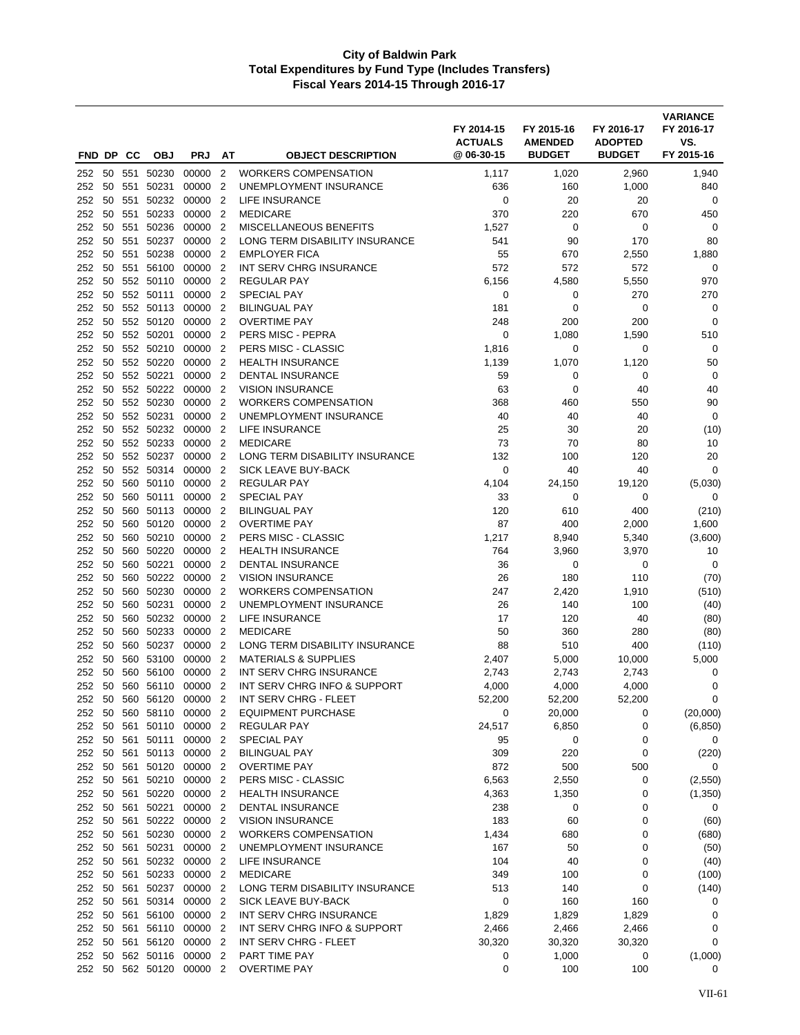# City of Baldwin Park
## Total Expenditures by Fund Type (Includes Transfers)
### Fiscal Years 2014-15 Through 2016-17

| FND | DP | CC | OBJ | PRJ | AT | OBJECT DESCRIPTION | FY 2014-15 ACTUALS @ 06-30-15 | FY 2015-16 AMENDED BUDGET | FY 2016-17 ADOPTED BUDGET | VARIANCE FY 2016-17 VS. FY 2015-16 |
|---|---|---|---|---|---|---|---|---|---|---|
| 252 | 50 | 551 | 50230 | 00000 | 2 | WORKERS COMPENSATION | 1,117 | 1,020 | 2,960 | 1,940 |
| 252 | 50 | 551 | 50231 | 00000 | 2 | UNEMPLOYMENT INSURANCE | 636 | 160 | 1,000 | 840 |
| 252 | 50 | 551 | 50232 | 00000 | 2 | LIFE INSURANCE | 0 | 20 | 20 | 0 |
| 252 | 50 | 551 | 50233 | 00000 | 2 | MEDICARE | 370 | 220 | 670 | 450 |
| 252 | 50 | 551 | 50236 | 00000 | 2 | MISCELLANEOUS BENEFITS | 1,527 | 0 | 0 | 0 |
| 252 | 50 | 551 | 50237 | 00000 | 2 | LONG TERM DISABILITY INSURANCE | 541 | 90 | 170 | 80 |
| 252 | 50 | 551 | 50238 | 00000 | 2 | EMPLOYER FICA | 55 | 670 | 2,550 | 1,880 |
| 252 | 50 | 551 | 56100 | 00000 | 2 | INT SERV CHRG INSURANCE | 572 | 572 | 572 | 0 |
| 252 | 50 | 552 | 50110 | 00000 | 2 | REGULAR PAY | 6,156 | 4,580 | 5,550 | 970 |
| 252 | 50 | 552 | 50111 | 00000 | 2 | SPECIAL PAY | 0 | 0 | 270 | 270 |
| 252 | 50 | 552 | 50113 | 00000 | 2 | BILINGUAL PAY | 181 | 0 | 0 | 0 |
| 252 | 50 | 552 | 50120 | 00000 | 2 | OVERTIME PAY | 248 | 200 | 200 | 0 |
| 252 | 50 | 552 | 50201 | 00000 | 2 | PERS MISC - PEPRA | 0 | 1,080 | 1,590 | 510 |
| 252 | 50 | 552 | 50210 | 00000 | 2 | PERS MISC - CLASSIC | 1,816 | 0 | 0 | 0 |
| 252 | 50 | 552 | 50220 | 00000 | 2 | HEALTH INSURANCE | 1,139 | 1,070 | 1,120 | 50 |
| 252 | 50 | 552 | 50221 | 00000 | 2 | DENTAL INSURANCE | 59 | 0 | 0 | 0 |
| 252 | 50 | 552 | 50222 | 00000 | 2 | VISION INSURANCE | 63 | 0 | 40 | 40 |
| 252 | 50 | 552 | 50230 | 00000 | 2 | WORKERS COMPENSATION | 368 | 460 | 550 | 90 |
| 252 | 50 | 552 | 50231 | 00000 | 2 | UNEMPLOYMENT INSURANCE | 40 | 40 | 40 | 0 |
| 252 | 50 | 552 | 50232 | 00000 | 2 | LIFE INSURANCE | 25 | 30 | 20 | (10) |
| 252 | 50 | 552 | 50233 | 00000 | 2 | MEDICARE | 73 | 70 | 80 | 10 |
| 252 | 50 | 552 | 50237 | 00000 | 2 | LONG TERM DISABILITY INSURANCE | 132 | 100 | 120 | 20 |
| 252 | 50 | 552 | 50314 | 00000 | 2 | SICK LEAVE BUY-BACK | 0 | 40 | 40 | 0 |
| 252 | 50 | 560 | 50110 | 00000 | 2 | REGULAR PAY | 4,104 | 24,150 | 19,120 | (5,030) |
| 252 | 50 | 560 | 50111 | 00000 | 2 | SPECIAL PAY | 33 | 0 | 0 | 0 |
| 252 | 50 | 560 | 50113 | 00000 | 2 | BILINGUAL PAY | 120 | 610 | 400 | (210) |
| 252 | 50 | 560 | 50120 | 00000 | 2 | OVERTIME PAY | 87 | 400 | 2,000 | 1,600 |
| 252 | 50 | 560 | 50210 | 00000 | 2 | PERS MISC - CLASSIC | 1,217 | 8,940 | 5,340 | (3,600) |
| 252 | 50 | 560 | 50220 | 00000 | 2 | HEALTH INSURANCE | 764 | 3,960 | 3,970 | 10 |
| 252 | 50 | 560 | 50221 | 00000 | 2 | DENTAL INSURANCE | 36 | 0 | 0 | 0 |
| 252 | 50 | 560 | 50222 | 00000 | 2 | VISION INSURANCE | 26 | 180 | 110 | (70) |
| 252 | 50 | 560 | 50230 | 00000 | 2 | WORKERS COMPENSATION | 247 | 2,420 | 1,910 | (510) |
| 252 | 50 | 560 | 50231 | 00000 | 2 | UNEMPLOYMENT INSURANCE | 26 | 140 | 100 | (40) |
| 252 | 50 | 560 | 50232 | 00000 | 2 | LIFE INSURANCE | 17 | 120 | 40 | (80) |
| 252 | 50 | 560 | 50233 | 00000 | 2 | MEDICARE | 50 | 360 | 280 | (80) |
| 252 | 50 | 560 | 50237 | 00000 | 2 | LONG TERM DISABILITY INSURANCE | 88 | 510 | 400 | (110) |
| 252 | 50 | 560 | 53100 | 00000 | 2 | MATERIALS & SUPPLIES | 2,407 | 5,000 | 10,000 | 5,000 |
| 252 | 50 | 560 | 56100 | 00000 | 2 | INT SERV CHRG INSURANCE | 2,743 | 2,743 | 2,743 | 0 |
| 252 | 50 | 560 | 56110 | 00000 | 2 | INT SERV CHRG INFO & SUPPORT | 4,000 | 4,000 | 4,000 | 0 |
| 252 | 50 | 560 | 56120 | 00000 | 2 | INT SERV CHRG - FLEET | 52,200 | 52,200 | 52,200 | 0 |
| 252 | 50 | 560 | 58110 | 00000 | 2 | EQUIPMENT PURCHASE | 0 | 20,000 | 0 | (20,000) |
| 252 | 50 | 561 | 50110 | 00000 | 2 | REGULAR PAY | 24,517 | 6,850 | 0 | (6,850) |
| 252 | 50 | 561 | 50111 | 00000 | 2 | SPECIAL PAY | 95 | 0 | 0 | 0 |
| 252 | 50 | 561 | 50113 | 00000 | 2 | BILINGUAL PAY | 309 | 220 | 0 | (220) |
| 252 | 50 | 561 | 50120 | 00000 | 2 | OVERTIME PAY | 872 | 500 | 500 | 0 |
| 252 | 50 | 561 | 50210 | 00000 | 2 | PERS MISC - CLASSIC | 6,563 | 2,550 | 0 | (2,550) |
| 252 | 50 | 561 | 50220 | 00000 | 2 | HEALTH INSURANCE | 4,363 | 1,350 | 0 | (1,350) |
| 252 | 50 | 561 | 50221 | 00000 | 2 | DENTAL INSURANCE | 238 | 0 | 0 | 0 |
| 252 | 50 | 561 | 50222 | 00000 | 2 | VISION INSURANCE | 183 | 60 | 0 | (60) |
| 252 | 50 | 561 | 50230 | 00000 | 2 | WORKERS COMPENSATION | 1,434 | 680 | 0 | (680) |
| 252 | 50 | 561 | 50231 | 00000 | 2 | UNEMPLOYMENT INSURANCE | 167 | 50 | 0 | (50) |
| 252 | 50 | 561 | 50232 | 00000 | 2 | LIFE INSURANCE | 104 | 40 | 0 | (40) |
| 252 | 50 | 561 | 50233 | 00000 | 2 | MEDICARE | 349 | 100 | 0 | (100) |
| 252 | 50 | 561 | 50237 | 00000 | 2 | LONG TERM DISABILITY INSURANCE | 513 | 140 | 0 | (140) |
| 252 | 50 | 561 | 50314 | 00000 | 2 | SICK LEAVE BUY-BACK | 0 | 160 | 160 | 0 |
| 252 | 50 | 561 | 56100 | 00000 | 2 | INT SERV CHRG INSURANCE | 1,829 | 1,829 | 1,829 | 0 |
| 252 | 50 | 561 | 56110 | 00000 | 2 | INT SERV CHRG INFO & SUPPORT | 2,466 | 2,466 | 2,466 | 0 |
| 252 | 50 | 561 | 56120 | 00000 | 2 | INT SERV CHRG - FLEET | 30,320 | 30,320 | 30,320 | 0 |
| 252 | 50 | 562 | 50116 | 00000 | 2 | PART TIME PAY | 0 | 1,000 | 0 | (1,000) |
| 252 | 50 | 562 | 50120 | 00000 | 2 | OVERTIME PAY | 0 | 100 | 100 | 0 |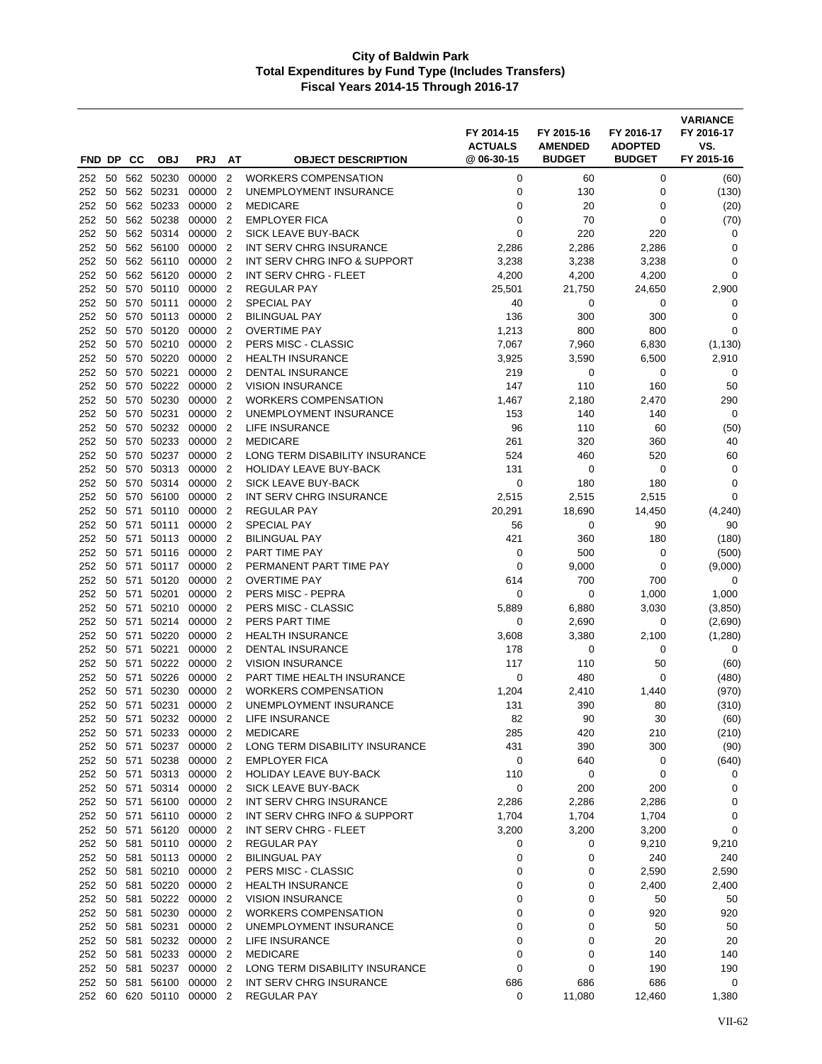# City of Baldwin Park
## Total Expenditures by Fund Type (Includes Transfers)
### Fiscal Years 2014-15 Through 2016-17

| FND | DP | CC | OBJ | PRJ | AT | OBJECT DESCRIPTION | FY 2014-15 ACTUALS @ 06-30-15 | FY 2015-16 AMENDED BUDGET | FY 2016-17 ADOPTED BUDGET | VARIANCE FY 2016-17 VS. FY 2015-16 |
|---|---|---|---|---|---|---|---|---|---|---|
| 252 | 50 | 562 | 50230 | 00000 | 2 | WORKERS COMPENSATION | 0 | 60 | 0 | (60) |
| 252 | 50 | 562 | 50231 | 00000 | 2 | UNEMPLOYMENT INSURANCE | 0 | 130 | 0 | (130) |
| 252 | 50 | 562 | 50233 | 00000 | 2 | MEDICARE | 0 | 20 | 0 | (20) |
| 252 | 50 | 562 | 50238 | 00000 | 2 | EMPLOYER FICA | 0 | 70 | 0 | (70) |
| 252 | 50 | 562 | 50314 | 00000 | 2 | SICK LEAVE BUY-BACK | 0 | 220 | 220 | 0 |
| 252 | 50 | 562 | 56100 | 00000 | 2 | INT SERV CHRG INSURANCE | 2,286 | 2,286 | 2,286 | 0 |
| 252 | 50 | 562 | 56110 | 00000 | 2 | INT SERV CHRG INFO & SUPPORT | 3,238 | 3,238 | 3,238 | 0 |
| 252 | 50 | 562 | 56120 | 00000 | 2 | INT SERV CHRG - FLEET | 4,200 | 4,200 | 4,200 | 0 |
| 252 | 50 | 570 | 50110 | 00000 | 2 | REGULAR PAY | 25,501 | 21,750 | 24,650 | 2,900 |
| 252 | 50 | 570 | 50111 | 00000 | 2 | SPECIAL PAY | 40 | 0 | 0 | 0 |
| 252 | 50 | 570 | 50113 | 00000 | 2 | BILINGUAL PAY | 136 | 300 | 300 | 0 |
| 252 | 50 | 570 | 50120 | 00000 | 2 | OVERTIME PAY | 1,213 | 800 | 800 | 0 |
| 252 | 50 | 570 | 50210 | 00000 | 2 | PERS MISC - CLASSIC | 7,067 | 7,960 | 6,830 | (1,130) |
| 252 | 50 | 570 | 50220 | 00000 | 2 | HEALTH INSURANCE | 3,925 | 3,590 | 6,500 | 2,910 |
| 252 | 50 | 570 | 50221 | 00000 | 2 | DENTAL INSURANCE | 219 | 0 | 0 | 0 |
| 252 | 50 | 570 | 50222 | 00000 | 2 | VISION INSURANCE | 147 | 110 | 160 | 50 |
| 252 | 50 | 570 | 50230 | 00000 | 2 | WORKERS COMPENSATION | 1,467 | 2,180 | 2,470 | 290 |
| 252 | 50 | 570 | 50231 | 00000 | 2 | UNEMPLOYMENT INSURANCE | 153 | 140 | 140 | 0 |
| 252 | 50 | 570 | 50232 | 00000 | 2 | LIFE INSURANCE | 96 | 110 | 60 | (50) |
| 252 | 50 | 570 | 50233 | 00000 | 2 | MEDICARE | 261 | 320 | 360 | 40 |
| 252 | 50 | 570 | 50237 | 00000 | 2 | LONG TERM DISABILITY INSURANCE | 524 | 460 | 520 | 60 |
| 252 | 50 | 570 | 50313 | 00000 | 2 | HOLIDAY LEAVE BUY-BACK | 131 | 0 | 0 | 0 |
| 252 | 50 | 570 | 50314 | 00000 | 2 | SICK LEAVE BUY-BACK | 0 | 180 | 180 | 0 |
| 252 | 50 | 570 | 56100 | 00000 | 2 | INT SERV CHRG INSURANCE | 2,515 | 2,515 | 2,515 | 0 |
| 252 | 50 | 571 | 50110 | 00000 | 2 | REGULAR PAY | 20,291 | 18,690 | 14,450 | (4,240) |
| 252 | 50 | 571 | 50111 | 00000 | 2 | SPECIAL PAY | 56 | 0 | 90 | 90 |
| 252 | 50 | 571 | 50113 | 00000 | 2 | BILINGUAL PAY | 421 | 360 | 180 | (180) |
| 252 | 50 | 571 | 50116 | 00000 | 2 | PART TIME PAY | 0 | 500 | 0 | (500) |
| 252 | 50 | 571 | 50117 | 00000 | 2 | PERMANENT PART TIME PAY | 0 | 9,000 | 0 | (9,000) |
| 252 | 50 | 571 | 50120 | 00000 | 2 | OVERTIME PAY | 614 | 700 | 700 | 0 |
| 252 | 50 | 571 | 50201 | 00000 | 2 | PERS MISC - PEPRA | 0 | 0 | 1,000 | 1,000 |
| 252 | 50 | 571 | 50210 | 00000 | 2 | PERS MISC - CLASSIC | 5,889 | 6,880 | 3,030 | (3,850) |
| 252 | 50 | 571 | 50214 | 00000 | 2 | PERS PART TIME | 0 | 2,690 | 0 | (2,690) |
| 252 | 50 | 571 | 50220 | 00000 | 2 | HEALTH INSURANCE | 3,608 | 3,380 | 2,100 | (1,280) |
| 252 | 50 | 571 | 50221 | 00000 | 2 | DENTAL INSURANCE | 178 | 0 | 0 | 0 |
| 252 | 50 | 571 | 50222 | 00000 | 2 | VISION INSURANCE | 117 | 110 | 50 | (60) |
| 252 | 50 | 571 | 50226 | 00000 | 2 | PART TIME HEALTH INSURANCE | 0 | 480 | 0 | (480) |
| 252 | 50 | 571 | 50230 | 00000 | 2 | WORKERS COMPENSATION | 1,204 | 2,410 | 1,440 | (970) |
| 252 | 50 | 571 | 50231 | 00000 | 2 | UNEMPLOYMENT INSURANCE | 131 | 390 | 80 | (310) |
| 252 | 50 | 571 | 50232 | 00000 | 2 | LIFE INSURANCE | 82 | 90 | 30 | (60) |
| 252 | 50 | 571 | 50233 | 00000 | 2 | MEDICARE | 285 | 420 | 210 | (210) |
| 252 | 50 | 571 | 50237 | 00000 | 2 | LONG TERM DISABILITY INSURANCE | 431 | 390 | 300 | (90) |
| 252 | 50 | 571 | 50238 | 00000 | 2 | EMPLOYER FICA | 0 | 640 | 0 | (640) |
| 252 | 50 | 571 | 50313 | 00000 | 2 | HOLIDAY LEAVE BUY-BACK | 110 | 0 | 0 | 0 |
| 252 | 50 | 571 | 50314 | 00000 | 2 | SICK LEAVE BUY-BACK | 0 | 200 | 200 | 0 |
| 252 | 50 | 571 | 56100 | 00000 | 2 | INT SERV CHRG INSURANCE | 2,286 | 2,286 | 2,286 | 0 |
| 252 | 50 | 571 | 56110 | 00000 | 2 | INT SERV CHRG INFO & SUPPORT | 1,704 | 1,704 | 1,704 | 0 |
| 252 | 50 | 571 | 56120 | 00000 | 2 | INT SERV CHRG - FLEET | 3,200 | 3,200 | 3,200 | 0 |
| 252 | 50 | 581 | 50110 | 00000 | 2 | REGULAR PAY | 0 | 0 | 9,210 | 9,210 |
| 252 | 50 | 581 | 50113 | 00000 | 2 | BILINGUAL PAY | 0 | 0 | 240 | 240 |
| 252 | 50 | 581 | 50210 | 00000 | 2 | PERS MISC - CLASSIC | 0 | 0 | 2,590 | 2,590 |
| 252 | 50 | 581 | 50220 | 00000 | 2 | HEALTH INSURANCE | 0 | 0 | 2,400 | 2,400 |
| 252 | 50 | 581 | 50222 | 00000 | 2 | VISION INSURANCE | 0 | 0 | 50 | 50 |
| 252 | 50 | 581 | 50230 | 00000 | 2 | WORKERS COMPENSATION | 0 | 0 | 920 | 920 |
| 252 | 50 | 581 | 50231 | 00000 | 2 | UNEMPLOYMENT INSURANCE | 0 | 0 | 50 | 50 |
| 252 | 50 | 581 | 50232 | 00000 | 2 | LIFE INSURANCE | 0 | 0 | 20 | 20 |
| 252 | 50 | 581 | 50233 | 00000 | 2 | MEDICARE | 0 | 0 | 140 | 140 |
| 252 | 50 | 581 | 50237 | 00000 | 2 | LONG TERM DISABILITY INSURANCE | 0 | 0 | 190 | 190 |
| 252 | 50 | 581 | 56100 | 00000 | 2 | INT SERV CHRG INSURANCE | 686 | 686 | 686 | 0 |
| 252 | 60 | 620 | 50110 | 00000 | 2 | REGULAR PAY | 0 | 11,080 | 12,460 | 1,380 |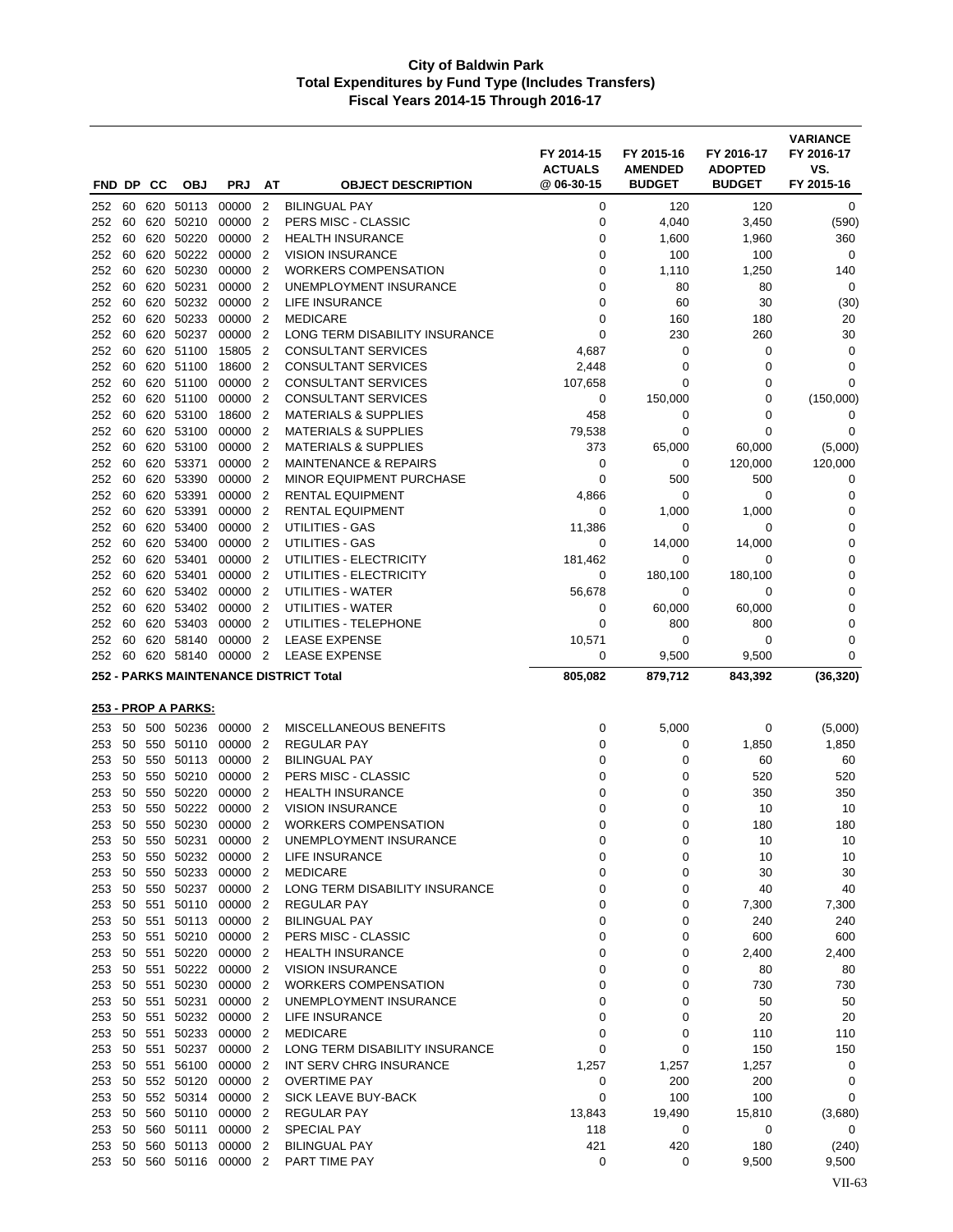# City of Baldwin Park
## Total Expenditures by Fund Type (Includes Transfers)
### Fiscal Years 2014-15 Through 2016-17

| FND | DP | CC | OBJ | PRJ | AT | OBJECT DESCRIPTION | FY 2014-15 ACTUALS @ 06-30-15 | FY 2015-16 AMENDED BUDGET | FY 2016-17 ADOPTED BUDGET | VARIANCE FY 2016-17 VS. FY 2015-16 |
|---|---|---|---|---|---|---|---|---|---|---|
| 252 | 60 | 620 | 50113 | 00000 | 2 | BILINGUAL PAY | 0 | 120 | 120 | 0 |
| 252 | 60 | 620 | 50210 | 00000 | 2 | PERS MISC - CLASSIC | 0 | 4,040 | 3,450 | (590) |
| 252 | 60 | 620 | 50220 | 00000 | 2 | HEALTH INSURANCE | 0 | 1,600 | 1,960 | 360 |
| 252 | 60 | 620 | 50222 | 00000 | 2 | VISION INSURANCE | 0 | 100 | 100 | 0 |
| 252 | 60 | 620 | 50230 | 00000 | 2 | WORKERS COMPENSATION | 0 | 1,110 | 1,250 | 140 |
| 252 | 60 | 620 | 50231 | 00000 | 2 | UNEMPLOYMENT INSURANCE | 0 | 80 | 80 | 0 |
| 252 | 60 | 620 | 50232 | 00000 | 2 | LIFE INSURANCE | 0 | 60 | 30 | (30) |
| 252 | 60 | 620 | 50233 | 00000 | 2 | MEDICARE | 0 | 160 | 180 | 20 |
| 252 | 60 | 620 | 50237 | 00000 | 2 | LONG TERM DISABILITY INSURANCE | 0 | 230 | 260 | 30 |
| 252 | 60 | 620 | 51100 | 15805 | 2 | CONSULTANT SERVICES | 4,687 | 0 | 0 | 0 |
| 252 | 60 | 620 | 51100 | 18600 | 2 | CONSULTANT SERVICES | 2,448 | 0 | 0 | 0 |
| 252 | 60 | 620 | 51100 | 00000 | 2 | CONSULTANT SERVICES | 107,658 | 0 | 0 | 0 |
| 252 | 60 | 620 | 51100 | 00000 | 2 | CONSULTANT SERVICES | 0 | 150,000 | 0 | (150,000) |
| 252 | 60 | 620 | 53100 | 18600 | 2 | MATERIALS & SUPPLIES | 458 | 0 | 0 | 0 |
| 252 | 60 | 620 | 53100 | 00000 | 2 | MATERIALS & SUPPLIES | 79,538 | 0 | 0 | 0 |
| 252 | 60 | 620 | 53100 | 00000 | 2 | MATERIALS & SUPPLIES | 373 | 65,000 | 60,000 | (5,000) |
| 252 | 60 | 620 | 53371 | 00000 | 2 | MAINTENANCE & REPAIRS | 0 | 0 | 120,000 | 120,000 |
| 252 | 60 | 620 | 53390 | 00000 | 2 | MINOR EQUIPMENT PURCHASE | 0 | 500 | 500 | 0 |
| 252 | 60 | 620 | 53391 | 00000 | 2 | RENTAL EQUIPMENT | 4,866 | 0 | 0 | 0 |
| 252 | 60 | 620 | 53391 | 00000 | 2 | RENTAL EQUIPMENT | 0 | 1,000 | 1,000 | 0 |
| 252 | 60 | 620 | 53400 | 00000 | 2 | UTILITIES - GAS | 11,386 | 0 | 0 | 0 |
| 252 | 60 | 620 | 53400 | 00000 | 2 | UTILITIES - GAS | 0 | 14,000 | 14,000 | 0 |
| 252 | 60 | 620 | 53401 | 00000 | 2 | UTILITIES - ELECTRICITY | 181,462 | 0 | 0 | 0 |
| 252 | 60 | 620 | 53401 | 00000 | 2 | UTILITIES - ELECTRICITY | 0 | 180,100 | 180,100 | 0 |
| 252 | 60 | 620 | 53402 | 00000 | 2 | UTILITIES - WATER | 56,678 | 0 | 0 | 0 |
| 252 | 60 | 620 | 53402 | 00000 | 2 | UTILITIES - WATER | 0 | 60,000 | 60,000 | 0 |
| 252 | 60 | 620 | 53403 | 00000 | 2 | UTILITIES - TELEPHONE | 0 | 800 | 800 | 0 |
| 252 | 60 | 620 | 58140 | 00000 | 2 | LEASE EXPENSE | 10,571 | 0 | 0 | 0 |
| 252 | 60 | 620 | 58140 | 00000 | 2 | LEASE EXPENSE | 0 | 9,500 | 9,500 | 0 |
| **252 - PARKS MAINTENANCE DISTRICT Total** | | | | | | | **805,082** | **879,712** | **843,392** | **(36,320)** |
| **253 - PROP A PARKS:** | | | | | | | | | | |
| 253 | 50 | 500 | 50236 | 00000 | 2 | MISCELLANEOUS BENEFITS | 0 | 5,000 | 0 | (5,000) |
| 253 | 50 | 550 | 50110 | 00000 | 2 | REGULAR PAY | 0 | 0 | 1,850 | 1,850 |
| 253 | 50 | 550 | 50113 | 00000 | 2 | BILINGUAL PAY | 0 | 0 | 60 | 60 |
| 253 | 50 | 550 | 50210 | 00000 | 2 | PERS MISC - CLASSIC | 0 | 0 | 520 | 520 |
| 253 | 50 | 550 | 50220 | 00000 | 2 | HEALTH INSURANCE | 0 | 0 | 350 | 350 |
| 253 | 50 | 550 | 50222 | 00000 | 2 | VISION INSURANCE | 0 | 0 | 10 | 10 |
| 253 | 50 | 550 | 50230 | 00000 | 2 | WORKERS COMPENSATION | 0 | 0 | 180 | 180 |
| 253 | 50 | 550 | 50231 | 00000 | 2 | UNEMPLOYMENT INSURANCE | 0 | 0 | 10 | 10 |
| 253 | 50 | 550 | 50232 | 00000 | 2 | LIFE INSURANCE | 0 | 0 | 10 | 10 |
| 253 | 50 | 550 | 50233 | 00000 | 2 | MEDICARE | 0 | 0 | 30 | 30 |
| 253 | 50 | 550 | 50237 | 00000 | 2 | LONG TERM DISABILITY INSURANCE | 0 | 0 | 40 | 40 |
| 253 | 50 | 551 | 50110 | 00000 | 2 | REGULAR PAY | 0 | 0 | 7,300 | 7,300 |
| 253 | 50 | 551 | 50113 | 00000 | 2 | BILINGUAL PAY | 0 | 0 | 240 | 240 |
| 253 | 50 | 551 | 50210 | 00000 | 2 | PERS MISC - CLASSIC | 0 | 0 | 600 | 600 |
| 253 | 50 | 551 | 50220 | 00000 | 2 | HEALTH INSURANCE | 0 | 0 | 2,400 | 2,400 |
| 253 | 50 | 551 | 50222 | 00000 | 2 | VISION INSURANCE | 0 | 0 | 80 | 80 |
| 253 | 50 | 551 | 50230 | 00000 | 2 | WORKERS COMPENSATION | 0 | 0 | 730 | 730 |
| 253 | 50 | 551 | 50231 | 00000 | 2 | UNEMPLOYMENT INSURANCE | 0 | 0 | 50 | 50 |
| 253 | 50 | 551 | 50232 | 00000 | 2 | LIFE INSURANCE | 0 | 0 | 20 | 20 |
| 253 | 50 | 551 | 50233 | 00000 | 2 | MEDICARE | 0 | 0 | 110 | 110 |
| 253 | 50 | 551 | 50237 | 00000 | 2 | LONG TERM DISABILITY INSURANCE | 0 | 0 | 150 | 150 |
| 253 | 50 | 551 | 56100 | 00000 | 2 | INT SERV CHRG INSURANCE | 1,257 | 1,257 | 1,257 | 0 |
| 253 | 50 | 552 | 50120 | 00000 | 2 | OVERTIME PAY | 0 | 200 | 200 | 0 |
| 253 | 50 | 552 | 50314 | 00000 | 2 | SICK LEAVE BUY-BACK | 0 | 100 | 100 | 0 |
| 253 | 50 | 560 | 50110 | 00000 | 2 | REGULAR PAY | 13,843 | 19,490 | 15,810 | (3,680) |
| 253 | 50 | 560 | 50111 | 00000 | 2 | SPECIAL PAY | 118 | 0 | 0 | 0 |
| 253 | 50 | 560 | 50113 | 00000 | 2 | BILINGUAL PAY | 421 | 420 | 180 | (240) |
| 253 | 50 | 560 | 50116 | 00000 | 2 | PART TIME PAY | 0 | 0 | 9,500 | 9,500 |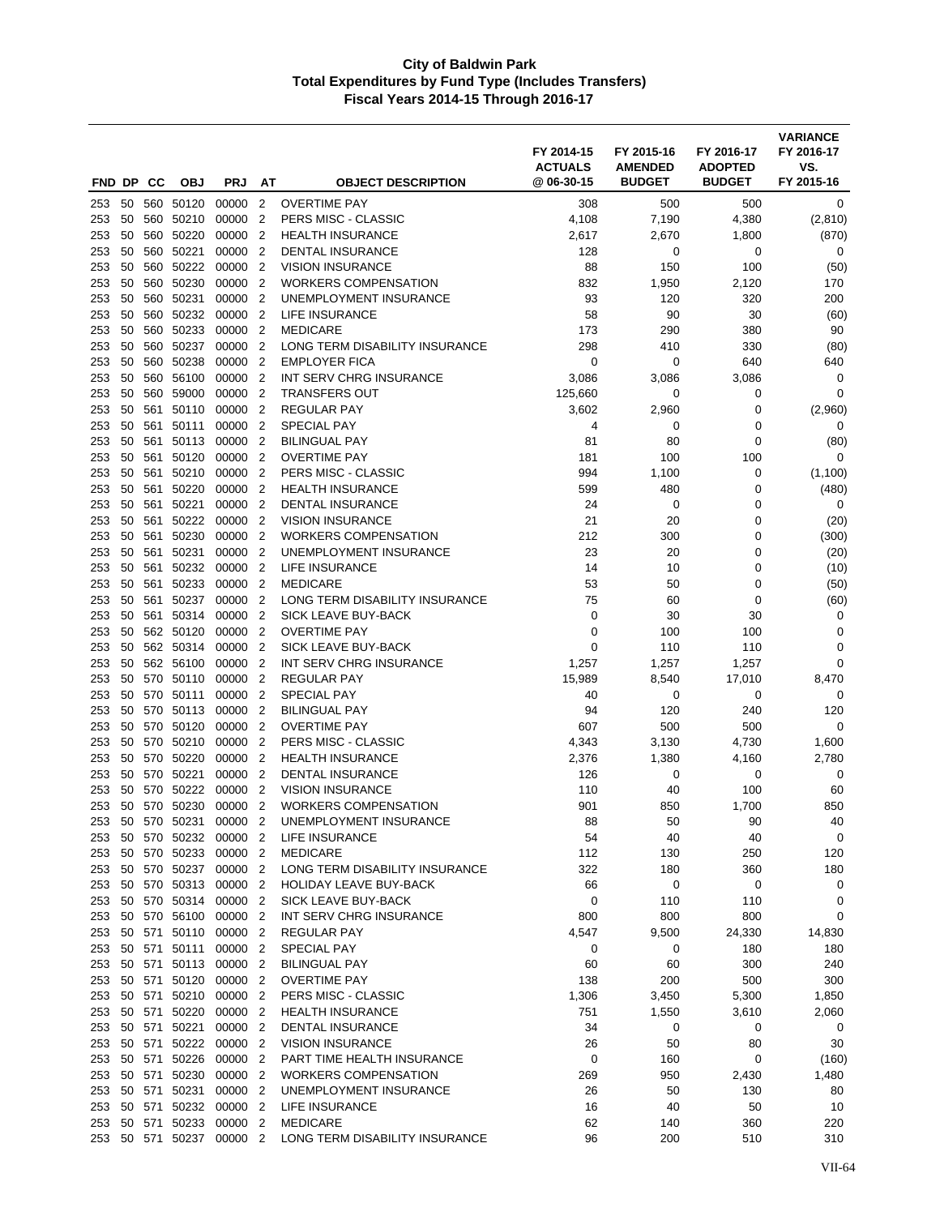# City of Baldwin Park
## Total Expenditures by Fund Type (Includes Transfers)
### Fiscal Years 2014-15 Through 2016-17

| FND | DP | CC | OBJ | PRJ | AT | OBJECT DESCRIPTION | FY 2014-15 ACTUALS @ 06-30-15 | FY 2015-16 AMENDED BUDGET | FY 2016-17 ADOPTED BUDGET | VARIANCE FY 2016-17 VS. FY 2015-16 |
|---|---|---|---|---|---|---|---|---|---|---|
| 253 | 50 | 560 | 50120 | 00000 | 2 | OVERTIME PAY | 308 | 500 | 500 | 0 |
| 253 | 50 | 560 | 50210 | 00000 | 2 | PERS MISC - CLASSIC | 4,108 | 7,190 | 4,380 | (2,810) |
| 253 | 50 | 560 | 50220 | 00000 | 2 | HEALTH INSURANCE | 2,617 | 2,670 | 1,800 | (870) |
| 253 | 50 | 560 | 50221 | 00000 | 2 | DENTAL INSURANCE | 128 | 0 | 0 | 0 |
| 253 | 50 | 560 | 50222 | 00000 | 2 | VISION INSURANCE | 88 | 150 | 100 | (50) |
| 253 | 50 | 560 | 50230 | 00000 | 2 | WORKERS COMPENSATION | 832 | 1,950 | 2,120 | 170 |
| 253 | 50 | 560 | 50231 | 00000 | 2 | UNEMPLOYMENT INSURANCE | 93 | 120 | 320 | 200 |
| 253 | 50 | 560 | 50232 | 00000 | 2 | LIFE INSURANCE | 58 | 90 | 30 | (60) |
| 253 | 50 | 560 | 50233 | 00000 | 2 | MEDICARE | 173 | 290 | 380 | 90 |
| 253 | 50 | 560 | 50237 | 00000 | 2 | LONG TERM DISABILITY INSURANCE | 298 | 410 | 330 | (80) |
| 253 | 50 | 560 | 50238 | 00000 | 2 | EMPLOYER FICA | 0 | 0 | 640 | 640 |
| 253 | 50 | 560 | 56100 | 00000 | 2 | INT SERV CHRG INSURANCE | 3,086 | 3,086 | 3,086 | 0 |
| 253 | 50 | 560 | 59000 | 00000 | 2 | TRANSFERS OUT | 125,660 | 0 | 0 | 0 |
| 253 | 50 | 561 | 50110 | 00000 | 2 | REGULAR PAY | 3,602 | 2,960 | 0 | (2,960) |
| 253 | 50 | 561 | 50111 | 00000 | 2 | SPECIAL PAY | 4 | 0 | 0 | 0 |
| 253 | 50 | 561 | 50113 | 00000 | 2 | BILINGUAL PAY | 81 | 80 | 0 | (80) |
| 253 | 50 | 561 | 50120 | 00000 | 2 | OVERTIME PAY | 181 | 100 | 100 | 0 |
| 253 | 50 | 561 | 50210 | 00000 | 2 | PERS MISC - CLASSIC | 994 | 1,100 | 0 | (1,100) |
| 253 | 50 | 561 | 50220 | 00000 | 2 | HEALTH INSURANCE | 599 | 480 | 0 | (480) |
| 253 | 50 | 561 | 50221 | 00000 | 2 | DENTAL INSURANCE | 24 | 0 | 0 | 0 |
| 253 | 50 | 561 | 50222 | 00000 | 2 | VISION INSURANCE | 21 | 20 | 0 | (20) |
| 253 | 50 | 561 | 50230 | 00000 | 2 | WORKERS COMPENSATION | 212 | 300 | 0 | (300) |
| 253 | 50 | 561 | 50231 | 00000 | 2 | UNEMPLOYMENT INSURANCE | 23 | 20 | 0 | (20) |
| 253 | 50 | 561 | 50232 | 00000 | 2 | LIFE INSURANCE | 14 | 10 | 0 | (10) |
| 253 | 50 | 561 | 50233 | 00000 | 2 | MEDICARE | 53 | 50 | 0 | (50) |
| 253 | 50 | 561 | 50237 | 00000 | 2 | LONG TERM DISABILITY INSURANCE | 75 | 60 | 0 | (60) |
| 253 | 50 | 561 | 50314 | 00000 | 2 | SICK LEAVE BUY-BACK | 0 | 30 | 30 | 0 |
| 253 | 50 | 562 | 50120 | 00000 | 2 | OVERTIME PAY | 0 | 100 | 100 | 0 |
| 253 | 50 | 562 | 50314 | 00000 | 2 | SICK LEAVE BUY-BACK | 0 | 110 | 110 | 0 |
| 253 | 50 | 562 | 56100 | 00000 | 2 | INT SERV CHRG INSURANCE | 1,257 | 1,257 | 1,257 | 0 |
| 253 | 50 | 570 | 50110 | 00000 | 2 | REGULAR PAY | 15,989 | 8,540 | 17,010 | 8,470 |
| 253 | 50 | 570 | 50111 | 00000 | 2 | SPECIAL PAY | 40 | 0 | 0 | 0 |
| 253 | 50 | 570 | 50113 | 00000 | 2 | BILINGUAL PAY | 94 | 120 | 240 | 120 |
| 253 | 50 | 570 | 50120 | 00000 | 2 | OVERTIME PAY | 607 | 500 | 500 | 0 |
| 253 | 50 | 570 | 50210 | 00000 | 2 | PERS MISC - CLASSIC | 4,343 | 3,130 | 4,730 | 1,600 |
| 253 | 50 | 570 | 50220 | 00000 | 2 | HEALTH INSURANCE | 2,376 | 1,380 | 4,160 | 2,780 |
| 253 | 50 | 570 | 50221 | 00000 | 2 | DENTAL INSURANCE | 126 | 0 | 0 | 0 |
| 253 | 50 | 570 | 50222 | 00000 | 2 | VISION INSURANCE | 110 | 40 | 100 | 60 |
| 253 | 50 | 570 | 50230 | 00000 | 2 | WORKERS COMPENSATION | 901 | 850 | 1,700 | 850 |
| 253 | 50 | 570 | 50231 | 00000 | 2 | UNEMPLOYMENT INSURANCE | 88 | 50 | 90 | 40 |
| 253 | 50 | 570 | 50232 | 00000 | 2 | LIFE INSURANCE | 54 | 40 | 40 | 0 |
| 253 | 50 | 570 | 50233 | 00000 | 2 | MEDICARE | 112 | 130 | 250 | 120 |
| 253 | 50 | 570 | 50237 | 00000 | 2 | LONG TERM DISABILITY INSURANCE | 322 | 180 | 360 | 180 |
| 253 | 50 | 570 | 50313 | 00000 | 2 | HOLIDAY LEAVE BUY-BACK | 66 | 0 | 0 | 0 |
| 253 | 50 | 570 | 50314 | 00000 | 2 | SICK LEAVE BUY-BACK | 0 | 110 | 110 | 0 |
| 253 | 50 | 570 | 56100 | 00000 | 2 | INT SERV CHRG INSURANCE | 800 | 800 | 800 | 0 |
| 253 | 50 | 571 | 50110 | 00000 | 2 | REGULAR PAY | 4,547 | 9,500 | 24,330 | 14,830 |
| 253 | 50 | 571 | 50111 | 00000 | 2 | SPECIAL PAY | 0 | 0 | 180 | 180 |
| 253 | 50 | 571 | 50113 | 00000 | 2 | BILINGUAL PAY | 60 | 60 | 300 | 240 |
| 253 | 50 | 571 | 50120 | 00000 | 2 | OVERTIME PAY | 138 | 200 | 500 | 300 |
| 253 | 50 | 571 | 50210 | 00000 | 2 | PERS MISC - CLASSIC | 1,306 | 3,450 | 5,300 | 1,850 |
| 253 | 50 | 571 | 50220 | 00000 | 2 | HEALTH INSURANCE | 751 | 1,550 | 3,610 | 2,060 |
| 253 | 50 | 571 | 50221 | 00000 | 2 | DENTAL INSURANCE | 34 | 0 | 0 | 0 |
| 253 | 50 | 571 | 50222 | 00000 | 2 | VISION INSURANCE | 26 | 50 | 80 | 30 |
| 253 | 50 | 571 | 50226 | 00000 | 2 | PART TIME HEALTH INSURANCE | 0 | 160 | 0 | (160) |
| 253 | 50 | 571 | 50230 | 00000 | 2 | WORKERS COMPENSATION | 269 | 950 | 2,430 | 1,480 |
| 253 | 50 | 571 | 50231 | 00000 | 2 | UNEMPLOYMENT INSURANCE | 26 | 50 | 130 | 80 |
| 253 | 50 | 571 | 50232 | 00000 | 2 | LIFE INSURANCE | 16 | 40 | 50 | 10 |
| 253 | 50 | 571 | 50233 | 00000 | 2 | MEDICARE | 62 | 140 | 360 | 220 |
| 253 | 50 | 571 | 50237 | 00000 | 2 | LONG TERM DISABILITY INSURANCE | 96 | 200 | 510 | 310 |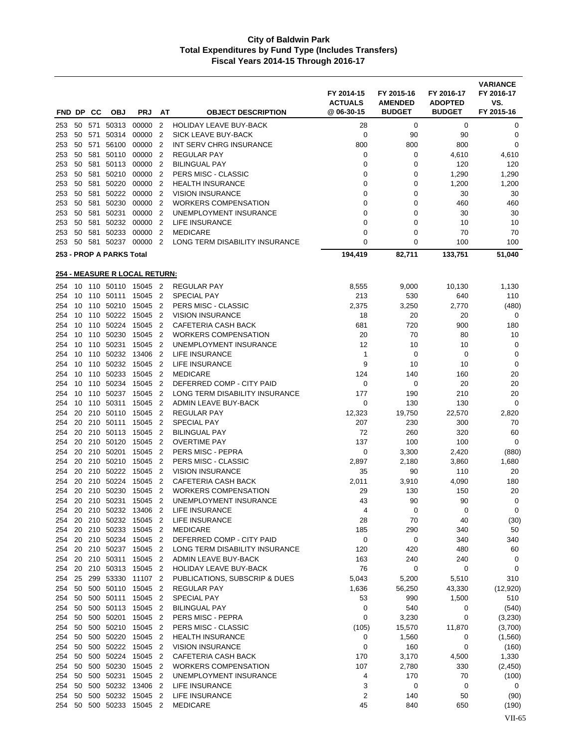# City of Baldwin Park
## Total Expenditures by Fund Type (Includes Transfers)
### Fiscal Years 2014-15 Through 2016-17

| FND | DP | CC | OBJ | PRJ | AT | OBJECT DESCRIPTION | FY 2014-15 ACTUALS @ 06-30-15 | FY 2015-16 AMENDED BUDGET | FY 2016-17 ADOPTED BUDGET | VARIANCE FY 2016-17 VS. FY 2015-16 |
|---|---|---|---|---|---|---|---|---|---|---|
| 253 | 50 | 571 | 50313 | 00000 | 2 | HOLIDAY LEAVE BUY-BACK | 28 | 0 | 0 | 0 |
| 253 | 50 | 571 | 50314 | 00000 | 2 | SICK LEAVE BUY-BACK | 0 | 90 | 90 | 0 |
| 253 | 50 | 571 | 56100 | 00000 | 2 | INT SERV CHRG INSURANCE | 800 | 800 | 800 | 0 |
| 253 | 50 | 581 | 50110 | 00000 | 2 | REGULAR PAY | 0 | 0 | 4,610 | 4,610 |
| 253 | 50 | 581 | 50113 | 00000 | 2 | BILINGUAL PAY | 0 | 0 | 120 | 120 |
| 253 | 50 | 581 | 50210 | 00000 | 2 | PERS MISC - CLASSIC | 0 | 0 | 1,290 | 1,290 |
| 253 | 50 | 581 | 50220 | 00000 | 2 | HEALTH INSURANCE | 0 | 0 | 1,200 | 1,200 |
| 253 | 50 | 581 | 50222 | 00000 | 2 | VISION INSURANCE | 0 | 0 | 30 | 30 |
| 253 | 50 | 581 | 50230 | 00000 | 2 | WORKERS COMPENSATION | 0 | 0 | 460 | 460 |
| 253 | 50 | 581 | 50231 | 00000 | 2 | UNEMPLOYMENT INSURANCE | 0 | 0 | 30 | 30 |
| 253 | 50 | 581 | 50232 | 00000 | 2 | LIFE INSURANCE | 0 | 0 | 10 | 10 |
| 253 | 50 | 581 | 50233 | 00000 | 2 | MEDICARE | 0 | 0 | 70 | 70 |
| 253 | 50 | 581 | 50237 | 00000 | 2 | LONG TERM DISABILITY INSURANCE | 0 | 0 | 100 | 100 |
| **253 - PROP A PARKS Total** | | | | | | | **194,419** | **82,711** | **133,751** | **51,040** |
| **254 - MEASURE R LOCAL RETURN:** | | | | | | | | | | |
| 254 | 10 | 110 | 50110 | 15045 | 2 | REGULAR PAY | 8,555 | 9,000 | 10,130 | 1,130 |
| 254 | 10 | 110 | 50111 | 15045 | 2 | SPECIAL PAY | 213 | 530 | 640 | 110 |
| 254 | 10 | 110 | 50210 | 15045 | 2 | PERS MISC - CLASSIC | 2,375 | 3,250 | 2,770 | (480) |
| 254 | 10 | 110 | 50222 | 15045 | 2 | VISION INSURANCE | 18 | 20 | 20 | 0 |
| 254 | 10 | 110 | 50224 | 15045 | 2 | CAFETERIA CASH BACK | 681 | 720 | 900 | 180 |
| 254 | 10 | 110 | 50230 | 15045 | 2 | WORKERS COMPENSATION | 20 | 70 | 80 | 10 |
| 254 | 10 | 110 | 50231 | 15045 | 2 | UNEMPLOYMENT INSURANCE | 12 | 10 | 10 | 0 |
| 254 | 10 | 110 | 50232 | 13406 | 2 | LIFE INSURANCE | 1 | 0 | 0 | 0 |
| 254 | 10 | 110 | 50232 | 15045 | 2 | LIFE INSURANCE | 9 | 10 | 10 | 0 |
| 254 | 10 | 110 | 50233 | 15045 | 2 | MEDICARE | 124 | 140 | 160 | 20 |
| 254 | 10 | 110 | 50234 | 15045 | 2 | DEFERRED COMP - CITY PAID | 0 | 0 | 20 | 20 |
| 254 | 10 | 110 | 50237 | 15045 | 2 | LONG TERM DISABILITY INSURANCE | 177 | 190 | 210 | 20 |
| 254 | 10 | 110 | 50311 | 15045 | 2 | ADMIN LEAVE BUY-BACK | 0 | 130 | 130 | 0 |
| 254 | 20 | 210 | 50110 | 15045 | 2 | REGULAR PAY | 12,323 | 19,750 | 22,570 | 2,820 |
| 254 | 20 | 210 | 50111 | 15045 | 2 | SPECIAL PAY | 207 | 230 | 300 | 70 |
| 254 | 20 | 210 | 50113 | 15045 | 2 | BILINGUAL PAY | 72 | 260 | 320 | 60 |
| 254 | 20 | 210 | 50120 | 15045 | 2 | OVERTIME PAY | 137 | 100 | 100 | 0 |
| 254 | 20 | 210 | 50201 | 15045 | 2 | PERS MISC - PEPRA | 0 | 3,300 | 2,420 | (880) |
| 254 | 20 | 210 | 50210 | 15045 | 2 | PERS MISC - CLASSIC | 2,897 | 2,180 | 3,860 | 1,680 |
| 254 | 20 | 210 | 50222 | 15045 | 2 | VISION INSURANCE | 35 | 90 | 110 | 20 |
| 254 | 20 | 210 | 50224 | 15045 | 2 | CAFETERIA CASH BACK | 2,011 | 3,910 | 4,090 | 180 |
| 254 | 20 | 210 | 50230 | 15045 | 2 | WORKERS COMPENSATION | 29 | 130 | 150 | 20 |
| 254 | 20 | 210 | 50231 | 15045 | 2 | UNEMPLOYMENT INSURANCE | 43 | 90 | 90 | 0 |
| 254 | 20 | 210 | 50232 | 13406 | 2 | LIFE INSURANCE | 4 | 0 | 0 | 0 |
| 254 | 20 | 210 | 50232 | 15045 | 2 | LIFE INSURANCE | 28 | 70 | 40 | (30) |
| 254 | 20 | 210 | 50233 | 15045 | 2 | MEDICARE | 185 | 290 | 340 | 50 |
| 254 | 20 | 210 | 50234 | 15045 | 2 | DEFERRED COMP - CITY PAID | 0 | 0 | 340 | 340 |
| 254 | 20 | 210 | 50237 | 15045 | 2 | LONG TERM DISABILITY INSURANCE | 120 | 420 | 480 | 60 |
| 254 | 20 | 210 | 50311 | 15045 | 2 | ADMIN LEAVE BUY-BACK | 163 | 240 | 240 | 0 |
| 254 | 20 | 210 | 50313 | 15045 | 2 | HOLIDAY LEAVE BUY-BACK | 76 | 0 | 0 | 0 |
| 254 | 25 | 299 | 53330 | 11107 | 2 | PUBLICATIONS, SUBSCRIP & DUES | 5,043 | 5,200 | 5,510 | 310 |
| 254 | 50 | 500 | 50110 | 15045 | 2 | REGULAR PAY | 1,636 | 56,250 | 43,330 | (12,920) |
| 254 | 50 | 500 | 50111 | 15045 | 2 | SPECIAL PAY | 53 | 990 | 1,500 | 510 |
| 254 | 50 | 500 | 50113 | 15045 | 2 | BILINGUAL PAY | 0 | 540 | 0 | (540) |
| 254 | 50 | 500 | 50201 | 15045 | 2 | PERS MISC - PEPRA | 0 | 3,230 | 0 | (3,230) |
| 254 | 50 | 500 | 50210 | 15045 | 2 | PERS MISC - CLASSIC | (105) | 15,570 | 11,870 | (3,700) |
| 254 | 50 | 500 | 50220 | 15045 | 2 | HEALTH INSURANCE | 0 | 1,560 | 0 | (1,560) |
| 254 | 50 | 500 | 50222 | 15045 | 2 | VISION INSURANCE | 0 | 160 | 0 | (160) |
| 254 | 50 | 500 | 50224 | 15045 | 2 | CAFETERIA CASH BACK | 170 | 3,170 | 4,500 | 1,330 |
| 254 | 50 | 500 | 50230 | 15045 | 2 | WORKERS COMPENSATION | 107 | 2,780 | 330 | (2,450) |
| 254 | 50 | 500 | 50231 | 15045 | 2 | UNEMPLOYMENT INSURANCE | 4 | 170 | 70 | (100) |
| 254 | 50 | 500 | 50232 | 13406 | 2 | LIFE INSURANCE | 3 | 0 | 0 | 0 |
| 254 | 50 | 500 | 50232 | 15045 | 2 | LIFE INSURANCE | 2 | 140 | 50 | (90) |
| 254 | 50 | 500 | 50233 | 15045 | 2 | MEDICARE | 45 | 840 | 650 | (190) |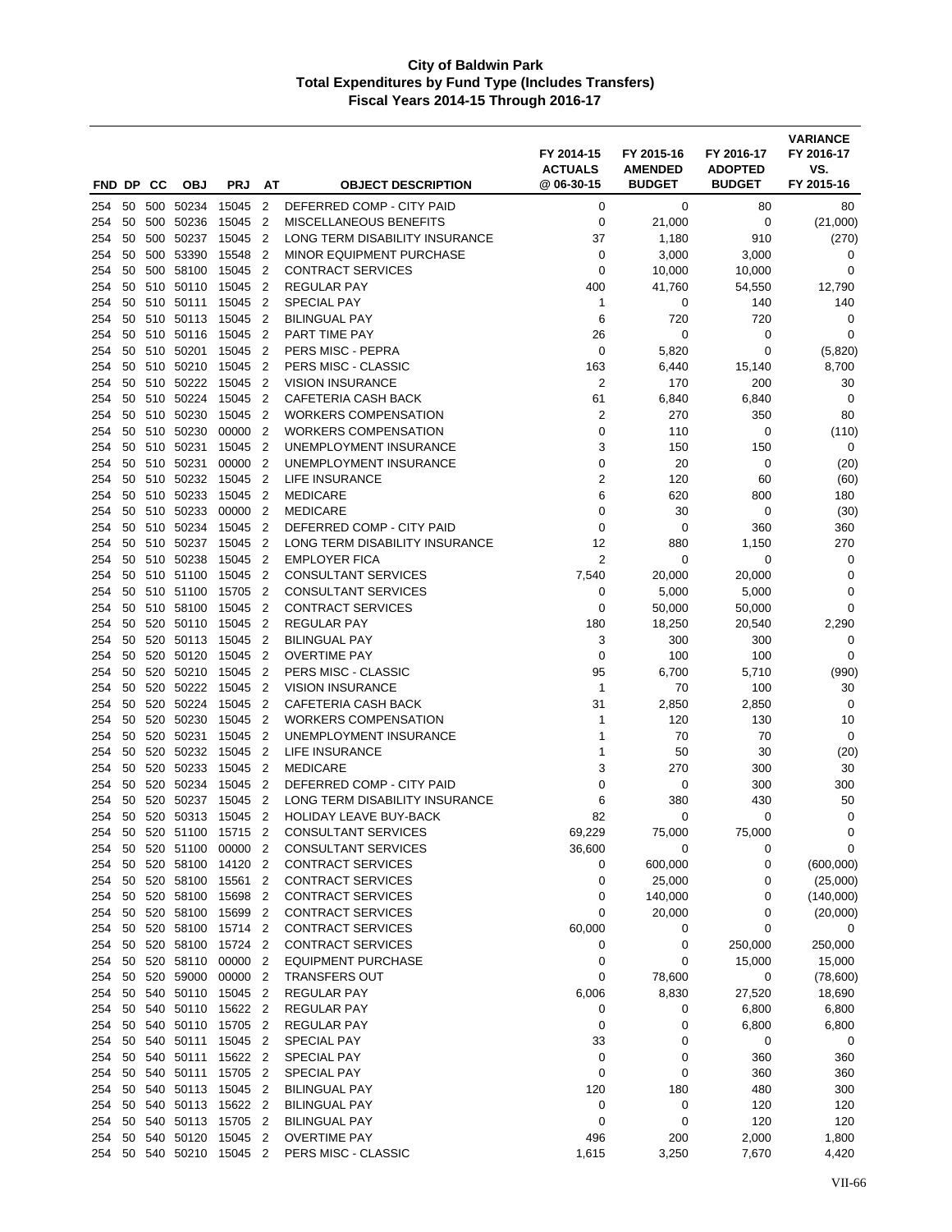# City of Baldwin Park
## Total Expenditures by Fund Type (Includes Transfers)
### Fiscal Years 2014-15 Through 2016-17

| FND | DP | CC | OBJ | PRJ | AT | OBJECT DESCRIPTION | FY 2014-15 ACTUALS @ 06-30-15 | FY 2015-16 AMENDED BUDGET | FY 2016-17 ADOPTED BUDGET | VARIANCE FY 2016-17 VS. FY 2015-16 |
|---|---|---|---|---|---|---|---|---|---|---|
| 254 | 50 | 500 | 50234 | 15045 | 2 | DEFERRED COMP - CITY PAID | 0 | 0 | 80 | 80 |
| 254 | 50 | 500 | 50236 | 15045 | 2 | MISCELLANEOUS BENEFITS | 0 | 21,000 | 0 | (21,000) |
| 254 | 50 | 500 | 50237 | 15045 | 2 | LONG TERM DISABILITY INSURANCE | 37 | 1,180 | 910 | (270) |
| 254 | 50 | 500 | 53390 | 15548 | 2 | MINOR EQUIPMENT PURCHASE | 0 | 3,000 | 3,000 | 0 |
| 254 | 50 | 500 | 58100 | 15045 | 2 | CONTRACT SERVICES | 0 | 10,000 | 10,000 | 0 |
| 254 | 50 | 510 | 50110 | 15045 | 2 | REGULAR PAY | 400 | 41,760 | 54,550 | 12,790 |
| 254 | 50 | 510 | 50111 | 15045 | 2 | SPECIAL PAY | 1 | 0 | 140 | 140 |
| 254 | 50 | 510 | 50113 | 15045 | 2 | BILINGUAL PAY | 6 | 720 | 720 | 0 |
| 254 | 50 | 510 | 50116 | 15045 | 2 | PART TIME PAY | 26 | 0 | 0 | 0 |
| 254 | 50 | 510 | 50201 | 15045 | 2 | PERS MISC - PEPRA | 0 | 5,820 | 0 | (5,820) |
| 254 | 50 | 510 | 50210 | 15045 | 2 | PERS MISC - CLASSIC | 163 | 6,440 | 15,140 | 8,700 |
| 254 | 50 | 510 | 50222 | 15045 | 2 | VISION INSURANCE | 2 | 170 | 200 | 30 |
| 254 | 50 | 510 | 50224 | 15045 | 2 | CAFETERIA CASH BACK | 61 | 6,840 | 6,840 | 0 |
| 254 | 50 | 510 | 50230 | 15045 | 2 | WORKERS COMPENSATION | 2 | 270 | 350 | 80 |
| 254 | 50 | 510 | 50230 | 00000 | 2 | WORKERS COMPENSATION | 0 | 110 | 0 | (110) |
| 254 | 50 | 510 | 50231 | 15045 | 2 | UNEMPLOYMENT INSURANCE | 3 | 150 | 150 | 0 |
| 254 | 50 | 510 | 50231 | 00000 | 2 | UNEMPLOYMENT INSURANCE | 0 | 20 | 0 | (20) |
| 254 | 50 | 510 | 50232 | 15045 | 2 | LIFE INSURANCE | 2 | 120 | 60 | (60) |
| 254 | 50 | 510 | 50233 | 15045 | 2 | MEDICARE | 6 | 620 | 800 | 180 |
| 254 | 50 | 510 | 50233 | 00000 | 2 | MEDICARE | 0 | 30 | 0 | (30) |
| 254 | 50 | 510 | 50234 | 15045 | 2 | DEFERRED COMP - CITY PAID | 0 | 0 | 360 | 360 |
| 254 | 50 | 510 | 50237 | 15045 | 2 | LONG TERM DISABILITY INSURANCE | 12 | 880 | 1,150 | 270 |
| 254 | 50 | 510 | 50238 | 15045 | 2 | EMPLOYER FICA | 2 | 0 | 0 | 0 |
| 254 | 50 | 510 | 51100 | 15045 | 2 | CONSULTANT SERVICES | 7,540 | 20,000 | 20,000 | 0 |
| 254 | 50 | 510 | 51100 | 15705 | 2 | CONSULTANT SERVICES | 0 | 5,000 | 5,000 | 0 |
| 254 | 50 | 510 | 58100 | 15045 | 2 | CONTRACT SERVICES | 0 | 50,000 | 50,000 | 0 |
| 254 | 50 | 520 | 50110 | 15045 | 2 | REGULAR PAY | 180 | 18,250 | 20,540 | 2,290 |
| 254 | 50 | 520 | 50113 | 15045 | 2 | BILINGUAL PAY | 3 | 300 | 300 | 0 |
| 254 | 50 | 520 | 50120 | 15045 | 2 | OVERTIME PAY | 0 | 100 | 100 | 0 |
| 254 | 50 | 520 | 50210 | 15045 | 2 | PERS MISC - CLASSIC | 95 | 6,700 | 5,710 | (990) |
| 254 | 50 | 520 | 50222 | 15045 | 2 | VISION INSURANCE | 1 | 70 | 100 | 30 |
| 254 | 50 | 520 | 50224 | 15045 | 2 | CAFETERIA CASH BACK | 31 | 2,850 | 2,850 | 0 |
| 254 | 50 | 520 | 50230 | 15045 | 2 | WORKERS COMPENSATION | 1 | 120 | 130 | 10 |
| 254 | 50 | 520 | 50231 | 15045 | 2 | UNEMPLOYMENT INSURANCE | 1 | 70 | 70 | 0 |
| 254 | 50 | 520 | 50232 | 15045 | 2 | LIFE INSURANCE | 1 | 50 | 30 | (20) |
| 254 | 50 | 520 | 50233 | 15045 | 2 | MEDICARE | 3 | 270 | 300 | 30 |
| 254 | 50 | 520 | 50234 | 15045 | 2 | DEFERRED COMP - CITY PAID | 0 | 0 | 300 | 300 |
| 254 | 50 | 520 | 50237 | 15045 | 2 | LONG TERM DISABILITY INSURANCE | 6 | 380 | 430 | 50 |
| 254 | 50 | 520 | 50313 | 15045 | 2 | HOLIDAY LEAVE BUY-BACK | 82 | 0 | 0 | 0 |
| 254 | 50 | 520 | 51100 | 15715 | 2 | CONSULTANT SERVICES | 69,229 | 75,000 | 75,000 | 0 |
| 254 | 50 | 520 | 51100 | 00000 | 2 | CONSULTANT SERVICES | 36,600 | 0 | 0 | 0 |
| 254 | 50 | 520 | 58100 | 14120 | 2 | CONTRACT SERVICES | 0 | 600,000 | 0 | (600,000) |
| 254 | 50 | 520 | 58100 | 15561 | 2 | CONTRACT SERVICES | 0 | 25,000 | 0 | (25,000) |
| 254 | 50 | 520 | 58100 | 15698 | 2 | CONTRACT SERVICES | 0 | 140,000 | 0 | (140,000) |
| 254 | 50 | 520 | 58100 | 15699 | 2 | CONTRACT SERVICES | 0 | 20,000 | 0 | (20,000) |
| 254 | 50 | 520 | 58100 | 15714 | 2 | CONTRACT SERVICES | 60,000 | 0 | 0 | 0 |
| 254 | 50 | 520 | 58100 | 15724 | 2 | CONTRACT SERVICES | 0 | 0 | 250,000 | 250,000 |
| 254 | 50 | 520 | 58110 | 00000 | 2 | EQUIPMENT PURCHASE | 0 | 0 | 15,000 | 15,000 |
| 254 | 50 | 520 | 59000 | 00000 | 2 | TRANSFERS OUT | 0 | 78,600 | 0 | (78,600) |
| 254 | 50 | 540 | 50110 | 15045 | 2 | REGULAR PAY | 6,006 | 8,830 | 27,520 | 18,690 |
| 254 | 50 | 540 | 50110 | 15622 | 2 | REGULAR PAY | 0 | 0 | 6,800 | 6,800 |
| 254 | 50 | 540 | 50110 | 15705 | 2 | REGULAR PAY | 0 | 0 | 6,800 | 6,800 |
| 254 | 50 | 540 | 50111 | 15045 | 2 | SPECIAL PAY | 33 | 0 | 0 | 0 |
| 254 | 50 | 540 | 50111 | 15622 | 2 | SPECIAL PAY | 0 | 0 | 360 | 360 |
| 254 | 50 | 540 | 50111 | 15705 | 2 | SPECIAL PAY | 0 | 0 | 360 | 360 |
| 254 | 50 | 540 | 50113 | 15045 | 2 | BILINGUAL PAY | 120 | 180 | 480 | 300 |
| 254 | 50 | 540 | 50113 | 15622 | 2 | BILINGUAL PAY | 0 | 0 | 120 | 120 |
| 254 | 50 | 540 | 50113 | 15705 | 2 | BILINGUAL PAY | 0 | 0 | 120 | 120 |
| 254 | 50 | 540 | 50120 | 15045 | 2 | OVERTIME PAY | 496 | 200 | 2,000 | 1,800 |
| 254 | 50 | 540 | 50210 | 15045 | 2 | PERS MISC - CLASSIC | 1,615 | 3,250 | 7,670 | 4,420 |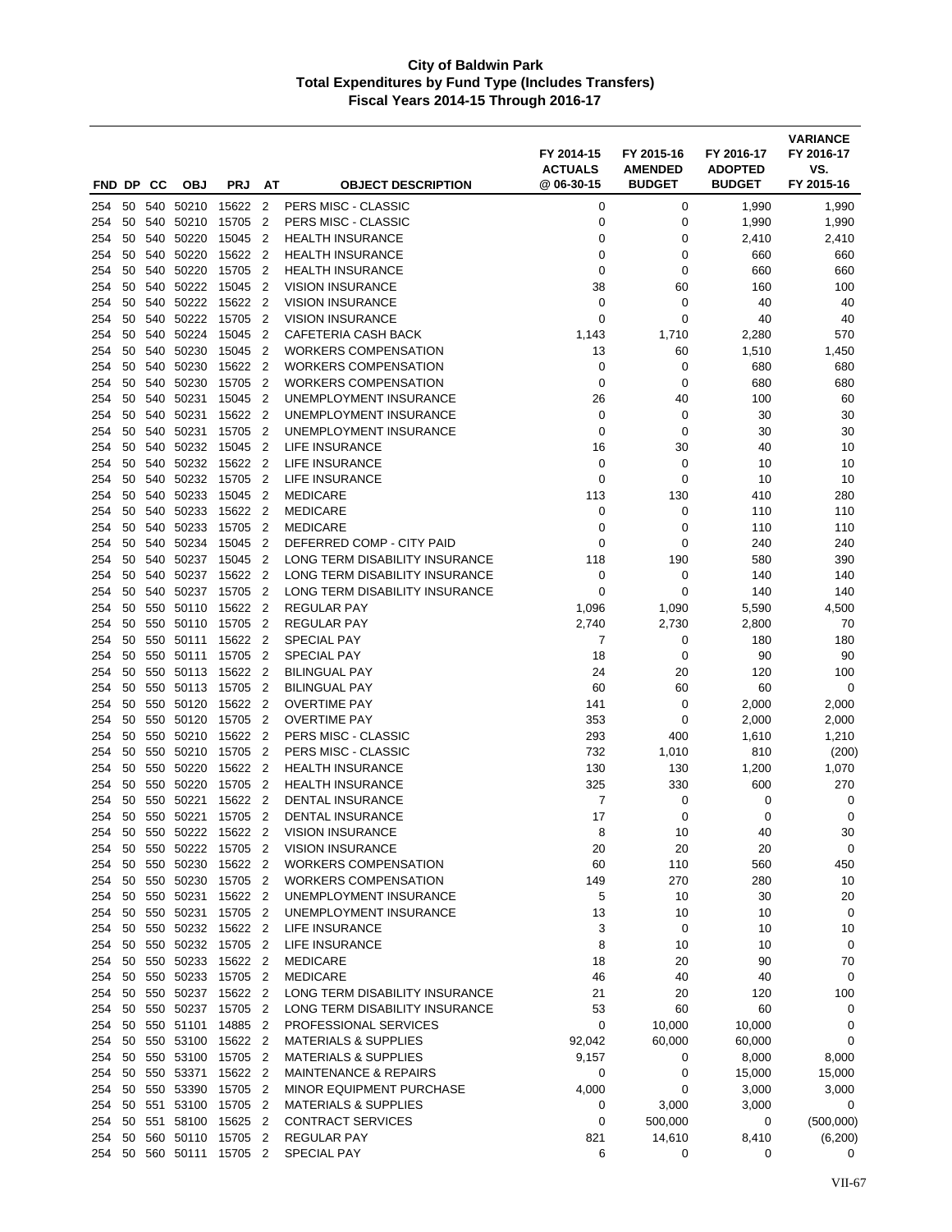**City of Baldwin Park**
**Total Expenditures by Fund Type (Includes Transfers)**
**Fiscal Years 2014-15 Through 2016-17**

| FND | DP | CC | OBJ | PRJ | AT | OBJECT DESCRIPTION | FY 2014-15 ACTUALS @ 06-30-15 | FY 2015-16 AMENDED BUDGET | FY 2016-17 ADOPTED BUDGET | VARIANCE FY 2016-17 VS. FY 2015-16 |
|---|---|---|---|---|---|---|---|---|---|---|
| 254 | 50 | 540 | 50210 | 15622 | 2 | PERS MISC - CLASSIC | 0 | 0 | 1,990 | 1,990 |
| 254 | 50 | 540 | 50210 | 15705 | 2 | PERS MISC - CLASSIC | 0 | 0 | 1,990 | 1,990 |
| 254 | 50 | 540 | 50220 | 15045 | 2 | HEALTH INSURANCE | 0 | 0 | 2,410 | 2,410 |
| 254 | 50 | 540 | 50220 | 15622 | 2 | HEALTH INSURANCE | 0 | 0 | 660 | 660 |
| 254 | 50 | 540 | 50220 | 15705 | 2 | HEALTH INSURANCE | 0 | 0 | 660 | 660 |
| 254 | 50 | 540 | 50222 | 15045 | 2 | VISION INSURANCE | 38 | 60 | 160 | 100 |
| 254 | 50 | 540 | 50222 | 15622 | 2 | VISION INSURANCE | 0 | 0 | 40 | 40 |
| 254 | 50 | 540 | 50222 | 15705 | 2 | VISION INSURANCE | 0 | 0 | 40 | 40 |
| 254 | 50 | 540 | 50224 | 15045 | 2 | CAFETERIA CASH BACK | 1,143 | 1,710 | 2,280 | 570 |
| 254 | 50 | 540 | 50230 | 15045 | 2 | WORKERS COMPENSATION | 13 | 60 | 1,510 | 1,450 |
| 254 | 50 | 540 | 50230 | 15622 | 2 | WORKERS COMPENSATION | 0 | 0 | 680 | 680 |
| 254 | 50 | 540 | 50230 | 15705 | 2 | WORKERS COMPENSATION | 0 | 0 | 680 | 680 |
| 254 | 50 | 540 | 50231 | 15045 | 2 | UNEMPLOYMENT INSURANCE | 26 | 40 | 100 | 60 |
| 254 | 50 | 540 | 50231 | 15622 | 2 | UNEMPLOYMENT INSURANCE | 0 | 0 | 30 | 30 |
| 254 | 50 | 540 | 50231 | 15705 | 2 | UNEMPLOYMENT INSURANCE | 0 | 0 | 30 | 30 |
| 254 | 50 | 540 | 50232 | 15045 | 2 | LIFE INSURANCE | 16 | 30 | 40 | 10 |
| 254 | 50 | 540 | 50232 | 15622 | 2 | LIFE INSURANCE | 0 | 0 | 10 | 10 |
| 254 | 50 | 540 | 50232 | 15705 | 2 | LIFE INSURANCE | 0 | 0 | 10 | 10 |
| 254 | 50 | 540 | 50233 | 15045 | 2 | MEDICARE | 113 | 130 | 410 | 280 |
| 254 | 50 | 540 | 50233 | 15622 | 2 | MEDICARE | 0 | 0 | 110 | 110 |
| 254 | 50 | 540 | 50233 | 15705 | 2 | MEDICARE | 0 | 0 | 110 | 110 |
| 254 | 50 | 540 | 50234 | 15045 | 2 | DEFERRED COMP - CITY PAID | 0 | 0 | 240 | 240 |
| 254 | 50 | 540 | 50237 | 15045 | 2 | LONG TERM DISABILITY INSURANCE | 118 | 190 | 580 | 390 |
| 254 | 50 | 540 | 50237 | 15622 | 2 | LONG TERM DISABILITY INSURANCE | 0 | 0 | 140 | 140 |
| 254 | 50 | 540 | 50237 | 15705 | 2 | LONG TERM DISABILITY INSURANCE | 0 | 0 | 140 | 140 |
| 254 | 50 | 550 | 50110 | 15622 | 2 | REGULAR PAY | 1,096 | 1,090 | 5,590 | 4,500 |
| 254 | 50 | 550 | 50110 | 15705 | 2 | REGULAR PAY | 2,740 | 2,730 | 2,800 | 70 |
| 254 | 50 | 550 | 50111 | 15622 | 2 | SPECIAL PAY | 7 | 0 | 180 | 180 |
| 254 | 50 | 550 | 50111 | 15705 | 2 | SPECIAL PAY | 18 | 0 | 90 | 90 |
| 254 | 50 | 550 | 50113 | 15622 | 2 | BILINGUAL PAY | 24 | 20 | 120 | 100 |
| 254 | 50 | 550 | 50113 | 15705 | 2 | BILINGUAL PAY | 60 | 60 | 60 | 0 |
| 254 | 50 | 550 | 50120 | 15622 | 2 | OVERTIME PAY | 141 | 0 | 2,000 | 2,000 |
| 254 | 50 | 550 | 50120 | 15705 | 2 | OVERTIME PAY | 353 | 0 | 2,000 | 2,000 |
| 254 | 50 | 550 | 50210 | 15622 | 2 | PERS MISC - CLASSIC | 293 | 400 | 1,610 | 1,210 |
| 254 | 50 | 550 | 50210 | 15705 | 2 | PERS MISC - CLASSIC | 732 | 1,010 | 810 | (200) |
| 254 | 50 | 550 | 50220 | 15622 | 2 | HEALTH INSURANCE | 130 | 130 | 1,200 | 1,070 |
| 254 | 50 | 550 | 50220 | 15705 | 2 | HEALTH INSURANCE | 325 | 330 | 600 | 270 |
| 254 | 50 | 550 | 50221 | 15622 | 2 | DENTAL INSURANCE | 7 | 0 | 0 | 0 |
| 254 | 50 | 550 | 50221 | 15705 | 2 | DENTAL INSURANCE | 17 | 0 | 0 | 0 |
| 254 | 50 | 550 | 50222 | 15622 | 2 | VISION INSURANCE | 8 | 10 | 40 | 30 |
| 254 | 50 | 550 | 50222 | 15705 | 2 | VISION INSURANCE | 20 | 20 | 20 | 0 |
| 254 | 50 | 550 | 50230 | 15622 | 2 | WORKERS COMPENSATION | 60 | 110 | 560 | 450 |
| 254 | 50 | 550 | 50230 | 15705 | 2 | WORKERS COMPENSATION | 149 | 270 | 280 | 10 |
| 254 | 50 | 550 | 50231 | 15622 | 2 | UNEMPLOYMENT INSURANCE | 5 | 10 | 30 | 20 |
| 254 | 50 | 550 | 50231 | 15705 | 2 | UNEMPLOYMENT INSURANCE | 13 | 10 | 10 | 0 |
| 254 | 50 | 550 | 50232 | 15622 | 2 | LIFE INSURANCE | 3 | 0 | 10 | 10 |
| 254 | 50 | 550 | 50232 | 15705 | 2 | LIFE INSURANCE | 8 | 10 | 10 | 0 |
| 254 | 50 | 550 | 50233 | 15622 | 2 | MEDICARE | 18 | 20 | 90 | 70 |
| 254 | 50 | 550 | 50233 | 15705 | 2 | MEDICARE | 46 | 40 | 40 | 0 |
| 254 | 50 | 550 | 50237 | 15622 | 2 | LONG TERM DISABILITY INSURANCE | 21 | 20 | 120 | 100 |
| 254 | 50 | 550 | 50237 | 15705 | 2 | LONG TERM DISABILITY INSURANCE | 53 | 60 | 60 | 0 |
| 254 | 50 | 550 | 51101 | 14885 | 2 | PROFESSIONAL SERVICES | 0 | 10,000 | 10,000 | 0 |
| 254 | 50 | 550 | 53100 | 15622 | 2 | MATERIALS & SUPPLIES | 92,042 | 60,000 | 60,000 | 0 |
| 254 | 50 | 550 | 53100 | 15705 | 2 | MATERIALS & SUPPLIES | 9,157 | 0 | 8,000 | 8,000 |
| 254 | 50 | 550 | 53371 | 15622 | 2 | MAINTENANCE & REPAIRS | 0 | 0 | 15,000 | 15,000 |
| 254 | 50 | 550 | 53390 | 15705 | 2 | MINOR EQUIPMENT PURCHASE | 4,000 | 0 | 3,000 | 3,000 |
| 254 | 50 | 551 | 53100 | 15705 | 2 | MATERIALS & SUPPLIES | 0 | 3,000 | 3,000 | 0 |
| 254 | 50 | 551 | 58100 | 15625 | 2 | CONTRACT SERVICES | 0 | 500,000 | 0 | (500,000) |
| 254 | 50 | 560 | 50110 | 15705 | 2 | REGULAR PAY | 821 | 14,610 | 8,410 | (6,200) |
| 254 | 50 | 560 | 50111 | 15705 | 2 | SPECIAL PAY | 6 | 0 | 0 | 0 |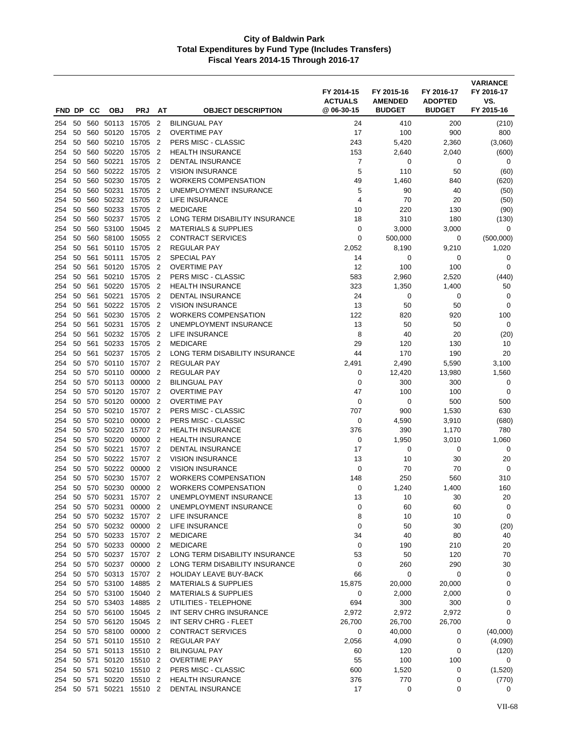# City of Baldwin Park
## Total Expenditures by Fund Type (Includes Transfers)
### Fiscal Years 2014-15 Through 2016-17

| FND | DP | CC | OBJ | PRJ | AT | OBJECT DESCRIPTION | FY 2014-15 ACTUALS @ 06-30-15 | FY 2015-16 AMENDED BUDGET | FY 2016-17 ADOPTED BUDGET | VARIANCE FY 2016-17 VS. FY 2015-16 |
|---|---|---|---|---|---|---|---|---|---|---|
| 254 | 50 | 560 | 50113 | 15705 | 2 | BILINGUAL PAY | 24 | 410 | 200 | (210) |
| 254 | 50 | 560 | 50120 | 15705 | 2 | OVERTIME PAY | 17 | 100 | 900 | 800 |
| 254 | 50 | 560 | 50210 | 15705 | 2 | PERS MISC - CLASSIC | 243 | 5,420 | 2,360 | (3,060) |
| 254 | 50 | 560 | 50220 | 15705 | 2 | HEALTH INSURANCE | 153 | 2,640 | 2,040 | (600) |
| 254 | 50 | 560 | 50221 | 15705 | 2 | DENTAL INSURANCE | 7 | 0 | 0 | 0 |
| 254 | 50 | 560 | 50222 | 15705 | 2 | VISION INSURANCE | 5 | 110 | 50 | (60) |
| 254 | 50 | 560 | 50230 | 15705 | 2 | WORKERS COMPENSATION | 49 | 1,460 | 840 | (620) |
| 254 | 50 | 560 | 50231 | 15705 | 2 | UNEMPLOYMENT INSURANCE | 5 | 90 | 40 | (50) |
| 254 | 50 | 560 | 50232 | 15705 | 2 | LIFE INSURANCE | 4 | 70 | 20 | (50) |
| 254 | 50 | 560 | 50233 | 15705 | 2 | MEDICARE | 10 | 220 | 130 | (90) |
| 254 | 50 | 560 | 50237 | 15705 | 2 | LONG TERM DISABILITY INSURANCE | 18 | 310 | 180 | (130) |
| 254 | 50 | 560 | 53100 | 15045 | 2 | MATERIALS & SUPPLIES | 0 | 3,000 | 3,000 | 0 |
| 254 | 50 | 560 | 58100 | 15055 | 2 | CONTRACT SERVICES | 0 | 500,000 | 0 | (500,000) |
| 254 | 50 | 561 | 50110 | 15705 | 2 | REGULAR PAY | 2,052 | 8,190 | 9,210 | 1,020 |
| 254 | 50 | 561 | 50111 | 15705 | 2 | SPECIAL PAY | 14 | 0 | 0 | 0 |
| 254 | 50 | 561 | 50120 | 15705 | 2 | OVERTIME PAY | 12 | 100 | 100 | 0 |
| 254 | 50 | 561 | 50210 | 15705 | 2 | PERS MISC - CLASSIC | 583 | 2,960 | 2,520 | (440) |
| 254 | 50 | 561 | 50220 | 15705 | 2 | HEALTH INSURANCE | 323 | 1,350 | 1,400 | 50 |
| 254 | 50 | 561 | 50221 | 15705 | 2 | DENTAL INSURANCE | 24 | 0 | 0 | 0 |
| 254 | 50 | 561 | 50222 | 15705 | 2 | VISION INSURANCE | 13 | 50 | 50 | 0 |
| 254 | 50 | 561 | 50230 | 15705 | 2 | WORKERS COMPENSATION | 122 | 820 | 920 | 100 |
| 254 | 50 | 561 | 50231 | 15705 | 2 | UNEMPLOYMENT INSURANCE | 13 | 50 | 50 | 0 |
| 254 | 50 | 561 | 50232 | 15705 | 2 | LIFE INSURANCE | 8 | 40 | 20 | (20) |
| 254 | 50 | 561 | 50233 | 15705 | 2 | MEDICARE | 29 | 120 | 130 | 10 |
| 254 | 50 | 561 | 50237 | 15705 | 2 | LONG TERM DISABILITY INSURANCE | 44 | 170 | 190 | 20 |
| 254 | 50 | 570 | 50110 | 15707 | 2 | REGULAR PAY | 2,491 | 2,490 | 5,590 | 3,100 |
| 254 | 50 | 570 | 50110 | 00000 | 2 | REGULAR PAY | 0 | 12,420 | 13,980 | 1,560 |
| 254 | 50 | 570 | 50113 | 00000 | 2 | BILINGUAL PAY | 0 | 300 | 300 | 0 |
| 254 | 50 | 570 | 50120 | 15707 | 2 | OVERTIME PAY | 47 | 100 | 100 | 0 |
| 254 | 50 | 570 | 50120 | 00000 | 2 | OVERTIME PAY | 0 | 0 | 500 | 500 |
| 254 | 50 | 570 | 50210 | 15707 | 2 | PERS MISC - CLASSIC | 707 | 900 | 1,530 | 630 |
| 254 | 50 | 570 | 50210 | 00000 | 2 | PERS MISC - CLASSIC | 0 | 4,590 | 3,910 | (680) |
| 254 | 50 | 570 | 50220 | 15707 | 2 | HEALTH INSURANCE | 376 | 390 | 1,170 | 780 |
| 254 | 50 | 570 | 50220 | 00000 | 2 | HEALTH INSURANCE | 0 | 1,950 | 3,010 | 1,060 |
| 254 | 50 | 570 | 50221 | 15707 | 2 | DENTAL INSURANCE | 17 | 0 | 0 | 0 |
| 254 | 50 | 570 | 50222 | 15707 | 2 | VISION INSURANCE | 13 | 10 | 30 | 20 |
| 254 | 50 | 570 | 50222 | 00000 | 2 | VISION INSURANCE | 0 | 70 | 70 | 0 |
| 254 | 50 | 570 | 50230 | 15707 | 2 | WORKERS COMPENSATION | 148 | 250 | 560 | 310 |
| 254 | 50 | 570 | 50230 | 00000 | 2 | WORKERS COMPENSATION | 0 | 1,240 | 1,400 | 160 |
| 254 | 50 | 570 | 50231 | 15707 | 2 | UNEMPLOYMENT INSURANCE | 13 | 10 | 30 | 20 |
| 254 | 50 | 570 | 50231 | 00000 | 2 | UNEMPLOYMENT INSURANCE | 0 | 60 | 60 | 0 |
| 254 | 50 | 570 | 50232 | 15707 | 2 | LIFE INSURANCE | 8 | 10 | 10 | 0 |
| 254 | 50 | 570 | 50232 | 00000 | 2 | LIFE INSURANCE | 0 | 50 | 30 | (20) |
| 254 | 50 | 570 | 50233 | 15707 | 2 | MEDICARE | 34 | 40 | 80 | 40 |
| 254 | 50 | 570 | 50233 | 00000 | 2 | MEDICARE | 0 | 190 | 210 | 20 |
| 254 | 50 | 570 | 50237 | 15707 | 2 | LONG TERM DISABILITY INSURANCE | 53 | 50 | 120 | 70 |
| 254 | 50 | 570 | 50237 | 00000 | 2 | LONG TERM DISABILITY INSURANCE | 0 | 260 | 290 | 30 |
| 254 | 50 | 570 | 50313 | 15707 | 2 | HOLIDAY LEAVE BUY-BACK | 66 | 0 | 0 | 0 |
| 254 | 50 | 570 | 53100 | 14885 | 2 | MATERIALS & SUPPLIES | 15,875 | 20,000 | 20,000 | 0 |
| 254 | 50 | 570 | 53100 | 15040 | 2 | MATERIALS & SUPPLIES | 0 | 2,000 | 2,000 | 0 |
| 254 | 50 | 570 | 53403 | 14885 | 2 | UTILITIES - TELEPHONE | 694 | 300 | 300 | 0 |
| 254 | 50 | 570 | 56100 | 15045 | 2 | INT SERV CHRG INSURANCE | 2,972 | 2,972 | 2,972 | 0 |
| 254 | 50 | 570 | 56120 | 15045 | 2 | INT SERV CHRG - FLEET | 26,700 | 26,700 | 26,700 | 0 |
| 254 | 50 | 570 | 58100 | 00000 | 2 | CONTRACT SERVICES | 0 | 40,000 | 0 | (40,000) |
| 254 | 50 | 571 | 50110 | 15510 | 2 | REGULAR PAY | 2,056 | 4,090 | 0 | (4,090) |
| 254 | 50 | 571 | 50113 | 15510 | 2 | BILINGUAL PAY | 60 | 120 | 0 | (120) |
| 254 | 50 | 571 | 50120 | 15510 | 2 | OVERTIME PAY | 55 | 100 | 100 | 0 |
| 254 | 50 | 571 | 50210 | 15510 | 2 | PERS MISC - CLASSIC | 600 | 1,520 | 0 | (1,520) |
| 254 | 50 | 571 | 50220 | 15510 | 2 | HEALTH INSURANCE | 376 | 770 | 0 | (770) |
| 254 | 50 | 571 | 50221 | 15510 | 2 | DENTAL INSURANCE | 17 | 0 | 0 | 0 |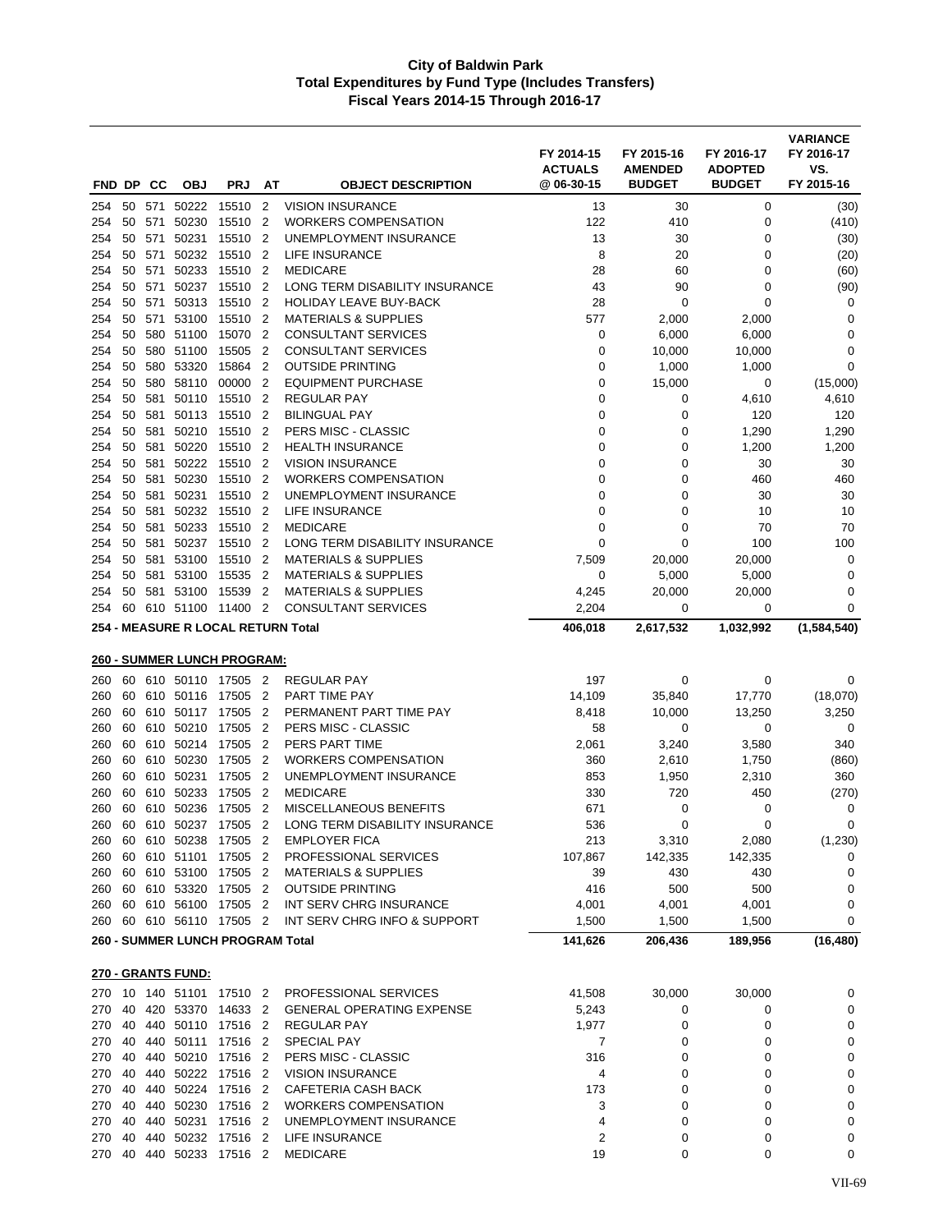# City of Baldwin Park
## Total Expenditures by Fund Type (Includes Transfers)
### Fiscal Years 2014-15 Through 2016-17

| FND | DP | CC | OBJ | PRJ | AT | OBJECT DESCRIPTION | FY 2014-15 ACTUALS @ 06-30-15 | FY 2015-16 AMENDED BUDGET | FY 2016-17 ADOPTED BUDGET | VARIANCE FY 2016-17 VS. FY 2015-16 |
|---|---|---|---|---|---|---|---|---|---|---|
| 254 | 50 | 571 | 50222 | 15510 | 2 | VISION INSURANCE | 13 | 30 | 0 | (30) |
| 254 | 50 | 571 | 50230 | 15510 | 2 | WORKERS COMPENSATION | 122 | 410 | 0 | (410) |
| 254 | 50 | 571 | 50231 | 15510 | 2 | UNEMPLOYMENT INSURANCE | 13 | 30 | 0 | (30) |
| 254 | 50 | 571 | 50232 | 15510 | 2 | LIFE INSURANCE | 8 | 20 | 0 | (20) |
| 254 | 50 | 571 | 50233 | 15510 | 2 | MEDICARE | 28 | 60 | 0 | (60) |
| 254 | 50 | 571 | 50237 | 15510 | 2 | LONG TERM DISABILITY INSURANCE | 43 | 90 | 0 | (90) |
| 254 | 50 | 571 | 50313 | 15510 | 2 | HOLIDAY LEAVE BUY-BACK | 28 | 0 | 0 | 0 |
| 254 | 50 | 571 | 53100 | 15510 | 2 | MATERIALS & SUPPLIES | 577 | 2,000 | 2,000 | 0 |
| 254 | 50 | 580 | 51100 | 15070 | 2 | CONSULTANT SERVICES | 0 | 6,000 | 6,000 | 0 |
| 254 | 50 | 580 | 51100 | 15505 | 2 | CONSULTANT SERVICES | 0 | 10,000 | 10,000 | 0 |
| 254 | 50 | 580 | 53320 | 15864 | 2 | OUTSIDE PRINTING | 0 | 1,000 | 1,000 | 0 |
| 254 | 50 | 580 | 58110 | 00000 | 2 | EQUIPMENT PURCHASE | 0 | 15,000 | 0 | (15,000) |
| 254 | 50 | 581 | 50110 | 15510 | 2 | REGULAR PAY | 0 | 0 | 4,610 | 4,610 |
| 254 | 50 | 581 | 50113 | 15510 | 2 | BILINGUAL PAY | 0 | 0 | 120 | 120 |
| 254 | 50 | 581 | 50210 | 15510 | 2 | PERS MISC - CLASSIC | 0 | 0 | 1,290 | 1,290 |
| 254 | 50 | 581 | 50220 | 15510 | 2 | HEALTH INSURANCE | 0 | 0 | 1,200 | 1,200 |
| 254 | 50 | 581 | 50222 | 15510 | 2 | VISION INSURANCE | 0 | 0 | 30 | 30 |
| 254 | 50 | 581 | 50230 | 15510 | 2 | WORKERS COMPENSATION | 0 | 0 | 460 | 460 |
| 254 | 50 | 581 | 50231 | 15510 | 2 | UNEMPLOYMENT INSURANCE | 0 | 0 | 30 | 30 |
| 254 | 50 | 581 | 50232 | 15510 | 2 | LIFE INSURANCE | 0 | 0 | 10 | 10 |
| 254 | 50 | 581 | 50233 | 15510 | 2 | MEDICARE | 0 | 0 | 70 | 70 |
| 254 | 50 | 581 | 50237 | 15510 | 2 | LONG TERM DISABILITY INSURANCE | 0 | 0 | 100 | 100 |
| 254 | 50 | 581 | 53100 | 15510 | 2 | MATERIALS & SUPPLIES | 7,509 | 20,000 | 20,000 | 0 |
| 254 | 50 | 581 | 53100 | 15535 | 2 | MATERIALS & SUPPLIES | 0 | 5,000 | 5,000 | 0 |
| 254 | 50 | 581 | 53100 | 15539 | 2 | MATERIALS & SUPPLIES | 4,245 | 20,000 | 20,000 | 0 |
| 254 | 60 | 610 | 51100 | 11400 | 2 | CONSULTANT SERVICES | 2,204 | 0 | 0 | 0 |
| **254 - MEASURE R LOCAL RETURN Total** | | | | | | | **406,018** | **2,617,532** | **1,032,992** | **(1,584,540)** |
| **260 - SUMMER LUNCH PROGRAM:** | | | | | | | | | | |
| 260 | 60 | 610 | 50110 | 17505 | 2 | REGULAR PAY | 197 | 0 | 0 | 0 |
| 260 | 60 | 610 | 50116 | 17505 | 2 | PART TIME PAY | 14,109 | 35,840 | 17,770 | (18,070) |
| 260 | 60 | 610 | 50117 | 17505 | 2 | PERMANENT PART TIME PAY | 8,418 | 10,000 | 13,250 | 3,250 |
| 260 | 60 | 610 | 50210 | 17505 | 2 | PERS MISC - CLASSIC | 58 | 0 | 0 | 0 |
| 260 | 60 | 610 | 50214 | 17505 | 2 | PERS PART TIME | 2,061 | 3,240 | 3,580 | 340 |
| 260 | 60 | 610 | 50230 | 17505 | 2 | WORKERS COMPENSATION | 360 | 2,610 | 1,750 | (860) |
| 260 | 60 | 610 | 50231 | 17505 | 2 | UNEMPLOYMENT INSURANCE | 853 | 1,950 | 2,310 | 360 |
| 260 | 60 | 610 | 50233 | 17505 | 2 | MEDICARE | 330 | 720 | 450 | (270) |
| 260 | 60 | 610 | 50236 | 17505 | 2 | MISCELLANEOUS BENEFITS | 671 | 0 | 0 | 0 |
| 260 | 60 | 610 | 50237 | 17505 | 2 | LONG TERM DISABILITY INSURANCE | 536 | 0 | 0 | 0 |
| 260 | 60 | 610 | 50238 | 17505 | 2 | EMPLOYER FICA | 213 | 3,310 | 2,080 | (1,230) |
| 260 | 60 | 610 | 51101 | 17505 | 2 | PROFESSIONAL SERVICES | 107,867 | 142,335 | 142,335 | 0 |
| 260 | 60 | 610 | 53100 | 17505 | 2 | MATERIALS & SUPPLIES | 39 | 430 | 430 | 0 |
| 260 | 60 | 610 | 53320 | 17505 | 2 | OUTSIDE PRINTING | 416 | 500 | 500 | 0 |
| 260 | 60 | 610 | 56100 | 17505 | 2 | INT SERV CHRG INSURANCE | 4,001 | 4,001 | 4,001 | 0 |
| 260 | 60 | 610 | 56110 | 17505 | 2 | INT SERV CHRG INFO & SUPPORT | 1,500 | 1,500 | 1,500 | 0 |
| **260 - SUMMER LUNCH PROGRAM Total** | | | | | | | **141,626** | **206,436** | **189,956** | **(16,480)** |
| **270 - GRANTS FUND:** | | | | | | | | | | |
| 270 | 10 | 140 | 51101 | 17510 | 2 | PROFESSIONAL SERVICES | 41,508 | 30,000 | 30,000 | 0 |
| 270 | 40 | 420 | 53370 | 14633 | 2 | GENERAL OPERATING EXPENSE | 5,243 | 0 | 0 | 0 |
| 270 | 40 | 440 | 50110 | 17516 | 2 | REGULAR PAY | 1,977 | 0 | 0 | 0 |
| 270 | 40 | 440 | 50111 | 17516 | 2 | SPECIAL PAY | 7 | 0 | 0 | 0 |
| 270 | 40 | 440 | 50210 | 17516 | 2 | PERS MISC - CLASSIC | 316 | 0 | 0 | 0 |
| 270 | 40 | 440 | 50222 | 17516 | 2 | VISION INSURANCE | 4 | 0 | 0 | 0 |
| 270 | 40 | 440 | 50224 | 17516 | 2 | CAFETERIA CASH BACK | 173 | 0 | 0 | 0 |
| 270 | 40 | 440 | 50230 | 17516 | 2 | WORKERS COMPENSATION | 3 | 0 | 0 | 0 |
| 270 | 40 | 440 | 50231 | 17516 | 2 | UNEMPLOYMENT INSURANCE | 4 | 0 | 0 | 0 |
| 270 | 40 | 440 | 50232 | 17516 | 2 | LIFE INSURANCE | 2 | 0 | 0 | 0 |
| 270 | 40 | 440 | 50233 | 17516 | 2 | MEDICARE | 19 | 0 | 0 | 0 |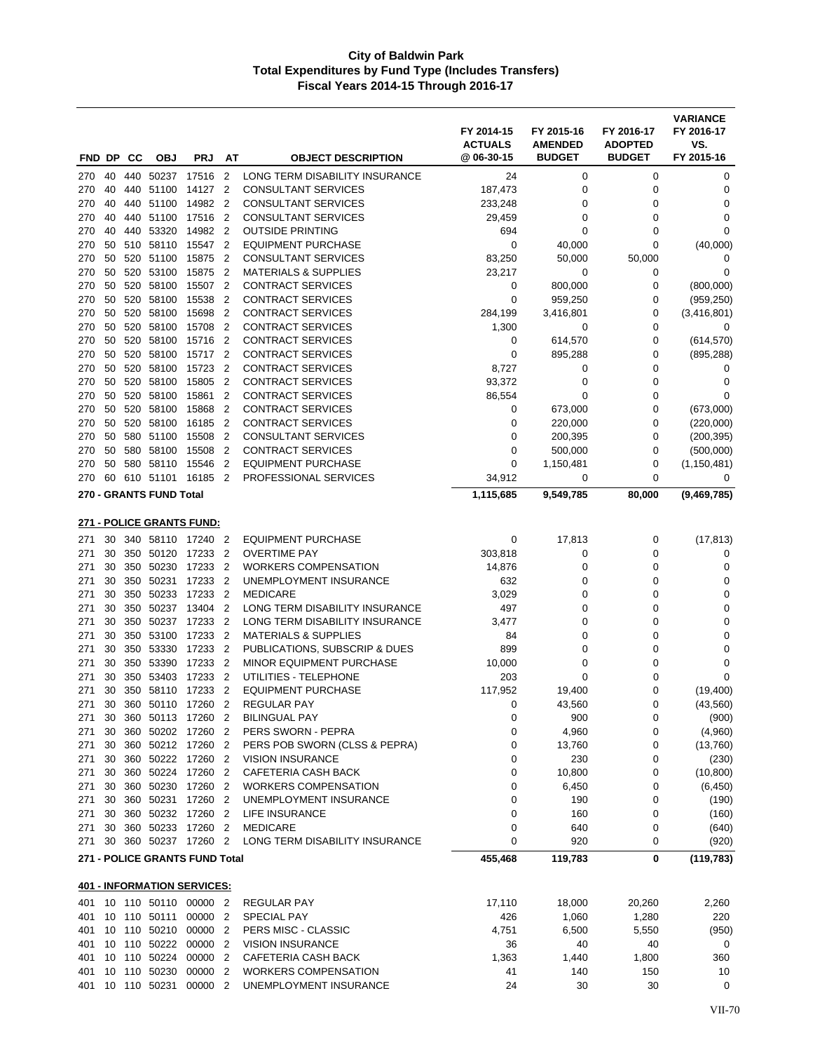# City of Baldwin Park
## Total Expenditures by Fund Type (Includes Transfers)
## Fiscal Years 2014-15 Through 2016-17

| FND | DP | CC | OBJ | PRJ | AT | OBJECT DESCRIPTION | FY 2014-15 ACTUALS @ 06-30-15 | FY 2015-16 AMENDED BUDGET | FY 2016-17 ADOPTED BUDGET | VARIANCE FY 2016-17 VS. FY 2015-16 |
|---|---|---|---|---|---|---|---|---|---|---|
| 270 | 40 | 440 | 50237 | 17516 | 2 | LONG TERM DISABILITY INSURANCE | 24 | 0 | 0 | 0 |
| 270 | 40 | 440 | 51100 | 14127 | 2 | CONSULTANT SERVICES | 187,473 | 0 | 0 | 0 |
| 270 | 40 | 440 | 51100 | 14982 | 2 | CONSULTANT SERVICES | 233,248 | 0 | 0 | 0 |
| 270 | 40 | 440 | 51100 | 17516 | 2 | CONSULTANT SERVICES | 29,459 | 0 | 0 | 0 |
| 270 | 40 | 440 | 53320 | 14982 | 2 | OUTSIDE PRINTING | 694 | 0 | 0 | 0 |
| 270 | 50 | 510 | 58110 | 15547 | 2 | EQUIPMENT PURCHASE | 0 | 40,000 | 0 | (40,000) |
| 270 | 50 | 520 | 51100 | 15875 | 2 | CONSULTANT SERVICES | 83,250 | 50,000 | 50,000 | 0 |
| 270 | 50 | 520 | 53100 | 15875 | 2 | MATERIALS & SUPPLIES | 23,217 | 0 | 0 | 0 |
| 270 | 50 | 520 | 58100 | 15507 | 2 | CONTRACT SERVICES | 0 | 800,000 | 0 | (800,000) |
| 270 | 50 | 520 | 58100 | 15538 | 2 | CONTRACT SERVICES | 0 | 959,250 | 0 | (959,250) |
| 270 | 50 | 520 | 58100 | 15698 | 2 | CONTRACT SERVICES | 284,199 | 3,416,801 | 0 | (3,416,801) |
| 270 | 50 | 520 | 58100 | 15708 | 2 | CONTRACT SERVICES | 1,300 | 0 | 0 | 0 |
| 270 | 50 | 520 | 58100 | 15716 | 2 | CONTRACT SERVICES | 0 | 614,570 | 0 | (614,570) |
| 270 | 50 | 520 | 58100 | 15717 | 2 | CONTRACT SERVICES | 0 | 895,288 | 0 | (895,288) |
| 270 | 50 | 520 | 58100 | 15723 | 2 | CONTRACT SERVICES | 8,727 | 0 | 0 | 0 |
| 270 | 50 | 520 | 58100 | 15805 | 2 | CONTRACT SERVICES | 93,372 | 0 | 0 | 0 |
| 270 | 50 | 520 | 58100 | 15861 | 2 | CONTRACT SERVICES | 86,554 | 0 | 0 | 0 |
| 270 | 50 | 520 | 58100 | 15868 | 2 | CONTRACT SERVICES | 0 | 673,000 | 0 | (673,000) |
| 270 | 50 | 520 | 58100 | 16185 | 2 | CONTRACT SERVICES | 0 | 220,000 | 0 | (220,000) |
| 270 | 50 | 580 | 51100 | 15508 | 2 | CONSULTANT SERVICES | 0 | 200,395 | 0 | (200,395) |
| 270 | 50 | 580 | 58100 | 15508 | 2 | CONTRACT SERVICES | 0 | 500,000 | 0 | (500,000) |
| 270 | 50 | 580 | 58110 | 15546 | 2 | EQUIPMENT PURCHASE | 0 | 1,150,481 | 0 | (1,150,481) |
| 270 | 60 | 610 | 51101 | 16185 | 2 | PROFESSIONAL SERVICES | 34,912 | 0 | 0 | 0 |
| **270 - GRANTS FUND Total** | | | | | | | **1,115,685** | **9,549,785** | **80,000** | **(9,469,785)** |
| **271 - POLICE GRANTS FUND:** | | | | | | | | | | |
| 271 | 30 | 340 | 58110 | 17240 | 2 | EQUIPMENT PURCHASE | 0 | 17,813 | 0 | (17,813) |
| 271 | 30 | 350 | 50120 | 17233 | 2 | OVERTIME PAY | 303,818 | 0 | 0 | 0 |
| 271 | 30 | 350 | 50230 | 17233 | 2 | WORKERS COMPENSATION | 14,876 | 0 | 0 | 0 |
| 271 | 30 | 350 | 50231 | 17233 | 2 | UNEMPLOYMENT INSURANCE | 632 | 0 | 0 | 0 |
| 271 | 30 | 350 | 50233 | 17233 | 2 | MEDICARE | 3,029 | 0 | 0 | 0 |
| 271 | 30 | 350 | 50237 | 13404 | 2 | LONG TERM DISABILITY INSURANCE | 497 | 0 | 0 | 0 |
| 271 | 30 | 350 | 50237 | 17233 | 2 | LONG TERM DISABILITY INSURANCE | 3,477 | 0 | 0 | 0 |
| 271 | 30 | 350 | 53100 | 17233 | 2 | MATERIALS & SUPPLIES | 84 | 0 | 0 | 0 |
| 271 | 30 | 350 | 53330 | 17233 | 2 | PUBLICATIONS, SUBSCRIP & DUES | 899 | 0 | 0 | 0 |
| 271 | 30 | 350 | 53390 | 17233 | 2 | MINOR EQUIPMENT PURCHASE | 10,000 | 0 | 0 | 0 |
| 271 | 30 | 350 | 53403 | 17233 | 2 | UTILITIES - TELEPHONE | 203 | 0 | 0 | 0 |
| 271 | 30 | 350 | 58110 | 17233 | 2 | EQUIPMENT PURCHASE | 117,952 | 19,400 | 0 | (19,400) |
| 271 | 30 | 360 | 50110 | 17260 | 2 | REGULAR PAY | 0 | 43,560 | 0 | (43,560) |
| 271 | 30 | 360 | 50113 | 17260 | 2 | BILINGUAL PAY | 0 | 900 | 0 | (900) |
| 271 | 30 | 360 | 50202 | 17260 | 2 | PERS SWORN - PEPRA | 0 | 4,960 | 0 | (4,960) |
| 271 | 30 | 360 | 50212 | 17260 | 2 | PERS POB SWORN (CLSS & PEPRA) | 0 | 13,760 | 0 | (13,760) |
| 271 | 30 | 360 | 50222 | 17260 | 2 | VISION INSURANCE | 0 | 230 | 0 | (230) |
| 271 | 30 | 360 | 50224 | 17260 | 2 | CAFETERIA CASH BACK | 0 | 10,800 | 0 | (10,800) |
| 271 | 30 | 360 | 50230 | 17260 | 2 | WORKERS COMPENSATION | 0 | 6,450 | 0 | (6,450) |
| 271 | 30 | 360 | 50231 | 17260 | 2 | UNEMPLOYMENT INSURANCE | 0 | 190 | 0 | (190) |
| 271 | 30 | 360 | 50232 | 17260 | 2 | LIFE INSURANCE | 0 | 160 | 0 | (160) |
| 271 | 30 | 360 | 50233 | 17260 | 2 | MEDICARE | 0 | 640 | 0 | (640) |
| 271 | 30 | 360 | 50237 | 17260 | 2 | LONG TERM DISABILITY INSURANCE | 0 | 920 | 0 | (920) |
| **271 - POLICE GRANTS FUND Total** | | | | | | | **455,468** | **119,783** | **0** | **(119,783)** |
| **401 - INFORMATION SERVICES:** | | | | | | | | | | |
| 401 | 10 | 110 | 50110 | 00000 | 2 | REGULAR PAY | 17,110 | 18,000 | 20,260 | 2,260 |
| 401 | 10 | 110 | 50111 | 00000 | 2 | SPECIAL PAY | 426 | 1,060 | 1,280 | 220 |
| 401 | 10 | 110 | 50210 | 00000 | 2 | PERS MISC - CLASSIC | 4,751 | 6,500 | 5,550 | (950) |
| 401 | 10 | 110 | 50222 | 00000 | 2 | VISION INSURANCE | 36 | 40 | 40 | 0 |
| 401 | 10 | 110 | 50224 | 00000 | 2 | CAFETERIA CASH BACK | 1,363 | 1,440 | 1,800 | 360 |
| 401 | 10 | 110 | 50230 | 00000 | 2 | WORKERS COMPENSATION | 41 | 140 | 150 | 10 |
| 401 | 10 | 110 | 50231 | 00000 | 2 | UNEMPLOYMENT INSURANCE | 24 | 30 | 30 | 0 |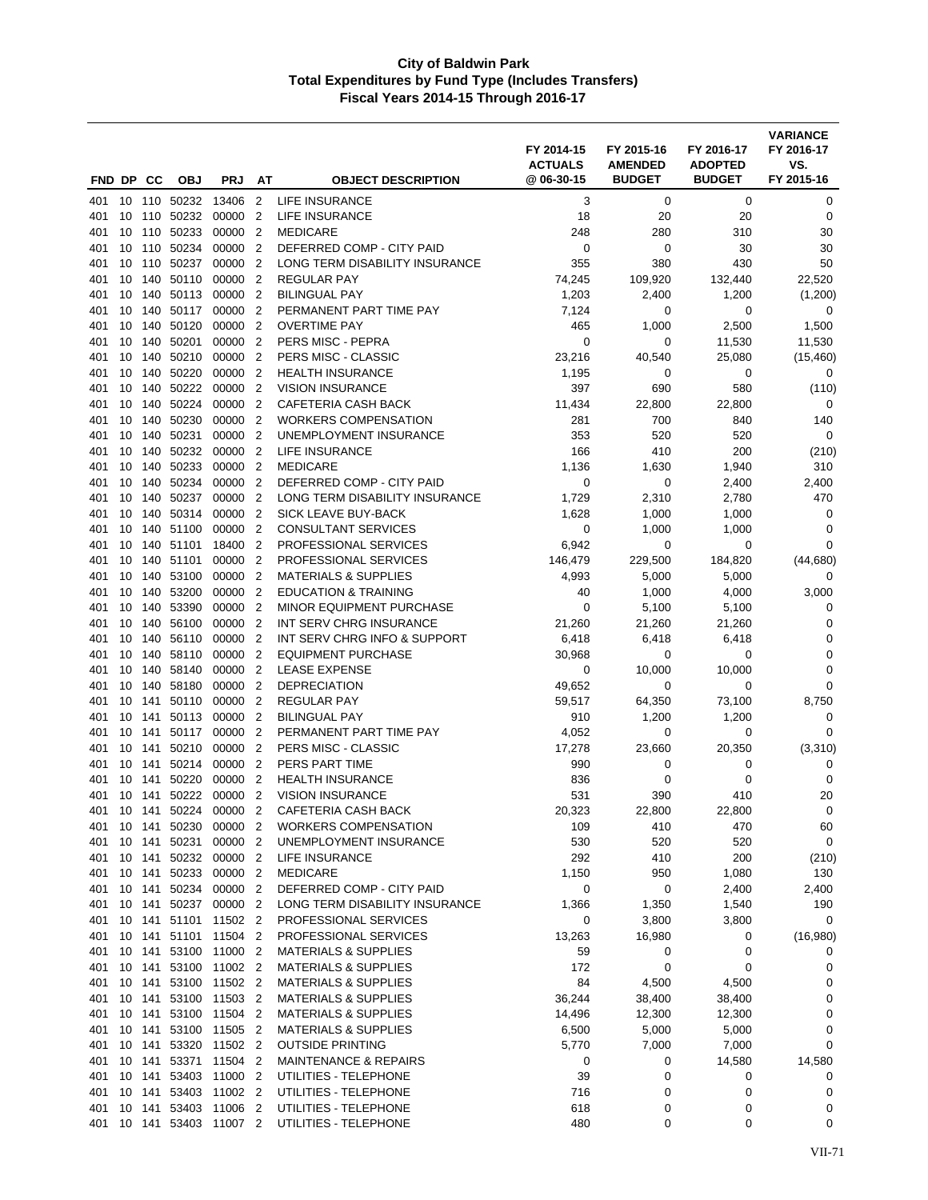# City of Baldwin Park
## Total Expenditures by Fund Type (Includes Transfers)
### Fiscal Years 2014-15 Through 2016-17

| FND | DP | CC | OBJ | PRJ | AT | OBJECT DESCRIPTION | FY 2014-15 ACTUALS @ 06-30-15 | FY 2015-16 AMENDED BUDGET | FY 2016-17 ADOPTED BUDGET | VARIANCE FY 2016-17 VS. FY 2015-16 |
|---|---|---|---|---|---|---|---|---|---|---|
| 401 | 10 | 110 | 50232 | 13406 | 2 | LIFE INSURANCE | 3 | 0 | 0 | 0 |
| 401 | 10 | 110 | 50232 | 00000 | 2 | LIFE INSURANCE | 18 | 20 | 20 | 0 |
| 401 | 10 | 110 | 50233 | 00000 | 2 | MEDICARE | 248 | 280 | 310 | 30 |
| 401 | 10 | 110 | 50234 | 00000 | 2 | DEFERRED COMP - CITY PAID | 0 | 0 | 30 | 30 |
| 401 | 10 | 110 | 50237 | 00000 | 2 | LONG TERM DISABILITY INSURANCE | 355 | 380 | 430 | 50 |
| 401 | 10 | 140 | 50110 | 00000 | 2 | REGULAR PAY | 74,245 | 109,920 | 132,440 | 22,520 |
| 401 | 10 | 140 | 50113 | 00000 | 2 | BILINGUAL PAY | 1,203 | 2,400 | 1,200 | (1,200) |
| 401 | 10 | 140 | 50117 | 00000 | 2 | PERMANENT PART TIME PAY | 7,124 | 0 | 0 | 0 |
| 401 | 10 | 140 | 50120 | 00000 | 2 | OVERTIME PAY | 465 | 1,000 | 2,500 | 1,500 |
| 401 | 10 | 140 | 50201 | 00000 | 2 | PERS MISC - PEPRA | 0 | 0 | 11,530 | 11,530 |
| 401 | 10 | 140 | 50210 | 00000 | 2 | PERS MISC - CLASSIC | 23,216 | 40,540 | 25,080 | (15,460) |
| 401 | 10 | 140 | 50220 | 00000 | 2 | HEALTH INSURANCE | 1,195 | 0 | 0 | 0 |
| 401 | 10 | 140 | 50222 | 00000 | 2 | VISION INSURANCE | 397 | 690 | 580 | (110) |
| 401 | 10 | 140 | 50224 | 00000 | 2 | CAFETERIA CASH BACK | 11,434 | 22,800 | 22,800 | 0 |
| 401 | 10 | 140 | 50230 | 00000 | 2 | WORKERS COMPENSATION | 281 | 700 | 840 | 140 |
| 401 | 10 | 140 | 50231 | 00000 | 2 | UNEMPLOYMENT INSURANCE | 353 | 520 | 520 | 0 |
| 401 | 10 | 140 | 50232 | 00000 | 2 | LIFE INSURANCE | 166 | 410 | 200 | (210) |
| 401 | 10 | 140 | 50233 | 00000 | 2 | MEDICARE | 1,136 | 1,630 | 1,940 | 310 |
| 401 | 10 | 140 | 50234 | 00000 | 2 | DEFERRED COMP - CITY PAID | 0 | 0 | 2,400 | 2,400 |
| 401 | 10 | 140 | 50237 | 00000 | 2 | LONG TERM DISABILITY INSURANCE | 1,729 | 2,310 | 2,780 | 470 |
| 401 | 10 | 140 | 50314 | 00000 | 2 | SICK LEAVE BUY-BACK | 1,628 | 1,000 | 1,000 | 0 |
| 401 | 10 | 140 | 51100 | 00000 | 2 | CONSULTANT SERVICES | 0 | 1,000 | 1,000 | 0 |
| 401 | 10 | 140 | 51101 | 18400 | 2 | PROFESSIONAL SERVICES | 6,942 | 0 | 0 | 0 |
| 401 | 10 | 140 | 51101 | 00000 | 2 | PROFESSIONAL SERVICES | 146,479 | 229,500 | 184,820 | (44,680) |
| 401 | 10 | 140 | 53100 | 00000 | 2 | MATERIALS & SUPPLIES | 4,993 | 5,000 | 5,000 | 0 |
| 401 | 10 | 140 | 53200 | 00000 | 2 | EDUCATION & TRAINING | 40 | 1,000 | 4,000 | 3,000 |
| 401 | 10 | 140 | 53390 | 00000 | 2 | MINOR EQUIPMENT PURCHASE | 0 | 5,100 | 5,100 | 0 |
| 401 | 10 | 140 | 56100 | 00000 | 2 | INT SERV CHRG INSURANCE | 21,260 | 21,260 | 21,260 | 0 |
| 401 | 10 | 140 | 56110 | 00000 | 2 | INT SERV CHRG INFO & SUPPORT | 6,418 | 6,418 | 6,418 | 0 |
| 401 | 10 | 140 | 58110 | 00000 | 2 | EQUIPMENT PURCHASE | 30,968 | 0 | 0 | 0 |
| 401 | 10 | 140 | 58140 | 00000 | 2 | LEASE EXPENSE | 0 | 10,000 | 10,000 | 0 |
| 401 | 10 | 140 | 58180 | 00000 | 2 | DEPRECIATION | 49,652 | 0 | 0 | 0 |
| 401 | 10 | 141 | 50110 | 00000 | 2 | REGULAR PAY | 59,517 | 64,350 | 73,100 | 8,750 |
| 401 | 10 | 141 | 50113 | 00000 | 2 | BILINGUAL PAY | 910 | 1,200 | 1,200 | 0 |
| 401 | 10 | 141 | 50117 | 00000 | 2 | PERMANENT PART TIME PAY | 4,052 | 0 | 0 | 0 |
| 401 | 10 | 141 | 50210 | 00000 | 2 | PERS MISC - CLASSIC | 17,278 | 23,660 | 20,350 | (3,310) |
| 401 | 10 | 141 | 50214 | 00000 | 2 | PERS PART TIME | 990 | 0 | 0 | 0 |
| 401 | 10 | 141 | 50220 | 00000 | 2 | HEALTH INSURANCE | 836 | 0 | 0 | 0 |
| 401 | 10 | 141 | 50222 | 00000 | 2 | VISION INSURANCE | 531 | 390 | 410 | 20 |
| 401 | 10 | 141 | 50224 | 00000 | 2 | CAFETERIA CASH BACK | 20,323 | 22,800 | 22,800 | 0 |
| 401 | 10 | 141 | 50230 | 00000 | 2 | WORKERS COMPENSATION | 109 | 410 | 470 | 60 |
| 401 | 10 | 141 | 50231 | 00000 | 2 | UNEMPLOYMENT INSURANCE | 530 | 520 | 520 | 0 |
| 401 | 10 | 141 | 50232 | 00000 | 2 | LIFE INSURANCE | 292 | 410 | 200 | (210) |
| 401 | 10 | 141 | 50233 | 00000 | 2 | MEDICARE | 1,150 | 950 | 1,080 | 130 |
| 401 | 10 | 141 | 50234 | 00000 | 2 | DEFERRED COMP - CITY PAID | 0 | 0 | 2,400 | 2,400 |
| 401 | 10 | 141 | 50237 | 00000 | 2 | LONG TERM DISABILITY INSURANCE | 1,366 | 1,350 | 1,540 | 190 |
| 401 | 10 | 141 | 51101 | 11502 | 2 | PROFESSIONAL SERVICES | 0 | 3,800 | 3,800 | 0 |
| 401 | 10 | 141 | 51101 | 11504 | 2 | PROFESSIONAL SERVICES | 13,263 | 16,980 | 0 | (16,980) |
| 401 | 10 | 141 | 53100 | 11000 | 2 | MATERIALS & SUPPLIES | 59 | 0 | 0 | 0 |
| 401 | 10 | 141 | 53100 | 11002 | 2 | MATERIALS & SUPPLIES | 172 | 0 | 0 | 0 |
| 401 | 10 | 141 | 53100 | 11502 | 2 | MATERIALS & SUPPLIES | 84 | 4,500 | 4,500 | 0 |
| 401 | 10 | 141 | 53100 | 11503 | 2 | MATERIALS & SUPPLIES | 36,244 | 38,400 | 38,400 | 0 |
| 401 | 10 | 141 | 53100 | 11504 | 2 | MATERIALS & SUPPLIES | 14,496 | 12,300 | 12,300 | 0 |
| 401 | 10 | 141 | 53100 | 11505 | 2 | MATERIALS & SUPPLIES | 6,500 | 5,000 | 5,000 | 0 |
| 401 | 10 | 141 | 53320 | 11502 | 2 | OUTSIDE PRINTING | 5,770 | 7,000 | 7,000 | 0 |
| 401 | 10 | 141 | 53371 | 11504 | 2 | MAINTENANCE & REPAIRS | 0 | 0 | 14,580 | 14,580 |
| 401 | 10 | 141 | 53403 | 11000 | 2 | UTILITIES - TELEPHONE | 39 | 0 | 0 | 0 |
| 401 | 10 | 141 | 53403 | 11002 | 2 | UTILITIES - TELEPHONE | 716 | 0 | 0 | 0 |
| 401 | 10 | 141 | 53403 | 11006 | 2 | UTILITIES - TELEPHONE | 618 | 0 | 0 | 0 |
| 401 | 10 | 141 | 53403 | 11007 | 2 | UTILITIES - TELEPHONE | 480 | 0 | 0 | 0 |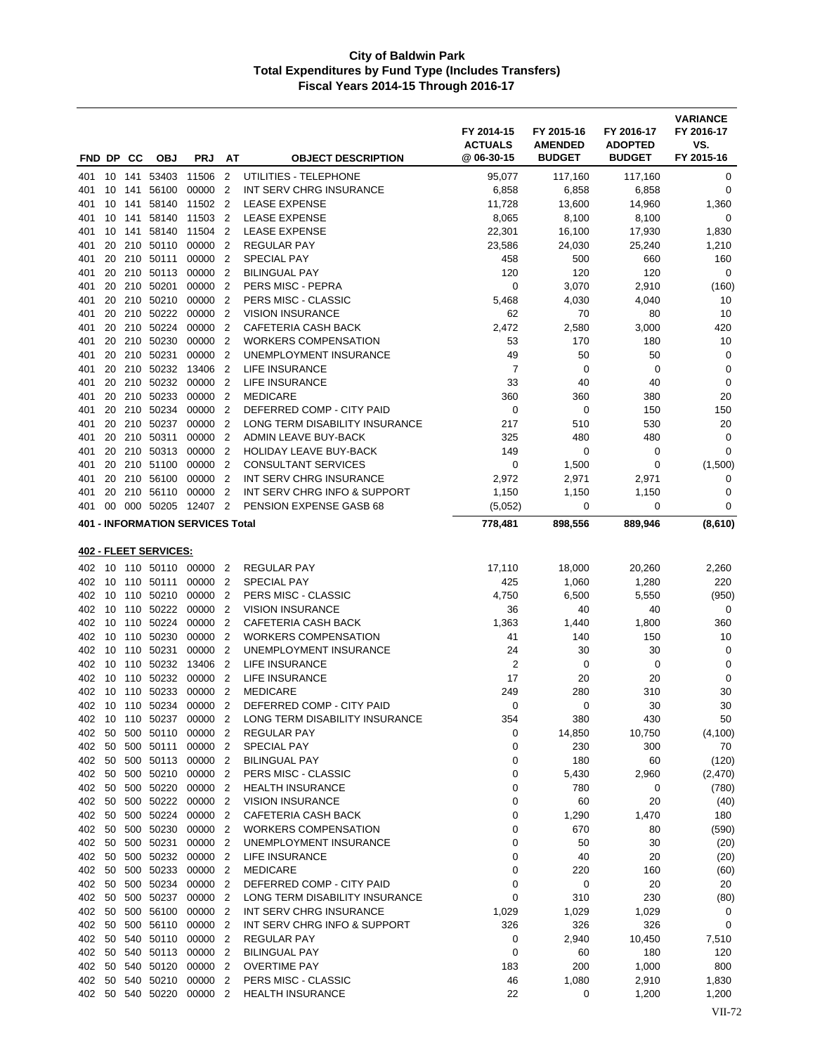# City of Baldwin Park
## Total Expenditures by Fund Type (Includes Transfers)
### Fiscal Years 2014-15 Through 2016-17

| FND | DP | CC | OBJ | PRJ | AT | OBJECT DESCRIPTION | FY 2014-15 ACTUALS @ 06-30-15 | FY 2015-16 AMENDED BUDGET | FY 2016-17 ADOPTED BUDGET | VARIANCE FY 2016-17 VS. FY 2015-16 |
|---|---|---|---|---|---|---|---|---|---|---|
| 401 | 10 | 141 | 53403 | 11506 | 2 | UTILITIES - TELEPHONE | 95,077 | 117,160 | 117,160 | 0 |
| 401 | 10 | 141 | 56100 | 00000 | 2 | INT SERV CHRG INSURANCE | 6,858 | 6,858 | 6,858 | 0 |
| 401 | 10 | 141 | 58140 | 11502 | 2 | LEASE EXPENSE | 11,728 | 13,600 | 14,960 | 1,360 |
| 401 | 10 | 141 | 58140 | 11503 | 2 | LEASE EXPENSE | 8,065 | 8,100 | 8,100 | 0 |
| 401 | 10 | 141 | 58140 | 11504 | 2 | LEASE EXPENSE | 22,301 | 16,100 | 17,930 | 1,830 |
| 401 | 20 | 210 | 50110 | 00000 | 2 | REGULAR PAY | 23,586 | 24,030 | 25,240 | 1,210 |
| 401 | 20 | 210 | 50111 | 00000 | 2 | SPECIAL PAY | 458 | 500 | 660 | 160 |
| 401 | 20 | 210 | 50113 | 00000 | 2 | BILINGUAL PAY | 120 | 120 | 120 | 0 |
| 401 | 20 | 210 | 50201 | 00000 | 2 | PERS MISC - PEPRA | 0 | 3,070 | 2,910 | (160) |
| 401 | 20 | 210 | 50210 | 00000 | 2 | PERS MISC - CLASSIC | 5,468 | 4,030 | 4,040 | 10 |
| 401 | 20 | 210 | 50222 | 00000 | 2 | VISION INSURANCE | 62 | 70 | 80 | 10 |
| 401 | 20 | 210 | 50224 | 00000 | 2 | CAFETERIA CASH BACK | 2,472 | 2,580 | 3,000 | 420 |
| 401 | 20 | 210 | 50230 | 00000 | 2 | WORKERS COMPENSATION | 53 | 170 | 180 | 10 |
| 401 | 20 | 210 | 50231 | 00000 | 2 | UNEMPLOYMENT INSURANCE | 49 | 50 | 50 | 0 |
| 401 | 20 | 210 | 50232 | 13406 | 2 | LIFE INSURANCE | 7 | 0 | 0 | 0 |
| 401 | 20 | 210 | 50232 | 00000 | 2 | LIFE INSURANCE | 33 | 40 | 40 | 0 |
| 401 | 20 | 210 | 50233 | 00000 | 2 | MEDICARE | 360 | 360 | 380 | 20 |
| 401 | 20 | 210 | 50234 | 00000 | 2 | DEFERRED COMP - CITY PAID | 0 | 0 | 150 | 150 |
| 401 | 20 | 210 | 50237 | 00000 | 2 | LONG TERM DISABILITY INSURANCE | 217 | 510 | 530 | 20 |
| 401 | 20 | 210 | 50311 | 00000 | 2 | ADMIN LEAVE BUY-BACK | 325 | 480 | 480 | 0 |
| 401 | 20 | 210 | 50313 | 00000 | 2 | HOLIDAY LEAVE BUY-BACK | 149 | 0 | 0 | 0 |
| 401 | 20 | 210 | 51100 | 00000 | 2 | CONSULTANT SERVICES | 0 | 1,500 | 0 | (1,500) |
| 401 | 20 | 210 | 56100 | 00000 | 2 | INT SERV CHRG INSURANCE | 2,972 | 2,971 | 2,971 | 0 |
| 401 | 20 | 210 | 56110 | 00000 | 2 | INT SERV CHRG INFO & SUPPORT | 1,150 | 1,150 | 1,150 | 0 |
| 401 | 00 | 000 | 50205 | 12407 | 2 | PENSION EXPENSE GASB 68 | (5,052) | 0 | 0 | 0 |
| **401 - INFORMATION SERVICES Total** | | | | | | | **778,481** | **898,556** | **889,946** | **(8,610)** |
| **402 - FLEET SERVICES:** | | | | | | | | | | |
| 402 | 10 | 110 | 50110 | 00000 | 2 | REGULAR PAY | 17,110 | 18,000 | 20,260 | 2,260 |
| 402 | 10 | 110 | 50111 | 00000 | 2 | SPECIAL PAY | 425 | 1,060 | 1,280 | 220 |
| 402 | 10 | 110 | 50210 | 00000 | 2 | PERS MISC - CLASSIC | 4,750 | 6,500 | 5,550 | (950) |
| 402 | 10 | 110 | 50222 | 00000 | 2 | VISION INSURANCE | 36 | 40 | 40 | 0 |
| 402 | 10 | 110 | 50224 | 00000 | 2 | CAFETERIA CASH BACK | 1,363 | 1,440 | 1,800 | 360 |
| 402 | 10 | 110 | 50230 | 00000 | 2 | WORKERS COMPENSATION | 41 | 140 | 150 | 10 |
| 402 | 10 | 110 | 50231 | 00000 | 2 | UNEMPLOYMENT INSURANCE | 24 | 30 | 30 | 0 |
| 402 | 10 | 110 | 50232 | 13406 | 2 | LIFE INSURANCE | 2 | 0 | 0 | 0 |
| 402 | 10 | 110 | 50232 | 00000 | 2 | LIFE INSURANCE | 17 | 20 | 20 | 0 |
| 402 | 10 | 110 | 50233 | 00000 | 2 | MEDICARE | 249 | 280 | 310 | 30 |
| 402 | 10 | 110 | 50234 | 00000 | 2 | DEFERRED COMP - CITY PAID | 0 | 0 | 30 | 30 |
| 402 | 10 | 110 | 50237 | 00000 | 2 | LONG TERM DISABILITY INSURANCE | 354 | 380 | 430 | 50 |
| 402 | 50 | 500 | 50110 | 00000 | 2 | REGULAR PAY | 0 | 14,850 | 10,750 | (4,100) |
| 402 | 50 | 500 | 50111 | 00000 | 2 | SPECIAL PAY | 0 | 230 | 300 | 70 |
| 402 | 50 | 500 | 50113 | 00000 | 2 | BILINGUAL PAY | 0 | 180 | 60 | (120) |
| 402 | 50 | 500 | 50210 | 00000 | 2 | PERS MISC - CLASSIC | 0 | 5,430 | 2,960 | (2,470) |
| 402 | 50 | 500 | 50220 | 00000 | 2 | HEALTH INSURANCE | 0 | 780 | 0 | (780) |
| 402 | 50 | 500 | 50222 | 00000 | 2 | VISION INSURANCE | 0 | 60 | 20 | (40) |
| 402 | 50 | 500 | 50224 | 00000 | 2 | CAFETERIA CASH BACK | 0 | 1,290 | 1,470 | 180 |
| 402 | 50 | 500 | 50230 | 00000 | 2 | WORKERS COMPENSATION | 0 | 670 | 80 | (590) |
| 402 | 50 | 500 | 50231 | 00000 | 2 | UNEMPLOYMENT INSURANCE | 0 | 50 | 30 | (20) |
| 402 | 50 | 500 | 50232 | 00000 | 2 | LIFE INSURANCE | 0 | 40 | 20 | (20) |
| 402 | 50 | 500 | 50233 | 00000 | 2 | MEDICARE | 0 | 220 | 160 | (60) |
| 402 | 50 | 500 | 50234 | 00000 | 2 | DEFERRED COMP - CITY PAID | 0 | 0 | 20 | 20 |
| 402 | 50 | 500 | 50237 | 00000 | 2 | LONG TERM DISABILITY INSURANCE | 0 | 310 | 230 | (80) |
| 402 | 50 | 500 | 56100 | 00000 | 2 | INT SERV CHRG INSURANCE | 1,029 | 1,029 | 1,029 | 0 |
| 402 | 50 | 500 | 56110 | 00000 | 2 | INT SERV CHRG INFO & SUPPORT | 326 | 326 | 326 | 0 |
| 402 | 50 | 540 | 50110 | 00000 | 2 | REGULAR PAY | 0 | 2,940 | 10,450 | 7,510 |
| 402 | 50 | 540 | 50113 | 00000 | 2 | BILINGUAL PAY | 0 | 60 | 180 | 120 |
| 402 | 50 | 540 | 50120 | 00000 | 2 | OVERTIME PAY | 183 | 200 | 1,000 | 800 |
| 402 | 50 | 540 | 50210 | 00000 | 2 | PERS MISC - CLASSIC | 46 | 1,080 | 2,910 | 1,830 |
| 402 | 50 | 540 | 50220 | 00000 | 2 | HEALTH INSURANCE | 22 | 0 | 1,200 | 1,200 |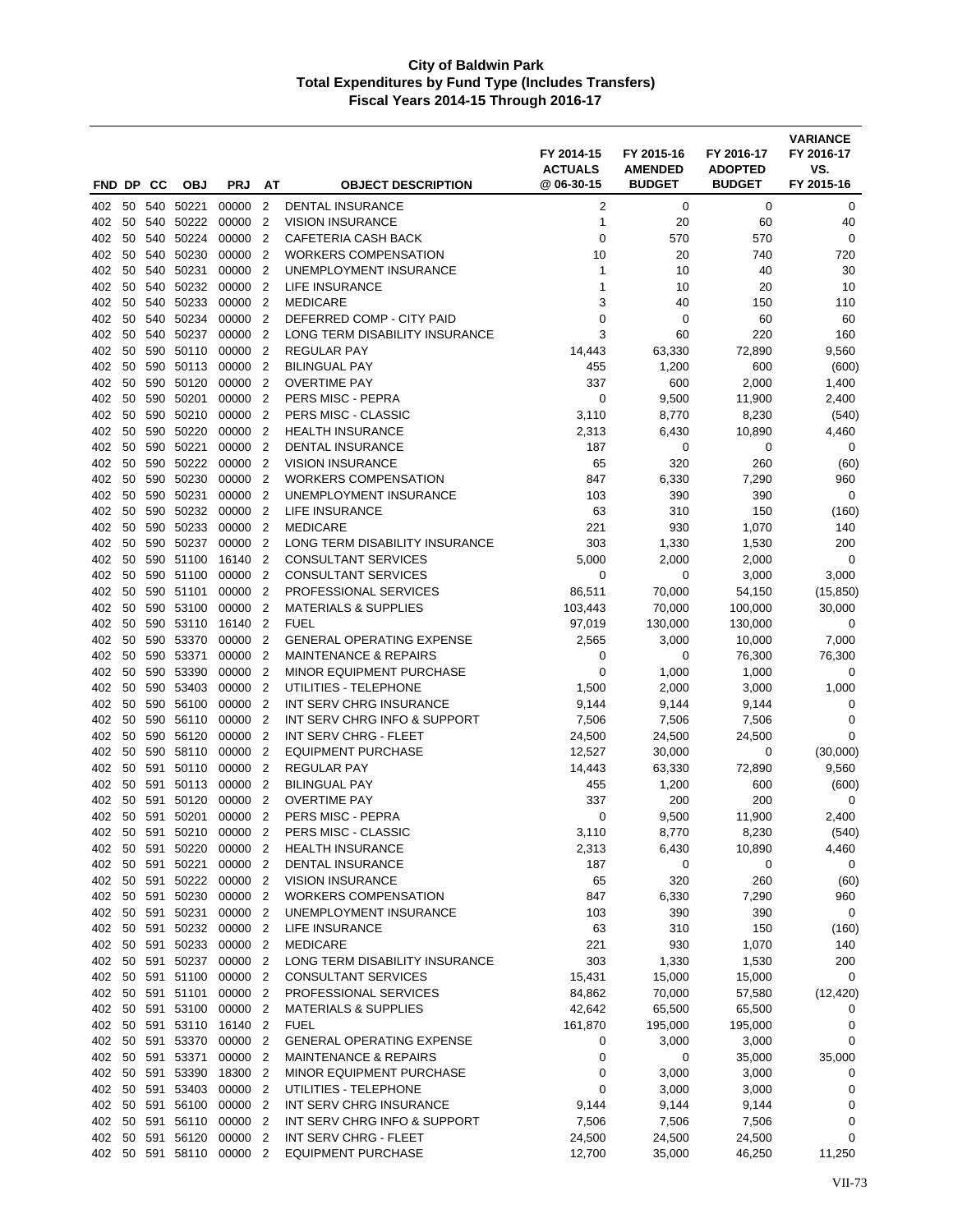**City of Baldwin Park**
**Total Expenditures by Fund Type (Includes Transfers)**
**Fiscal Years 2014-15 Through 2016-17**

| FND | DP | CC | OBJ | PRJ | AT | OBJECT DESCRIPTION | FY 2014-15 ACTUALS @ 06-30-15 | FY 2015-16 AMENDED BUDGET | FY 2016-17 ADOPTED BUDGET | VARIANCE FY 2016-17 VS. FY 2015-16 |
|---|---|---|---|---|---|---|---|---|---|---|
| 402 | 50 | 540 | 50221 | 00000 | 2 | DENTAL INSURANCE | 2 | 0 | 0 | 0 |
| 402 | 50 | 540 | 50222 | 00000 | 2 | VISION INSURANCE | 1 | 20 | 60 | 40 |
| 402 | 50 | 540 | 50224 | 00000 | 2 | CAFETERIA CASH BACK | 0 | 570 | 570 | 0 |
| 402 | 50 | 540 | 50230 | 00000 | 2 | WORKERS COMPENSATION | 10 | 20 | 740 | 720 |
| 402 | 50 | 540 | 50231 | 00000 | 2 | UNEMPLOYMENT INSURANCE | 1 | 10 | 40 | 30 |
| 402 | 50 | 540 | 50232 | 00000 | 2 | LIFE INSURANCE | 1 | 10 | 20 | 10 |
| 402 | 50 | 540 | 50233 | 00000 | 2 | MEDICARE | 3 | 40 | 150 | 110 |
| 402 | 50 | 540 | 50234 | 00000 | 2 | DEFERRED COMP - CITY PAID | 0 | 0 | 60 | 60 |
| 402 | 50 | 540 | 50237 | 00000 | 2 | LONG TERM DISABILITY INSURANCE | 3 | 60 | 220 | 160 |
| 402 | 50 | 590 | 50110 | 00000 | 2 | REGULAR PAY | 14,443 | 63,330 | 72,890 | 9,560 |
| 402 | 50 | 590 | 50113 | 00000 | 2 | BILINGUAL PAY | 455 | 1,200 | 600 | (600) |
| 402 | 50 | 590 | 50120 | 00000 | 2 | OVERTIME PAY | 337 | 600 | 2,000 | 1,400 |
| 402 | 50 | 590 | 50201 | 00000 | 2 | PERS MISC - PEPRA | 0 | 9,500 | 11,900 | 2,400 |
| 402 | 50 | 590 | 50210 | 00000 | 2 | PERS MISC - CLASSIC | 3,110 | 8,770 | 8,230 | (540) |
| 402 | 50 | 590 | 50220 | 00000 | 2 | HEALTH INSURANCE | 2,313 | 6,430 | 10,890 | 4,460 |
| 402 | 50 | 590 | 50221 | 00000 | 2 | DENTAL INSURANCE | 187 | 0 | 0 | 0 |
| 402 | 50 | 590 | 50222 | 00000 | 2 | VISION INSURANCE | 65 | 320 | 260 | (60) |
| 402 | 50 | 590 | 50230 | 00000 | 2 | WORKERS COMPENSATION | 847 | 6,330 | 7,290 | 960 |
| 402 | 50 | 590 | 50231 | 00000 | 2 | UNEMPLOYMENT INSURANCE | 103 | 390 | 390 | 0 |
| 402 | 50 | 590 | 50232 | 00000 | 2 | LIFE INSURANCE | 63 | 310 | 150 | (160) |
| 402 | 50 | 590 | 50233 | 00000 | 2 | MEDICARE | 221 | 930 | 1,070 | 140 |
| 402 | 50 | 590 | 50237 | 00000 | 2 | LONG TERM DISABILITY INSURANCE | 303 | 1,330 | 1,530 | 200 |
| 402 | 50 | 590 | 51100 | 16140 | 2 | CONSULTANT SERVICES | 5,000 | 2,000 | 2,000 | 0 |
| 402 | 50 | 590 | 51100 | 00000 | 2 | CONSULTANT SERVICES | 0 | 0 | 3,000 | 3,000 |
| 402 | 50 | 590 | 51101 | 00000 | 2 | PROFESSIONAL SERVICES | 86,511 | 70,000 | 54,150 | (15,850) |
| 402 | 50 | 590 | 53100 | 00000 | 2 | MATERIALS & SUPPLIES | 103,443 | 70,000 | 100,000 | 30,000 |
| 402 | 50 | 590 | 53110 | 16140 | 2 | FUEL | 97,019 | 130,000 | 130,000 | 0 |
| 402 | 50 | 590 | 53370 | 00000 | 2 | GENERAL OPERATING EXPENSE | 2,565 | 3,000 | 10,000 | 7,000 |
| 402 | 50 | 590 | 53371 | 00000 | 2 | MAINTENANCE & REPAIRS | 0 | 0 | 76,300 | 76,300 |
| 402 | 50 | 590 | 53390 | 00000 | 2 | MINOR EQUIPMENT PURCHASE | 0 | 1,000 | 1,000 | 0 |
| 402 | 50 | 590 | 53403 | 00000 | 2 | UTILITIES - TELEPHONE | 1,500 | 2,000 | 3,000 | 1,000 |
| 402 | 50 | 590 | 56100 | 00000 | 2 | INT SERV CHRG INSURANCE | 9,144 | 9,144 | 9,144 | 0 |
| 402 | 50 | 590 | 56110 | 00000 | 2 | INT SERV CHRG INFO & SUPPORT | 7,506 | 7,506 | 7,506 | 0 |
| 402 | 50 | 590 | 56120 | 00000 | 2 | INT SERV CHRG - FLEET | 24,500 | 24,500 | 24,500 | 0 |
| 402 | 50 | 590 | 58110 | 00000 | 2 | EQUIPMENT PURCHASE | 12,527 | 30,000 | 0 | (30,000) |
| 402 | 50 | 591 | 50110 | 00000 | 2 | REGULAR PAY | 14,443 | 63,330 | 72,890 | 9,560 |
| 402 | 50 | 591 | 50113 | 00000 | 2 | BILINGUAL PAY | 455 | 1,200 | 600 | (600) |
| 402 | 50 | 591 | 50120 | 00000 | 2 | OVERTIME PAY | 337 | 200 | 200 | 0 |
| 402 | 50 | 591 | 50201 | 00000 | 2 | PERS MISC - PEPRA | 0 | 9,500 | 11,900 | 2,400 |
| 402 | 50 | 591 | 50210 | 00000 | 2 | PERS MISC - CLASSIC | 3,110 | 8,770 | 8,230 | (540) |
| 402 | 50 | 591 | 50220 | 00000 | 2 | HEALTH INSURANCE | 2,313 | 6,430 | 10,890 | 4,460 |
| 402 | 50 | 591 | 50221 | 00000 | 2 | DENTAL INSURANCE | 187 | 0 | 0 | 0 |
| 402 | 50 | 591 | 50222 | 00000 | 2 | VISION INSURANCE | 65 | 320 | 260 | (60) |
| 402 | 50 | 591 | 50230 | 00000 | 2 | WORKERS COMPENSATION | 847 | 6,330 | 7,290 | 960 |
| 402 | 50 | 591 | 50231 | 00000 | 2 | UNEMPLOYMENT INSURANCE | 103 | 390 | 390 | 0 |
| 402 | 50 | 591 | 50232 | 00000 | 2 | LIFE INSURANCE | 63 | 310 | 150 | (160) |
| 402 | 50 | 591 | 50233 | 00000 | 2 | MEDICARE | 221 | 930 | 1,070 | 140 |
| 402 | 50 | 591 | 50237 | 00000 | 2 | LONG TERM DISABILITY INSURANCE | 303 | 1,330 | 1,530 | 200 |
| 402 | 50 | 591 | 51100 | 00000 | 2 | CONSULTANT SERVICES | 15,431 | 15,000 | 15,000 | 0 |
| 402 | 50 | 591 | 51101 | 00000 | 2 | PROFESSIONAL SERVICES | 84,862 | 70,000 | 57,580 | (12,420) |
| 402 | 50 | 591 | 53100 | 00000 | 2 | MATERIALS & SUPPLIES | 42,642 | 65,500 | 65,500 | 0 |
| 402 | 50 | 591 | 53110 | 16140 | 2 | FUEL | 161,870 | 195,000 | 195,000 | 0 |
| 402 | 50 | 591 | 53370 | 00000 | 2 | GENERAL OPERATING EXPENSE | 0 | 3,000 | 3,000 | 0 |
| 402 | 50 | 591 | 53371 | 00000 | 2 | MAINTENANCE & REPAIRS | 0 | 0 | 35,000 | 35,000 |
| 402 | 50 | 591 | 53390 | 18300 | 2 | MINOR EQUIPMENT PURCHASE | 0 | 3,000 | 3,000 | 0 |
| 402 | 50 | 591 | 53403 | 00000 | 2 | UTILITIES - TELEPHONE | 0 | 3,000 | 3,000 | 0 |
| 402 | 50 | 591 | 56100 | 00000 | 2 | INT SERV CHRG INSURANCE | 9,144 | 9,144 | 9,144 | 0 |
| 402 | 50 | 591 | 56110 | 00000 | 2 | INT SERV CHRG INFO & SUPPORT | 7,506 | 7,506 | 7,506 | 0 |
| 402 | 50 | 591 | 56120 | 00000 | 2 | INT SERV CHRG - FLEET | 24,500 | 24,500 | 24,500 | 0 |
| 402 | 50 | 591 | 58110 | 00000 | 2 | EQUIPMENT PURCHASE | 12,700 | 35,000 | 46,250 | 11,250 |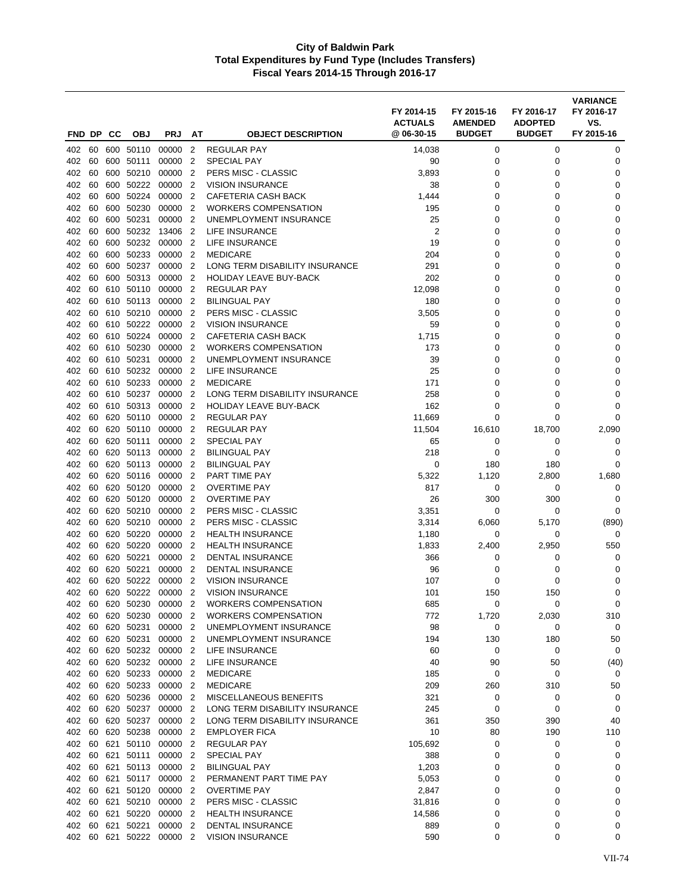# City of Baldwin Park
## Total Expenditures by Fund Type (Includes Transfers)
### Fiscal Years 2014-15 Through 2016-17

| FND | DP | CC | OBJ | PRJ | AT | OBJECT DESCRIPTION | FY 2014-15 ACTUALS @ 06-30-15 | FY 2015-16 AMENDED BUDGET | FY 2016-17 ADOPTED BUDGET | VARIANCE FY 2016-17 VS. FY 2015-16 |
|---|---|---|---|---|---|---|---|---|---|---|
| 402 | 60 | 600 | 50110 | 00000 | 2 | REGULAR PAY | 14,038 | 0 | 0 | 0 |
| 402 | 60 | 600 | 50111 | 00000 | 2 | SPECIAL PAY | 90 | 0 | 0 | 0 |
| 402 | 60 | 600 | 50210 | 00000 | 2 | PERS MISC - CLASSIC | 3,893 | 0 | 0 | 0 |
| 402 | 60 | 600 | 50222 | 00000 | 2 | VISION INSURANCE | 38 | 0 | 0 | 0 |
| 402 | 60 | 600 | 50224 | 00000 | 2 | CAFETERIA CASH BACK | 1,444 | 0 | 0 | 0 |
| 402 | 60 | 600 | 50230 | 00000 | 2 | WORKERS COMPENSATION | 195 | 0 | 0 | 0 |
| 402 | 60 | 600 | 50231 | 00000 | 2 | UNEMPLOYMENT INSURANCE | 25 | 0 | 0 | 0 |
| 402 | 60 | 600 | 50232 | 13406 | 2 | LIFE INSURANCE | 2 | 0 | 0 | 0 |
| 402 | 60 | 600 | 50232 | 00000 | 2 | LIFE INSURANCE | 19 | 0 | 0 | 0 |
| 402 | 60 | 600 | 50233 | 00000 | 2 | MEDICARE | 204 | 0 | 0 | 0 |
| 402 | 60 | 600 | 50237 | 00000 | 2 | LONG TERM DISABILITY INSURANCE | 291 | 0 | 0 | 0 |
| 402 | 60 | 600 | 50313 | 00000 | 2 | HOLIDAY LEAVE BUY-BACK | 202 | 0 | 0 | 0 |
| 402 | 60 | 610 | 50110 | 00000 | 2 | REGULAR PAY | 12,098 | 0 | 0 | 0 |
| 402 | 60 | 610 | 50113 | 00000 | 2 | BILINGUAL PAY | 180 | 0 | 0 | 0 |
| 402 | 60 | 610 | 50210 | 00000 | 2 | PERS MISC - CLASSIC | 3,505 | 0 | 0 | 0 |
| 402 | 60 | 610 | 50222 | 00000 | 2 | VISION INSURANCE | 59 | 0 | 0 | 0 |
| 402 | 60 | 610 | 50224 | 00000 | 2 | CAFETERIA CASH BACK | 1,715 | 0 | 0 | 0 |
| 402 | 60 | 610 | 50230 | 00000 | 2 | WORKERS COMPENSATION | 173 | 0 | 0 | 0 |
| 402 | 60 | 610 | 50231 | 00000 | 2 | UNEMPLOYMENT INSURANCE | 39 | 0 | 0 | 0 |
| 402 | 60 | 610 | 50232 | 00000 | 2 | LIFE INSURANCE | 25 | 0 | 0 | 0 |
| 402 | 60 | 610 | 50233 | 00000 | 2 | MEDICARE | 171 | 0 | 0 | 0 |
| 402 | 60 | 610 | 50237 | 00000 | 2 | LONG TERM DISABILITY INSURANCE | 258 | 0 | 0 | 0 |
| 402 | 60 | 610 | 50313 | 00000 | 2 | HOLIDAY LEAVE BUY-BACK | 162 | 0 | 0 | 0 |
| 402 | 60 | 620 | 50110 | 00000 | 2 | REGULAR PAY | 11,669 | 0 | 0 | 0 |
| 402 | 60 | 620 | 50110 | 00000 | 2 | REGULAR PAY | 11,504 | 16,610 | 18,700 | 2,090 |
| 402 | 60 | 620 | 50111 | 00000 | 2 | SPECIAL PAY | 65 | 0 | 0 | 0 |
| 402 | 60 | 620 | 50113 | 00000 | 2 | BILINGUAL PAY | 218 | 0 | 0 | 0 |
| 402 | 60 | 620 | 50113 | 00000 | 2 | BILINGUAL PAY | 0 | 180 | 180 | 0 |
| 402 | 60 | 620 | 50116 | 00000 | 2 | PART TIME PAY | 5,322 | 1,120 | 2,800 | 1,680 |
| 402 | 60 | 620 | 50120 | 00000 | 2 | OVERTIME PAY | 817 | 0 | 0 | 0 |
| 402 | 60 | 620 | 50120 | 00000 | 2 | OVERTIME PAY | 26 | 300 | 300 | 0 |
| 402 | 60 | 620 | 50210 | 00000 | 2 | PERS MISC - CLASSIC | 3,351 | 0 | 0 | 0 |
| 402 | 60 | 620 | 50210 | 00000 | 2 | PERS MISC - CLASSIC | 3,314 | 6,060 | 5,170 | (890) |
| 402 | 60 | 620 | 50220 | 00000 | 2 | HEALTH INSURANCE | 1,180 | 0 | 0 | 0 |
| 402 | 60 | 620 | 50220 | 00000 | 2 | HEALTH INSURANCE | 1,833 | 2,400 | 2,950 | 550 |
| 402 | 60 | 620 | 50221 | 00000 | 2 | DENTAL INSURANCE | 366 | 0 | 0 | 0 |
| 402 | 60 | 620 | 50221 | 00000 | 2 | DENTAL INSURANCE | 96 | 0 | 0 | 0 |
| 402 | 60 | 620 | 50222 | 00000 | 2 | VISION INSURANCE | 107 | 0 | 0 | 0 |
| 402 | 60 | 620 | 50222 | 00000 | 2 | VISION INSURANCE | 101 | 150 | 150 | 0 |
| 402 | 60 | 620 | 50230 | 00000 | 2 | WORKERS COMPENSATION | 685 | 0 | 0 | 0 |
| 402 | 60 | 620 | 50230 | 00000 | 2 | WORKERS COMPENSATION | 772 | 1,720 | 2,030 | 310 |
| 402 | 60 | 620 | 50231 | 00000 | 2 | UNEMPLOYMENT INSURANCE | 98 | 0 | 0 | 0 |
| 402 | 60 | 620 | 50231 | 00000 | 2 | UNEMPLOYMENT INSURANCE | 194 | 130 | 180 | 50 |
| 402 | 60 | 620 | 50232 | 00000 | 2 | LIFE INSURANCE | 60 | 0 | 0 | 0 |
| 402 | 60 | 620 | 50232 | 00000 | 2 | LIFE INSURANCE | 40 | 90 | 50 | (40) |
| 402 | 60 | 620 | 50233 | 00000 | 2 | MEDICARE | 185 | 0 | 0 | 0 |
| 402 | 60 | 620 | 50233 | 00000 | 2 | MEDICARE | 209 | 260 | 310 | 50 |
| 402 | 60 | 620 | 50236 | 00000 | 2 | MISCELLANEOUS BENEFITS | 321 | 0 | 0 | 0 |
| 402 | 60 | 620 | 50237 | 00000 | 2 | LONG TERM DISABILITY INSURANCE | 245 | 0 | 0 | 0 |
| 402 | 60 | 620 | 50237 | 00000 | 2 | LONG TERM DISABILITY INSURANCE | 361 | 350 | 390 | 40 |
| 402 | 60 | 620 | 50238 | 00000 | 2 | EMPLOYER FICA | 10 | 80 | 190 | 110 |
| 402 | 60 | 621 | 50110 | 00000 | 2 | REGULAR PAY | 105,692 | 0 | 0 | 0 |
| 402 | 60 | 621 | 50111 | 00000 | 2 | SPECIAL PAY | 388 | 0 | 0 | 0 |
| 402 | 60 | 621 | 50113 | 00000 | 2 | BILINGUAL PAY | 1,203 | 0 | 0 | 0 |
| 402 | 60 | 621 | 50117 | 00000 | 2 | PERMANENT PART TIME PAY | 5,053 | 0 | 0 | 0 |
| 402 | 60 | 621 | 50120 | 00000 | 2 | OVERTIME PAY | 2,847 | 0 | 0 | 0 |
| 402 | 60 | 621 | 50210 | 00000 | 2 | PERS MISC - CLASSIC | 31,816 | 0 | 0 | 0 |
| 402 | 60 | 621 | 50220 | 00000 | 2 | HEALTH INSURANCE | 14,586 | 0 | 0 | 0 |
| 402 | 60 | 621 | 50221 | 00000 | 2 | DENTAL INSURANCE | 889 | 0 | 0 | 0 |
| 402 | 60 | 621 | 50222 | 00000 | 2 | VISION INSURANCE | 590 | 0 | 0 | 0 |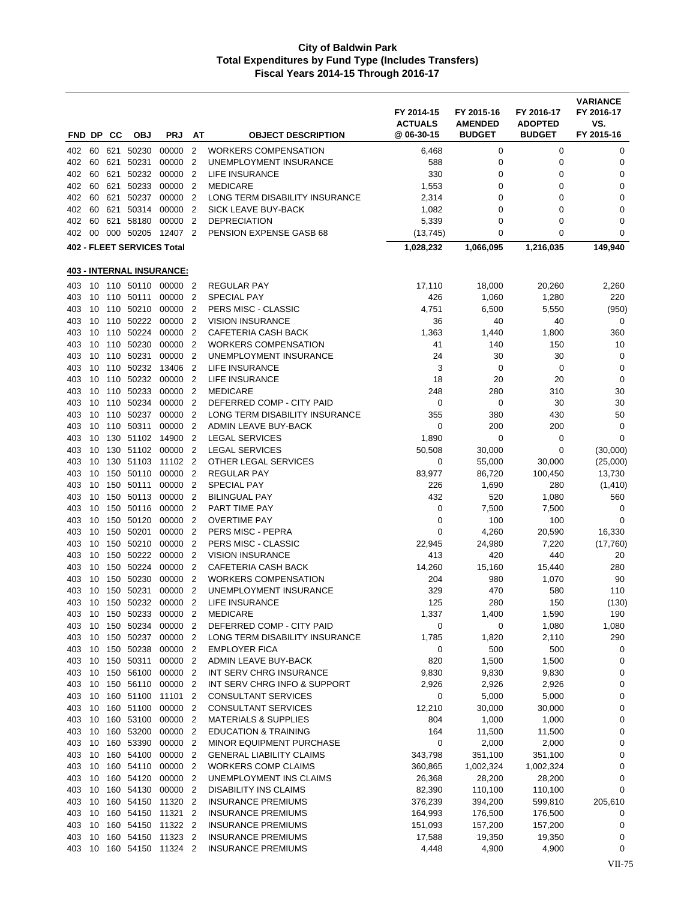# City of Baldwin Park
## Total Expenditures by Fund Type (Includes Transfers)
### Fiscal Years 2014-15 Through 2016-17

| FND | DP | CC | OBJ | PRJ | AT | OBJECT DESCRIPTION | FY 2014-15 ACTUALS @ 06-30-15 | FY 2015-16 AMENDED BUDGET | FY 2016-17 ADOPTED BUDGET | VARIANCE FY 2016-17 VS. FY 2015-16 |
|---|---|---|---|---|---|---|---|---|---|---|
| 402 | 60 | 621 | 50230 | 00000 | 2 | WORKERS COMPENSATION | 6,468 | 0 | 0 | 0 |
| 402 | 60 | 621 | 50231 | 00000 | 2 | UNEMPLOYMENT INSURANCE | 588 | 0 | 0 | 0 |
| 402 | 60 | 621 | 50232 | 00000 | 2 | LIFE INSURANCE | 330 | 0 | 0 | 0 |
| 402 | 60 | 621 | 50233 | 00000 | 2 | MEDICARE | 1,553 | 0 | 0 | 0 |
| 402 | 60 | 621 | 50237 | 00000 | 2 | LONG TERM DISABILITY INSURANCE | 2,314 | 0 | 0 | 0 |
| 402 | 60 | 621 | 50314 | 00000 | 2 | SICK LEAVE BUY-BACK | 1,082 | 0 | 0 | 0 |
| 402 | 60 | 621 | 58180 | 00000 | 2 | DEPRECIATION | 5,339 | 0 | 0 | 0 |
| 402 | 00 | 000 | 50205 | 12407 | 2 | PENSION EXPENSE GASB 68 | (13,745) | 0 | 0 | 0 |
| **402 - FLEET SERVICES Total** | | | | | | | **1,028,232** | **1,066,095** | **1,216,035** | **149,940** |
| **403 - INTERNAL INSURANCE:** | | | | | | | | | | |
| 403 | 10 | 110 | 50110 | 00000 | 2 | REGULAR PAY | 17,110 | 18,000 | 20,260 | 2,260 |
| 403 | 10 | 110 | 50111 | 00000 | 2 | SPECIAL PAY | 426 | 1,060 | 1,280 | 220 |
| 403 | 10 | 110 | 50210 | 00000 | 2 | PERS MISC - CLASSIC | 4,751 | 6,500 | 5,550 | (950) |
| 403 | 10 | 110 | 50222 | 00000 | 2 | VISION INSURANCE | 36 | 40 | 40 | 0 |
| 403 | 10 | 110 | 50224 | 00000 | 2 | CAFETERIA CASH BACK | 1,363 | 1,440 | 1,800 | 360 |
| 403 | 10 | 110 | 50230 | 00000 | 2 | WORKERS COMPENSATION | 41 | 140 | 150 | 10 |
| 403 | 10 | 110 | 50231 | 00000 | 2 | UNEMPLOYMENT INSURANCE | 24 | 30 | 30 | 0 |
| 403 | 10 | 110 | 50232 | 13406 | 2 | LIFE INSURANCE | 3 | 0 | 0 | 0 |
| 403 | 10 | 110 | 50232 | 00000 | 2 | LIFE INSURANCE | 18 | 20 | 20 | 0 |
| 403 | 10 | 110 | 50233 | 00000 | 2 | MEDICARE | 248 | 280 | 310 | 30 |
| 403 | 10 | 110 | 50234 | 00000 | 2 | DEFERRED COMP - CITY PAID | 0 | 0 | 30 | 30 |
| 403 | 10 | 110 | 50237 | 00000 | 2 | LONG TERM DISABILITY INSURANCE | 355 | 380 | 430 | 50 |
| 403 | 10 | 110 | 50311 | 00000 | 2 | ADMIN LEAVE BUY-BACK | 0 | 200 | 200 | 0 |
| 403 | 10 | 130 | 51102 | 14900 | 2 | LEGAL SERVICES | 1,890 | 0 | 0 | 0 |
| 403 | 10 | 130 | 51102 | 00000 | 2 | LEGAL SERVICES | 50,508 | 30,000 | 0 | (30,000) |
| 403 | 10 | 130 | 51103 | 11102 | 2 | OTHER LEGAL SERVICES | 0 | 55,000 | 30,000 | (25,000) |
| 403 | 10 | 150 | 50110 | 00000 | 2 | REGULAR PAY | 83,977 | 86,720 | 100,450 | 13,730 |
| 403 | 10 | 150 | 50111 | 00000 | 2 | SPECIAL PAY | 226 | 1,690 | 280 | (1,410) |
| 403 | 10 | 150 | 50113 | 00000 | 2 | BILINGUAL PAY | 432 | 520 | 1,080 | 560 |
| 403 | 10 | 150 | 50116 | 00000 | 2 | PART TIME PAY | 0 | 7,500 | 7,500 | 0 |
| 403 | 10 | 150 | 50120 | 00000 | 2 | OVERTIME PAY | 0 | 100 | 100 | 0 |
| 403 | 10 | 150 | 50201 | 00000 | 2 | PERS MISC - PEPRA | 0 | 4,260 | 20,590 | 16,330 |
| 403 | 10 | 150 | 50210 | 00000 | 2 | PERS MISC - CLASSIC | 22,945 | 24,980 | 7,220 | (17,760) |
| 403 | 10 | 150 | 50222 | 00000 | 2 | VISION INSURANCE | 413 | 420 | 440 | 20 |
| 403 | 10 | 150 | 50224 | 00000 | 2 | CAFETERIA CASH BACK | 14,260 | 15,160 | 15,440 | 280 |
| 403 | 10 | 150 | 50230 | 00000 | 2 | WORKERS COMPENSATION | 204 | 980 | 1,070 | 90 |
| 403 | 10 | 150 | 50231 | 00000 | 2 | UNEMPLOYMENT INSURANCE | 329 | 470 | 580 | 110 |
| 403 | 10 | 150 | 50232 | 00000 | 2 | LIFE INSURANCE | 125 | 280 | 150 | (130) |
| 403 | 10 | 150 | 50233 | 00000 | 2 | MEDICARE | 1,337 | 1,400 | 1,590 | 190 |
| 403 | 10 | 150 | 50234 | 00000 | 2 | DEFERRED COMP - CITY PAID | 0 | 0 | 1,080 | 1,080 |
| 403 | 10 | 150 | 50237 | 00000 | 2 | LONG TERM DISABILITY INSURANCE | 1,785 | 1,820 | 2,110 | 290 |
| 403 | 10 | 150 | 50238 | 00000 | 2 | EMPLOYER FICA | 0 | 500 | 500 | 0 |
| 403 | 10 | 150 | 50311 | 00000 | 2 | ADMIN LEAVE BUY-BACK | 820 | 1,500 | 1,500 | 0 |
| 403 | 10 | 150 | 56100 | 00000 | 2 | INT SERV CHRG INSURANCE | 9,830 | 9,830 | 9,830 | 0 |
| 403 | 10 | 150 | 56110 | 00000 | 2 | INT SERV CHRG INFO & SUPPORT | 2,926 | 2,926 | 2,926 | 0 |
| 403 | 10 | 160 | 51100 | 11101 | 2 | CONSULTANT SERVICES | 0 | 5,000 | 5,000 | 0 |
| 403 | 10 | 160 | 51100 | 00000 | 2 | CONSULTANT SERVICES | 12,210 | 30,000 | 30,000 | 0 |
| 403 | 10 | 160 | 53100 | 00000 | 2 | MATERIALS & SUPPLIES | 804 | 1,000 | 1,000 | 0 |
| 403 | 10 | 160 | 53200 | 00000 | 2 | EDUCATION & TRAINING | 164 | 11,500 | 11,500 | 0 |
| 403 | 10 | 160 | 53390 | 00000 | 2 | MINOR EQUIPMENT PURCHASE | 0 | 2,000 | 2,000 | 0 |
| 403 | 10 | 160 | 54100 | 00000 | 2 | GENERAL LIABILITY CLAIMS | 343,798 | 351,100 | 351,100 | 0 |
| 403 | 10 | 160 | 54110 | 00000 | 2 | WORKERS COMP CLAIMS | 360,865 | 1,002,324 | 1,002,324 | 0 |
| 403 | 10 | 160 | 54120 | 00000 | 2 | UNEMPLOYMENT INS CLAIMS | 26,368 | 28,200 | 28,200 | 0 |
| 403 | 10 | 160 | 54130 | 00000 | 2 | DISABILITY INS CLAIMS | 82,390 | 110,100 | 110,100 | 0 |
| 403 | 10 | 160 | 54150 | 11320 | 2 | INSURANCE PREMIUMS | 376,239 | 394,200 | 599,810 | 205,610 |
| 403 | 10 | 160 | 54150 | 11321 | 2 | INSURANCE PREMIUMS | 164,993 | 176,500 | 176,500 | 0 |
| 403 | 10 | 160 | 54150 | 11322 | 2 | INSURANCE PREMIUMS | 151,093 | 157,200 | 157,200 | 0 |
| 403 | 10 | 160 | 54150 | 11323 | 2 | INSURANCE PREMIUMS | 17,588 | 19,350 | 19,350 | 0 |
| 403 | 10 | 160 | 54150 | 11324 | 2 | INSURANCE PREMIUMS | 4,448 | 4,900 | 4,900 | 0 |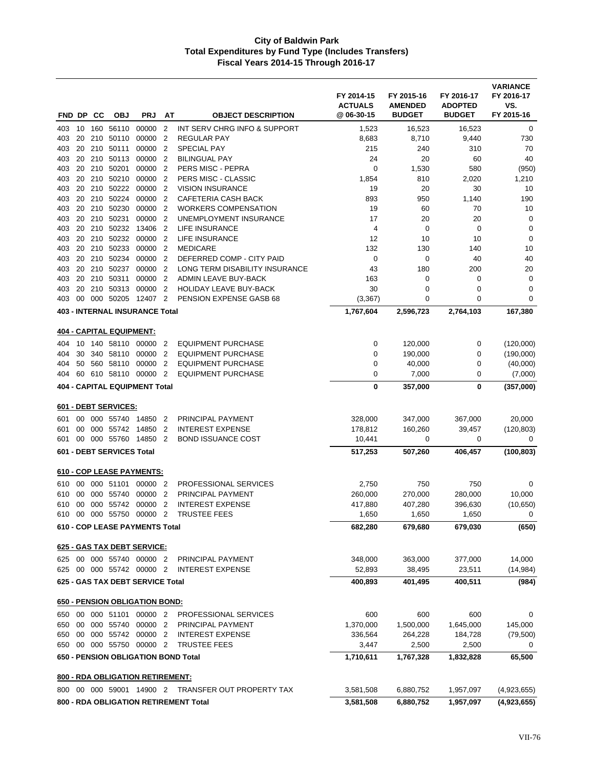# City of Baldwin Park
## Total Expenditures by Fund Type (Includes Transfers)
## Fiscal Years 2014-15 Through 2016-17

| FND | DP | CC | OBJ | PRJ | AT | OBJECT DESCRIPTION | FY 2014-15 ACTUALS @ 06-30-15 | FY 2015-16 AMENDED BUDGET | FY 2016-17 ADOPTED BUDGET | VARIANCE FY 2016-17 VS. FY 2015-16 |
|---|---|---|---|---|---|---|---|---|---|---|
| 403 | 10 | 160 | 56110 | 00000 | 2 | INT SERV CHRG INFO & SUPPORT | 1,523 | 16,523 | 16,523 | 0 |
| 403 | 20 | 210 | 50110 | 00000 | 2 | REGULAR PAY | 8,683 | 8,710 | 9,440 | 730 |
| 403 | 20 | 210 | 50111 | 00000 | 2 | SPECIAL PAY | 215 | 240 | 310 | 70 |
| 403 | 20 | 210 | 50113 | 00000 | 2 | BILINGUAL PAY | 24 | 20 | 60 | 40 |
| 403 | 20 | 210 | 50201 | 00000 | 2 | PERS MISC - PEPRA | 0 | 1,530 | 580 | (950) |
| 403 | 20 | 210 | 50210 | 00000 | 2 | PERS MISC - CLASSIC | 1,854 | 810 | 2,020 | 1,210 |
| 403 | 20 | 210 | 50222 | 00000 | 2 | VISION INSURANCE | 19 | 20 | 30 | 10 |
| 403 | 20 | 210 | 50224 | 00000 | 2 | CAFETERIA CASH BACK | 893 | 950 | 1,140 | 190 |
| 403 | 20 | 210 | 50230 | 00000 | 2 | WORKERS COMPENSATION | 19 | 60 | 70 | 10 |
| 403 | 20 | 210 | 50231 | 00000 | 2 | UNEMPLOYMENT INSURANCE | 17 | 20 | 20 | 0 |
| 403 | 20 | 210 | 50232 | 13406 | 2 | LIFE INSURANCE | 4 | 0 | 0 | 0 |
| 403 | 20 | 210 | 50232 | 00000 | 2 | LIFE INSURANCE | 12 | 10 | 10 | 0 |
| 403 | 20 | 210 | 50233 | 00000 | 2 | MEDICARE | 132 | 130 | 140 | 10 |
| 403 | 20 | 210 | 50234 | 00000 | 2 | DEFERRED COMP - CITY PAID | 0 | 0 | 40 | 40 |
| 403 | 20 | 210 | 50237 | 00000 | 2 | LONG TERM DISABILITY INSURANCE | 43 | 180 | 200 | 20 |
| 403 | 20 | 210 | 50311 | 00000 | 2 | ADMIN LEAVE BUY-BACK | 163 | 0 | 0 | 0 |
| 403 | 20 | 210 | 50313 | 00000 | 2 | HOLIDAY LEAVE BUY-BACK | 30 | 0 | 0 | 0 |
| 403 | 00 | 000 | 50205 | 12407 | 2 | PENSION EXPENSE GASB 68 | (3,367) | 0 | 0 | 0 |
| **403 - INTERNAL INSURANCE Total** | | | | | | | **1,767,604** | **2,596,723** | **2,764,103** | **167,380** |
| **404 - CAPITAL EQUIPMENT:** | | | | | | | | | | |
| 404 | 10 | 140 | 58110 | 00000 | 2 | EQUIPMENT PURCHASE | 0 | 120,000 | 0 | (120,000) |
| 404 | 30 | 340 | 58110 | 00000 | 2 | EQUIPMENT PURCHASE | 0 | 190,000 | 0 | (190,000) |
| 404 | 50 | 560 | 58110 | 00000 | 2 | EQUIPMENT PURCHASE | 0 | 40,000 | 0 | (40,000) |
| 404 | 60 | 610 | 58110 | 00000 | 2 | EQUIPMENT PURCHASE | 0 | 7,000 | 0 | (7,000) |
| **404 - CAPITAL EQUIPMENT Total** | | | | | | | **0** | **357,000** | **0** | **(357,000)** |
| **601 - DEBT SERVICES:** | | | | | | | | | | |
| 601 | 00 | 000 | 55740 | 14850 | 2 | PRINCIPAL PAYMENT | 328,000 | 347,000 | 367,000 | 20,000 |
| 601 | 00 | 000 | 55742 | 14850 | 2 | INTEREST EXPENSE | 178,812 | 160,260 | 39,457 | (120,803) |
| 601 | 00 | 000 | 55760 | 14850 | 2 | BOND ISSUANCE COST | 10,441 | 0 | 0 | 0 |
| **601 - DEBT SERVICES Total** | | | | | | | **517,253** | **507,260** | **406,457** | **(100,803)** |
| **610 - COP LEASE PAYMENTS:** | | | | | | | | | | |
| 610 | 00 | 000 | 51101 | 00000 | 2 | PROFESSIONAL SERVICES | 2,750 | 750 | 750 | 0 |
| 610 | 00 | 000 | 55740 | 00000 | 2 | PRINCIPAL PAYMENT | 260,000 | 270,000 | 280,000 | 10,000 |
| 610 | 00 | 000 | 55742 | 00000 | 2 | INTEREST EXPENSE | 417,880 | 407,280 | 396,630 | (10,650) |
| 610 | 00 | 000 | 55750 | 00000 | 2 | TRUSTEE FEES | 1,650 | 1,650 | 1,650 | 0 |
| **610 - COP LEASE PAYMENTS Total** | | | | | | | **682,280** | **679,680** | **679,030** | **(650)** |
| **625 - GAS TAX DEBT SERVICE:** | | | | | | | | | | |
| 625 | 00 | 000 | 55740 | 00000 | 2 | PRINCIPAL PAYMENT | 348,000 | 363,000 | 377,000 | 14,000 |
| 625 | 00 | 000 | 55742 | 00000 | 2 | INTEREST EXPENSE | 52,893 | 38,495 | 23,511 | (14,984) |
| **625 - GAS TAX DEBT SERVICE Total** | | | | | | | **400,893** | **401,495** | **400,511** | **(984)** |
| **650 - PENSION OBLIGATION BOND:** | | | | | | | | | | |
| 650 | 00 | 000 | 51101 | 00000 | 2 | PROFESSIONAL SERVICES | 600 | 600 | 600 | 0 |
| 650 | 00 | 000 | 55740 | 00000 | 2 | PRINCIPAL PAYMENT | 1,370,000 | 1,500,000 | 1,645,000 | 145,000 |
| 650 | 00 | 000 | 55742 | 00000 | 2 | INTEREST EXPENSE | 336,564 | 264,228 | 184,728 | (79,500) |
| 650 | 00 | 000 | 55750 | 00000 | 2 | TRUSTEE FEES | 3,447 | 2,500 | 2,500 | 0 |
| **650 - PENSION OBLIGATION BOND Total** | | | | | | | **1,710,611** | **1,767,328** | **1,832,828** | **65,500** |
| **800 - RDA OBLIGATION RETIREMENT:** | | | | | | | | | | |
| 800 | 00 | 000 | 59001 | 14900 | 2 | TRANSFER OUT PROPERTY TAX | 3,581,508 | 6,880,752 | 1,957,097 | (4,923,655) |
| **800 - RDA OBLIGATION RETIREMENT Total** | | | | | | | **3,581,508** | **6,880,752** | **1,957,097** | **(4,923,655)** |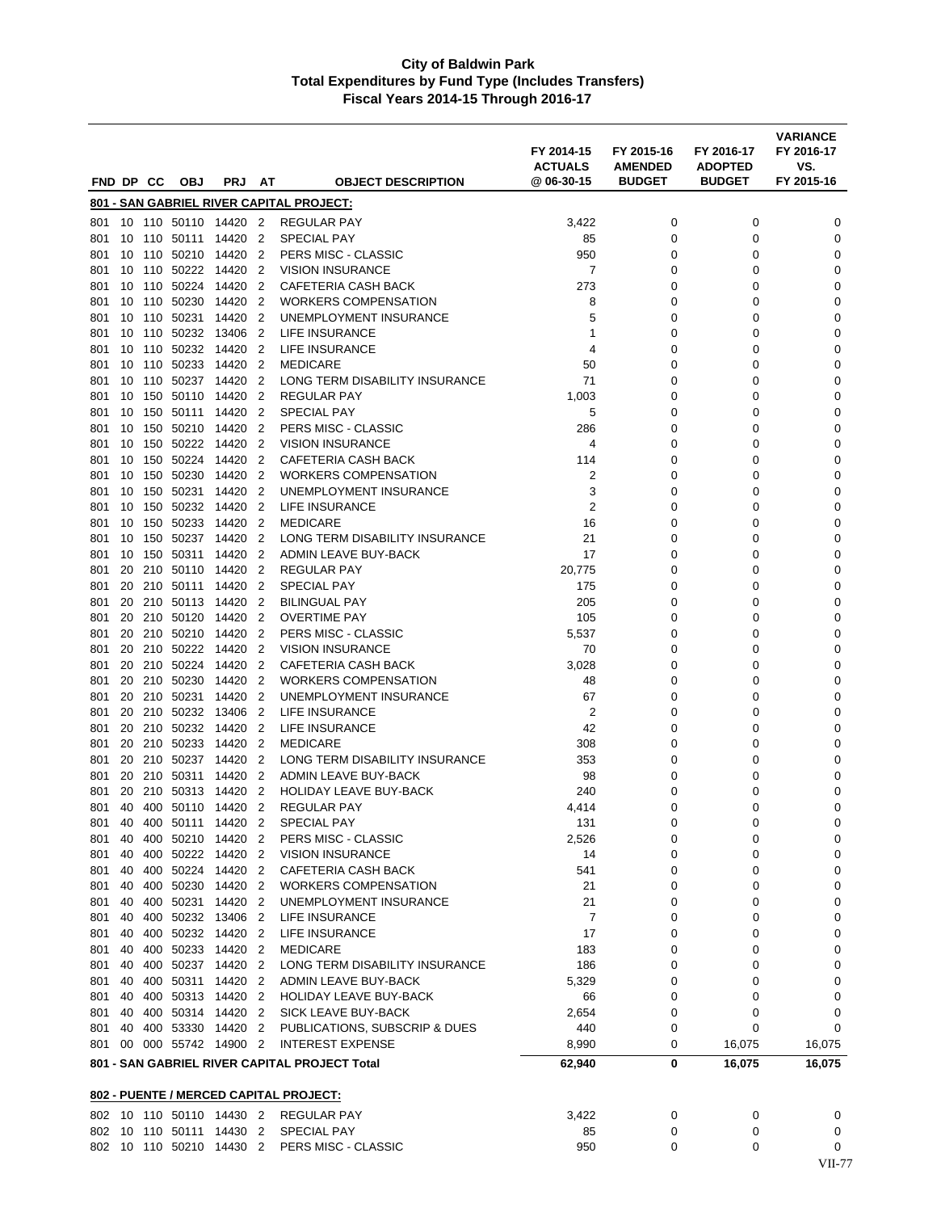**City of Baldwin Park**
**Total Expenditures by Fund Type (Includes Transfers)**
**Fiscal Years 2014-15 Through 2016-17**

| FND | DP | CC | OBJ | PRJ | AT | OBJECT DESCRIPTION | FY 2014-15 ACTUALS @ 06-30-15 | FY 2015-16 AMENDED BUDGET | FY 2016-17 ADOPTED BUDGET | VARIANCE FY 2016-17 VS. FY 2015-16 |
|---|---|---|---|---|---|---|---|---|---|---|
| **801 - SAN GABRIEL RIVER CAPITAL PROJECT:** | | | | | | | | | | |
| 801 | 10 | 110 | 50110 | 14420 | 2 | REGULAR PAY | 3,422 | 0 | 0 | 0 |
| 801 | 10 | 110 | 50111 | 14420 | 2 | SPECIAL PAY | 85 | 0 | 0 | 0 |
| 801 | 10 | 110 | 50210 | 14420 | 2 | PERS MISC - CLASSIC | 950 | 0 | 0 | 0 |
| 801 | 10 | 110 | 50222 | 14420 | 2 | VISION INSURANCE | 7 | 0 | 0 | 0 |
| 801 | 10 | 110 | 50224 | 14420 | 2 | CAFETERIA CASH BACK | 273 | 0 | 0 | 0 |
| 801 | 10 | 110 | 50230 | 14420 | 2 | WORKERS COMPENSATION | 8 | 0 | 0 | 0 |
| 801 | 10 | 110 | 50231 | 14420 | 2 | UNEMPLOYMENT INSURANCE | 5 | 0 | 0 | 0 |
| 801 | 10 | 110 | 50232 | 13406 | 2 | LIFE INSURANCE | 1 | 0 | 0 | 0 |
| 801 | 10 | 110 | 50232 | 14420 | 2 | LIFE INSURANCE | 4 | 0 | 0 | 0 |
| 801 | 10 | 110 | 50233 | 14420 | 2 | MEDICARE | 50 | 0 | 0 | 0 |
| 801 | 10 | 110 | 50237 | 14420 | 2 | LONG TERM DISABILITY INSURANCE | 71 | 0 | 0 | 0 |
| 801 | 10 | 150 | 50110 | 14420 | 2 | REGULAR PAY | 1,003 | 0 | 0 | 0 |
| 801 | 10 | 150 | 50111 | 14420 | 2 | SPECIAL PAY | 5 | 0 | 0 | 0 |
| 801 | 10 | 150 | 50210 | 14420 | 2 | PERS MISC - CLASSIC | 286 | 0 | 0 | 0 |
| 801 | 10 | 150 | 50222 | 14420 | 2 | VISION INSURANCE | 4 | 0 | 0 | 0 |
| 801 | 10 | 150 | 50224 | 14420 | 2 | CAFETERIA CASH BACK | 114 | 0 | 0 | 0 |
| 801 | 10 | 150 | 50230 | 14420 | 2 | WORKERS COMPENSATION | 2 | 0 | 0 | 0 |
| 801 | 10 | 150 | 50231 | 14420 | 2 | UNEMPLOYMENT INSURANCE | 3 | 0 | 0 | 0 |
| 801 | 10 | 150 | 50232 | 14420 | 2 | LIFE INSURANCE | 2 | 0 | 0 | 0 |
| 801 | 10 | 150 | 50233 | 14420 | 2 | MEDICARE | 16 | 0 | 0 | 0 |
| 801 | 10 | 150 | 50237 | 14420 | 2 | LONG TERM DISABILITY INSURANCE | 21 | 0 | 0 | 0 |
| 801 | 10 | 150 | 50311 | 14420 | 2 | ADMIN LEAVE BUY-BACK | 17 | 0 | 0 | 0 |
| 801 | 20 | 210 | 50110 | 14420 | 2 | REGULAR PAY | 20,775 | 0 | 0 | 0 |
| 801 | 20 | 210 | 50111 | 14420 | 2 | SPECIAL PAY | 175 | 0 | 0 | 0 |
| 801 | 20 | 210 | 50113 | 14420 | 2 | BILINGUAL PAY | 205 | 0 | 0 | 0 |
| 801 | 20 | 210 | 50120 | 14420 | 2 | OVERTIME PAY | 105 | 0 | 0 | 0 |
| 801 | 20 | 210 | 50210 | 14420 | 2 | PERS MISC - CLASSIC | 5,537 | 0 | 0 | 0 |
| 801 | 20 | 210 | 50222 | 14420 | 2 | VISION INSURANCE | 70 | 0 | 0 | 0 |
| 801 | 20 | 210 | 50224 | 14420 | 2 | CAFETERIA CASH BACK | 3,028 | 0 | 0 | 0 |
| 801 | 20 | 210 | 50230 | 14420 | 2 | WORKERS COMPENSATION | 48 | 0 | 0 | 0 |
| 801 | 20 | 210 | 50231 | 14420 | 2 | UNEMPLOYMENT INSURANCE | 67 | 0 | 0 | 0 |
| 801 | 20 | 210 | 50232 | 13406 | 2 | LIFE INSURANCE | 2 | 0 | 0 | 0 |
| 801 | 20 | 210 | 50232 | 14420 | 2 | LIFE INSURANCE | 42 | 0 | 0 | 0 |
| 801 | 20 | 210 | 50233 | 14420 | 2 | MEDICARE | 308 | 0 | 0 | 0 |
| 801 | 20 | 210 | 50237 | 14420 | 2 | LONG TERM DISABILITY INSURANCE | 353 | 0 | 0 | 0 |
| 801 | 20 | 210 | 50311 | 14420 | 2 | ADMIN LEAVE BUY-BACK | 98 | 0 | 0 | 0 |
| 801 | 20 | 210 | 50313 | 14420 | 2 | HOLIDAY LEAVE BUY-BACK | 240 | 0 | 0 | 0 |
| 801 | 40 | 400 | 50110 | 14420 | 2 | REGULAR PAY | 4,414 | 0 | 0 | 0 |
| 801 | 40 | 400 | 50111 | 14420 | 2 | SPECIAL PAY | 131 | 0 | 0 | 0 |
| 801 | 40 | 400 | 50210 | 14420 | 2 | PERS MISC - CLASSIC | 2,526 | 0 | 0 | 0 |
| 801 | 40 | 400 | 50222 | 14420 | 2 | VISION INSURANCE | 14 | 0 | 0 | 0 |
| 801 | 40 | 400 | 50224 | 14420 | 2 | CAFETERIA CASH BACK | 541 | 0 | 0 | 0 |
| 801 | 40 | 400 | 50230 | 14420 | 2 | WORKERS COMPENSATION | 21 | 0 | 0 | 0 |
| 801 | 40 | 400 | 50231 | 14420 | 2 | UNEMPLOYMENT INSURANCE | 21 | 0 | 0 | 0 |
| 801 | 40 | 400 | 50232 | 13406 | 2 | LIFE INSURANCE | 7 | 0 | 0 | 0 |
| 801 | 40 | 400 | 50232 | 14420 | 2 | LIFE INSURANCE | 17 | 0 | 0 | 0 |
| 801 | 40 | 400 | 50233 | 14420 | 2 | MEDICARE | 183 | 0 | 0 | 0 |
| 801 | 40 | 400 | 50237 | 14420 | 2 | LONG TERM DISABILITY INSURANCE | 186 | 0 | 0 | 0 |
| 801 | 40 | 400 | 50311 | 14420 | 2 | ADMIN LEAVE BUY-BACK | 5,329 | 0 | 0 | 0 |
| 801 | 40 | 400 | 50313 | 14420 | 2 | HOLIDAY LEAVE BUY-BACK | 66 | 0 | 0 | 0 |
| 801 | 40 | 400 | 50314 | 14420 | 2 | SICK LEAVE BUY-BACK | 2,654 | 0 | 0 | 0 |
| 801 | 40 | 400 | 53330 | 14420 | 2 | PUBLICATIONS, SUBSCRIP & DUES | 440 | 0 | 0 | 0 |
| 801 | 00 | 000 | 55742 | 14900 | 2 | INTEREST EXPENSE | 8,990 | 0 | 16,075 | 16,075 |
| **801 - SAN GABRIEL RIVER CAPITAL PROJECT Total** | | | | | | | **62,940** | **0** | **16,075** | **16,075** |
| **802 - PUENTE / MERCED CAPITAL PROJECT:** | | | | | | | | | | |
| 802 | 10 | 110 | 50110 | 14430 | 2 | REGULAR PAY | 3,422 | 0 | 0 | 0 |
| 802 | 10 | 110 | 50111 | 14430 | 2 | SPECIAL PAY | 85 | 0 | 0 | 0 |
| 802 | 10 | 110 | 50210 | 14430 | 2 | PERS MISC - CLASSIC | 950 | 0 | 0 | 0 |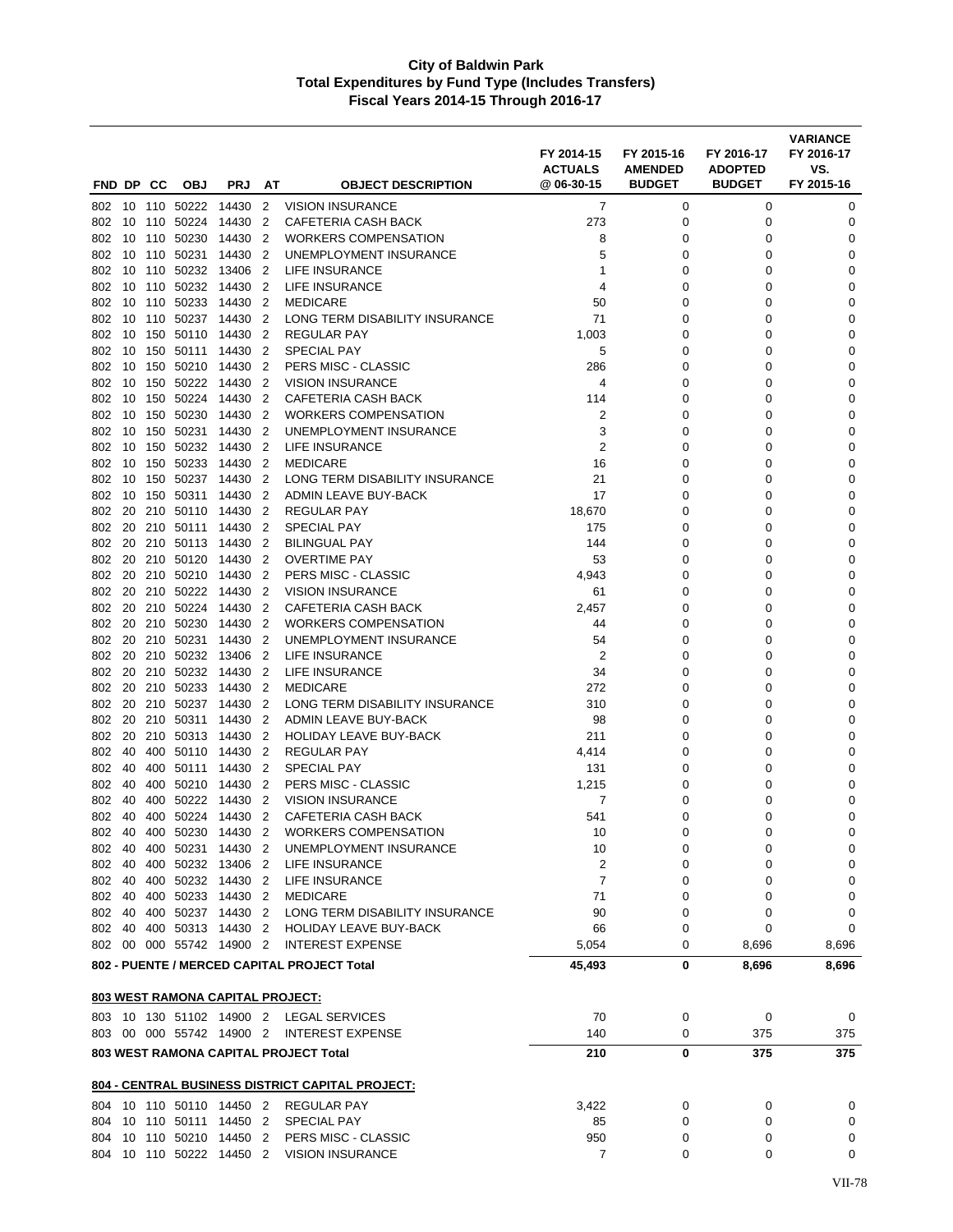# City of Baldwin Park
## Total Expenditures by Fund Type (Includes Transfers)
### Fiscal Years 2014-15 Through 2016-17

| FND | DP | CC | OBJ | PRJ | AT | OBJECT DESCRIPTION | FY 2014-15 ACTUALS @ 06-30-15 | FY 2015-16 AMENDED BUDGET | FY 2016-17 ADOPTED BUDGET | VARIANCE FY 2016-17 VS. FY 2015-16 |
|---|---|---|---|---|---|---|---|---|---|---|
| 802 | 10 | 110 | 50222 | 14430 | 2 | VISION INSURANCE | 7 | 0 | 0 | 0 |
| 802 | 10 | 110 | 50224 | 14430 | 2 | CAFETERIA CASH BACK | 273 | 0 | 0 | 0 |
| 802 | 10 | 110 | 50230 | 14430 | 2 | WORKERS COMPENSATION | 8 | 0 | 0 | 0 |
| 802 | 10 | 110 | 50231 | 14430 | 2 | UNEMPLOYMENT INSURANCE | 5 | 0 | 0 | 0 |
| 802 | 10 | 110 | 50232 | 13406 | 2 | LIFE INSURANCE | 1 | 0 | 0 | 0 |
| 802 | 10 | 110 | 50232 | 14430 | 2 | LIFE INSURANCE | 4 | 0 | 0 | 0 |
| 802 | 10 | 110 | 50233 | 14430 | 2 | MEDICARE | 50 | 0 | 0 | 0 |
| 802 | 10 | 110 | 50237 | 14430 | 2 | LONG TERM DISABILITY INSURANCE | 71 | 0 | 0 | 0 |
| 802 | 10 | 150 | 50110 | 14430 | 2 | REGULAR PAY | 1,003 | 0 | 0 | 0 |
| 802 | 10 | 150 | 50111 | 14430 | 2 | SPECIAL PAY | 5 | 0 | 0 | 0 |
| 802 | 10 | 150 | 50210 | 14430 | 2 | PERS MISC - CLASSIC | 286 | 0 | 0 | 0 |
| 802 | 10 | 150 | 50222 | 14430 | 2 | VISION INSURANCE | 4 | 0 | 0 | 0 |
| 802 | 10 | 150 | 50224 | 14430 | 2 | CAFETERIA CASH BACK | 114 | 0 | 0 | 0 |
| 802 | 10 | 150 | 50230 | 14430 | 2 | WORKERS COMPENSATION | 2 | 0 | 0 | 0 |
| 802 | 10 | 150 | 50231 | 14430 | 2 | UNEMPLOYMENT INSURANCE | 3 | 0 | 0 | 0 |
| 802 | 10 | 150 | 50232 | 14430 | 2 | LIFE INSURANCE | 2 | 0 | 0 | 0 |
| 802 | 10 | 150 | 50233 | 14430 | 2 | MEDICARE | 16 | 0 | 0 | 0 |
| 802 | 10 | 150 | 50237 | 14430 | 2 | LONG TERM DISABILITY INSURANCE | 21 | 0 | 0 | 0 |
| 802 | 10 | 150 | 50311 | 14430 | 2 | ADMIN LEAVE BUY-BACK | 17 | 0 | 0 | 0 |
| 802 | 20 | 210 | 50110 | 14430 | 2 | REGULAR PAY | 18,670 | 0 | 0 | 0 |
| 802 | 20 | 210 | 50111 | 14430 | 2 | SPECIAL PAY | 175 | 0 | 0 | 0 |
| 802 | 20 | 210 | 50113 | 14430 | 2 | BILINGUAL PAY | 144 | 0 | 0 | 0 |
| 802 | 20 | 210 | 50120 | 14430 | 2 | OVERTIME PAY | 53 | 0 | 0 | 0 |
| 802 | 20 | 210 | 50210 | 14430 | 2 | PERS MISC - CLASSIC | 4,943 | 0 | 0 | 0 |
| 802 | 20 | 210 | 50222 | 14430 | 2 | VISION INSURANCE | 61 | 0 | 0 | 0 |
| 802 | 20 | 210 | 50224 | 14430 | 2 | CAFETERIA CASH BACK | 2,457 | 0 | 0 | 0 |
| 802 | 20 | 210 | 50230 | 14430 | 2 | WORKERS COMPENSATION | 44 | 0 | 0 | 0 |
| 802 | 20 | 210 | 50231 | 14430 | 2 | UNEMPLOYMENT INSURANCE | 54 | 0 | 0 | 0 |
| 802 | 20 | 210 | 50232 | 13406 | 2 | LIFE INSURANCE | 2 | 0 | 0 | 0 |
| 802 | 20 | 210 | 50232 | 14430 | 2 | LIFE INSURANCE | 34 | 0 | 0 | 0 |
| 802 | 20 | 210 | 50233 | 14430 | 2 | MEDICARE | 272 | 0 | 0 | 0 |
| 802 | 20 | 210 | 50237 | 14430 | 2 | LONG TERM DISABILITY INSURANCE | 310 | 0 | 0 | 0 |
| 802 | 20 | 210 | 50311 | 14430 | 2 | ADMIN LEAVE BUY-BACK | 98 | 0 | 0 | 0 |
| 802 | 20 | 210 | 50313 | 14430 | 2 | HOLIDAY LEAVE BUY-BACK | 211 | 0 | 0 | 0 |
| 802 | 40 | 400 | 50110 | 14430 | 2 | REGULAR PAY | 4,414 | 0 | 0 | 0 |
| 802 | 40 | 400 | 50111 | 14430 | 2 | SPECIAL PAY | 131 | 0 | 0 | 0 |
| 802 | 40 | 400 | 50210 | 14430 | 2 | PERS MISC - CLASSIC | 1,215 | 0 | 0 | 0 |
| 802 | 40 | 400 | 50222 | 14430 | 2 | VISION INSURANCE | 7 | 0 | 0 | 0 |
| 802 | 40 | 400 | 50224 | 14430 | 2 | CAFETERIA CASH BACK | 541 | 0 | 0 | 0 |
| 802 | 40 | 400 | 50230 | 14430 | 2 | WORKERS COMPENSATION | 10 | 0 | 0 | 0 |
| 802 | 40 | 400 | 50231 | 14430 | 2 | UNEMPLOYMENT INSURANCE | 10 | 0 | 0 | 0 |
| 802 | 40 | 400 | 50232 | 13406 | 2 | LIFE INSURANCE | 2 | 0 | 0 | 0 |
| 802 | 40 | 400 | 50232 | 14430 | 2 | LIFE INSURANCE | 7 | 0 | 0 | 0 |
| 802 | 40 | 400 | 50233 | 14430 | 2 | MEDICARE | 71 | 0 | 0 | 0 |
| 802 | 40 | 400 | 50237 | 14430 | 2 | LONG TERM DISABILITY INSURANCE | 90 | 0 | 0 | 0 |
| 802 | 40 | 400 | 50313 | 14430 | 2 | HOLIDAY LEAVE BUY-BACK | 66 | 0 | 0 | 0 |
| 802 | 00 | 000 | 55742 | 14900 | 2 | INTEREST EXPENSE | 5,054 | 0 | 8,696 | 8,696 |
| **802 - PUENTE / MERCED CAPITAL PROJECT Total** | | | | | | | **45,493** | **0** | **8,696** | **8,696** |

**803 WEST RAMONA CAPITAL PROJECT:**

| FND | DP | CC | OBJ | PRJ | AT | OBJECT DESCRIPTION | FY 2014-15 ACTUALS @ 06-30-15 | FY 2015-16 AMENDED BUDGET | FY 2016-17 ADOPTED BUDGET | VARIANCE FY 2016-17 VS. FY 2015-16 |
|---|---|---|---|---|---|---|---|---|---|---|
| 803 | 10 | 130 | 51102 | 14900 | 2 | LEGAL SERVICES | 70 | 0 | 0 | 0 |
| 803 | 00 | 000 | 55742 | 14900 | 2 | INTEREST EXPENSE | 140 | 0 | 375 | 375 |
| **803 WEST RAMONA CAPITAL PROJECT Total** | | | | | | | **210** | **0** | **375** | **375** |

**804 - CENTRAL BUSINESS DISTRICT CAPITAL PROJECT:**

| FND | DP | CC | OBJ | PRJ | AT | OBJECT DESCRIPTION | FY 2014-15 ACTUALS @ 06-30-15 | FY 2015-16 AMENDED BUDGET | FY 2016-17 ADOPTED BUDGET | VARIANCE FY 2016-17 VS. FY 2015-16 |
|---|---|---|---|---|---|---|---|---|---|---|
| 804 | 10 | 110 | 50110 | 14450 | 2 | REGULAR PAY | 3,422 | 0 | 0 | 0 |
| 804 | 10 | 110 | 50111 | 14450 | 2 | SPECIAL PAY | 85 | 0 | 0 | 0 |
| 804 | 10 | 110 | 50210 | 14450 | 2 | PERS MISC - CLASSIC | 950 | 0 | 0 | 0 |
| 804 | 10 | 110 | 50222 | 14450 | 2 | VISION INSURANCE | 7 | 0 | 0 | 0 |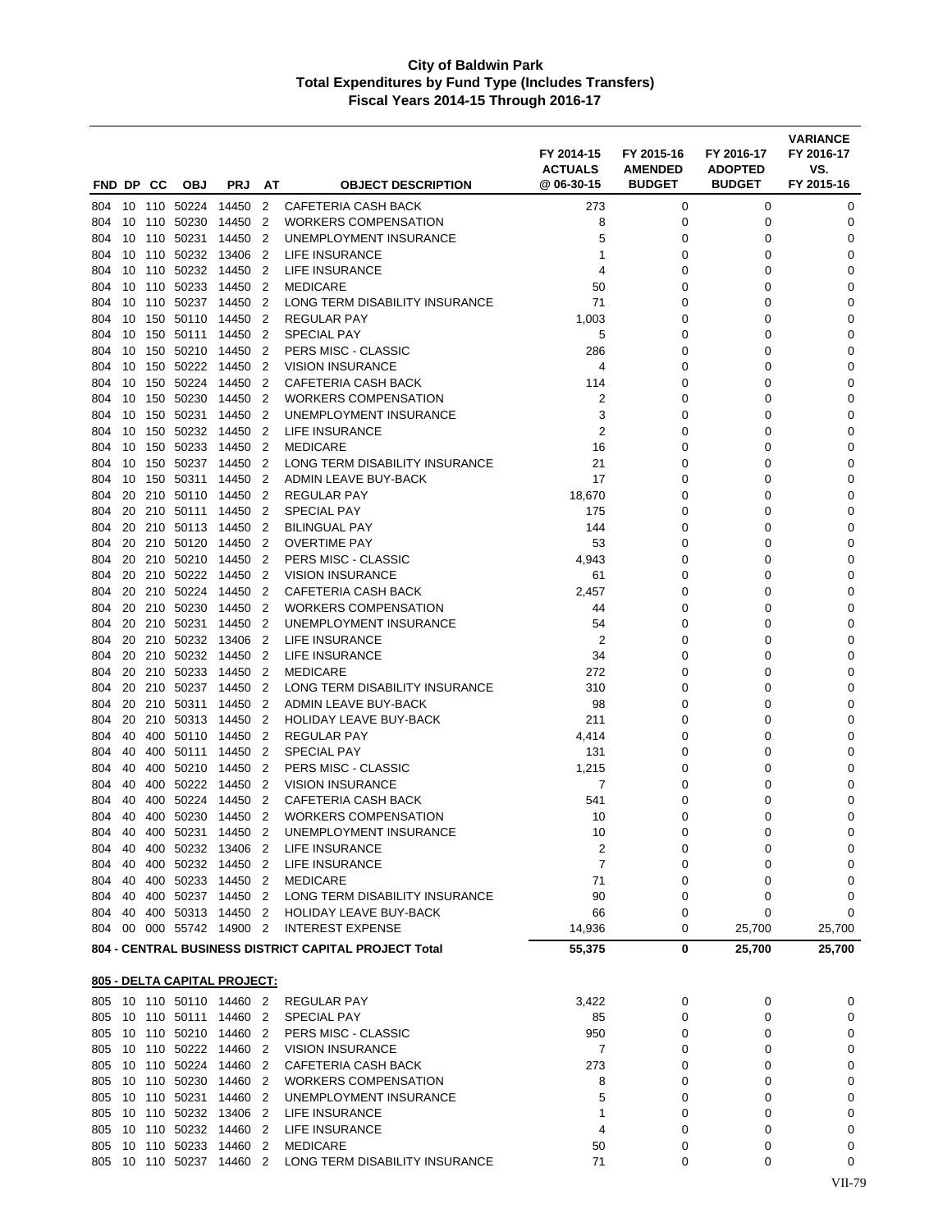**City of Baldwin Park**
**Total Expenditures by Fund Type (Includes Transfers)**
**Fiscal Years 2014-15 Through 2016-17**

| FND | DP | CC | OBJ | PRJ | AT | OBJECT DESCRIPTION | FY 2014-15 ACTUALS @ 06-30-15 | FY 2015-16 AMENDED BUDGET | FY 2016-17 ADOPTED BUDGET | VARIANCE FY 2016-17 VS. FY 2015-16 |
|---|---|---|---|---|---|---|---|---|---|---|
| 804 | 10 | 110 | 50224 | 14450 | 2 | CAFETERIA CASH BACK | 273 | 0 | 0 | 0 |
| 804 | 10 | 110 | 50230 | 14450 | 2 | WORKERS COMPENSATION | 8 | 0 | 0 | 0 |
| 804 | 10 | 110 | 50231 | 14450 | 2 | UNEMPLOYMENT INSURANCE | 5 | 0 | 0 | 0 |
| 804 | 10 | 110 | 50232 | 13406 | 2 | LIFE INSURANCE | 1 | 0 | 0 | 0 |
| 804 | 10 | 110 | 50232 | 14450 | 2 | LIFE INSURANCE | 4 | 0 | 0 | 0 |
| 804 | 10 | 110 | 50233 | 14450 | 2 | MEDICARE | 50 | 0 | 0 | 0 |
| 804 | 10 | 110 | 50237 | 14450 | 2 | LONG TERM DISABILITY INSURANCE | 71 | 0 | 0 | 0 |
| 804 | 10 | 150 | 50110 | 14450 | 2 | REGULAR PAY | 1,003 | 0 | 0 | 0 |
| 804 | 10 | 150 | 50111 | 14450 | 2 | SPECIAL PAY | 5 | 0 | 0 | 0 |
| 804 | 10 | 150 | 50210 | 14450 | 2 | PERS MISC - CLASSIC | 286 | 0 | 0 | 0 |
| 804 | 10 | 150 | 50222 | 14450 | 2 | VISION INSURANCE | 4 | 0 | 0 | 0 |
| 804 | 10 | 150 | 50224 | 14450 | 2 | CAFETERIA CASH BACK | 114 | 0 | 0 | 0 |
| 804 | 10 | 150 | 50230 | 14450 | 2 | WORKERS COMPENSATION | 2 | 0 | 0 | 0 |
| 804 | 10 | 150 | 50231 | 14450 | 2 | UNEMPLOYMENT INSURANCE | 3 | 0 | 0 | 0 |
| 804 | 10 | 150 | 50232 | 14450 | 2 | LIFE INSURANCE | 2 | 0 | 0 | 0 |
| 804 | 10 | 150 | 50233 | 14450 | 2 | MEDICARE | 16 | 0 | 0 | 0 |
| 804 | 10 | 150 | 50237 | 14450 | 2 | LONG TERM DISABILITY INSURANCE | 21 | 0 | 0 | 0 |
| 804 | 10 | 150 | 50311 | 14450 | 2 | ADMIN LEAVE BUY-BACK | 17 | 0 | 0 | 0 |
| 804 | 20 | 210 | 50110 | 14450 | 2 | REGULAR PAY | 18,670 | 0 | 0 | 0 |
| 804 | 20 | 210 | 50111 | 14450 | 2 | SPECIAL PAY | 175 | 0 | 0 | 0 |
| 804 | 20 | 210 | 50113 | 14450 | 2 | BILINGUAL PAY | 144 | 0 | 0 | 0 |
| 804 | 20 | 210 | 50120 | 14450 | 2 | OVERTIME PAY | 53 | 0 | 0 | 0 |
| 804 | 20 | 210 | 50210 | 14450 | 2 | PERS MISC - CLASSIC | 4,943 | 0 | 0 | 0 |
| 804 | 20 | 210 | 50222 | 14450 | 2 | VISION INSURANCE | 61 | 0 | 0 | 0 |
| 804 | 20 | 210 | 50224 | 14450 | 2 | CAFETERIA CASH BACK | 2,457 | 0 | 0 | 0 |
| 804 | 20 | 210 | 50230 | 14450 | 2 | WORKERS COMPENSATION | 44 | 0 | 0 | 0 |
| 804 | 20 | 210 | 50231 | 14450 | 2 | UNEMPLOYMENT INSURANCE | 54 | 0 | 0 | 0 |
| 804 | 20 | 210 | 50232 | 13406 | 2 | LIFE INSURANCE | 2 | 0 | 0 | 0 |
| 804 | 20 | 210 | 50232 | 14450 | 2 | LIFE INSURANCE | 34 | 0 | 0 | 0 |
| 804 | 20 | 210 | 50233 | 14450 | 2 | MEDICARE | 272 | 0 | 0 | 0 |
| 804 | 20 | 210 | 50237 | 14450 | 2 | LONG TERM DISABILITY INSURANCE | 310 | 0 | 0 | 0 |
| 804 | 20 | 210 | 50311 | 14450 | 2 | ADMIN LEAVE BUY-BACK | 98 | 0 | 0 | 0 |
| 804 | 20 | 210 | 50313 | 14450 | 2 | HOLIDAY LEAVE BUY-BACK | 211 | 0 | 0 | 0 |
| 804 | 40 | 400 | 50110 | 14450 | 2 | REGULAR PAY | 4,414 | 0 | 0 | 0 |
| 804 | 40 | 400 | 50111 | 14450 | 2 | SPECIAL PAY | 131 | 0 | 0 | 0 |
| 804 | 40 | 400 | 50210 | 14450 | 2 | PERS MISC - CLASSIC | 1,215 | 0 | 0 | 0 |
| 804 | 40 | 400 | 50222 | 14450 | 2 | VISION INSURANCE | 7 | 0 | 0 | 0 |
| 804 | 40 | 400 | 50224 | 14450 | 2 | CAFETERIA CASH BACK | 541 | 0 | 0 | 0 |
| 804 | 40 | 400 | 50230 | 14450 | 2 | WORKERS COMPENSATION | 10 | 0 | 0 | 0 |
| 804 | 40 | 400 | 50231 | 14450 | 2 | UNEMPLOYMENT INSURANCE | 10 | 0 | 0 | 0 |
| 804 | 40 | 400 | 50232 | 13406 | 2 | LIFE INSURANCE | 2 | 0 | 0 | 0 |
| 804 | 40 | 400 | 50232 | 14450 | 2 | LIFE INSURANCE | 7 | 0 | 0 | 0 |
| 804 | 40 | 400 | 50233 | 14450 | 2 | MEDICARE | 71 | 0 | 0 | 0 |
| 804 | 40 | 400 | 50237 | 14450 | 2 | LONG TERM DISABILITY INSURANCE | 90 | 0 | 0 | 0 |
| 804 | 40 | 400 | 50313 | 14450 | 2 | HOLIDAY LEAVE BUY-BACK | 66 | 0 | 0 | 0 |
| 804 | 00 | 000 | 55742 | 14900 | 2 | INTEREST EXPENSE | 14,936 | 0 | 25,700 | 25,700 |
| | | | | | | **804 - CENTRAL BUSINESS DISTRICT CAPITAL PROJECT Total** | **55,375** | **0** | **25,700** | **25,700** |

**805 - DELTA CAPITAL PROJECT:**

| FND | DP | CC | OBJ | PRJ | AT | OBJECT DESCRIPTION | FY 2014-15 ACTUALS @ 06-30-15 | FY 2015-16 AMENDED BUDGET | FY 2016-17 ADOPTED BUDGET | VARIANCE FY 2016-17 VS. FY 2015-16 |
|---|---|---|---|---|---|---|---|---|---|---|
| 805 | 10 | 110 | 50110 | 14460 | 2 | REGULAR PAY | 3,422 | 0 | 0 | 0 |
| 805 | 10 | 110 | 50111 | 14460 | 2 | SPECIAL PAY | 85 | 0 | 0 | 0 |
| 805 | 10 | 110 | 50210 | 14460 | 2 | PERS MISC - CLASSIC | 950 | 0 | 0 | 0 |
| 805 | 10 | 110 | 50222 | 14460 | 2 | VISION INSURANCE | 7 | 0 | 0 | 0 |
| 805 | 10 | 110 | 50224 | 14460 | 2 | CAFETERIA CASH BACK | 273 | 0 | 0 | 0 |
| 805 | 10 | 110 | 50230 | 14460 | 2 | WORKERS COMPENSATION | 8 | 0 | 0 | 0 |
| 805 | 10 | 110 | 50231 | 14460 | 2 | UNEMPLOYMENT INSURANCE | 5 | 0 | 0 | 0 |
| 805 | 10 | 110 | 50232 | 13406 | 2 | LIFE INSURANCE | 1 | 0 | 0 | 0 |
| 805 | 10 | 110 | 50232 | 14460 | 2 | LIFE INSURANCE | 4 | 0 | 0 | 0 |
| 805 | 10 | 110 | 50233 | 14460 | 2 | MEDICARE | 50 | 0 | 0 | 0 |
| 805 | 10 | 110 | 50237 | 14460 | 2 | LONG TERM DISABILITY INSURANCE | 71 | 0 | 0 | 0 |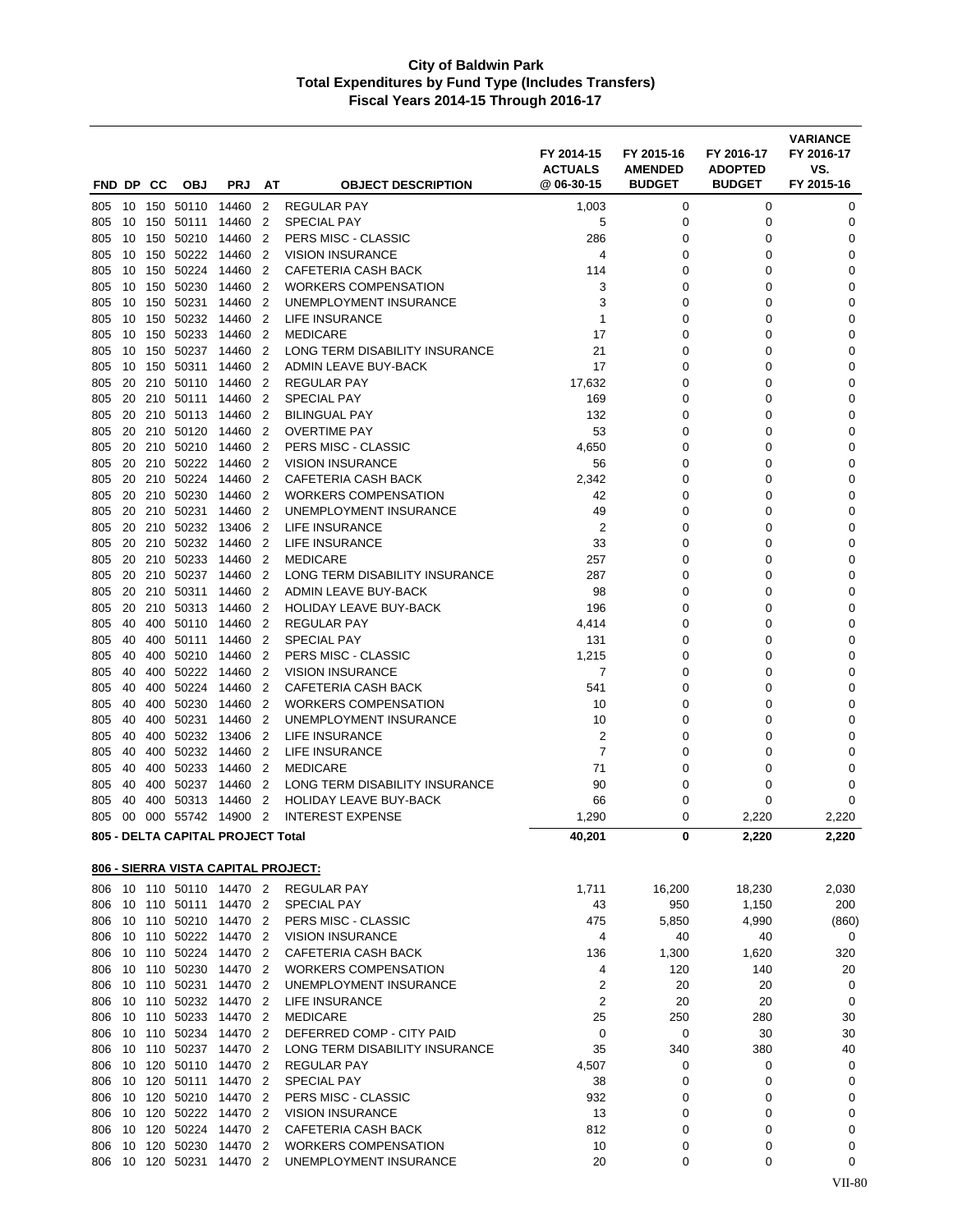# City of Baldwin Park
## Total Expenditures by Fund Type (Includes Transfers)
### Fiscal Years 2014-15 Through 2016-17

| FND | DP | CC | OBJ | PRJ | AT | OBJECT DESCRIPTION | FY 2014-15 ACTUALS @ 06-30-15 | FY 2015-16 AMENDED BUDGET | FY 2016-17 ADOPTED BUDGET | VARIANCE FY 2016-17 VS. FY 2015-16 |
|---|---|---|---|---|---|---|---|---|---|---|
| 805 | 10 | 150 | 50110 | 14460 | 2 | REGULAR PAY | 1,003 | 0 | 0 | 0 |
| 805 | 10 | 150 | 50111 | 14460 | 2 | SPECIAL PAY | 5 | 0 | 0 | 0 |
| 805 | 10 | 150 | 50210 | 14460 | 2 | PERS MISC - CLASSIC | 286 | 0 | 0 | 0 |
| 805 | 10 | 150 | 50222 | 14460 | 2 | VISION INSURANCE | 4 | 0 | 0 | 0 |
| 805 | 10 | 150 | 50224 | 14460 | 2 | CAFETERIA CASH BACK | 114 | 0 | 0 | 0 |
| 805 | 10 | 150 | 50230 | 14460 | 2 | WORKERS COMPENSATION | 3 | 0 | 0 | 0 |
| 805 | 10 | 150 | 50231 | 14460 | 2 | UNEMPLOYMENT INSURANCE | 3 | 0 | 0 | 0 |
| 805 | 10 | 150 | 50232 | 14460 | 2 | LIFE INSURANCE | 1 | 0 | 0 | 0 |
| 805 | 10 | 150 | 50233 | 14460 | 2 | MEDICARE | 17 | 0 | 0 | 0 |
| 805 | 10 | 150 | 50237 | 14460 | 2 | LONG TERM DISABILITY INSURANCE | 21 | 0 | 0 | 0 |
| 805 | 10 | 150 | 50311 | 14460 | 2 | ADMIN LEAVE BUY-BACK | 17 | 0 | 0 | 0 |
| 805 | 20 | 210 | 50110 | 14460 | 2 | REGULAR PAY | 17,632 | 0 | 0 | 0 |
| 805 | 20 | 210 | 50111 | 14460 | 2 | SPECIAL PAY | 169 | 0 | 0 | 0 |
| 805 | 20 | 210 | 50113 | 14460 | 2 | BILINGUAL PAY | 132 | 0 | 0 | 0 |
| 805 | 20 | 210 | 50120 | 14460 | 2 | OVERTIME PAY | 53 | 0 | 0 | 0 |
| 805 | 20 | 210 | 50210 | 14460 | 2 | PERS MISC - CLASSIC | 4,650 | 0 | 0 | 0 |
| 805 | 20 | 210 | 50222 | 14460 | 2 | VISION INSURANCE | 56 | 0 | 0 | 0 |
| 805 | 20 | 210 | 50224 | 14460 | 2 | CAFETERIA CASH BACK | 2,342 | 0 | 0 | 0 |
| 805 | 20 | 210 | 50230 | 14460 | 2 | WORKERS COMPENSATION | 42 | 0 | 0 | 0 |
| 805 | 20 | 210 | 50231 | 14460 | 2 | UNEMPLOYMENT INSURANCE | 49 | 0 | 0 | 0 |
| 805 | 20 | 210 | 50232 | 13406 | 2 | LIFE INSURANCE | 2 | 0 | 0 | 0 |
| 805 | 20 | 210 | 50232 | 14460 | 2 | LIFE INSURANCE | 33 | 0 | 0 | 0 |
| 805 | 20 | 210 | 50233 | 14460 | 2 | MEDICARE | 257 | 0 | 0 | 0 |
| 805 | 20 | 210 | 50237 | 14460 | 2 | LONG TERM DISABILITY INSURANCE | 287 | 0 | 0 | 0 |
| 805 | 20 | 210 | 50311 | 14460 | 2 | ADMIN LEAVE BUY-BACK | 98 | 0 | 0 | 0 |
| 805 | 20 | 210 | 50313 | 14460 | 2 | HOLIDAY LEAVE BUY-BACK | 196 | 0 | 0 | 0 |
| 805 | 40 | 400 | 50110 | 14460 | 2 | REGULAR PAY | 4,414 | 0 | 0 | 0 |
| 805 | 40 | 400 | 50111 | 14460 | 2 | SPECIAL PAY | 131 | 0 | 0 | 0 |
| 805 | 40 | 400 | 50210 | 14460 | 2 | PERS MISC - CLASSIC | 1,215 | 0 | 0 | 0 |
| 805 | 40 | 400 | 50222 | 14460 | 2 | VISION INSURANCE | 7 | 0 | 0 | 0 |
| 805 | 40 | 400 | 50224 | 14460 | 2 | CAFETERIA CASH BACK | 541 | 0 | 0 | 0 |
| 805 | 40 | 400 | 50230 | 14460 | 2 | WORKERS COMPENSATION | 10 | 0 | 0 | 0 |
| 805 | 40 | 400 | 50231 | 14460 | 2 | UNEMPLOYMENT INSURANCE | 10 | 0 | 0 | 0 |
| 805 | 40 | 400 | 50232 | 13406 | 2 | LIFE INSURANCE | 2 | 0 | 0 | 0 |
| 805 | 40 | 400 | 50232 | 14460 | 2 | LIFE INSURANCE | 7 | 0 | 0 | 0 |
| 805 | 40 | 400 | 50233 | 14460 | 2 | MEDICARE | 71 | 0 | 0 | 0 |
| 805 | 40 | 400 | 50237 | 14460 | 2 | LONG TERM DISABILITY INSURANCE | 90 | 0 | 0 | 0 |
| 805 | 40 | 400 | 50313 | 14460 | 2 | HOLIDAY LEAVE BUY-BACK | 66 | 0 | 0 | 0 |
| 805 | 00 | 000 | 55742 | 14900 | 2 | INTEREST EXPENSE | 1,290 | 0 | 2,220 | 2,220 |
| **805 - DELTA CAPITAL PROJECT Total** | | | | | | | **40,201** | **0** | **2,220** | **2,220** |
| **806 - SIERRA VISTA CAPITAL PROJECT:** | | | | | | | | | | |
| 806 | 10 | 110 | 50110 | 14470 | 2 | REGULAR PAY | 1,711 | 16,200 | 18,230 | 2,030 |
| 806 | 10 | 110 | 50111 | 14470 | 2 | SPECIAL PAY | 43 | 950 | 1,150 | 200 |
| 806 | 10 | 110 | 50210 | 14470 | 2 | PERS MISC - CLASSIC | 475 | 5,850 | 4,990 | (860) |
| 806 | 10 | 110 | 50222 | 14470 | 2 | VISION INSURANCE | 4 | 40 | 40 | 0 |
| 806 | 10 | 110 | 50224 | 14470 | 2 | CAFETERIA CASH BACK | 136 | 1,300 | 1,620 | 320 |
| 806 | 10 | 110 | 50230 | 14470 | 2 | WORKERS COMPENSATION | 4 | 120 | 140 | 20 |
| 806 | 10 | 110 | 50231 | 14470 | 2 | UNEMPLOYMENT INSURANCE | 2 | 20 | 20 | 0 |
| 806 | 10 | 110 | 50232 | 14470 | 2 | LIFE INSURANCE | 2 | 20 | 20 | 0 |
| 806 | 10 | 110 | 50233 | 14470 | 2 | MEDICARE | 25 | 250 | 280 | 30 |
| 806 | 10 | 110 | 50234 | 14470 | 2 | DEFERRED COMP - CITY PAID | 0 | 0 | 30 | 30 |
| 806 | 10 | 110 | 50237 | 14470 | 2 | LONG TERM DISABILITY INSURANCE | 35 | 340 | 380 | 40 |
| 806 | 10 | 120 | 50110 | 14470 | 2 | REGULAR PAY | 4,507 | 0 | 0 | 0 |
| 806 | 10 | 120 | 50111 | 14470 | 2 | SPECIAL PAY | 38 | 0 | 0 | 0 |
| 806 | 10 | 120 | 50210 | 14470 | 2 | PERS MISC - CLASSIC | 932 | 0 | 0 | 0 |
| 806 | 10 | 120 | 50222 | 14470 | 2 | VISION INSURANCE | 13 | 0 | 0 | 0 |
| 806 | 10 | 120 | 50224 | 14470 | 2 | CAFETERIA CASH BACK | 812 | 0 | 0 | 0 |
| 806 | 10 | 120 | 50230 | 14470 | 2 | WORKERS COMPENSATION | 10 | 0 | 0 | 0 |
| 806 | 10 | 120 | 50231 | 14470 | 2 | UNEMPLOYMENT INSURANCE | 20 | 0 | 0 | 0 |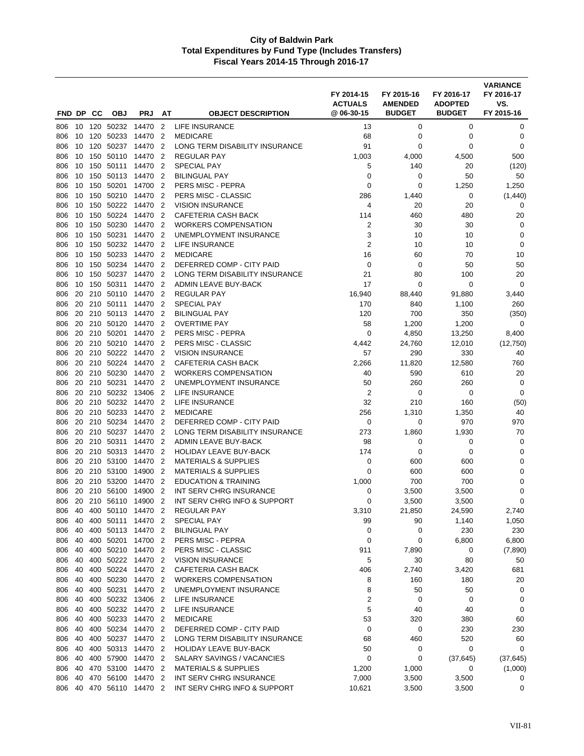**City of Baldwin Park**
**Total Expenditures by Fund Type (Includes Transfers)**
**Fiscal Years 2014-15 Through 2016-17**

| FND | DP | CC | OBJ | PRJ | AT | OBJECT DESCRIPTION | FY 2014-15 ACTUALS @ 06-30-15 | FY 2015-16 AMENDED BUDGET | FY 2016-17 ADOPTED BUDGET | VARIANCE FY 2016-17 VS. FY 2015-16 |
|---|---|---|---|---|---|---|---|---|---|---|
| 806 | 10 | 120 | 50232 | 14470 | 2 | LIFE INSURANCE | 13 | 0 | 0 | 0 |
| 806 | 10 | 120 | 50233 | 14470 | 2 | MEDICARE | 68 | 0 | 0 | 0 |
| 806 | 10 | 120 | 50237 | 14470 | 2 | LONG TERM DISABILITY INSURANCE | 91 | 0 | 0 | 0 |
| 806 | 10 | 150 | 50110 | 14470 | 2 | REGULAR PAY | 1,003 | 4,000 | 4,500 | 500 |
| 806 | 10 | 150 | 50111 | 14470 | 2 | SPECIAL PAY | 5 | 140 | 20 | (120) |
| 806 | 10 | 150 | 50113 | 14470 | 2 | BILINGUAL PAY | 0 | 0 | 50 | 50 |
| 806 | 10 | 150 | 50201 | 14700 | 2 | PERS MISC - PEPRA | 0 | 0 | 1,250 | 1,250 |
| 806 | 10 | 150 | 50210 | 14470 | 2 | PERS MISC - CLASSIC | 286 | 1,440 | 0 | (1,440) |
| 806 | 10 | 150 | 50222 | 14470 | 2 | VISION INSURANCE | 4 | 20 | 20 | 0 |
| 806 | 10 | 150 | 50224 | 14470 | 2 | CAFETERIA CASH BACK | 114 | 460 | 480 | 20 |
| 806 | 10 | 150 | 50230 | 14470 | 2 | WORKERS COMPENSATION | 2 | 30 | 30 | 0 |
| 806 | 10 | 150 | 50231 | 14470 | 2 | UNEMPLOYMENT INSURANCE | 3 | 10 | 10 | 0 |
| 806 | 10 | 150 | 50232 | 14470 | 2 | LIFE INSURANCE | 2 | 10 | 10 | 0 |
| 806 | 10 | 150 | 50233 | 14470 | 2 | MEDICARE | 16 | 60 | 70 | 10 |
| 806 | 10 | 150 | 50234 | 14470 | 2 | DEFERRED COMP - CITY PAID | 0 | 0 | 50 | 50 |
| 806 | 10 | 150 | 50237 | 14470 | 2 | LONG TERM DISABILITY INSURANCE | 21 | 80 | 100 | 20 |
| 806 | 10 | 150 | 50311 | 14470 | 2 | ADMIN LEAVE BUY-BACK | 17 | 0 | 0 | 0 |
| 806 | 20 | 210 | 50110 | 14470 | 2 | REGULAR PAY | 16,940 | 88,440 | 91,880 | 3,440 |
| 806 | 20 | 210 | 50111 | 14470 | 2 | SPECIAL PAY | 170 | 840 | 1,100 | 260 |
| 806 | 20 | 210 | 50113 | 14470 | 2 | BILINGUAL PAY | 120 | 700 | 350 | (350) |
| 806 | 20 | 210 | 50120 | 14470 | 2 | OVERTIME PAY | 58 | 1,200 | 1,200 | 0 |
| 806 | 20 | 210 | 50201 | 14470 | 2 | PERS MISC - PEPRA | 0 | 4,850 | 13,250 | 8,400 |
| 806 | 20 | 210 | 50210 | 14470 | 2 | PERS MISC - CLASSIC | 4,442 | 24,760 | 12,010 | (12,750) |
| 806 | 20 | 210 | 50222 | 14470 | 2 | VISION INSURANCE | 57 | 290 | 330 | 40 |
| 806 | 20 | 210 | 50224 | 14470 | 2 | CAFETERIA CASH BACK | 2,266 | 11,820 | 12,580 | 760 |
| 806 | 20 | 210 | 50230 | 14470 | 2 | WORKERS COMPENSATION | 40 | 590 | 610 | 20 |
| 806 | 20 | 210 | 50231 | 14470 | 2 | UNEMPLOYMENT INSURANCE | 50 | 260 | 260 | 0 |
| 806 | 20 | 210 | 50232 | 13406 | 2 | LIFE INSURANCE | 2 | 0 | 0 | 0 |
| 806 | 20 | 210 | 50232 | 14470 | 2 | LIFE INSURANCE | 32 | 210 | 160 | (50) |
| 806 | 20 | 210 | 50233 | 14470 | 2 | MEDICARE | 256 | 1,310 | 1,350 | 40 |
| 806 | 20 | 210 | 50234 | 14470 | 2 | DEFERRED COMP - CITY PAID | 0 | 0 | 970 | 970 |
| 806 | 20 | 210 | 50237 | 14470 | 2 | LONG TERM DISABILITY INSURANCE | 273 | 1,860 | 1,930 | 70 |
| 806 | 20 | 210 | 50311 | 14470 | 2 | ADMIN LEAVE BUY-BACK | 98 | 0 | 0 | 0 |
| 806 | 20 | 210 | 50313 | 14470 | 2 | HOLIDAY LEAVE BUY-BACK | 174 | 0 | 0 | 0 |
| 806 | 20 | 210 | 53100 | 14470 | 2 | MATERIALS & SUPPLIES | 0 | 600 | 600 | 0 |
| 806 | 20 | 210 | 53100 | 14900 | 2 | MATERIALS & SUPPLIES | 0 | 600 | 600 | 0 |
| 806 | 20 | 210 | 53200 | 14470 | 2 | EDUCATION & TRAINING | 1,000 | 700 | 700 | 0 |
| 806 | 20 | 210 | 56100 | 14900 | 2 | INT SERV CHRG INSURANCE | 0 | 3,500 | 3,500 | 0 |
| 806 | 20 | 210 | 56110 | 14900 | 2 | INT SERV CHRG INFO & SUPPORT | 0 | 3,500 | 3,500 | 0 |
| 806 | 40 | 400 | 50110 | 14470 | 2 | REGULAR PAY | 3,310 | 21,850 | 24,590 | 2,740 |
| 806 | 40 | 400 | 50111 | 14470 | 2 | SPECIAL PAY | 99 | 90 | 1,140 | 1,050 |
| 806 | 40 | 400 | 50113 | 14470 | 2 | BILINGUAL PAY | 0 | 0 | 230 | 230 |
| 806 | 40 | 400 | 50201 | 14700 | 2 | PERS MISC - PEPRA | 0 | 0 | 6,800 | 6,800 |
| 806 | 40 | 400 | 50210 | 14470 | 2 | PERS MISC - CLASSIC | 911 | 7,890 | 0 | (7,890) |
| 806 | 40 | 400 | 50222 | 14470 | 2 | VISION INSURANCE | 5 | 30 | 80 | 50 |
| 806 | 40 | 400 | 50224 | 14470 | 2 | CAFETERIA CASH BACK | 406 | 2,740 | 3,420 | 681 |
| 806 | 40 | 400 | 50230 | 14470 | 2 | WORKERS COMPENSATION | 8 | 160 | 180 | 20 |
| 806 | 40 | 400 | 50231 | 14470 | 2 | UNEMPLOYMENT INSURANCE | 8 | 50 | 50 | 0 |
| 806 | 40 | 400 | 50232 | 13406 | 2 | LIFE INSURANCE | 2 | 0 | 0 | 0 |
| 806 | 40 | 400 | 50232 | 14470 | 2 | LIFE INSURANCE | 5 | 40 | 40 | 0 |
| 806 | 40 | 400 | 50233 | 14470 | 2 | MEDICARE | 53 | 320 | 380 | 60 |
| 806 | 40 | 400 | 50234 | 14470 | 2 | DEFERRED COMP - CITY PAID | 0 | 0 | 230 | 230 |
| 806 | 40 | 400 | 50237 | 14470 | 2 | LONG TERM DISABILITY INSURANCE | 68 | 460 | 520 | 60 |
| 806 | 40 | 400 | 50313 | 14470 | 2 | HOLIDAY LEAVE BUY-BACK | 50 | 0 | 0 | 0 |
| 806 | 40 | 400 | 57900 | 14470 | 2 | SALARY SAVINGS / VACANCIES | 0 | 0 | (37,645) | (37,645) |
| 806 | 40 | 470 | 53100 | 14470 | 2 | MATERIALS & SUPPLIES | 1,200 | 1,000 | 0 | (1,000) |
| 806 | 40 | 470 | 56100 | 14470 | 2 | INT SERV CHRG INSURANCE | 7,000 | 3,500 | 3,500 | 0 |
| 806 | 40 | 470 | 56110 | 14470 | 2 | INT SERV CHRG INFO & SUPPORT | 10,621 | 3,500 | 3,500 | 0 |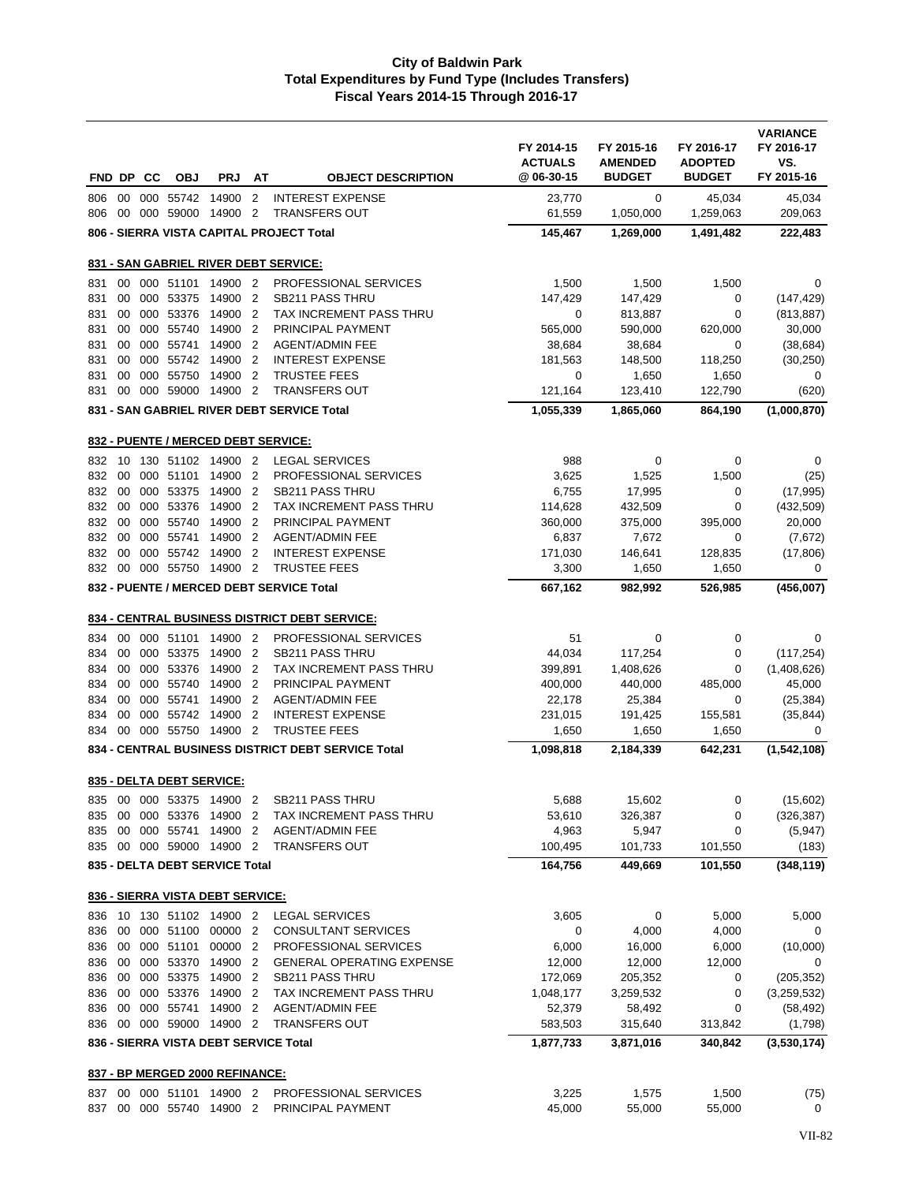# City of Baldwin Park
## Total Expenditures by Fund Type (Includes Transfers)
### Fiscal Years 2014-15 Through 2016-17

| FND | DP | CC | OBJ | PRJ | AT | OBJECT DESCRIPTION | FY 2014-15 ACTUALS @ 06-30-15 | FY 2015-16 AMENDED BUDGET | FY 2016-17 ADOPTED BUDGET | VARIANCE FY 2016-17 VS. FY 2015-16 |
|---|---|---|---|---|---|---|---|---|---|---|
| 806 | 00 | 000 | 55742 | 14900 | 2 | INTEREST EXPENSE | 23,770 | 0 | 45,034 | 45,034 |
| 806 | 00 | 000 | 59000 | 14900 | 2 | TRANSFERS OUT | 61,559 | 1,050,000 | 1,259,063 | 209,063 |
| **806 - SIERRA VISTA CAPITAL PROJECT Total** | | | | | | | **145,467** | **1,269,000** | **1,491,482** | **222,483** |
| **831 - SAN GABRIEL RIVER DEBT SERVICE:** | | | | | | | | | | |
| 831 | 00 | 000 | 51101 | 14900 | 2 | PROFESSIONAL SERVICES | 1,500 | 1,500 | 1,500 | 0 |
| 831 | 00 | 000 | 53375 | 14900 | 2 | SB211 PASS THRU | 147,429 | 147,429 | 0 | (147,429) |
| 831 | 00 | 000 | 53376 | 14900 | 2 | TAX INCREMENT PASS THRU | 0 | 813,887 | 0 | (813,887) |
| 831 | 00 | 000 | 55740 | 14900 | 2 | PRINCIPAL PAYMENT | 565,000 | 590,000 | 620,000 | 30,000 |
| 831 | 00 | 000 | 55741 | 14900 | 2 | AGENT/ADMIN FEE | 38,684 | 38,684 | 0 | (38,684) |
| 831 | 00 | 000 | 55742 | 14900 | 2 | INTEREST EXPENSE | 181,563 | 148,500 | 118,250 | (30,250) |
| 831 | 00 | 000 | 55750 | 14900 | 2 | TRUSTEE FEES | 0 | 1,650 | 1,650 | 0 |
| 831 | 00 | 000 | 59000 | 14900 | 2 | TRANSFERS OUT | 121,164 | 123,410 | 122,790 | (620) |
| **831 - SAN GABRIEL RIVER DEBT SERVICE Total** | | | | | | | **1,055,339** | **1,865,060** | **864,190** | **(1,000,870)** |
| **832 - PUENTE / MERCED DEBT SERVICE:** | | | | | | | | | | |
| 832 | 10 | 130 | 51102 | 14900 | 2 | LEGAL SERVICES | 988 | 0 | 0 | 0 |
| 832 | 00 | 000 | 51101 | 14900 | 2 | PROFESSIONAL SERVICES | 3,625 | 1,525 | 1,500 | (25) |
| 832 | 00 | 000 | 53375 | 14900 | 2 | SB211 PASS THRU | 6,755 | 17,995 | 0 | (17,995) |
| 832 | 00 | 000 | 53376 | 14900 | 2 | TAX INCREMENT PASS THRU | 114,628 | 432,509 | 0 | (432,509) |
| 832 | 00 | 000 | 55740 | 14900 | 2 | PRINCIPAL PAYMENT | 360,000 | 375,000 | 395,000 | 20,000 |
| 832 | 00 | 000 | 55741 | 14900 | 2 | AGENT/ADMIN FEE | 6,837 | 7,672 | 0 | (7,672) |
| 832 | 00 | 000 | 55742 | 14900 | 2 | INTEREST EXPENSE | 171,030 | 146,641 | 128,835 | (17,806) |
| 832 | 00 | 000 | 55750 | 14900 | 2 | TRUSTEE FEES | 3,300 | 1,650 | 1,650 | 0 |
| **832 - PUENTE / MERCED DEBT SERVICE Total** | | | | | | | **667,162** | **982,992** | **526,985** | **(456,007)** |
| **834 - CENTRAL BUSINESS DISTRICT DEBT SERVICE:** | | | | | | | | | | |
| 834 | 00 | 000 | 51101 | 14900 | 2 | PROFESSIONAL SERVICES | 51 | 0 | 0 | 0 |
| 834 | 00 | 000 | 53375 | 14900 | 2 | SB211 PASS THRU | 44,034 | 117,254 | 0 | (117,254) |
| 834 | 00 | 000 | 53376 | 14900 | 2 | TAX INCREMENT PASS THRU | 399,891 | 1,408,626 | 0 | (1,408,626) |
| 834 | 00 | 000 | 55740 | 14900 | 2 | PRINCIPAL PAYMENT | 400,000 | 440,000 | 485,000 | 45,000 |
| 834 | 00 | 000 | 55741 | 14900 | 2 | AGENT/ADMIN FEE | 22,178 | 25,384 | 0 | (25,384) |
| 834 | 00 | 000 | 55742 | 14900 | 2 | INTEREST EXPENSE | 231,015 | 191,425 | 155,581 | (35,844) |
| 834 | 00 | 000 | 55750 | 14900 | 2 | TRUSTEE FEES | 1,650 | 1,650 | 1,650 | 0 |
| **834 - CENTRAL BUSINESS DISTRICT DEBT SERVICE Total** | | | | | | | **1,098,818** | **2,184,339** | **642,231** | **(1,542,108)** |
| **835 - DELTA DEBT SERVICE:** | | | | | | | | | | |
| 835 | 00 | 000 | 53375 | 14900 | 2 | SB211 PASS THRU | 5,688 | 15,602 | 0 | (15,602) |
| 835 | 00 | 000 | 53376 | 14900 | 2 | TAX INCREMENT PASS THRU | 53,610 | 326,387 | 0 | (326,387) |
| 835 | 00 | 000 | 55741 | 14900 | 2 | AGENT/ADMIN FEE | 4,963 | 5,947 | 0 | (5,947) |
| 835 | 00 | 000 | 59000 | 14900 | 2 | TRANSFERS OUT | 100,495 | 101,733 | 101,550 | (183) |
| **835 - DELTA DEBT SERVICE Total** | | | | | | | **164,756** | **449,669** | **101,550** | **(348,119)** |
| **836 - SIERRA VISTA DEBT SERVICE:** | | | | | | | | | | |
| 836 | 10 | 130 | 51102 | 14900 | 2 | LEGAL SERVICES | 3,605 | 0 | 5,000 | 5,000 |
| 836 | 00 | 000 | 51100 | 00000 | 2 | CONSULTANT SERVICES | 0 | 4,000 | 4,000 | 0 |
| 836 | 00 | 000 | 51101 | 00000 | 2 | PROFESSIONAL SERVICES | 6,000 | 16,000 | 6,000 | (10,000) |
| 836 | 00 | 000 | 53370 | 14900 | 2 | GENERAL OPERATING EXPENSE | 12,000 | 12,000 | 12,000 | 0 |
| 836 | 00 | 000 | 53375 | 14900 | 2 | SB211 PASS THRU | 172,069 | 205,352 | 0 | (205,352) |
| 836 | 00 | 000 | 53376 | 14900 | 2 | TAX INCREMENT PASS THRU | 1,048,177 | 3,259,532 | 0 | (3,259,532) |
| 836 | 00 | 000 | 55741 | 14900 | 2 | AGENT/ADMIN FEE | 52,379 | 58,492 | 0 | (58,492) |
| 836 | 00 | 000 | 59000 | 14900 | 2 | TRANSFERS OUT | 583,503 | 315,640 | 313,842 | (1,798) |
| **836 - SIERRA VISTA DEBT SERVICE Total** | | | | | | | **1,877,733** | **3,871,016** | **340,842** | **(3,530,174)** |
| **837 - BP MERGED 2000 REFINANCE:** | | | | | | | | | | |
| 837 | 00 | 000 | 51101 | 14900 | 2 | PROFESSIONAL SERVICES | 3,225 | 1,575 | 1,500 | (75) |
| 837 | 00 | 000 | 55740 | 14900 | 2 | PRINCIPAL PAYMENT | 45,000 | 55,000 | 55,000 | 0 |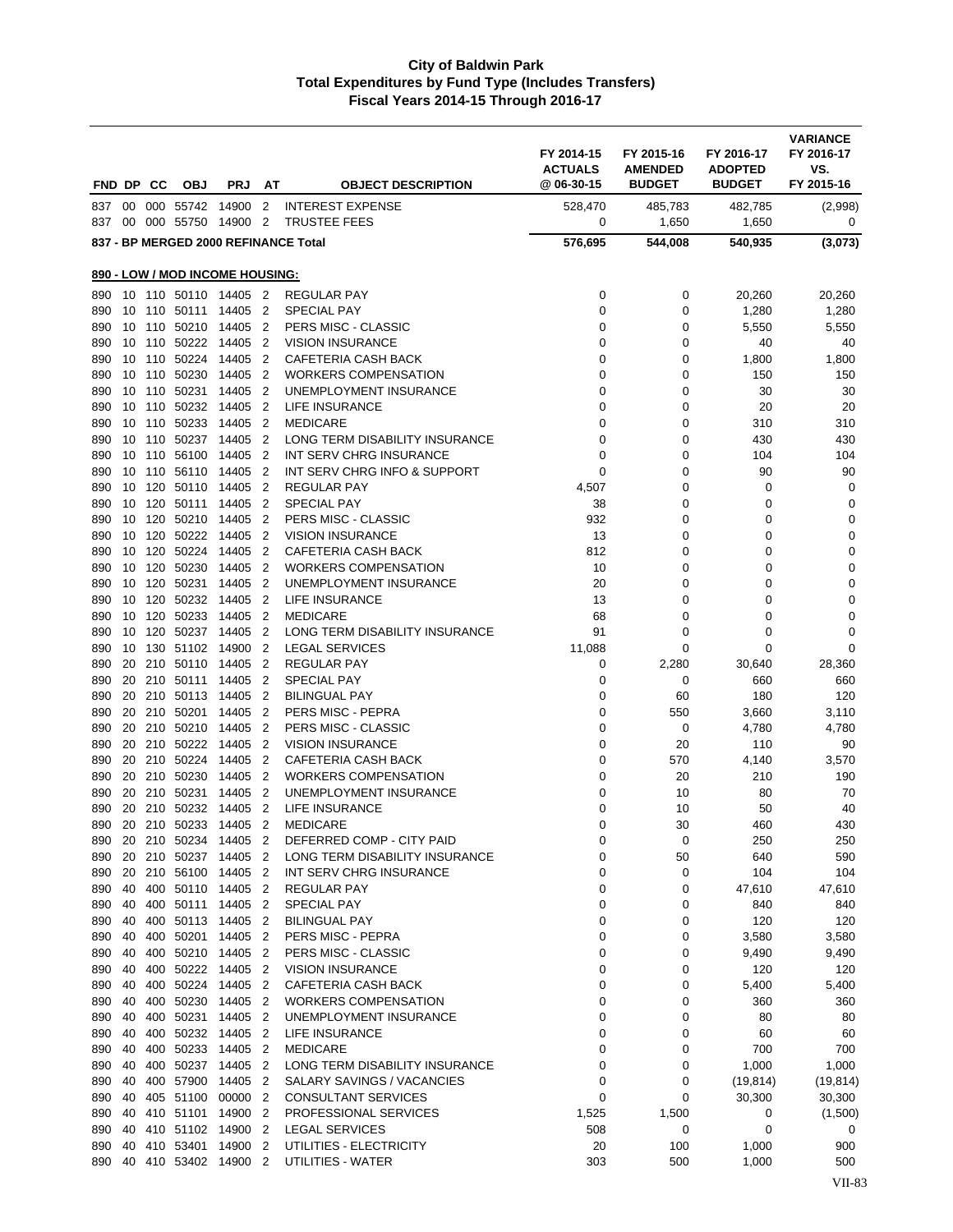# City of Baldwin Park
## Total Expenditures by Fund Type (Includes Transfers)
### Fiscal Years 2014-15 Through 2016-17

| FND | DP | CC | OBJ | PRJ | AT | OBJECT DESCRIPTION | FY 2014-15 ACTUALS @ 06-30-15 | FY 2015-16 AMENDED BUDGET | FY 2016-17 ADOPTED BUDGET | VARIANCE FY 2016-17 VS. FY 2015-16 |
|---|---|---|---|---|---|---|---|---|---|---|
| 837 | 00 | 000 | 55742 | 14900 | 2 | INTEREST EXPENSE | 528,470 | 485,783 | 482,785 | (2,998) |
| 837 | 00 | 000 | 55750 | 14900 | 2 | TRUSTEE FEES | 0 | 1,650 | 1,650 | 0 |
| **837 - BP MERGED 2000 REFINANCE Total** | | | | | | | **576,695** | **544,008** | **540,935** | **(3,073)** |
| **890 - LOW / MOD INCOME HOUSING:** | | | | | | | | | | |
| 890 | 10 | 110 | 50110 | 14405 | 2 | REGULAR PAY | 0 | 0 | 20,260 | 20,260 |
| 890 | 10 | 110 | 50111 | 14405 | 2 | SPECIAL PAY | 0 | 0 | 1,280 | 1,280 |
| 890 | 10 | 110 | 50210 | 14405 | 2 | PERS MISC - CLASSIC | 0 | 0 | 5,550 | 5,550 |
| 890 | 10 | 110 | 50222 | 14405 | 2 | VISION INSURANCE | 0 | 0 | 40 | 40 |
| 890 | 10 | 110 | 50224 | 14405 | 2 | CAFETERIA CASH BACK | 0 | 0 | 1,800 | 1,800 |
| 890 | 10 | 110 | 50230 | 14405 | 2 | WORKERS COMPENSATION | 0 | 0 | 150 | 150 |
| 890 | 10 | 110 | 50231 | 14405 | 2 | UNEMPLOYMENT INSURANCE | 0 | 0 | 30 | 30 |
| 890 | 10 | 110 | 50232 | 14405 | 2 | LIFE INSURANCE | 0 | 0 | 20 | 20 |
| 890 | 10 | 110 | 50233 | 14405 | 2 | MEDICARE | 0 | 0 | 310 | 310 |
| 890 | 10 | 110 | 50237 | 14405 | 2 | LONG TERM DISABILITY INSURANCE | 0 | 0 | 430 | 430 |
| 890 | 10 | 110 | 56100 | 14405 | 2 | INT SERV CHRG INSURANCE | 0 | 0 | 104 | 104 |
| 890 | 10 | 110 | 56110 | 14405 | 2 | INT SERV CHRG INFO & SUPPORT | 0 | 0 | 90 | 90 |
| 890 | 10 | 120 | 50110 | 14405 | 2 | REGULAR PAY | 4,507 | 0 | 0 | 0 |
| 890 | 10 | 120 | 50111 | 14405 | 2 | SPECIAL PAY | 38 | 0 | 0 | 0 |
| 890 | 10 | 120 | 50210 | 14405 | 2 | PERS MISC - CLASSIC | 932 | 0 | 0 | 0 |
| 890 | 10 | 120 | 50222 | 14405 | 2 | VISION INSURANCE | 13 | 0 | 0 | 0 |
| 890 | 10 | 120 | 50224 | 14405 | 2 | CAFETERIA CASH BACK | 812 | 0 | 0 | 0 |
| 890 | 10 | 120 | 50230 | 14405 | 2 | WORKERS COMPENSATION | 10 | 0 | 0 | 0 |
| 890 | 10 | 120 | 50231 | 14405 | 2 | UNEMPLOYMENT INSURANCE | 20 | 0 | 0 | 0 |
| 890 | 10 | 120 | 50232 | 14405 | 2 | LIFE INSURANCE | 13 | 0 | 0 | 0 |
| 890 | 10 | 120 | 50233 | 14405 | 2 | MEDICARE | 68 | 0 | 0 | 0 |
| 890 | 10 | 120 | 50237 | 14405 | 2 | LONG TERM DISABILITY INSURANCE | 91 | 0 | 0 | 0 |
| 890 | 10 | 130 | 51102 | 14900 | 2 | LEGAL SERVICES | 11,088 | 0 | 0 | 0 |
| 890 | 20 | 210 | 50110 | 14405 | 2 | REGULAR PAY | 0 | 2,280 | 30,640 | 28,360 |
| 890 | 20 | 210 | 50111 | 14405 | 2 | SPECIAL PAY | 0 | 0 | 660 | 660 |
| 890 | 20 | 210 | 50113 | 14405 | 2 | BILINGUAL PAY | 0 | 60 | 180 | 120 |
| 890 | 20 | 210 | 50201 | 14405 | 2 | PERS MISC - PEPRA | 0 | 550 | 3,660 | 3,110 |
| 890 | 20 | 210 | 50210 | 14405 | 2 | PERS MISC - CLASSIC | 0 | 0 | 4,780 | 4,780 |
| 890 | 20 | 210 | 50222 | 14405 | 2 | VISION INSURANCE | 0 | 20 | 110 | 90 |
| 890 | 20 | 210 | 50224 | 14405 | 2 | CAFETERIA CASH BACK | 0 | 570 | 4,140 | 3,570 |
| 890 | 20 | 210 | 50230 | 14405 | 2 | WORKERS COMPENSATION | 0 | 20 | 210 | 190 |
| 890 | 20 | 210 | 50231 | 14405 | 2 | UNEMPLOYMENT INSURANCE | 0 | 10 | 80 | 70 |
| 890 | 20 | 210 | 50232 | 14405 | 2 | LIFE INSURANCE | 0 | 10 | 50 | 40 |
| 890 | 20 | 210 | 50233 | 14405 | 2 | MEDICARE | 0 | 30 | 460 | 430 |
| 890 | 20 | 210 | 50234 | 14405 | 2 | DEFERRED COMP - CITY PAID | 0 | 0 | 250 | 250 |
| 890 | 20 | 210 | 50237 | 14405 | 2 | LONG TERM DISABILITY INSURANCE | 0 | 50 | 640 | 590 |
| 890 | 20 | 210 | 56100 | 14405 | 2 | INT SERV CHRG INSURANCE | 0 | 0 | 104 | 104 |
| 890 | 40 | 400 | 50110 | 14405 | 2 | REGULAR PAY | 0 | 0 | 47,610 | 47,610 |
| 890 | 40 | 400 | 50111 | 14405 | 2 | SPECIAL PAY | 0 | 0 | 840 | 840 |
| 890 | 40 | 400 | 50113 | 14405 | 2 | BILINGUAL PAY | 0 | 0 | 120 | 120 |
| 890 | 40 | 400 | 50201 | 14405 | 2 | PERS MISC - PEPRA | 0 | 0 | 3,580 | 3,580 |
| 890 | 40 | 400 | 50210 | 14405 | 2 | PERS MISC - CLASSIC | 0 | 0 | 9,490 | 9,490 |
| 890 | 40 | 400 | 50222 | 14405 | 2 | VISION INSURANCE | 0 | 0 | 120 | 120 |
| 890 | 40 | 400 | 50224 | 14405 | 2 | CAFETERIA CASH BACK | 0 | 0 | 5,400 | 5,400 |
| 890 | 40 | 400 | 50230 | 14405 | 2 | WORKERS COMPENSATION | 0 | 0 | 360 | 360 |
| 890 | 40 | 400 | 50231 | 14405 | 2 | UNEMPLOYMENT INSURANCE | 0 | 0 | 80 | 80 |
| 890 | 40 | 400 | 50232 | 14405 | 2 | LIFE INSURANCE | 0 | 0 | 60 | 60 |
| 890 | 40 | 400 | 50233 | 14405 | 2 | MEDICARE | 0 | 0 | 700 | 700 |
| 890 | 40 | 400 | 50237 | 14405 | 2 | LONG TERM DISABILITY INSURANCE | 0 | 0 | 1,000 | 1,000 |
| 890 | 40 | 400 | 57900 | 14405 | 2 | SALARY SAVINGS / VACANCIES | 0 | 0 | (19,814) | (19,814) |
| 890 | 40 | 405 | 51100 | 00000 | 2 | CONSULTANT SERVICES | 0 | 0 | 30,300 | 30,300 |
| 890 | 40 | 410 | 51101 | 14900 | 2 | PROFESSIONAL SERVICES | 1,525 | 1,500 | 0 | (1,500) |
| 890 | 40 | 410 | 51102 | 14900 | 2 | LEGAL SERVICES | 508 | 0 | 0 | 0 |
| 890 | 40 | 410 | 53401 | 14900 | 2 | UTILITIES - ELECTRICITY | 20 | 100 | 1,000 | 900 |
| 890 | 40 | 410 | 53402 | 14900 | 2 | UTILITIES - WATER | 303 | 500 | 1,000 | 500 |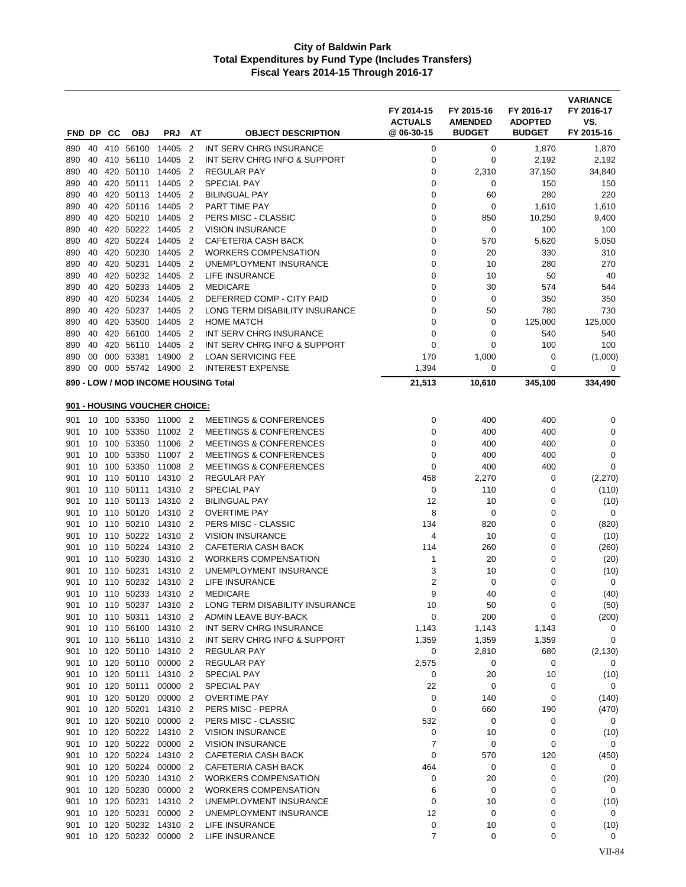# City of Baldwin Park
## Total Expenditures by Fund Type (Includes Transfers)
### Fiscal Years 2014-15 Through 2016-17

| FND | DP | CC | OBJ | PRJ | AT | OBJECT DESCRIPTION | FY 2014-15 ACTUALS @ 06-30-15 | FY 2015-16 AMENDED BUDGET | FY 2016-17 ADOPTED BUDGET | VARIANCE FY 2016-17 VS. FY 2015-16 |
|---|---|---|---|---|---|---|---|---|---|---|
| 890 | 40 | 410 | 56100 | 14405 | 2 | INT SERV CHRG INSURANCE | 0 | 0 | 1,870 | 1,870 |
| 890 | 40 | 410 | 56110 | 14405 | 2 | INT SERV CHRG INFO & SUPPORT | 0 | 0 | 2,192 | 2,192 |
| 890 | 40 | 420 | 50110 | 14405 | 2 | REGULAR PAY | 0 | 2,310 | 37,150 | 34,840 |
| 890 | 40 | 420 | 50111 | 14405 | 2 | SPECIAL PAY | 0 | 0 | 150 | 150 |
| 890 | 40 | 420 | 50113 | 14405 | 2 | BILINGUAL PAY | 0 | 60 | 280 | 220 |
| 890 | 40 | 420 | 50116 | 14405 | 2 | PART TIME PAY | 0 | 0 | 1,610 | 1,610 |
| 890 | 40 | 420 | 50210 | 14405 | 2 | PERS MISC - CLASSIC | 0 | 850 | 10,250 | 9,400 |
| 890 | 40 | 420 | 50222 | 14405 | 2 | VISION INSURANCE | 0 | 0 | 100 | 100 |
| 890 | 40 | 420 | 50224 | 14405 | 2 | CAFETERIA CASH BACK | 0 | 570 | 5,620 | 5,050 |
| 890 | 40 | 420 | 50230 | 14405 | 2 | WORKERS COMPENSATION | 0 | 20 | 330 | 310 |
| 890 | 40 | 420 | 50231 | 14405 | 2 | UNEMPLOYMENT INSURANCE | 0 | 10 | 280 | 270 |
| 890 | 40 | 420 | 50232 | 14405 | 2 | LIFE INSURANCE | 0 | 10 | 50 | 40 |
| 890 | 40 | 420 | 50233 | 14405 | 2 | MEDICARE | 0 | 30 | 574 | 544 |
| 890 | 40 | 420 | 50234 | 14405 | 2 | DEFERRED COMP - CITY PAID | 0 | 0 | 350 | 350 |
| 890 | 40 | 420 | 50237 | 14405 | 2 | LONG TERM DISABILITY INSURANCE | 0 | 50 | 780 | 730 |
| 890 | 40 | 420 | 53500 | 14405 | 2 | HOME MATCH | 0 | 0 | 125,000 | 125,000 |
| 890 | 40 | 420 | 56100 | 14405 | 2 | INT SERV CHRG INSURANCE | 0 | 0 | 540 | 540 |
| 890 | 40 | 420 | 56110 | 14405 | 2 | INT SERV CHRG INFO & SUPPORT | 0 | 0 | 100 | 100 |
| 890 | 00 | 000 | 53381 | 14900 | 2 | LOAN SERVICING FEE | 170 | 1,000 | 0 | (1,000) |
| 890 | 00 | 000 | 55742 | 14900 | 2 | INTEREST EXPENSE | 1,394 | 0 | 0 | 0 |
| **890 - LOW / MOD INCOME HOUSING Total** | | | | | | | **21,513** | **10,610** | **345,100** | **334,490** |
| **901 - HOUSING VOUCHER CHOICE:** | | | | | | | | | | |
| 901 | 10 | 100 | 53350 | 11000 | 2 | MEETINGS & CONFERENCES | 0 | 400 | 400 | 0 |
| 901 | 10 | 100 | 53350 | 11002 | 2 | MEETINGS & CONFERENCES | 0 | 400 | 400 | 0 |
| 901 | 10 | 100 | 53350 | 11006 | 2 | MEETINGS & CONFERENCES | 0 | 400 | 400 | 0 |
| 901 | 10 | 100 | 53350 | 11007 | 2 | MEETINGS & CONFERENCES | 0 | 400 | 400 | 0 |
| 901 | 10 | 100 | 53350 | 11008 | 2 | MEETINGS & CONFERENCES | 0 | 400 | 400 | 0 |
| 901 | 10 | 110 | 50110 | 14310 | 2 | REGULAR PAY | 458 | 2,270 | 0 | (2,270) |
| 901 | 10 | 110 | 50111 | 14310 | 2 | SPECIAL PAY | 0 | 110 | 0 | (110) |
| 901 | 10 | 110 | 50113 | 14310 | 2 | BILINGUAL PAY | 12 | 10 | 0 | (10) |
| 901 | 10 | 110 | 50120 | 14310 | 2 | OVERTIME PAY | 8 | 0 | 0 | 0 |
| 901 | 10 | 110 | 50210 | 14310 | 2 | PERS MISC - CLASSIC | 134 | 820 | 0 | (820) |
| 901 | 10 | 110 | 50222 | 14310 | 2 | VISION INSURANCE | 4 | 10 | 0 | (10) |
| 901 | 10 | 110 | 50224 | 14310 | 2 | CAFETERIA CASH BACK | 114 | 260 | 0 | (260) |
| 901 | 10 | 110 | 50230 | 14310 | 2 | WORKERS COMPENSATION | 1 | 20 | 0 | (20) |
| 901 | 10 | 110 | 50231 | 14310 | 2 | UNEMPLOYMENT INSURANCE | 3 | 10 | 0 | (10) |
| 901 | 10 | 110 | 50232 | 14310 | 2 | LIFE INSURANCE | 2 | 0 | 0 | 0 |
| 901 | 10 | 110 | 50233 | 14310 | 2 | MEDICARE | 9 | 40 | 0 | (40) |
| 901 | 10 | 110 | 50237 | 14310 | 2 | LONG TERM DISABILITY INSURANCE | 10 | 50 | 0 | (50) |
| 901 | 10 | 110 | 50311 | 14310 | 2 | ADMIN LEAVE BUY-BACK | 0 | 200 | 0 | (200) |
| 901 | 10 | 110 | 56100 | 14310 | 2 | INT SERV CHRG INSURANCE | 1,143 | 1,143 | 1,143 | 0 |
| 901 | 10 | 110 | 56110 | 14310 | 2 | INT SERV CHRG INFO & SUPPORT | 1,359 | 1,359 | 1,359 | 0 |
| 901 | 10 | 120 | 50110 | 14310 | 2 | REGULAR PAY | 0 | 2,810 | 680 | (2,130) |
| 901 | 10 | 120 | 50110 | 00000 | 2 | REGULAR PAY | 2,575 | 0 | 0 | 0 |
| 901 | 10 | 120 | 50111 | 14310 | 2 | SPECIAL PAY | 0 | 20 | 10 | (10) |
| 901 | 10 | 120 | 50111 | 00000 | 2 | SPECIAL PAY | 22 | 0 | 0 | 0 |
| 901 | 10 | 120 | 50120 | 00000 | 2 | OVERTIME PAY | 0 | 140 | 0 | (140) |
| 901 | 10 | 120 | 50201 | 14310 | 2 | PERS MISC - PEPRA | 0 | 660 | 190 | (470) |
| 901 | 10 | 120 | 50210 | 00000 | 2 | PERS MISC - CLASSIC | 532 | 0 | 0 | 0 |
| 901 | 10 | 120 | 50222 | 14310 | 2 | VISION INSURANCE | 0 | 10 | 0 | (10) |
| 901 | 10 | 120 | 50222 | 00000 | 2 | VISION INSURANCE | 7 | 0 | 0 | 0 |
| 901 | 10 | 120 | 50224 | 14310 | 2 | CAFETERIA CASH BACK | 0 | 570 | 120 | (450) |
| 901 | 10 | 120 | 50224 | 00000 | 2 | CAFETERIA CASH BACK | 464 | 0 | 0 | 0 |
| 901 | 10 | 120 | 50230 | 14310 | 2 | WORKERS COMPENSATION | 0 | 20 | 0 | (20) |
| 901 | 10 | 120 | 50230 | 00000 | 2 | WORKERS COMPENSATION | 6 | 0 | 0 | 0 |
| 901 | 10 | 120 | 50231 | 14310 | 2 | UNEMPLOYMENT INSURANCE | 0 | 10 | 0 | (10) |
| 901 | 10 | 120 | 50231 | 00000 | 2 | UNEMPLOYMENT INSURANCE | 12 | 0 | 0 | 0 |
| 901 | 10 | 120 | 50232 | 14310 | 2 | LIFE INSURANCE | 0 | 10 | 0 | (10) |
| 901 | 10 | 120 | 50232 | 00000 | 2 | LIFE INSURANCE | 7 | 0 | 0 | 0 |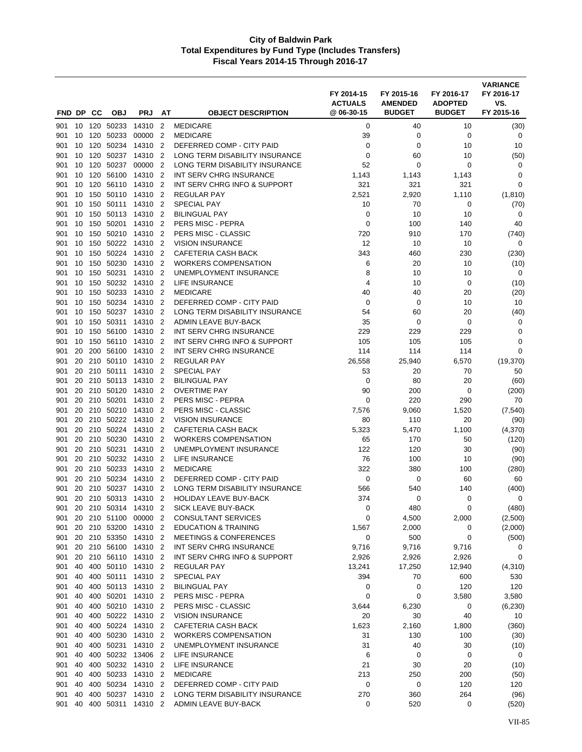# City of Baldwin Park
## Total Expenditures by Fund Type (Includes Transfers)
### Fiscal Years 2014-15 Through 2016-17

| FND | DP | CC | OBJ | PRJ | AT | OBJECT DESCRIPTION | FY 2014-15 ACTUALS @ 06-30-15 | FY 2015-16 AMENDED BUDGET | FY 2016-17 ADOPTED BUDGET | VARIANCE FY 2016-17 VS. FY 2015-16 |
|---|---|---|---|---|---|---|---|---|---|---|
| 901 | 10 | 120 | 50233 | 14310 | 2 | MEDICARE | 0 | 40 | 10 | (30) |
| 901 | 10 | 120 | 50233 | 00000 | 2 | MEDICARE | 39 | 0 | 0 | 0 |
| 901 | 10 | 120 | 50234 | 14310 | 2 | DEFERRED COMP - CITY PAID | 0 | 0 | 10 | 10 |
| 901 | 10 | 120 | 50237 | 14310 | 2 | LONG TERM DISABILITY INSURANCE | 0 | 60 | 10 | (50) |
| 901 | 10 | 120 | 50237 | 00000 | 2 | LONG TERM DISABILITY INSURANCE | 52 | 0 | 0 | 0 |
| 901 | 10 | 120 | 56100 | 14310 | 2 | INT SERV CHRG INSURANCE | 1,143 | 1,143 | 1,143 | 0 |
| 901 | 10 | 120 | 56110 | 14310 | 2 | INT SERV CHRG INFO & SUPPORT | 321 | 321 | 321 | 0 |
| 901 | 10 | 150 | 50110 | 14310 | 2 | REGULAR PAY | 2,521 | 2,920 | 1,110 | (1,810) |
| 901 | 10 | 150 | 50111 | 14310 | 2 | SPECIAL PAY | 10 | 70 | 0 | (70) |
| 901 | 10 | 150 | 50113 | 14310 | 2 | BILINGUAL PAY | 0 | 10 | 10 | 0 |
| 901 | 10 | 150 | 50201 | 14310 | 2 | PERS MISC - PEPRA | 0 | 100 | 140 | 40 |
| 901 | 10 | 150 | 50210 | 14310 | 2 | PERS MISC - CLASSIC | 720 | 910 | 170 | (740) |
| 901 | 10 | 150 | 50222 | 14310 | 2 | VISION INSURANCE | 12 | 10 | 10 | 0 |
| 901 | 10 | 150 | 50224 | 14310 | 2 | CAFETERIA CASH BACK | 343 | 460 | 230 | (230) |
| 901 | 10 | 150 | 50230 | 14310 | 2 | WORKERS COMPENSATION | 6 | 20 | 10 | (10) |
| 901 | 10 | 150 | 50231 | 14310 | 2 | UNEMPLOYMENT INSURANCE | 8 | 10 | 10 | 0 |
| 901 | 10 | 150 | 50232 | 14310 | 2 | LIFE INSURANCE | 4 | 10 | 0 | (10) |
| 901 | 10 | 150 | 50233 | 14310 | 2 | MEDICARE | 40 | 40 | 20 | (20) |
| 901 | 10 | 150 | 50234 | 14310 | 2 | DEFERRED COMP - CITY PAID | 0 | 0 | 10 | 10 |
| 901 | 10 | 150 | 50237 | 14310 | 2 | LONG TERM DISABILITY INSURANCE | 54 | 60 | 20 | (40) |
| 901 | 10 | 150 | 50311 | 14310 | 2 | ADMIN LEAVE BUY-BACK | 35 | 0 | 0 | 0 |
| 901 | 10 | 150 | 56100 | 14310 | 2 | INT SERV CHRG INSURANCE | 229 | 229 | 229 | 0 |
| 901 | 10 | 150 | 56110 | 14310 | 2 | INT SERV CHRG INFO & SUPPORT | 105 | 105 | 105 | 0 |
| 901 | 20 | 200 | 56100 | 14310 | 2 | INT SERV CHRG INSURANCE | 114 | 114 | 114 | 0 |
| 901 | 20 | 210 | 50110 | 14310 | 2 | REGULAR PAY | 26,558 | 25,940 | 6,570 | (19,370) |
| 901 | 20 | 210 | 50111 | 14310 | 2 | SPECIAL PAY | 53 | 20 | 70 | 50 |
| 901 | 20 | 210 | 50113 | 14310 | 2 | BILINGUAL PAY | 0 | 80 | 20 | (60) |
| 901 | 20 | 210 | 50120 | 14310 | 2 | OVERTIME PAY | 90 | 200 | 0 | (200) |
| 901 | 20 | 210 | 50201 | 14310 | 2 | PERS MISC - PEPRA | 0 | 220 | 290 | 70 |
| 901 | 20 | 210 | 50210 | 14310 | 2 | PERS MISC - CLASSIC | 7,576 | 9,060 | 1,520 | (7,540) |
| 901 | 20 | 210 | 50222 | 14310 | 2 | VISION INSURANCE | 80 | 110 | 20 | (90) |
| 901 | 20 | 210 | 50224 | 14310 | 2 | CAFETERIA CASH BACK | 5,323 | 5,470 | 1,100 | (4,370) |
| 901 | 20 | 210 | 50230 | 14310 | 2 | WORKERS COMPENSATION | 65 | 170 | 50 | (120) |
| 901 | 20 | 210 | 50231 | 14310 | 2 | UNEMPLOYMENT INSURANCE | 122 | 120 | 30 | (90) |
| 901 | 20 | 210 | 50232 | 14310 | 2 | LIFE INSURANCE | 76 | 100 | 10 | (90) |
| 901 | 20 | 210 | 50233 | 14310 | 2 | MEDICARE | 322 | 380 | 100 | (280) |
| 901 | 20 | 210 | 50234 | 14310 | 2 | DEFERRED COMP - CITY PAID | 0 | 0 | 60 | 60 |
| 901 | 20 | 210 | 50237 | 14310 | 2 | LONG TERM DISABILITY INSURANCE | 566 | 540 | 140 | (400) |
| 901 | 20 | 210 | 50313 | 14310 | 2 | HOLIDAY LEAVE BUY-BACK | 374 | 0 | 0 | 0 |
| 901 | 20 | 210 | 50314 | 14310 | 2 | SICK LEAVE BUY-BACK | 0 | 480 | 0 | (480) |
| 901 | 20 | 210 | 51100 | 00000 | 2 | CONSULTANT SERVICES | 0 | 4,500 | 2,000 | (2,500) |
| 901 | 20 | 210 | 53200 | 14310 | 2 | EDUCATION & TRAINING | 1,567 | 2,000 | 0 | (2,000) |
| 901 | 20 | 210 | 53350 | 14310 | 2 | MEETINGS & CONFERENCES | 0 | 500 | 0 | (500) |
| 901 | 20 | 210 | 56100 | 14310 | 2 | INT SERV CHRG INSURANCE | 9,716 | 9,716 | 9,716 | 0 |
| 901 | 20 | 210 | 56110 | 14310 | 2 | INT SERV CHRG INFO & SUPPORT | 2,926 | 2,926 | 2,926 | 0 |
| 901 | 40 | 400 | 50110 | 14310 | 2 | REGULAR PAY | 13,241 | 17,250 | 12,940 | (4,310) |
| 901 | 40 | 400 | 50111 | 14310 | 2 | SPECIAL PAY | 394 | 70 | 600 | 530 |
| 901 | 40 | 400 | 50113 | 14310 | 2 | BILINGUAL PAY | 0 | 0 | 120 | 120 |
| 901 | 40 | 400 | 50201 | 14310 | 2 | PERS MISC - PEPRA | 0 | 0 | 3,580 | 3,580 |
| 901 | 40 | 400 | 50210 | 14310 | 2 | PERS MISC - CLASSIC | 3,644 | 6,230 | 0 | (6,230) |
| 901 | 40 | 400 | 50222 | 14310 | 2 | VISION INSURANCE | 20 | 30 | 40 | 10 |
| 901 | 40 | 400 | 50224 | 14310 | 2 | CAFETERIA CASH BACK | 1,623 | 2,160 | 1,800 | (360) |
| 901 | 40 | 400 | 50230 | 14310 | 2 | WORKERS COMPENSATION | 31 | 130 | 100 | (30) |
| 901 | 40 | 400 | 50231 | 14310 | 2 | UNEMPLOYMENT INSURANCE | 31 | 40 | 30 | (10) |
| 901 | 40 | 400 | 50232 | 13406 | 2 | LIFE INSURANCE | 6 | 0 | 0 | 0 |
| 901 | 40 | 400 | 50232 | 14310 | 2 | LIFE INSURANCE | 21 | 30 | 20 | (10) |
| 901 | 40 | 400 | 50233 | 14310 | 2 | MEDICARE | 213 | 250 | 200 | (50) |
| 901 | 40 | 400 | 50234 | 14310 | 2 | DEFERRED COMP - CITY PAID | 0 | 0 | 120 | 120 |
| 901 | 40 | 400 | 50237 | 14310 | 2 | LONG TERM DISABILITY INSURANCE | 270 | 360 | 264 | (96) |
| 901 | 40 | 400 | 50311 | 14310 | 2 | ADMIN LEAVE BUY-BACK | 0 | 520 | 0 | (520) |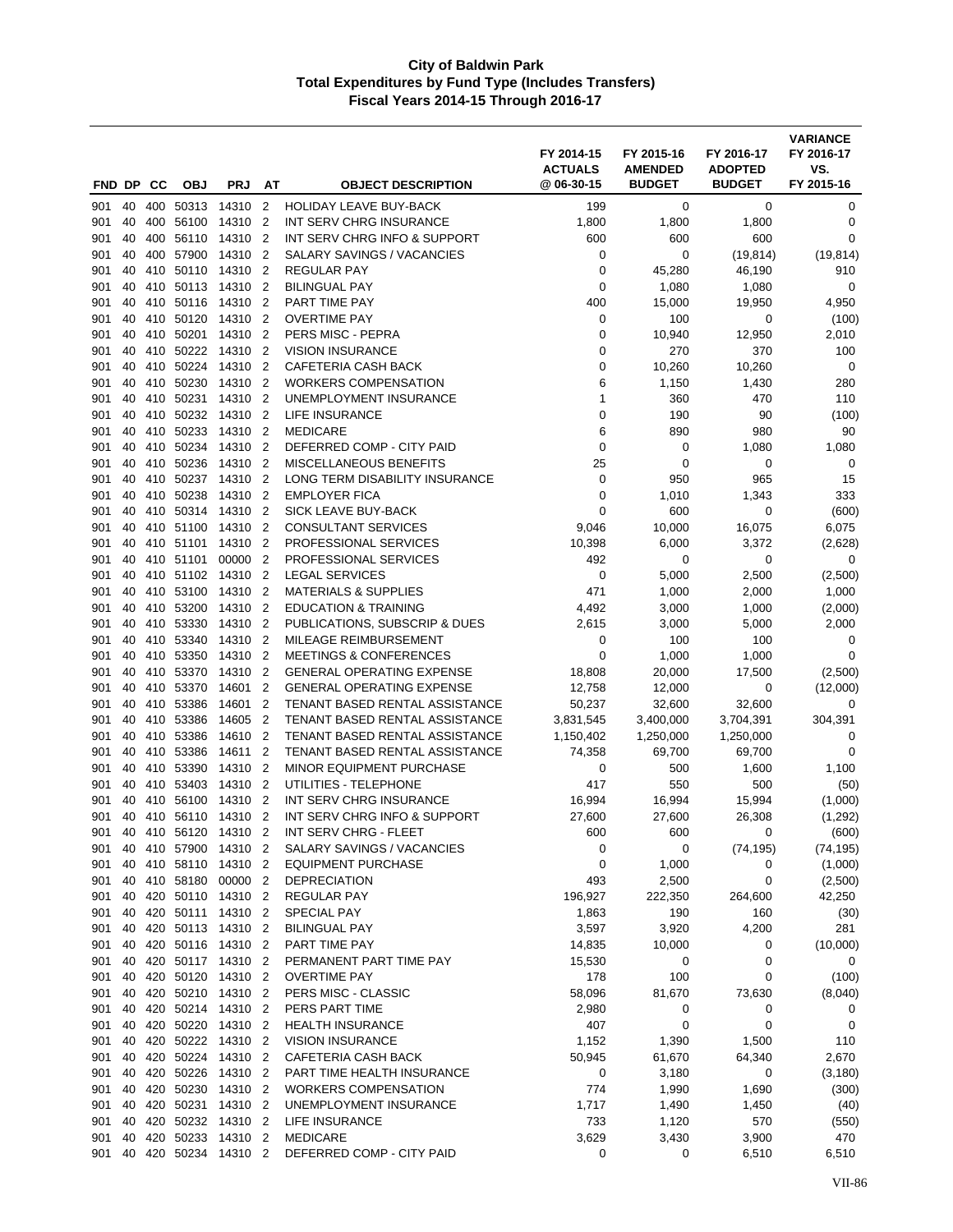# City of Baldwin Park
## Total Expenditures by Fund Type (Includes Transfers)
### Fiscal Years 2014-15 Through 2016-17

| FND | DP | CC | OBJ | PRJ | AT | OBJECT DESCRIPTION | FY 2014-15 ACTUALS @ 06-30-15 | FY 2015-16 AMENDED BUDGET | FY 2016-17 ADOPTED BUDGET | VARIANCE FY 2016-17 VS. FY 2015-16 |
|---|---|---|---|---|---|---|---|---|---|---|
| 901 | 40 | 400 | 50313 | 14310 | 2 | HOLIDAY LEAVE BUY-BACK | 199 | 0 | 0 | 0 |
| 901 | 40 | 400 | 56100 | 14310 | 2 | INT SERV CHRG INSURANCE | 1,800 | 1,800 | 1,800 | 0 |
| 901 | 40 | 400 | 56110 | 14310 | 2 | INT SERV CHRG INFO & SUPPORT | 600 | 600 | 600 | 0 |
| 901 | 40 | 400 | 57900 | 14310 | 2 | SALARY SAVINGS / VACANCIES | 0 | 0 | (19,814) | (19,814) |
| 901 | 40 | 410 | 50110 | 14310 | 2 | REGULAR PAY | 0 | 45,280 | 46,190 | 910 |
| 901 | 40 | 410 | 50113 | 14310 | 2 | BILINGUAL PAY | 0 | 1,080 | 1,080 | 0 |
| 901 | 40 | 410 | 50116 | 14310 | 2 | PART TIME PAY | 400 | 15,000 | 19,950 | 4,950 |
| 901 | 40 | 410 | 50120 | 14310 | 2 | OVERTIME PAY | 0 | 100 | 0 | (100) |
| 901 | 40 | 410 | 50201 | 14310 | 2 | PERS MISC - PEPRA | 0 | 10,940 | 12,950 | 2,010 |
| 901 | 40 | 410 | 50222 | 14310 | 2 | VISION INSURANCE | 0 | 270 | 370 | 100 |
| 901 | 40 | 410 | 50224 | 14310 | 2 | CAFETERIA CASH BACK | 0 | 10,260 | 10,260 | 0 |
| 901 | 40 | 410 | 50230 | 14310 | 2 | WORKERS COMPENSATION | 6 | 1,150 | 1,430 | 280 |
| 901 | 40 | 410 | 50231 | 14310 | 2 | UNEMPLOYMENT INSURANCE | 1 | 360 | 470 | 110 |
| 901 | 40 | 410 | 50232 | 14310 | 2 | LIFE INSURANCE | 0 | 190 | 90 | (100) |
| 901 | 40 | 410 | 50233 | 14310 | 2 | MEDICARE | 6 | 890 | 980 | 90 |
| 901 | 40 | 410 | 50234 | 14310 | 2 | DEFERRED COMP - CITY PAID | 0 | 0 | 1,080 | 1,080 |
| 901 | 40 | 410 | 50236 | 14310 | 2 | MISCELLANEOUS BENEFITS | 25 | 0 | 0 | 0 |
| 901 | 40 | 410 | 50237 | 14310 | 2 | LONG TERM DISABILITY INSURANCE | 0 | 950 | 965 | 15 |
| 901 | 40 | 410 | 50238 | 14310 | 2 | EMPLOYER FICA | 0 | 1,010 | 1,343 | 333 |
| 901 | 40 | 410 | 50314 | 14310 | 2 | SICK LEAVE BUY-BACK | 0 | 600 | 0 | (600) |
| 901 | 40 | 410 | 51100 | 14310 | 2 | CONSULTANT SERVICES | 9,046 | 10,000 | 16,075 | 6,075 |
| 901 | 40 | 410 | 51101 | 14310 | 2 | PROFESSIONAL SERVICES | 10,398 | 6,000 | 3,372 | (2,628) |
| 901 | 40 | 410 | 51101 | 00000 | 2 | PROFESSIONAL SERVICES | 492 | 0 | 0 | 0 |
| 901 | 40 | 410 | 51102 | 14310 | 2 | LEGAL SERVICES | 0 | 5,000 | 2,500 | (2,500) |
| 901 | 40 | 410 | 53100 | 14310 | 2 | MATERIALS & SUPPLIES | 471 | 1,000 | 2,000 | 1,000 |
| 901 | 40 | 410 | 53200 | 14310 | 2 | EDUCATION & TRAINING | 4,492 | 3,000 | 1,000 | (2,000) |
| 901 | 40 | 410 | 53330 | 14310 | 2 | PUBLICATIONS, SUBSCRIP & DUES | 2,615 | 3,000 | 5,000 | 2,000 |
| 901 | 40 | 410 | 53340 | 14310 | 2 | MILEAGE REIMBURSEMENT | 0 | 100 | 100 | 0 |
| 901 | 40 | 410 | 53350 | 14310 | 2 | MEETINGS & CONFERENCES | 0 | 1,000 | 1,000 | 0 |
| 901 | 40 | 410 | 53370 | 14310 | 2 | GENERAL OPERATING EXPENSE | 18,808 | 20,000 | 17,500 | (2,500) |
| 901 | 40 | 410 | 53370 | 14601 | 2 | GENERAL OPERATING EXPENSE | 12,758 | 12,000 | 0 | (12,000) |
| 901 | 40 | 410 | 53386 | 14601 | 2 | TENANT BASED RENTAL ASSISTANCE | 50,237 | 32,600 | 32,600 | 0 |
| 901 | 40 | 410 | 53386 | 14605 | 2 | TENANT BASED RENTAL ASSISTANCE | 3,831,545 | 3,400,000 | 3,704,391 | 304,391 |
| 901 | 40 | 410 | 53386 | 14610 | 2 | TENANT BASED RENTAL ASSISTANCE | 1,150,402 | 1,250,000 | 1,250,000 | 0 |
| 901 | 40 | 410 | 53386 | 14611 | 2 | TENANT BASED RENTAL ASSISTANCE | 74,358 | 69,700 | 69,700 | 0 |
| 901 | 40 | 410 | 53390 | 14310 | 2 | MINOR EQUIPMENT PURCHASE | 0 | 500 | 1,600 | 1,100 |
| 901 | 40 | 410 | 53403 | 14310 | 2 | UTILITIES - TELEPHONE | 417 | 550 | 500 | (50) |
| 901 | 40 | 410 | 56100 | 14310 | 2 | INT SERV CHRG INSURANCE | 16,994 | 16,994 | 15,994 | (1,000) |
| 901 | 40 | 410 | 56110 | 14310 | 2 | INT SERV CHRG INFO & SUPPORT | 27,600 | 27,600 | 26,308 | (1,292) |
| 901 | 40 | 410 | 56120 | 14310 | 2 | INT SERV CHRG - FLEET | 600 | 600 | 0 | (600) |
| 901 | 40 | 410 | 57900 | 14310 | 2 | SALARY SAVINGS / VACANCIES | 0 | 0 | (74,195) | (74,195) |
| 901 | 40 | 410 | 58110 | 14310 | 2 | EQUIPMENT PURCHASE | 0 | 1,000 | 0 | (1,000) |
| 901 | 40 | 410 | 58180 | 00000 | 2 | DEPRECIATION | 493 | 2,500 | 0 | (2,500) |
| 901 | 40 | 420 | 50110 | 14310 | 2 | REGULAR PAY | 196,927 | 222,350 | 264,600 | 42,250 |
| 901 | 40 | 420 | 50111 | 14310 | 2 | SPECIAL PAY | 1,863 | 190 | 160 | (30) |
| 901 | 40 | 420 | 50113 | 14310 | 2 | BILINGUAL PAY | 3,597 | 3,920 | 4,200 | 281 |
| 901 | 40 | 420 | 50116 | 14310 | 2 | PART TIME PAY | 14,835 | 10,000 | 0 | (10,000) |
| 901 | 40 | 420 | 50117 | 14310 | 2 | PERMANENT PART TIME PAY | 15,530 | 0 | 0 | 0 |
| 901 | 40 | 420 | 50120 | 14310 | 2 | OVERTIME PAY | 178 | 100 | 0 | (100) |
| 901 | 40 | 420 | 50210 | 14310 | 2 | PERS MISC - CLASSIC | 58,096 | 81,670 | 73,630 | (8,040) |
| 901 | 40 | 420 | 50214 | 14310 | 2 | PERS PART TIME | 2,980 | 0 | 0 | 0 |
| 901 | 40 | 420 | 50220 | 14310 | 2 | HEALTH INSURANCE | 407 | 0 | 0 | 0 |
| 901 | 40 | 420 | 50222 | 14310 | 2 | VISION INSURANCE | 1,152 | 1,390 | 1,500 | 110 |
| 901 | 40 | 420 | 50224 | 14310 | 2 | CAFETERIA CASH BACK | 50,945 | 61,670 | 64,340 | 2,670 |
| 901 | 40 | 420 | 50226 | 14310 | 2 | PART TIME HEALTH INSURANCE | 0 | 3,180 | 0 | (3,180) |
| 901 | 40 | 420 | 50230 | 14310 | 2 | WORKERS COMPENSATION | 774 | 1,990 | 1,690 | (300) |
| 901 | 40 | 420 | 50231 | 14310 | 2 | UNEMPLOYMENT INSURANCE | 1,717 | 1,490 | 1,450 | (40) |
| 901 | 40 | 420 | 50232 | 14310 | 2 | LIFE INSURANCE | 733 | 1,120 | 570 | (550) |
| 901 | 40 | 420 | 50233 | 14310 | 2 | MEDICARE | 3,629 | 3,430 | 3,900 | 470 |
| 901 | 40 | 420 | 50234 | 14310 | 2 | DEFERRED COMP - CITY PAID | 0 | 0 | 6,510 | 6,510 |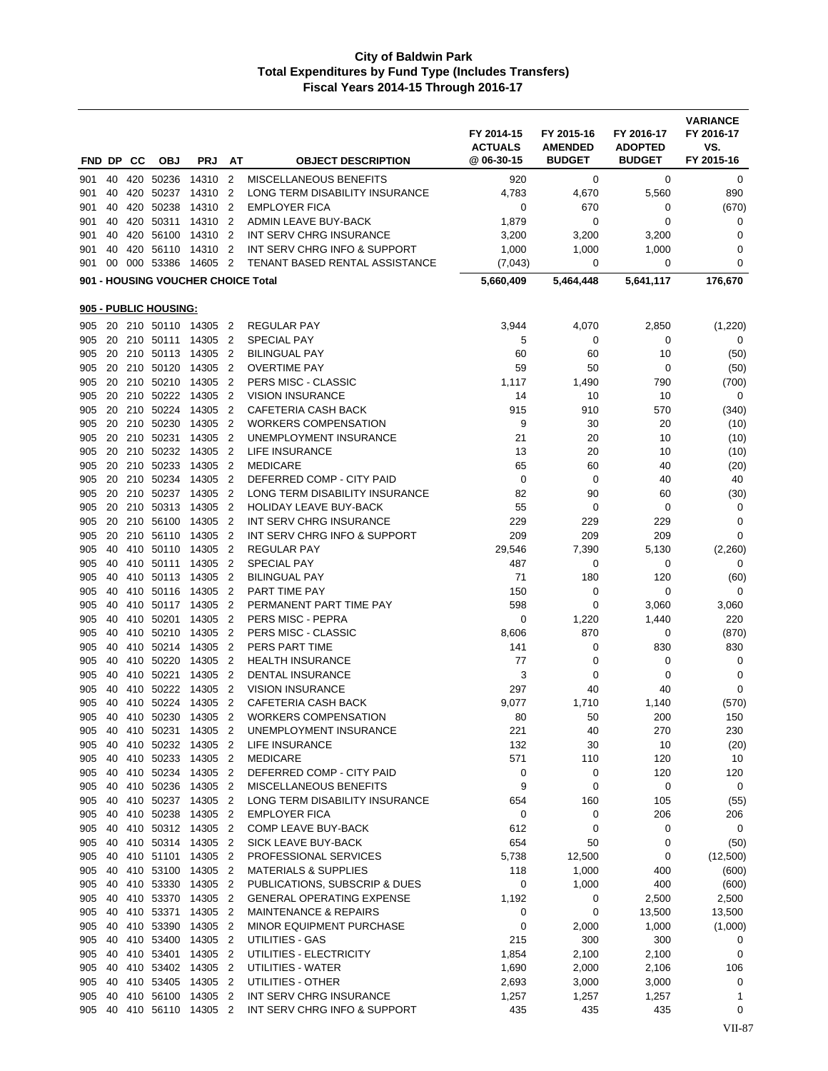# City of Baldwin Park
## Total Expenditures by Fund Type (Includes Transfers)
### Fiscal Years 2014-15 Through 2016-17

| FND | DP | CC | OBJ | PRJ | AT | OBJECT DESCRIPTION | FY 2014-15 ACTUALS @ 06-30-15 | FY 2015-16 AMENDED BUDGET | FY 2016-17 ADOPTED BUDGET | VARIANCE FY 2016-17 VS. FY 2015-16 |
|---|---|---|---|---|---|---|---|---|---|---|
| 901 | 40 | 420 | 50236 | 14310 | 2 | MISCELLANEOUS BENEFITS | 920 | 0 | 0 | 0 |
| 901 | 40 | 420 | 50237 | 14310 | 2 | LONG TERM DISABILITY INSURANCE | 4,783 | 4,670 | 5,560 | 890 |
| 901 | 40 | 420 | 50238 | 14310 | 2 | EMPLOYER FICA | 0 | 670 | 0 | (670) |
| 901 | 40 | 420 | 50311 | 14310 | 2 | ADMIN LEAVE BUY-BACK | 1,879 | 0 | 0 | 0 |
| 901 | 40 | 420 | 56100 | 14310 | 2 | INT SERV CHRG INSURANCE | 3,200 | 3,200 | 3,200 | 0 |
| 901 | 40 | 420 | 56110 | 14310 | 2 | INT SERV CHRG INFO & SUPPORT | 1,000 | 1,000 | 1,000 | 0 |
| 901 | 00 | 000 | 53386 | 14605 | 2 | TENANT BASED RENTAL ASSISTANCE | (7,043) | 0 | 0 | 0 |
| **901 - HOUSING VOUCHER CHOICE Total** | | | | | | | **5,660,409** | **5,464,448** | **5,641,117** | **176,670** |
| **905 - PUBLIC HOUSING:** | | | | | | | | | | |
| 905 | 20 | 210 | 50110 | 14305 | 2 | REGULAR PAY | 3,944 | 4,070 | 2,850 | (1,220) |
| 905 | 20 | 210 | 50111 | 14305 | 2 | SPECIAL PAY | 5 | 0 | 0 | 0 |
| 905 | 20 | 210 | 50113 | 14305 | 2 | BILINGUAL PAY | 60 | 60 | 10 | (50) |
| 905 | 20 | 210 | 50120 | 14305 | 2 | OVERTIME PAY | 59 | 50 | 0 | (50) |
| 905 | 20 | 210 | 50210 | 14305 | 2 | PERS MISC - CLASSIC | 1,117 | 1,490 | 790 | (700) |
| 905 | 20 | 210 | 50222 | 14305 | 2 | VISION INSURANCE | 14 | 10 | 10 | 0 |
| 905 | 20 | 210 | 50224 | 14305 | 2 | CAFETERIA CASH BACK | 915 | 910 | 570 | (340) |
| 905 | 20 | 210 | 50230 | 14305 | 2 | WORKERS COMPENSATION | 9 | 30 | 20 | (10) |
| 905 | 20 | 210 | 50231 | 14305 | 2 | UNEMPLOYMENT INSURANCE | 21 | 20 | 10 | (10) |
| 905 | 20 | 210 | 50232 | 14305 | 2 | LIFE INSURANCE | 13 | 20 | 10 | (10) |
| 905 | 20 | 210 | 50233 | 14305 | 2 | MEDICARE | 65 | 60 | 40 | (20) |
| 905 | 20 | 210 | 50234 | 14305 | 2 | DEFERRED COMP - CITY PAID | 0 | 0 | 40 | 40 |
| 905 | 20 | 210 | 50237 | 14305 | 2 | LONG TERM DISABILITY INSURANCE | 82 | 90 | 60 | (30) |
| 905 | 20 | 210 | 50313 | 14305 | 2 | HOLIDAY LEAVE BUY-BACK | 55 | 0 | 0 | 0 |
| 905 | 20 | 210 | 56100 | 14305 | 2 | INT SERV CHRG INSURANCE | 229 | 229 | 229 | 0 |
| 905 | 20 | 210 | 56110 | 14305 | 2 | INT SERV CHRG INFO & SUPPORT | 209 | 209 | 209 | 0 |
| 905 | 40 | 410 | 50110 | 14305 | 2 | REGULAR PAY | 29,546 | 7,390 | 5,130 | (2,260) |
| 905 | 40 | 410 | 50111 | 14305 | 2 | SPECIAL PAY | 487 | 0 | 0 | 0 |
| 905 | 40 | 410 | 50113 | 14305 | 2 | BILINGUAL PAY | 71 | 180 | 120 | (60) |
| 905 | 40 | 410 | 50116 | 14305 | 2 | PART TIME PAY | 150 | 0 | 0 | 0 |
| 905 | 40 | 410 | 50117 | 14305 | 2 | PERMANENT PART TIME PAY | 598 | 0 | 3,060 | 3,060 |
| 905 | 40 | 410 | 50201 | 14305 | 2 | PERS MISC - PEPRA | 0 | 1,220 | 1,440 | 220 |
| 905 | 40 | 410 | 50210 | 14305 | 2 | PERS MISC - CLASSIC | 8,606 | 870 | 0 | (870) |
| 905 | 40 | 410 | 50214 | 14305 | 2 | PERS PART TIME | 141 | 0 | 830 | 830 |
| 905 | 40 | 410 | 50220 | 14305 | 2 | HEALTH INSURANCE | 77 | 0 | 0 | 0 |
| 905 | 40 | 410 | 50221 | 14305 | 2 | DENTAL INSURANCE | 3 | 0 | 0 | 0 |
| 905 | 40 | 410 | 50222 | 14305 | 2 | VISION INSURANCE | 297 | 40 | 40 | 0 |
| 905 | 40 | 410 | 50224 | 14305 | 2 | CAFETERIA CASH BACK | 9,077 | 1,710 | 1,140 | (570) |
| 905 | 40 | 410 | 50230 | 14305 | 2 | WORKERS COMPENSATION | 80 | 50 | 200 | 150 |
| 905 | 40 | 410 | 50231 | 14305 | 2 | UNEMPLOYMENT INSURANCE | 221 | 40 | 270 | 230 |
| 905 | 40 | 410 | 50232 | 14305 | 2 | LIFE INSURANCE | 132 | 30 | 10 | (20) |
| 905 | 40 | 410 | 50233 | 14305 | 2 | MEDICARE | 571 | 110 | 120 | 10 |
| 905 | 40 | 410 | 50234 | 14305 | 2 | DEFERRED COMP - CITY PAID | 0 | 0 | 120 | 120 |
| 905 | 40 | 410 | 50236 | 14305 | 2 | MISCELLANEOUS BENEFITS | 9 | 0 | 0 | 0 |
| 905 | 40 | 410 | 50237 | 14305 | 2 | LONG TERM DISABILITY INSURANCE | 654 | 160 | 105 | (55) |
| 905 | 40 | 410 | 50238 | 14305 | 2 | EMPLOYER FICA | 0 | 0 | 206 | 206 |
| 905 | 40 | 410 | 50312 | 14305 | 2 | COMP LEAVE BUY-BACK | 612 | 0 | 0 | 0 |
| 905 | 40 | 410 | 50314 | 14305 | 2 | SICK LEAVE BUY-BACK | 654 | 50 | 0 | (50) |
| 905 | 40 | 410 | 51101 | 14305 | 2 | PROFESSIONAL SERVICES | 5,738 | 12,500 | 0 | (12,500) |
| 905 | 40 | 410 | 53100 | 14305 | 2 | MATERIALS & SUPPLIES | 118 | 1,000 | 400 | (600) |
| 905 | 40 | 410 | 53330 | 14305 | 2 | PUBLICATIONS, SUBSCRIP & DUES | 0 | 1,000 | 400 | (600) |
| 905 | 40 | 410 | 53370 | 14305 | 2 | GENERAL OPERATING EXPENSE | 1,192 | 0 | 2,500 | 2,500 |
| 905 | 40 | 410 | 53371 | 14305 | 2 | MAINTENANCE & REPAIRS | 0 | 0 | 13,500 | 13,500 |
| 905 | 40 | 410 | 53390 | 14305 | 2 | MINOR EQUIPMENT PURCHASE | 0 | 2,000 | 1,000 | (1,000) |
| 905 | 40 | 410 | 53400 | 14305 | 2 | UTILITIES - GAS | 215 | 300 | 300 | 0 |
| 905 | 40 | 410 | 53401 | 14305 | 2 | UTILITIES - ELECTRICITY | 1,854 | 2,100 | 2,100 | 0 |
| 905 | 40 | 410 | 53402 | 14305 | 2 | UTILITIES - WATER | 1,690 | 2,000 | 2,106 | 106 |
| 905 | 40 | 410 | 53405 | 14305 | 2 | UTILITIES - OTHER | 2,693 | 3,000 | 3,000 | 0 |
| 905 | 40 | 410 | 56100 | 14305 | 2 | INT SERV CHRG INSURANCE | 1,257 | 1,257 | 1,257 | 1 |
| 905 | 40 | 410 | 56110 | 14305 | 2 | INT SERV CHRG INFO & SUPPORT | 435 | 435 | 435 | 0 |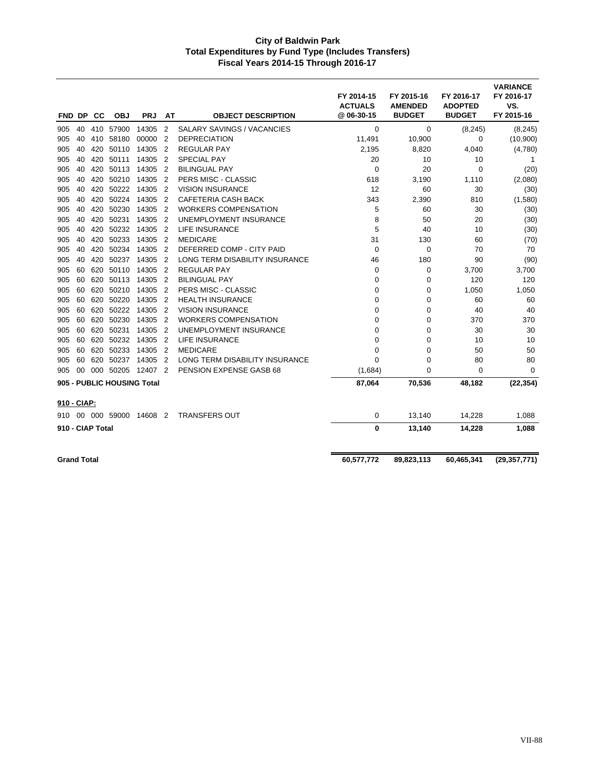# City of Baldwin Park
## Total Expenditures by Fund Type (Includes Transfers)
### Fiscal Years 2014-15 Through 2016-17

| FND | DP | CC | OBJ | PRJ | AT | OBJECT DESCRIPTION | FY 2014-15 ACTUALS @ 06-30-15 | FY 2015-16 AMENDED BUDGET | FY 2016-17 ADOPTED BUDGET | VARIANCE FY 2016-17 VS. FY 2015-16 |
|---|---|---|---|---|---|---|---|---|---|---|
| 905 | 40 | 410 | 57900 | 14305 | 2 | SALARY SAVINGS / VACANCIES | 0 | 0 | (8,245) | (8,245) |
| 905 | 40 | 410 | 58180 | 00000 | 2 | DEPRECIATION | 11,491 | 10,900 | 0 | (10,900) |
| 905 | 40 | 420 | 50110 | 14305 | 2 | REGULAR PAY | 2,195 | 8,820 | 4,040 | (4,780) |
| 905 | 40 | 420 | 50111 | 14305 | 2 | SPECIAL PAY | 20 | 10 | 10 | 1 |
| 905 | 40 | 420 | 50113 | 14305 | 2 | BILINGUAL PAY | 0 | 20 | 0 | (20) |
| 905 | 40 | 420 | 50210 | 14305 | 2 | PERS MISC - CLASSIC | 618 | 3,190 | 1,110 | (2,080) |
| 905 | 40 | 420 | 50222 | 14305 | 2 | VISION INSURANCE | 12 | 60 | 30 | (30) |
| 905 | 40 | 420 | 50224 | 14305 | 2 | CAFETERIA CASH BACK | 343 | 2,390 | 810 | (1,580) |
| 905 | 40 | 420 | 50230 | 14305 | 2 | WORKERS COMPENSATION | 5 | 60 | 30 | (30) |
| 905 | 40 | 420 | 50231 | 14305 | 2 | UNEMPLOYMENT INSURANCE | 8 | 50 | 20 | (30) |
| 905 | 40 | 420 | 50232 | 14305 | 2 | LIFE INSURANCE | 5 | 40 | 10 | (30) |
| 905 | 40 | 420 | 50233 | 14305 | 2 | MEDICARE | 31 | 130 | 60 | (70) |
| 905 | 40 | 420 | 50234 | 14305 | 2 | DEFERRED COMP - CITY PAID | 0 | 0 | 70 | 70 |
| 905 | 40 | 420 | 50237 | 14305 | 2 | LONG TERM DISABILITY INSURANCE | 46 | 180 | 90 | (90) |
| 905 | 60 | 620 | 50110 | 14305 | 2 | REGULAR PAY | 0 | 0 | 3,700 | 3,700 |
| 905 | 60 | 620 | 50113 | 14305 | 2 | BILINGUAL PAY | 0 | 0 | 120 | 120 |
| 905 | 60 | 620 | 50210 | 14305 | 2 | PERS MISC - CLASSIC | 0 | 0 | 1,050 | 1,050 |
| 905 | 60 | 620 | 50220 | 14305 | 2 | HEALTH INSURANCE | 0 | 0 | 60 | 60 |
| 905 | 60 | 620 | 50222 | 14305 | 2 | VISION INSURANCE | 0 | 0 | 40 | 40 |
| 905 | 60 | 620 | 50230 | 14305 | 2 | WORKERS COMPENSATION | 0 | 0 | 370 | 370 |
| 905 | 60 | 620 | 50231 | 14305 | 2 | UNEMPLOYMENT INSURANCE | 0 | 0 | 30 | 30 |
| 905 | 60 | 620 | 50232 | 14305 | 2 | LIFE INSURANCE | 0 | 0 | 10 | 10 |
| 905 | 60 | 620 | 50233 | 14305 | 2 | MEDICARE | 0 | 0 | 50 | 50 |
| 905 | 60 | 620 | 50237 | 14305 | 2 | LONG TERM DISABILITY INSURANCE | 0 | 0 | 80 | 80 |
| 905 | 00 | 000 | 50205 | 12407 | 2 | PENSION EXPENSE GASB 68 | (1,684) | 0 | 0 | 0 |
| **905 - PUBLIC HOUSING Total** | | | | | | | **87,064** | **70,536** | **48,182** | **(22,354)** |
| **910 - CIAP:** | | | | | | | | | | |
| 910 | 00 | 000 | 59000 | 14608 | 2 | TRANSFERS OUT | 0 | 13,140 | 14,228 | 1,088 |
| **910 - CIAP Total** | | | | | | | **0** | **13,140** | **14,228** | **1,088** |
| **Grand Total** | | | | | | | **60,577,772** | **89,823,113** | **60,465,341** | **(29,357,771)** |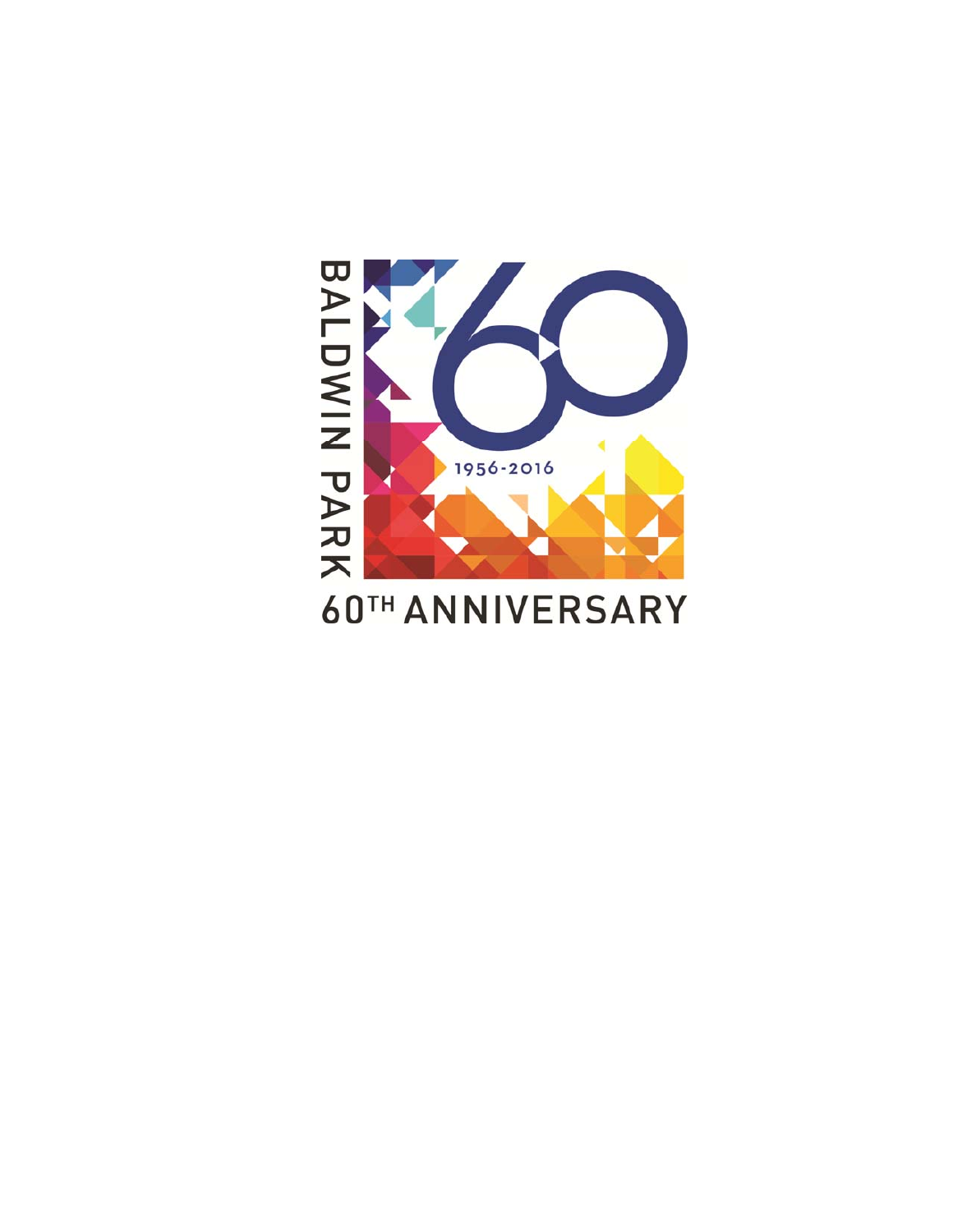BALDWIN PARK

1956-2016

60TH ANNIVERSARY